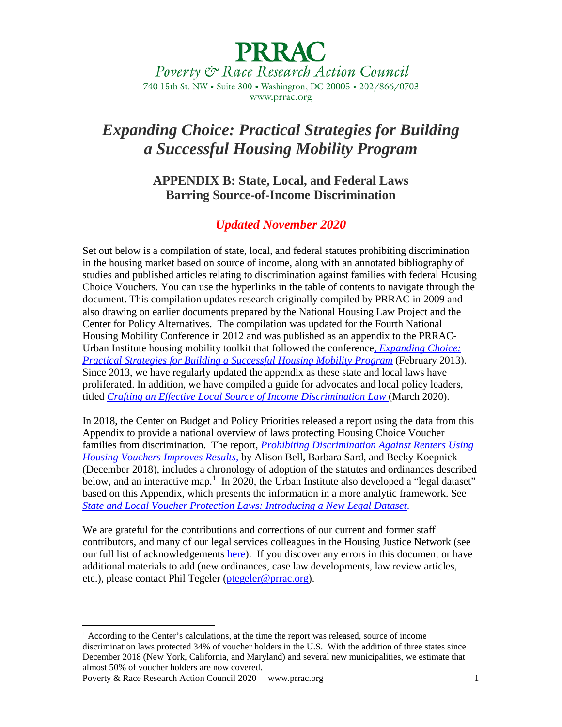# PRRAC

*Poverty & Race Research Action Council*

740 15th St. NW • Suite 300 • Washington, DC 20005 • 202/866/0703

www.prrac.org

# *Expanding Choice: Practical Strategies for Building a Successful Housing Mobility Program*

## APPENDIX B: State, Local, and Federal Laws Barring Source-of-Income Discrimination

### *Updated November 2020*

Set out below is a compilation of state, local, and federal statutes prohibiting discrimination in the housing market based on source of income, along with an annotated bibliography of studies and published articles relating to discrimination against families with federal Housing Choice Vouchers. You can use the hyperlinks in the table of contents to navigate through the document. This compilation updates research originally compiled by PRRAC in 2009 and also drawing on earlier documents prepared by the National Housing Law Project and the Center for Policy Alternatives. The compilation was updated for the Fourth National Housing Mobility Conference in 2012 and was published as an appendix to the PRRAC-Urban Institute housing mobility toolkit that followed the conference, *Expanding Choice: Practical Strategies for Building a Successful Housing Mobility Program* (February 2013). Since 2013, we have regularly updated the appendix as these state and local laws have proliferated. In addition, we have compiled a guide for advocates and local policy leaders, titled *Crafting an Effective Local Source of Income Discrimination Law* (March 2020).

In 2018, the Center on Budget and Policy Priorities released a report using the data from this Appendix to provide a national overview of laws protecting Housing Choice Voucher families from discrimination. The report, *Prohibiting Discrimination Against Renters Using Housing Vouchers Improves Results*, by Alison Bell, Barbara Sard, and Becky Koepnick (December 2018), includes a chronology of adoption of the statutes and ordinances described below, and an interactive map.[1] In 2020, the Urban Institute also developed a "legal dataset" based on this Appendix, which presents the information in a more analytic framework. See *State and Local Voucher Protection Laws: Introducing a New Legal Dataset*.

We are grateful for the contributions and corrections of our current and former staff contributors, and many of our legal services colleagues in the Housing Justice Network (see our full list of acknowledgements here). If you discover any errors in this document or have additional materials to add (new ordinances, case law developments, law review articles, etc.), please contact Phil Tegeler (ptegeler@prrac.org).

---

[1] According to the Center's calculations, at the time the report was released, source of income discrimination laws protected 34% of voucher holders in the U.S. With the addition of three states since December 2018 (New York, California, and Maryland) and several new municipalities, we estimate that almost 50% of voucher holders are now covered.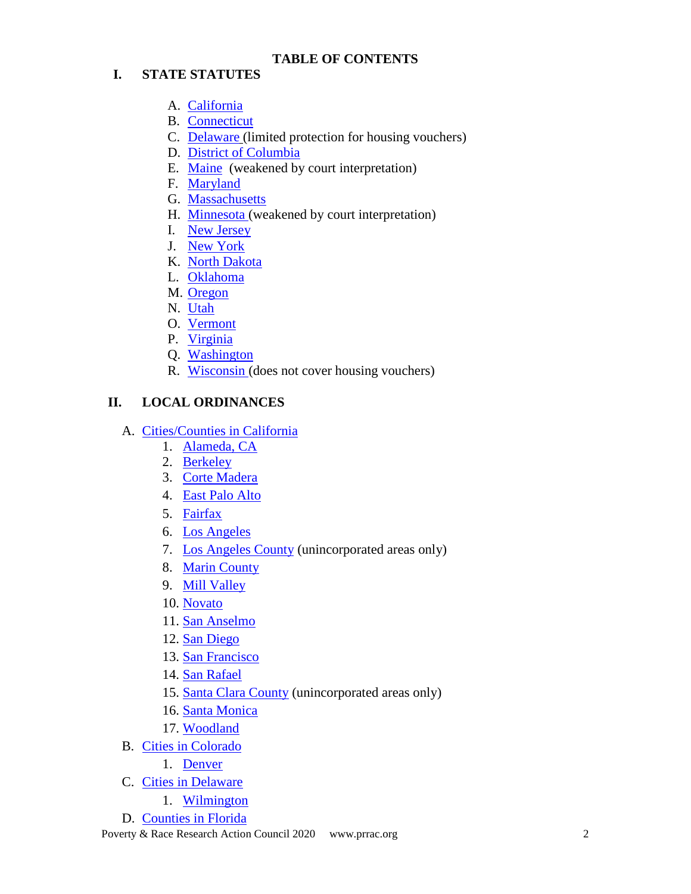# TABLE OF CONTENTS

## I. STATE STATUTES

A. California
B. Connecticut
C. Delaware (limited protection for housing vouchers)
D. District of Columbia
E. Maine (weakened by court interpretation)
F. Maryland
G. Massachusetts
H. Minnesota (weakened by court interpretation)
I. New Jersey
J. New York
K. North Dakota
L. Oklahoma
M. Oregon
N. Utah
O. Vermont
P. Virginia
Q. Washington
R. Wisconsin (does not cover housing vouchers)

## II. LOCAL ORDINANCES

A. Cities/Counties in California
   1. Alameda, CA
   2. Berkeley
   3. Corte Madera
   4. East Palo Alto
   5. Fairfax
   6. Los Angeles
   7. Los Angeles County (unincorporated areas only)
   8. Marin County
   9. Mill Valley
   10. Novato
   11. San Anselmo
   12. San Diego
   13. San Francisco
   14. San Rafael
   15. Santa Clara County (unincorporated areas only)
   16. Santa Monica
   17. Woodland

B. Cities in Colorado
   1. Denver

C. Cities in Delaware
   1. Wilmington

D. Counties in Florida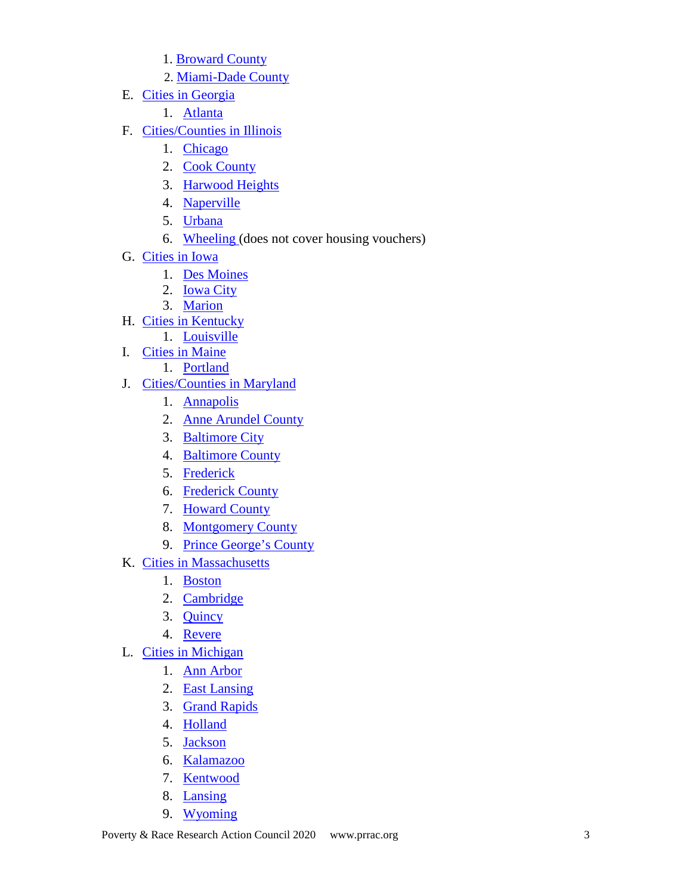1. Broward County
   2. Miami-Dade County

E. Cities in Georgia
   1. Atlanta

F. Cities/Counties in Illinois
   1. Chicago
   2. Cook County
   3. Harwood Heights
   4. Naperville
   5. Urbana
   6. Wheeling (does not cover housing vouchers)

G. Cities in Iowa
   1. Des Moines
   2. Iowa City
   3. Marion

H. Cities in Kentucky
   1. Louisville

I. Cities in Maine
   1. Portland

J. Cities/Counties in Maryland
   1. Annapolis
   2. Anne Arundel County
   3. Baltimore City
   4. Baltimore County
   5. Frederick
   6. Frederick County
   7. Howard County
   8. Montgomery County
   9. Prince George's County

K. Cities in Massachusetts
   1. Boston
   2. Cambridge
   3. Quincy
   4. Revere

L. Cities in Michigan
   1. Ann Arbor
   2. East Lansing
   3. Grand Rapids
   4. Holland
   5. Jackson
   6. Kalamazoo
   7. Kentwood
   8. Lansing
   9. Wyoming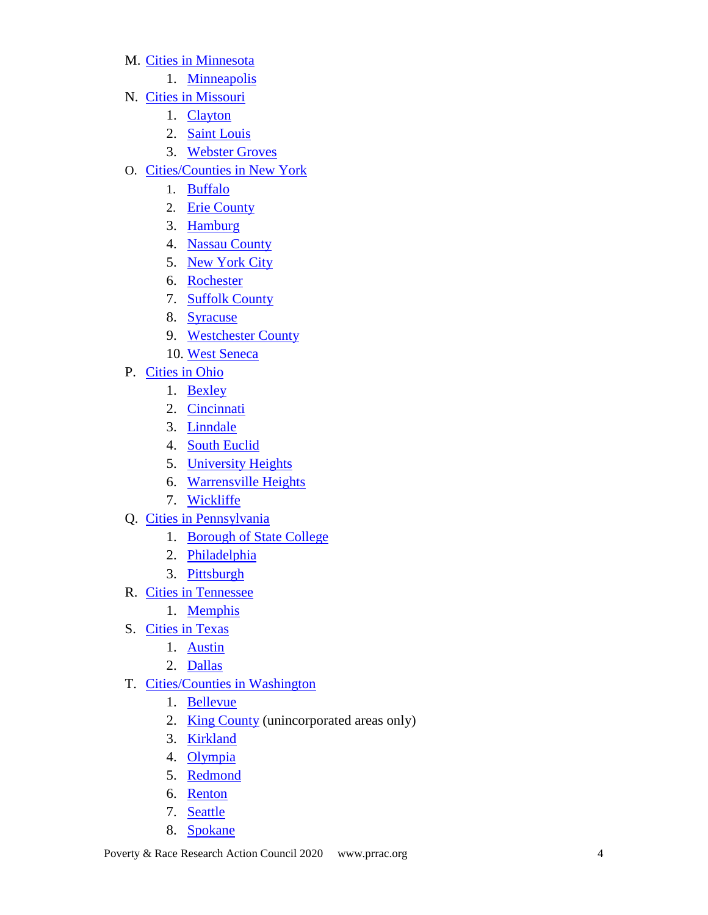M. Cities in Minnesota
   1. Minneapolis

N. Cities in Missouri
   1. Clayton
   2. Saint Louis
   3. Webster Groves

O. Cities/Counties in New York
   1. Buffalo
   2. Erie County
   3. Hamburg
   4. Nassau County
   5. New York City
   6. Rochester
   7. Suffolk County
   8. Syracuse
   9. Westchester County
   10. West Seneca

P. Cities in Ohio
   1. Bexley
   2. Cincinnati
   3. Linndale
   4. South Euclid
   5. University Heights
   6. Warrensville Heights
   7. Wickliffe

Q. Cities in Pennsylvania
   1. Borough of State College
   2. Philadelphia
   3. Pittsburgh

R. Cities in Tennessee
   1. Memphis

S. Cities in Texas
   1. Austin
   2. Dallas

T. Cities/Counties in Washington
   1. Bellevue
   2. King County (unincorporated areas only)
   3. Kirkland
   4. Olympia
   5. Redmond
   6. Renton
   7. Seattle
   8. Spokane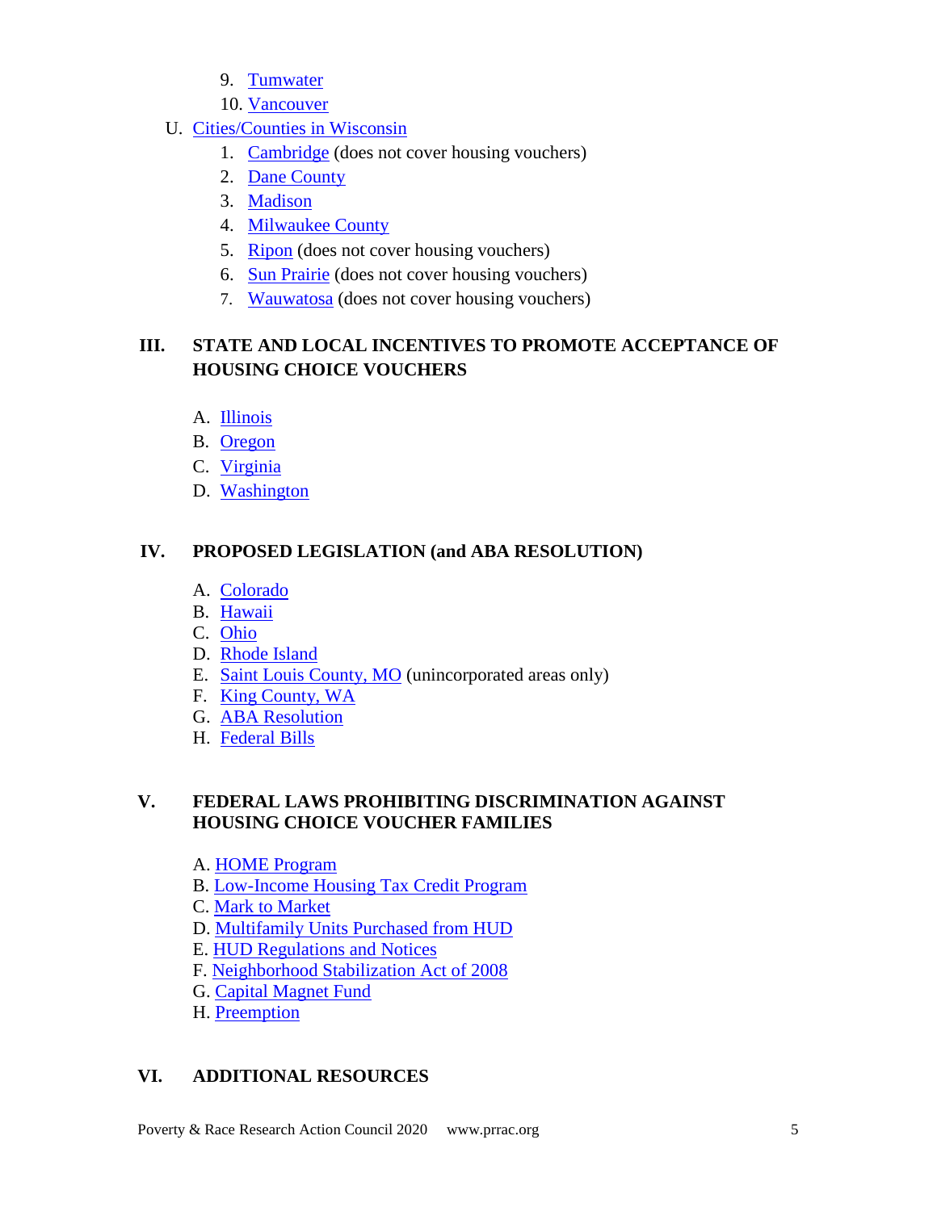9. Tumwater
10. Vancouver

U. Cities/Counties in Wisconsin
   1. Cambridge (does not cover housing vouchers)
   2. Dane County
   3. Madison
   4. Milwaukee County
   5. Ripon (does not cover housing vouchers)
   6. Sun Prairie (does not cover housing vouchers)
   7. Wauwatosa (does not cover housing vouchers)

## III. STATE AND LOCAL INCENTIVES TO PROMOTE ACCEPTANCE OF HOUSING CHOICE VOUCHERS

A. Illinois
B. Oregon
C. Virginia
D. Washington

## IV. PROPOSED LEGISLATION (and ABA RESOLUTION)

A. Colorado
B. Hawaii
C. Ohio
D. Rhode Island
E. Saint Louis County, MO (unincorporated areas only)
F. King County, WA
G. ABA Resolution
H. Federal Bills

## V. FEDERAL LAWS PROHIBITING DISCRIMINATION AGAINST HOUSING CHOICE VOUCHER FAMILIES

A. HOME Program
B. Low-Income Housing Tax Credit Program
C. Mark to Market
D. Multifamily Units Purchased from HUD
E. HUD Regulations and Notices
F. Neighborhood Stabilization Act of 2008
G. Capital Magnet Fund
H. Preemption

## VI. ADDITIONAL RESOURCES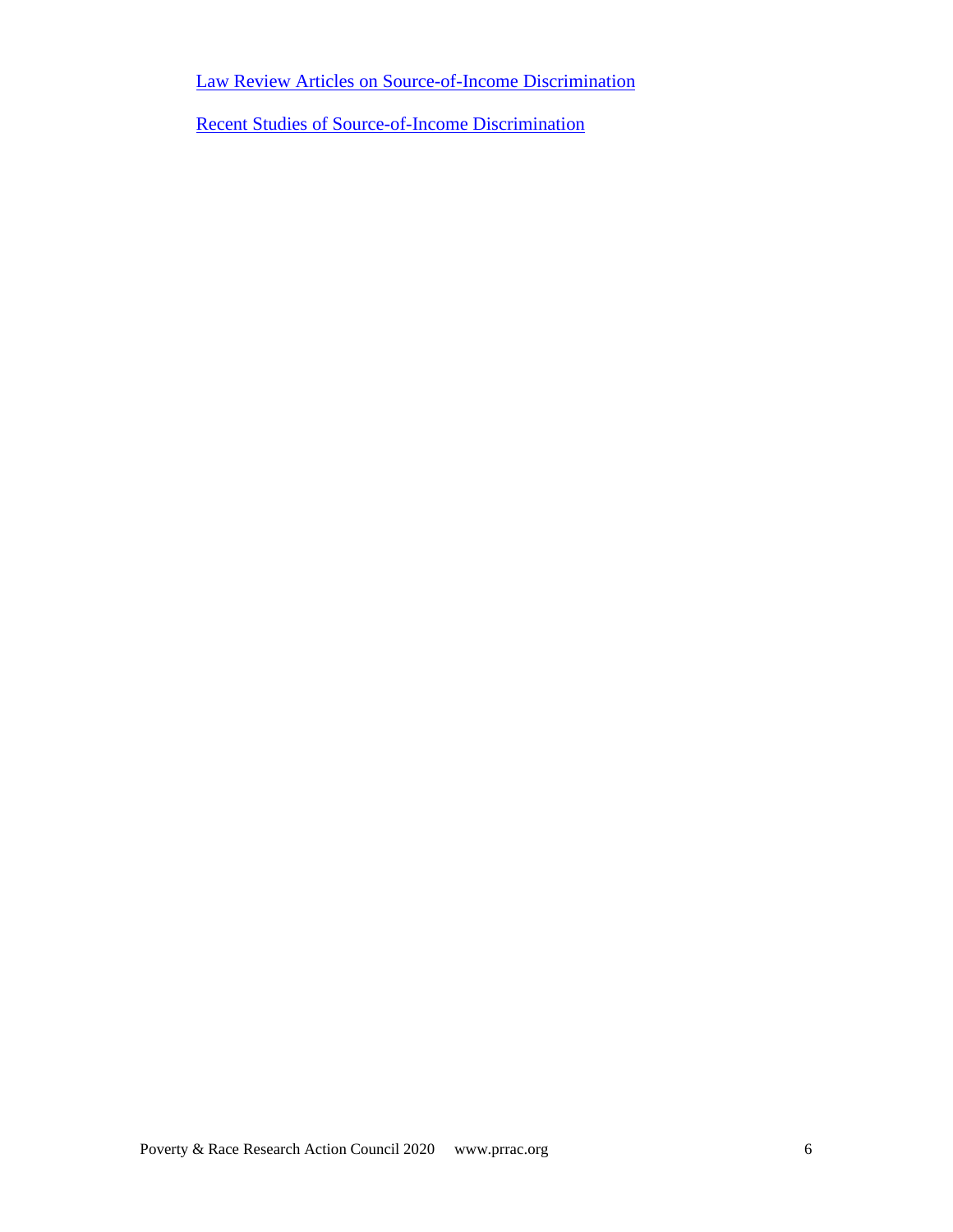Law Review Articles on Source-of-Income Discrimination

Recent Studies of Source-of-Income Discrimination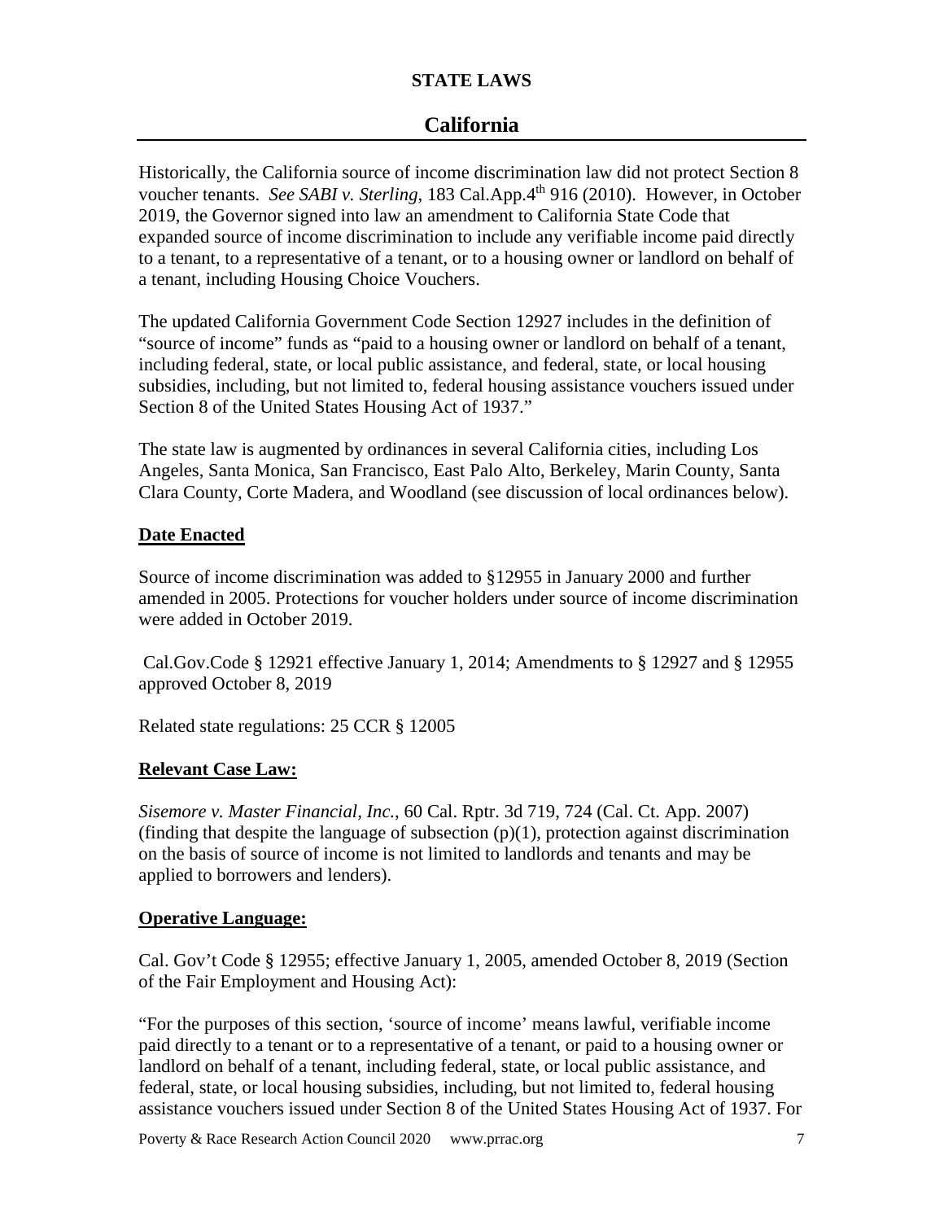**STATE LAWS**

# California

Historically, the California source of income discrimination law did not protect Section 8 voucher tenants. *See SABI v. Sterling*, 183 Cal.App.4th 916 (2010). However, in October 2019, the Governor signed into law an amendment to California State Code that expanded source of income discrimination to include any verifiable income paid directly to a tenant, to a representative of a tenant, or to a housing owner or landlord on behalf of a tenant, including Housing Choice Vouchers.

The updated California Government Code Section 12927 includes in the definition of "source of income" funds as "paid to a housing owner or landlord on behalf of a tenant, including federal, state, or local public assistance, and federal, state, or local housing subsidies, including, but not limited to, federal housing assistance vouchers issued under Section 8 of the United States Housing Act of 1937."

The state law is augmented by ordinances in several California cities, including Los Angeles, Santa Monica, San Francisco, East Palo Alto, Berkeley, Marin County, Santa Clara County, Corte Madera, and Woodland (see discussion of local ordinances below).

## Date Enacted

Source of income discrimination was added to §12955 in January 2000 and further amended in 2005. Protections for voucher holders under source of income discrimination were added in October 2019.

Cal.Gov.Code § 12921 effective January 1, 2014; Amendments to § 12927 and § 12955 approved October 8, 2019

Related state regulations: 25 CCR § 12005

## Relevant Case Law:

*Sisemore v. Master Financial, Inc.*, 60 Cal. Rptr. 3d 719, 724 (Cal. Ct. App. 2007) (finding that despite the language of subsection (p)(1), protection against discrimination on the basis of source of income is not limited to landlords and tenants and may be applied to borrowers and lenders).

## Operative Language:

Cal. Gov't Code § 12955; effective January 1, 2005, amended October 8, 2019 (Section of the Fair Employment and Housing Act):

"For the purposes of this section, 'source of income' means lawful, verifiable income paid directly to a tenant or to a representative of a tenant, or paid to a housing owner or landlord on behalf of a tenant, including federal, state, or local public assistance, and federal, state, or local housing subsidies, including, but not limited to, federal housing assistance vouchers issued under Section 8 of the United States Housing Act of 1937. For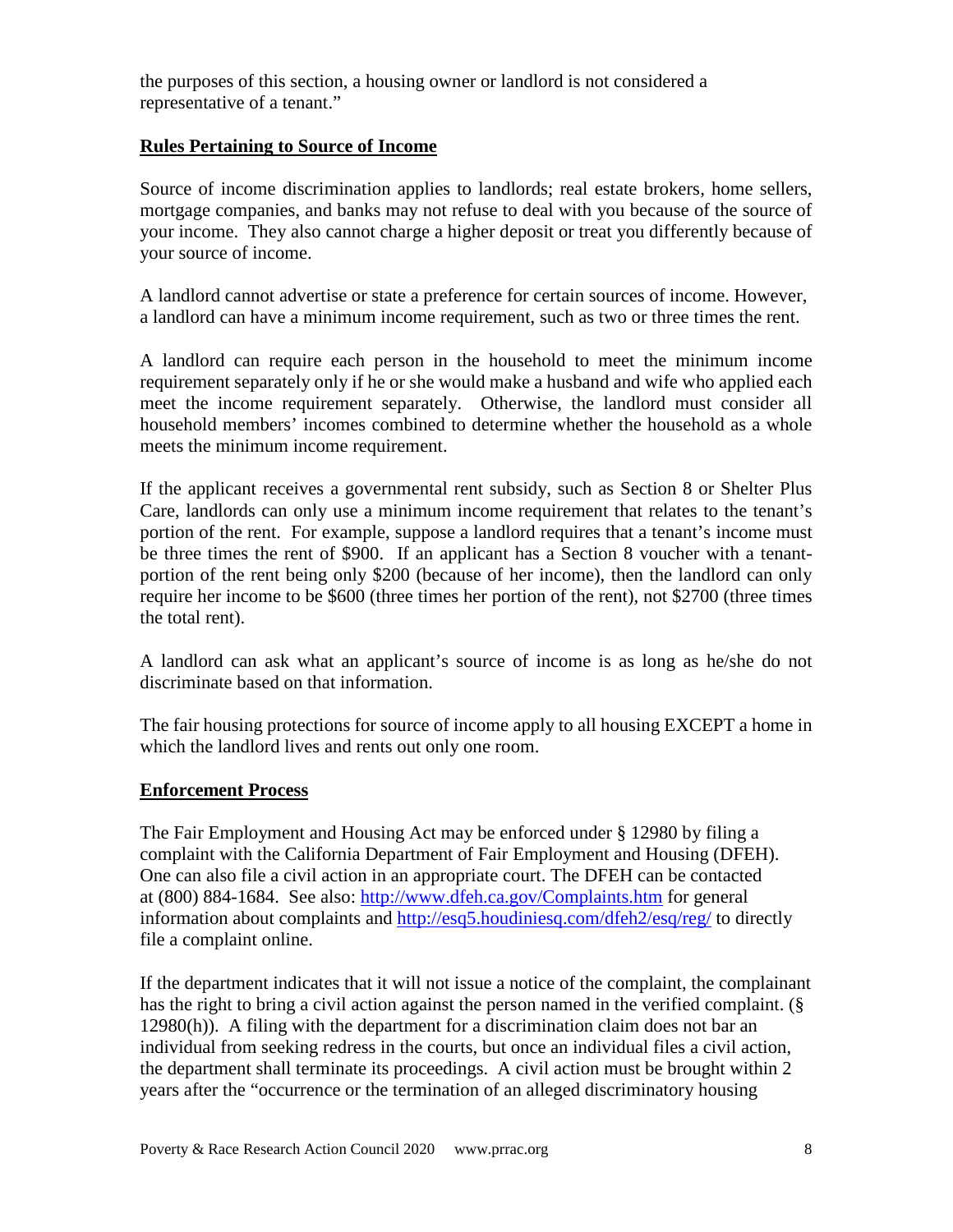the purposes of this section, a housing owner or landlord is not considered a representative of a tenant."

**Rules Pertaining to Source of Income**

Source of income discrimination applies to landlords; real estate brokers, home sellers, mortgage companies, and banks may not refuse to deal with you because of the source of your income. They also cannot charge a higher deposit or treat you differently because of your source of income.

A landlord cannot advertise or state a preference for certain sources of income. However, a landlord can have a minimum income requirement, such as two or three times the rent.

A landlord can require each person in the household to meet the minimum income requirement separately only if he or she would make a husband and wife who applied each meet the income requirement separately. Otherwise, the landlord must consider all household members' incomes combined to determine whether the household as a whole meets the minimum income requirement.

If the applicant receives a governmental rent subsidy, such as Section 8 or Shelter Plus Care, landlords can only use a minimum income requirement that relates to the tenant's portion of the rent. For example, suppose a landlord requires that a tenant's income must be three times the rent of $900. If an applicant has a Section 8 voucher with a tenant-portion of the rent being only $200 (because of her income), then the landlord can only require her income to be $600 (three times her portion of the rent), not $2700 (three times the total rent).

A landlord can ask what an applicant's source of income is as long as he/she do not discriminate based on that information.

The fair housing protections for source of income apply to all housing EXCEPT a home in which the landlord lives and rents out only one room.

**Enforcement Process**

The Fair Employment and Housing Act may be enforced under § 12980 by filing a complaint with the California Department of Fair Employment and Housing (DFEH). One can also file a civil action in an appropriate court. The DFEH can be contacted at (800) 884-1684. See also: http://www.dfeh.ca.gov/Complaints.htm for general information about complaints and http://esq5.houdiniesq.com/dfeh2/esq/reg/ to directly file a complaint online.

If the department indicates that it will not issue a notice of the complaint, the complainant has the right to bring a civil action against the person named in the verified complaint. (§ 12980(h)). A filing with the department for a discrimination claim does not bar an individual from seeking redress in the courts, but once an individual files a civil action, the department shall terminate its proceedings. A civil action must be brought within 2 years after the "occurrence or the termination of an alleged discriminatory housing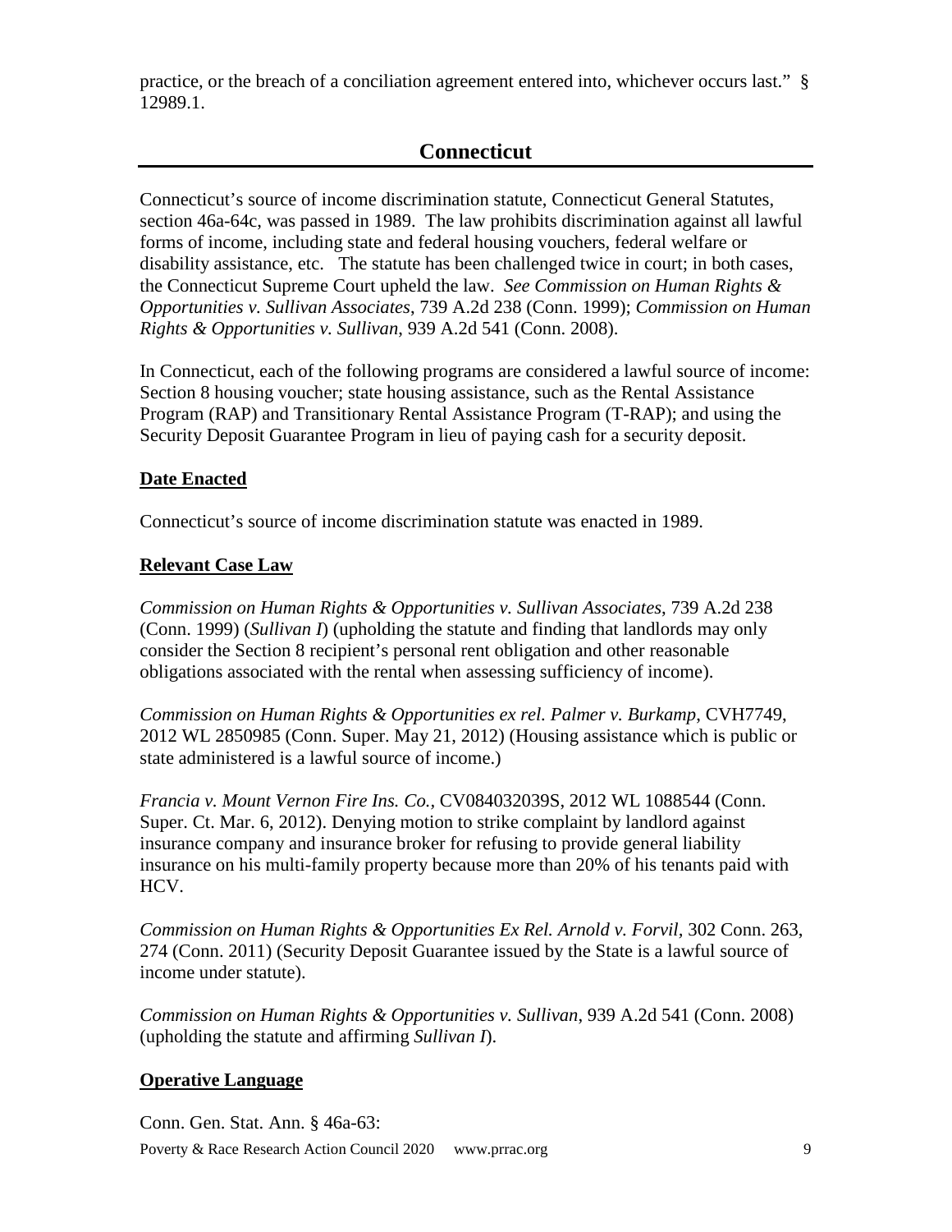practice, or the breach of a conciliation agreement entered into, whichever occurs last." § 12989.1.

## Connecticut

Connecticut's source of income discrimination statute, Connecticut General Statutes, section 46a-64c, was passed in 1989. The law prohibits discrimination against all lawful forms of income, including state and federal housing vouchers, federal welfare or disability assistance, etc. The statute has been challenged twice in court; in both cases, the Connecticut Supreme Court upheld the law. *See Commission on Human Rights & Opportunities v. Sullivan Associates*, 739 A.2d 238 (Conn. 1999); *Commission on Human Rights & Opportunities v. Sullivan*, 939 A.2d 541 (Conn. 2008).

In Connecticut, each of the following programs are considered a lawful source of income: Section 8 housing voucher; state housing assistance, such as the Rental Assistance Program (RAP) and Transitionary Rental Assistance Program (T-RAP); and using the Security Deposit Guarantee Program in lieu of paying cash for a security deposit.

### Date Enacted

Connecticut's source of income discrimination statute was enacted in 1989.

### Relevant Case Law

*Commission on Human Rights & Opportunities v. Sullivan Associates*, 739 A.2d 238 (Conn. 1999) (*Sullivan I*) (upholding the statute and finding that landlords may only consider the Section 8 recipient's personal rent obligation and other reasonable obligations associated with the rental when assessing sufficiency of income).

*Commission on Human Rights & Opportunities ex rel. Palmer v. Burkamp*, CVH7749, 2012 WL 2850985 (Conn. Super. May 21, 2012) (Housing assistance which is public or state administered is a lawful source of income.)

*Francia v. Mount Vernon Fire Ins. Co.,* CV084032039S, 2012 WL 1088544 (Conn. Super. Ct. Mar. 6, 2012). Denying motion to strike complaint by landlord against insurance company and insurance broker for refusing to provide general liability insurance on his multi-family property because more than 20% of his tenants paid with HCV.

*Commission on Human Rights & Opportunities Ex Rel. Arnold v. Forvil,* 302 Conn. 263, 274 (Conn. 2011) (Security Deposit Guarantee issued by the State is a lawful source of income under statute).

*Commission on Human Rights & Opportunities v. Sullivan*, 939 A.2d 541 (Conn. 2008) (upholding the statute and affirming *Sullivan I*).

### Operative Language

Conn. Gen. Stat. Ann. § 46a-63: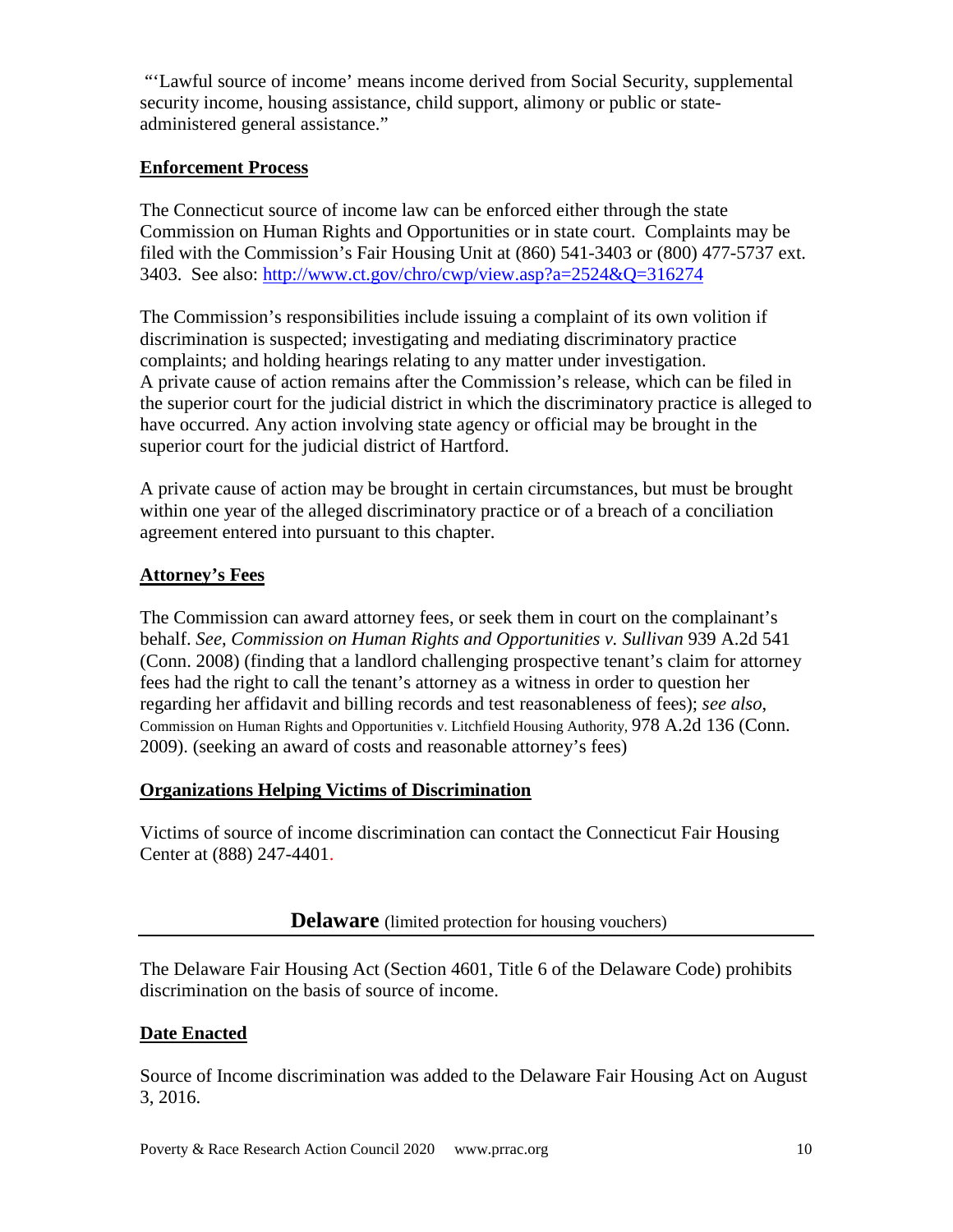"'Lawful source of income' means income derived from Social Security, supplemental security income, housing assistance, child support, alimony or public or state-administered general assistance."

**Enforcement Process**

The Connecticut source of income law can be enforced either through the state Commission on Human Rights and Opportunities or in state court. Complaints may be filed with the Commission's Fair Housing Unit at (860) 541-3403 or (800) 477-5737 ext. 3403. See also: http://www.ct.gov/chro/cwp/view.asp?a=2524&Q=316274

The Commission's responsibilities include issuing a complaint of its own volition if discrimination is suspected; investigating and mediating discriminatory practice complaints; and holding hearings relating to any matter under investigation. A private cause of action remains after the Commission's release, which can be filed in the superior court for the judicial district in which the discriminatory practice is alleged to have occurred. Any action involving state agency or official may be brought in the superior court for the judicial district of Hartford.

A private cause of action may be brought in certain circumstances, but must be brought within one year of the alleged discriminatory practice or of a breach of a conciliation agreement entered into pursuant to this chapter.

**Attorney's Fees**

The Commission can award attorney fees, or seek them in court on the complainant's behalf. *See*, *Commission on Human Rights and Opportunities v. Sullivan* 939 A.2d 541 (Conn. 2008) (finding that a landlord challenging prospective tenant's claim for attorney fees had the right to call the tenant's attorney as a witness in order to question her regarding her affidavit and billing records and test reasonableness of fees); *see also*, Commission on Human Rights and Opportunities v. Litchfield Housing Authority, 978 A.2d 136 (Conn. 2009). (seeking an award of costs and reasonable attorney's fees)

**Organizations Helping Victims of Discrimination**

Victims of source of income discrimination can contact the Connecticut Fair Housing Center at (888) 247-4401.

## Delaware (limited protection for housing vouchers)

The Delaware Fair Housing Act (Section 4601, Title 6 of the Delaware Code) prohibits discrimination on the basis of source of income.

**Date Enacted**

Source of Income discrimination was added to the Delaware Fair Housing Act on August 3, 2016.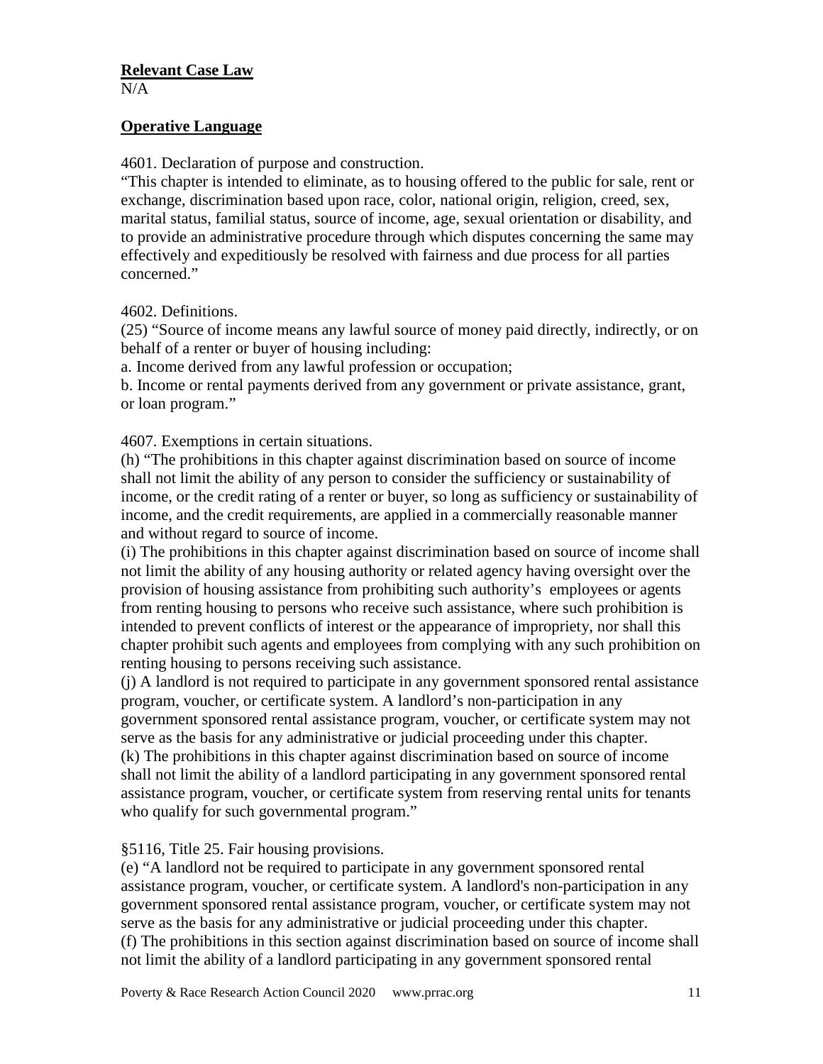**Relevant Case Law**

N/A

**Operative Language**

4601. Declaration of purpose and construction.
"This chapter is intended to eliminate, as to housing offered to the public for sale, rent or exchange, discrimination based upon race, color, national origin, religion, creed, sex, marital status, familial status, source of income, age, sexual orientation or disability, and to provide an administrative procedure through which disputes concerning the same may effectively and expeditiously be resolved with fairness and due process for all parties concerned."

4602. Definitions.
(25) "Source of income means any lawful source of money paid directly, indirectly, or on behalf of a renter or buyer of housing including:
a. Income derived from any lawful profession or occupation;
b. Income or rental payments derived from any government or private assistance, grant, or loan program."

4607. Exemptions in certain situations.
(h) "The prohibitions in this chapter against discrimination based on source of income shall not limit the ability of any person to consider the sufficiency or sustainability of income, or the credit rating of a renter or buyer, so long as sufficiency or sustainability of income, and the credit requirements, are applied in a commercially reasonable manner and without regard to source of income.
(i) The prohibitions in this chapter against discrimination based on source of income shall not limit the ability of any housing authority or related agency having oversight over the provision of housing assistance from prohibiting such authority's employees or agents from renting housing to persons who receive such assistance, where such prohibition is intended to prevent conflicts of interest or the appearance of impropriety, nor shall this chapter prohibit such agents and employees from complying with any such prohibition on renting housing to persons receiving such assistance.
(j) A landlord is not required to participate in any government sponsored rental assistance program, voucher, or certificate system. A landlord's non-participation in any government sponsored rental assistance program, voucher, or certificate system may not serve as the basis for any administrative or judicial proceeding under this chapter.
(k) The prohibitions in this chapter against discrimination based on source of income shall not limit the ability of a landlord participating in any government sponsored rental assistance program, voucher, or certificate system from reserving rental units for tenants who qualify for such governmental program."

§5116, Title 25. Fair housing provisions.
(e) "A landlord not be required to participate in any government sponsored rental assistance program, voucher, or certificate system. A landlord's non-participation in any government sponsored rental assistance program, voucher, or certificate system may not serve as the basis for any administrative or judicial proceeding under this chapter.
(f) The prohibitions in this section against discrimination based on source of income shall not limit the ability of a landlord participating in any government sponsored rental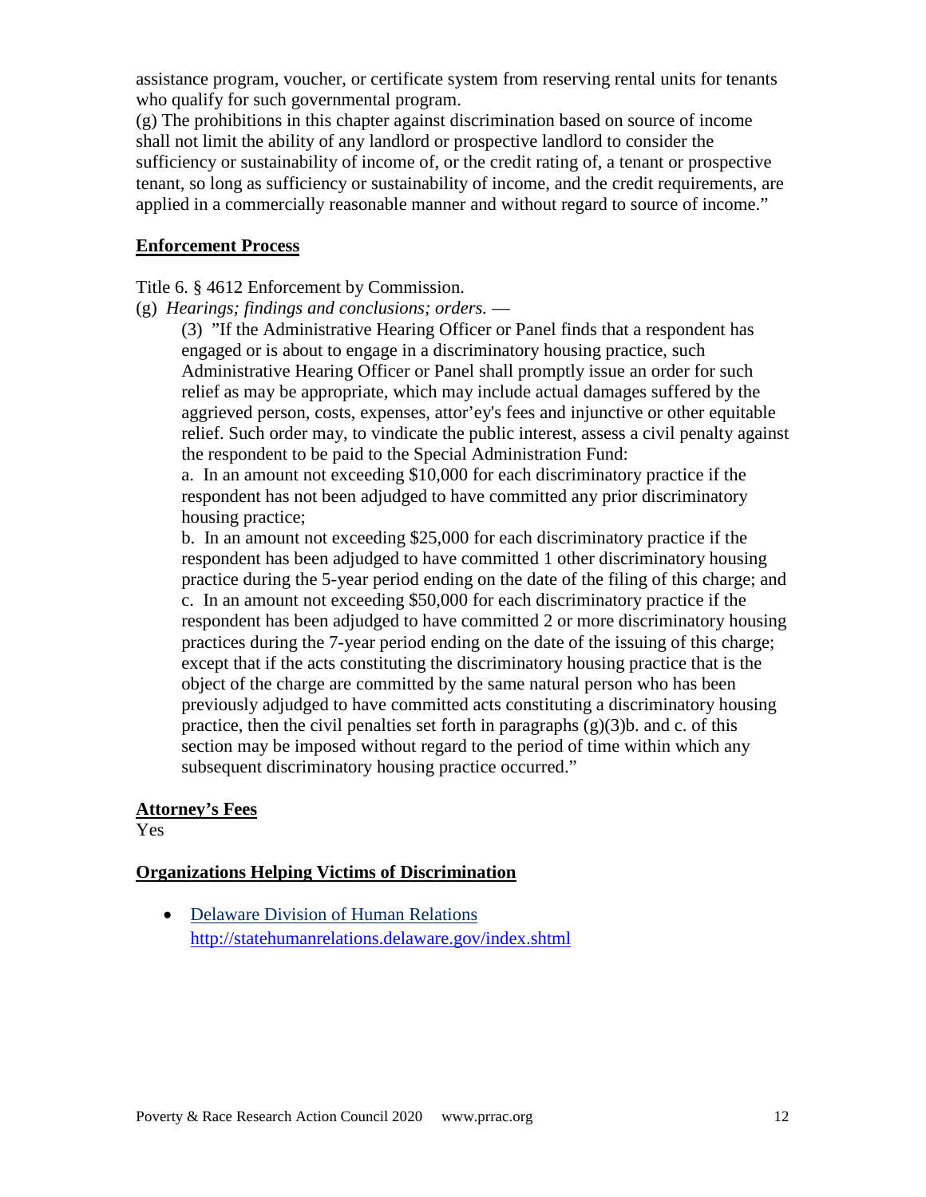assistance program, voucher, or certificate system from reserving rental units for tenants who qualify for such governmental program.

(g) The prohibitions in this chapter against discrimination based on source of income shall not limit the ability of any landlord or prospective landlord to consider the sufficiency or sustainability of income of, or the credit rating of, a tenant or prospective tenant, so long as sufficiency or sustainability of income, and the credit requirements, are applied in a commercially reasonable manner and without regard to source of income."

**Enforcement Process**

Title 6. § 4612 Enforcement by Commission.

(g) *Hearings; findings and conclusions; orders.* —

> (3) "If the Administrative Hearing Officer or Panel finds that a respondent has engaged or is about to engage in a discriminatory housing practice, such Administrative Hearing Officer or Panel shall promptly issue an order for such relief as may be appropriate, which may include actual damages suffered by the aggrieved person, costs, expenses, attor'ey's fees and injunctive or other equitable relief. Such order may, to vindicate the public interest, assess a civil penalty against the respondent to be paid to the Special Administration Fund:
>
> a. In an amount not exceeding $10,000 for each discriminatory practice if the respondent has not been adjudged to have committed any prior discriminatory housing practice;
>
> b. In an amount not exceeding $25,000 for each discriminatory practice if the respondent has been adjudged to have committed 1 other discriminatory housing practice during the 5-year period ending on the date of the filing of this charge; and
>
> c. In an amount not exceeding $50,000 for each discriminatory practice if the respondent has been adjudged to have committed 2 or more discriminatory housing practices during the 7-year period ending on the date of the issuing of this charge; except that if the acts constituting the discriminatory housing practice that is the object of the charge are committed by the same natural person who has been previously adjudged to have committed acts constituting a discriminatory housing practice, then the civil penalties set forth in paragraphs (g)(3)b. and c. of this section may be imposed without regard to the period of time within which any subsequent discriminatory housing practice occurred."

**Attorney's Fees**

Yes

**Organizations Helping Victims of Discrimination**

- Delaware Division of Human Relations
  http://statehumanrelations.delaware.gov/index.shtml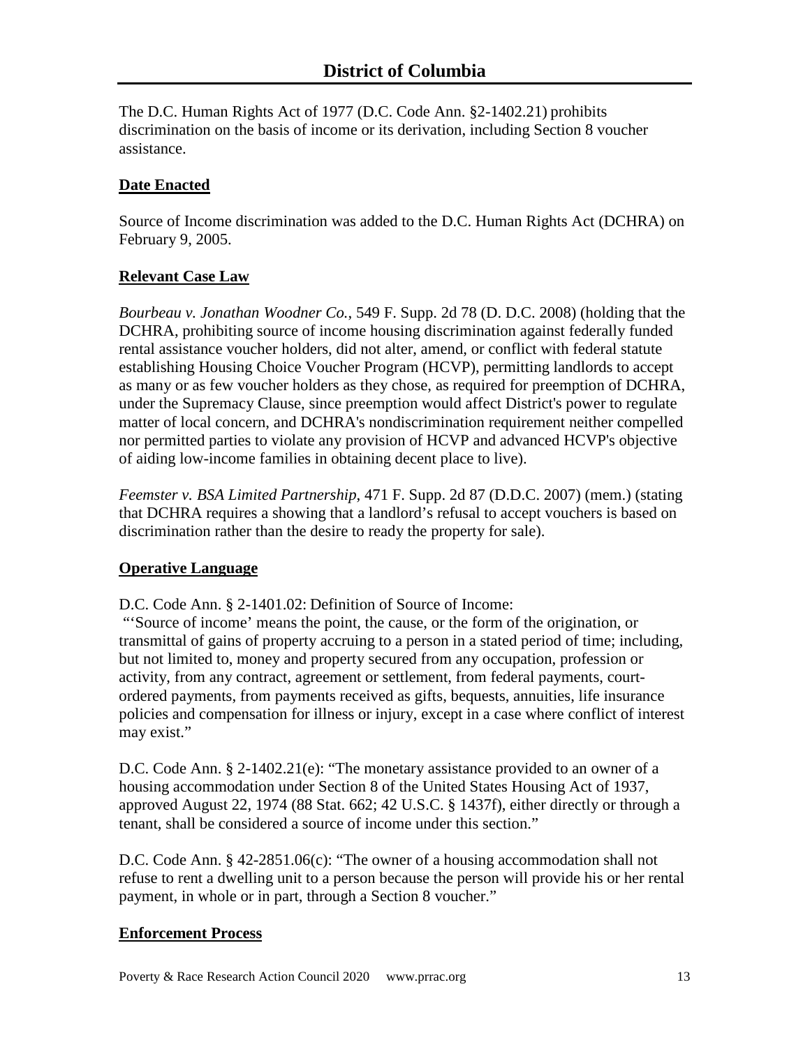# District of Columbia

The D.C. Human Rights Act of 1977 (D.C. Code Ann. §2-1402.21) prohibits discrimination on the basis of income or its derivation, including Section 8 voucher assistance.

## Date Enacted

Source of Income discrimination was added to the D.C. Human Rights Act (DCHRA) on February 9, 2005.

## Relevant Case Law

*Bourbeau v. Jonathan Woodner Co.*, 549 F. Supp. 2d 78 (D. D.C. 2008) (holding that the DCHRA, prohibiting source of income housing discrimination against federally funded rental assistance voucher holders, did not alter, amend, or conflict with federal statute establishing Housing Choice Voucher Program (HCVP), permitting landlords to accept as many or as few voucher holders as they chose, as required for preemption of DCHRA, under the Supremacy Clause, since preemption would affect District's power to regulate matter of local concern, and DCHRA's nondiscrimination requirement neither compelled nor permitted parties to violate any provision of HCVP and advanced HCVP's objective of aiding low-income families in obtaining decent place to live).

*Feemster v. BSA Limited Partnership*, 471 F. Supp. 2d 87 (D.D.C. 2007) (mem.) (stating that DCHRA requires a showing that a landlord's refusal to accept vouchers is based on discrimination rather than the desire to ready the property for sale).

## Operative Language

D.C. Code Ann. § 2-1401.02: Definition of Source of Income:
"'Source of income' means the point, the cause, or the form of the origination, or transmittal of gains of property accruing to a person in a stated period of time; including, but not limited to, money and property secured from any occupation, profession or activity, from any contract, agreement or settlement, from federal payments, court-ordered payments, from payments received as gifts, bequests, annuities, life insurance policies and compensation for illness or injury, except in a case where conflict of interest may exist."

D.C. Code Ann. § 2-1402.21(e): "The monetary assistance provided to an owner of a housing accommodation under Section 8 of the United States Housing Act of 1937, approved August 22, 1974 (88 Stat. 662; 42 U.S.C. § 1437f), either directly or through a tenant, shall be considered a source of income under this section."

D.C. Code Ann. § 42-2851.06(c): "The owner of a housing accommodation shall not refuse to rent a dwelling unit to a person because the person will provide his or her rental payment, in whole or in part, through a Section 8 voucher."

## Enforcement Process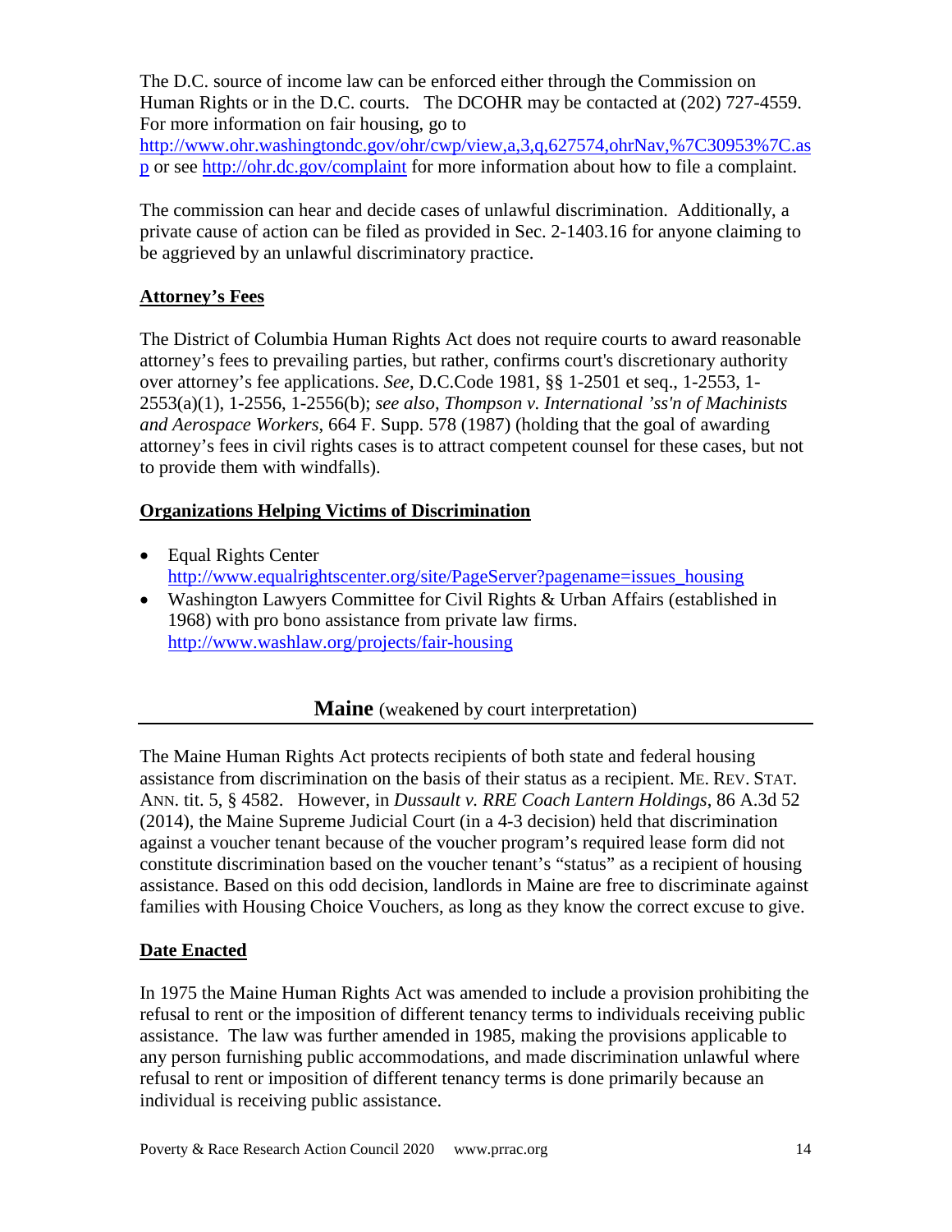The D.C. source of income law can be enforced either through the Commission on Human Rights or in the D.C. courts. The DCOHR may be contacted at (202) 727-4559. For more information on fair housing, go to http://www.ohr.washingtondc.gov/ohr/cwp/view,a,3,q,627574,ohrNav,%7C30953%7C.asp or see http://ohr.dc.gov/complaint for more information about how to file a complaint.

The commission can hear and decide cases of unlawful discrimination. Additionally, a private cause of action can be filed as provided in Sec. 2-1403.16 for anyone claiming to be aggrieved by an unlawful discriminatory practice.

**Attorney's Fees**

The District of Columbia Human Rights Act does not require courts to award reasonable attorney's fees to prevailing parties, but rather, confirms court's discretionary authority over attorney's fee applications. *See*, D.C.Code 1981, §§ 1-2501 et seq., 1-2553, 1-2553(a)(1), 1-2556, 1-2556(b); *see also, Thompson v. International 'ss'n of Machinists and Aerospace Workers*, 664 F. Supp. 578 (1987) (holding that the goal of awarding attorney's fees in civil rights cases is to attract competent counsel for these cases, but not to provide them with windfalls).

**Organizations Helping Victims of Discrimination**

- Equal Rights Center http://www.equalrightscenter.org/site/PageServer?pagename=issues_housing
- Washington Lawyers Committee for Civil Rights & Urban Affairs (established in 1968) with pro bono assistance from private law firms. http://www.washlaw.org/projects/fair-housing

## **Maine** (weakened by court interpretation)

The Maine Human Rights Act protects recipients of both state and federal housing assistance from discrimination on the basis of their status as a recipient. ME. REV. STAT. ANN. tit. 5, § 4582. However, in *Dussault v. RRE Coach Lantern Holdings*, 86 A.3d 52 (2014), the Maine Supreme Judicial Court (in a 4-3 decision) held that discrimination against a voucher tenant because of the voucher program's required lease form did not constitute discrimination based on the voucher tenant's "status" as a recipient of housing assistance. Based on this odd decision, landlords in Maine are free to discriminate against families with Housing Choice Vouchers, as long as they know the correct excuse to give.

**Date Enacted**

In 1975 the Maine Human Rights Act was amended to include a provision prohibiting the refusal to rent or the imposition of different tenancy terms to individuals receiving public assistance. The law was further amended in 1985, making the provisions applicable to any person furnishing public accommodations, and made discrimination unlawful where refusal to rent or imposition of different tenancy terms is done primarily because an individual is receiving public assistance.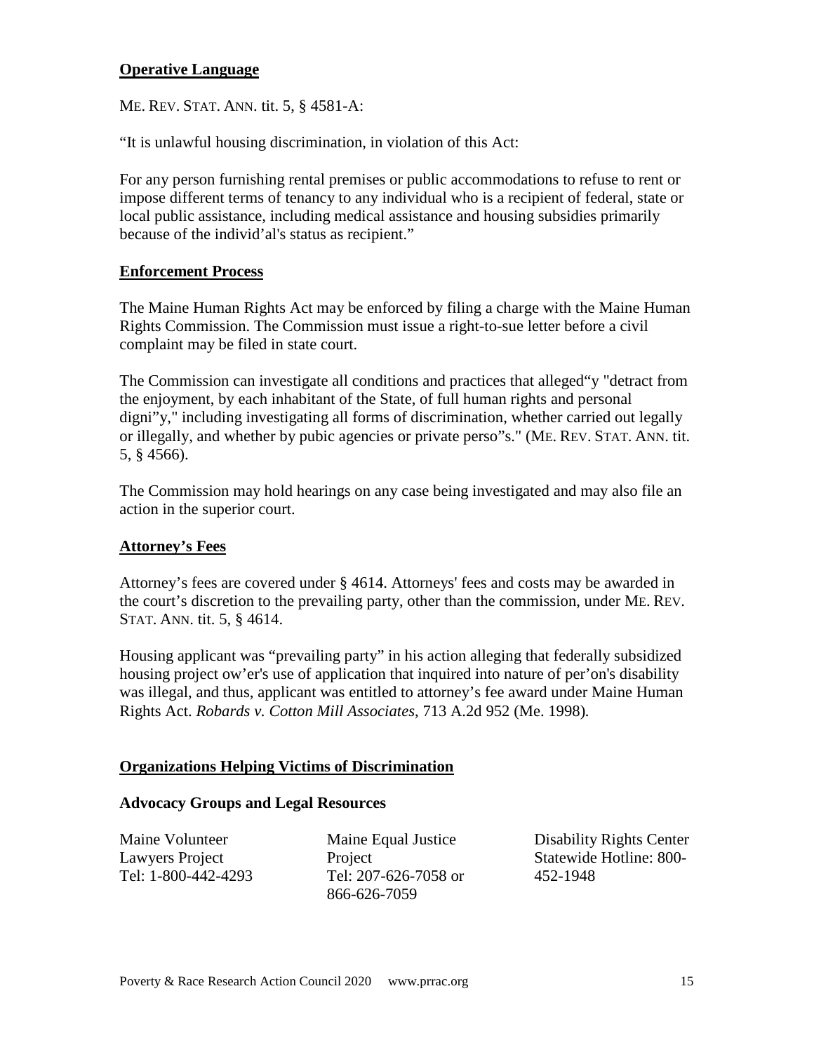**Operative Language**

ME. REV. STAT. ANN. tit. 5, § 4581-A:

"It is unlawful housing discrimination, in violation of this Act:

For any person furnishing rental premises or public accommodations to refuse to rent or impose different terms of tenancy to any individual who is a recipient of federal, state or local public assistance, including medical assistance and housing subsidies primarily because of the individ'al's status as recipient."

**Enforcement Process**

The Maine Human Rights Act may be enforced by filing a charge with the Maine Human Rights Commission. The Commission must issue a right-to-sue letter before a civil complaint may be filed in state court.

The Commission can investigate all conditions and practices that alleged"y "detract from the enjoyment, by each inhabitant of the State, of full human rights and personal digni"y," including investigating all forms of discrimination, whether carried out legally or illegally, and whether by pubic agencies or private perso"s." (ME. REV. STAT. ANN. tit. 5, § 4566).

The Commission may hold hearings on any case being investigated and may also file an action in the superior court.

**Attorney's Fees**

Attorney's fees are covered under § 4614. Attorneys' fees and costs may be awarded in the court's discretion to the prevailing party, other than the commission, under ME. REV. STAT. ANN. tit. 5, § 4614.

Housing applicant was "prevailing party" in his action alleging that federally subsidized housing project ow'er's use of application that inquired into nature of per'on's disability was illegal, and thus, applicant was entitled to attorney's fee award under Maine Human Rights Act. *Robards v. Cotton Mill Associates*, 713 A.2d 952 (Me. 1998).

**Organizations Helping Victims of Discrimination**

**Advocacy Groups and Legal Resources**

Maine Volunteer Lawyers Project
Tel: 1-800-442-4293

Maine Equal Justice Project
Tel: 207-626-7058 or 866-626-7059

Disability Rights Center
Statewide Hotline: 800-452-1948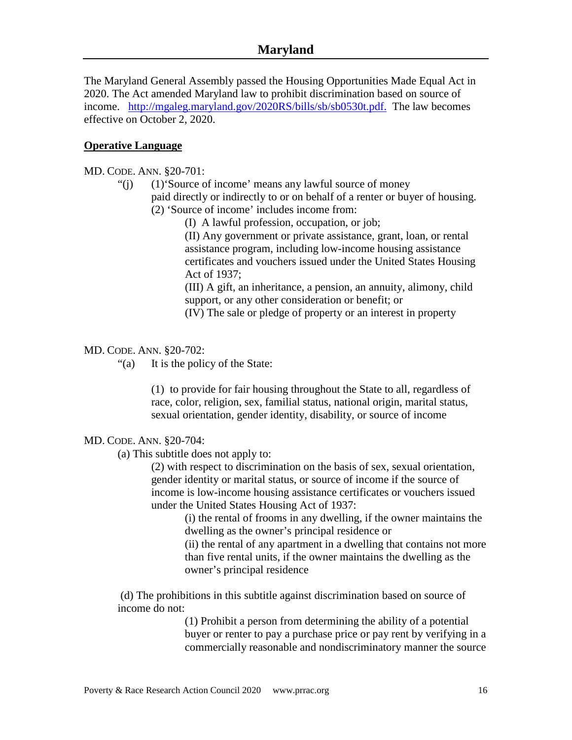## Maryland

The Maryland General Assembly passed the Housing Opportunities Made Equal Act in 2020. The Act amended Maryland law to prohibit discrimination based on source of income. [http://mgaleg.maryland.gov/2020RS/bills/sb/sb0530t.pdf.](http://mgaleg.maryland.gov/2020RS/bills/sb/sb0530t.pdf) The law becomes effective on October 2, 2020.

**Operative Language**

MD. CODE. ANN. §20-701:

"(j) (1)'Source of income' means any lawful source of money paid directly or indirectly to or on behalf of a renter or buyer of housing.

(2) 'Source of income' includes income from:

(I) A lawful profession, occupation, or job;

(II) Any government or private assistance, grant, loan, or rental assistance program, including low-income housing assistance certificates and vouchers issued under the United States Housing Act of 1937;

(III) A gift, an inheritance, a pension, an annuity, alimony, child support, or any other consideration or benefit; or

(IV) The sale or pledge of property or an interest in property

MD. CODE. ANN. §20-702:

"(a) It is the policy of the State:

(1) to provide for fair housing throughout the State to all, regardless of race, color, religion, sex, familial status, national origin, marital status, sexual orientation, gender identity, disability, or source of income

MD. CODE. ANN. §20-704:

(a) This subtitle does not apply to:

(2) with respect to discrimination on the basis of sex, sexual orientation, gender identity or marital status, or source of income if the source of income is low-income housing assistance certificates or vouchers issued under the United States Housing Act of 1937:

(i) the rental of frooms in any dwelling, if the owner maintains the dwelling as the owner's principal residence or

(ii) the rental of any apartment in a dwelling that contains not more than five rental units, if the owner maintains the dwelling as the owner's principal residence

(d) The prohibitions in this subtitle against discrimination based on source of income do not:

(1) Prohibit a person from determining the ability of a potential buyer or renter to pay a purchase price or pay rent by verifying in a commercially reasonable and nondiscriminatory manner the source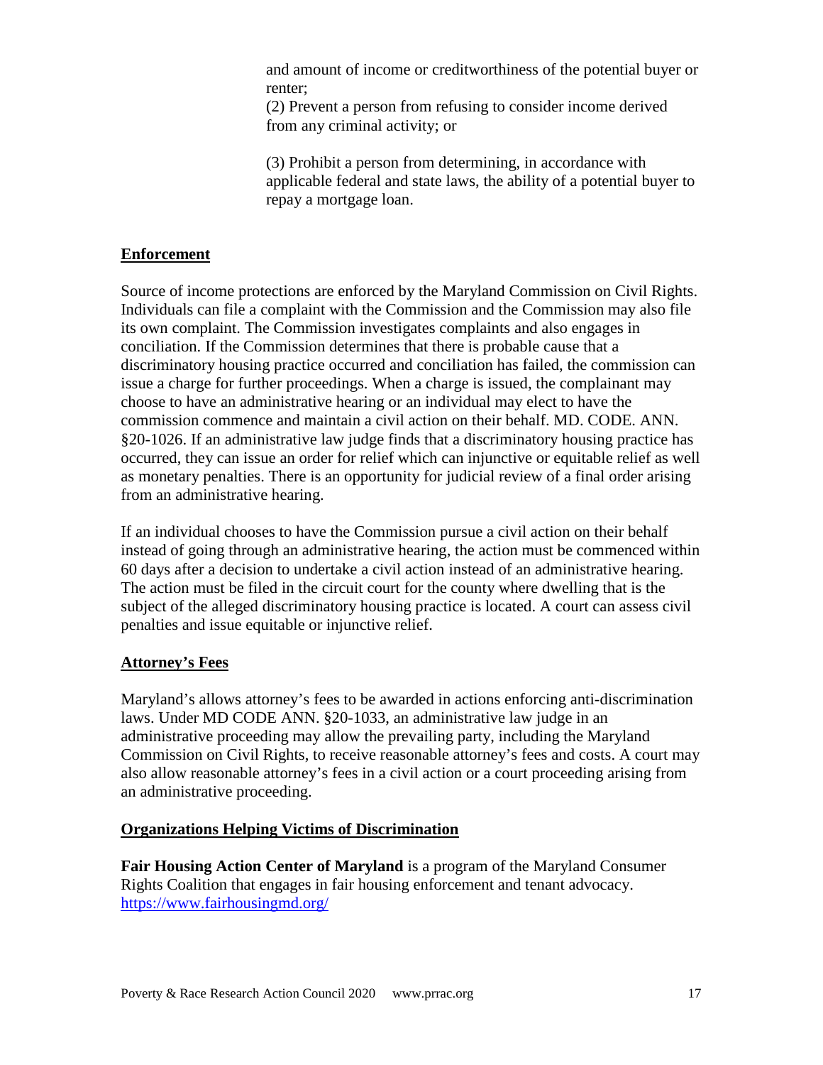and amount of income or creditworthiness of the potential buyer or renter;

(2) Prevent a person from refusing to consider income derived from any criminal activity; or

(3) Prohibit a person from determining, in accordance with applicable federal and state laws, the ability of a potential buyer to repay a mortgage loan.

**Enforcement**

Source of income protections are enforced by the Maryland Commission on Civil Rights. Individuals can file a complaint with the Commission and the Commission may also file its own complaint. The Commission investigates complaints and also engages in conciliation. If the Commission determines that there is probable cause that a discriminatory housing practice occurred and conciliation has failed, the commission can issue a charge for further proceedings. When a charge is issued, the complainant may choose to have an administrative hearing or an individual may elect to have the commission commence and maintain a civil action on their behalf. MD. CODE. ANN. §20-1026. If an administrative law judge finds that a discriminatory housing practice has occurred, they can issue an order for relief which can injunctive or equitable relief as well as monetary penalties. There is an opportunity for judicial review of a final order arising from an administrative hearing.

If an individual chooses to have the Commission pursue a civil action on their behalf instead of going through an administrative hearing, the action must be commenced within 60 days after a decision to undertake a civil action instead of an administrative hearing. The action must be filed in the circuit court for the county where dwelling that is the subject of the alleged discriminatory housing practice is located. A court can assess civil penalties and issue equitable or injunctive relief.

**Attorney's Fees**

Maryland's allows attorney's fees to be awarded in actions enforcing anti-discrimination laws. Under MD CODE ANN. §20-1033, an administrative law judge in an administrative proceeding may allow the prevailing party, including the Maryland Commission on Civil Rights, to receive reasonable attorney's fees and costs. A court may also allow reasonable attorney's fees in a civil action or a court proceeding arising from an administrative proceeding.

**Organizations Helping Victims of Discrimination**

**Fair Housing Action Center of Maryland** is a program of the Maryland Consumer Rights Coalition that engages in fair housing enforcement and tenant advocacy. https://www.fairhousingmd.org/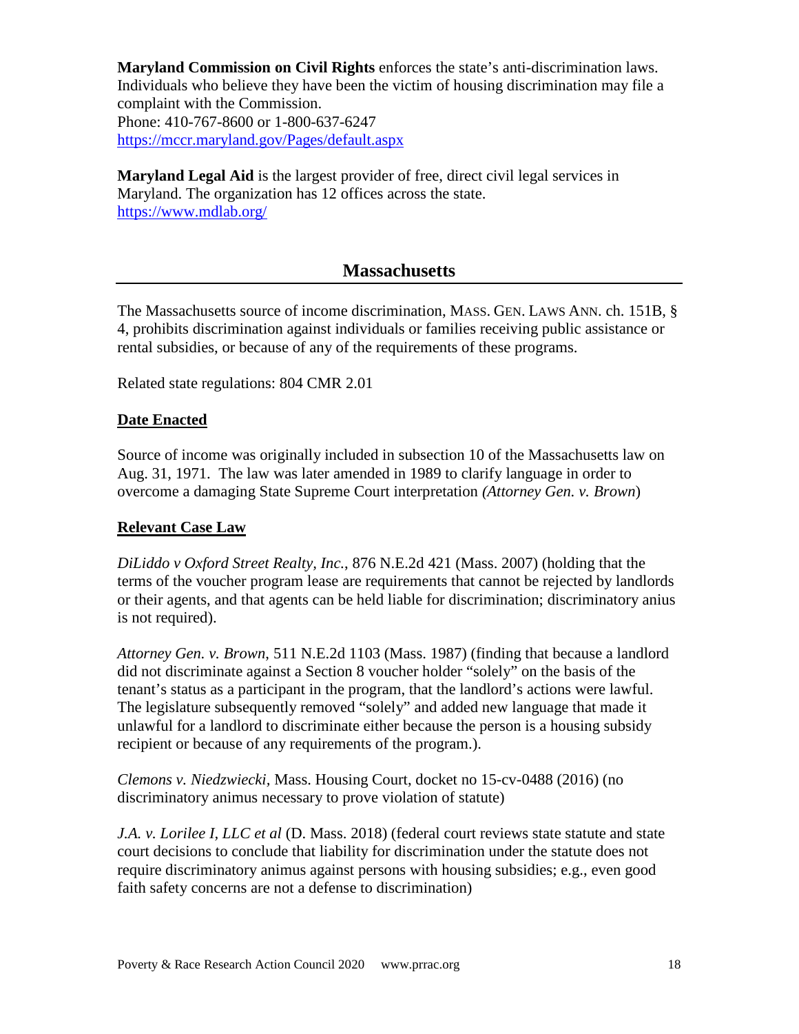**Maryland Commission on Civil Rights** enforces the state's anti-discrimination laws. Individuals who believe they have been the victim of housing discrimination may file a complaint with the Commission.
Phone: 410-767-8600 or 1-800-637-6247
https://mccr.maryland.gov/Pages/default.aspx

**Maryland Legal Aid** is the largest provider of free, direct civil legal services in Maryland. The organization has 12 offices across the state.
https://www.mdlab.org/

## Massachusetts

The Massachusetts source of income discrimination, MASS. GEN. LAWS ANN. ch. 151B, § 4, prohibits discrimination against individuals or families receiving public assistance or rental subsidies, or because of any of the requirements of these programs.

Related state regulations: 804 CMR 2.01

**Date Enacted**

Source of income was originally included in subsection 10 of the Massachusetts law on Aug. 31, 1971. The law was later amended in 1989 to clarify language in order to overcome a damaging State Supreme Court interpretation *(Attorney Gen. v. Brown*)

**Relevant Case Law**

*DiLiddo v Oxford Street Realty, Inc.*, 876 N.E.2d 421 (Mass. 2007) (holding that the terms of the voucher program lease are requirements that cannot be rejected by landlords or their agents, and that agents can be held liable for discrimination; discriminatory anius is not required).

*Attorney Gen. v. Brown*, 511 N.E.2d 1103 (Mass. 1987) (finding that because a landlord did not discriminate against a Section 8 voucher holder "solely" on the basis of the tenant's status as a participant in the program, that the landlord's actions were lawful. The legislature subsequently removed "solely" and added new language that made it unlawful for a landlord to discriminate either because the person is a housing subsidy recipient or because of any requirements of the program.).

*Clemons v. Niedzwiecki*, Mass. Housing Court, docket no 15-cv-0488 (2016) (no discriminatory animus necessary to prove violation of statute)

*J.A. v. Lorilee I, LLC et al* (D. Mass. 2018) (federal court reviews state statute and state court decisions to conclude that liability for discrimination under the statute does not require discriminatory animus against persons with housing subsidies; e.g., even good faith safety concerns are not a defense to discrimination)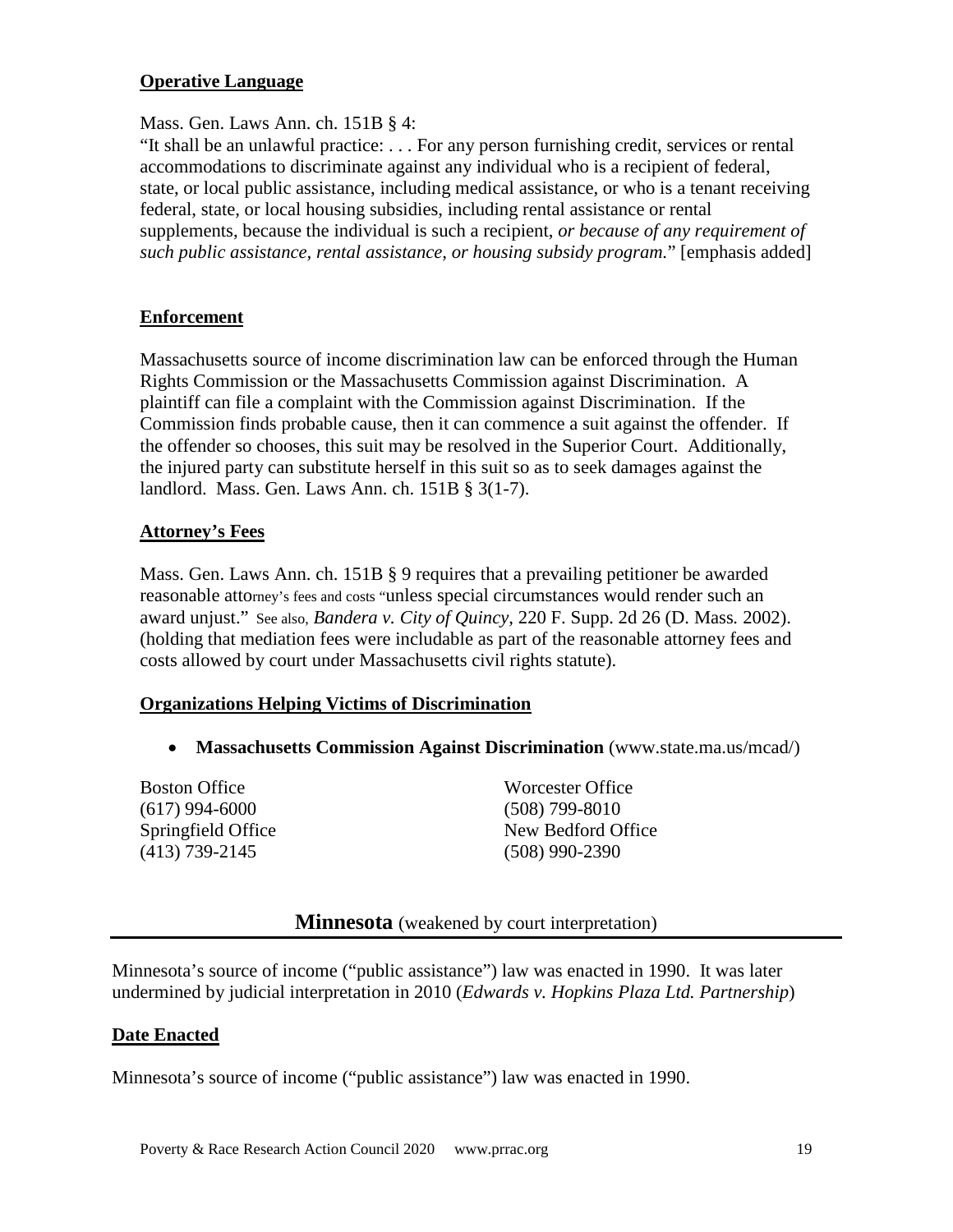**Operative Language**

Mass. Gen. Laws Ann. ch. 151B § 4:
"It shall be an unlawful practice: . . . For any person furnishing credit, services or rental accommodations to discriminate against any individual who is a recipient of federal, state, or local public assistance, including medical assistance, or who is a tenant receiving federal, state, or local housing subsidies, including rental assistance or rental supplements, because the individual is such a recipient, *or because of any requirement of such public assistance, rental assistance, or housing subsidy program.*" [emphasis added]

**Enforcement**

Massachusetts source of income discrimination law can be enforced through the Human Rights Commission or the Massachusetts Commission against Discrimination. A plaintiff can file a complaint with the Commission against Discrimination. If the Commission finds probable cause, then it can commence a suit against the offender. If the offender so chooses, this suit may be resolved in the Superior Court. Additionally, the injured party can substitute herself in this suit so as to seek damages against the landlord. Mass. Gen. Laws Ann. ch. 151B § 3(1-7).

**Attorney's Fees**

Mass. Gen. Laws Ann. ch. 151B § 9 requires that a prevailing petitioner be awarded reasonable attorney's fees and costs "unless special circumstances would render such an award unjust." See also, *Bandera v. City of Quincy*, 220 F. Supp. 2d 26 (D. Mass. 2002). (holding that mediation fees were includable as part of the reasonable attorney fees and costs allowed by court under Massachusetts civil rights statute).

**Organizations Helping Victims of Discrimination**

- **Massachusetts Commission Against Discrimination** (www.state.ma.us/mcad/)

Boston Office
(617) 994-6000
Springfield Office
(413) 739-2145

Worcester Office
(508) 799-8010
New Bedford Office
(508) 990-2390

## Minnesota (weakened by court interpretation)

Minnesota's source of income ("public assistance") law was enacted in 1990. It was later undermined by judicial interpretation in 2010 (*Edwards v. Hopkins Plaza Ltd. Partnership*)

**Date Enacted**

Minnesota's source of income ("public assistance") law was enacted in 1990.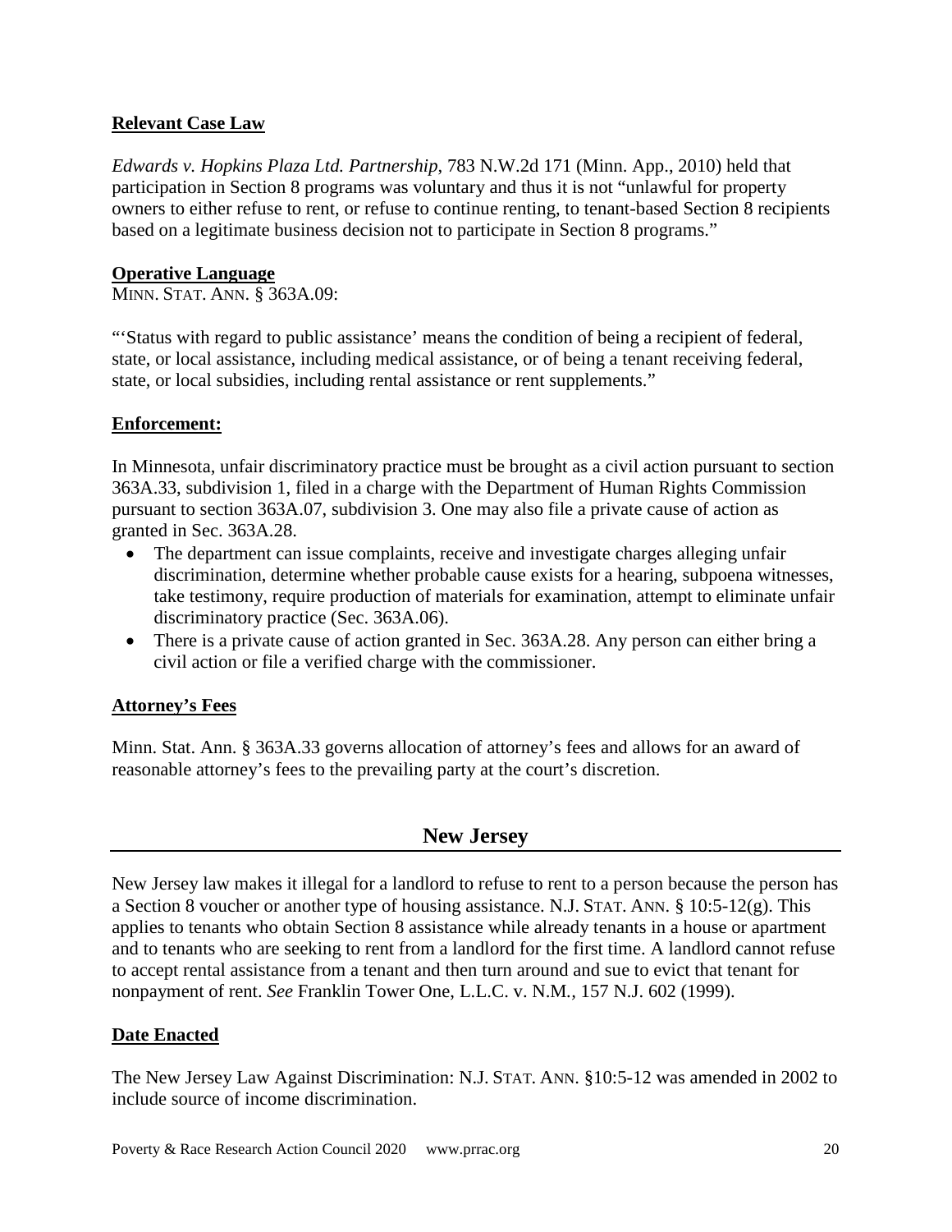**Relevant Case Law**

*Edwards v. Hopkins Plaza Ltd. Partnership*, 783 N.W.2d 171 (Minn. App., 2010) held that participation in Section 8 programs was voluntary and thus it is not "unlawful for property owners to either refuse to rent, or refuse to continue renting, to tenant-based Section 8 recipients based on a legitimate business decision not to participate in Section 8 programs."

**Operative Language**

MINN. STAT. ANN. § 363A.09:

"'Status with regard to public assistance' means the condition of being a recipient of federal, state, or local assistance, including medical assistance, or of being a tenant receiving federal, state, or local subsidies, including rental assistance or rent supplements."

**Enforcement:**

In Minnesota, unfair discriminatory practice must be brought as a civil action pursuant to section 363A.33, subdivision 1, filed in a charge with the Department of Human Rights Commission pursuant to section 363A.07, subdivision 3. One may also file a private cause of action as granted in Sec. 363A.28.

- The department can issue complaints, receive and investigate charges alleging unfair discrimination, determine whether probable cause exists for a hearing, subpoena witnesses, take testimony, require production of materials for examination, attempt to eliminate unfair discriminatory practice (Sec. 363A.06).
- There is a private cause of action granted in Sec. 363A.28. Any person can either bring a civil action or file a verified charge with the commissioner.

**Attorney's Fees**

Minn. Stat. Ann. § 363A.33 governs allocation of attorney's fees and allows for an award of reasonable attorney's fees to the prevailing party at the court's discretion.

## New Jersey

New Jersey law makes it illegal for a landlord to refuse to rent to a person because the person has a Section 8 voucher or another type of housing assistance. N.J. STAT. ANN. § 10:5-12(g). This applies to tenants who obtain Section 8 assistance while already tenants in a house or apartment and to tenants who are seeking to rent from a landlord for the first time. A landlord cannot refuse to accept rental assistance from a tenant and then turn around and sue to evict that tenant for nonpayment of rent. *See* Franklin Tower One, L.L.C. v. N.M., 157 N.J. 602 (1999).

**Date Enacted**

The New Jersey Law Against Discrimination: N.J. STAT. ANN. §10:5-12 was amended in 2002 to include source of income discrimination.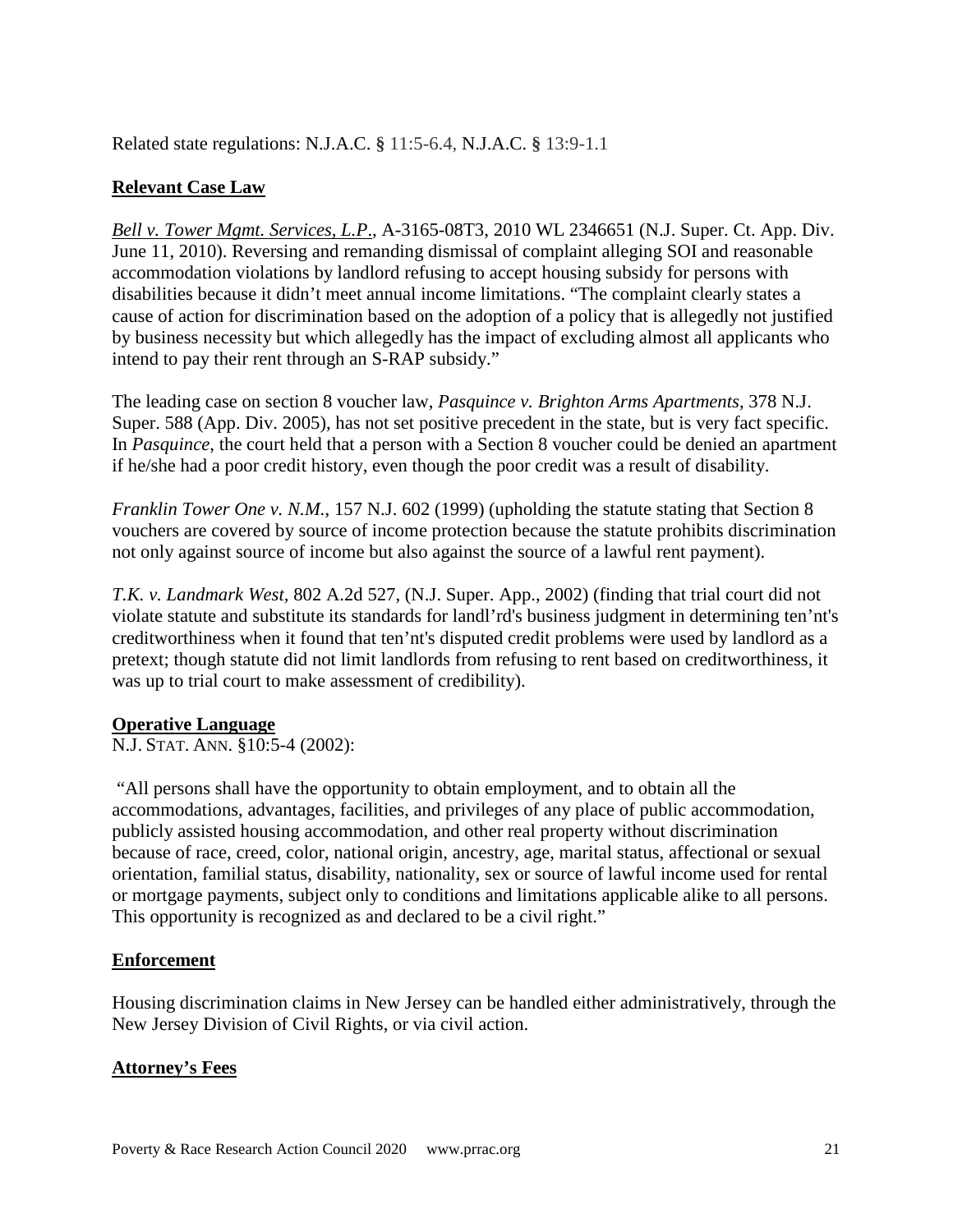Related state regulations: N.J.A.C. § 11:5-6.4, N.J.A.C. § 13:9-1.1

**Relevant Case Law**

*Bell v. Tower Mgmt. Services, L.P*., A-3165-08T3, 2010 WL 2346651 (N.J. Super. Ct. App. Div. June 11, 2010). Reversing and remanding dismissal of complaint alleging SOI and reasonable accommodation violations by landlord refusing to accept housing subsidy for persons with disabilities because it didn't meet annual income limitations. "The complaint clearly states a cause of action for discrimination based on the adoption of a policy that is allegedly not justified by business necessity but which allegedly has the impact of excluding almost all applicants who intend to pay their rent through an S-RAP subsidy."

The leading case on section 8 voucher law, *Pasquince v. Brighton Arms Apartments*, 378 N.J. Super. 588 (App. Div. 2005), has not set positive precedent in the state, but is very fact specific. In *Pasquince*, the court held that a person with a Section 8 voucher could be denied an apartment if he/she had a poor credit history, even though the poor credit was a result of disability.

*Franklin Tower One v. N.M.*, 157 N.J. 602 (1999) (upholding the statute stating that Section 8 vouchers are covered by source of income protection because the statute prohibits discrimination not only against source of income but also against the source of a lawful rent payment).

*T.K. v. Landmark West*, 802 A.2d 527, (N.J. Super. App., 2002) (finding that trial court did not violate statute and substitute its standards for landl'rd's business judgment in determining ten'nt's creditworthiness when it found that ten'nt's disputed credit problems were used by landlord as a pretext; though statute did not limit landlords from refusing to rent based on creditworthiness, it was up to trial court to make assessment of credibility).

**Operative Language**

N.J. STAT. ANN. §10:5-4 (2002):

"All persons shall have the opportunity to obtain employment, and to obtain all the accommodations, advantages, facilities, and privileges of any place of public accommodation, publicly assisted housing accommodation, and other real property without discrimination because of race, creed, color, national origin, ancestry, age, marital status, affectional or sexual orientation, familial status, disability, nationality, sex or source of lawful income used for rental or mortgage payments, subject only to conditions and limitations applicable alike to all persons. This opportunity is recognized as and declared to be a civil right."

**Enforcement**

Housing discrimination claims in New Jersey can be handled either administratively, through the New Jersey Division of Civil Rights, or via civil action.

**Attorney's Fees**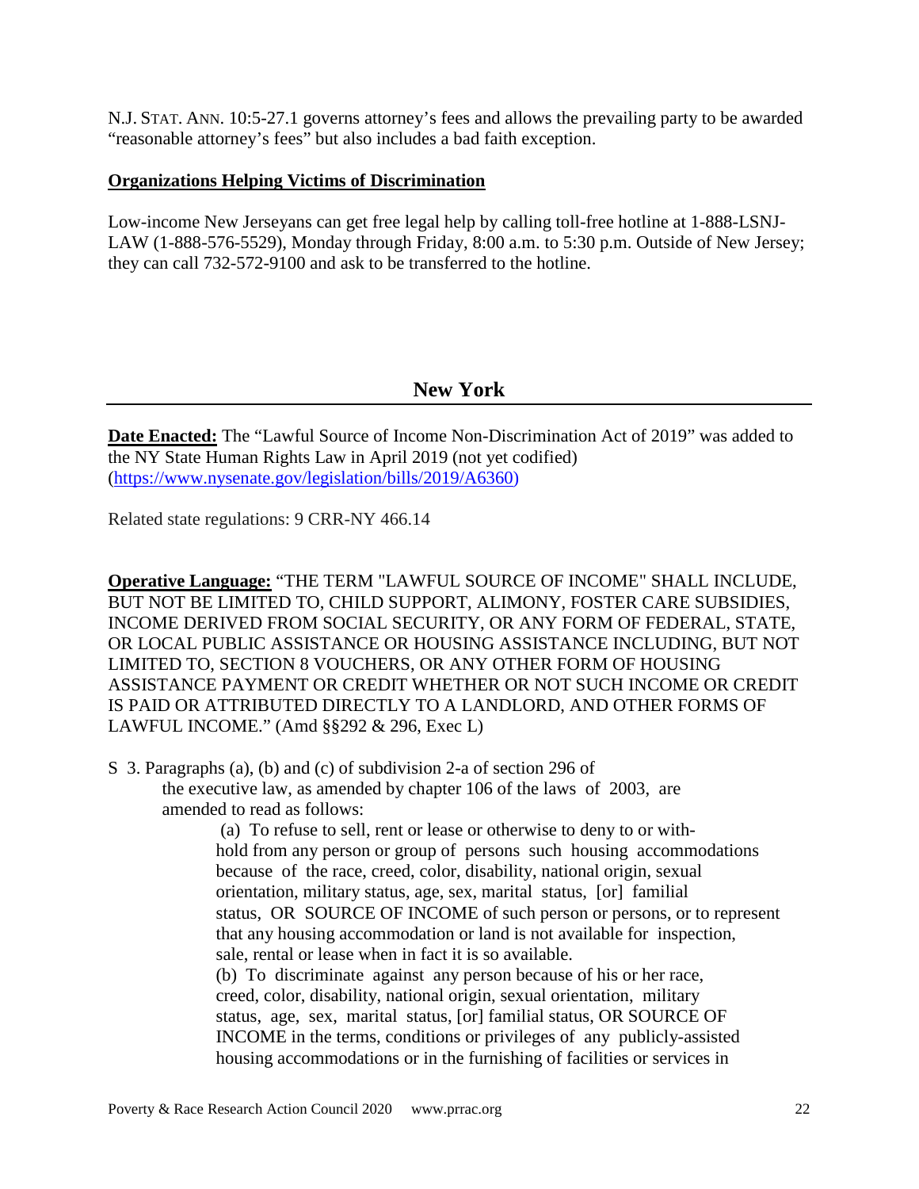N.J. STAT. ANN. 10:5-27.1 governs attorney's fees and allows the prevailing party to be awarded "reasonable attorney's fees" but also includes a bad faith exception.

**Organizations Helping Victims of Discrimination**

Low-income New Jerseyans can get free legal help by calling toll-free hotline at 1-888-LSNJ-LAW (1-888-576-5529), Monday through Friday, 8:00 a.m. to 5:30 p.m. Outside of New Jersey; they can call 732-572-9100 and ask to be transferred to the hotline.

## New York

**Date Enacted:** The "Lawful Source of Income Non-Discrimination Act of 2019" was added to the NY State Human Rights Law in April 2019 (not yet codified) (https://www.nysenate.gov/legislation/bills/2019/A6360)

Related state regulations: 9 CRR-NY 466.14

**Operative Language:** "THE TERM "LAWFUL SOURCE OF INCOME" SHALL INCLUDE, BUT NOT BE LIMITED TO, CHILD SUPPORT, ALIMONY, FOSTER CARE SUBSIDIES, INCOME DERIVED FROM SOCIAL SECURITY, OR ANY FORM OF FEDERAL, STATE, OR LOCAL PUBLIC ASSISTANCE OR HOUSING ASSISTANCE INCLUDING, BUT NOT LIMITED TO, SECTION 8 VOUCHERS, OR ANY OTHER FORM OF HOUSING ASSISTANCE PAYMENT OR CREDIT WHETHER OR NOT SUCH INCOME OR CREDIT IS PAID OR ATTRIBUTED DIRECTLY TO A LANDLORD, AND OTHER FORMS OF LAWFUL INCOME." (Amd §§292 & 296, Exec L)

S 3. Paragraphs (a), (b) and (c) of subdivision 2-a of section 296 of the executive law, as amended by chapter 106 of the laws of 2003, are amended to read as follows:

(a) To refuse to sell, rent or lease or otherwise to deny to or withhold from any person or group of persons such housing accommodations because of the race, creed, color, disability, national origin, sexual orientation, military status, age, sex, marital status, [or] familial status, OR SOURCE OF INCOME of such person or persons, or to represent that any housing accommodation or land is not available for inspection, sale, rental or lease when in fact it is so available.

(b) To discriminate against any person because of his or her race, creed, color, disability, national origin, sexual orientation, military status, age, sex, marital status, [or] familial status, OR SOURCE OF INCOME in the terms, conditions or privileges of any publicly-assisted housing accommodations or in the furnishing of facilities or services in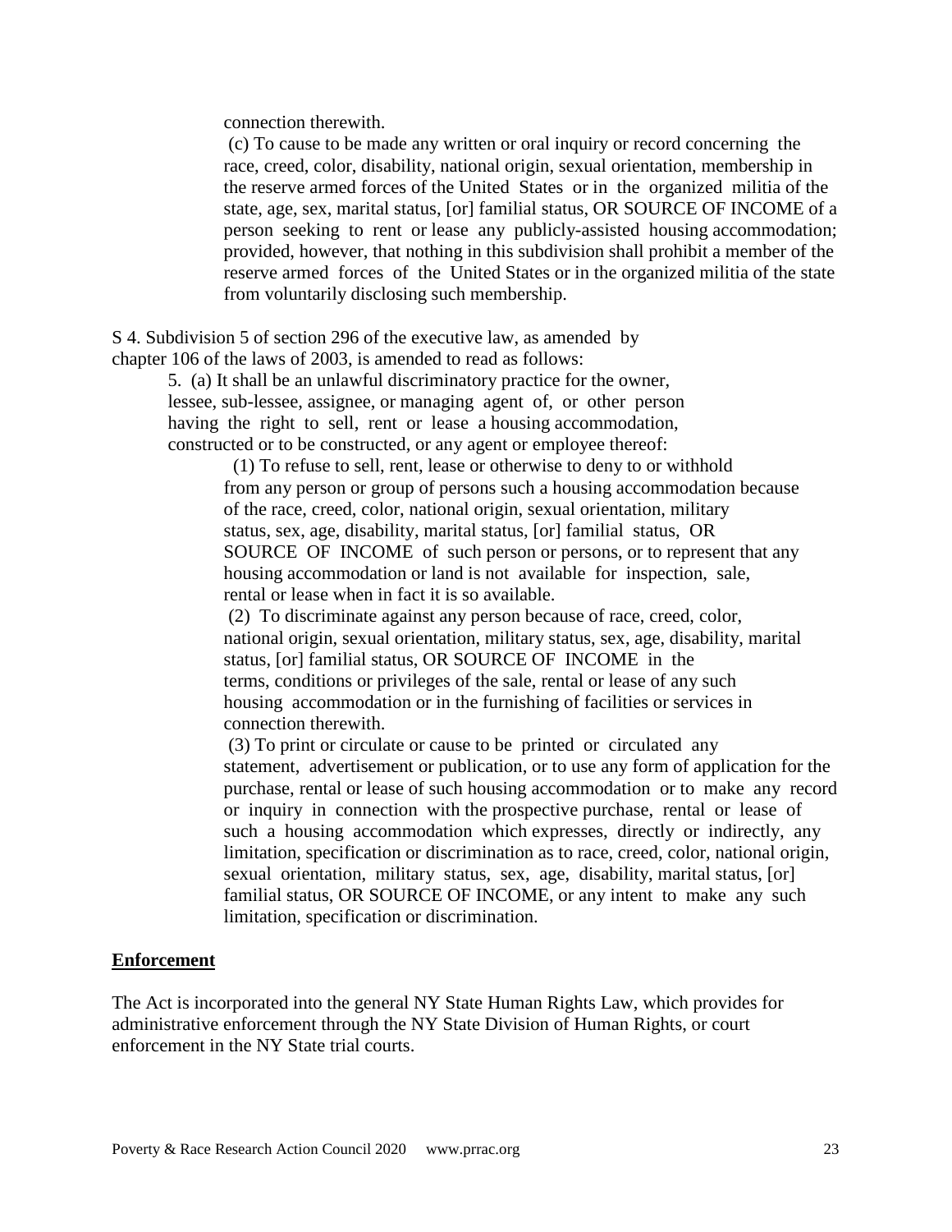connection therewith.

(c) To cause to be made any written or oral inquiry or record concerning the race, creed, color, disability, national origin, sexual orientation, membership in the reserve armed forces of the United States or in the organized militia of the state, age, sex, marital status, [or] familial status, OR SOURCE OF INCOME of a person seeking to rent or lease any publicly-assisted housing accommodation; provided, however, that nothing in this subdivision shall prohibit a member of the reserve armed forces of the United States or in the organized militia of the state from voluntarily disclosing such membership.

S 4. Subdivision 5 of section 296 of the executive law, as amended by chapter 106 of the laws of 2003, is amended to read as follows:

5. (a) It shall be an unlawful discriminatory practice for the owner, lessee, sub-lessee, assignee, or managing agent of, or other person having the right to sell, rent or lease a housing accommodation, constructed or to be constructed, or any agent or employee thereof:

(1) To refuse to sell, rent, lease or otherwise to deny to or withhold from any person or group of persons such a housing accommodation because of the race, creed, color, national origin, sexual orientation, military status, sex, age, disability, marital status, [or] familial status, OR SOURCE OF INCOME of such person or persons, or to represent that any housing accommodation or land is not available for inspection, sale, rental or lease when in fact it is so available.

(2) To discriminate against any person because of race, creed, color, national origin, sexual orientation, military status, sex, age, disability, marital status, [or] familial status, OR SOURCE OF INCOME in the terms, conditions or privileges of the sale, rental or lease of any such housing accommodation or in the furnishing of facilities or services in connection therewith.

(3) To print or circulate or cause to be printed or circulated any statement, advertisement or publication, or to use any form of application for the purchase, rental or lease of such housing accommodation or to make any record or inquiry in connection with the prospective purchase, rental or lease of such a housing accommodation which expresses, directly or indirectly, any limitation, specification or discrimination as to race, creed, color, national origin, sexual orientation, military status, sex, age, disability, marital status, [or] familial status, OR SOURCE OF INCOME, or any intent to make any such limitation, specification or discrimination.

**Enforcement**

The Act is incorporated into the general NY State Human Rights Law, which provides for administrative enforcement through the NY State Division of Human Rights, or court enforcement in the NY State trial courts.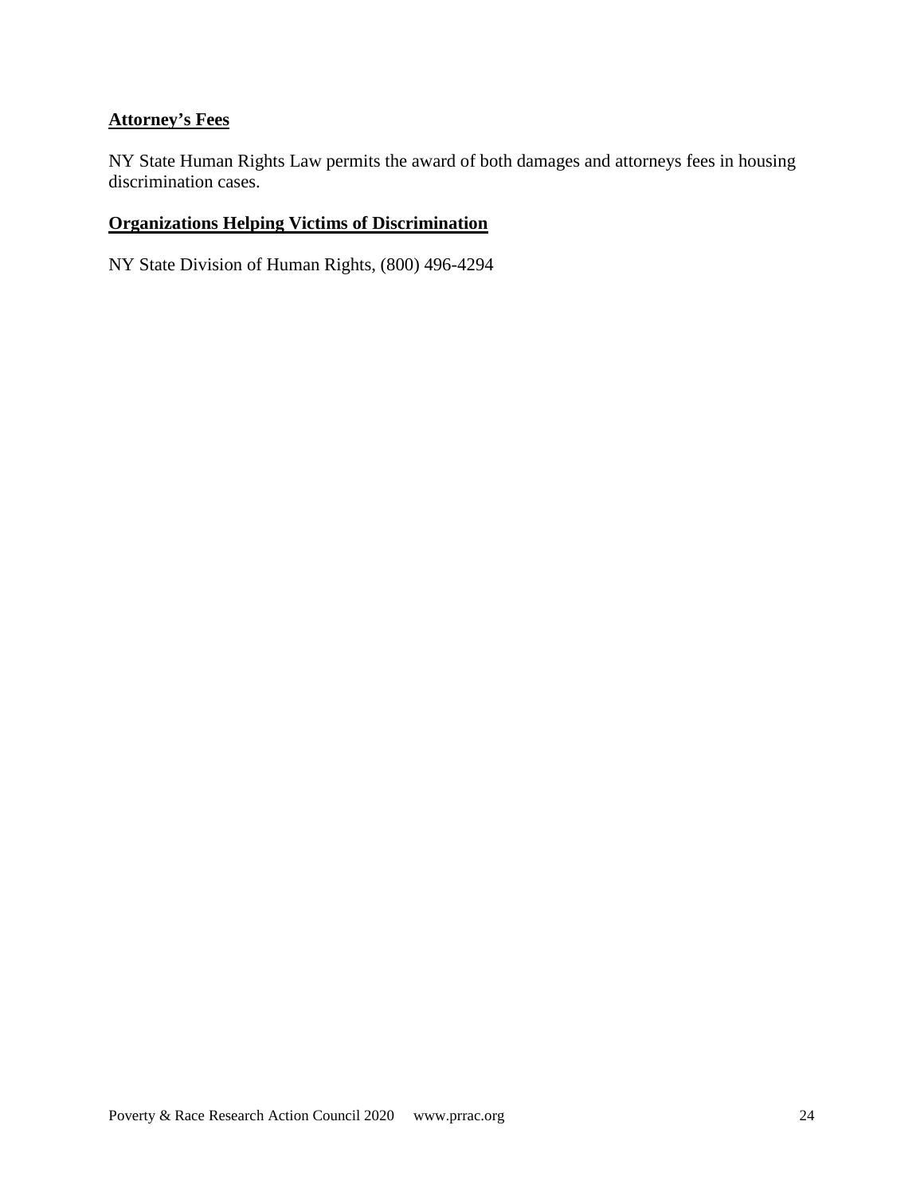**Attorney's Fees**

NY State Human Rights Law permits the award of both damages and attorneys fees in housing discrimination cases.

**Organizations Helping Victims of Discrimination**

NY State Division of Human Rights, (800) 496-4294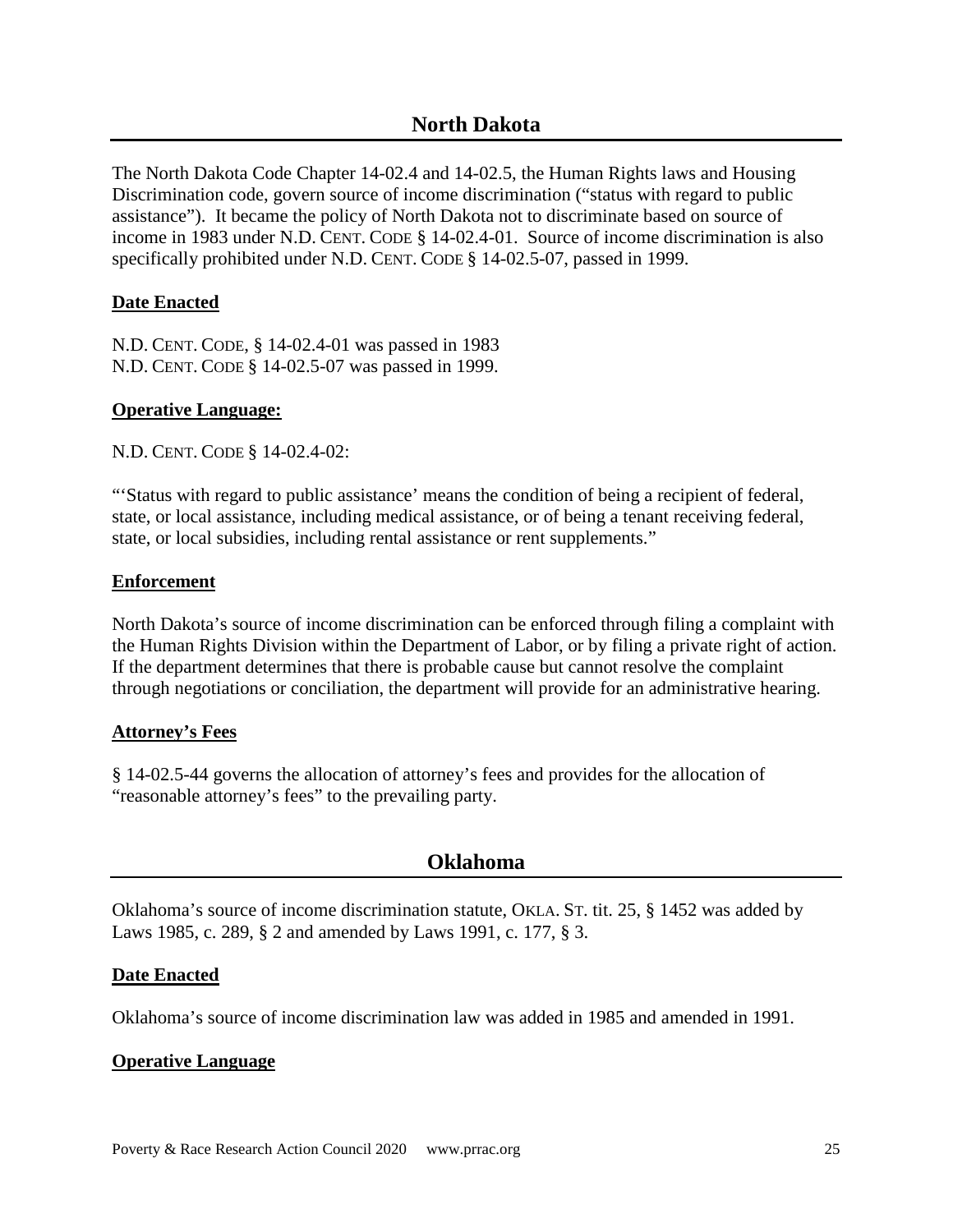## North Dakota

The North Dakota Code Chapter 14-02.4 and 14-02.5, the Human Rights laws and Housing Discrimination code, govern source of income discrimination ("status with regard to public assistance"). It became the policy of North Dakota not to discriminate based on source of income in 1983 under N.D. CENT. CODE § 14-02.4-01. Source of income discrimination is also specifically prohibited under N.D. CENT. CODE § 14-02.5-07, passed in 1999.

**Date Enacted**

N.D. CENT. CODE, § 14-02.4-01 was passed in 1983
N.D. CENT. CODE § 14-02.5-07 was passed in 1999.

**Operative Language:**

N.D. CENT. CODE § 14-02.4-02:

"'Status with regard to public assistance' means the condition of being a recipient of federal, state, or local assistance, including medical assistance, or of being a tenant receiving federal, state, or local subsidies, including rental assistance or rent supplements."

**Enforcement**

North Dakota's source of income discrimination can be enforced through filing a complaint with the Human Rights Division within the Department of Labor, or by filing a private right of action. If the department determines that there is probable cause but cannot resolve the complaint through negotiations or conciliation, the department will provide for an administrative hearing.

**Attorney's Fees**

§ 14-02.5-44 governs the allocation of attorney's fees and provides for the allocation of "reasonable attorney's fees" to the prevailing party.

## Oklahoma

Oklahoma's source of income discrimination statute, OKLA. ST. tit. 25, § 1452 was added by Laws 1985, c. 289, § 2 and amended by Laws 1991, c. 177, § 3.

**Date Enacted**

Oklahoma's source of income discrimination law was added in 1985 and amended in 1991.

**Operative Language**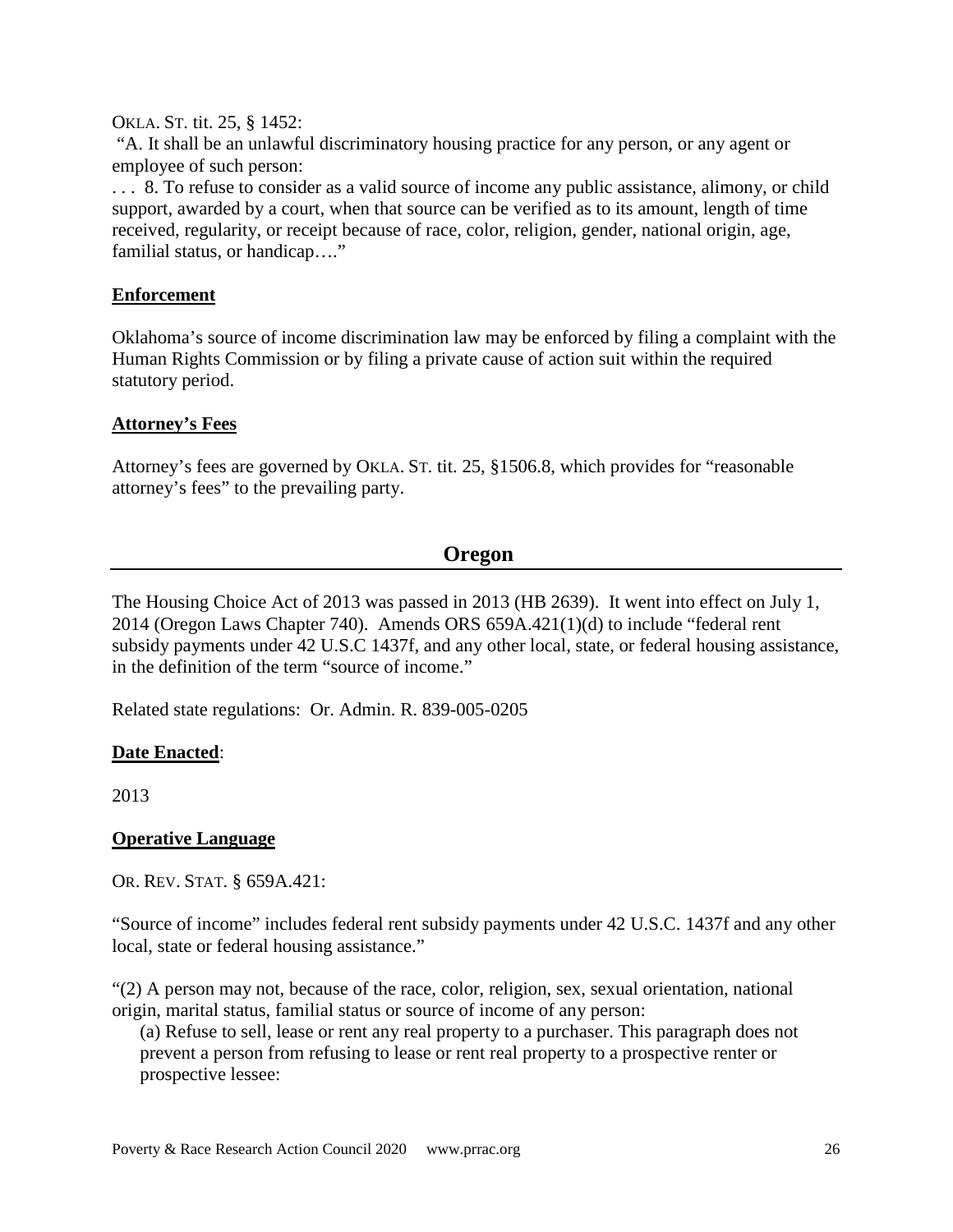OKLA. ST. tit. 25, § 1452:

"A. It shall be an unlawful discriminatory housing practice for any person, or any agent or employee of such person:

. . . 8. To refuse to consider as a valid source of income any public assistance, alimony, or child support, awarded by a court, when that source can be verified as to its amount, length of time received, regularity, or receipt because of race, color, religion, gender, national origin, age, familial status, or handicap…."

**Enforcement**

Oklahoma's source of income discrimination law may be enforced by filing a complaint with the Human Rights Commission or by filing a private cause of action suit within the required statutory period.

**Attorney's Fees**

Attorney's fees are governed by OKLA. ST. tit. 25, §1506.8, which provides for "reasonable attorney's fees" to the prevailing party.

## Oregon

The Housing Choice Act of 2013 was passed in 2013 (HB 2639). It went into effect on July 1, 2014 (Oregon Laws Chapter 740). Amends ORS 659A.421(1)(d) to include "federal rent subsidy payments under 42 U.S.C 1437f, and any other local, state, or federal housing assistance, in the definition of the term "source of income."

Related state regulations: Or. Admin. R. 839-005-0205

**Date Enacted**:

2013

**Operative Language**

OR. REV. STAT. § 659A.421:

"Source of income" includes federal rent subsidy payments under 42 U.S.C. 1437f and any other local, state or federal housing assistance."

"(2) A person may not, because of the race, color, religion, sex, sexual orientation, national origin, marital status, familial status or source of income of any person:

(a) Refuse to sell, lease or rent any real property to a purchaser. This paragraph does not prevent a person from refusing to lease or rent real property to a prospective renter or prospective lessee: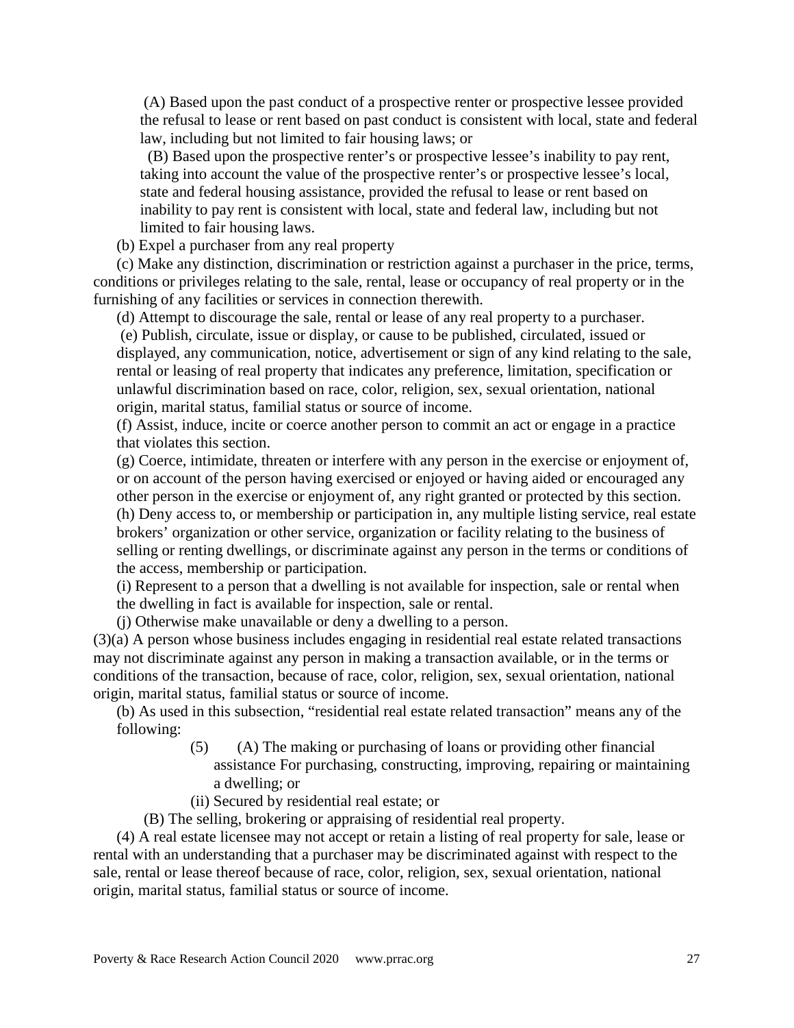(A) Based upon the past conduct of a prospective renter or prospective lessee provided the refusal to lease or rent based on past conduct is consistent with local, state and federal law, including but not limited to fair housing laws; or

(B) Based upon the prospective renter's or prospective lessee's inability to pay rent, taking into account the value of the prospective renter's or prospective lessee's local, state and federal housing assistance, provided the refusal to lease or rent based on inability to pay rent is consistent with local, state and federal law, including but not limited to fair housing laws.

(b) Expel a purchaser from any real property

(c) Make any distinction, discrimination or restriction against a purchaser in the price, terms, conditions or privileges relating to the sale, rental, lease or occupancy of real property or in the furnishing of any facilities or services in connection therewith.

(d) Attempt to discourage the sale, rental or lease of any real property to a purchaser.

(e) Publish, circulate, issue or display, or cause to be published, circulated, issued or displayed, any communication, notice, advertisement or sign of any kind relating to the sale, rental or leasing of real property that indicates any preference, limitation, specification or unlawful discrimination based on race, color, religion, sex, sexual orientation, national origin, marital status, familial status or source of income.

(f) Assist, induce, incite or coerce another person to commit an act or engage in a practice that violates this section.

(g) Coerce, intimidate, threaten or interfere with any person in the exercise or enjoyment of, or on account of the person having exercised or enjoyed or having aided or encouraged any other person in the exercise or enjoyment of, any right granted or protected by this section.

(h) Deny access to, or membership or participation in, any multiple listing service, real estate brokers' organization or other service, organization or facility relating to the business of selling or renting dwellings, or discriminate against any person in the terms or conditions of the access, membership or participation.

(i) Represent to a person that a dwelling is not available for inspection, sale or rental when the dwelling in fact is available for inspection, sale or rental.

(j) Otherwise make unavailable or deny a dwelling to a person.

(3)(a) A person whose business includes engaging in residential real estate related transactions may not discriminate against any person in making a transaction available, or in the terms or conditions of the transaction, because of race, color, religion, sex, sexual orientation, national origin, marital status, familial status or source of income.

(b) As used in this subsection, "residential real estate related transaction" means any of the following:

(5) (A) The making or purchasing of loans or providing other financial assistance For purchasing, constructing, improving, repairing or maintaining a dwelling; or

(ii) Secured by residential real estate; or

(B) The selling, brokering or appraising of residential real property.

(4) A real estate licensee may not accept or retain a listing of real property for sale, lease or rental with an understanding that a purchaser may be discriminated against with respect to the sale, rental or lease thereof because of race, color, religion, sex, sexual orientation, national origin, marital status, familial status or source of income.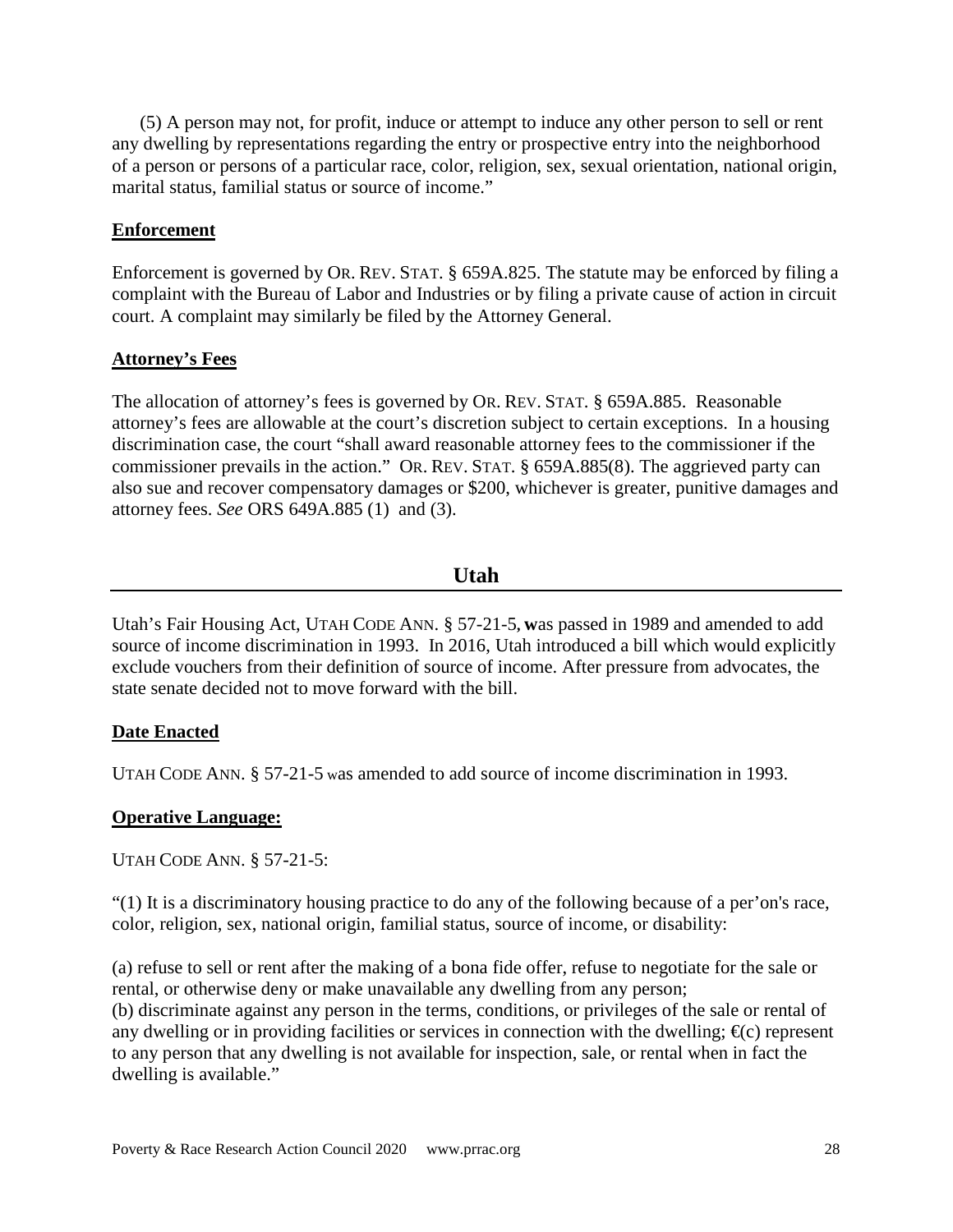(5) A person may not, for profit, induce or attempt to induce any other person to sell or rent any dwelling by representations regarding the entry or prospective entry into the neighborhood of a person or persons of a particular race, color, religion, sex, sexual orientation, national origin, marital status, familial status or source of income."

**Enforcement**

Enforcement is governed by OR. REV. STAT. § 659A.825. The statute may be enforced by filing a complaint with the Bureau of Labor and Industries or by filing a private cause of action in circuit court. A complaint may similarly be filed by the Attorney General.

**Attorney's Fees**

The allocation of attorney's fees is governed by OR. REV. STAT. § 659A.885. Reasonable attorney's fees are allowable at the court's discretion subject to certain exceptions. In a housing discrimination case, the court "shall award reasonable attorney fees to the commissioner if the commissioner prevails in the action." OR. REV. STAT. § 659A.885(8). The aggrieved party can also sue and recover compensatory damages or $200, whichever is greater, punitive damages and attorney fees. *See* ORS 649A.885 (1) and (3).

## Utah

Utah's Fair Housing Act, UTAH CODE ANN. § 57-21-5, **w**as passed in 1989 and amended to add source of income discrimination in 1993. In 2016, Utah introduced a bill which would explicitly exclude vouchers from their definition of source of income. After pressure from advocates, the state senate decided not to move forward with the bill.

**Date Enacted**

UTAH CODE ANN. § 57-21-5 was amended to add source of income discrimination in 1993.

**Operative Language:**

UTAH CODE ANN. § 57-21-5:

"(1) It is a discriminatory housing practice to do any of the following because of a per'on's race, color, religion, sex, national origin, familial status, source of income, or disability:

(a) refuse to sell or rent after the making of a bona fide offer, refuse to negotiate for the sale or rental, or otherwise deny or make unavailable any dwelling from any person;
(b) discriminate against any person in the terms, conditions, or privileges of the sale or rental of any dwelling or in providing facilities or services in connection with the dwelling; €(c) represent to any person that any dwelling is not available for inspection, sale, or rental when in fact the dwelling is available."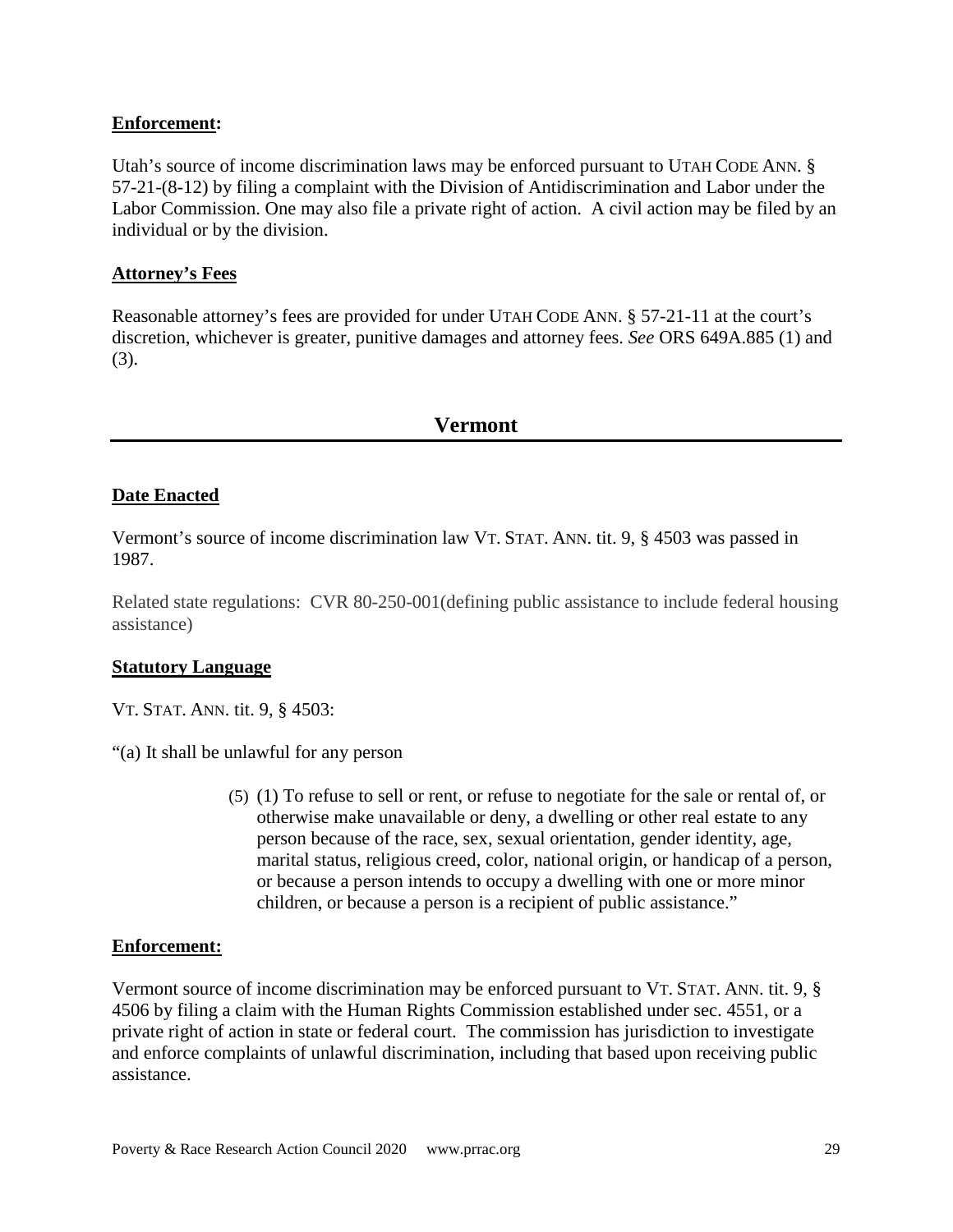**Enforcement:**

Utah's source of income discrimination laws may be enforced pursuant to UTAH CODE ANN. § 57-21-(8-12) by filing a complaint with the Division of Antidiscrimination and Labor under the Labor Commission. One may also file a private right of action. A civil action may be filed by an individual or by the division.

**Attorney's Fees**

Reasonable attorney's fees are provided for under UTAH CODE ANN. § 57-21-11 at the court's discretion, whichever is greater, punitive damages and attorney fees. *See* ORS 649A.885 (1) and (3).

## Vermont

**Date Enacted**

Vermont's source of income discrimination law VT. STAT. ANN. tit. 9, § 4503 was passed in 1987.

Related state regulations: CVR 80-250-001(defining public assistance to include federal housing assistance)

**Statutory Language**

VT. STAT. ANN. tit. 9, § 4503:

"(a) It shall be unlawful for any person

> (5) (1) To refuse to sell or rent, or refuse to negotiate for the sale or rental of, or otherwise make unavailable or deny, a dwelling or other real estate to any person because of the race, sex, sexual orientation, gender identity, age, marital status, religious creed, color, national origin, or handicap of a person, or because a person intends to occupy a dwelling with one or more minor children, or because a person is a recipient of public assistance."

**Enforcement:**

Vermont source of income discrimination may be enforced pursuant to VT. STAT. ANN. tit. 9, § 4506 by filing a claim with the Human Rights Commission established under sec. 4551, or a private right of action in state or federal court. The commission has jurisdiction to investigate and enforce complaints of unlawful discrimination, including that based upon receiving public assistance.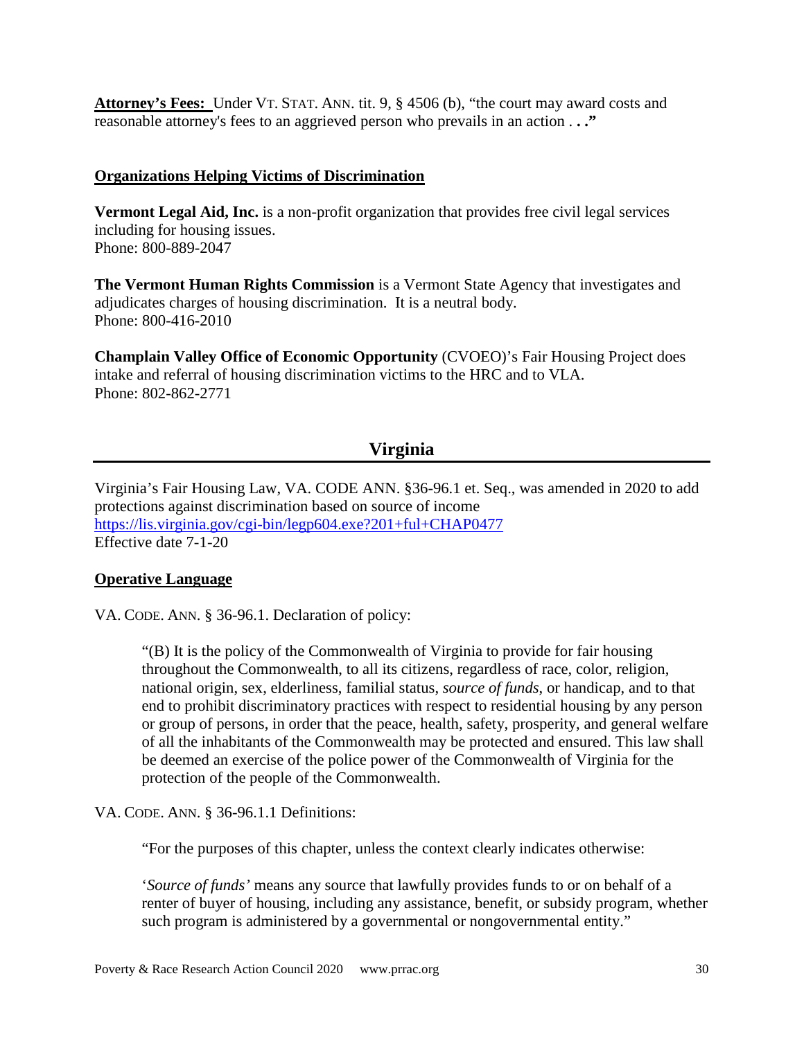**Attorney's Fees:** Under VT. STAT. ANN. tit. 9, § 4506 (b), "the court may award costs and reasonable attorney's fees to an aggrieved person who prevails in an action . . ."

**Organizations Helping Victims of Discrimination**

**Vermont Legal Aid, Inc.** is a non-profit organization that provides free civil legal services including for housing issues.
Phone: 800-889-2047

**The Vermont Human Rights Commission** is a Vermont State Agency that investigates and adjudicates charges of housing discrimination. It is a neutral body.
Phone: 800-416-2010

**Champlain Valley Office of Economic Opportunity** (CVOEO)'s Fair Housing Project does intake and referral of housing discrimination victims to the HRC and to VLA.
Phone: 802-862-2771

## Virginia

Virginia's Fair Housing Law, VA. CODE ANN. §36-96.1 et. Seq., was amended in 2020 to add protections against discrimination based on source of income
https://lis.virginia.gov/cgi-bin/legp604.exe?201+ful+CHAP0477
Effective date 7-1-20

**Operative Language**

VA. CODE. ANN. § 36-96.1. Declaration of policy:

> "(B) It is the policy of the Commonwealth of Virginia to provide for fair housing throughout the Commonwealth, to all its citizens, regardless of race, color, religion, national origin, sex, elderliness, familial status, *source of funds*, or handicap, and to that end to prohibit discriminatory practices with respect to residential housing by any person or group of persons, in order that the peace, health, safety, prosperity, and general welfare of all the inhabitants of the Commonwealth may be protected and ensured. This law shall be deemed an exercise of the police power of the Commonwealth of Virginia for the protection of the people of the Commonwealth.

VA. CODE. ANN. § 36-96.1.1 Definitions:

> "For the purposes of this chapter, unless the context clearly indicates otherwise:
>
> '*Source of funds'* means any source that lawfully provides funds to or on behalf of a renter of buyer of housing, including any assistance, benefit, or subsidy program, whether such program is administered by a governmental or nongovernmental entity."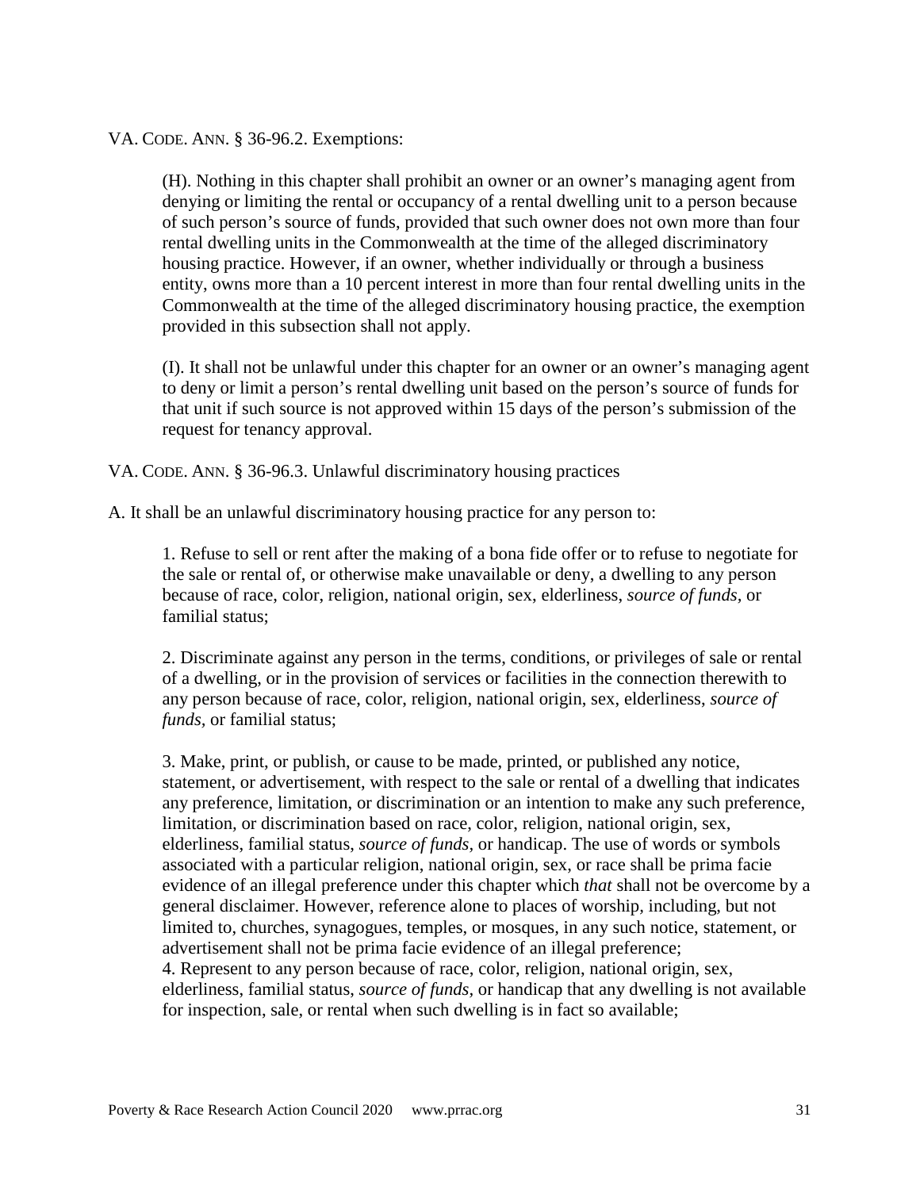VA. CODE. ANN. § 36-96.2. Exemptions:

> (H). Nothing in this chapter shall prohibit an owner or an owner's managing agent from denying or limiting the rental or occupancy of a rental dwelling unit to a person because of such person's source of funds, provided that such owner does not own more than four rental dwelling units in the Commonwealth at the time of the alleged discriminatory housing practice. However, if an owner, whether individually or through a business entity, owns more than a 10 percent interest in more than four rental dwelling units in the Commonwealth at the time of the alleged discriminatory housing practice, the exemption provided in this subsection shall not apply.
>
> (I). It shall not be unlawful under this chapter for an owner or an owner's managing agent to deny or limit a person's rental dwelling unit based on the person's source of funds for that unit if such source is not approved within 15 days of the person's submission of the request for tenancy approval.

VA. CODE. ANN. § 36-96.3. Unlawful discriminatory housing practices

A. It shall be an unlawful discriminatory housing practice for any person to:

> 1. Refuse to sell or rent after the making of a bona fide offer or to refuse to negotiate for the sale or rental of, or otherwise make unavailable or deny, a dwelling to any person because of race, color, religion, national origin, sex, elderliness, *source of funds*, or familial status;
>
> 2. Discriminate against any person in the terms, conditions, or privileges of sale or rental of a dwelling, or in the provision of services or facilities in the connection therewith to any person because of race, color, religion, national origin, sex, elderliness, *source of funds*, or familial status;
>
> 3. Make, print, or publish, or cause to be made, printed, or published any notice, statement, or advertisement, with respect to the sale or rental of a dwelling that indicates any preference, limitation, or discrimination or an intention to make any such preference, limitation, or discrimination based on race, color, religion, national origin, sex, elderliness, familial status, *source of funds*, or handicap. The use of words or symbols associated with a particular religion, national origin, sex, or race shall be prima facie evidence of an illegal preference under this chapter which *that* shall not be overcome by a general disclaimer. However, reference alone to places of worship, including, but not limited to, churches, synagogues, temples, or mosques, in any such notice, statement, or advertisement shall not be prima facie evidence of an illegal preference;
>
> 4. Represent to any person because of race, color, religion, national origin, sex, elderliness, familial status, *source of funds*, or handicap that any dwelling is not available for inspection, sale, or rental when such dwelling is in fact so available;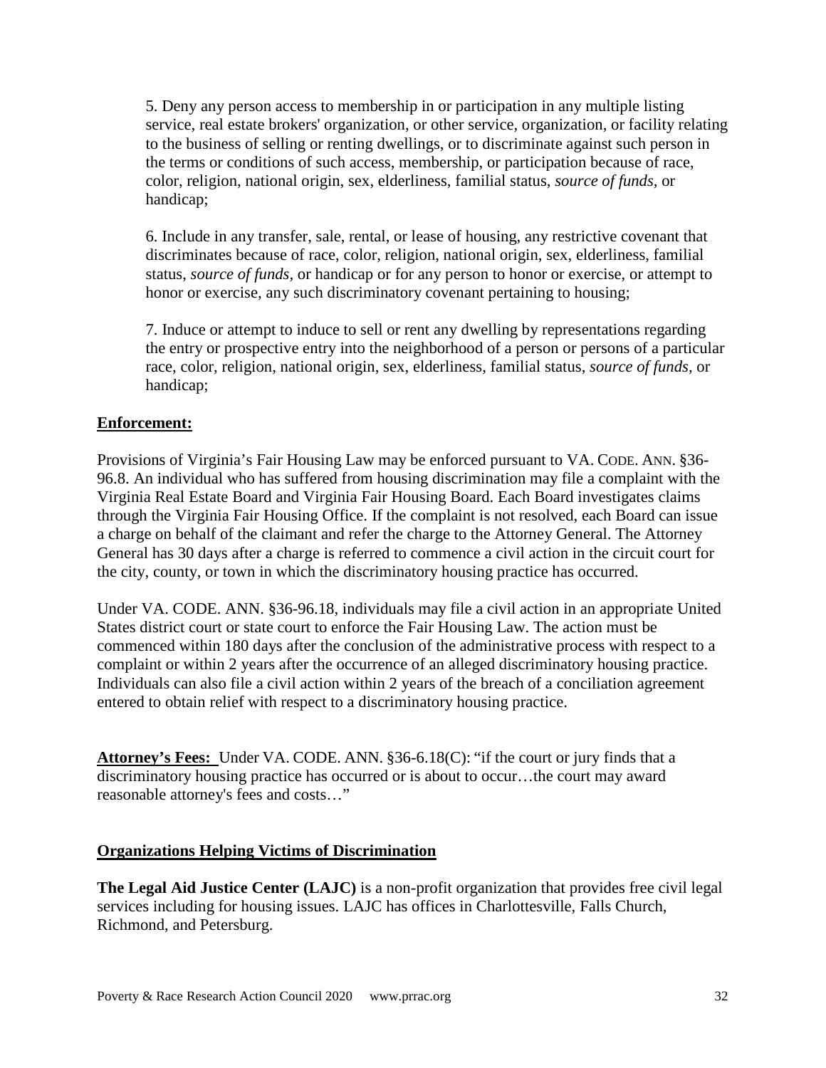5. Deny any person access to membership in or participation in any multiple listing service, real estate brokers' organization, or other service, organization, or facility relating to the business of selling or renting dwellings, or to discriminate against such person in the terms or conditions of such access, membership, or participation because of race, color, religion, national origin, sex, elderliness, familial status, *source of funds,* or handicap;

6. Include in any transfer, sale, rental, or lease of housing, any restrictive covenant that discriminates because of race, color, religion, national origin, sex, elderliness, familial status, *source of funds,* or handicap or for any person to honor or exercise, or attempt to honor or exercise, any such discriminatory covenant pertaining to housing;

7. Induce or attempt to induce to sell or rent any dwelling by representations regarding the entry or prospective entry into the neighborhood of a person or persons of a particular race, color, religion, national origin, sex, elderliness, familial status, *source of funds,* or handicap;

**Enforcement:**

Provisions of Virginia's Fair Housing Law may be enforced pursuant to VA. CODE. ANN. §36-96.8. An individual who has suffered from housing discrimination may file a complaint with the Virginia Real Estate Board and Virginia Fair Housing Board. Each Board investigates claims through the Virginia Fair Housing Office. If the complaint is not resolved, each Board can issue a charge on behalf of the claimant and refer the charge to the Attorney General. The Attorney General has 30 days after a charge is referred to commence a civil action in the circuit court for the city, county, or town in which the discriminatory housing practice has occurred.

Under VA. CODE. ANN. §36-96.18, individuals may file a civil action in an appropriate United States district court or state court to enforce the Fair Housing Law. The action must be commenced within 180 days after the conclusion of the administrative process with respect to a complaint or within 2 years after the occurrence of an alleged discriminatory housing practice. Individuals can also file a civil action within 2 years of the breach of a conciliation agreement entered to obtain relief with respect to a discriminatory housing practice.

**Attorney's Fees:** Under VA. CODE. ANN. §36-6.18(C): "if the court or jury finds that a discriminatory housing practice has occurred or is about to occur…the court may award reasonable attorney's fees and costs…"

**Organizations Helping Victims of Discrimination**

**The Legal Aid Justice Center (LAJC)** is a non-profit organization that provides free civil legal services including for housing issues. LAJC has offices in Charlottesville, Falls Church, Richmond, and Petersburg.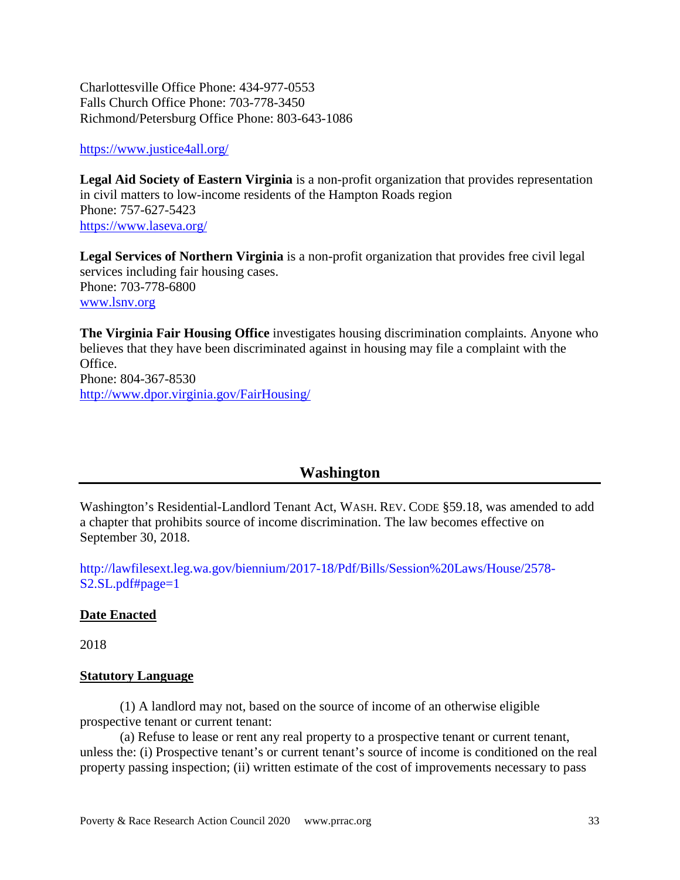Charlottesville Office Phone: 434-977-0553
Falls Church Office Phone: 703-778-3450
Richmond/Petersburg Office Phone: 803-643-1086

https://www.justice4all.org/

**Legal Aid Society of Eastern Virginia** is a non-profit organization that provides representation in civil matters to low-income residents of the Hampton Roads region
Phone: 757-627-5423
https://www.laseva.org/

**Legal Services of Northern Virginia** is a non-profit organization that provides free civil legal services including fair housing cases.
Phone: 703-778-6800
www.lsnv.org

**The Virginia Fair Housing Office** investigates housing discrimination complaints. Anyone who believes that they have been discriminated against in housing may file a complaint with the Office.
Phone: 804-367-8530
http://www.dpor.virginia.gov/FairHousing/

## Washington

Washington's Residential-Landlord Tenant Act, WASH. REV. CODE §59.18, was amended to add a chapter that prohibits source of income discrimination. The law becomes effective on September 30, 2018.

http://lawfilesext.leg.wa.gov/biennium/2017-18/Pdf/Bills/Session%20Laws/House/2578-S2.SL.pdf#page=1

### Date Enacted

2018

### Statutory Language

(1) A landlord may not, based on the source of income of an otherwise eligible prospective tenant or current tenant:

(a) Refuse to lease or rent any real property to a prospective tenant or current tenant, unless the: (i) Prospective tenant's or current tenant's source of income is conditioned on the real property passing inspection; (ii) written estimate of the cost of improvements necessary to pass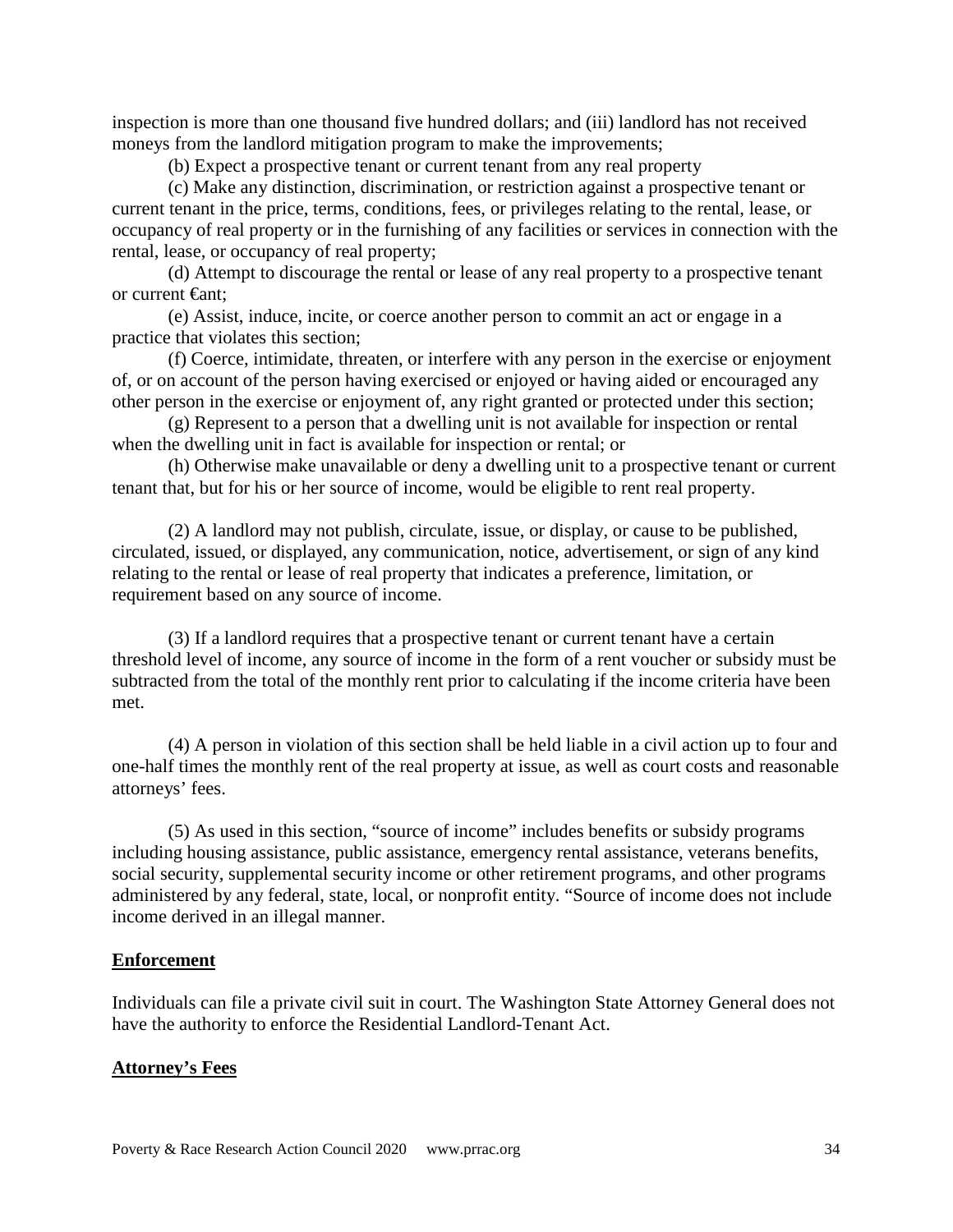inspection is more than one thousand five hundred dollars; and (iii) landlord has not received moneys from the landlord mitigation program to make the improvements;

(b) Expect a prospective tenant or current tenant from any real property

(c) Make any distinction, discrimination, or restriction against a prospective tenant or current tenant in the price, terms, conditions, fees, or privileges relating to the rental, lease, or occupancy of real property or in the furnishing of any facilities or services in connection with the rental, lease, or occupancy of real property;

(d) Attempt to discourage the rental or lease of any real property to a prospective tenant or current €ant;

(e) Assist, induce, incite, or coerce another person to commit an act or engage in a practice that violates this section;

(f) Coerce, intimidate, threaten, or interfere with any person in the exercise or enjoyment of, or on account of the person having exercised or enjoyed or having aided or encouraged any other person in the exercise or enjoyment of, any right granted or protected under this section;

(g) Represent to a person that a dwelling unit is not available for inspection or rental when the dwelling unit in fact is available for inspection or rental; or

(h) Otherwise make unavailable or deny a dwelling unit to a prospective tenant or current tenant that, but for his or her source of income, would be eligible to rent real property.

(2) A landlord may not publish, circulate, issue, or display, or cause to be published, circulated, issued, or displayed, any communication, notice, advertisement, or sign of any kind relating to the rental or lease of real property that indicates a preference, limitation, or requirement based on any source of income.

(3) If a landlord requires that a prospective tenant or current tenant have a certain threshold level of income, any source of income in the form of a rent voucher or subsidy must be subtracted from the total of the monthly rent prior to calculating if the income criteria have been met.

(4) A person in violation of this section shall be held liable in a civil action up to four and one-half times the monthly rent of the real property at issue, as well as court costs and reasonable attorneys' fees.

(5) As used in this section, "source of income" includes benefits or subsidy programs including housing assistance, public assistance, emergency rental assistance, veterans benefits, social security, supplemental security income or other retirement programs, and other programs administered by any federal, state, local, or nonprofit entity. "Source of income does not include income derived in an illegal manner.

**Enforcement**

Individuals can file a private civil suit in court. The Washington State Attorney General does not have the authority to enforce the Residential Landlord-Tenant Act.

**Attorney's Fees**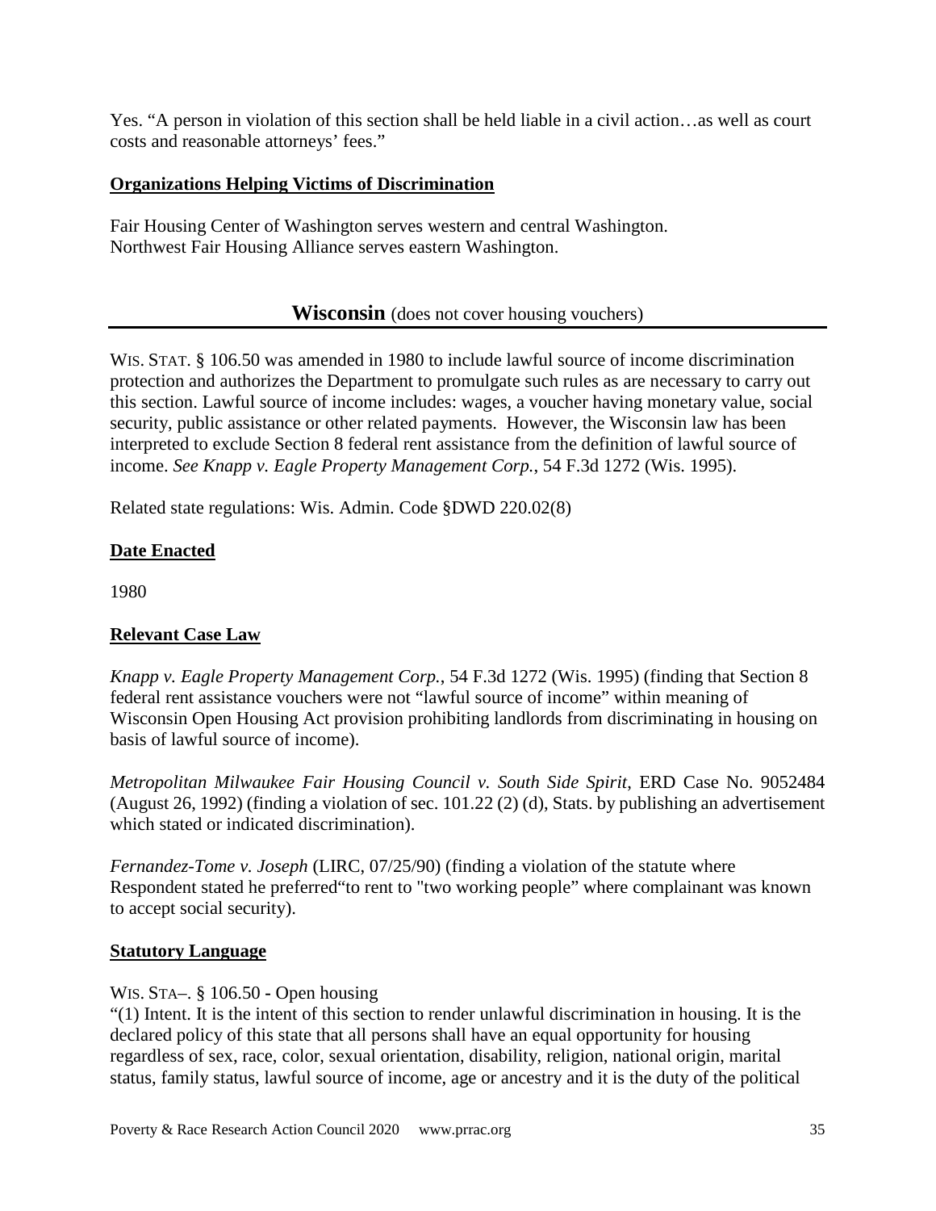Yes. "A person in violation of this section shall be held liable in a civil action…as well as court costs and reasonable attorneys' fees."

**Organizations Helping Victims of Discrimination**

Fair Housing Center of Washington serves western and central Washington.
Northwest Fair Housing Alliance serves eastern Washington.

## **Wisconsin** (does not cover housing vouchers)

WIS. STAT. § 106.50 was amended in 1980 to include lawful source of income discrimination protection and authorizes the Department to promulgate such rules as are necessary to carry out this section. Lawful source of income includes: wages, a voucher having monetary value, social security, public assistance or other related payments. However, the Wisconsin law has been interpreted to exclude Section 8 federal rent assistance from the definition of lawful source of income. *See Knapp v. Eagle Property Management Corp.*, 54 F.3d 1272 (Wis. 1995).

Related state regulations: Wis. Admin. Code §DWD 220.02(8)

**Date Enacted**

1980

**Relevant Case Law**

*Knapp v. Eagle Property Management Corp.*, 54 F.3d 1272 (Wis. 1995) (finding that Section 8 federal rent assistance vouchers were not "lawful source of income" within meaning of Wisconsin Open Housing Act provision prohibiting landlords from discriminating in housing on basis of lawful source of income).

*Metropolitan Milwaukee Fair Housing Council v. South Side Spirit*, ERD Case No. 9052484 (August 26, 1992) (finding a violation of sec. 101.22 (2) (d), Stats. by publishing an advertisement which stated or indicated discrimination).

*Fernandez-Tome v. Joseph* (LIRC, 07/25/90) (finding a violation of the statute where Respondent stated he preferred"to rent to "two working people" where complainant was known to accept social security).

**Statutory Language**

WIS. STA–. § 106.50 - Open housing
"(1) Intent. It is the intent of this section to render unlawful discrimination in housing. It is the declared policy of this state that all persons shall have an equal opportunity for housing regardless of sex, race, color, sexual orientation, disability, religion, national origin, marital status, family status, lawful source of income, age or ancestry and it is the duty of the political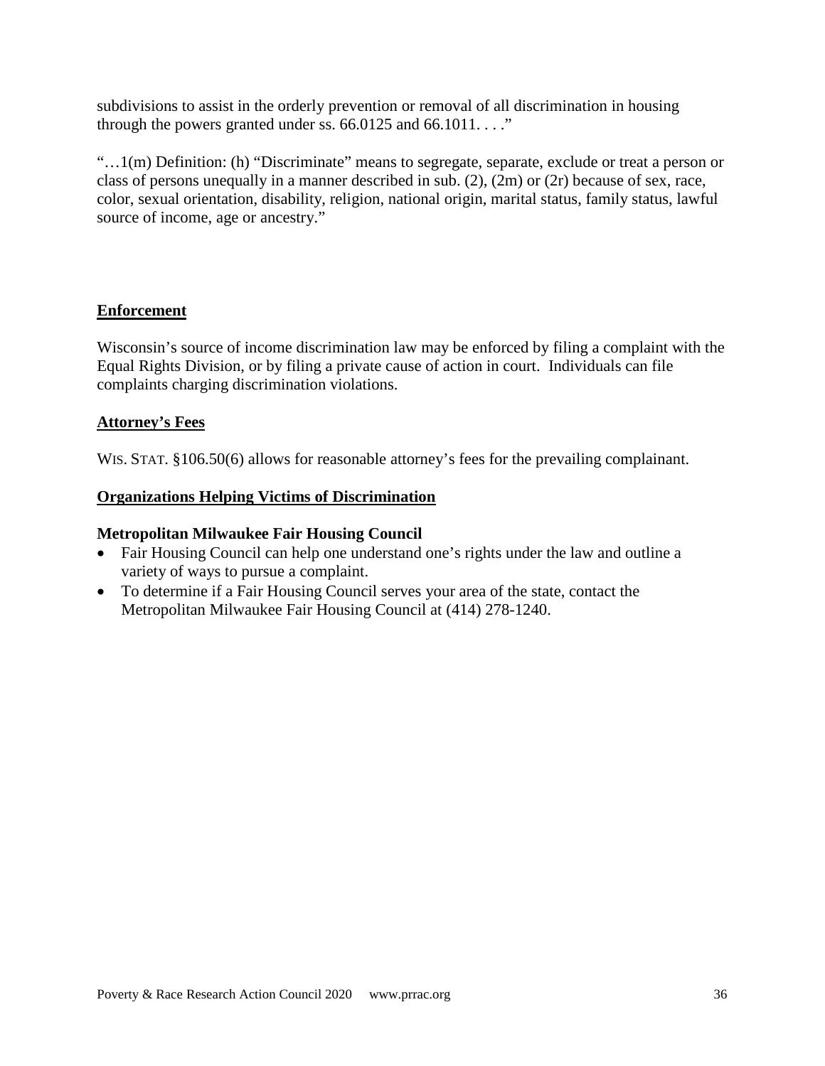subdivisions to assist in the orderly prevention or removal of all discrimination in housing through the powers granted under ss. 66.0125 and 66.1011. . . ."

"…1(m) Definition: (h) "Discriminate" means to segregate, separate, exclude or treat a person or class of persons unequally in a manner described in sub. (2), (2m) or (2r) because of sex, race, color, sexual orientation, disability, religion, national origin, marital status, family status, lawful source of income, age or ancestry."

## Enforcement

Wisconsin's source of income discrimination law may be enforced by filing a complaint with the Equal Rights Division, or by filing a private cause of action in court. Individuals can file complaints charging discrimination violations.

## Attorney's Fees

WIS. STAT. §106.50(6) allows for reasonable attorney's fees for the prevailing complainant.

## Organizations Helping Victims of Discrimination

### Metropolitan Milwaukee Fair Housing Council

- Fair Housing Council can help one understand one's rights under the law and outline a variety of ways to pursue a complaint.
- To determine if a Fair Housing Council serves your area of the state, contact the Metropolitan Milwaukee Fair Housing Council at (414) 278-1240.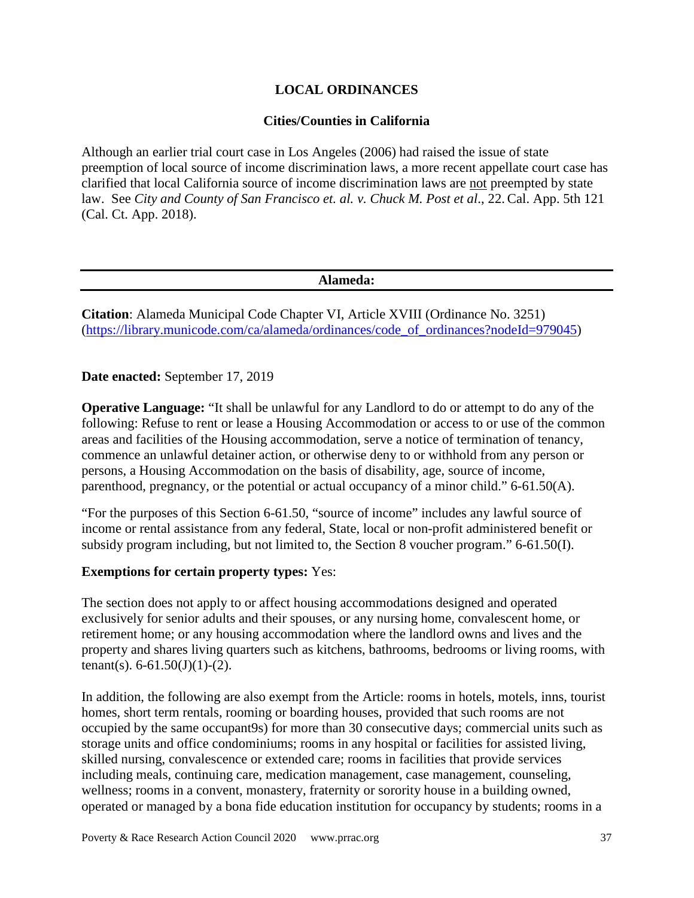## LOCAL ORDINANCES

### Cities/Counties in California

Although an earlier trial court case in Los Angeles (2006) had raised the issue of state preemption of local source of income discrimination laws, a more recent appellate court case has clarified that local California source of income discrimination laws are not preempted by state law. See *City and County of San Francisco et. al. v. Chuck M. Post et al*., 22. Cal. App. 5th 121 (Cal. Ct. App. 2018).

---

### Alameda:

---

**Citation**: Alameda Municipal Code Chapter VI, Article XVIII (Ordinance No. 3251) (https://library.municode.com/ca/alameda/ordinances/code_of_ordinances?nodeId=979045)

**Date enacted:** September 17, 2019

**Operative Language:** "It shall be unlawful for any Landlord to do or attempt to do any of the following: Refuse to rent or lease a Housing Accommodation or access to or use of the common areas and facilities of the Housing accommodation, serve a notice of termination of tenancy, commence an unlawful detainer action, or otherwise deny to or withhold from any person or persons, a Housing Accommodation on the basis of disability, age, source of income, parenthood, pregnancy, or the potential or actual occupancy of a minor child." 6-61.50(A).

"For the purposes of this Section 6-61.50, "source of income" includes any lawful source of income or rental assistance from any federal, State, local or non-profit administered benefit or subsidy program including, but not limited to, the Section 8 voucher program." 6-61.50(I).

**Exemptions for certain property types:** Yes:

The section does not apply to or affect housing accommodations designed and operated exclusively for senior adults and their spouses, or any nursing home, convalescent home, or retirement home; or any housing accommodation where the landlord owns and lives and the property and shares living quarters such as kitchens, bathrooms, bedrooms or living rooms, with tenant(s). 6-61.50(J)(1)-(2).

In addition, the following are also exempt from the Article: rooms in hotels, motels, inns, tourist homes, short term rentals, rooming or boarding houses, provided that such rooms are not occupied by the same occupant9s) for more than 30 consecutive days; commercial units such as storage units and office condominiums; rooms in any hospital or facilities for assisted living, skilled nursing, convalescence or extended care; rooms in facilities that provide services including meals, continuing care, medication management, case management, counseling, wellness; rooms in a convent, monastery, fraternity or sorority house in a building owned, operated or managed by a bona fide education institution for occupancy by students; rooms in a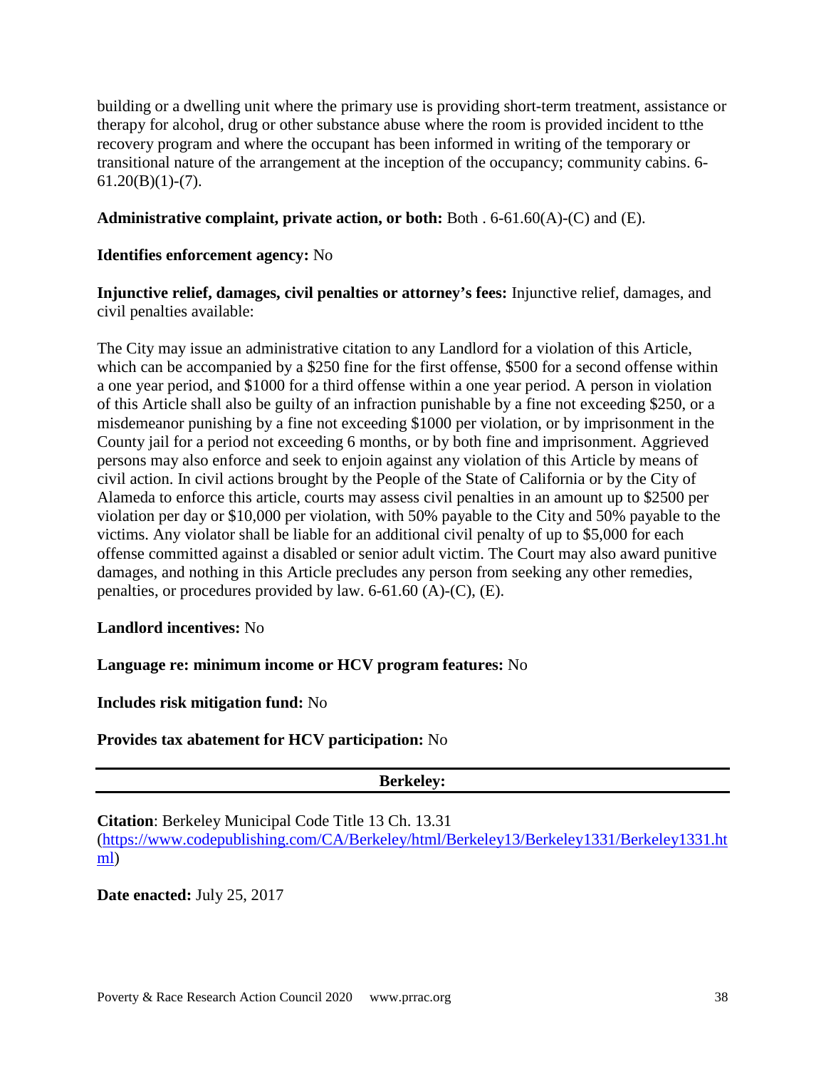building or a dwelling unit where the primary use is providing short-term treatment, assistance or therapy for alcohol, drug or other substance abuse where the room is provided incident to tthe recovery program and where the occupant has been informed in writing of the temporary or transitional nature of the arrangement at the inception of the occupancy; community cabins. 6-61.20(B)(1)-(7).

**Administrative complaint, private action, or both:** Both . 6-61.60(A)-(C) and (E).

**Identifies enforcement agency:** No

**Injunctive relief, damages, civil penalties or attorney's fees:** Injunctive relief, damages, and civil penalties available:

The City may issue an administrative citation to any Landlord for a violation of this Article, which can be accompanied by a $250 fine for the first offense, $500 for a second offense within a one year period, and $1000 for a third offense within a one year period. A person in violation of this Article shall also be guilty of an infraction punishable by a fine not exceeding $250, or a misdemeanor punishing by a fine not exceeding $1000 per violation, or by imprisonment in the County jail for a period not exceeding 6 months, or by both fine and imprisonment. Aggrieved persons may also enforce and seek to enjoin against any violation of this Article by means of civil action. In civil actions brought by the People of the State of California or by the City of Alameda to enforce this article, courts may assess civil penalties in an amount up to $2500 per violation per day or $10,000 per violation, with 50% payable to the City and 50% payable to the victims. Any violator shall be liable for an additional civil penalty of up to $5,000 for each offense committed against a disabled or senior adult victim. The Court may also award punitive damages, and nothing in this Article precludes any person from seeking any other remedies, penalties, or procedures provided by law. 6-61.60 (A)-(C), (E).

**Landlord incentives:** No

**Language re: minimum income or HCV program features:** No

**Includes risk mitigation fund:** No

**Provides tax abatement for HCV participation:** No

## Berkeley:

**Citation**: Berkeley Municipal Code Title 13 Ch. 13.31 ([https://www.codepublishing.com/CA/Berkeley/html/Berkeley13/Berkeley1331/Berkeley1331.html](https://www.codepublishing.com/CA/Berkeley/html/Berkeley13/Berkeley1331/Berkeley1331.html))

**Date enacted:** July 25, 2017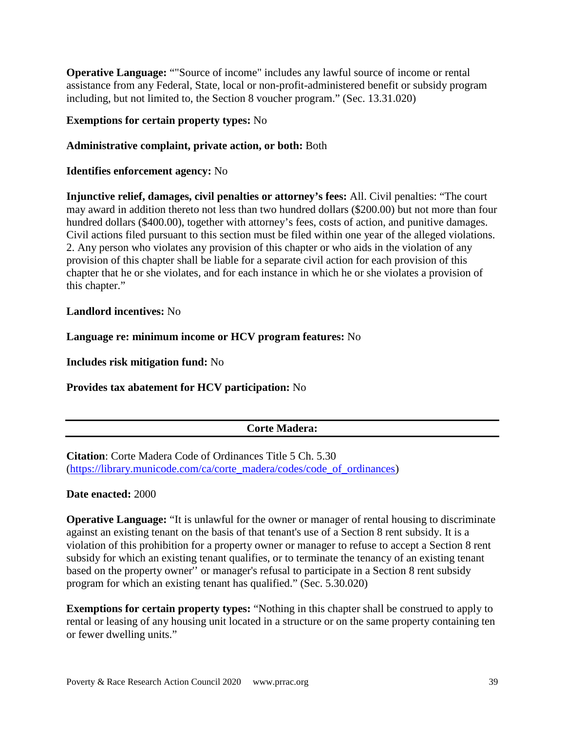**Operative Language:** ""Source of income" includes any lawful source of income or rental assistance from any Federal, State, local or non-profit-administered benefit or subsidy program including, but not limited to, the Section 8 voucher program." (Sec. 13.31.020)

**Exemptions for certain property types:** No

**Administrative complaint, private action, or both:** Both

**Identifies enforcement agency:** No

**Injunctive relief, damages, civil penalties or attorney's fees:** All. Civil penalties: "The court may award in addition thereto not less than two hundred dollars ($200.00) but not more than four hundred dollars ($400.00), together with attorney's fees, costs of action, and punitive damages. Civil actions filed pursuant to this section must be filed within one year of the alleged violations. 2. Any person who violates any provision of this chapter or who aids in the violation of any provision of this chapter shall be liable for a separate civil action for each provision of this chapter that he or she violates, and for each instance in which he or she violates a provision of this chapter."

**Landlord incentives:** No

**Language re: minimum income or HCV program features:** No

**Includes risk mitigation fund:** No

**Provides tax abatement for HCV participation:** No

---

## Corte Madera:

---

**Citation**: Corte Madera Code of Ordinances Title 5 Ch. 5.30 ([https://library.municode.com/ca/corte_madera/codes/code_of_ordinances](https://library.municode.com/ca/corte_madera/codes/code_of_ordinances))

**Date enacted:** 2000

**Operative Language:** "It is unlawful for the owner or manager of rental housing to discriminate against an existing tenant on the basis of that tenant's use of a Section 8 rent subsidy. It is a violation of this prohibition for a property owner or manager to refuse to accept a Section 8 rent subsidy for which an existing tenant qualifies, or to terminate the tenancy of an existing tenant based on the property owner'' or manager's refusal to participate in a Section 8 rent subsidy program for which an existing tenant has qualified." (Sec. 5.30.020)

**Exemptions for certain property types:** "Nothing in this chapter shall be construed to apply to rental or leasing of any housing unit located in a structure or on the same property containing ten or fewer dwelling units."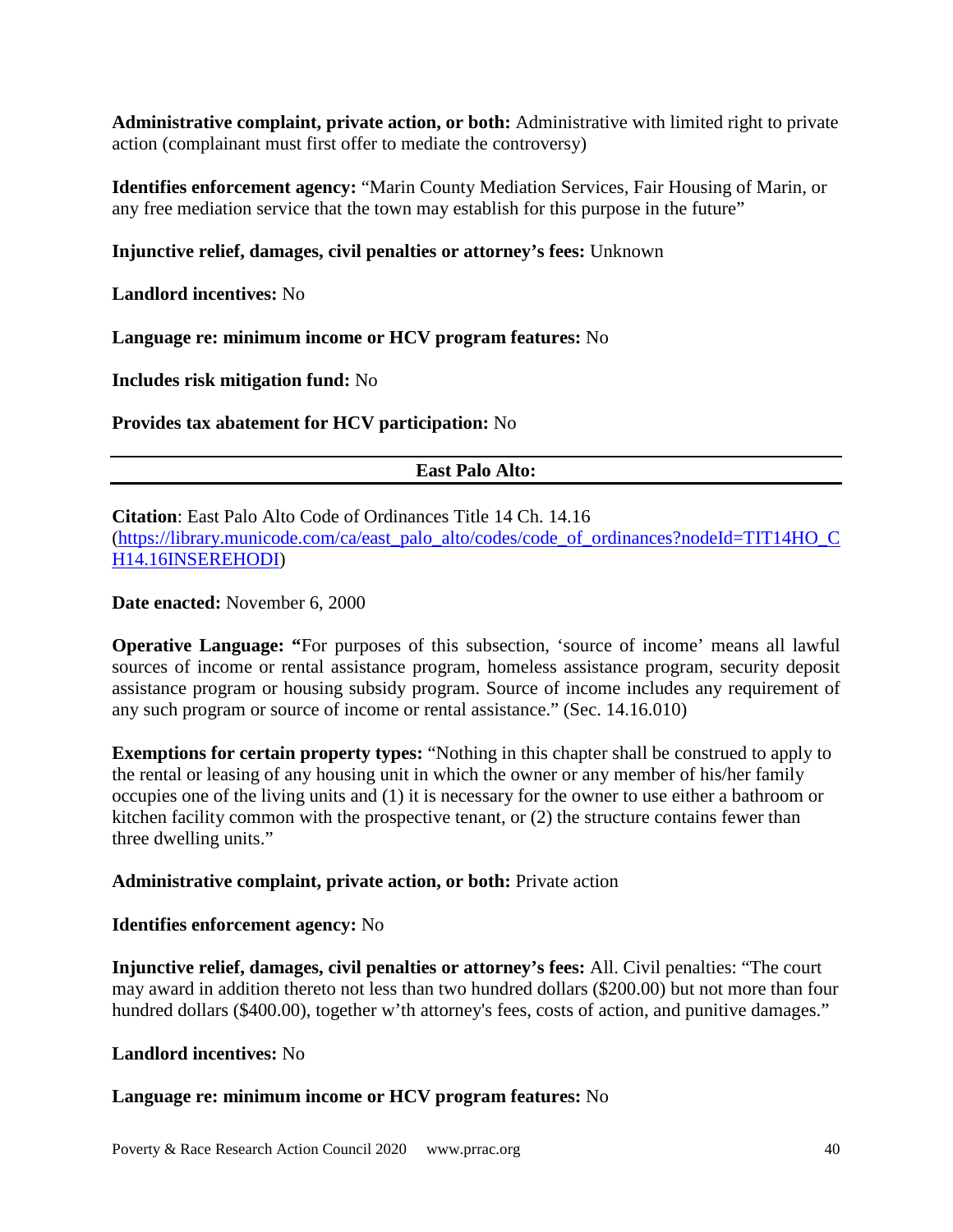**Administrative complaint, private action, or both:** Administrative with limited right to private action (complainant must first offer to mediate the controversy)

**Identifies enforcement agency:** "Marin County Mediation Services, Fair Housing of Marin, or any free mediation service that the town may establish for this purpose in the future"

**Injunctive relief, damages, civil penalties or attorney's fees:** Unknown

**Landlord incentives:** No

**Language re: minimum income or HCV program features:** No

**Includes risk mitigation fund:** No

**Provides tax abatement for HCV participation:** No

---

## East Palo Alto:

---

**Citation**: East Palo Alto Code of Ordinances Title 14 Ch. 14.16 ([https://library.municode.com/ca/east_palo_alto/codes/code_of_ordinances?nodeId=TIT14HO_CH14.16INSEREHODI](https://library.municode.com/ca/east_palo_alto/codes/code_of_ordinances?nodeId=TIT14HO_CH14.16INSEREHODI))

**Date enacted:** November 6, 2000

**Operative Language: "**For purposes of this subsection, 'source of income' means all lawful sources of income or rental assistance program, homeless assistance program, security deposit assistance program or housing subsidy program. Source of income includes any requirement of any such program or source of income or rental assistance." (Sec. 14.16.010)

**Exemptions for certain property types:** "Nothing in this chapter shall be construed to apply to the rental or leasing of any housing unit in which the owner or any member of his/her family occupies one of the living units and (1) it is necessary for the owner to use either a bathroom or kitchen facility common with the prospective tenant, or (2) the structure contains fewer than three dwelling units."

**Administrative complaint, private action, or both:** Private action

**Identifies enforcement agency:** No

**Injunctive relief, damages, civil penalties or attorney's fees:** All. Civil penalties: "The court may award in addition thereto not less than two hundred dollars ($200.00) but not more than four hundred dollars ($400.00), together w'th attorney's fees, costs of action, and punitive damages."

**Landlord incentives:** No

**Language re: minimum income or HCV program features:** No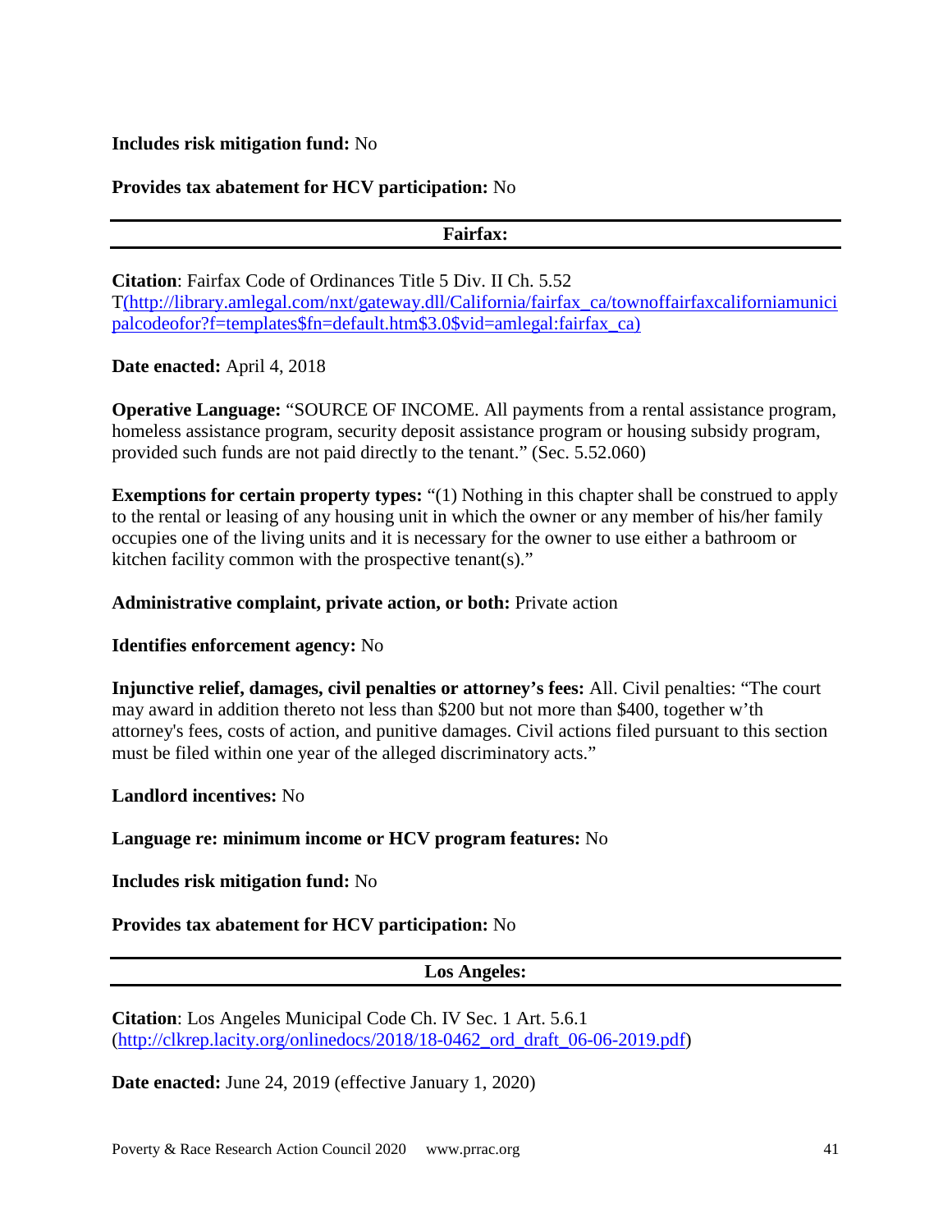**Includes risk mitigation fund:** No

**Provides tax abatement for HCV participation:** No

---

**Fairfax:**

---

**Citation**: Fairfax Code of Ordinances Title 5 Div. II Ch. 5.52 T(http://library.amlegal.com/nxt/gateway.dll/California/fairfax_ca/townoffairfaxcaliforniamunicipalcodeofor?f=templates$fn=default.htm$3.0$vid=amlegal:fairfax_ca)

**Date enacted:** April 4, 2018

**Operative Language:** "SOURCE OF INCOME. All payments from a rental assistance program, homeless assistance program, security deposit assistance program or housing subsidy program, provided such funds are not paid directly to the tenant." (Sec. 5.52.060)

**Exemptions for certain property types:** "(1) Nothing in this chapter shall be construed to apply to the rental or leasing of any housing unit in which the owner or any member of his/her family occupies one of the living units and it is necessary for the owner to use either a bathroom or kitchen facility common with the prospective tenant(s)."

**Administrative complaint, private action, or both:** Private action

**Identifies enforcement agency:** No

**Injunctive relief, damages, civil penalties or attorney's fees:** All. Civil penalties: "The court may award in addition thereto not less than $200 but not more than $400, together w'th attorney's fees, costs of action, and punitive damages. Civil actions filed pursuant to this section must be filed within one year of the alleged discriminatory acts."

**Landlord incentives:** No

**Language re: minimum income or HCV program features:** No

**Includes risk mitigation fund:** No

**Provides tax abatement for HCV participation:** No

---

**Los Angeles:**

---

**Citation**: Los Angeles Municipal Code Ch. IV Sec. 1 Art. 5.6.1 (http://clkrep.lacity.org/onlinedocs/2018/18-0462_ord_draft_06-06-2019.pdf)

**Date enacted:** June 24, 2019 (effective January 1, 2020)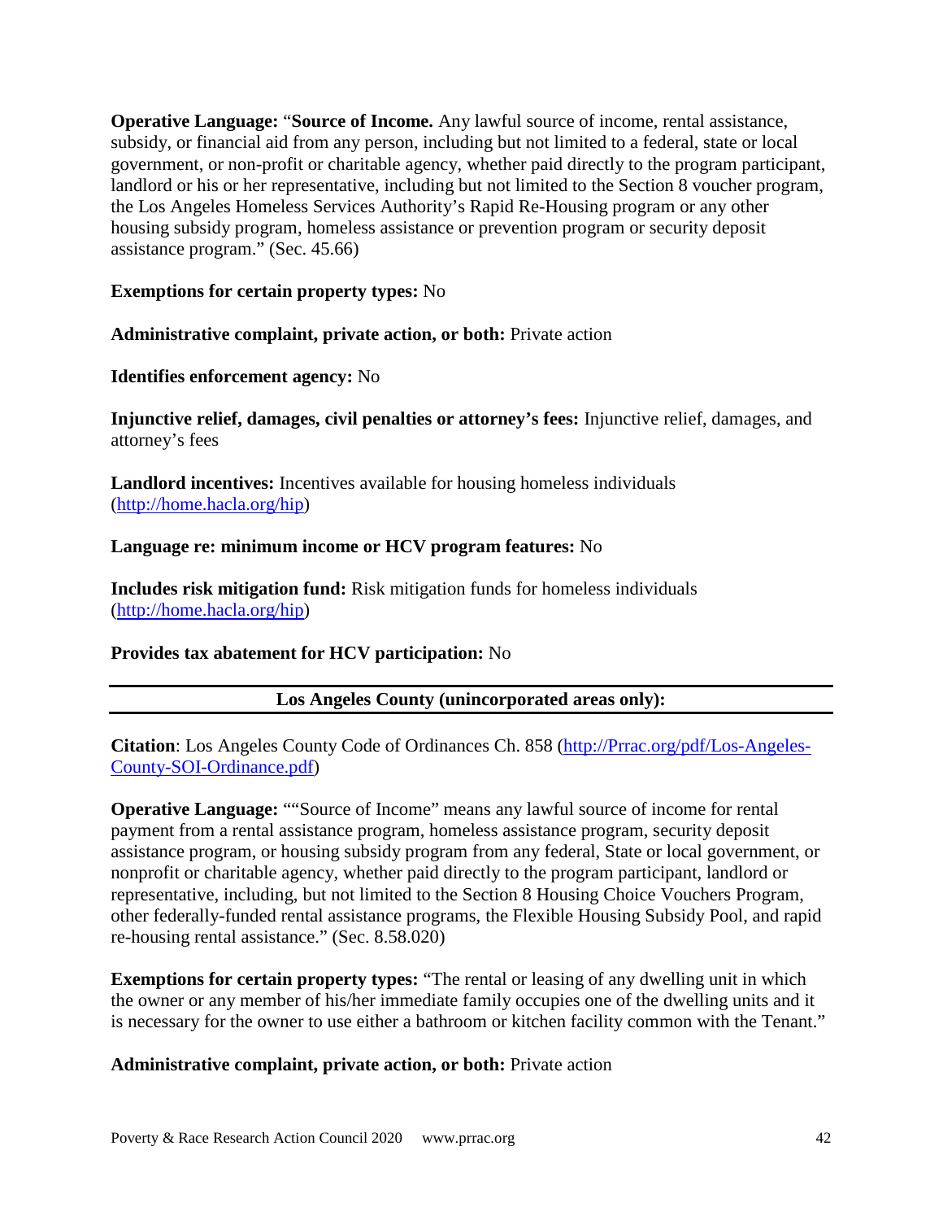**Operative Language:** "**Source of Income.** Any lawful source of income, rental assistance, subsidy, or financial aid from any person, including but not limited to a federal, state or local government, or non-profit or charitable agency, whether paid directly to the program participant, landlord or his or her representative, including but not limited to the Section 8 voucher program, the Los Angeles Homeless Services Authority's Rapid Re-Housing program or any other housing subsidy program, homeless assistance or prevention program or security deposit assistance program." (Sec. 45.66)

**Exemptions for certain property types:** No

**Administrative complaint, private action, or both:** Private action

**Identifies enforcement agency:** No

**Injunctive relief, damages, civil penalties or attorney's fees:** Injunctive relief, damages, and attorney's fees

**Landlord incentives:** Incentives available for housing homeless individuals (http://home.hacla.org/hip)

**Language re: minimum income or HCV program features:** No

**Includes risk mitigation fund:** Risk mitigation funds for homeless individuals (http://home.hacla.org/hip)

**Provides tax abatement for HCV participation:** No

---

**Los Angeles County (unincorporated areas only):**

---

**Citation**: Los Angeles County Code of Ordinances Ch. 858 (http://Prrac.org/pdf/Los-Angeles-County-SOI-Ordinance.pdf)

**Operative Language:** ""Source of Income" means any lawful source of income for rental payment from a rental assistance program, homeless assistance program, security deposit assistance program, or housing subsidy program from any federal, State or local government, or nonprofit or charitable agency, whether paid directly to the program participant, landlord or representative, including, but not limited to the Section 8 Housing Choice Vouchers Program, other federally-funded rental assistance programs, the Flexible Housing Subsidy Pool, and rapid re-housing rental assistance." (Sec. 8.58.020)

**Exemptions for certain property types:** "The rental or leasing of any dwelling unit in which the owner or any member of his/her immediate family occupies one of the dwelling units and it is necessary for the owner to use either a bathroom or kitchen facility common with the Tenant."

**Administrative complaint, private action, or both:** Private action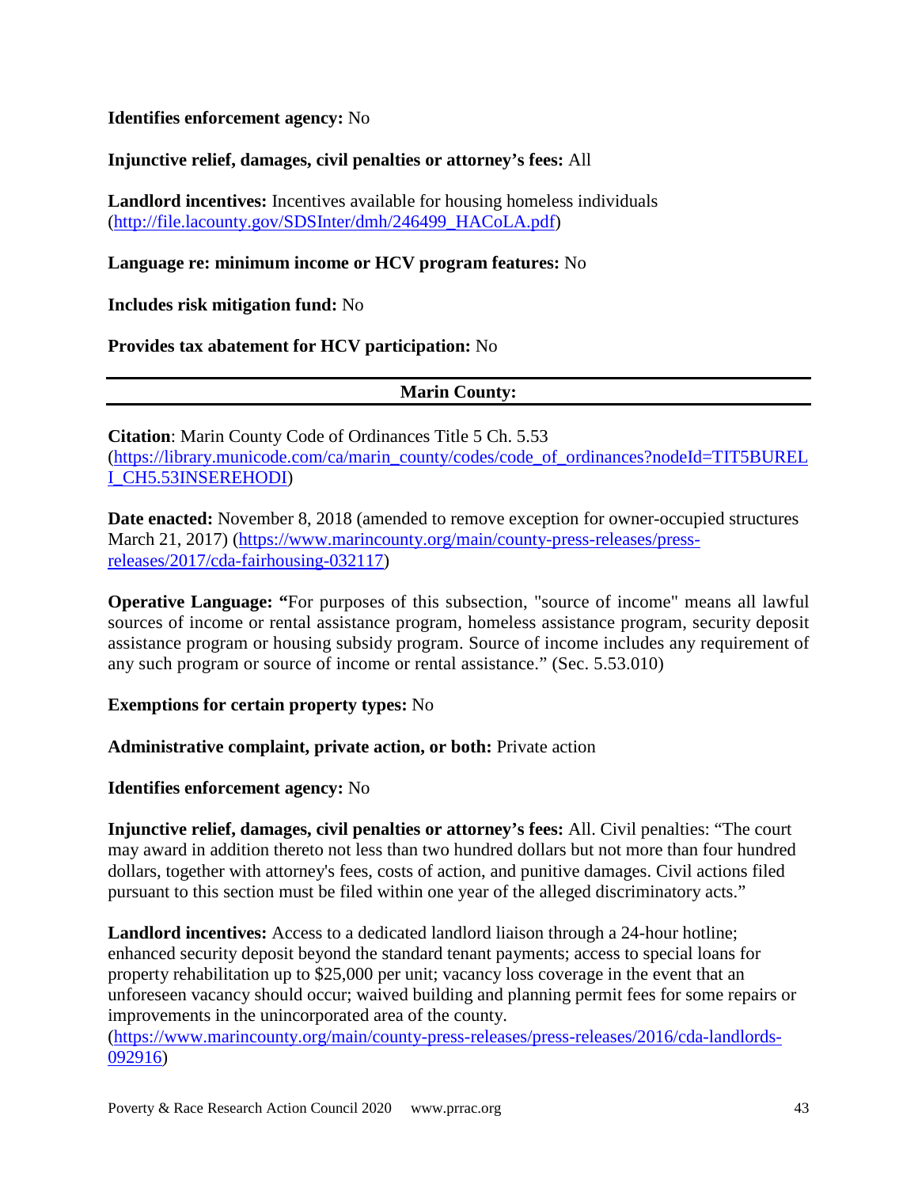**Identifies enforcement agency:** No

**Injunctive relief, damages, civil penalties or attorney's fees:** All

**Landlord incentives:** Incentives available for housing homeless individuals (http://file.lacounty.gov/SDSInter/dmh/246499_HACoLA.pdf)

**Language re: minimum income or HCV program features:** No

**Includes risk mitigation fund:** No

**Provides tax abatement for HCV participation:** No

---

**Marin County:**

---

**Citation**: Marin County Code of Ordinances Title 5 Ch. 5.53 (https://library.municode.com/ca/marin_county/codes/code_of_ordinances?nodeId=TIT5BURELI_CH5.53INSEREHODI)

**Date enacted:** November 8, 2018 (amended to remove exception for owner-occupied structures March 21, 2017) (https://www.marincounty.org/main/county-press-releases/press-releases/2017/cda-fairhousing-032117)

**Operative Language: "**For purposes of this subsection, "source of income" means all lawful sources of income or rental assistance program, homeless assistance program, security deposit assistance program or housing subsidy program. Source of income includes any requirement of any such program or source of income or rental assistance." (Sec. 5.53.010)

**Exemptions for certain property types:** No

**Administrative complaint, private action, or both:** Private action

**Identifies enforcement agency:** No

**Injunctive relief, damages, civil penalties or attorney's fees:** All. Civil penalties: "The court may award in addition thereto not less than two hundred dollars but not more than four hundred dollars, together with attorney's fees, costs of action, and punitive damages. Civil actions filed pursuant to this section must be filed within one year of the alleged discriminatory acts."

**Landlord incentives:** Access to a dedicated landlord liaison through a 24-hour hotline; enhanced security deposit beyond the standard tenant payments; access to special loans for property rehabilitation up to $25,000 per unit; vacancy loss coverage in the event that an unforeseen vacancy should occur; waived building and planning permit fees for some repairs or improvements in the unincorporated area of the county. (https://www.marincounty.org/main/county-press-releases/press-releases/2016/cda-landlords-092916)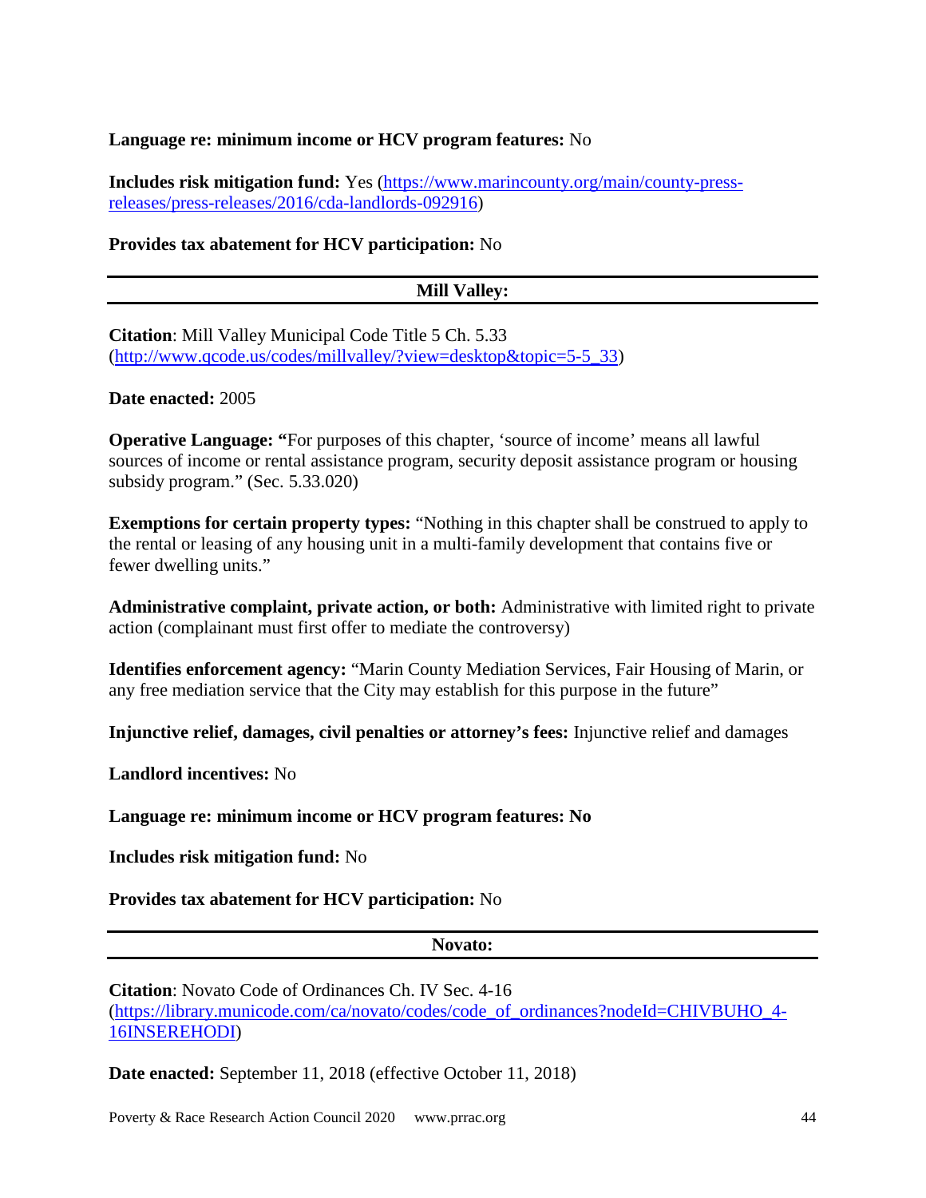**Language re: minimum income or HCV program features:** No

**Includes risk mitigation fund:** Yes (https://www.marincounty.org/main/county-press-releases/press-releases/2016/cda-landlords-092916)

**Provides tax abatement for HCV participation:** No

---

## Mill Valley:

---

**Citation**: Mill Valley Municipal Code Title 5 Ch. 5.33 (http://www.qcode.us/codes/millvalley/?view=desktop&topic=5-5_33)

**Date enacted:** 2005

**Operative Language: "**For purposes of this chapter, 'source of income' means all lawful sources of income or rental assistance program, security deposit assistance program or housing subsidy program." (Sec. 5.33.020)

**Exemptions for certain property types:** "Nothing in this chapter shall be construed to apply to the rental or leasing of any housing unit in a multi-family development that contains five or fewer dwelling units."

**Administrative complaint, private action, or both:** Administrative with limited right to private action (complainant must first offer to mediate the controversy)

**Identifies enforcement agency:** "Marin County Mediation Services, Fair Housing of Marin, or any free mediation service that the City may establish for this purpose in the future"

**Injunctive relief, damages, civil penalties or attorney's fees:** Injunctive relief and damages

**Landlord incentives:** No

**Language re: minimum income or HCV program features: No**

**Includes risk mitigation fund:** No

**Provides tax abatement for HCV participation:** No

---

## Novato:

---

**Citation**: Novato Code of Ordinances Ch. IV Sec. 4-16 (https://library.municode.com/ca/novato/codes/code_of_ordinances?nodeId=CHIVBUHO_4-16INSEREHODI)

**Date enacted:** September 11, 2018 (effective October 11, 2018)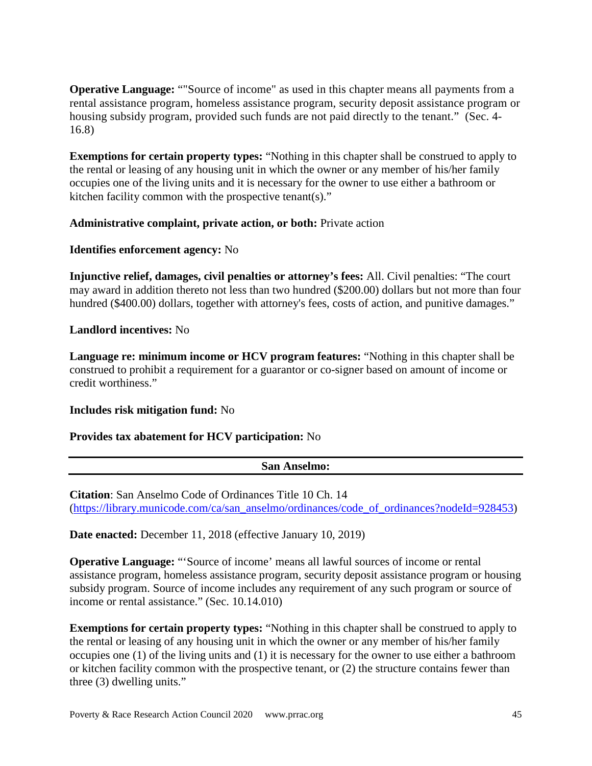**Operative Language:** ""Source of income" as used in this chapter means all payments from a rental assistance program, homeless assistance program, security deposit assistance program or housing subsidy program, provided such funds are not paid directly to the tenant." (Sec. 4-16.8)

**Exemptions for certain property types:** "Nothing in this chapter shall be construed to apply to the rental or leasing of any housing unit in which the owner or any member of his/her family occupies one of the living units and it is necessary for the owner to use either a bathroom or kitchen facility common with the prospective tenant(s)."

**Administrative complaint, private action, or both:** Private action

**Identifies enforcement agency:** No

**Injunctive relief, damages, civil penalties or attorney's fees:** All. Civil penalties: "The court may award in addition thereto not less than two hundred ($200.00) dollars but not more than four hundred ($400.00) dollars, together with attorney's fees, costs of action, and punitive damages."

**Landlord incentives:** No

**Language re: minimum income or HCV program features:** "Nothing in this chapter shall be construed to prohibit a requirement for a guarantor or co-signer based on amount of income or credit worthiness."

**Includes risk mitigation fund:** No

**Provides tax abatement for HCV participation:** No

---

**San Anselmo:**

---

**Citation**: San Anselmo Code of Ordinances Title 10 Ch. 14 (https://library.municode.com/ca/san_anselmo/ordinances/code_of_ordinances?nodeId=928453)

**Date enacted:** December 11, 2018 (effective January 10, 2019)

**Operative Language:** "'Source of income' means all lawful sources of income or rental assistance program, homeless assistance program, security deposit assistance program or housing subsidy program. Source of income includes any requirement of any such program or source of income or rental assistance." (Sec. 10.14.010)

**Exemptions for certain property types:** "Nothing in this chapter shall be construed to apply to the rental or leasing of any housing unit in which the owner or any member of his/her family occupies one (1) of the living units and (1) it is necessary for the owner to use either a bathroom or kitchen facility common with the prospective tenant, or (2) the structure contains fewer than three (3) dwelling units."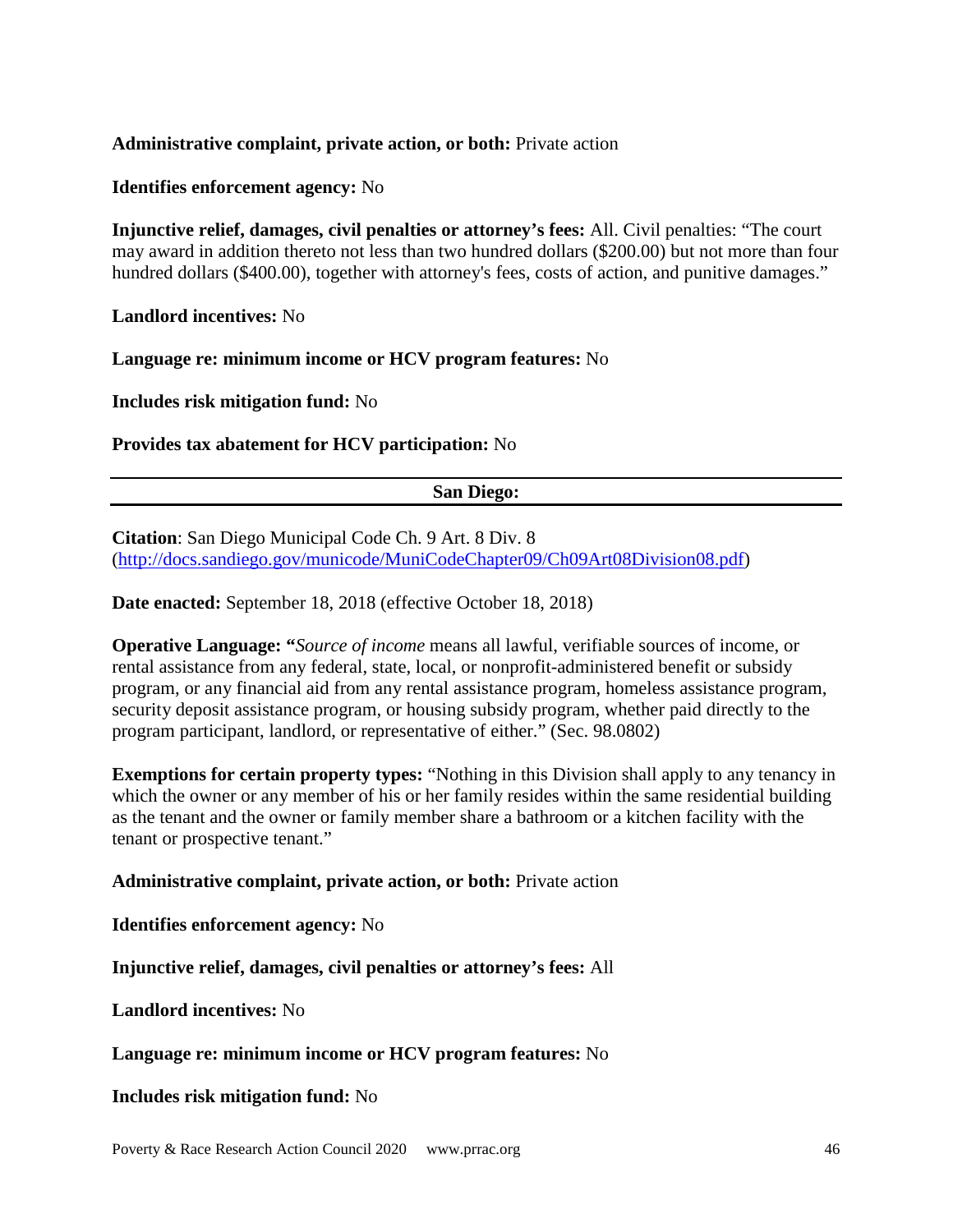**Administrative complaint, private action, or both:** Private action

**Identifies enforcement agency:** No

**Injunctive relief, damages, civil penalties or attorney's fees:** All. Civil penalties: "The court may award in addition thereto not less than two hundred dollars ($200.00) but not more than four hundred dollars ($400.00), together with attorney's fees, costs of action, and punitive damages."

**Landlord incentives:** No

**Language re: minimum income or HCV program features:** No

**Includes risk mitigation fund:** No

**Provides tax abatement for HCV participation:** No

---

## San Diego:

---

**Citation**: San Diego Municipal Code Ch. 9 Art. 8 Div. 8 (http://docs.sandiego.gov/municode/MuniCodeChapter09/Ch09Art08Division08.pdf)

**Date enacted:** September 18, 2018 (effective October 18, 2018)

**Operative Language: "***Source of income* means all lawful, verifiable sources of income, or rental assistance from any federal, state, local, or nonprofit-administered benefit or subsidy program, or any financial aid from any rental assistance program, homeless assistance program, security deposit assistance program, or housing subsidy program, whether paid directly to the program participant, landlord, or representative of either." (Sec. 98.0802)

**Exemptions for certain property types:** "Nothing in this Division shall apply to any tenancy in which the owner or any member of his or her family resides within the same residential building as the tenant and the owner or family member share a bathroom or a kitchen facility with the tenant or prospective tenant."

**Administrative complaint, private action, or both:** Private action

**Identifies enforcement agency:** No

**Injunctive relief, damages, civil penalties or attorney's fees:** All

**Landlord incentives:** No

**Language re: minimum income or HCV program features:** No

**Includes risk mitigation fund:** No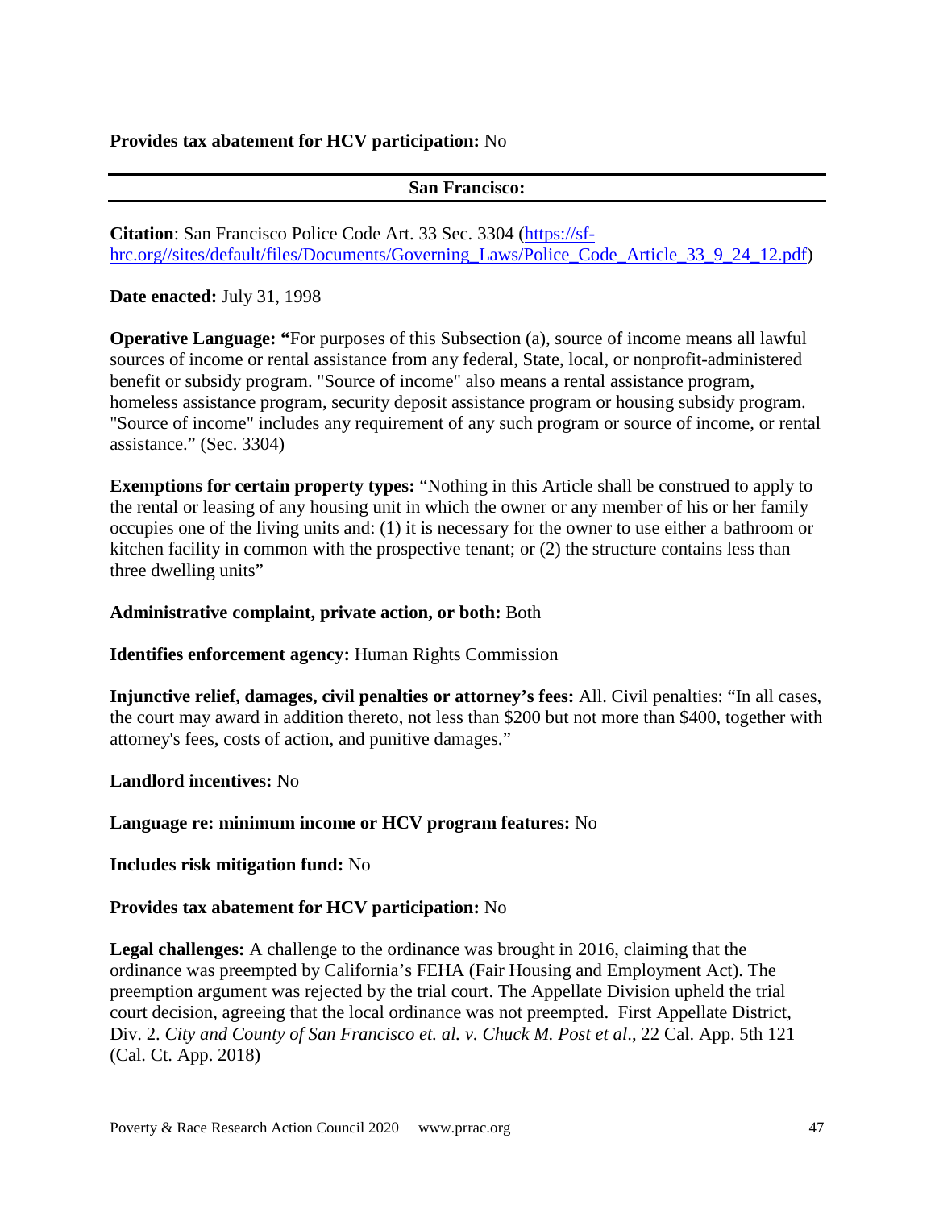**Provides tax abatement for HCV participation:** No

---

## San Francisco:

---

**Citation**: San Francisco Police Code Art. 33 Sec. 3304 (https://sf-hrc.org//sites/default/files/Documents/Governing_Laws/Police_Code_Article_33_9_24_12.pdf)

**Date enacted:** July 31, 1998

**Operative Language: "**For purposes of this Subsection (a), source of income means all lawful sources of income or rental assistance from any federal, State, local, or nonprofit-administered benefit or subsidy program. "Source of income" also means a rental assistance program, homeless assistance program, security deposit assistance program or housing subsidy program. "Source of income" includes any requirement of any such program or source of income, or rental assistance." (Sec. 3304)

**Exemptions for certain property types:** "Nothing in this Article shall be construed to apply to the rental or leasing of any housing unit in which the owner or any member of his or her family occupies one of the living units and: (1) it is necessary for the owner to use either a bathroom or kitchen facility in common with the prospective tenant; or (2) the structure contains less than three dwelling units"

**Administrative complaint, private action, or both:** Both

**Identifies enforcement agency:** Human Rights Commission

**Injunctive relief, damages, civil penalties or attorney's fees:** All. Civil penalties: "In all cases, the court may award in addition thereto, not less than $200 but not more than $400, together with attorney's fees, costs of action, and punitive damages."

**Landlord incentives:** No

**Language re: minimum income or HCV program features:** No

**Includes risk mitigation fund:** No

**Provides tax abatement for HCV participation:** No

**Legal challenges:** A challenge to the ordinance was brought in 2016, claiming that the ordinance was preempted by California's FEHA (Fair Housing and Employment Act). The preemption argument was rejected by the trial court. The Appellate Division upheld the trial court decision, agreeing that the local ordinance was not preempted. First Appellate District, Div. 2. *City and County of San Francisco et. al. v. Chuck M. Post et al*., 22 Cal. App. 5th 121 (Cal. Ct. App. 2018)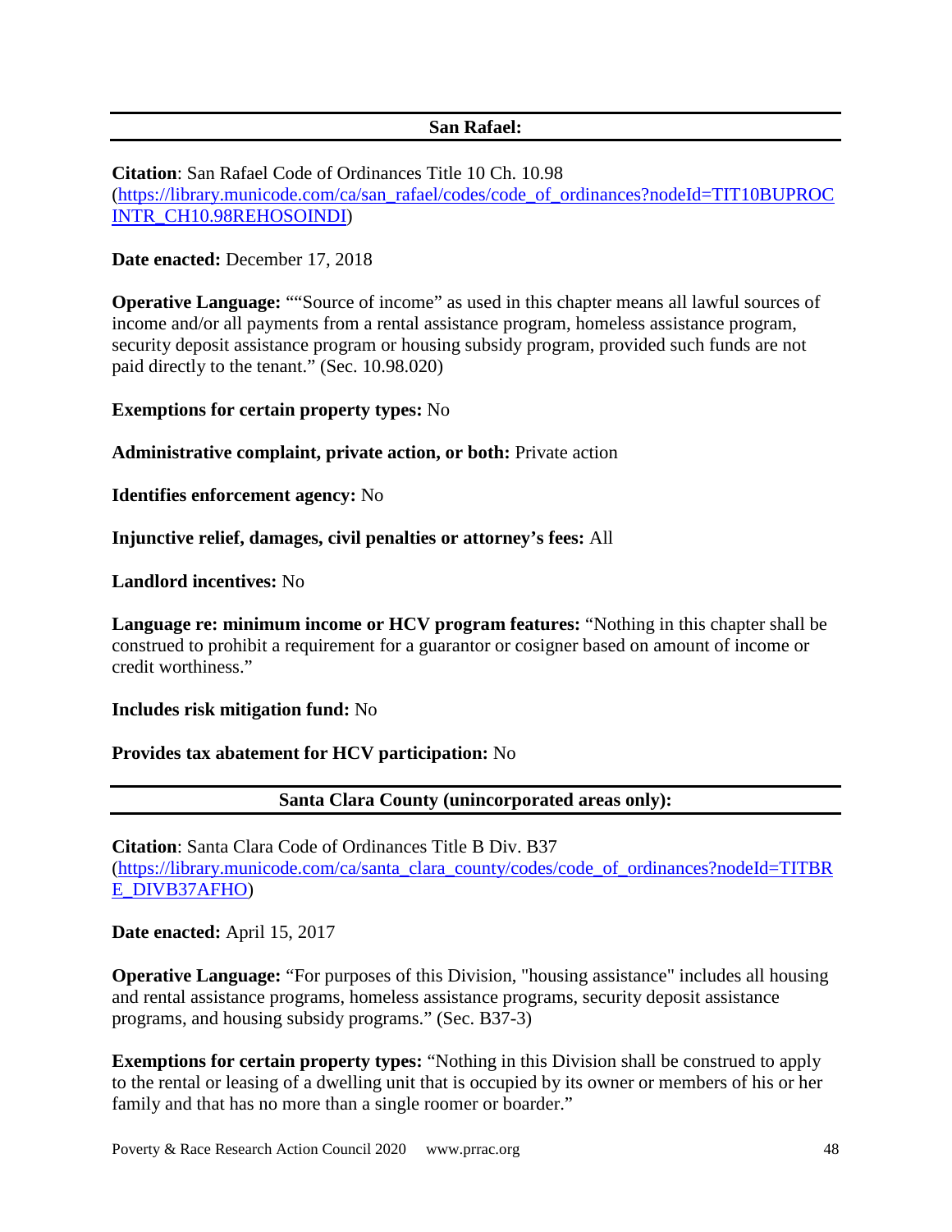## San Rafael:

**Citation**: San Rafael Code of Ordinances Title 10 Ch. 10.98 (https://library.municode.com/ca/san_rafael/codes/code_of_ordinances?nodeId=TIT10BUPROCINTR_CH10.98REHOSOINDI)

**Date enacted:** December 17, 2018

**Operative Language:** ""Source of income" as used in this chapter means all lawful sources of income and/or all payments from a rental assistance program, homeless assistance program, security deposit assistance program or housing subsidy program, provided such funds are not paid directly to the tenant." (Sec. 10.98.020)

**Exemptions for certain property types:** No

**Administrative complaint, private action, or both:** Private action

**Identifies enforcement agency:** No

**Injunctive relief, damages, civil penalties or attorney's fees:** All

**Landlord incentives:** No

**Language re: minimum income or HCV program features:** "Nothing in this chapter shall be construed to prohibit a requirement for a guarantor or cosigner based on amount of income or credit worthiness."

**Includes risk mitigation fund:** No

**Provides tax abatement for HCV participation:** No

## Santa Clara County (unincorporated areas only):

**Citation**: Santa Clara Code of Ordinances Title B Div. B37 (https://library.municode.com/ca/santa_clara_county/codes/code_of_ordinances?nodeId=TITBRE_DIVB37AFHO)

**Date enacted:** April 15, 2017

**Operative Language:** "For purposes of this Division, "housing assistance" includes all housing and rental assistance programs, homeless assistance programs, security deposit assistance programs, and housing subsidy programs." (Sec. B37-3)

**Exemptions for certain property types:** "Nothing in this Division shall be construed to apply to the rental or leasing of a dwelling unit that is occupied by its owner or members of his or her family and that has no more than a single roomer or boarder."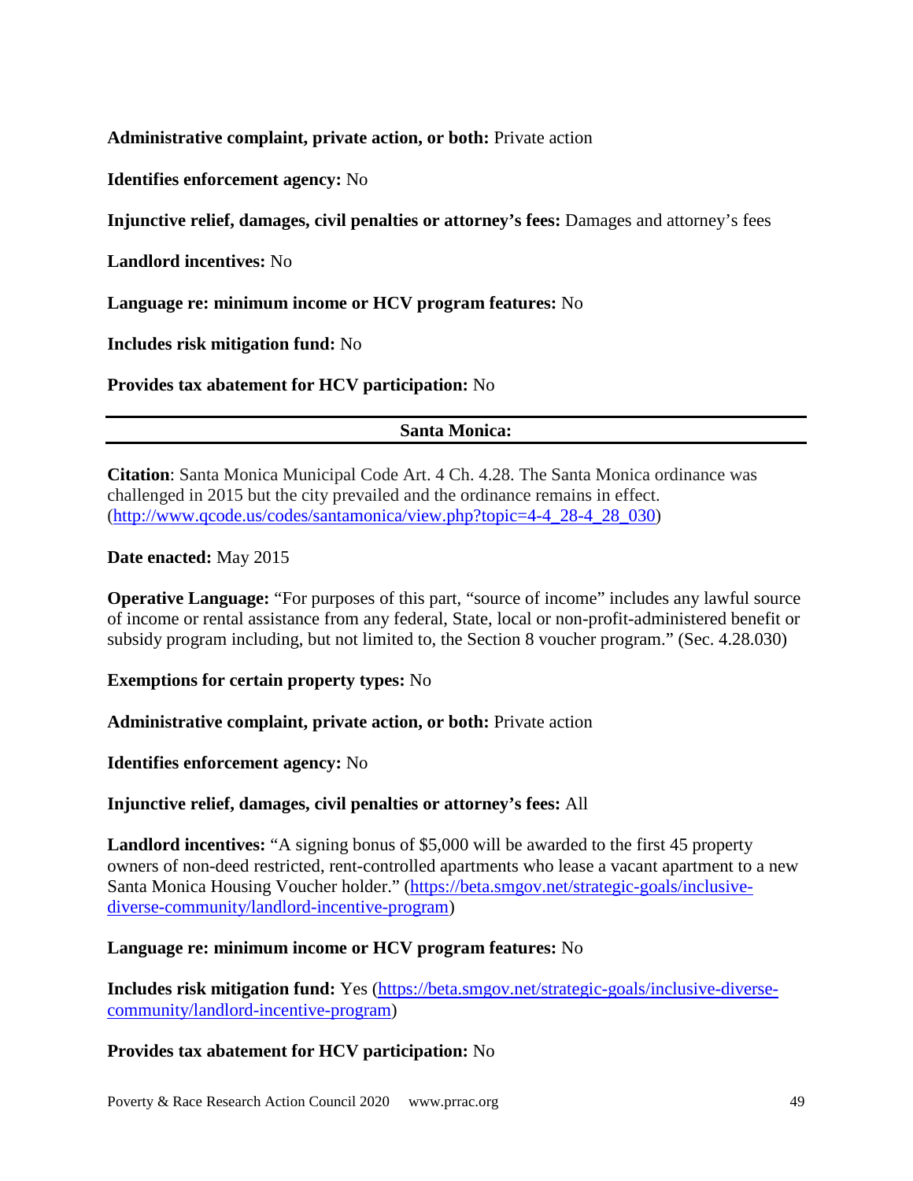**Administrative complaint, private action, or both:** Private action

**Identifies enforcement agency:** No

**Injunctive relief, damages, civil penalties or attorney's fees:** Damages and attorney's fees

**Landlord incentives:** No

**Language re: minimum income or HCV program features:** No

**Includes risk mitigation fund:** No

**Provides tax abatement for HCV participation:** No

---

### Santa Monica:

---

**Citation**: Santa Monica Municipal Code Art. 4 Ch. 4.28. The Santa Monica ordinance was challenged in 2015 but the city prevailed and the ordinance remains in effect. (http://www.qcode.us/codes/santamonica/view.php?topic=4-4_28-4_28_030)

**Date enacted:** May 2015

**Operative Language:** "For purposes of this part, "source of income" includes any lawful source of income or rental assistance from any federal, State, local or non-profit-administered benefit or subsidy program including, but not limited to, the Section 8 voucher program." (Sec. 4.28.030)

**Exemptions for certain property types:** No

**Administrative complaint, private action, or both:** Private action

**Identifies enforcement agency:** No

**Injunctive relief, damages, civil penalties or attorney's fees:** All

**Landlord incentives:** "A signing bonus of $5,000 will be awarded to the first 45 property owners of non-deed restricted, rent-controlled apartments who lease a vacant apartment to a new Santa Monica Housing Voucher holder." (https://beta.smgov.net/strategic-goals/inclusive-diverse-community/landlord-incentive-program)

**Language re: minimum income or HCV program features:** No

**Includes risk mitigation fund:** Yes (https://beta.smgov.net/strategic-goals/inclusive-diverse-community/landlord-incentive-program)

**Provides tax abatement for HCV participation:** No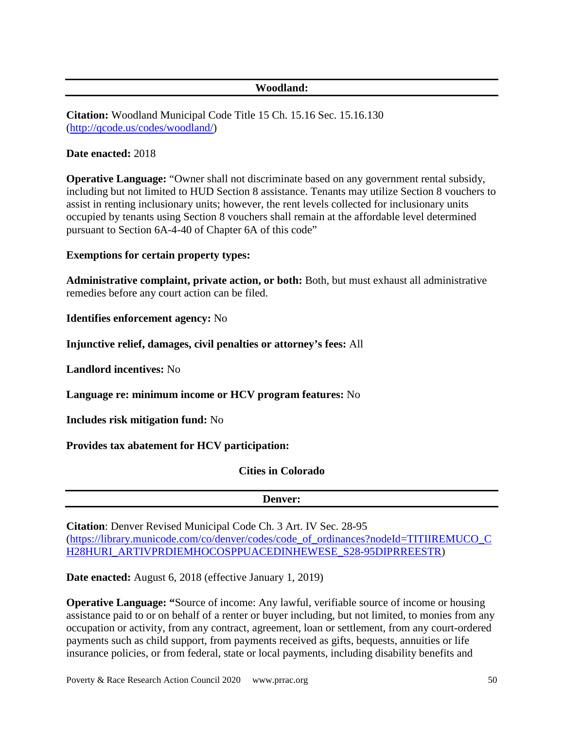### Woodland:

**Citation:** Woodland Municipal Code Title 15 Ch. 15.16 Sec. 15.16.130 (http://qcode.us/codes/woodland/)

**Date enacted:** 2018

**Operative Language:** "Owner shall not discriminate based on any government rental subsidy, including but not limited to HUD Section 8 assistance. Tenants may utilize Section 8 vouchers to assist in renting inclusionary units; however, the rent levels collected for inclusionary units occupied by tenants using Section 8 vouchers shall remain at the affordable level determined pursuant to Section 6A-4-40 of Chapter 6A of this code"

**Exemptions for certain property types:**

**Administrative complaint, private action, or both:** Both, but must exhaust all administrative remedies before any court action can be filed.

**Identifies enforcement agency:** No

**Injunctive relief, damages, civil penalties or attorney's fees:** All

**Landlord incentives:** No

**Language re: minimum income or HCV program features:** No

**Includes risk mitigation fund:** No

**Provides tax abatement for HCV participation:**

## Cities in Colorado

### Denver:

**Citation**: Denver Revised Municipal Code Ch. 3 Art. IV Sec. 28-95 (https://library.municode.com/co/denver/codes/code_of_ordinances?nodeId=TITIIREMUCO_CH28HURI_ARTIVPRDIEMHOCOSPPUACEDINHEWESE_S28-95DIPRREESTR)

**Date enacted:** August 6, 2018 (effective January 1, 2019)

**Operative Language: "**Source of income: Any lawful, verifiable source of income or housing assistance paid to or on behalf of a renter or buyer including, but not limited, to monies from any occupation or activity, from any contract, agreement, loan or settlement, from any court-ordered payments such as child support, from payments received as gifts, bequests, annuities or life insurance policies, or from federal, state or local payments, including disability benefits and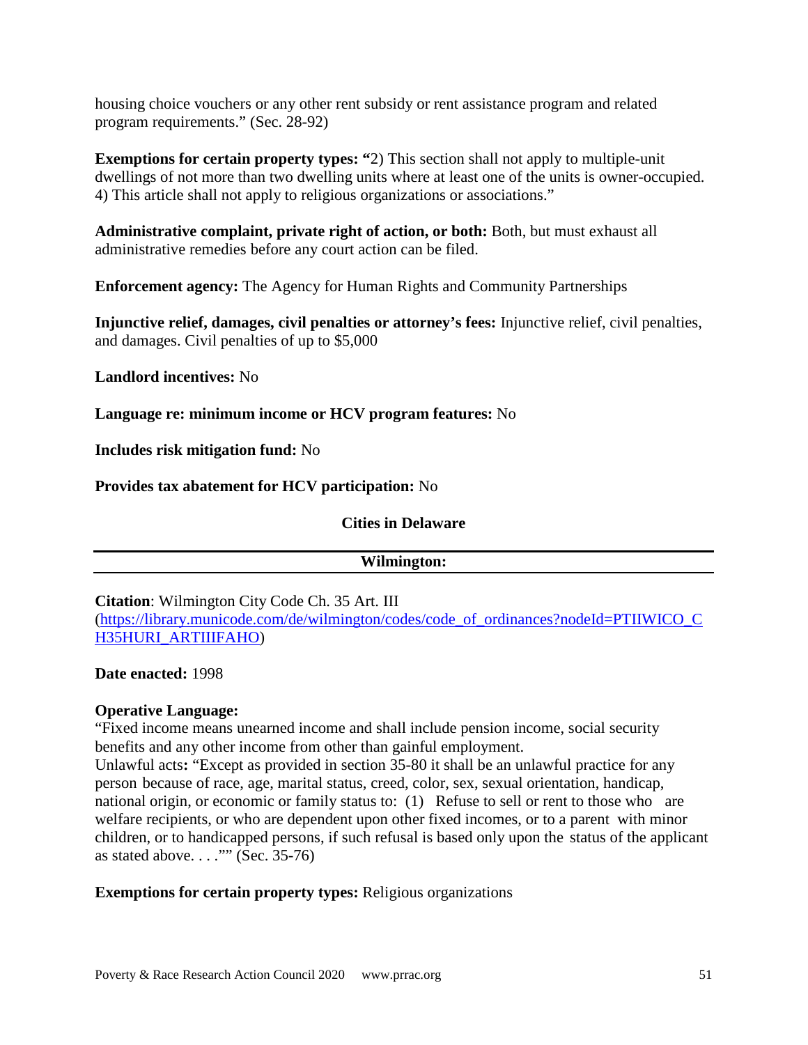housing choice vouchers or any other rent subsidy or rent assistance program and related program requirements." (Sec. 28-92)

**Exemptions for certain property types: "**2) This section shall not apply to multiple-unit dwellings of not more than two dwelling units where at least one of the units is owner-occupied. 4) This article shall not apply to religious organizations or associations."

**Administrative complaint, private right of action, or both:** Both, but must exhaust all administrative remedies before any court action can be filed.

**Enforcement agency:** The Agency for Human Rights and Community Partnerships

**Injunctive relief, damages, civil penalties or attorney's fees:** Injunctive relief, civil penalties, and damages. Civil penalties of up to $5,000

**Landlord incentives:** No

**Language re: minimum income or HCV program features:** No

**Includes risk mitigation fund:** No

**Provides tax abatement for HCV participation:** No

## Cities in Delaware

### Wilmington:

**Citation**: Wilmington City Code Ch. 35 Art. III (https://library.municode.com/de/wilmington/codes/code_of_ordinances?nodeId=PTIIWICO_CH35HURI_ARTIIIFAHO)

**Date enacted:** 1998

**Operative Language:**
"Fixed income means unearned income and shall include pension income, social security benefits and any other income from other than gainful employment.
Unlawful acts**:** "Except as provided in section 35-80 it shall be an unlawful practice for any person because of race, age, marital status, creed, color, sex, sexual orientation, handicap, national origin, or economic or family status to: (1) Refuse to sell or rent to those who are welfare recipients, or who are dependent upon other fixed incomes, or to a parent with minor children, or to handicapped persons, if such refusal is based only upon the status of the applicant as stated above. . . ."" (Sec. 35-76)

**Exemptions for certain property types:** Religious organizations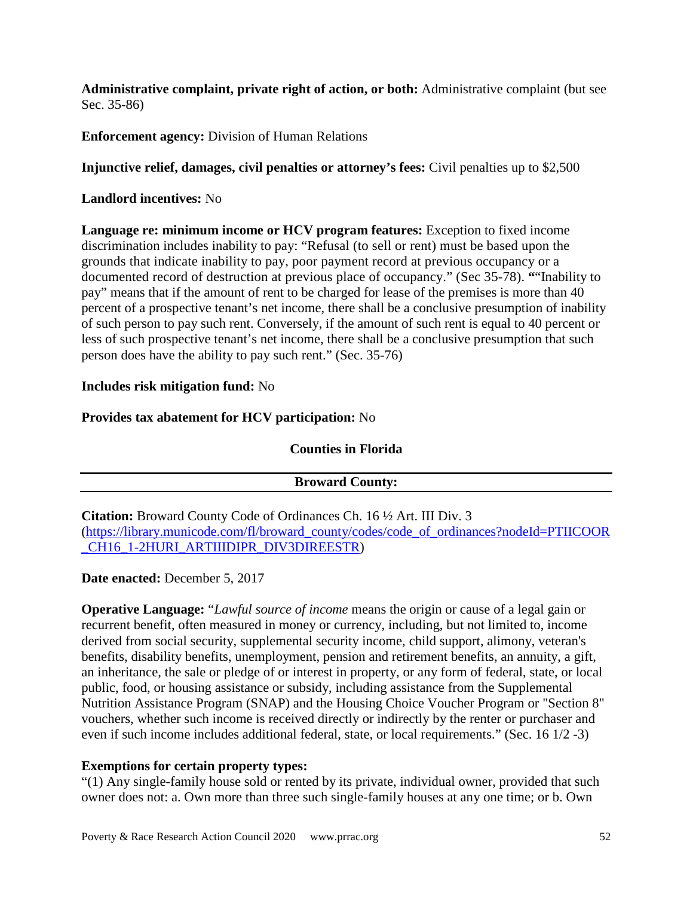**Administrative complaint, private right of action, or both:** Administrative complaint (but see Sec. 35-86)

**Enforcement agency:** Division of Human Relations

**Injunctive relief, damages, civil penalties or attorney's fees:** Civil penalties up to $2,500

**Landlord incentives:** No

**Language re: minimum income or HCV program features:** Exception to fixed income discrimination includes inability to pay: "Refusal (to sell or rent) must be based upon the grounds that indicate inability to pay, poor payment record at previous occupancy or a documented record of destruction at previous place of occupancy." (Sec 35-78). **"**"Inability to pay" means that if the amount of rent to be charged for lease of the premises is more than 40 percent of a prospective tenant's net income, there shall be a conclusive presumption of inability of such person to pay such rent. Conversely, if the amount of such rent is equal to 40 percent or less of such prospective tenant's net income, there shall be a conclusive presumption that such person does have the ability to pay such rent." (Sec. 35-76)

**Includes risk mitigation fund:** No

**Provides tax abatement for HCV participation:** No

## Counties in Florida

### Broward County:

**Citation:** Broward County Code of Ordinances Ch. 16 ½ Art. III Div. 3 ([https://library.municode.com/fl/broward_county/codes/code_of_ordinances?nodeId=PTIICOOR_CH16_1-2HURI_ARTIIIDIPR_DIV3DIREESTR](https://library.municode.com/fl/broward_county/codes/code_of_ordinances?nodeId=PTIICOOR_CH16_1-2HURI_ARTIIIDIPR_DIV3DIREESTR))

**Date enacted:** December 5, 2017

**Operative Language:** "*Lawful source of income* means the origin or cause of a legal gain or recurrent benefit, often measured in money or currency, including, but not limited to, income derived from social security, supplemental security income, child support, alimony, veteran's benefits, disability benefits, unemployment, pension and retirement benefits, an annuity, a gift, an inheritance, the sale or pledge of or interest in property, or any form of federal, state, or local public, food, or housing assistance or subsidy, including assistance from the Supplemental Nutrition Assistance Program (SNAP) and the Housing Choice Voucher Program or "Section 8" vouchers, whether such income is received directly or indirectly by the renter or purchaser and even if such income includes additional federal, state, or local requirements." (Sec. 16 1/2 -3)

**Exemptions for certain property types:**
"(1) Any single-family house sold or rented by its private, individual owner, provided that such owner does not: a. Own more than three such single-family houses at any one time; or b. Own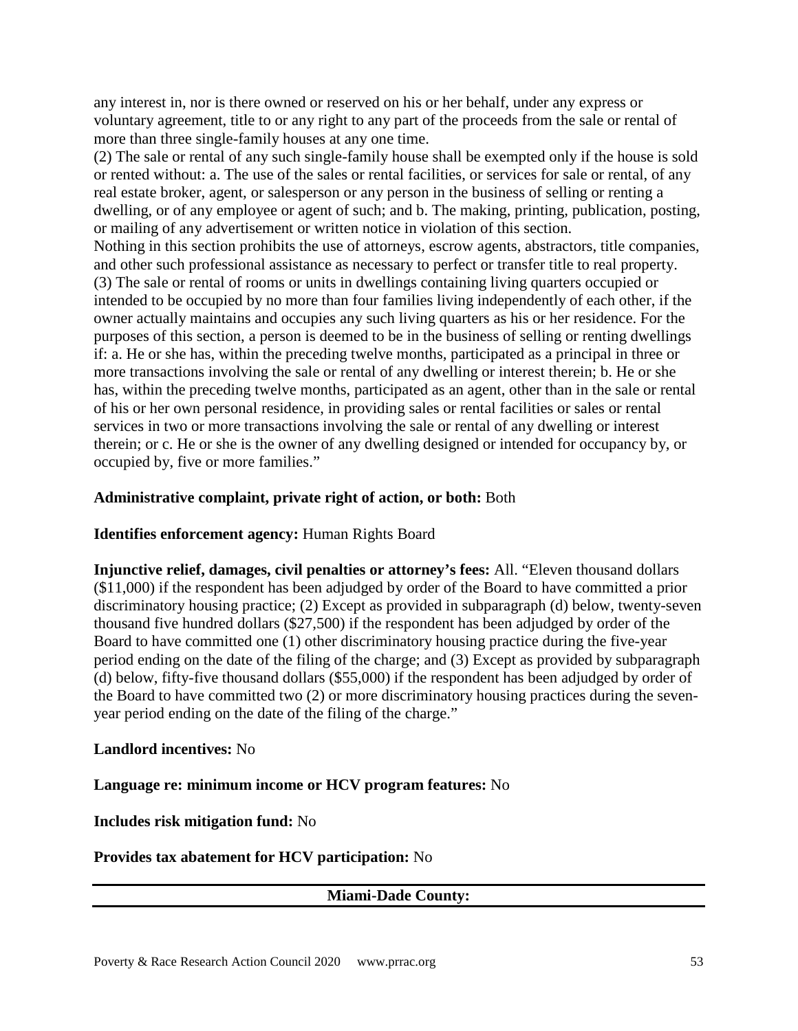any interest in, nor is there owned or reserved on his or her behalf, under any express or voluntary agreement, title to or any right to any part of the proceeds from the sale or rental of more than three single-family houses at any one time.
(2) The sale or rental of any such single-family house shall be exempted only if the house is sold or rented without: a. The use of the sales or rental facilities, or services for sale or rental, of any real estate broker, agent, or salesperson or any person in the business of selling or renting a dwelling, or of any employee or agent of such; and b. The making, printing, publication, posting, or mailing of any advertisement or written notice in violation of this section.
Nothing in this section prohibits the use of attorneys, escrow agents, abstractors, title companies, and other such professional assistance as necessary to perfect or transfer title to real property.
(3) The sale or rental of rooms or units in dwellings containing living quarters occupied or intended to be occupied by no more than four families living independently of each other, if the owner actually maintains and occupies any such living quarters as his or her residence. For the purposes of this section, a person is deemed to be in the business of selling or renting dwellings if: a. He or she has, within the preceding twelve months, participated as a principal in three or more transactions involving the sale or rental of any dwelling or interest therein; b. He or she has, within the preceding twelve months, participated as an agent, other than in the sale or rental of his or her own personal residence, in providing sales or rental facilities or sales or rental services in two or more transactions involving the sale or rental of any dwelling or interest therein; or c. He or she is the owner of any dwelling designed or intended for occupancy by, or occupied by, five or more families."

**Administrative complaint, private right of action, or both:** Both

**Identifies enforcement agency:** Human Rights Board

**Injunctive relief, damages, civil penalties or attorney's fees:** All. "Eleven thousand dollars ($11,000) if the respondent has been adjudged by order of the Board to have committed a prior discriminatory housing practice; (2) Except as provided in subparagraph (d) below, twenty-seven thousand five hundred dollars ($27,500) if the respondent has been adjudged by order of the Board to have committed one (1) other discriminatory housing practice during the five-year period ending on the date of the filing of the charge; and (3) Except as provided by subparagraph (d) below, fifty-five thousand dollars ($55,000) if the respondent has been adjudged by order of the Board to have committed two (2) or more discriminatory housing practices during the seven-year period ending on the date of the filing of the charge."

**Landlord incentives:** No

**Language re: minimum income or HCV program features:** No

**Includes risk mitigation fund:** No

**Provides tax abatement for HCV participation:** No

## Miami-Dade County: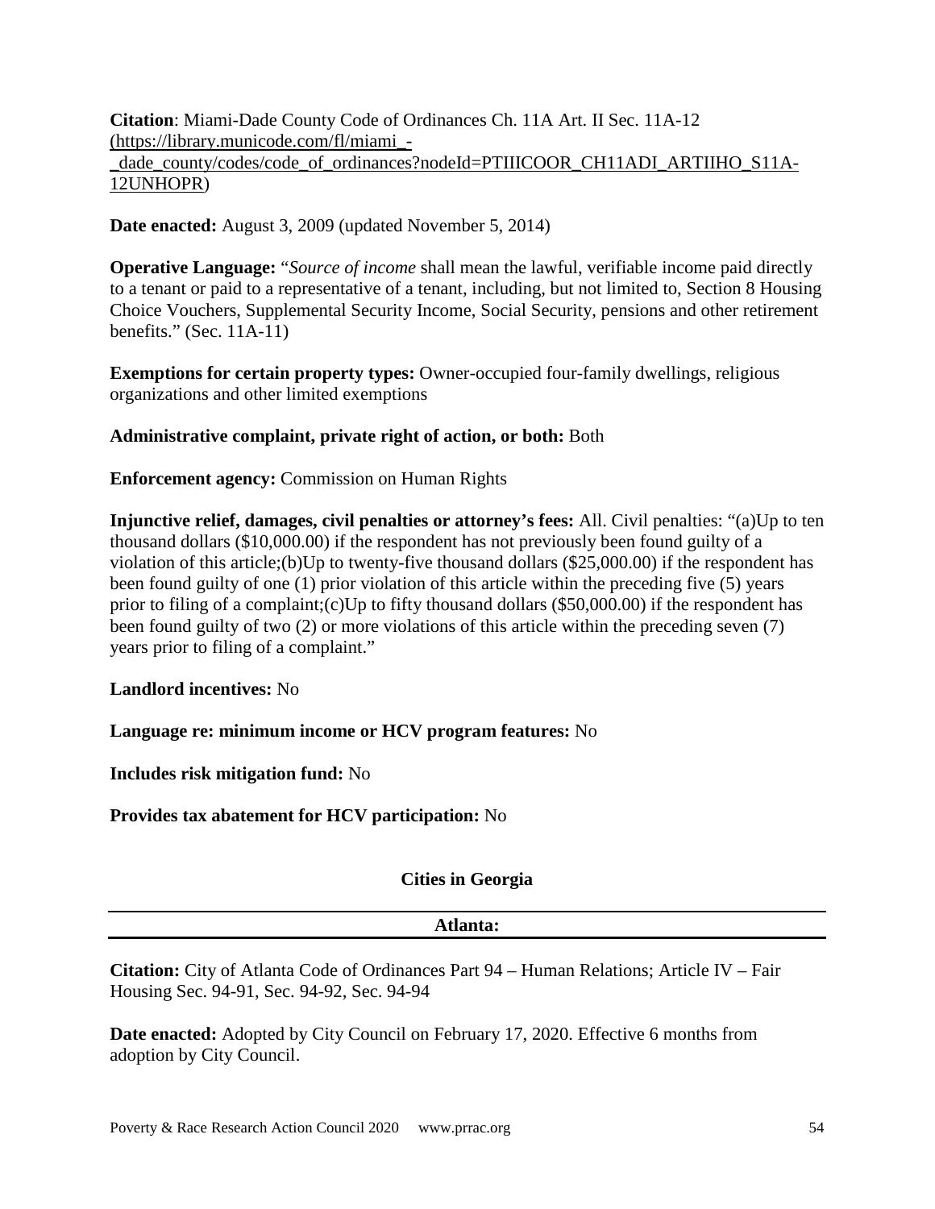**Citation**: Miami-Dade County Code of Ordinances Ch. 11A Art. II Sec. 11A-12 (https://library.municode.com/fl/miami_-_dade_county/codes/code_of_ordinances?nodeId=PTIIICOOR_CH11ADI_ARTIIHO_S11A-12UNHOPR)

**Date enacted:** August 3, 2009 (updated November 5, 2014)

**Operative Language:** "*Source of income* shall mean the lawful, verifiable income paid directly to a tenant or paid to a representative of a tenant, including, but not limited to, Section 8 Housing Choice Vouchers, Supplemental Security Income, Social Security, pensions and other retirement benefits." (Sec. 11A-11)

**Exemptions for certain property types:** Owner-occupied four-family dwellings, religious organizations and other limited exemptions

**Administrative complaint, private right of action, or both:** Both

**Enforcement agency:** Commission on Human Rights

**Injunctive relief, damages, civil penalties or attorney's fees:** All. Civil penalties: "(a)Up to ten thousand dollars ($10,000.00) if the respondent has not previously been found guilty of a violation of this article;(b)Up to twenty-five thousand dollars ($25,000.00) if the respondent has been found guilty of one (1) prior violation of this article within the preceding five (5) years prior to filing of a complaint;(c)Up to fifty thousand dollars ($50,000.00) if the respondent has been found guilty of two (2) or more violations of this article within the preceding seven (7) years prior to filing of a complaint."

**Landlord incentives:** No

**Language re: minimum income or HCV program features:** No

**Includes risk mitigation fund:** No

**Provides tax abatement for HCV participation:** No

## Cities in Georgia

### Atlanta:

**Citation:** City of Atlanta Code of Ordinances Part 94 – Human Relations; Article IV – Fair Housing Sec. 94-91, Sec. 94-92, Sec. 94-94

**Date enacted:** Adopted by City Council on February 17, 2020. Effective 6 months from adoption by City Council.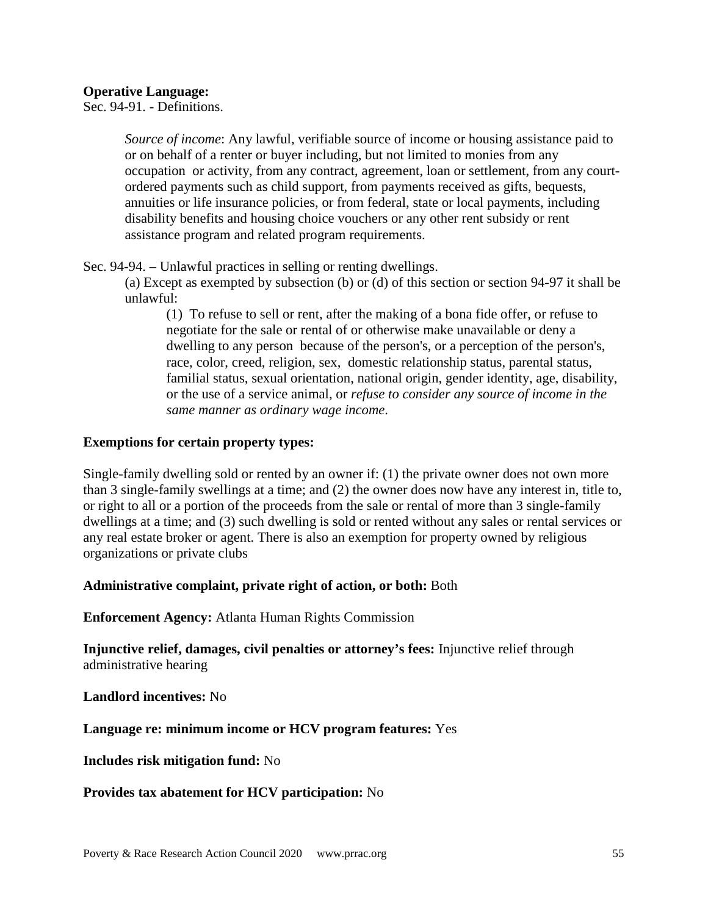**Operative Language:**

Sec. 94-91. - Definitions.

> *Source of income*: Any lawful, verifiable source of income or housing assistance paid to or on behalf of a renter or buyer including, but not limited to monies from any occupation or activity, from any contract, agreement, loan or settlement, from any court-ordered payments such as child support, from payments received as gifts, bequests, annuities or life insurance policies, or from federal, state or local payments, including disability benefits and housing choice vouchers or any other rent subsidy or rent assistance program and related program requirements.

Sec. 94-94. – Unlawful practices in selling or renting dwellings.

> (a) Except as exempted by subsection (b) or (d) of this section or section 94-97 it shall be unlawful:
>
> > (1) To refuse to sell or rent, after the making of a bona fide offer, or refuse to negotiate for the sale or rental of or otherwise make unavailable or deny a dwelling to any person because of the person's, or a perception of the person's, race, color, creed, religion, sex, domestic relationship status, parental status, familial status, sexual orientation, national origin, gender identity, age, disability, or the use of a service animal, or *refuse to consider any source of income in the same manner as ordinary wage income*.

**Exemptions for certain property types:**

Single-family dwelling sold or rented by an owner if: (1) the private owner does not own more than 3 single-family swellings at a time; and (2) the owner does now have any interest in, title to, or right to all or a portion of the proceeds from the sale or rental of more than 3 single-family dwellings at a time; and (3) such dwelling is sold or rented without any sales or rental services or any real estate broker or agent. There is also an exemption for property owned by religious organizations or private clubs

**Administrative complaint, private right of action, or both:** Both

**Enforcement Agency:** Atlanta Human Rights Commission

**Injunctive relief, damages, civil penalties or attorney's fees:** Injunctive relief through administrative hearing

**Landlord incentives:** No

**Language re: minimum income or HCV program features:** Yes

**Includes risk mitigation fund:** No

**Provides tax abatement for HCV participation:** No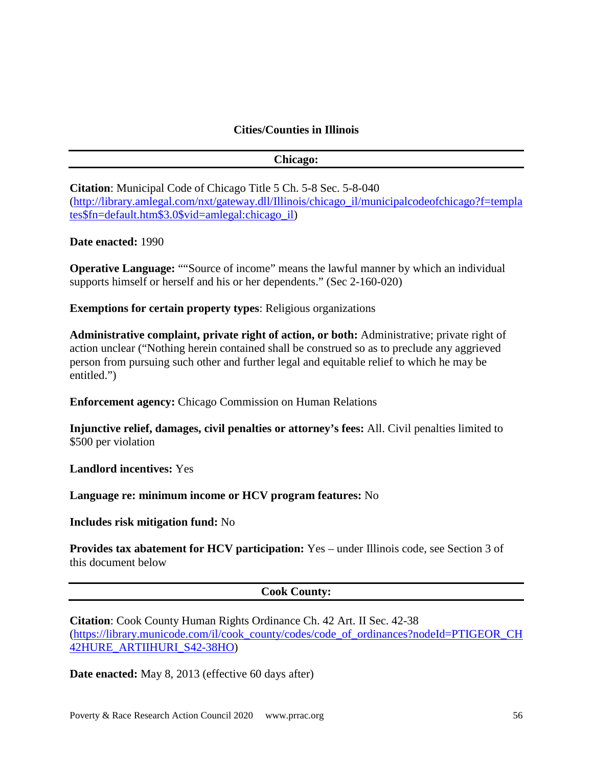## Cities/Counties in Illinois

### Chicago:

**Citation**: Municipal Code of Chicago Title 5 Ch. 5-8 Sec. 5-8-040 (http://library.amlegal.com/nxt/gateway.dll/Illinois/chicago_il/municipalcodeofchicago?f=templates$fn=default.htm$3.0$vid=amlegal:chicago_il)

**Date enacted:** 1990

**Operative Language:** ""Source of income" means the lawful manner by which an individual supports himself or herself and his or her dependents." (Sec 2-160-020)

**Exemptions for certain property types**: Religious organizations

**Administrative complaint, private right of action, or both:** Administrative; private right of action unclear ("Nothing herein contained shall be construed so as to preclude any aggrieved person from pursuing such other and further legal and equitable relief to which he may be entitled.")

**Enforcement agency:** Chicago Commission on Human Relations

**Injunctive relief, damages, civil penalties or attorney's fees:** All. Civil penalties limited to $500 per violation

**Landlord incentives:** Yes

**Language re: minimum income or HCV program features:** No

**Includes risk mitigation fund:** No

**Provides tax abatement for HCV participation:** Yes – under Illinois code, see Section 3 of this document below

### Cook County:

**Citation**: Cook County Human Rights Ordinance Ch. 42 Art. II Sec. 42-38 (https://library.municode.com/il/cook_county/codes/code_of_ordinances?nodeId=PTIGEOR_CH42HURE_ARTIIHURI_S42-38HO)

**Date enacted:** May 8, 2013 (effective 60 days after)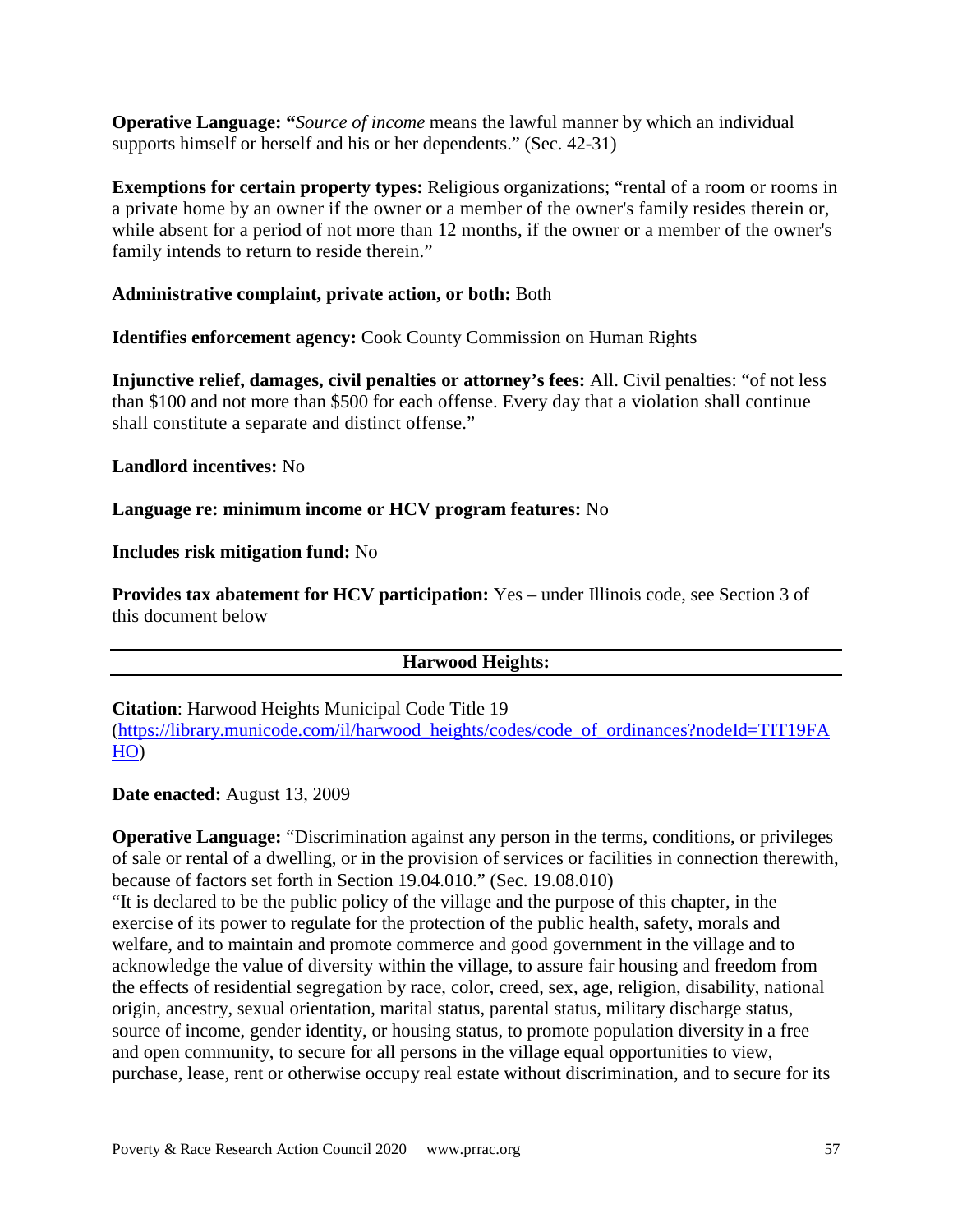**Operative Language: "***Source of income* means the lawful manner by which an individual supports himself or herself and his or her dependents." (Sec. 42-31)

**Exemptions for certain property types:** Religious organizations; "rental of a room or rooms in a private home by an owner if the owner or a member of the owner's family resides therein or, while absent for a period of not more than 12 months, if the owner or a member of the owner's family intends to return to reside therein."

**Administrative complaint, private action, or both:** Both

**Identifies enforcement agency:** Cook County Commission on Human Rights

**Injunctive relief, damages, civil penalties or attorney's fees:** All. Civil penalties: "of not less than $100 and not more than $500 for each offense. Every day that a violation shall continue shall constitute a separate and distinct offense."

**Landlord incentives:** No

**Language re: minimum income or HCV program features:** No

**Includes risk mitigation fund:** No

**Provides tax abatement for HCV participation:** Yes – under Illinois code, see Section 3 of this document below

---

**Harwood Heights:**

---

**Citation**: Harwood Heights Municipal Code Title 19 (https://library.municode.com/il/harwood_heights/codes/code_of_ordinances?nodeId=TIT19FAHO)

**Date enacted:** August 13, 2009

**Operative Language:** "Discrimination against any person in the terms, conditions, or privileges of sale or rental of a dwelling, or in the provision of services or facilities in connection therewith, because of factors set forth in Section 19.04.010." (Sec. 19.08.010)

"It is declared to be the public policy of the village and the purpose of this chapter, in the exercise of its power to regulate for the protection of the public health, safety, morals and welfare, and to maintain and promote commerce and good government in the village and to acknowledge the value of diversity within the village, to assure fair housing and freedom from the effects of residential segregation by race, color, creed, sex, age, religion, disability, national origin, ancestry, sexual orientation, marital status, parental status, military discharge status, source of income, gender identity, or housing status, to promote population diversity in a free and open community, to secure for all persons in the village equal opportunities to view, purchase, lease, rent or otherwise occupy real estate without discrimination, and to secure for its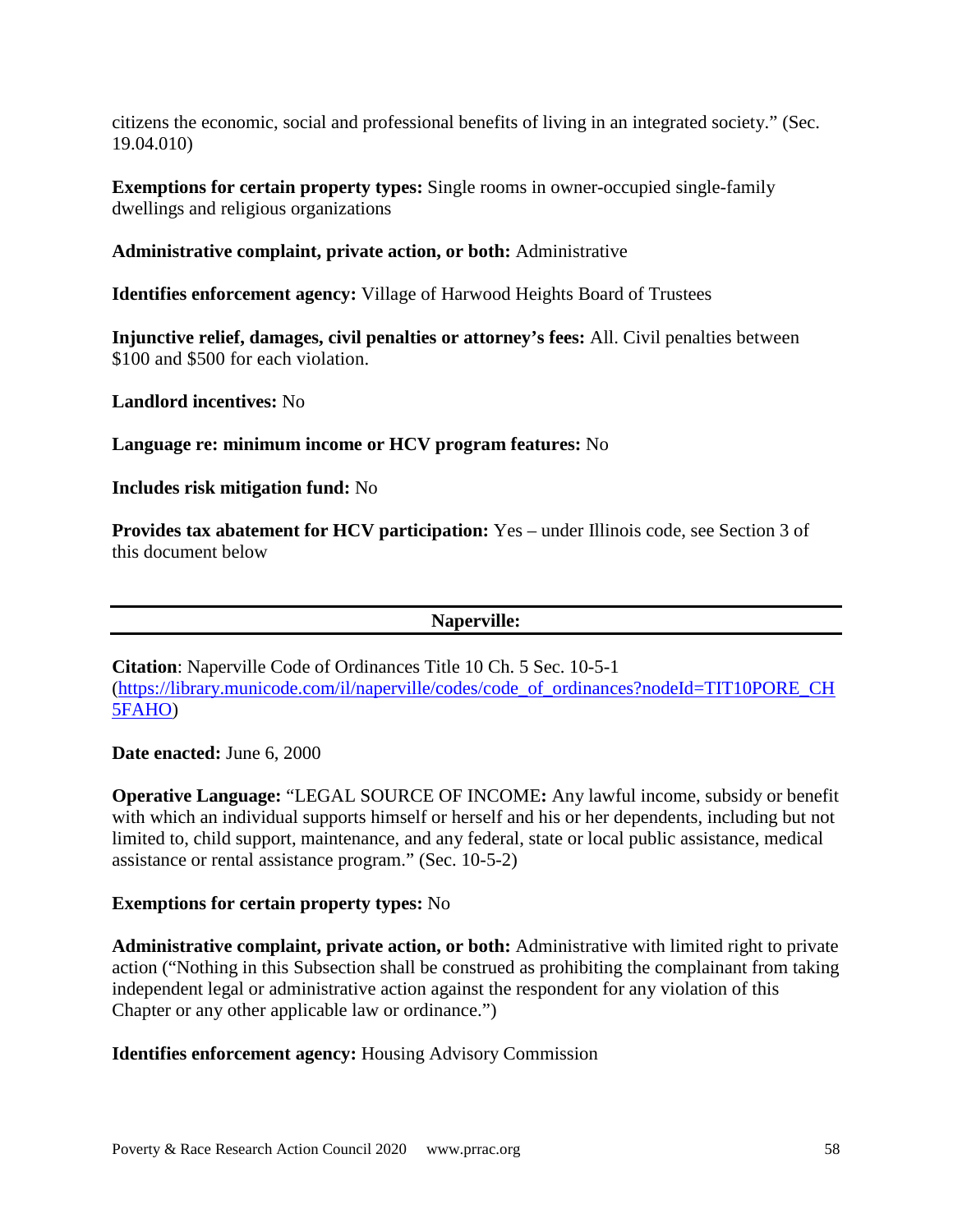citizens the economic, social and professional benefits of living in an integrated society." (Sec. 19.04.010)

**Exemptions for certain property types:** Single rooms in owner-occupied single-family dwellings and religious organizations

**Administrative complaint, private action, or both:** Administrative

**Identifies enforcement agency:** Village of Harwood Heights Board of Trustees

**Injunctive relief, damages, civil penalties or attorney's fees:** All. Civil penalties between $100 and $500 for each violation.

**Landlord incentives:** No

**Language re: minimum income or HCV program features:** No

**Includes risk mitigation fund:** No

**Provides tax abatement for HCV participation:** Yes – under Illinois code, see Section 3 of this document below

---

**Naperville:**

---

**Citation**: Naperville Code of Ordinances Title 10 Ch. 5 Sec. 10-5-1 (https://library.municode.com/il/naperville/codes/code_of_ordinances?nodeId=TIT10PORE_CH5FAHO)

**Date enacted:** June 6, 2000

**Operative Language:** "LEGAL SOURCE OF INCOME**:** Any lawful income, subsidy or benefit with which an individual supports himself or herself and his or her dependents, including but not limited to, child support, maintenance, and any federal, state or local public assistance, medical assistance or rental assistance program." (Sec. 10-5-2)

**Exemptions for certain property types:** No

**Administrative complaint, private action, or both:** Administrative with limited right to private action ("Nothing in this Subsection shall be construed as prohibiting the complainant from taking independent legal or administrative action against the respondent for any violation of this Chapter or any other applicable law or ordinance.")

**Identifies enforcement agency:** Housing Advisory Commission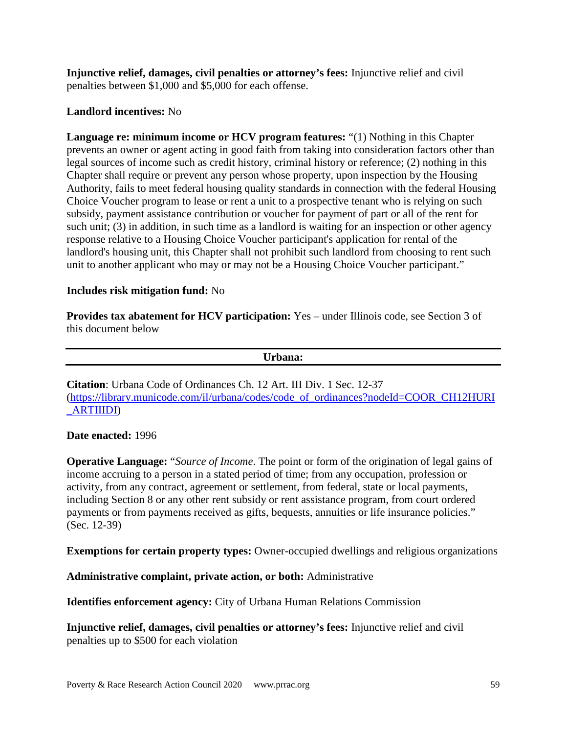**Injunctive relief, damages, civil penalties or attorney's fees:** Injunctive relief and civil penalties between $1,000 and $5,000 for each offense.

**Landlord incentives:** No

**Language re: minimum income or HCV program features:** "(1) Nothing in this Chapter prevents an owner or agent acting in good faith from taking into consideration factors other than legal sources of income such as credit history, criminal history or reference; (2) nothing in this Chapter shall require or prevent any person whose property, upon inspection by the Housing Authority, fails to meet federal housing quality standards in connection with the federal Housing Choice Voucher program to lease or rent a unit to a prospective tenant who is relying on such subsidy, payment assistance contribution or voucher for payment of part or all of the rent for such unit; (3) in addition, in such time as a landlord is waiting for an inspection or other agency response relative to a Housing Choice Voucher participant's application for rental of the landlord's housing unit, this Chapter shall not prohibit such landlord from choosing to rent such unit to another applicant who may or may not be a Housing Choice Voucher participant."

**Includes risk mitigation fund:** No

**Provides tax abatement for HCV participation:** Yes – under Illinois code, see Section 3 of this document below

---

## Urbana:

---

**Citation**: Urbana Code of Ordinances Ch. 12 Art. III Div. 1 Sec. 12-37 (https://library.municode.com/il/urbana/codes/code_of_ordinances?nodeId=COOR_CH12HURI_ARTIIIDI)

**Date enacted:** 1996

**Operative Language:** "*Source of Income*. The point or form of the origination of legal gains of income accruing to a person in a stated period of time; from any occupation, profession or activity, from any contract, agreement or settlement, from federal, state or local payments, including Section 8 or any other rent subsidy or rent assistance program, from court ordered payments or from payments received as gifts, bequests, annuities or life insurance policies." (Sec. 12-39)

**Exemptions for certain property types:** Owner-occupied dwellings and religious organizations

**Administrative complaint, private action, or both:** Administrative

**Identifies enforcement agency:** City of Urbana Human Relations Commission

**Injunctive relief, damages, civil penalties or attorney's fees:** Injunctive relief and civil penalties up to $500 for each violation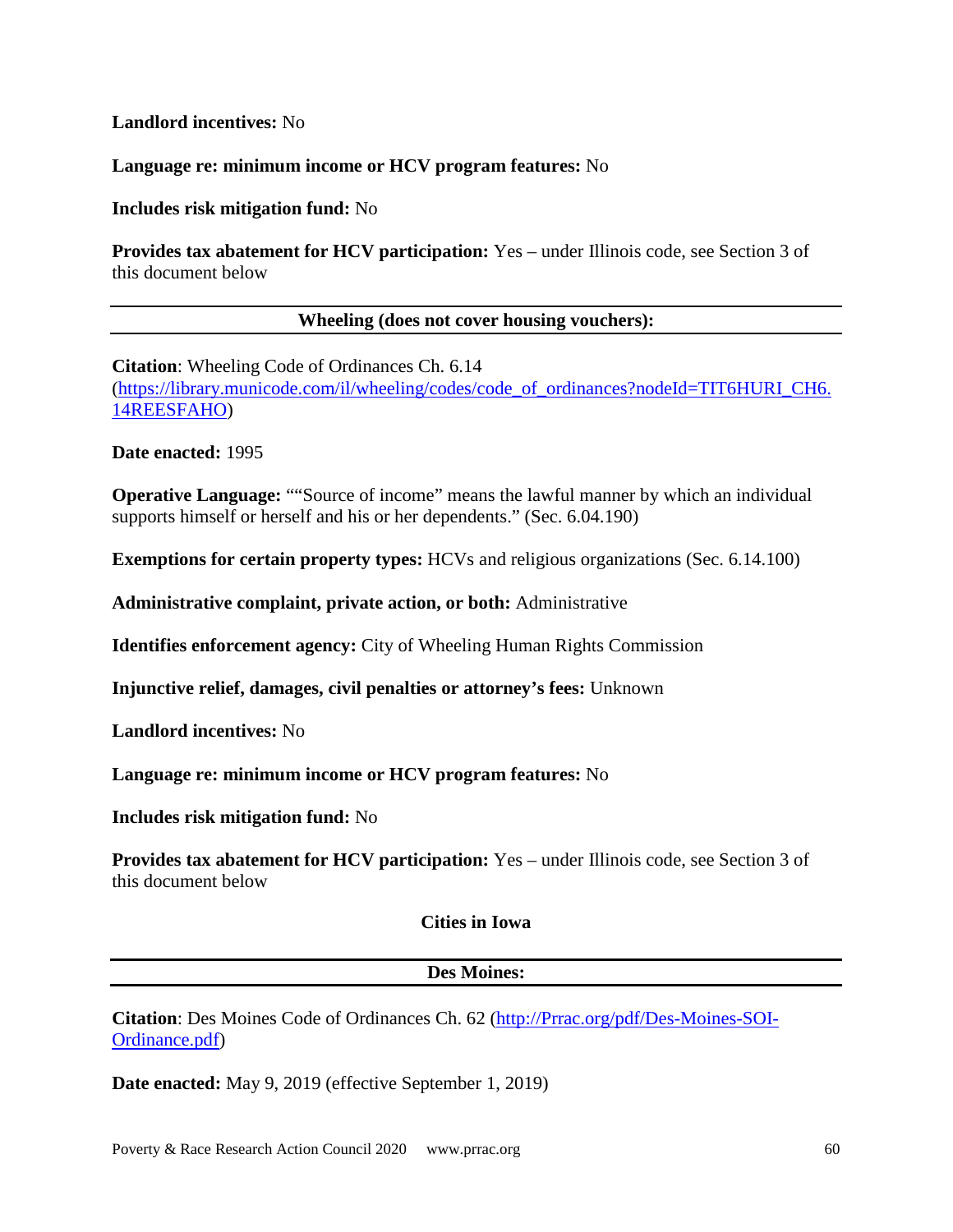**Landlord incentives:** No

**Language re: minimum income or HCV program features:** No

**Includes risk mitigation fund:** No

**Provides tax abatement for HCV participation:** Yes – under Illinois code, see Section 3 of this document below

---

### Wheeling (does not cover housing vouchers):

---

**Citation**: Wheeling Code of Ordinances Ch. 6.14 ([https://library.municode.com/il/wheeling/codes/code_of_ordinances?nodeId=TIT6HURI_CH6.14REESFAHO](https://library.municode.com/il/wheeling/codes/code_of_ordinances?nodeId=TIT6HURI_CH6.14REESFAHO))

**Date enacted:** 1995

**Operative Language:** ""Source of income" means the lawful manner by which an individual supports himself or herself and his or her dependents." (Sec. 6.04.190)

**Exemptions for certain property types:** HCVs and religious organizations (Sec. 6.14.100)

**Administrative complaint, private action, or both:** Administrative

**Identifies enforcement agency:** City of Wheeling Human Rights Commission

**Injunctive relief, damages, civil penalties or attorney's fees:** Unknown

**Landlord incentives:** No

**Language re: minimum income or HCV program features:** No

**Includes risk mitigation fund:** No

**Provides tax abatement for HCV participation:** Yes – under Illinois code, see Section 3 of this document below

## Cities in Iowa

---

### Des Moines:

---

**Citation**: Des Moines Code of Ordinances Ch. 62 ([http://Prrac.org/pdf/Des-Moines-SOI-Ordinance.pdf](http://Prrac.org/pdf/Des-Moines-SOI-Ordinance.pdf))

**Date enacted:** May 9, 2019 (effective September 1, 2019)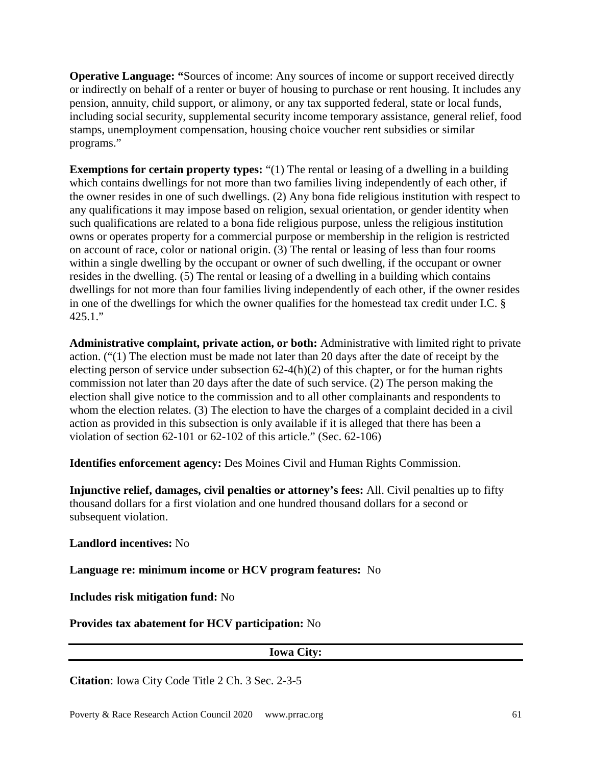**Operative Language:** "Sources of income: Any sources of income or support received directly or indirectly on behalf of a renter or buyer of housing to purchase or rent housing. It includes any pension, annuity, child support, or alimony, or any tax supported federal, state or local funds, including social security, supplemental security income temporary assistance, general relief, food stamps, unemployment compensation, housing choice voucher rent subsidies or similar programs."

**Exemptions for certain property types:** "(1) The rental or leasing of a dwelling in a building which contains dwellings for not more than two families living independently of each other, if the owner resides in one of such dwellings. (2) Any bona fide religious institution with respect to any qualifications it may impose based on religion, sexual orientation, or gender identity when such qualifications are related to a bona fide religious purpose, unless the religious institution owns or operates property for a commercial purpose or membership in the religion is restricted on account of race, color or national origin. (3) The rental or leasing of less than four rooms within a single dwelling by the occupant or owner of such dwelling, if the occupant or owner resides in the dwelling. (5) The rental or leasing of a dwelling in a building which contains dwellings for not more than four families living independently of each other, if the owner resides in one of the dwellings for which the owner qualifies for the homestead tax credit under I.C. § 425.1."

**Administrative complaint, private action, or both:** Administrative with limited right to private action. ("(1) The election must be made not later than 20 days after the date of receipt by the electing person of service under subsection 62-4(h)(2) of this chapter, or for the human rights commission not later than 20 days after the date of such service. (2) The person making the election shall give notice to the commission and to all other complainants and respondents to whom the election relates. (3) The election to have the charges of a complaint decided in a civil action as provided in this subsection is only available if it is alleged that there has been a violation of section 62-101 or 62-102 of this article." (Sec. 62-106)

**Identifies enforcement agency:** Des Moines Civil and Human Rights Commission.

**Injunctive relief, damages, civil penalties or attorney's fees:** All. Civil penalties up to fifty thousand dollars for a first violation and one hundred thousand dollars for a second or subsequent violation.

**Landlord incentives:** No

**Language re: minimum income or HCV program features:** No

**Includes risk mitigation fund:** No

**Provides tax abatement for HCV participation:** No

---

## Iowa City:

---

**Citation**: Iowa City Code Title 2 Ch. 3 Sec. 2-3-5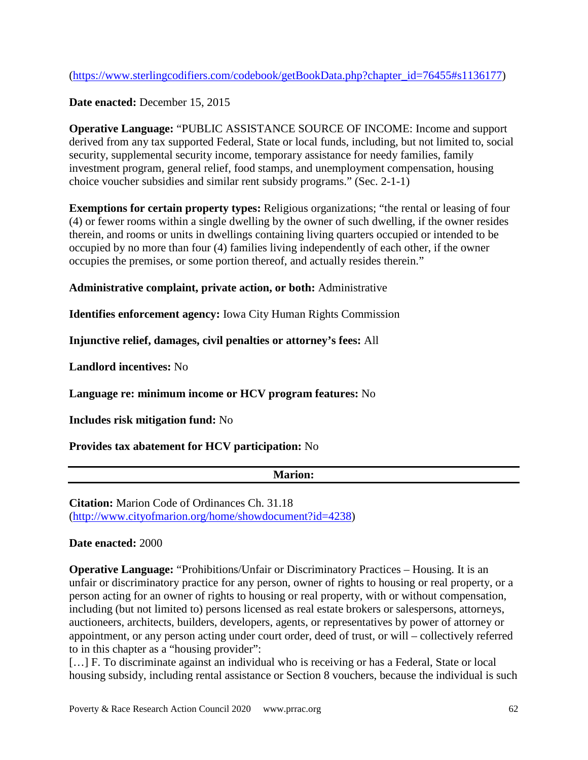(https://www.sterlingcodifiers.com/codebook/getBookData.php?chapter_id=76455#s1136177)

**Date enacted:** December 15, 2015

**Operative Language:** "PUBLIC ASSISTANCE SOURCE OF INCOME: Income and support derived from any tax supported Federal, State or local funds, including, but not limited to, social security, supplemental security income, temporary assistance for needy families, family investment program, general relief, food stamps, and unemployment compensation, housing choice voucher subsidies and similar rent subsidy programs." (Sec. 2-1-1)

**Exemptions for certain property types:** Religious organizations; "the rental or leasing of four (4) or fewer rooms within a single dwelling by the owner of such dwelling, if the owner resides therein, and rooms or units in dwellings containing living quarters occupied or intended to be occupied by no more than four (4) families living independently of each other, if the owner occupies the premises, or some portion thereof, and actually resides therein."

**Administrative complaint, private action, or both:** Administrative

**Identifies enforcement agency:** Iowa City Human Rights Commission

**Injunctive relief, damages, civil penalties or attorney's fees:** All

**Landlord incentives:** No

**Language re: minimum income or HCV program features:** No

**Includes risk mitigation fund:** No

**Provides tax abatement for HCV participation:** No

## Marion:

**Citation:** Marion Code of Ordinances Ch. 31.18 (http://www.cityofmarion.org/home/showdocument?id=4238)

**Date enacted:** 2000

**Operative Language:** "Prohibitions/Unfair or Discriminatory Practices – Housing. It is an unfair or discriminatory practice for any person, owner of rights to housing or real property, or a person acting for an owner of rights to housing or real property, with or without compensation, including (but not limited to) persons licensed as real estate brokers or salespersons, attorneys, auctioneers, architects, builders, developers, agents, or representatives by power of attorney or appointment, or any person acting under court order, deed of trust, or will – collectively referred to in this chapter as a "housing provider":
[…] F. To discriminate against an individual who is receiving or has a Federal, State or local housing subsidy, including rental assistance or Section 8 vouchers, because the individual is such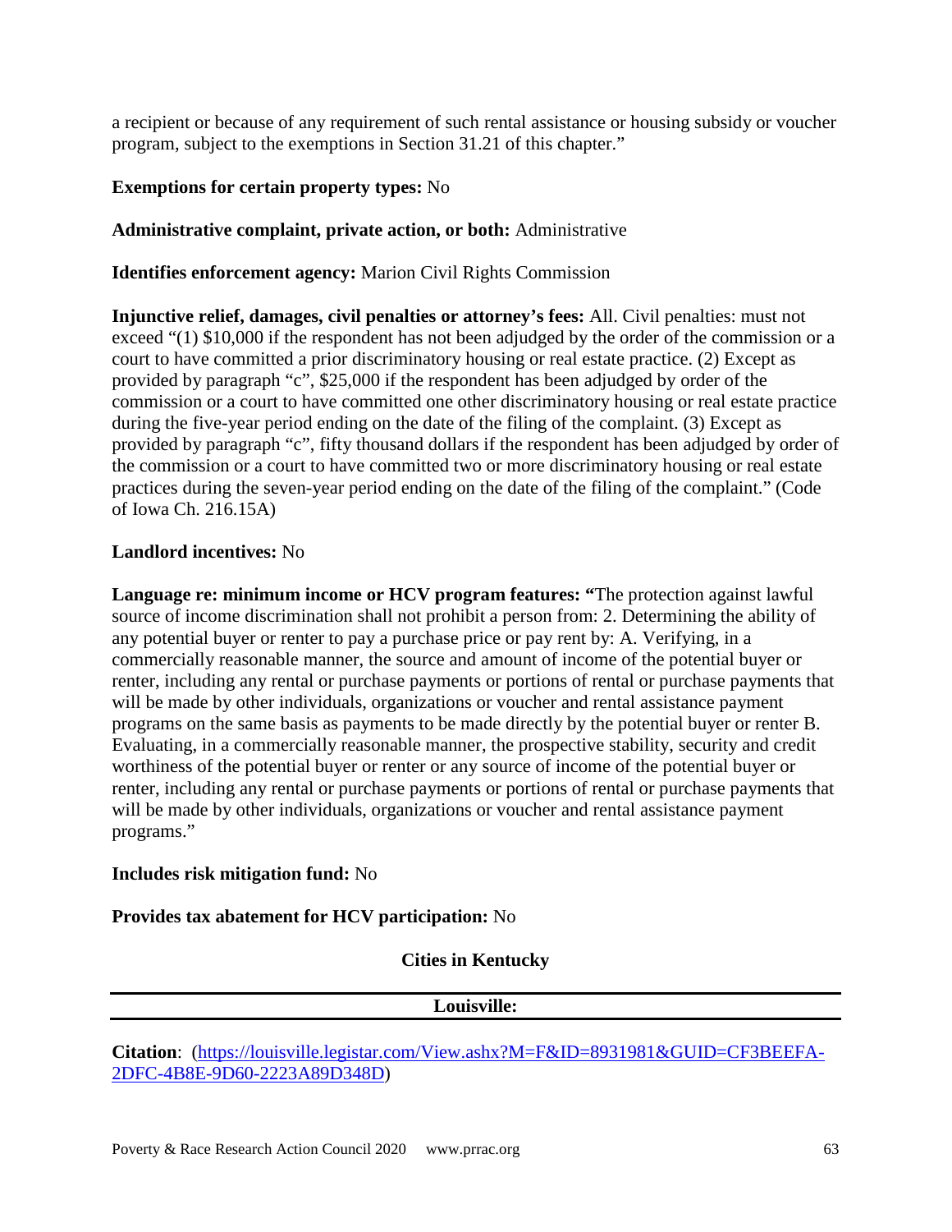a recipient or because of any requirement of such rental assistance or housing subsidy or voucher program, subject to the exemptions in Section 31.21 of this chapter."

**Exemptions for certain property types:** No

**Administrative complaint, private action, or both:** Administrative

**Identifies enforcement agency:** Marion Civil Rights Commission

**Injunctive relief, damages, civil penalties or attorney's fees:** All. Civil penalties: must not exceed "(1) $10,000 if the respondent has not been adjudged by the order of the commission or a court to have committed a prior discriminatory housing or real estate practice. (2) Except as provided by paragraph "c", $25,000 if the respondent has been adjudged by order of the commission or a court to have committed one other discriminatory housing or real estate practice during the five-year period ending on the date of the filing of the complaint. (3) Except as provided by paragraph "c", fifty thousand dollars if the respondent has been adjudged by order of the commission or a court to have committed two or more discriminatory housing or real estate practices during the seven-year period ending on the date of the filing of the complaint." (Code of Iowa Ch. 216.15A)

**Landlord incentives:** No

**Language re: minimum income or HCV program features:** "The protection against lawful source of income discrimination shall not prohibit a person from: 2. Determining the ability of any potential buyer or renter to pay a purchase price or pay rent by: A. Verifying, in a commercially reasonable manner, the source and amount of income of the potential buyer or renter, including any rental or purchase payments or portions of rental or purchase payments that will be made by other individuals, organizations or voucher and rental assistance payment programs on the same basis as payments to be made directly by the potential buyer or renter B. Evaluating, in a commercially reasonable manner, the prospective stability, security and credit worthiness of the potential buyer or renter or any source of income of the potential buyer or renter, including any rental or purchase payments or portions of rental or purchase payments that will be made by other individuals, organizations or voucher and rental assistance payment programs."

**Includes risk mitigation fund:** No

**Provides tax abatement for HCV participation:** No

## Cities in Kentucky

### Louisville:

**Citation**: (https://louisville.legistar.com/View.ashx?M=F&ID=8931981&GUID=CF3BEEFA-2DFC-4B8E-9D60-2223A89D348D)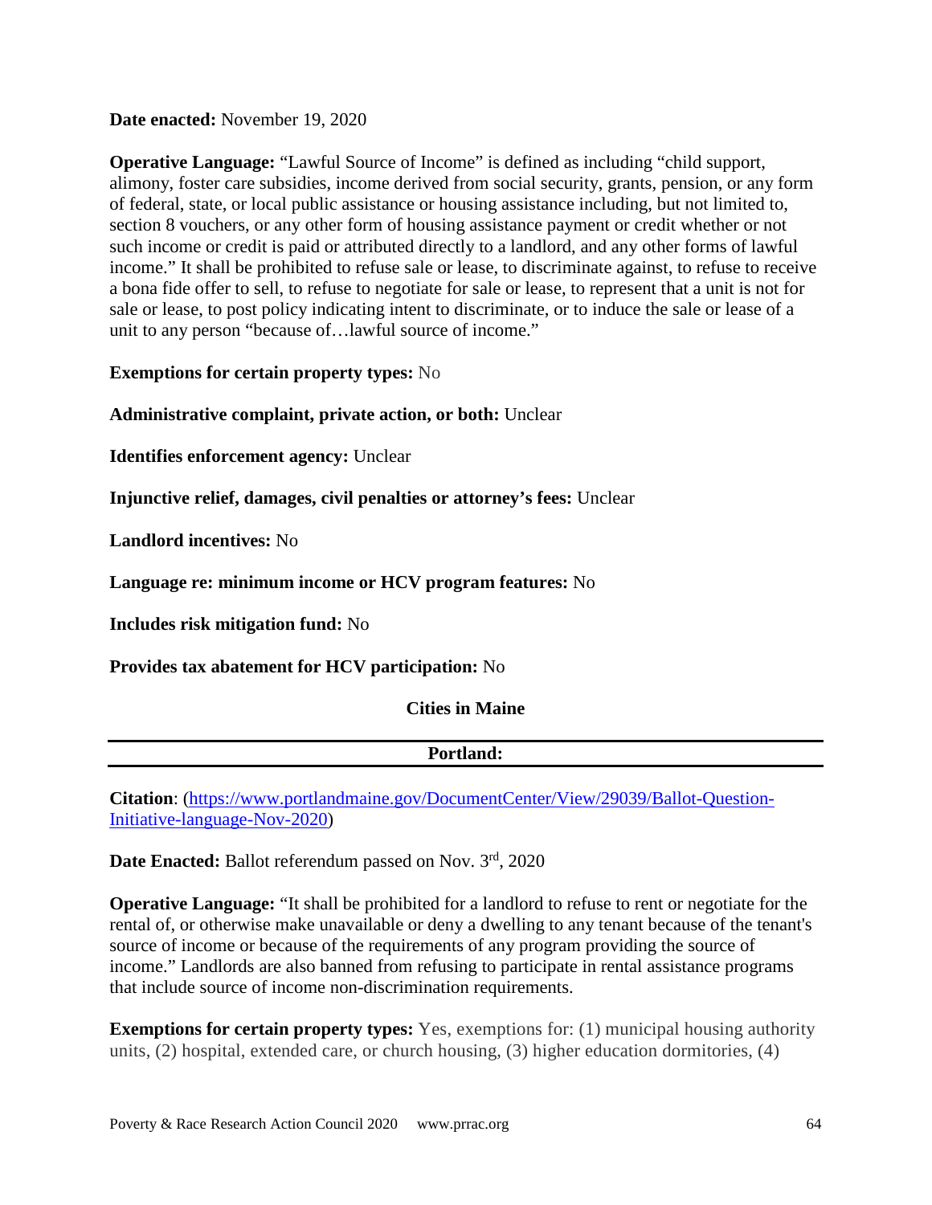**Date enacted:** November 19, 2020

**Operative Language:** "Lawful Source of Income" is defined as including "child support, alimony, foster care subsidies, income derived from social security, grants, pension, or any form of federal, state, or local public assistance or housing assistance including, but not limited to, section 8 vouchers, or any other form of housing assistance payment or credit whether or not such income or credit is paid or attributed directly to a landlord, and any other forms of lawful income." It shall be prohibited to refuse sale or lease, to discriminate against, to refuse to receive a bona fide offer to sell, to refuse to negotiate for sale or lease, to represent that a unit is not for sale or lease, to post policy indicating intent to discriminate, or to induce the sale or lease of a unit to any person "because of…lawful source of income."

**Exemptions for certain property types:** No

**Administrative complaint, private action, or both:** Unclear

**Identifies enforcement agency:** Unclear

**Injunctive relief, damages, civil penalties or attorney's fees:** Unclear

**Landlord incentives:** No

**Language re: minimum income or HCV program features:** No

**Includes risk mitigation fund:** No

**Provides tax abatement for HCV participation:** No

## Cities in Maine

### Portland:

**Citation**: (https://www.portlandmaine.gov/DocumentCenter/View/29039/Ballot-Question-Initiative-language-Nov-2020)

**Date Enacted:** Ballot referendum passed on Nov. 3rd, 2020

**Operative Language:** "It shall be prohibited for a landlord to refuse to rent or negotiate for the rental of, or otherwise make unavailable or deny a dwelling to any tenant because of the tenant's source of income or because of the requirements of any program providing the source of income." Landlords are also banned from refusing to participate in rental assistance programs that include source of income non-discrimination requirements.

**Exemptions for certain property types:** Yes, exemptions for: (1) municipal housing authority units, (2) hospital, extended care, or church housing, (3) higher education dormitories, (4)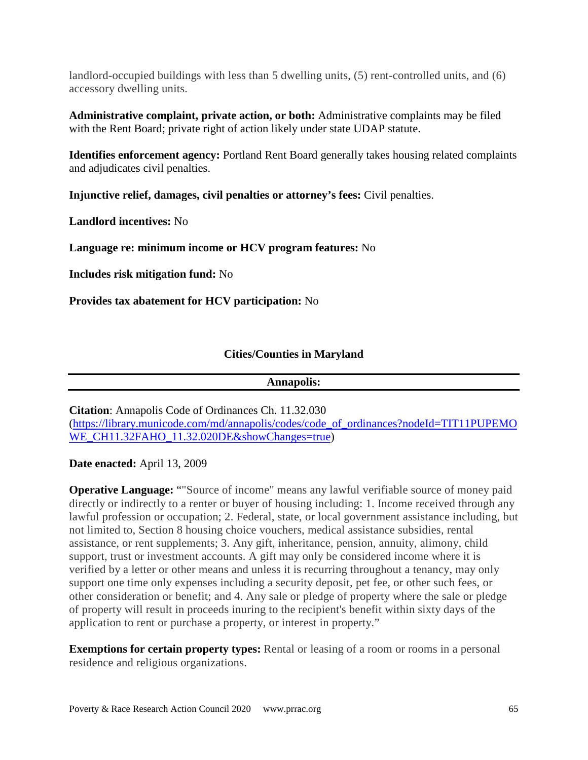landlord-occupied buildings with less than 5 dwelling units, (5) rent-controlled units, and (6) accessory dwelling units.

**Administrative complaint, private action, or both:** Administrative complaints may be filed with the Rent Board; private right of action likely under state UDAP statute.

**Identifies enforcement agency:** Portland Rent Board generally takes housing related complaints and adjudicates civil penalties.

**Injunctive relief, damages, civil penalties or attorney's fees:** Civil penalties.

**Landlord incentives:** No

**Language re: minimum income or HCV program features:** No

**Includes risk mitigation fund:** No

**Provides tax abatement for HCV participation:** No

## Cities/Counties in Maryland

### Annapolis:

**Citation**: Annapolis Code of Ordinances Ch. 11.32.030 ([https://library.municode.com/md/annapolis/codes/code_of_ordinances?nodeId=TIT11PUPEMOWE_CH11.32FAHO_11.32.020DE&showChanges=true](https://library.municode.com/md/annapolis/codes/code_of_ordinances?nodeId=TIT11PUPEMOWE_CH11.32FAHO_11.32.020DE&showChanges=true))

**Date enacted:** April 13, 2009

**Operative Language:** ""Source of income" means any lawful verifiable source of money paid directly or indirectly to a renter or buyer of housing including: 1. Income received through any lawful profession or occupation; 2. Federal, state, or local government assistance including, but not limited to, Section 8 housing choice vouchers, medical assistance subsidies, rental assistance, or rent supplements; 3. Any gift, inheritance, pension, annuity, alimony, child support, trust or investment accounts. A gift may only be considered income where it is verified by a letter or other means and unless it is recurring throughout a tenancy, may only support one time only expenses including a security deposit, pet fee, or other such fees, or other consideration or benefit; and 4. Any sale or pledge of property where the sale or pledge of property will result in proceeds inuring to the recipient's benefit within sixty days of the application to rent or purchase a property, or interest in property."

**Exemptions for certain property types:** Rental or leasing of a room or rooms in a personal residence and religious organizations.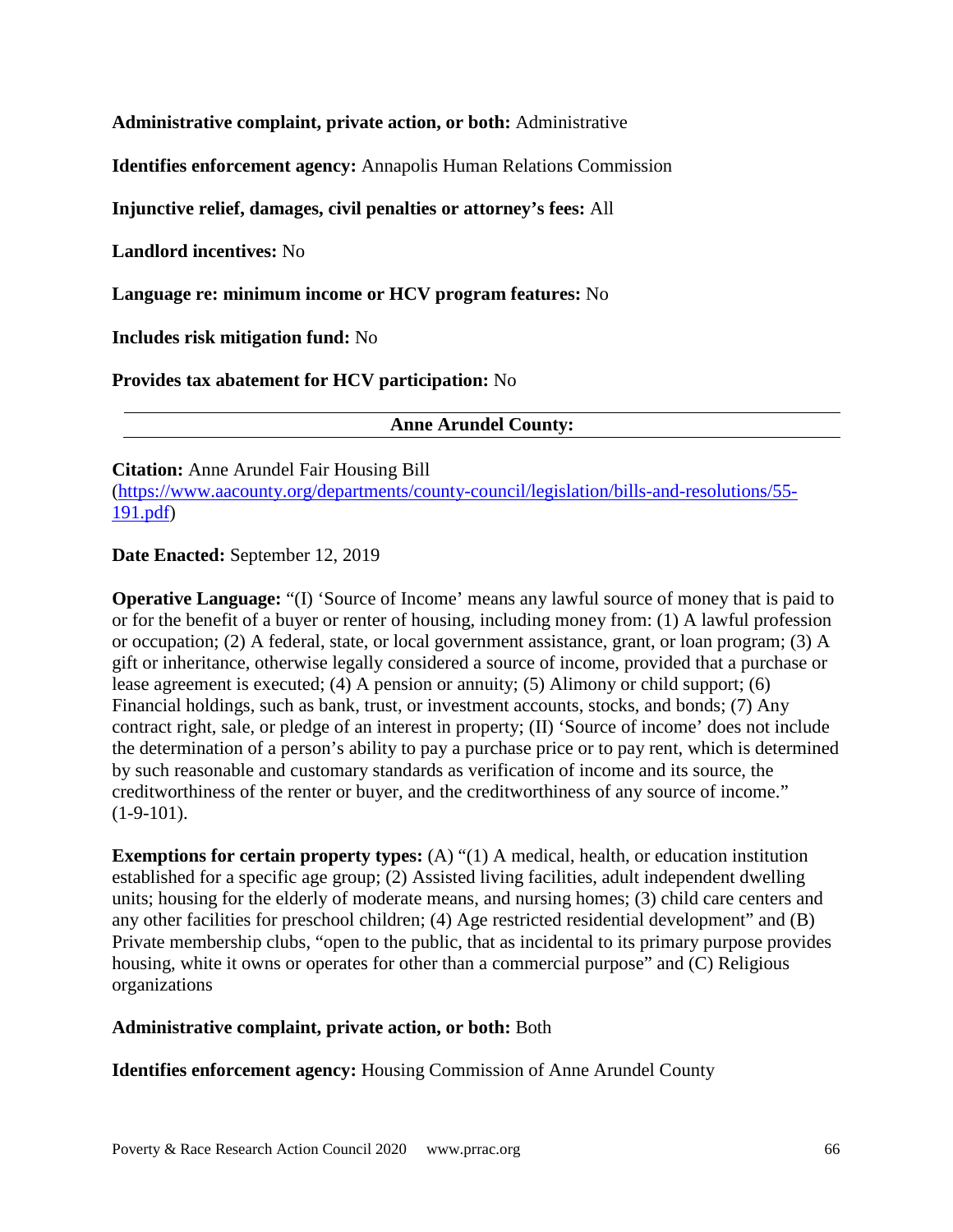**Administrative complaint, private action, or both:** Administrative

**Identifies enforcement agency:** Annapolis Human Relations Commission

**Injunctive relief, damages, civil penalties or attorney's fees:** All

**Landlord incentives:** No

**Language re: minimum income or HCV program features:** No

**Includes risk mitigation fund:** No

**Provides tax abatement for HCV participation:** No

---

**Anne Arundel County:**

---

**Citation:** Anne Arundel Fair Housing Bill (https://www.aacounty.org/departments/county-council/legislation/bills-and-resolutions/55-191.pdf)

**Date Enacted:** September 12, 2019

**Operative Language:** "(I) 'Source of Income' means any lawful source of money that is paid to or for the benefit of a buyer or renter of housing, including money from: (1) A lawful profession or occupation; (2) A federal, state, or local government assistance, grant, or loan program; (3) A gift or inheritance, otherwise legally considered a source of income, provided that a purchase or lease agreement is executed; (4) A pension or annuity; (5) Alimony or child support; (6) Financial holdings, such as bank, trust, or investment accounts, stocks, and bonds; (7) Any contract right, sale, or pledge of an interest in property; (II) 'Source of income' does not include the determination of a person's ability to pay a purchase price or to pay rent, which is determined by such reasonable and customary standards as verification of income and its source, the creditworthiness of the renter or buyer, and the creditworthiness of any source of income." (1-9-101).

**Exemptions for certain property types:** (A) "(1) A medical, health, or education institution established for a specific age group; (2) Assisted living facilities, adult independent dwelling units; housing for the elderly of moderate means, and nursing homes; (3) child care centers and any other facilities for preschool children; (4) Age restricted residential development" and (B) Private membership clubs, "open to the public, that as incidental to its primary purpose provides housing, white it owns or operates for other than a commercial purpose" and (C) Religious organizations

**Administrative complaint, private action, or both:** Both

**Identifies enforcement agency:** Housing Commission of Anne Arundel County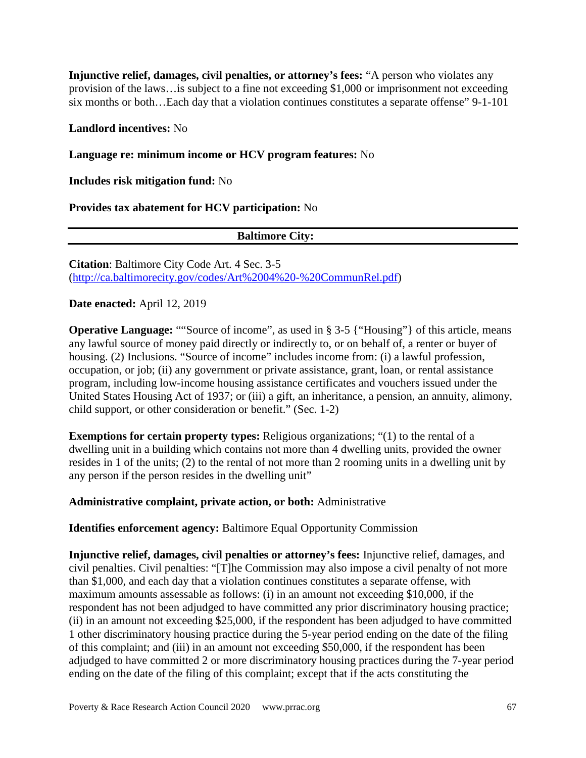**Injunctive relief, damages, civil penalties, or attorney's fees:** "A person who violates any provision of the laws…is subject to a fine not exceeding $1,000 or imprisonment not exceeding six months or both…Each day that a violation continues constitutes a separate offense" 9-1-101

**Landlord incentives:** No

**Language re: minimum income or HCV program features:** No

**Includes risk mitigation fund:** No

**Provides tax abatement for HCV participation:** No

---

## Baltimore City:

---

**Citation**: Baltimore City Code Art. 4 Sec. 3-5 (http://ca.baltimorecity.gov/codes/Art%2004%20-%20CommunRel.pdf)

**Date enacted:** April 12, 2019

**Operative Language:** ""Source of income", as used in § 3-5 {"Housing"} of this article, means any lawful source of money paid directly or indirectly to, or on behalf of, a renter or buyer of housing. (2) Inclusions. "Source of income" includes income from: (i) a lawful profession, occupation, or job; (ii) any government or private assistance, grant, loan, or rental assistance program, including low-income housing assistance certificates and vouchers issued under the United States Housing Act of 1937; or (iii) a gift, an inheritance, a pension, an annuity, alimony, child support, or other consideration or benefit." (Sec. 1-2)

**Exemptions for certain property types:** Religious organizations; "(1) to the rental of a dwelling unit in a building which contains not more than 4 dwelling units, provided the owner resides in 1 of the units; (2) to the rental of not more than 2 rooming units in a dwelling unit by any person if the person resides in the dwelling unit"

**Administrative complaint, private action, or both:** Administrative

**Identifies enforcement agency:** Baltimore Equal Opportunity Commission

**Injunctive relief, damages, civil penalties or attorney's fees:** Injunctive relief, damages, and civil penalties. Civil penalties: "[T]he Commission may also impose a civil penalty of not more than $1,000, and each day that a violation continues constitutes a separate offense, with maximum amounts assessable as follows: (i) in an amount not exceeding $10,000, if the respondent has not been adjudged to have committed any prior discriminatory housing practice; (ii) in an amount not exceeding $25,000, if the respondent has been adjudged to have committed 1 other discriminatory housing practice during the 5-year period ending on the date of the filing of this complaint; and (iii) in an amount not exceeding $50,000, if the respondent has been adjudged to have committed 2 or more discriminatory housing practices during the 7-year period ending on the date of the filing of this complaint; except that if the acts constituting the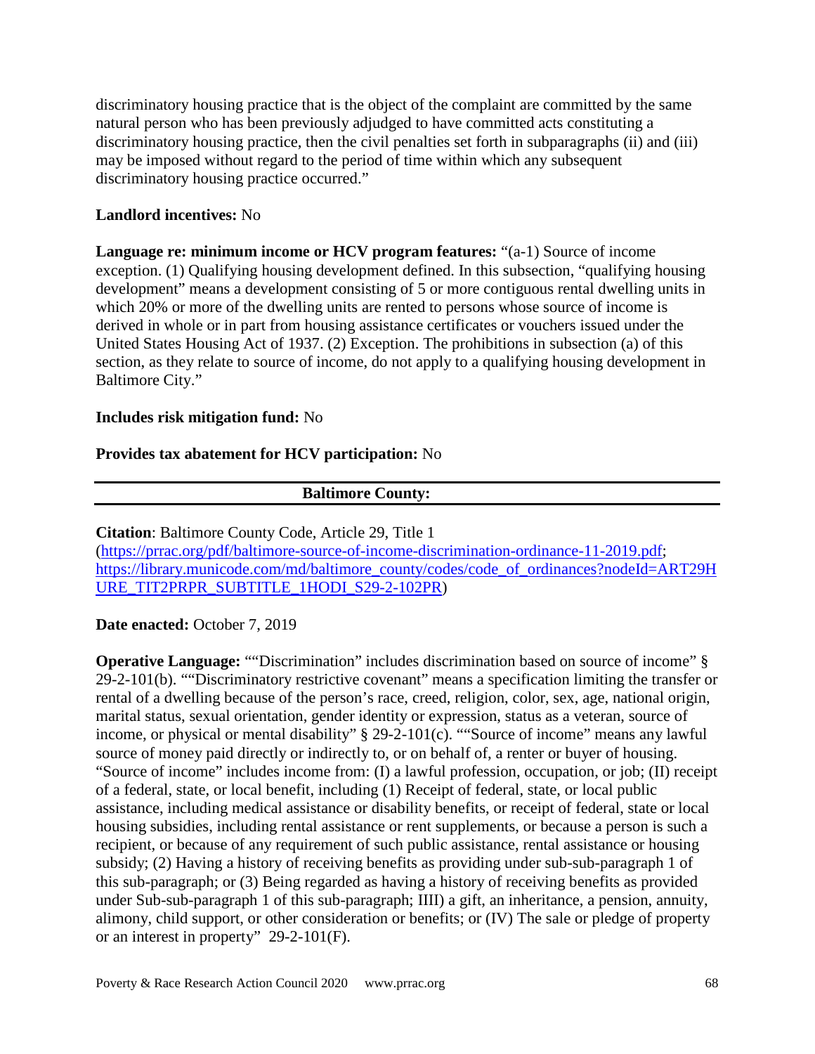discriminatory housing practice that is the object of the complaint are committed by the same natural person who has been previously adjudged to have committed acts constituting a discriminatory housing practice, then the civil penalties set forth in subparagraphs (ii) and (iii) may be imposed without regard to the period of time within which any subsequent discriminatory housing practice occurred."

**Landlord incentives:** No

**Language re: minimum income or HCV program features:** "(a-1) Source of income exception. (1) Qualifying housing development defined. In this subsection, "qualifying housing development" means a development consisting of 5 or more contiguous rental dwelling units in which 20% or more of the dwelling units are rented to persons whose source of income is derived in whole or in part from housing assistance certificates or vouchers issued under the United States Housing Act of 1937. (2) Exception. The prohibitions in subsection (a) of this section, as they relate to source of income, do not apply to a qualifying housing development in Baltimore City."

**Includes risk mitigation fund:** No

**Provides tax abatement for HCV participation:** No

---

**Baltimore County:**

---

**Citation**: Baltimore County Code, Article 29, Title 1 (https://prrac.org/pdf/baltimore-source-of-income-discrimination-ordinance-11-2019.pdf; https://library.municode.com/md/baltimore_county/codes/code_of_ordinances?nodeId=ART29HURE_TIT2PRPR_SUBTITLE_1HODI_S29-2-102PR)

**Date enacted:** October 7, 2019

**Operative Language:** ""Discrimination" includes discrimination based on source of income" § 29-2-101(b). ""Discriminatory restrictive covenant" means a specification limiting the transfer or rental of a dwelling because of the person's race, creed, religion, color, sex, age, national origin, marital status, sexual orientation, gender identity or expression, status as a veteran, source of income, or physical or mental disability" § 29-2-101(c). ""Source of income" means any lawful source of money paid directly or indirectly to, or on behalf of, a renter or buyer of housing. "Source of income" includes income from: (I) a lawful profession, occupation, or job; (II) receipt of a federal, state, or local benefit, including (1) Receipt of federal, state, or local public assistance, including medical assistance or disability benefits, or receipt of federal, state or local housing subsidies, including rental assistance or rent supplements, or because a person is such a recipient, or because of any requirement of such public assistance, rental assistance or housing subsidy; (2) Having a history of receiving benefits as providing under sub-sub-paragraph 1 of this sub-paragraph; or (3) Being regarded as having a history of receiving benefits as provided under Sub-sub-paragraph 1 of this sub-paragraph; IIII) a gift, an inheritance, a pension, annuity, alimony, child support, or other consideration or benefits; or (IV) The sale or pledge of property or an interest in property" 29-2-101(F).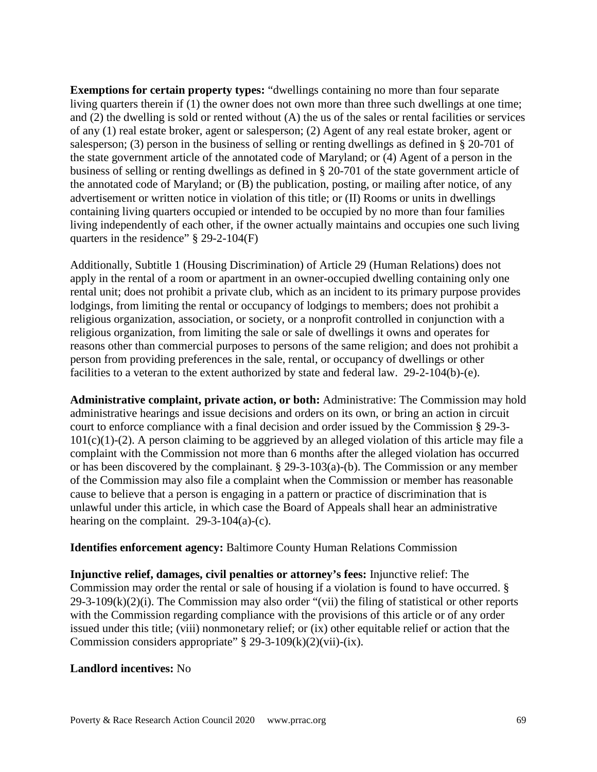**Exemptions for certain property types:** "dwellings containing no more than four separate living quarters therein if (1) the owner does not own more than three such dwellings at one time; and (2) the dwelling is sold or rented without (A) the us of the sales or rental facilities or services of any (1) real estate broker, agent or salesperson; (2) Agent of any real estate broker, agent or salesperson; (3) person in the business of selling or renting dwellings as defined in § 20-701 of the state government article of the annotated code of Maryland; or (4) Agent of a person in the business of selling or renting dwellings as defined in § 20-701 of the state government article of the annotated code of Maryland; or (B) the publication, posting, or mailing after notice, of any advertisement or written notice in violation of this title; or (II) Rooms or units in dwellings containing living quarters occupied or intended to be occupied by no more than four families living independently of each other, if the owner actually maintains and occupies one such living quarters in the residence" § 29-2-104(F)

Additionally, Subtitle 1 (Housing Discrimination) of Article 29 (Human Relations) does not apply in the rental of a room or apartment in an owner-occupied dwelling containing only one rental unit; does not prohibit a private club, which as an incident to its primary purpose provides lodgings, from limiting the rental or occupancy of lodgings to members; does not prohibit a religious organization, association, or society, or a nonprofit controlled in conjunction with a religious organization, from limiting the sale or sale of dwellings it owns and operates for reasons other than commercial purposes to persons of the same religion; and does not prohibit a person from providing preferences in the sale, rental, or occupancy of dwellings or other facilities to a veteran to the extent authorized by state and federal law. 29-2-104(b)-(e).

**Administrative complaint, private action, or both:** Administrative: The Commission may hold administrative hearings and issue decisions and orders on its own, or bring an action in circuit court to enforce compliance with a final decision and order issued by the Commission § 29-3-101(c)(1)-(2). A person claiming to be aggrieved by an alleged violation of this article may file a complaint with the Commission not more than 6 months after the alleged violation has occurred or has been discovered by the complainant. § 29-3-103(a)-(b). The Commission or any member of the Commission may also file a complaint when the Commission or member has reasonable cause to believe that a person is engaging in a pattern or practice of discrimination that is unlawful under this article, in which case the Board of Appeals shall hear an administrative hearing on the complaint. 29-3-104(a)-(c).

**Identifies enforcement agency:** Baltimore County Human Relations Commission

**Injunctive relief, damages, civil penalties or attorney's fees:** Injunctive relief: The Commission may order the rental or sale of housing if a violation is found to have occurred. § 29-3-109(k)(2)(i). The Commission may also order "(vii) the filing of statistical or other reports with the Commission regarding compliance with the provisions of this article or of any order issued under this title; (viii) nonmonetary relief; or (ix) other equitable relief or action that the Commission considers appropriate" § 29-3-109(k)(2)(vii)-(ix).

**Landlord incentives:** No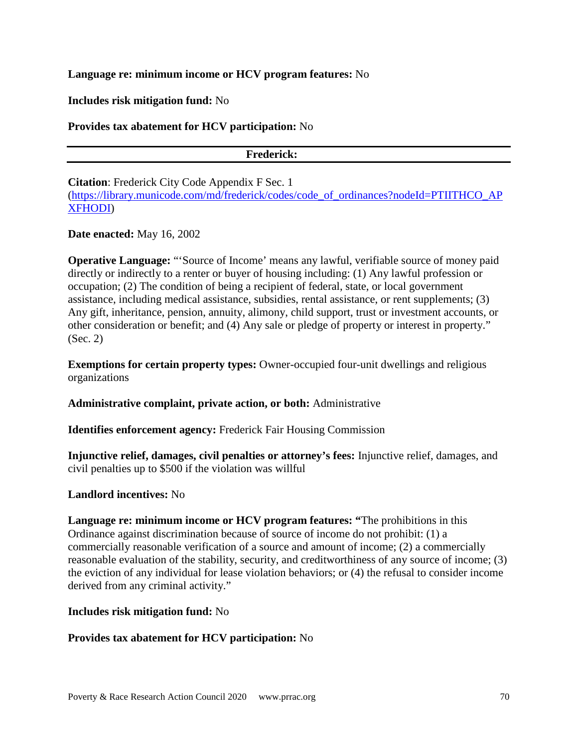**Language re: minimum income or HCV program features:** No

**Includes risk mitigation fund:** No

**Provides tax abatement for HCV participation:** No

---

**Frederick:**

---

**Citation**: Frederick City Code Appendix F Sec. 1 (https://library.municode.com/md/frederick/codes/code_of_ordinances?nodeId=PTIITHCO_APXFHODI)

**Date enacted:** May 16, 2002

**Operative Language:** "'Source of Income' means any lawful, verifiable source of money paid directly or indirectly to a renter or buyer of housing including: (1) Any lawful profession or occupation; (2) The condition of being a recipient of federal, state, or local government assistance, including medical assistance, subsidies, rental assistance, or rent supplements; (3) Any gift, inheritance, pension, annuity, alimony, child support, trust or investment accounts, or other consideration or benefit; and (4) Any sale or pledge of property or interest in property." (Sec. 2)

**Exemptions for certain property types:** Owner-occupied four-unit dwellings and religious organizations

**Administrative complaint, private action, or both:** Administrative

**Identifies enforcement agency:** Frederick Fair Housing Commission

**Injunctive relief, damages, civil penalties or attorney's fees:** Injunctive relief, damages, and civil penalties up to $500 if the violation was willful

**Landlord incentives:** No

**Language re: minimum income or HCV program features:** "The prohibitions in this Ordinance against discrimination because of source of income do not prohibit: (1) a commercially reasonable verification of a source and amount of income; (2) a commercially reasonable evaluation of the stability, security, and creditworthiness of any source of income; (3) the eviction of any individual for lease violation behaviors; or (4) the refusal to consider income derived from any criminal activity."

**Includes risk mitigation fund:** No

**Provides tax abatement for HCV participation:** No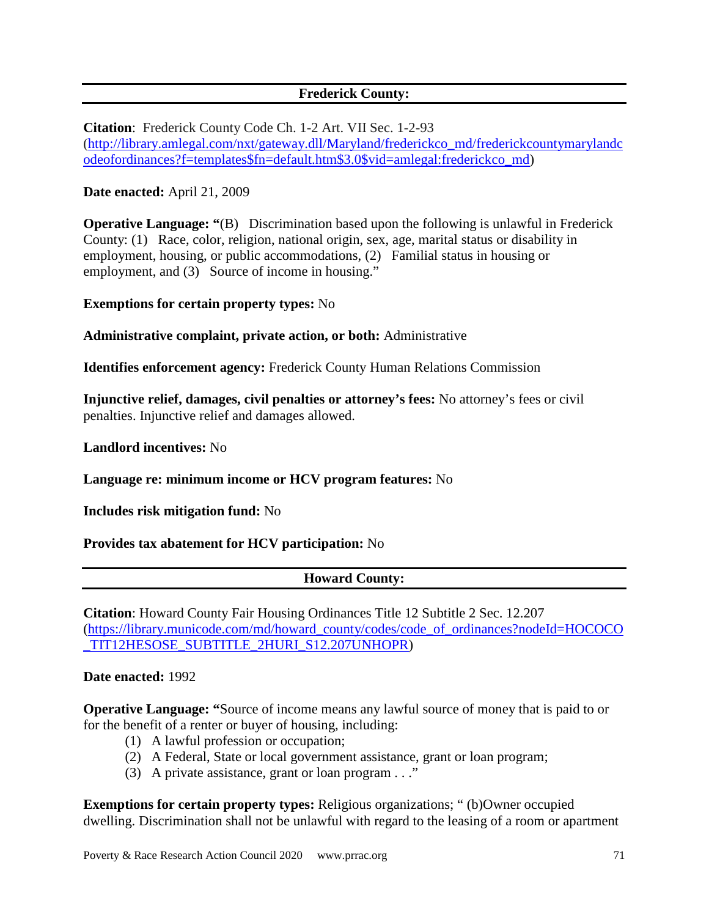## Frederick County:

**Citation**: Frederick County Code Ch. 1-2 Art. VII Sec. 1-2-93 (http://library.amlegal.com/nxt/gateway.dll/Maryland/frederickco_md/frederickcountymarylandcodeofordinances?f=templates$fn=default.htm$3.0$vid=amlegal:frederickco_md)

**Date enacted:** April 21, 2009

**Operative Language: "**(B) Discrimination based upon the following is unlawful in Frederick County: (1) Race, color, religion, national origin, sex, age, marital status or disability in employment, housing, or public accommodations, (2) Familial status in housing or employment, and (3) Source of income in housing."

**Exemptions for certain property types:** No

**Administrative complaint, private action, or both:** Administrative

**Identifies enforcement agency:** Frederick County Human Relations Commission

**Injunctive relief, damages, civil penalties or attorney's fees:** No attorney's fees or civil penalties. Injunctive relief and damages allowed.

**Landlord incentives:** No

**Language re: minimum income or HCV program features:** No

**Includes risk mitigation fund:** No

**Provides tax abatement for HCV participation:** No

## Howard County:

**Citation**: Howard County Fair Housing Ordinances Title 12 Subtitle 2 Sec. 12.207 (https://library.municode.com/md/howard_county/codes/code_of_ordinances?nodeId=HOCOCO_TIT12HESOSE_SUBTITLE_2HURI_S12.207UNHOPR)

**Date enacted:** 1992

**Operative Language: "**Source of income means any lawful source of money that is paid to or for the benefit of a renter or buyer of housing, including:

(1) A lawful profession or occupation;
(2) A Federal, State or local government assistance, grant or loan program;
(3) A private assistance, grant or loan program . . ."

**Exemptions for certain property types:** Religious organizations; " (b)Owner occupied dwelling. Discrimination shall not be unlawful with regard to the leasing of a room or apartment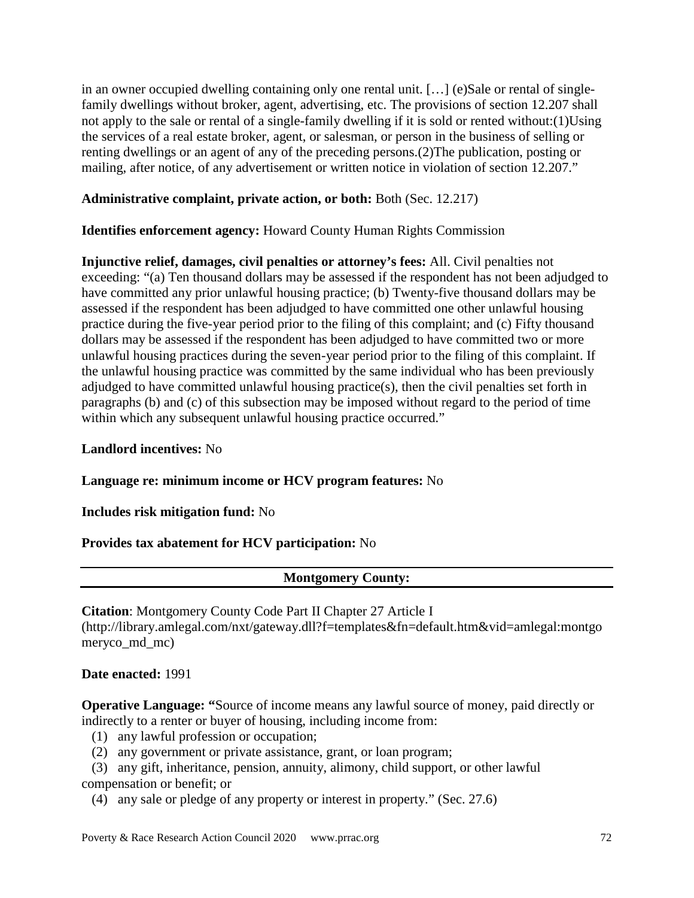in an owner occupied dwelling containing only one rental unit. […] (e)Sale or rental of single-family dwellings without broker, agent, advertising, etc. The provisions of section 12.207 shall not apply to the sale or rental of a single-family dwelling if it is sold or rented without:(1)Using the services of a real estate broker, agent, or salesman, or person in the business of selling or renting dwellings or an agent of any of the preceding persons.(2)The publication, posting or mailing, after notice, of any advertisement or written notice in violation of section 12.207."

**Administrative complaint, private action, or both:** Both (Sec. 12.217)

**Identifies enforcement agency:** Howard County Human Rights Commission

**Injunctive relief, damages, civil penalties or attorney's fees:** All. Civil penalties not exceeding: "(a) Ten thousand dollars may be assessed if the respondent has not been adjudged to have committed any prior unlawful housing practice; (b) Twenty-five thousand dollars may be assessed if the respondent has been adjudged to have committed one other unlawful housing practice during the five-year period prior to the filing of this complaint; and (c) Fifty thousand dollars may be assessed if the respondent has been adjudged to have committed two or more unlawful housing practices during the seven-year period prior to the filing of this complaint. If the unlawful housing practice was committed by the same individual who has been previously adjudged to have committed unlawful housing practice(s), then the civil penalties set forth in paragraphs (b) and (c) of this subsection may be imposed without regard to the period of time within which any subsequent unlawful housing practice occurred."

**Landlord incentives:** No

**Language re: minimum income or HCV program features:** No

**Includes risk mitigation fund:** No

**Provides tax abatement for HCV participation:** No

---

**Montgomery County:**

---

**Citation**: Montgomery County Code Part II Chapter 27 Article I (http://library.amlegal.com/nxt/gateway.dll?f=templates&fn=default.htm&vid=amlegal:montgomeryco_md_mc)

**Date enacted:** 1991

**Operative Language: "**Source of income means any lawful source of money, paid directly or indirectly to a renter or buyer of housing, including income from:

(1) any lawful profession or occupation;
(2) any government or private assistance, grant, or loan program;
(3) any gift, inheritance, pension, annuity, alimony, child support, or other lawful compensation or benefit; or
(4) any sale or pledge of any property or interest in property." (Sec. 27.6)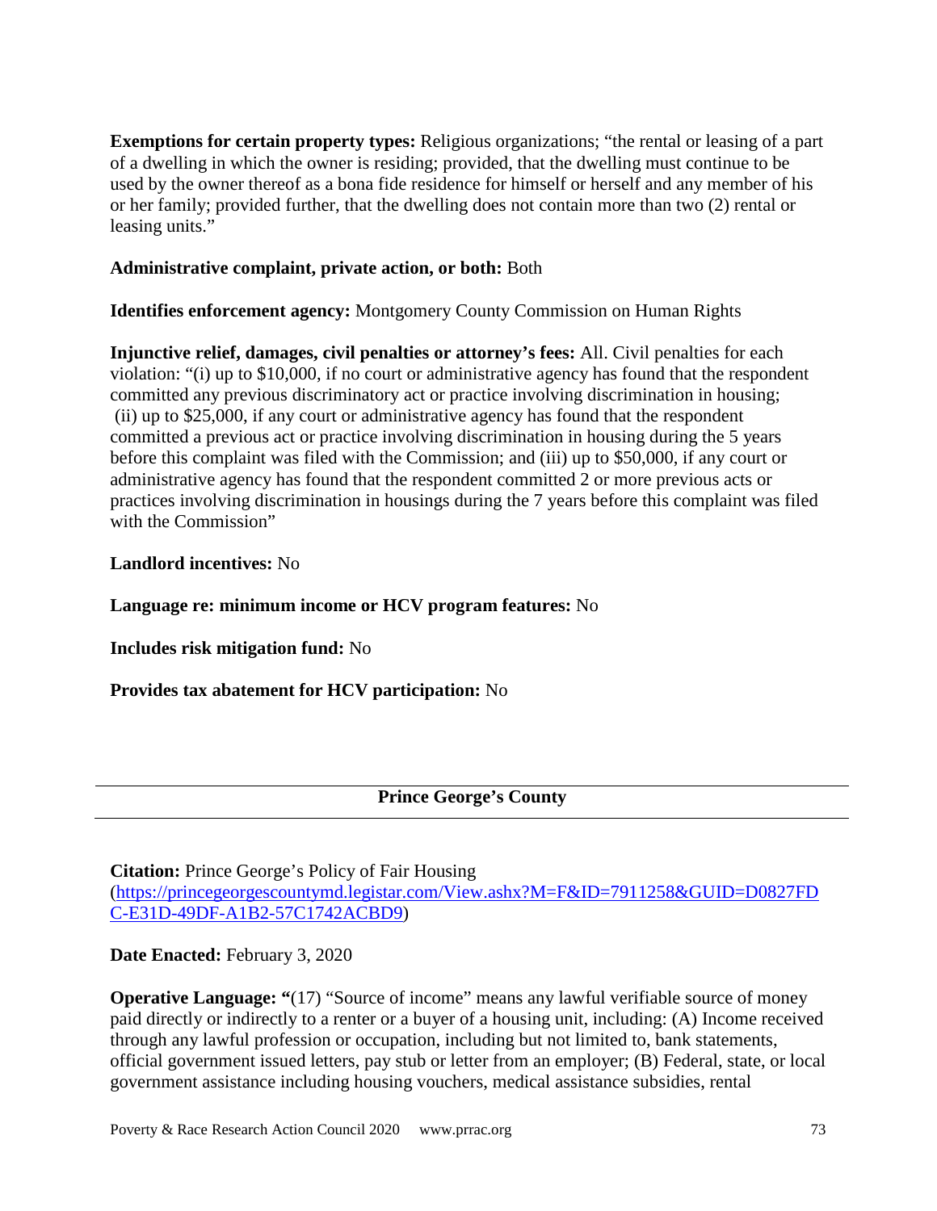**Exemptions for certain property types:** Religious organizations; "the rental or leasing of a part of a dwelling in which the owner is residing; provided, that the dwelling must continue to be used by the owner thereof as a bona fide residence for himself or herself and any member of his or her family; provided further, that the dwelling does not contain more than two (2) rental or leasing units."

**Administrative complaint, private action, or both:** Both

**Identifies enforcement agency:** Montgomery County Commission on Human Rights

**Injunctive relief, damages, civil penalties or attorney's fees:** All. Civil penalties for each violation: "(i) up to $10,000, if no court or administrative agency has found that the respondent committed any previous discriminatory act or practice involving discrimination in housing; (ii) up to $25,000, if any court or administrative agency has found that the respondent committed a previous act or practice involving discrimination in housing during the 5 years before this complaint was filed with the Commission; and (iii) up to $50,000, if any court or administrative agency has found that the respondent committed 2 or more previous acts or practices involving discrimination in housings during the 7 years before this complaint was filed with the Commission"

**Landlord incentives:** No

**Language re: minimum income or HCV program features:** No

**Includes risk mitigation fund:** No

**Provides tax abatement for HCV participation:** No

---

## Prince George's County

---

**Citation:** Prince George's Policy of Fair Housing (https://princegeorgescountymd.legistar.com/View.ashx?M=F&ID=7911258&GUID=D0827FDC-E31D-49DF-A1B2-57C1742ACBD9)

**Date Enacted:** February 3, 2020

**Operative Language: "**(17) "Source of income" means any lawful verifiable source of money paid directly or indirectly to a renter or a buyer of a housing unit, including: (A) Income received through any lawful profession or occupation, including but not limited to, bank statements, official government issued letters, pay stub or letter from an employer; (B) Federal, state, or local government assistance including housing vouchers, medical assistance subsidies, rental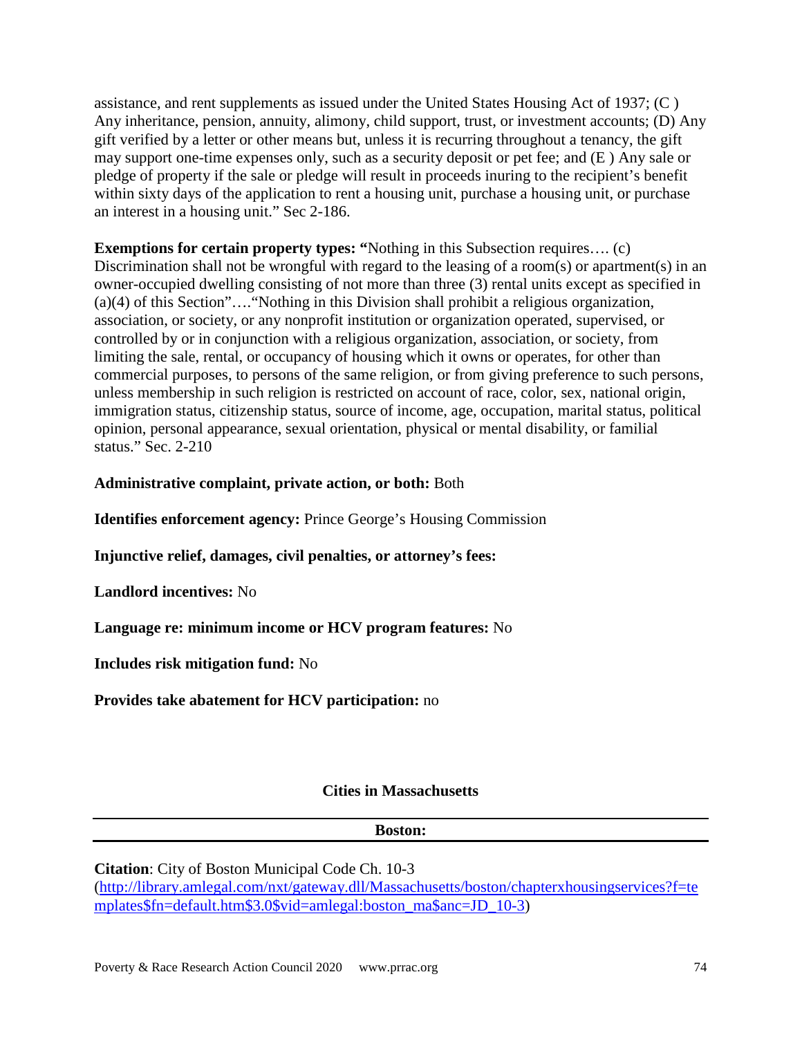assistance, and rent supplements as issued under the United States Housing Act of 1937; (C ) Any inheritance, pension, annuity, alimony, child support, trust, or investment accounts; (D) Any gift verified by a letter or other means but, unless it is recurring throughout a tenancy, the gift may support one-time expenses only, such as a security deposit or pet fee; and (E ) Any sale or pledge of property if the sale or pledge will result in proceeds inuring to the recipient's benefit within sixty days of the application to rent a housing unit, purchase a housing unit, or purchase an interest in a housing unit." Sec 2-186.

**Exemptions for certain property types: "**Nothing in this Subsection requires…. (c) Discrimination shall not be wrongful with regard to the leasing of a room(s) or apartment(s) in an owner-occupied dwelling consisting of not more than three (3) rental units except as specified in (a)(4) of this Section"…."Nothing in this Division shall prohibit a religious organization, association, or society, or any nonprofit institution or organization operated, supervised, or controlled by or in conjunction with a religious organization, association, or society, from limiting the sale, rental, or occupancy of housing which it owns or operates, for other than commercial purposes, to persons of the same religion, or from giving preference to such persons, unless membership in such religion is restricted on account of race, color, sex, national origin, immigration status, citizenship status, source of income, age, occupation, marital status, political opinion, personal appearance, sexual orientation, physical or mental disability, or familial status." Sec. 2-210

**Administrative complaint, private action, or both:** Both

**Identifies enforcement agency:** Prince George's Housing Commission

**Injunctive relief, damages, civil penalties, or attorney's fees:**

**Landlord incentives:** No

**Language re: minimum income or HCV program features:** No

**Includes risk mitigation fund:** No

**Provides take abatement for HCV participation:** no

## Cities in Massachusetts

### Boston:

**Citation**: City of Boston Municipal Code Ch. 10-3 (http://library.amlegal.com/nxt/gateway.dll/Massachusetts/boston/chapterxhousingservices?f=templates$fn=default.htm$3.0$vid=amlegal:boston_ma$anc=JD_10-3)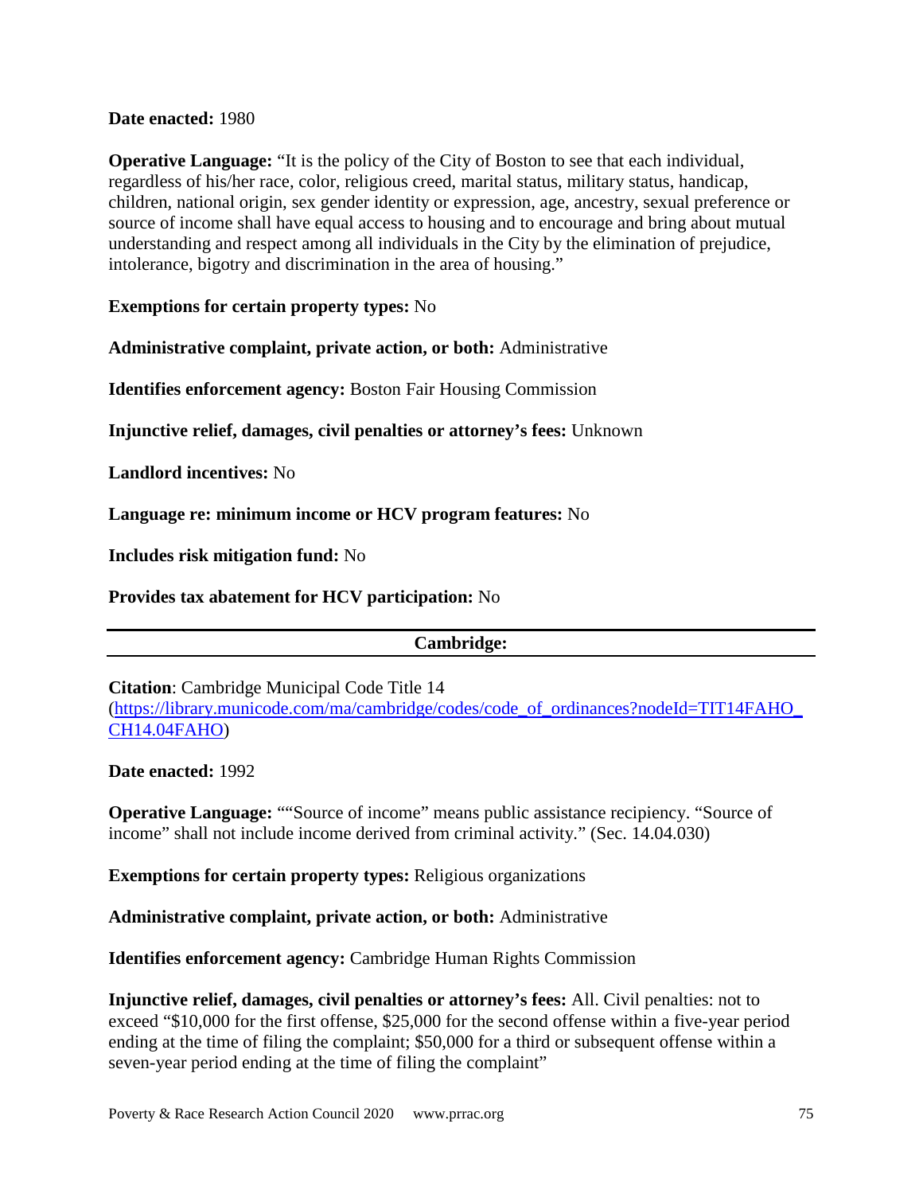**Date enacted:** 1980

**Operative Language:** "It is the policy of the City of Boston to see that each individual, regardless of his/her race, color, religious creed, marital status, military status, handicap, children, national origin, sex gender identity or expression, age, ancestry, sexual preference or source of income shall have equal access to housing and to encourage and bring about mutual understanding and respect among all individuals in the City by the elimination of prejudice, intolerance, bigotry and discrimination in the area of housing."

**Exemptions for certain property types:** No

**Administrative complaint, private action, or both:** Administrative

**Identifies enforcement agency:** Boston Fair Housing Commission

**Injunctive relief, damages, civil penalties or attorney's fees:** Unknown

**Landlord incentives:** No

**Language re: minimum income or HCV program features:** No

**Includes risk mitigation fund:** No

**Provides tax abatement for HCV participation:** No

---

## Cambridge:

---

**Citation**: Cambridge Municipal Code Title 14 (https://library.municode.com/ma/cambridge/codes/code_of_ordinances?nodeId=TIT14FAHO_CH14.04FAHO)

**Date enacted:** 1992

**Operative Language:** ""Source of income" means public assistance recipiency. "Source of income" shall not include income derived from criminal activity." (Sec. 14.04.030)

**Exemptions for certain property types:** Religious organizations

**Administrative complaint, private action, or both:** Administrative

**Identifies enforcement agency:** Cambridge Human Rights Commission

**Injunctive relief, damages, civil penalties or attorney's fees:** All. Civil penalties: not to exceed "$10,000 for the first offense, $25,000 for the second offense within a five-year period ending at the time of filing the complaint; $50,000 for a third or subsequent offense within a seven-year period ending at the time of filing the complaint"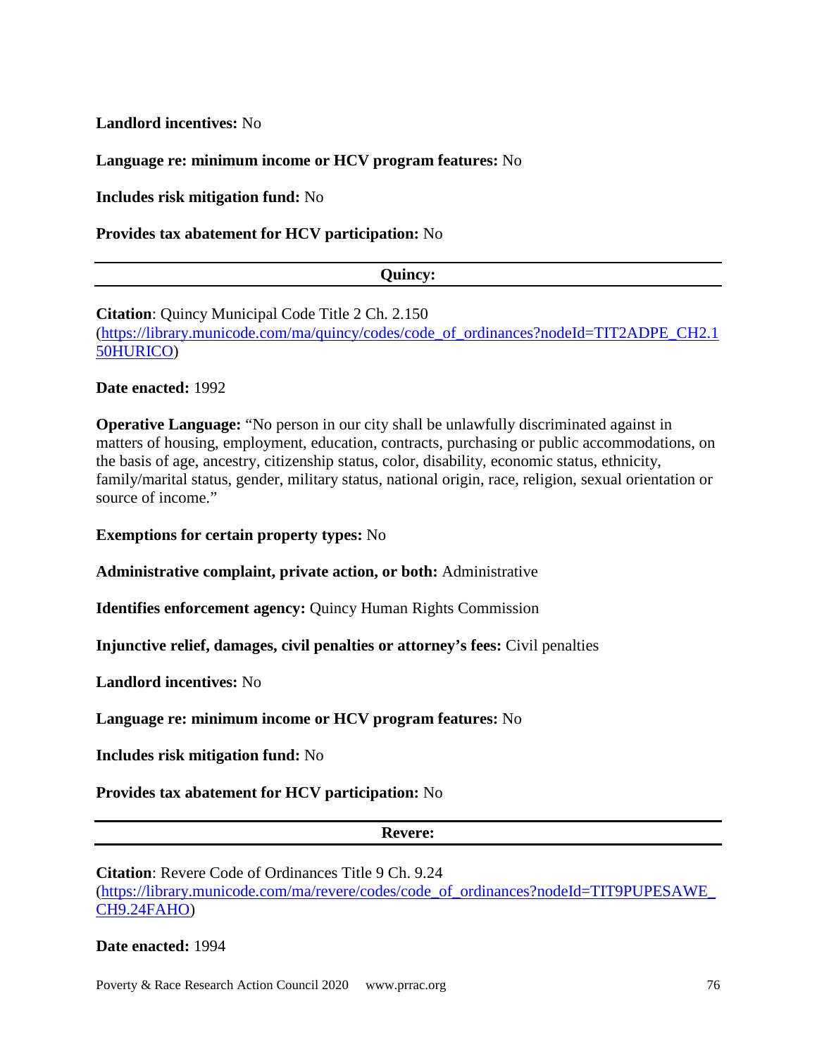**Landlord incentives:** No

**Language re: minimum income or HCV program features:** No

**Includes risk mitigation fund:** No

**Provides tax abatement for HCV participation:** No

---

### Quincy:

---

**Citation**: Quincy Municipal Code Title 2 Ch. 2.150 (https://library.municode.com/ma/quincy/codes/code_of_ordinances?nodeId=TIT2ADPE_CH2.150HURICO)

**Date enacted:** 1992

**Operative Language:** "No person in our city shall be unlawfully discriminated against in matters of housing, employment, education, contracts, purchasing or public accommodations, on the basis of age, ancestry, citizenship status, color, disability, economic status, ethnicity, family/marital status, gender, military status, national origin, race, religion, sexual orientation or source of income."

**Exemptions for certain property types:** No

**Administrative complaint, private action, or both:** Administrative

**Identifies enforcement agency:** Quincy Human Rights Commission

**Injunctive relief, damages, civil penalties or attorney's fees:** Civil penalties

**Landlord incentives:** No

**Language re: minimum income or HCV program features:** No

**Includes risk mitigation fund:** No

**Provides tax abatement for HCV participation:** No

---

### Revere:

---

**Citation**: Revere Code of Ordinances Title 9 Ch. 9.24 (https://library.municode.com/ma/revere/codes/code_of_ordinances?nodeId=TIT9PUPESAWE_CH9.24FAHO)

**Date enacted:** 1994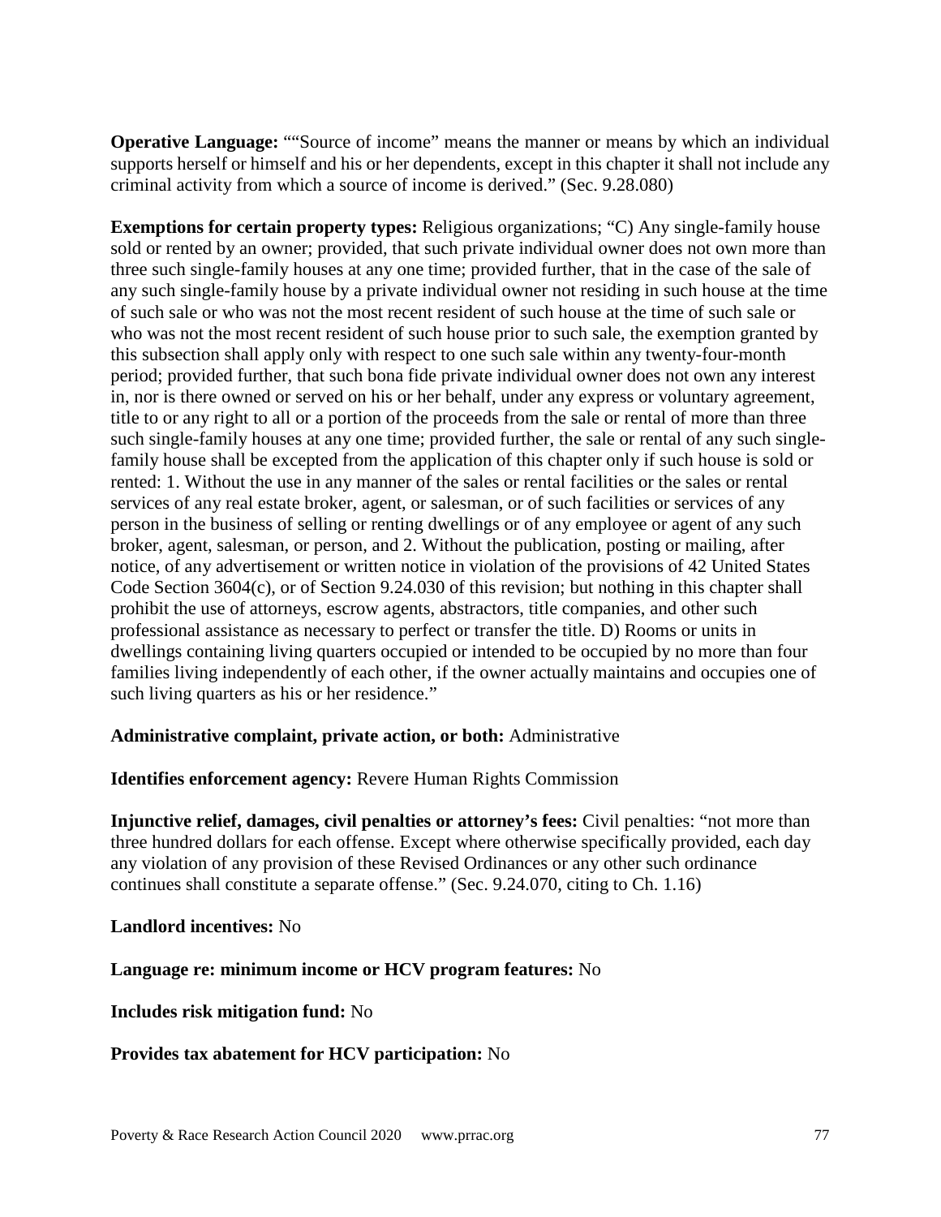**Operative Language:** ""Source of income" means the manner or means by which an individual supports herself or himself and his or her dependents, except in this chapter it shall not include any criminal activity from which a source of income is derived." (Sec. 9.28.080)

**Exemptions for certain property types:** Religious organizations; "C) Any single-family house sold or rented by an owner; provided, that such private individual owner does not own more than three such single-family houses at any one time; provided further, that in the case of the sale of any such single-family house by a private individual owner not residing in such house at the time of such sale or who was not the most recent resident of such house at the time of such sale or who was not the most recent resident of such house prior to such sale, the exemption granted by this subsection shall apply only with respect to one such sale within any twenty-four-month period; provided further, that such bona fide private individual owner does not own any interest in, nor is there owned or served on his or her behalf, under any express or voluntary agreement, title to or any right to all or a portion of the proceeds from the sale or rental of more than three such single-family houses at any one time; provided further, the sale or rental of any such single-family house shall be excepted from the application of this chapter only if such house is sold or rented: 1. Without the use in any manner of the sales or rental facilities or the sales or rental services of any real estate broker, agent, or salesman, or of such facilities or services of any person in the business of selling or renting dwellings or of any employee or agent of any such broker, agent, salesman, or person, and 2. Without the publication, posting or mailing, after notice, of any advertisement or written notice in violation of the provisions of 42 United States Code Section 3604(c), or of Section 9.24.030 of this revision; but nothing in this chapter shall prohibit the use of attorneys, escrow agents, abstractors, title companies, and other such professional assistance as necessary to perfect or transfer the title. D) Rooms or units in dwellings containing living quarters occupied or intended to be occupied by no more than four families living independently of each other, if the owner actually maintains and occupies one of such living quarters as his or her residence."

**Administrative complaint, private action, or both:** Administrative

**Identifies enforcement agency:** Revere Human Rights Commission

**Injunctive relief, damages, civil penalties or attorney's fees:** Civil penalties: "not more than three hundred dollars for each offense. Except where otherwise specifically provided, each day any violation of any provision of these Revised Ordinances or any other such ordinance continues shall constitute a separate offense." (Sec. 9.24.070, citing to Ch. 1.16)

**Landlord incentives:** No

**Language re: minimum income or HCV program features:** No

**Includes risk mitigation fund:** No

**Provides tax abatement for HCV participation:** No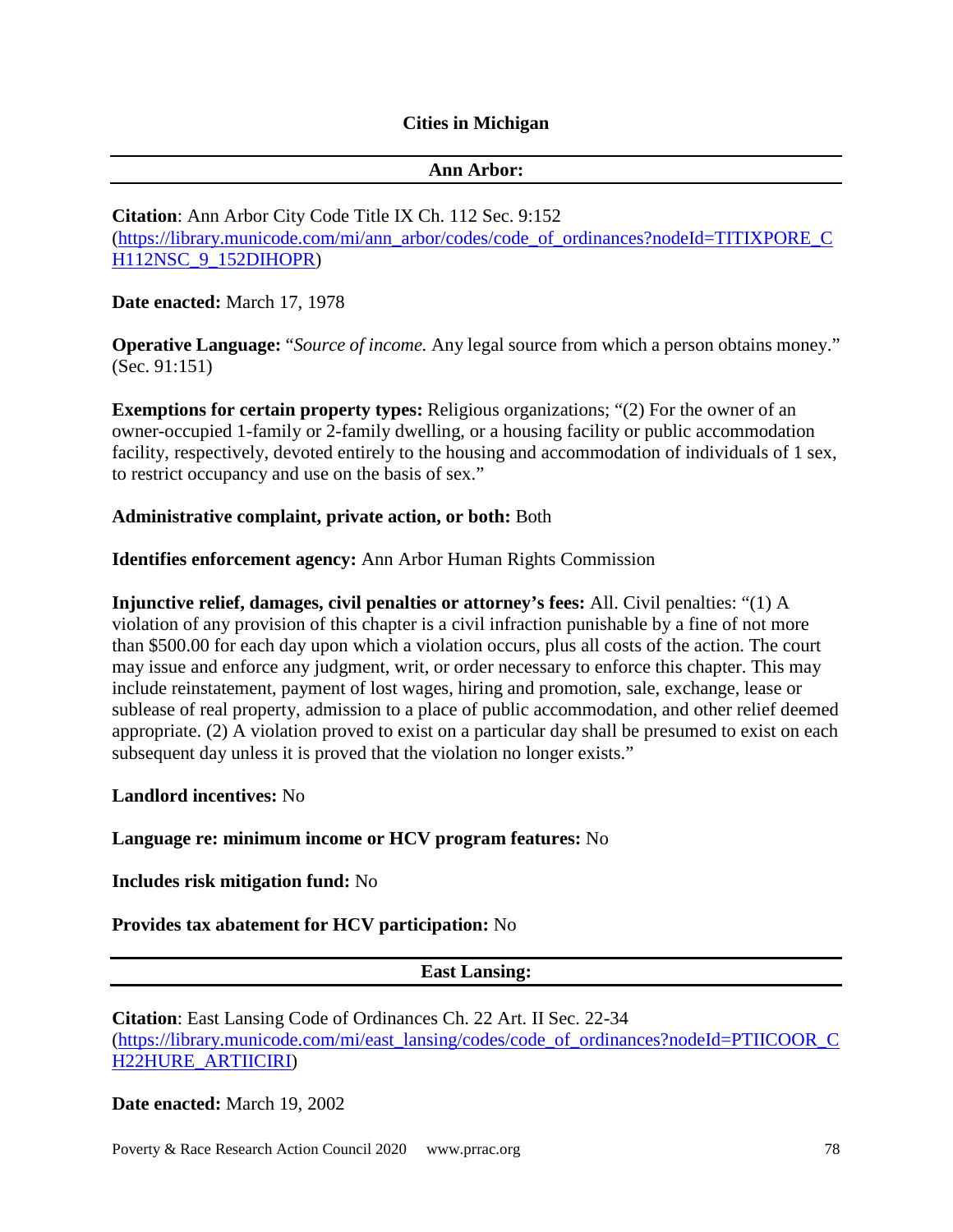## Cities in Michigan

### Ann Arbor:

**Citation**: Ann Arbor City Code Title IX Ch. 112 Sec. 9:152 (https://library.municode.com/mi/ann_arbor/codes/code_of_ordinances?nodeId=TITIXPORE_CH112NSC_9_152DIHOPR)

**Date enacted:** March 17, 1978

**Operative Language:** "*Source of income.* Any legal source from which a person obtains money." (Sec. 91:151)

**Exemptions for certain property types:** Religious organizations; "(2) For the owner of an owner-occupied 1-family or 2-family dwelling, or a housing facility or public accommodation facility, respectively, devoted entirely to the housing and accommodation of individuals of 1 sex, to restrict occupancy and use on the basis of sex."

**Administrative complaint, private action, or both:** Both

**Identifies enforcement agency:** Ann Arbor Human Rights Commission

**Injunctive relief, damages, civil penalties or attorney's fees:** All. Civil penalties: "(1) A violation of any provision of this chapter is a civil infraction punishable by a fine of not more than $500.00 for each day upon which a violation occurs, plus all costs of the action. The court may issue and enforce any judgment, writ, or order necessary to enforce this chapter. This may include reinstatement, payment of lost wages, hiring and promotion, sale, exchange, lease or sublease of real property, admission to a place of public accommodation, and other relief deemed appropriate. (2) A violation proved to exist on a particular day shall be presumed to exist on each subsequent day unless it is proved that the violation no longer exists."

**Landlord incentives:** No

**Language re: minimum income or HCV program features:** No

**Includes risk mitigation fund:** No

**Provides tax abatement for HCV participation:** No

### East Lansing:

**Citation**: East Lansing Code of Ordinances Ch. 22 Art. II Sec. 22-34 (https://library.municode.com/mi/east_lansing/codes/code_of_ordinances?nodeId=PTIICOOR_CH22HURE_ARTIICIRI)

**Date enacted:** March 19, 2002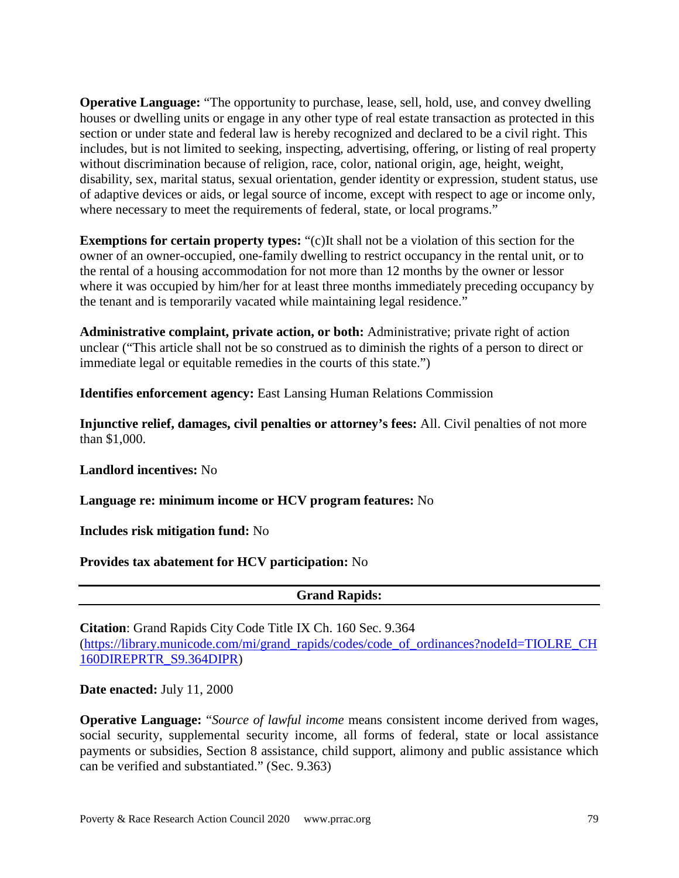**Operative Language:** "The opportunity to purchase, lease, sell, hold, use, and convey dwelling houses or dwelling units or engage in any other type of real estate transaction as protected in this section or under state and federal law is hereby recognized and declared to be a civil right. This includes, but is not limited to seeking, inspecting, advertising, offering, or listing of real property without discrimination because of religion, race, color, national origin, age, height, weight, disability, sex, marital status, sexual orientation, gender identity or expression, student status, use of adaptive devices or aids, or legal source of income, except with respect to age or income only, where necessary to meet the requirements of federal, state, or local programs."

**Exemptions for certain property types:** "(c)It shall not be a violation of this section for the owner of an owner-occupied, one-family dwelling to restrict occupancy in the rental unit, or to the rental of a housing accommodation for not more than 12 months by the owner or lessor where it was occupied by him/her for at least three months immediately preceding occupancy by the tenant and is temporarily vacated while maintaining legal residence."

**Administrative complaint, private action, or both:** Administrative; private right of action unclear ("This article shall not be so construed as to diminish the rights of a person to direct or immediate legal or equitable remedies in the courts of this state.")

**Identifies enforcement agency:** East Lansing Human Relations Commission

**Injunctive relief, damages, civil penalties or attorney's fees:** All. Civil penalties of not more than $1,000.

**Landlord incentives:** No

**Language re: minimum income or HCV program features:** No

**Includes risk mitigation fund:** No

**Provides tax abatement for HCV participation:** No

---

## Grand Rapids:

---

**Citation**: Grand Rapids City Code Title IX Ch. 160 Sec. 9.364 ([https://library.municode.com/mi/grand_rapids/codes/code_of_ordinances?nodeId=TIOLRE_CH160DIREPRTR_S9.364DIPR](https://library.municode.com/mi/grand_rapids/codes/code_of_ordinances?nodeId=TIOLRE_CH160DIREPRTR_S9.364DIPR))

**Date enacted:** July 11, 2000

**Operative Language:** "*Source of lawful income* means consistent income derived from wages, social security, supplemental security income, all forms of federal, state or local assistance payments or subsidies, Section 8 assistance, child support, alimony and public assistance which can be verified and substantiated." (Sec. 9.363)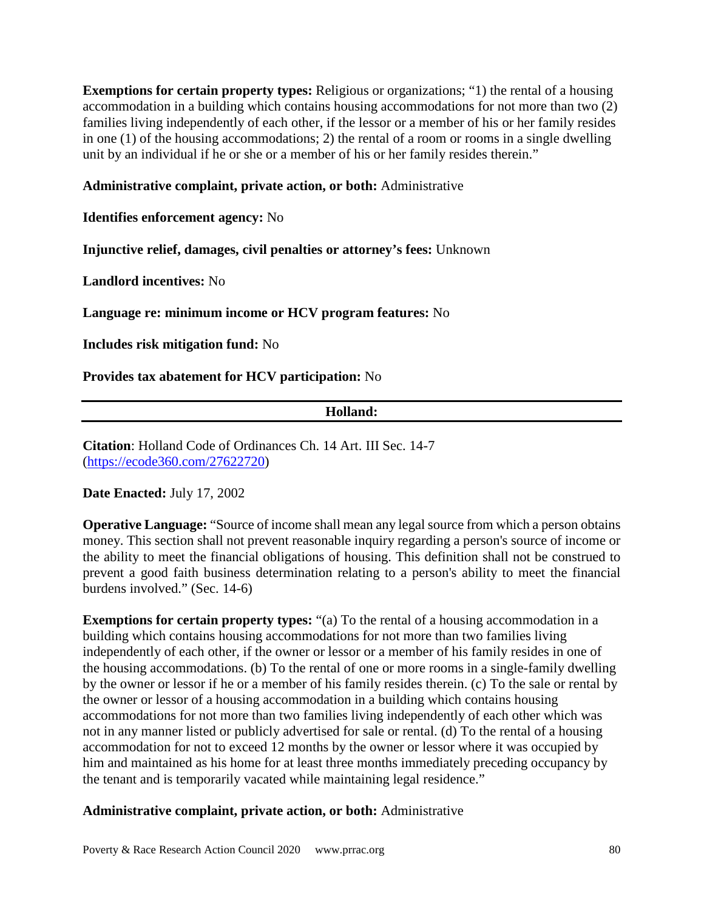**Exemptions for certain property types:** Religious or organizations; "1) the rental of a housing accommodation in a building which contains housing accommodations for not more than two (2) families living independently of each other, if the lessor or a member of his or her family resides in one (1) of the housing accommodations; 2) the rental of a room or rooms in a single dwelling unit by an individual if he or she or a member of his or her family resides therein."

**Administrative complaint, private action, or both:** Administrative

**Identifies enforcement agency:** No

**Injunctive relief, damages, civil penalties or attorney's fees:** Unknown

**Landlord incentives:** No

**Language re: minimum income or HCV program features:** No

**Includes risk mitigation fund:** No

**Provides tax abatement for HCV participation:** No

---

## Holland:

---

**Citation**: Holland Code of Ordinances Ch. 14 Art. III Sec. 14-7 (https://ecode360.com/27622720)

**Date Enacted:** July 17, 2002

**Operative Language:** "Source of income shall mean any legal source from which a person obtains money. This section shall not prevent reasonable inquiry regarding a person's source of income or the ability to meet the financial obligations of housing. This definition shall not be construed to prevent a good faith business determination relating to a person's ability to meet the financial burdens involved." (Sec. 14-6)

**Exemptions for certain property types:** "(a) To the rental of a housing accommodation in a building which contains housing accommodations for not more than two families living independently of each other, if the owner or lessor or a member of his family resides in one of the housing accommodations. (b) To the rental of one or more rooms in a single-family dwelling by the owner or lessor if he or a member of his family resides therein. (c) To the sale or rental by the owner or lessor of a housing accommodation in a building which contains housing accommodations for not more than two families living independently of each other which was not in any manner listed or publicly advertised for sale or rental. (d) To the rental of a housing accommodation for not to exceed 12 months by the owner or lessor where it was occupied by him and maintained as his home for at least three months immediately preceding occupancy by the tenant and is temporarily vacated while maintaining legal residence."

**Administrative complaint, private action, or both:** Administrative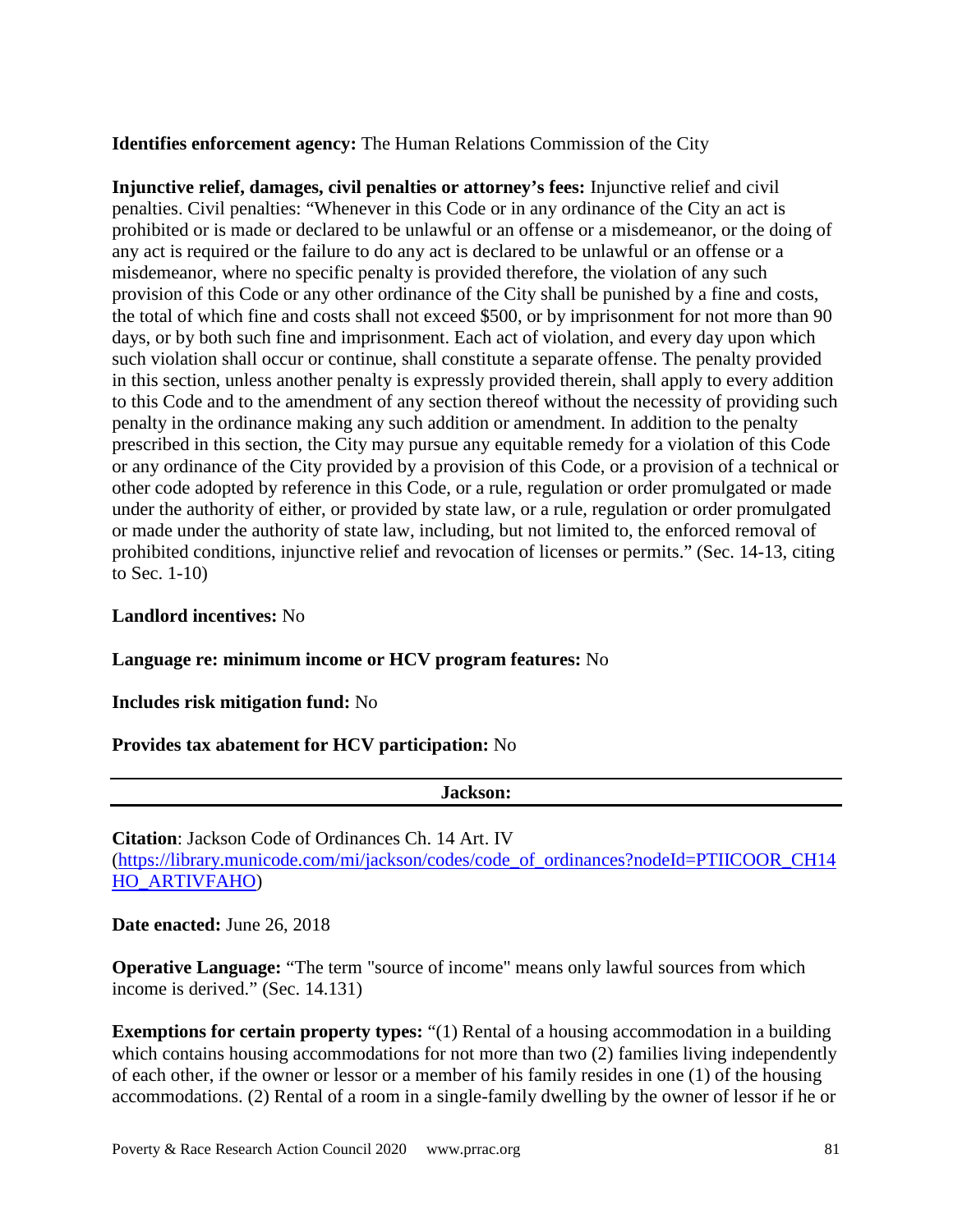**Identifies enforcement agency:** The Human Relations Commission of the City

**Injunctive relief, damages, civil penalties or attorney's fees:** Injunctive relief and civil penalties. Civil penalties: "Whenever in this Code or in any ordinance of the City an act is prohibited or is made or declared to be unlawful or an offense or a misdemeanor, or the doing of any act is required or the failure to do any act is declared to be unlawful or an offense or a misdemeanor, where no specific penalty is provided therefore, the violation of any such provision of this Code or any other ordinance of the City shall be punished by a fine and costs, the total of which fine and costs shall not exceed $500, or by imprisonment for not more than 90 days, or by both such fine and imprisonment. Each act of violation, and every day upon which such violation shall occur or continue, shall constitute a separate offense. The penalty provided in this section, unless another penalty is expressly provided therein, shall apply to every addition to this Code and to the amendment of any section thereof without the necessity of providing such penalty in the ordinance making any such addition or amendment. In addition to the penalty prescribed in this section, the City may pursue any equitable remedy for a violation of this Code or any ordinance of the City provided by a provision of this Code, or a provision of a technical or other code adopted by reference in this Code, or a rule, regulation or order promulgated or made under the authority of either, or provided by state law, or a rule, regulation or order promulgated or made under the authority of state law, including, but not limited to, the enforced removal of prohibited conditions, injunctive relief and revocation of licenses or permits." (Sec. 14-13, citing to Sec. 1-10)

**Landlord incentives:** No

**Language re: minimum income or HCV program features:** No

**Includes risk mitigation fund:** No

**Provides tax abatement for HCV participation:** No

---

**Jackson:**

---

**Citation**: Jackson Code of Ordinances Ch. 14 Art. IV (https://library.municode.com/mi/jackson/codes/code_of_ordinances?nodeId=PTIICOOR_CH14HO_ARTIVFAHO)

**Date enacted:** June 26, 2018

**Operative Language:** "The term "source of income" means only lawful sources from which income is derived." (Sec. 14.131)

**Exemptions for certain property types:** "(1) Rental of a housing accommodation in a building which contains housing accommodations for not more than two (2) families living independently of each other, if the owner or lessor or a member of his family resides in one (1) of the housing accommodations. (2) Rental of a room in a single-family dwelling by the owner of lessor if he or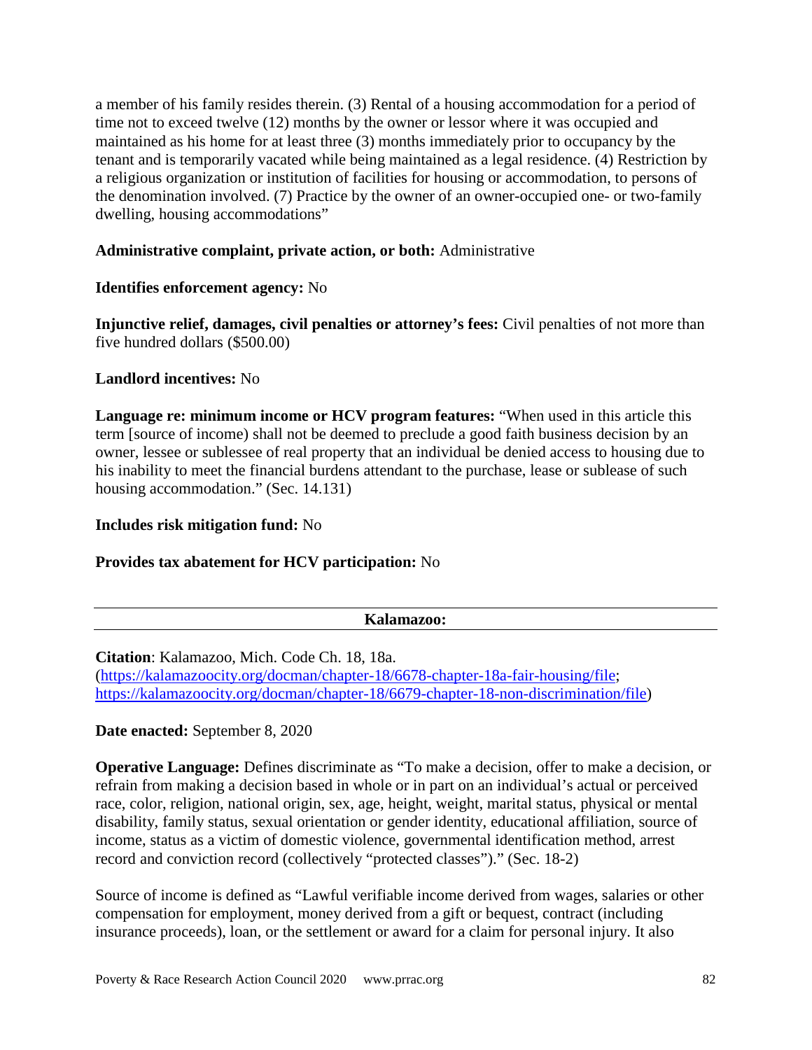a member of his family resides therein. (3) Rental of a housing accommodation for a period of time not to exceed twelve (12) months by the owner or lessor where it was occupied and maintained as his home for at least three (3) months immediately prior to occupancy by the tenant and is temporarily vacated while being maintained as a legal residence. (4) Restriction by a religious organization or institution of facilities for housing or accommodation, to persons of the denomination involved. (7) Practice by the owner of an owner-occupied one- or two-family dwelling, housing accommodations"

**Administrative complaint, private action, or both:** Administrative

**Identifies enforcement agency:** No

**Injunctive relief, damages, civil penalties or attorney's fees:** Civil penalties of not more than five hundred dollars ($500.00)

**Landlord incentives:** No

**Language re: minimum income or HCV program features:** "When used in this article this term [source of income) shall not be deemed to preclude a good faith business decision by an owner, lessee or sublessee of real property that an individual be denied access to housing due to his inability to meet the financial burdens attendant to the purchase, lease or sublease of such housing accommodation." (Sec. 14.131)

**Includes risk mitigation fund:** No

**Provides tax abatement for HCV participation:** No

---

**Kalamazoo:**

---

**Citation**: Kalamazoo, Mich. Code Ch. 18, 18a. (https://kalamazoocity.org/docman/chapter-18/6678-chapter-18a-fair-housing/file; https://kalamazoocity.org/docman/chapter-18/6679-chapter-18-non-discrimination/file)

**Date enacted:** September 8, 2020

**Operative Language:** Defines discriminate as "To make a decision, offer to make a decision, or refrain from making a decision based in whole or in part on an individual's actual or perceived race, color, religion, national origin, sex, age, height, weight, marital status, physical or mental disability, family status, sexual orientation or gender identity, educational affiliation, source of income, status as a victim of domestic violence, governmental identification method, arrest record and conviction record (collectively "protected classes")." (Sec. 18-2)

Source of income is defined as "Lawful verifiable income derived from wages, salaries or other compensation for employment, money derived from a gift or bequest, contract (including insurance proceeds), loan, or the settlement or award for a claim for personal injury. It also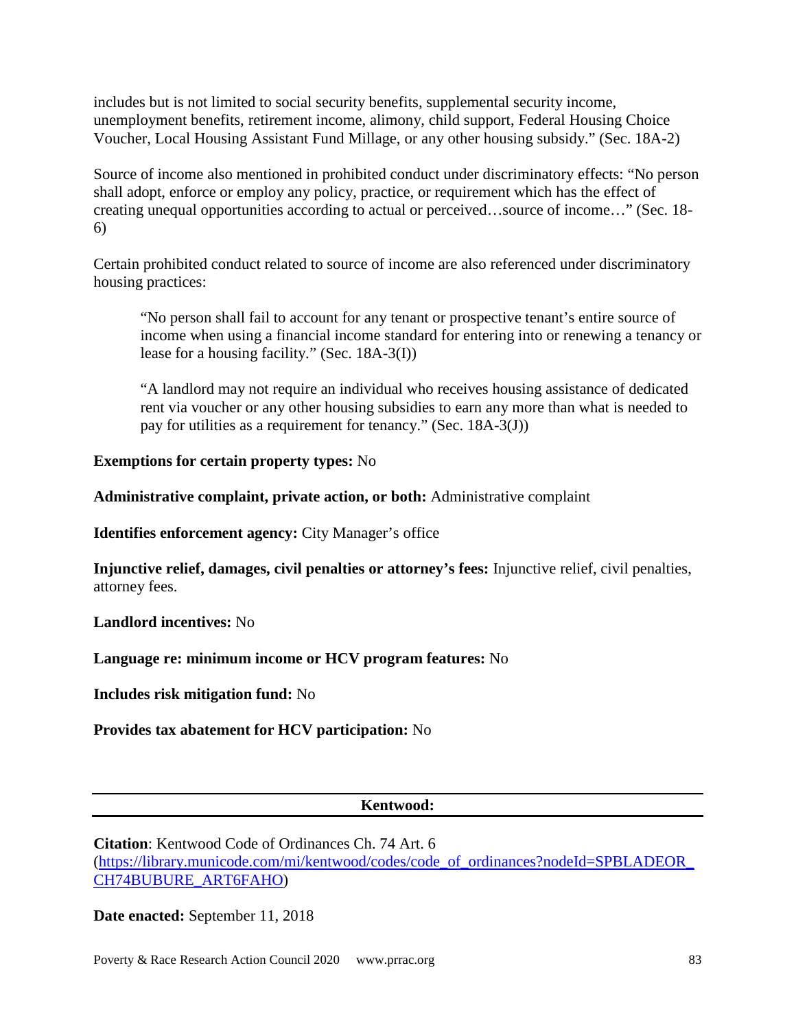includes but is not limited to social security benefits, supplemental security income, unemployment benefits, retirement income, alimony, child support, Federal Housing Choice Voucher, Local Housing Assistant Fund Millage, or any other housing subsidy." (Sec. 18A-2)

Source of income also mentioned in prohibited conduct under discriminatory effects: "No person shall adopt, enforce or employ any policy, practice, or requirement which has the effect of creating unequal opportunities according to actual or perceived…source of income…" (Sec. 18-6)

Certain prohibited conduct related to source of income are also referenced under discriminatory housing practices:

> "No person shall fail to account for any tenant or prospective tenant's entire source of income when using a financial income standard for entering into or renewing a tenancy or lease for a housing facility." (Sec. 18A-3(I))
>
> "A landlord may not require an individual who receives housing assistance of dedicated rent via voucher or any other housing subsidies to earn any more than what is needed to pay for utilities as a requirement for tenancy." (Sec. 18A-3(J))

**Exemptions for certain property types:** No

**Administrative complaint, private action, or both:** Administrative complaint

**Identifies enforcement agency:** City Manager's office

**Injunctive relief, damages, civil penalties or attorney's fees:** Injunctive relief, civil penalties, attorney fees.

**Landlord incentives:** No

**Language re: minimum income or HCV program features:** No

**Includes risk mitigation fund:** No

**Provides tax abatement for HCV participation:** No

---

**Kentwood:**

---

**Citation**: Kentwood Code of Ordinances Ch. 74 Art. 6 (https://library.municode.com/mi/kentwood/codes/code_of_ordinances?nodeId=SPBLADEOR_CH74BUBURE_ART6FAHO)

**Date enacted:** September 11, 2018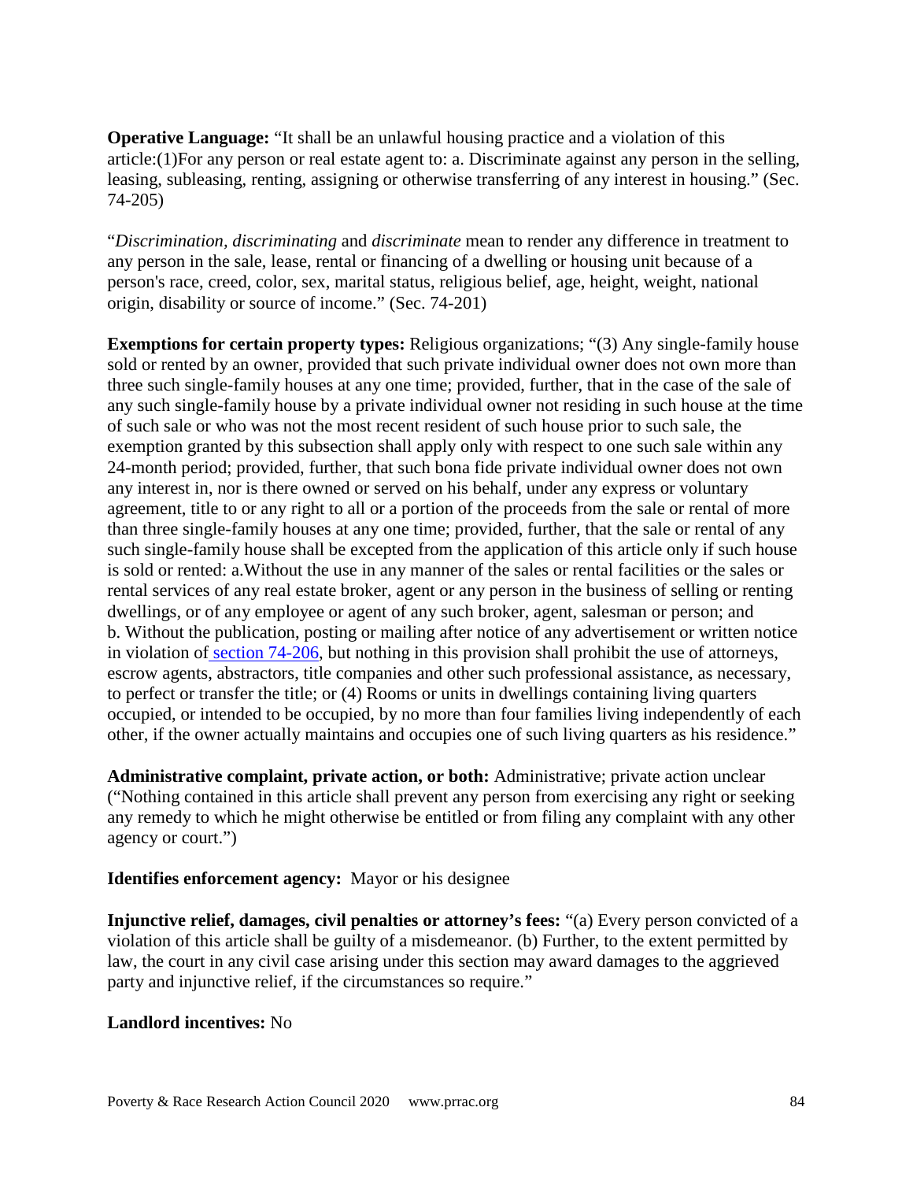**Operative Language:** "It shall be an unlawful housing practice and a violation of this article:(1)For any person or real estate agent to: a. Discriminate against any person in the selling, leasing, subleasing, renting, assigning or otherwise transferring of any interest in housing." (Sec. 74-205)

"*Discrimination, discriminating* and *discriminate* mean to render any difference in treatment to any person in the sale, lease, rental or financing of a dwelling or housing unit because of a person's race, creed, color, sex, marital status, religious belief, age, height, weight, national origin, disability or source of income." (Sec. 74-201)

**Exemptions for certain property types:** Religious organizations; "(3) Any single-family house sold or rented by an owner, provided that such private individual owner does not own more than three such single-family houses at any one time; provided, further, that in the case of the sale of any such single-family house by a private individual owner not residing in such house at the time of such sale or who was not the most recent resident of such house prior to such sale, the exemption granted by this subsection shall apply only with respect to one such sale within any 24-month period; provided, further, that such bona fide private individual owner does not own any interest in, nor is there owned or served on his behalf, under any express or voluntary agreement, title to or any right to all or a portion of the proceeds from the sale or rental of more than three single-family houses at any one time; provided, further, that the sale or rental of any such single-family house shall be excepted from the application of this article only if such house is sold or rented: a.Without the use in any manner of the sales or rental facilities or the sales or rental services of any real estate broker, agent or any person in the business of selling or renting dwellings, or of any employee or agent of any such broker, agent, salesman or person; and b. Without the publication, posting or mailing after notice of any advertisement or written notice in violation of section 74-206, but nothing in this provision shall prohibit the use of attorneys, escrow agents, abstractors, title companies and other such professional assistance, as necessary, to perfect or transfer the title; or (4) Rooms or units in dwellings containing living quarters occupied, or intended to be occupied, by no more than four families living independently of each other, if the owner actually maintains and occupies one of such living quarters as his residence."

**Administrative complaint, private action, or both:** Administrative; private action unclear ("Nothing contained in this article shall prevent any person from exercising any right or seeking any remedy to which he might otherwise be entitled or from filing any complaint with any other agency or court.")

**Identifies enforcement agency:** Mayor or his designee

**Injunctive relief, damages, civil penalties or attorney's fees:** "(a) Every person convicted of a violation of this article shall be guilty of a misdemeanor. (b) Further, to the extent permitted by law, the court in any civil case arising under this section may award damages to the aggrieved party and injunctive relief, if the circumstances so require."

**Landlord incentives:** No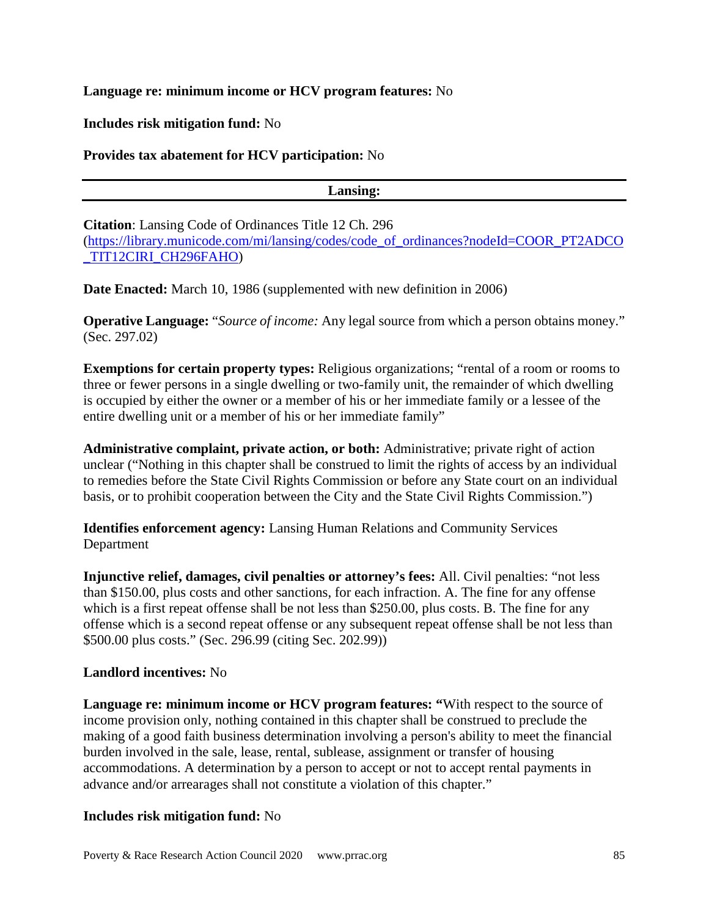**Language re: minimum income or HCV program features:** No

**Includes risk mitigation fund:** No

**Provides tax abatement for HCV participation:** No

---

**Lansing:**

---

**Citation**: Lansing Code of Ordinances Title 12 Ch. 296 (https://library.municode.com/mi/lansing/codes/code_of_ordinances?nodeId=COOR_PT2ADCO_TIT12CIRI_CH296FAHO)

**Date Enacted:** March 10, 1986 (supplemented with new definition in 2006)

**Operative Language:** "*Source of income:* Any legal source from which a person obtains money." (Sec. 297.02)

**Exemptions for certain property types:** Religious organizations; "rental of a room or rooms to three or fewer persons in a single dwelling or two-family unit, the remainder of which dwelling is occupied by either the owner or a member of his or her immediate family or a lessee of the entire dwelling unit or a member of his or her immediate family"

**Administrative complaint, private action, or both:** Administrative; private right of action unclear ("Nothing in this chapter shall be construed to limit the rights of access by an individual to remedies before the State Civil Rights Commission or before any State court on an individual basis, or to prohibit cooperation between the City and the State Civil Rights Commission.")

**Identifies enforcement agency:** Lansing Human Relations and Community Services Department

**Injunctive relief, damages, civil penalties or attorney's fees:** All. Civil penalties: "not less than $150.00, plus costs and other sanctions, for each infraction. A. The fine for any offense which is a first repeat offense shall be not less than $250.00, plus costs. B. The fine for any offense which is a second repeat offense or any subsequent repeat offense shall be not less than $500.00 plus costs." (Sec. 296.99 (citing Sec. 202.99))

**Landlord incentives:** No

**Language re: minimum income or HCV program features: "**With respect to the source of income provision only, nothing contained in this chapter shall be construed to preclude the making of a good faith business determination involving a person's ability to meet the financial burden involved in the sale, lease, rental, sublease, assignment or transfer of housing accommodations. A determination by a person to accept or not to accept rental payments in advance and/or arrearages shall not constitute a violation of this chapter."

**Includes risk mitigation fund:** No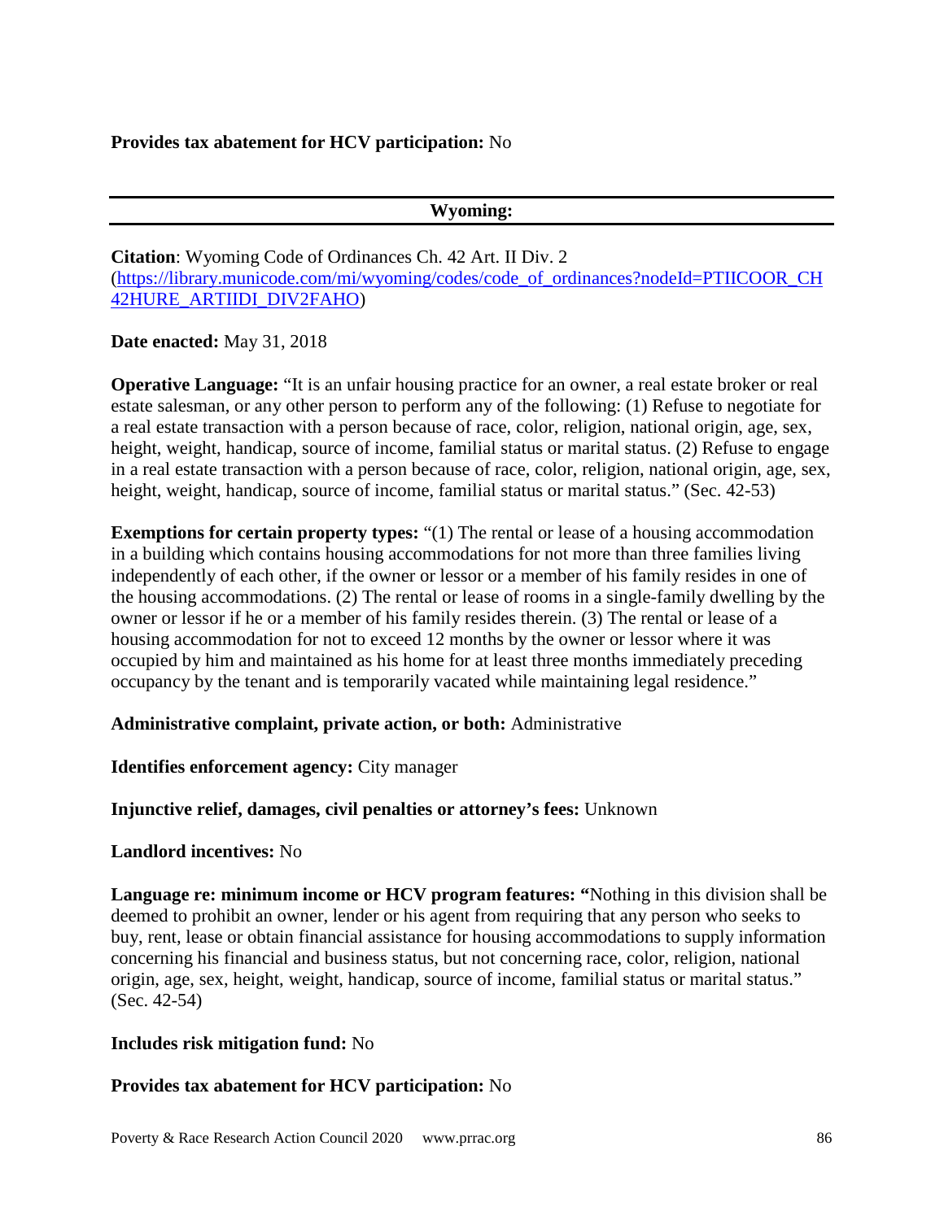**Provides tax abatement for HCV participation:** No

---

## Wyoming:

---

**Citation**: Wyoming Code of Ordinances Ch. 42 Art. II Div. 2 (https://library.municode.com/mi/wyoming/codes/code_of_ordinances?nodeId=PTIICOOR_CH42HURE_ARTIIDI_DIV2FAHO)

**Date enacted:** May 31, 2018

**Operative Language:** "It is an unfair housing practice for an owner, a real estate broker or real estate salesman, or any other person to perform any of the following: (1) Refuse to negotiate for a real estate transaction with a person because of race, color, religion, national origin, age, sex, height, weight, handicap, source of income, familial status or marital status. (2) Refuse to engage in a real estate transaction with a person because of race, color, religion, national origin, age, sex, height, weight, handicap, source of income, familial status or marital status." (Sec. 42-53)

**Exemptions for certain property types:** "(1) The rental or lease of a housing accommodation in a building which contains housing accommodations for not more than three families living independently of each other, if the owner or lessor or a member of his family resides in one of the housing accommodations. (2) The rental or lease of rooms in a single-family dwelling by the owner or lessor if he or a member of his family resides therein. (3) The rental or lease of a housing accommodation for not to exceed 12 months by the owner or lessor where it was occupied by him and maintained as his home for at least three months immediately preceding occupancy by the tenant and is temporarily vacated while maintaining legal residence."

**Administrative complaint, private action, or both:** Administrative

**Identifies enforcement agency:** City manager

**Injunctive relief, damages, civil penalties or attorney's fees:** Unknown

**Landlord incentives:** No

**Language re: minimum income or HCV program features:** "Nothing in this division shall be deemed to prohibit an owner, lender or his agent from requiring that any person who seeks to buy, rent, lease or obtain financial assistance for housing accommodations to supply information concerning his financial and business status, but not concerning race, color, religion, national origin, age, sex, height, weight, handicap, source of income, familial status or marital status." (Sec. 42-54)

**Includes risk mitigation fund:** No

**Provides tax abatement for HCV participation:** No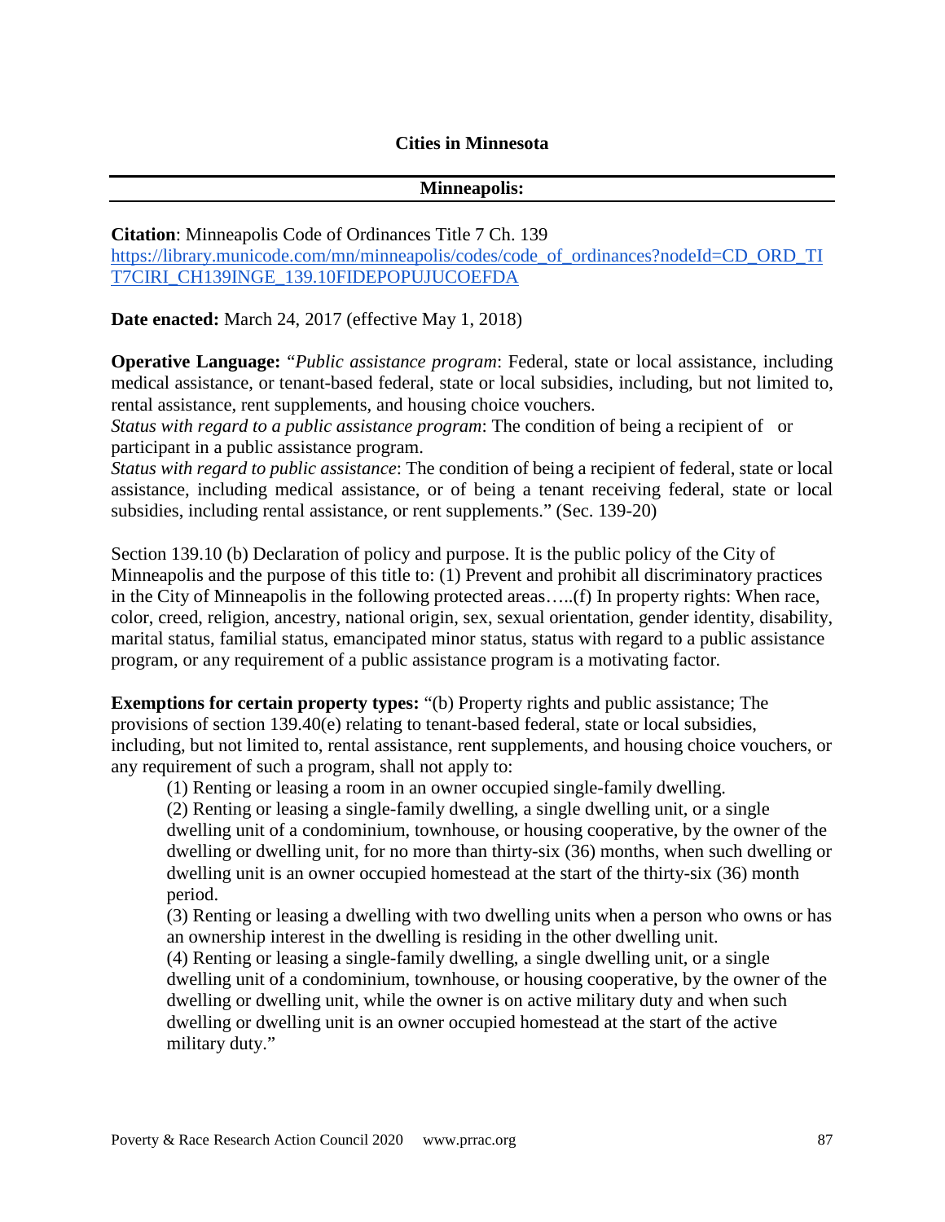## Cities in Minnesota

### Minneapolis:

**Citation**: Minneapolis Code of Ordinances Title 7 Ch. 139
https://library.municode.com/mn/minneapolis/codes/code_of_ordinances?nodeId=CD_ORD_TIT7CIRI_CH139INGE_139.10FIDEPOPUJUCOEFDA

**Date enacted:** March 24, 2017 (effective May 1, 2018)

**Operative Language:** "*Public assistance program*: Federal, state or local assistance, including medical assistance, or tenant-based federal, state or local subsidies, including, but not limited to, rental assistance, rent supplements, and housing choice vouchers.
*Status with regard to a public assistance program*: The condition of being a recipient of or participant in a public assistance program.
*Status with regard to public assistance*: The condition of being a recipient of federal, state or local assistance, including medical assistance, or of being a tenant receiving federal, state or local subsidies, including rental assistance, or rent supplements." (Sec. 139-20)

Section 139.10 (b) Declaration of policy and purpose. It is the public policy of the City of Minneapolis and the purpose of this title to: (1) Prevent and prohibit all discriminatory practices in the City of Minneapolis in the following protected areas…..(f) In property rights: When race, color, creed, religion, ancestry, national origin, sex, sexual orientation, gender identity, disability, marital status, familial status, emancipated minor status, status with regard to a public assistance program, or any requirement of a public assistance program is a motivating factor.

**Exemptions for certain property types:** "(b) Property rights and public assistance; The provisions of section 139.40(e) relating to tenant-based federal, state or local subsidies, including, but not limited to, rental assistance, rent supplements, and housing choice vouchers, or any requirement of such a program, shall not apply to:

(1) Renting or leasing a room in an owner occupied single-family dwelling.

(2) Renting or leasing a single-family dwelling, a single dwelling unit, or a single dwelling unit of a condominium, townhouse, or housing cooperative, by the owner of the dwelling or dwelling unit, for no more than thirty-six (36) months, when such dwelling or dwelling unit is an owner occupied homestead at the start of the thirty-six (36) month period.

(3) Renting or leasing a dwelling with two dwelling units when a person who owns or has an ownership interest in the dwelling is residing in the other dwelling unit.

(4) Renting or leasing a single-family dwelling, a single dwelling unit, or a single dwelling unit of a condominium, townhouse, or housing cooperative, by the owner of the dwelling or dwelling unit, while the owner is on active military duty and when such dwelling or dwelling unit is an owner occupied homestead at the start of the active military duty."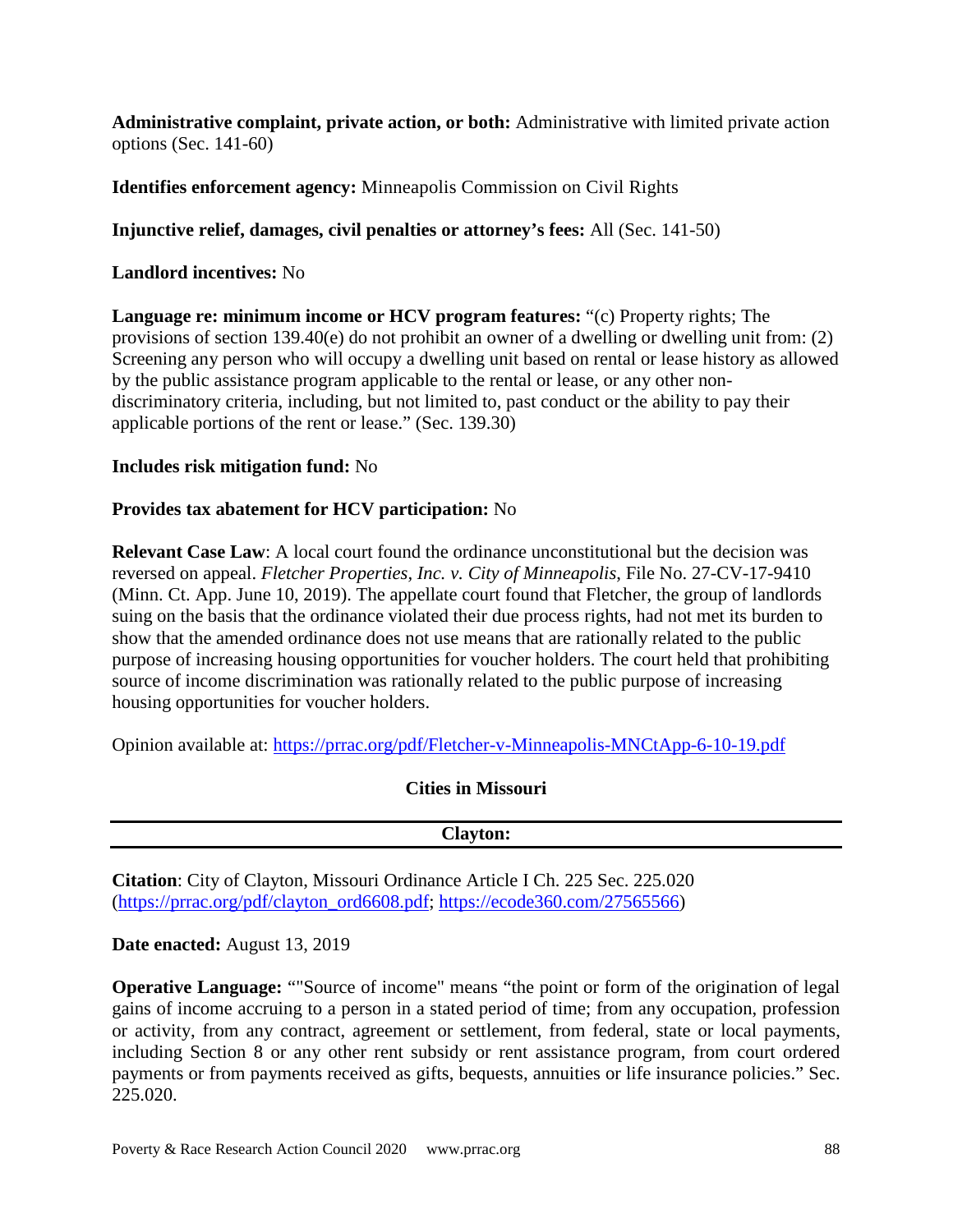**Administrative complaint, private action, or both:** Administrative with limited private action options (Sec. 141-60)

**Identifies enforcement agency:** Minneapolis Commission on Civil Rights

**Injunctive relief, damages, civil penalties or attorney's fees:** All (Sec. 141-50)

**Landlord incentives:** No

**Language re: minimum income or HCV program features:** "(c) Property rights; The provisions of section 139.40(e) do not prohibit an owner of a dwelling or dwelling unit from: (2) Screening any person who will occupy a dwelling unit based on rental or lease history as allowed by the public assistance program applicable to the rental or lease, or any other non-discriminatory criteria, including, but not limited to, past conduct or the ability to pay their applicable portions of the rent or lease." (Sec. 139.30)

**Includes risk mitigation fund:** No

**Provides tax abatement for HCV participation:** No

**Relevant Case Law**: A local court found the ordinance unconstitutional but the decision was reversed on appeal. *Fletcher Properties, Inc. v. City of Minneapolis*, File No. 27-CV-17-9410 (Minn. Ct. App. June 10, 2019). The appellate court found that Fletcher, the group of landlords suing on the basis that the ordinance violated their due process rights, had not met its burden to show that the amended ordinance does not use means that are rationally related to the public purpose of increasing housing opportunities for voucher holders. The court held that prohibiting source of income discrimination was rationally related to the public purpose of increasing housing opportunities for voucher holders.

Opinion available at: https://prrac.org/pdf/Fletcher-v-Minneapolis-MNCtApp-6-10-19.pdf

## Cities in Missouri

### Clayton:

**Citation**: City of Clayton, Missouri Ordinance Article I Ch. 225 Sec. 225.020 (https://prrac.org/pdf/clayton_ord6608.pdf; https://ecode360.com/27565566)

**Date enacted:** August 13, 2019

**Operative Language:** ""Source of income" means "the point or form of the origination of legal gains of income accruing to a person in a stated period of time; from any occupation, profession or activity, from any contract, agreement or settlement, from federal, state or local payments, including Section 8 or any other rent subsidy or rent assistance program, from court ordered payments or from payments received as gifts, bequests, annuities or life insurance policies." Sec. 225.020.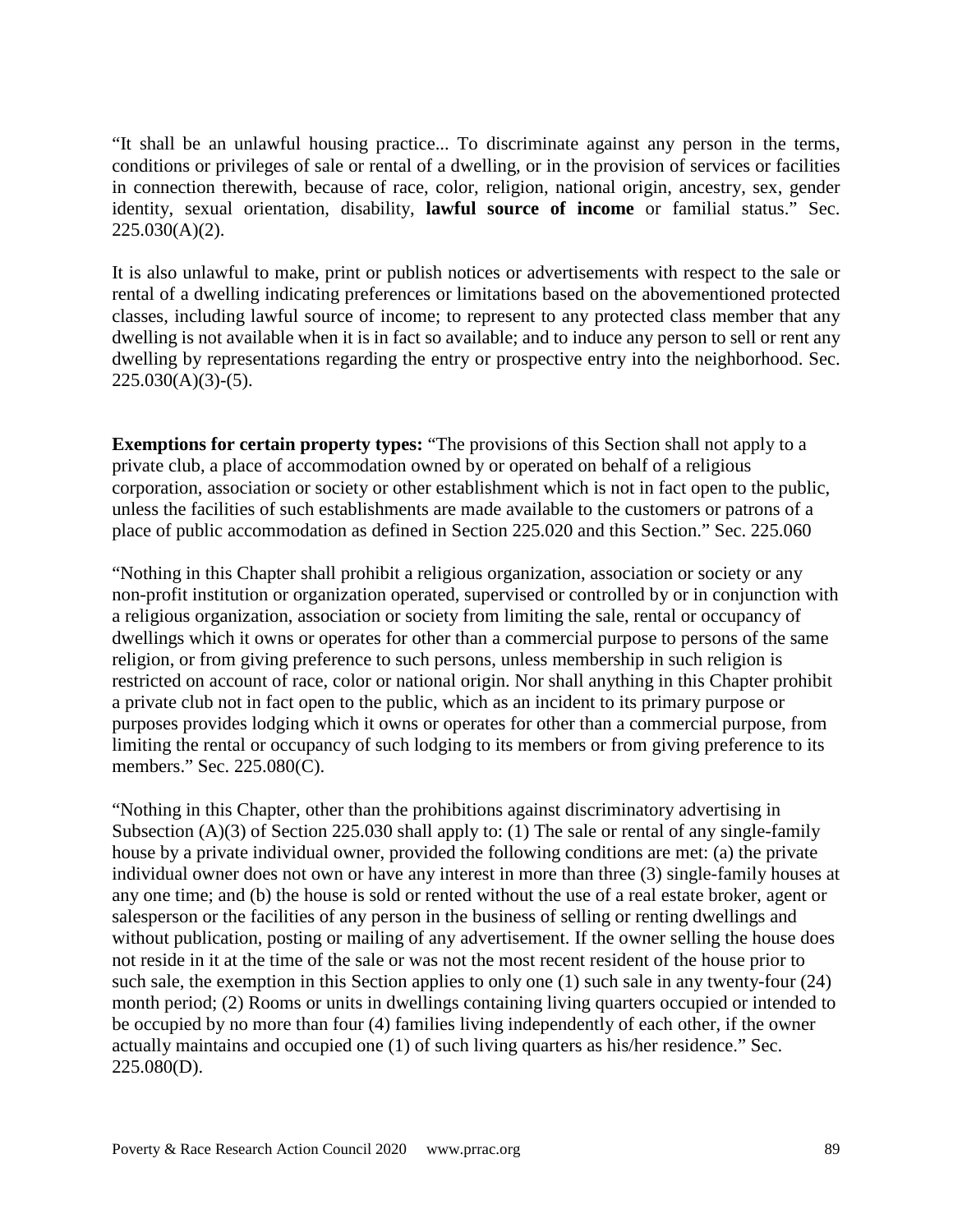"It shall be an unlawful housing practice... To discriminate against any person in the terms, conditions or privileges of sale or rental of a dwelling, or in the provision of services or facilities in connection therewith, because of race, color, religion, national origin, ancestry, sex, gender identity, sexual orientation, disability, **lawful source of income** or familial status." Sec. 225.030(A)(2).

It is also unlawful to make, print or publish notices or advertisements with respect to the sale or rental of a dwelling indicating preferences or limitations based on the abovementioned protected classes, including lawful source of income; to represent to any protected class member that any dwelling is not available when it is in fact so available; and to induce any person to sell or rent any dwelling by representations regarding the entry or prospective entry into the neighborhood. Sec. 225.030(A)(3)-(5).

**Exemptions for certain property types:** "The provisions of this Section shall not apply to a private club, a place of accommodation owned by or operated on behalf of a religious corporation, association or society or other establishment which is not in fact open to the public, unless the facilities of such establishments are made available to the customers or patrons of a place of public accommodation as defined in Section 225.020 and this Section." Sec. 225.060

"Nothing in this Chapter shall prohibit a religious organization, association or society or any non-profit institution or organization operated, supervised or controlled by or in conjunction with a religious organization, association or society from limiting the sale, rental or occupancy of dwellings which it owns or operates for other than a commercial purpose to persons of the same religion, or from giving preference to such persons, unless membership in such religion is restricted on account of race, color or national origin. Nor shall anything in this Chapter prohibit a private club not in fact open to the public, which as an incident to its primary purpose or purposes provides lodging which it owns or operates for other than a commercial purpose, from limiting the rental or occupancy of such lodging to its members or from giving preference to its members." Sec. 225.080(C).

"Nothing in this Chapter, other than the prohibitions against discriminatory advertising in Subsection (A)(3) of Section 225.030 shall apply to: (1) The sale or rental of any single-family house by a private individual owner, provided the following conditions are met: (a) the private individual owner does not own or have any interest in more than three (3) single-family houses at any one time; and (b) the house is sold or rented without the use of a real estate broker, agent or salesperson or the facilities of any person in the business of selling or renting dwellings and without publication, posting or mailing of any advertisement. If the owner selling the house does not reside in it at the time of the sale or was not the most recent resident of the house prior to such sale, the exemption in this Section applies to only one (1) such sale in any twenty-four (24) month period; (2) Rooms or units in dwellings containing living quarters occupied or intended to be occupied by no more than four (4) families living independently of each other, if the owner actually maintains and occupied one (1) of such living quarters as his/her residence." Sec. 225.080(D).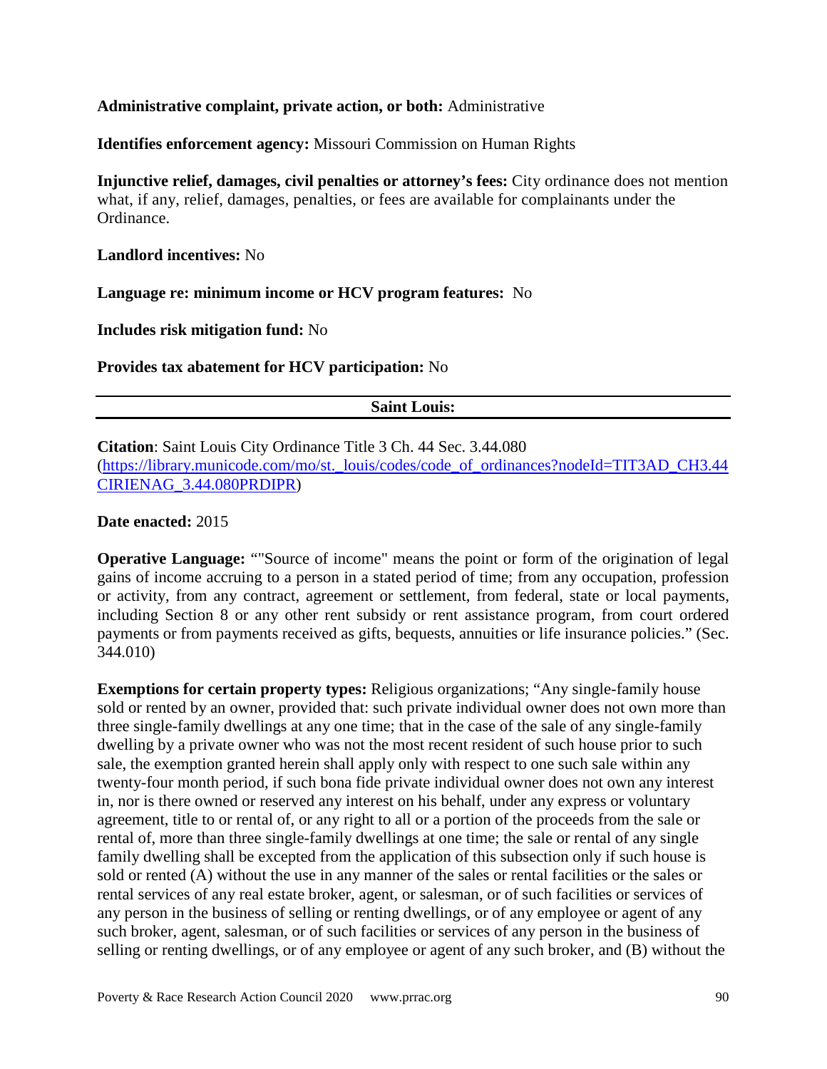**Administrative complaint, private action, or both:** Administrative

**Identifies enforcement agency:** Missouri Commission on Human Rights

**Injunctive relief, damages, civil penalties or attorney's fees:** City ordinance does not mention what, if any, relief, damages, penalties, or fees are available for complainants under the Ordinance.

**Landlord incentives:** No

**Language re: minimum income or HCV program features:** No

**Includes risk mitigation fund:** No

**Provides tax abatement for HCV participation:** No

---

**Saint Louis:**

---

**Citation**: Saint Louis City Ordinance Title 3 Ch. 44 Sec. 3.44.080 ([https://library.municode.com/mo/st._louis/codes/code_of_ordinances?nodeId=TIT3AD_CH3.44CIRIENAG_3.44.080PRDIPR](https://library.municode.com/mo/st._louis/codes/code_of_ordinances?nodeId=TIT3AD_CH3.44CIRIENAG_3.44.080PRDIPR))

**Date enacted:** 2015

**Operative Language:** ""Source of income" means the point or form of the origination of legal gains of income accruing to a person in a stated period of time; from any occupation, profession or activity, from any contract, agreement or settlement, from federal, state or local payments, including Section 8 or any other rent subsidy or rent assistance program, from court ordered payments or from payments received as gifts, bequests, annuities or life insurance policies." (Sec. 344.010)

**Exemptions for certain property types:** Religious organizations; "Any single-family house sold or rented by an owner, provided that: such private individual owner does not own more than three single-family dwellings at any one time; that in the case of the sale of any single-family dwelling by a private owner who was not the most recent resident of such house prior to such sale, the exemption granted herein shall apply only with respect to one such sale within any twenty-four month period, if such bona fide private individual owner does not own any interest in, nor is there owned or reserved any interest on his behalf, under any express or voluntary agreement, title to or rental of, or any right to all or a portion of the proceeds from the sale or rental of, more than three single-family dwellings at one time; the sale or rental of any single family dwelling shall be excepted from the application of this subsection only if such house is sold or rented (A) without the use in any manner of the sales or rental facilities or the sales or rental services of any real estate broker, agent, or salesman, or of such facilities or services of any person in the business of selling or renting dwellings, or of any employee or agent of any such broker, agent, salesman, or of such facilities or services of any person in the business of selling or renting dwellings, or of any employee or agent of any such broker, and (B) without the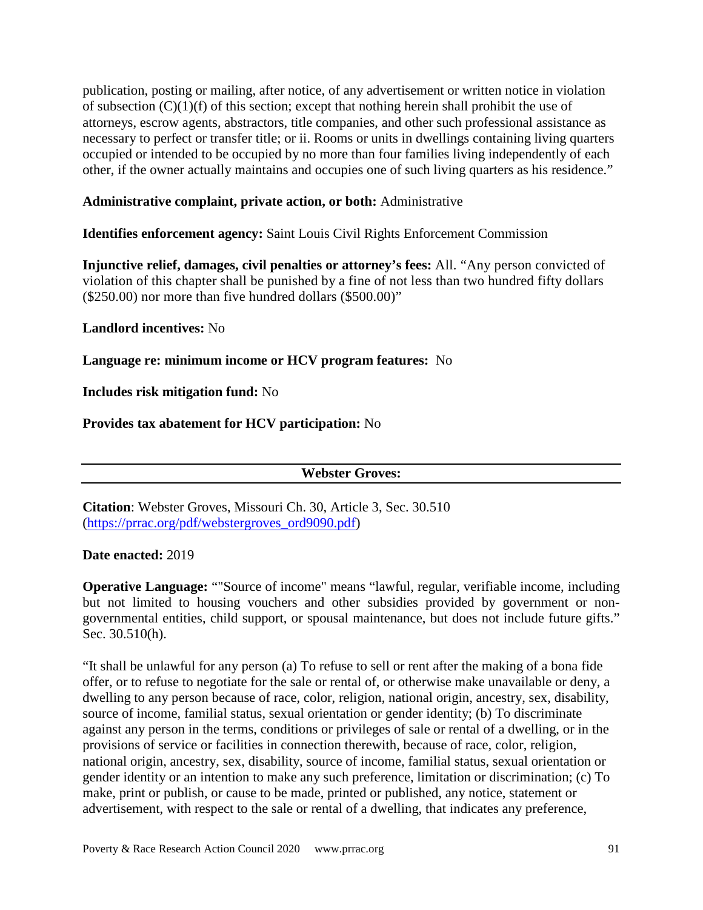publication, posting or mailing, after notice, of any advertisement or written notice in violation of subsection (C)(1)(f) of this section; except that nothing herein shall prohibit the use of attorneys, escrow agents, abstractors, title companies, and other such professional assistance as necessary to perfect or transfer title; or ii. Rooms or units in dwellings containing living quarters occupied or intended to be occupied by no more than four families living independently of each other, if the owner actually maintains and occupies one of such living quarters as his residence."

**Administrative complaint, private action, or both:** Administrative

**Identifies enforcement agency:** Saint Louis Civil Rights Enforcement Commission

**Injunctive relief, damages, civil penalties or attorney's fees:** All. "Any person convicted of violation of this chapter shall be punished by a fine of not less than two hundred fifty dollars ($250.00) nor more than five hundred dollars ($500.00)"

**Landlord incentives:** No

**Language re: minimum income or HCV program features:** No

**Includes risk mitigation fund:** No

**Provides tax abatement for HCV participation:** No

---

## Webster Groves:

---

**Citation**: Webster Groves, Missouri Ch. 30, Article 3, Sec. 30.510 (https://prrac.org/pdf/webstergroves_ord9090.pdf)

**Date enacted:** 2019

**Operative Language:** ""Source of income" means "lawful, regular, verifiable income, including but not limited to housing vouchers and other subsidies provided by government or non-governmental entities, child support, or spousal maintenance, but does not include future gifts." Sec. 30.510(h).

"It shall be unlawful for any person (a) To refuse to sell or rent after the making of a bona fide offer, or to refuse to negotiate for the sale or rental of, or otherwise make unavailable or deny, a dwelling to any person because of race, color, religion, national origin, ancestry, sex, disability, source of income, familial status, sexual orientation or gender identity; (b) To discriminate against any person in the terms, conditions or privileges of sale or rental of a dwelling, or in the provisions of service or facilities in connection therewith, because of race, color, religion, national origin, ancestry, sex, disability, source of income, familial status, sexual orientation or gender identity or an intention to make any such preference, limitation or discrimination; (c) To make, print or publish, or cause to be made, printed or published, any notice, statement or advertisement, with respect to the sale or rental of a dwelling, that indicates any preference,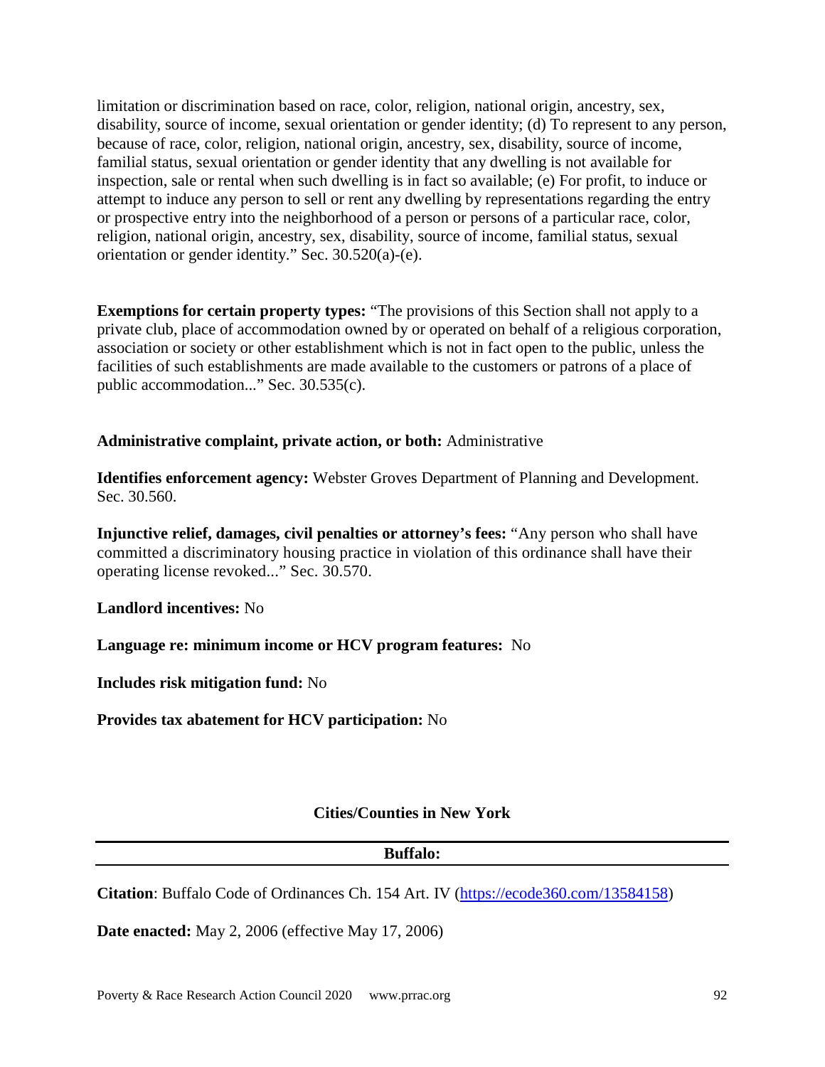limitation or discrimination based on race, color, religion, national origin, ancestry, sex, disability, source of income, sexual orientation or gender identity; (d) To represent to any person, because of race, color, religion, national origin, ancestry, sex, disability, source of income, familial status, sexual orientation or gender identity that any dwelling is not available for inspection, sale or rental when such dwelling is in fact so available; (e) For profit, to induce or attempt to induce any person to sell or rent any dwelling by representations regarding the entry or prospective entry into the neighborhood of a person or persons of a particular race, color, religion, national origin, ancestry, sex, disability, source of income, familial status, sexual orientation or gender identity." Sec. 30.520(a)-(e).

**Exemptions for certain property types:** "The provisions of this Section shall not apply to a private club, place of accommodation owned by or operated on behalf of a religious corporation, association or society or other establishment which is not in fact open to the public, unless the facilities of such establishments are made available to the customers or patrons of a place of public accommodation..." Sec. 30.535(c).

**Administrative complaint, private action, or both:** Administrative

**Identifies enforcement agency:** Webster Groves Department of Planning and Development. Sec. 30.560.

**Injunctive relief, damages, civil penalties or attorney's fees:** "Any person who shall have committed a discriminatory housing practice in violation of this ordinance shall have their operating license revoked..." Sec. 30.570.

**Landlord incentives:** No

**Language re: minimum income or HCV program features:** No

**Includes risk mitigation fund:** No

**Provides tax abatement for HCV participation:** No

## Cities/Counties in New York

### Buffalo:

**Citation**: Buffalo Code of Ordinances Ch. 154 Art. IV (https://ecode360.com/13584158)

**Date enacted:** May 2, 2006 (effective May 17, 2006)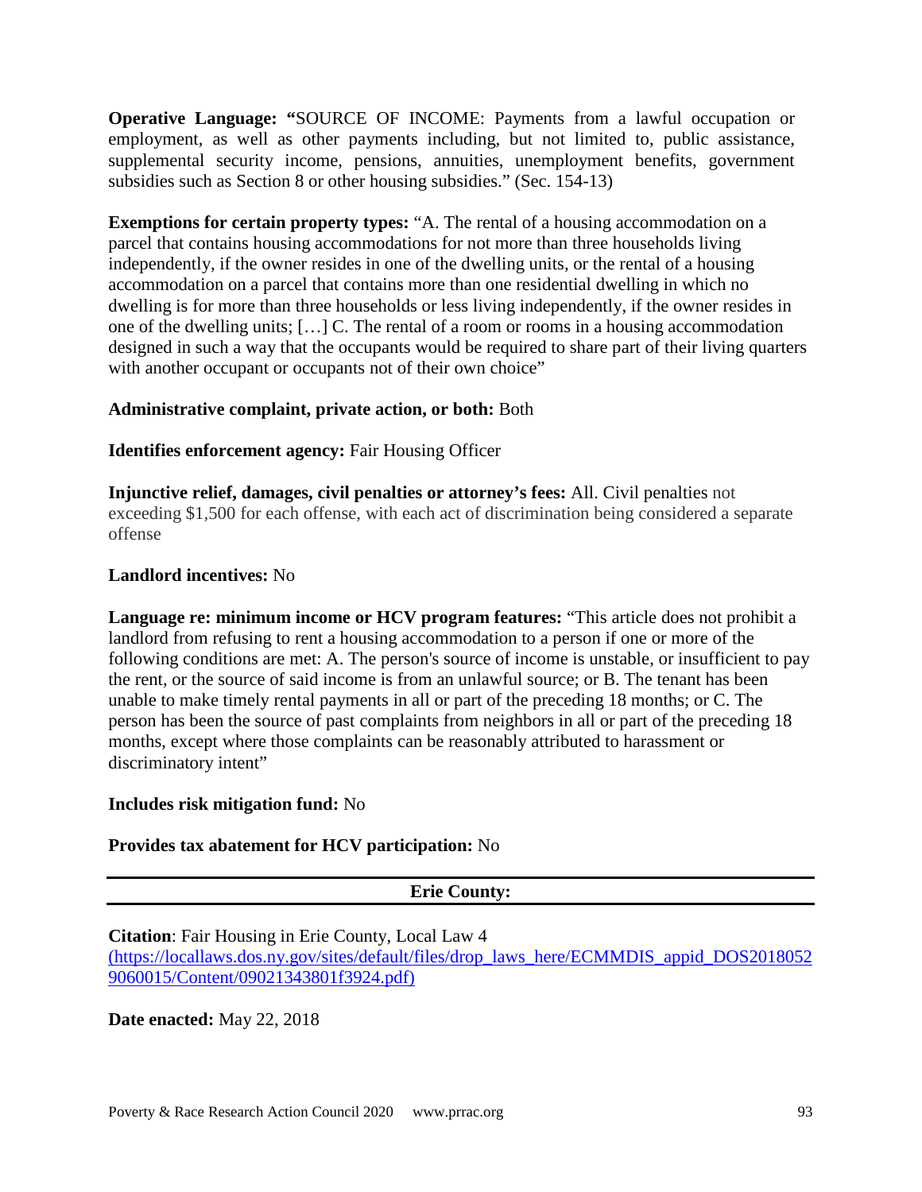**Operative Language: "**SOURCE OF INCOME: Payments from a lawful occupation or employment, as well as other payments including, but not limited to, public assistance, supplemental security income, pensions, annuities, unemployment benefits, government subsidies such as Section 8 or other housing subsidies." (Sec. 154-13)

**Exemptions for certain property types:** "A. The rental of a housing accommodation on a parcel that contains housing accommodations for not more than three households living independently, if the owner resides in one of the dwelling units, or the rental of a housing accommodation on a parcel that contains more than one residential dwelling in which no dwelling is for more than three households or less living independently, if the owner resides in one of the dwelling units; […] C. The rental of a room or rooms in a housing accommodation designed in such a way that the occupants would be required to share part of their living quarters with another occupant or occupants not of their own choice"

**Administrative complaint, private action, or both:** Both

**Identifies enforcement agency:** Fair Housing Officer

**Injunctive relief, damages, civil penalties or attorney's fees:** All. Civil penalties not exceeding $1,500 for each offense, with each act of discrimination being considered a separate offense

**Landlord incentives:** No

**Language re: minimum income or HCV program features:** "This article does not prohibit a landlord from refusing to rent a housing accommodation to a person if one or more of the following conditions are met: A. The person's source of income is unstable, or insufficient to pay the rent, or the source of said income is from an unlawful source; or B. The tenant has been unable to make timely rental payments in all or part of the preceding 18 months; or C. The person has been the source of past complaints from neighbors in all or part of the preceding 18 months, except where those complaints can be reasonably attributed to harassment or discriminatory intent"

**Includes risk mitigation fund:** No

**Provides tax abatement for HCV participation:** No

---

**Erie County:**

---

**Citation**: Fair Housing in Erie County, Local Law 4 (https://locallaws.dos.ny.gov/sites/default/files/drop_laws_here/ECMMDIS_appid_DOS20180529060015/Content/09021343801f3924.pdf)

**Date enacted:** May 22, 2018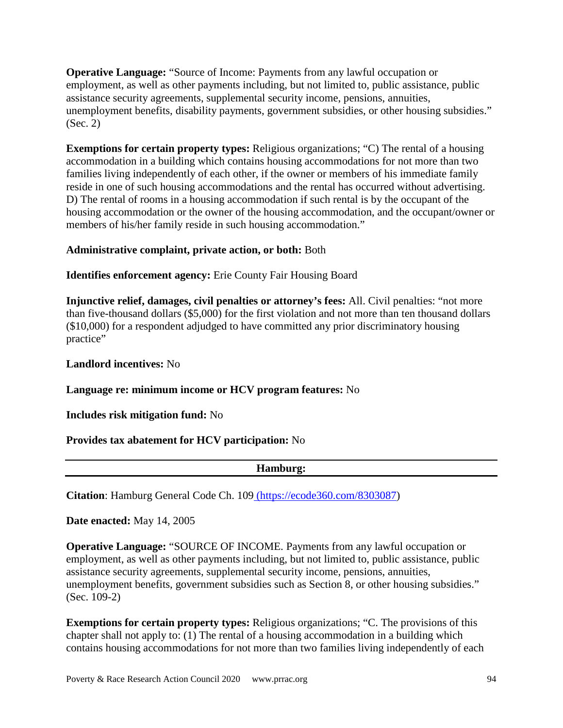**Operative Language:** "Source of Income: Payments from any lawful occupation or employment, as well as other payments including, but not limited to, public assistance, public assistance security agreements, supplemental security income, pensions, annuities, unemployment benefits, disability payments, government subsidies, or other housing subsidies." (Sec. 2)

**Exemptions for certain property types:** Religious organizations; "C) The rental of a housing accommodation in a building which contains housing accommodations for not more than two families living independently of each other, if the owner or members of his immediate family reside in one of such housing accommodations and the rental has occurred without advertising. D) The rental of rooms in a housing accommodation if such rental is by the occupant of the housing accommodation or the owner of the housing accommodation, and the occupant/owner or members of his/her family reside in such housing accommodation."

**Administrative complaint, private action, or both:** Both

**Identifies enforcement agency:** Erie County Fair Housing Board

**Injunctive relief, damages, civil penalties or attorney's fees:** All. Civil penalties: "not more than five-thousand dollars ($5,000) for the first violation and not more than ten thousand dollars ($10,000) for a respondent adjudged to have committed any prior discriminatory housing practice"

**Landlord incentives:** No

**Language re: minimum income or HCV program features:** No

**Includes risk mitigation fund:** No

**Provides tax abatement for HCV participation:** No

---

## Hamburg:

---

**Citation**: Hamburg General Code Ch. 109 (https://ecode360.com/8303087)

**Date enacted:** May 14, 2005

**Operative Language:** "SOURCE OF INCOME. Payments from any lawful occupation or employment, as well as other payments including, but not limited to, public assistance, public assistance security agreements, supplemental security income, pensions, annuities, unemployment benefits, government subsidies such as Section 8, or other housing subsidies." (Sec. 109-2)

**Exemptions for certain property types:** Religious organizations; "C. The provisions of this chapter shall not apply to: (1) The rental of a housing accommodation in a building which contains housing accommodations for not more than two families living independently of each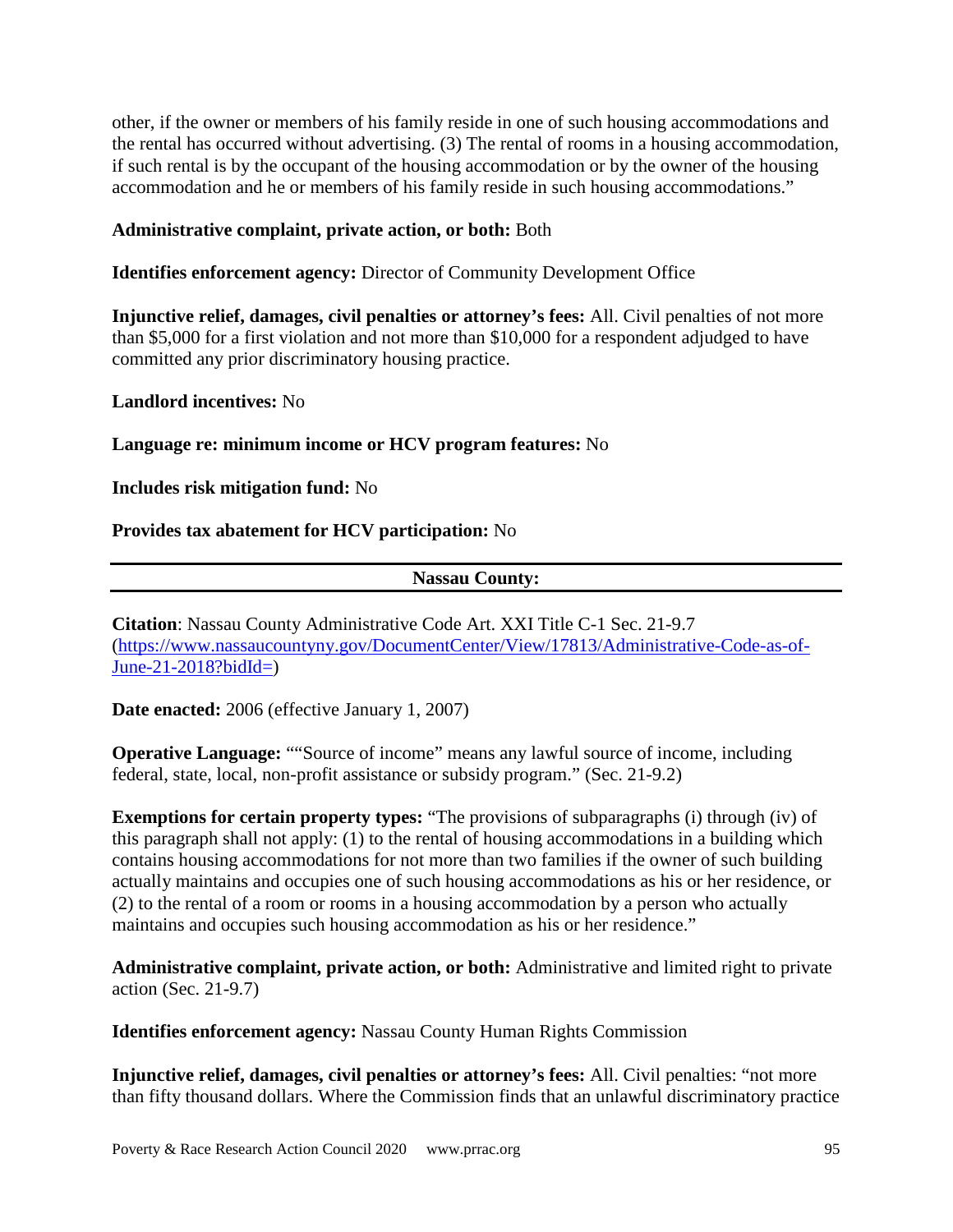other, if the owner or members of his family reside in one of such housing accommodations and the rental has occurred without advertising. (3) The rental of rooms in a housing accommodation, if such rental is by the occupant of the housing accommodation or by the owner of the housing accommodation and he or members of his family reside in such housing accommodations."

**Administrative complaint, private action, or both:** Both

**Identifies enforcement agency:** Director of Community Development Office

**Injunctive relief, damages, civil penalties or attorney's fees:** All. Civil penalties of not more than $5,000 for a first violation and not more than $10,000 for a respondent adjudged to have committed any prior discriminatory housing practice.

**Landlord incentives:** No

**Language re: minimum income or HCV program features:** No

**Includes risk mitigation fund:** No

**Provides tax abatement for HCV participation:** No

---

**Nassau County:**

---

**Citation**: Nassau County Administrative Code Art. XXI Title C-1 Sec. 21-9.7 ([https://www.nassaucountyny.gov/DocumentCenter/View/17813/Administrative-Code-as-of-June-21-2018?bidId=](https://www.nassaucountyny.gov/DocumentCenter/View/17813/Administrative-Code-as-of-June-21-2018?bidId=))

**Date enacted:** 2006 (effective January 1, 2007)

**Operative Language:** ""Source of income" means any lawful source of income, including federal, state, local, non-profit assistance or subsidy program." (Sec. 21-9.2)

**Exemptions for certain property types:** "The provisions of subparagraphs (i) through (iv) of this paragraph shall not apply: (1) to the rental of housing accommodations in a building which contains housing accommodations for not more than two families if the owner of such building actually maintains and occupies one of such housing accommodations as his or her residence, or (2) to the rental of a room or rooms in a housing accommodation by a person who actually maintains and occupies such housing accommodation as his or her residence."

**Administrative complaint, private action, or both:** Administrative and limited right to private action (Sec. 21-9.7)

**Identifies enforcement agency:** Nassau County Human Rights Commission

**Injunctive relief, damages, civil penalties or attorney's fees:** All. Civil penalties: "not more than fifty thousand dollars. Where the Commission finds that an unlawful discriminatory practice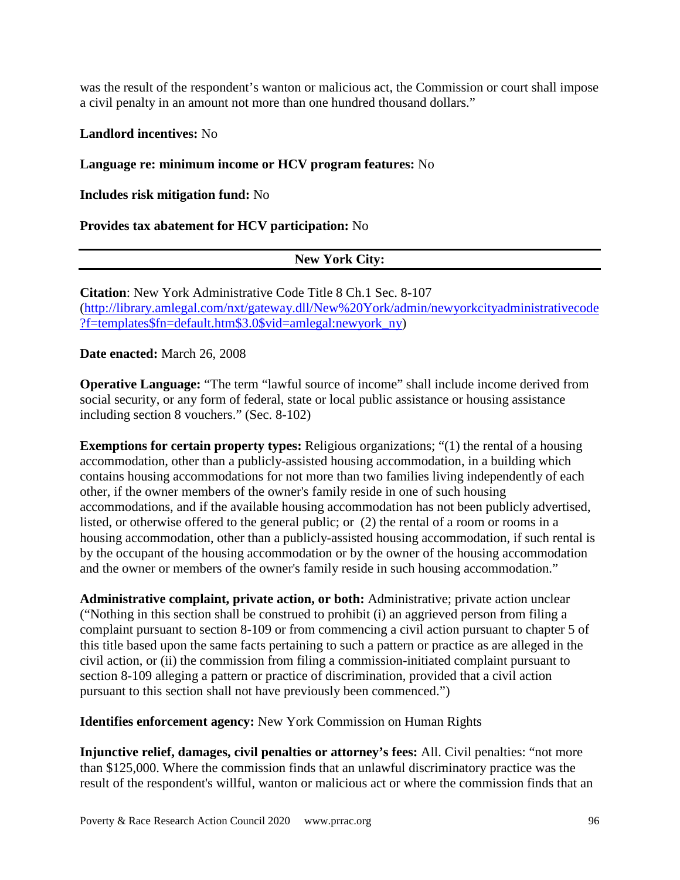was the result of the respondent's wanton or malicious act, the Commission or court shall impose a civil penalty in an amount not more than one hundred thousand dollars."

**Landlord incentives:** No

**Language re: minimum income or HCV program features:** No

**Includes risk mitigation fund:** No

**Provides tax abatement for HCV participation:** No

---

**New York City:**

---

**Citation**: New York Administrative Code Title 8 Ch.1 Sec. 8-107 ([http://library.amlegal.com/nxt/gateway.dll/New%20York/admin/newyorkcityadministrativecode?f=templates$fn=default.htm$3.0$vid=amlegal:newyork_ny](http://library.amlegal.com/nxt/gateway.dll/New%20York/admin/newyorkcityadministrativecode?f=templates$fn=default.htm$3.0$vid=amlegal:newyork_ny))

**Date enacted:** March 26, 2008

**Operative Language:** "The term "lawful source of income" shall include income derived from social security, or any form of federal, state or local public assistance or housing assistance including section 8 vouchers." (Sec. 8-102)

**Exemptions for certain property types:** Religious organizations; "(1) the rental of a housing accommodation, other than a publicly-assisted housing accommodation, in a building which contains housing accommodations for not more than two families living independently of each other, if the owner members of the owner's family reside in one of such housing accommodations, and if the available housing accommodation has not been publicly advertised, listed, or otherwise offered to the general public; or (2) the rental of a room or rooms in a housing accommodation, other than a publicly-assisted housing accommodation, if such rental is by the occupant of the housing accommodation or by the owner of the housing accommodation and the owner or members of the owner's family reside in such housing accommodation."

**Administrative complaint, private action, or both:** Administrative; private action unclear ("Nothing in this section shall be construed to prohibit (i) an aggrieved person from filing a complaint pursuant to section 8-109 or from commencing a civil action pursuant to chapter 5 of this title based upon the same facts pertaining to such a pattern or practice as are alleged in the civil action, or (ii) the commission from filing a commission-initiated complaint pursuant to section 8-109 alleging a pattern or practice of discrimination, provided that a civil action pursuant to this section shall not have previously been commenced.")

**Identifies enforcement agency:** New York Commission on Human Rights

**Injunctive relief, damages, civil penalties or attorney's fees:** All. Civil penalties: "not more than $125,000. Where the commission finds that an unlawful discriminatory practice was the result of the respondent's willful, wanton or malicious act or where the commission finds that an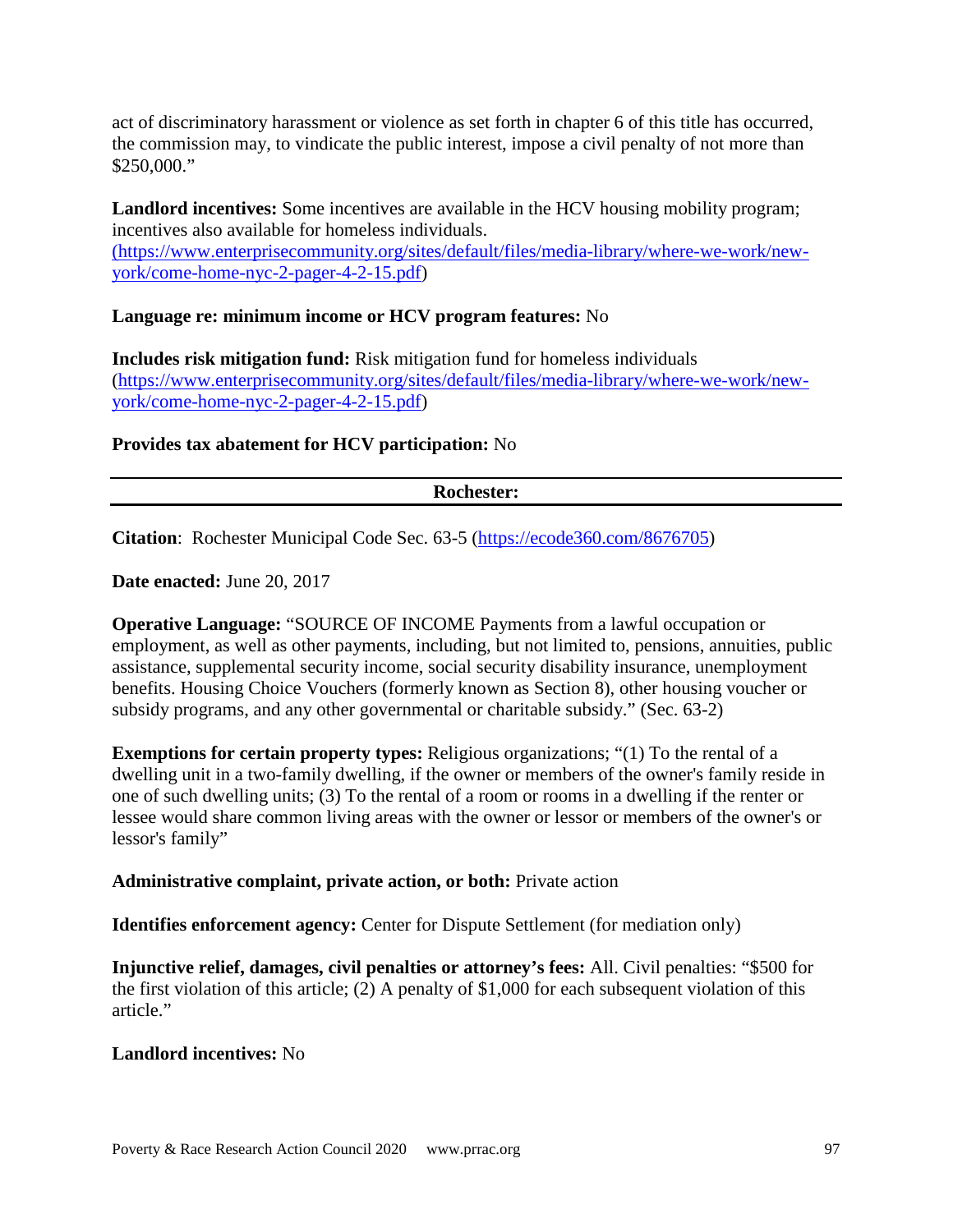act of discriminatory harassment or violence as set forth in chapter 6 of this title has occurred, the commission may, to vindicate the public interest, impose a civil penalty of not more than $250,000."

**Landlord incentives:** Some incentives are available in the HCV housing mobility program; incentives also available for homeless individuals. (https://www.enterprisecommunity.org/sites/default/files/media-library/where-we-work/new-york/come-home-nyc-2-pager-4-2-15.pdf)

**Language re: minimum income or HCV program features:** No

**Includes risk mitigation fund:** Risk mitigation fund for homeless individuals (https://www.enterprisecommunity.org/sites/default/files/media-library/where-we-work/new-york/come-home-nyc-2-pager-4-2-15.pdf)

**Provides tax abatement for HCV participation:** No

---

## Rochester:

---

**Citation**: Rochester Municipal Code Sec. 63-5 (https://ecode360.com/8676705)

**Date enacted:** June 20, 2017

**Operative Language:** "SOURCE OF INCOME Payments from a lawful occupation or employment, as well as other payments, including, but not limited to, pensions, annuities, public assistance, supplemental security income, social security disability insurance, unemployment benefits. Housing Choice Vouchers (formerly known as Section 8), other housing voucher or subsidy programs, and any other governmental or charitable subsidy." (Sec. 63-2)

**Exemptions for certain property types:** Religious organizations; "(1) To the rental of a dwelling unit in a two-family dwelling, if the owner or members of the owner's family reside in one of such dwelling units; (3) To the rental of a room or rooms in a dwelling if the renter or lessee would share common living areas with the owner or lessor or members of the owner's or lessor's family"

**Administrative complaint, private action, or both:** Private action

**Identifies enforcement agency:** Center for Dispute Settlement (for mediation only)

**Injunctive relief, damages, civil penalties or attorney's fees:** All. Civil penalties: "$500 for the first violation of this article; (2) A penalty of $1,000 for each subsequent violation of this article."

**Landlord incentives:** No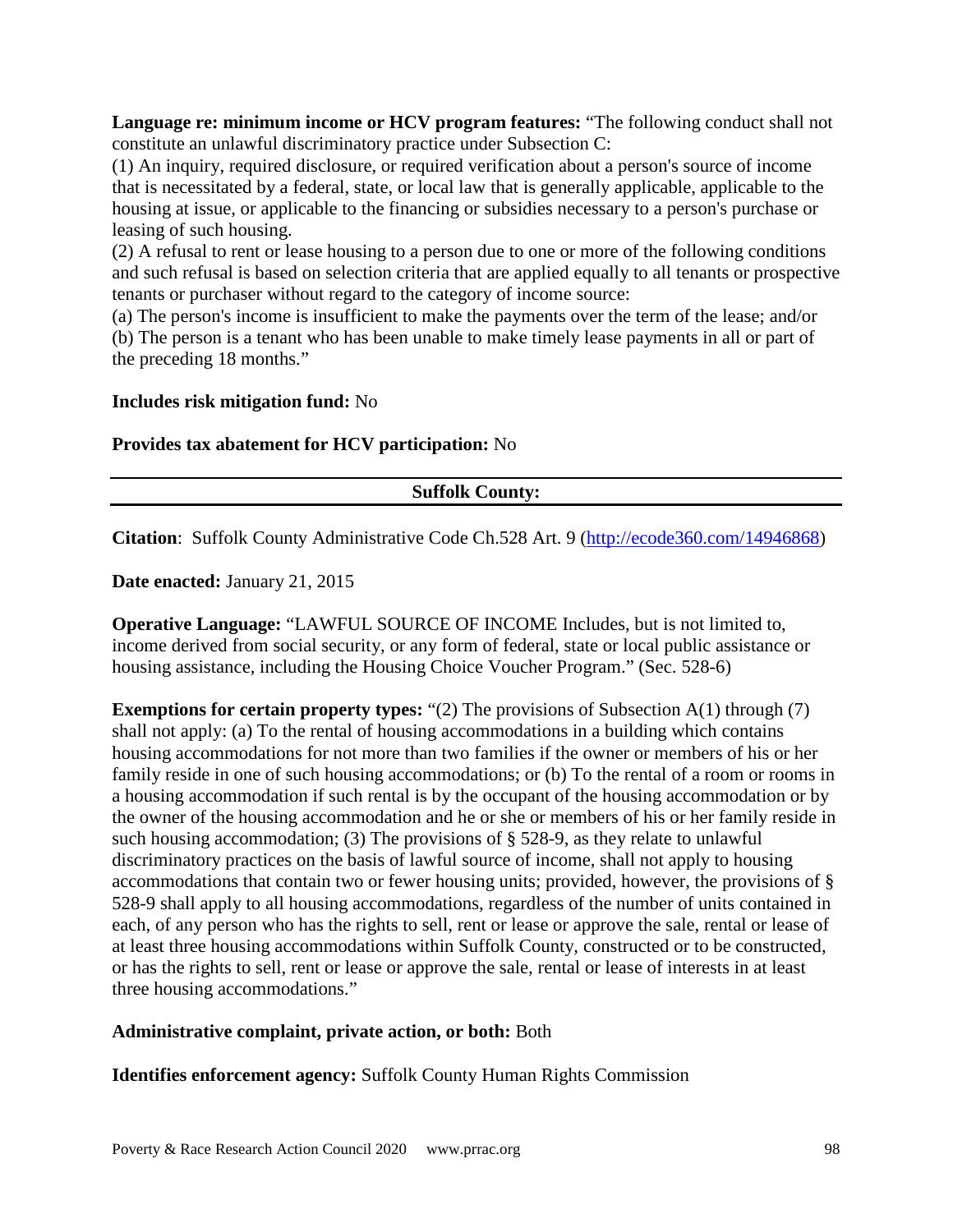**Language re: minimum income or HCV program features:** "The following conduct shall not constitute an unlawful discriminatory practice under Subsection C:

(1) An inquiry, required disclosure, or required verification about a person's source of income that is necessitated by a federal, state, or local law that is generally applicable, applicable to the housing at issue, or applicable to the financing or subsidies necessary to a person's purchase or leasing of such housing.

(2) A refusal to rent or lease housing to a person due to one or more of the following conditions and such refusal is based on selection criteria that are applied equally to all tenants or prospective tenants or purchaser without regard to the category of income source:

(a) The person's income is insufficient to make the payments over the term of the lease; and/or

(b) The person is a tenant who has been unable to make timely lease payments in all or part of the preceding 18 months."

**Includes risk mitigation fund:** No

**Provides tax abatement for HCV participation:** No

---

**Suffolk County:**

---

**Citation**: Suffolk County Administrative Code Ch.528 Art. 9 ([http://ecode360.com/14946868](http://ecode360.com/14946868))

**Date enacted:** January 21, 2015

**Operative Language:** "LAWFUL SOURCE OF INCOME Includes, but is not limited to, income derived from social security, or any form of federal, state or local public assistance or housing assistance, including the Housing Choice Voucher Program." (Sec. 528-6)

**Exemptions for certain property types:** "(2) The provisions of Subsection A(1) through (7) shall not apply: (a) To the rental of housing accommodations in a building which contains housing accommodations for not more than two families if the owner or members of his or her family reside in one of such housing accommodations; or (b) To the rental of a room or rooms in a housing accommodation if such rental is by the occupant of the housing accommodation or by the owner of the housing accommodation and he or she or members of his or her family reside in such housing accommodation; (3) The provisions of § 528-9, as they relate to unlawful discriminatory practices on the basis of lawful source of income, shall not apply to housing accommodations that contain two or fewer housing units; provided, however, the provisions of § 528-9 shall apply to all housing accommodations, regardless of the number of units contained in each, of any person who has the rights to sell, rent or lease or approve the sale, rental or lease of at least three housing accommodations within Suffolk County, constructed or to be constructed, or has the rights to sell, rent or lease or approve the sale, rental or lease of interests in at least three housing accommodations."

**Administrative complaint, private action, or both:** Both

**Identifies enforcement agency:** Suffolk County Human Rights Commission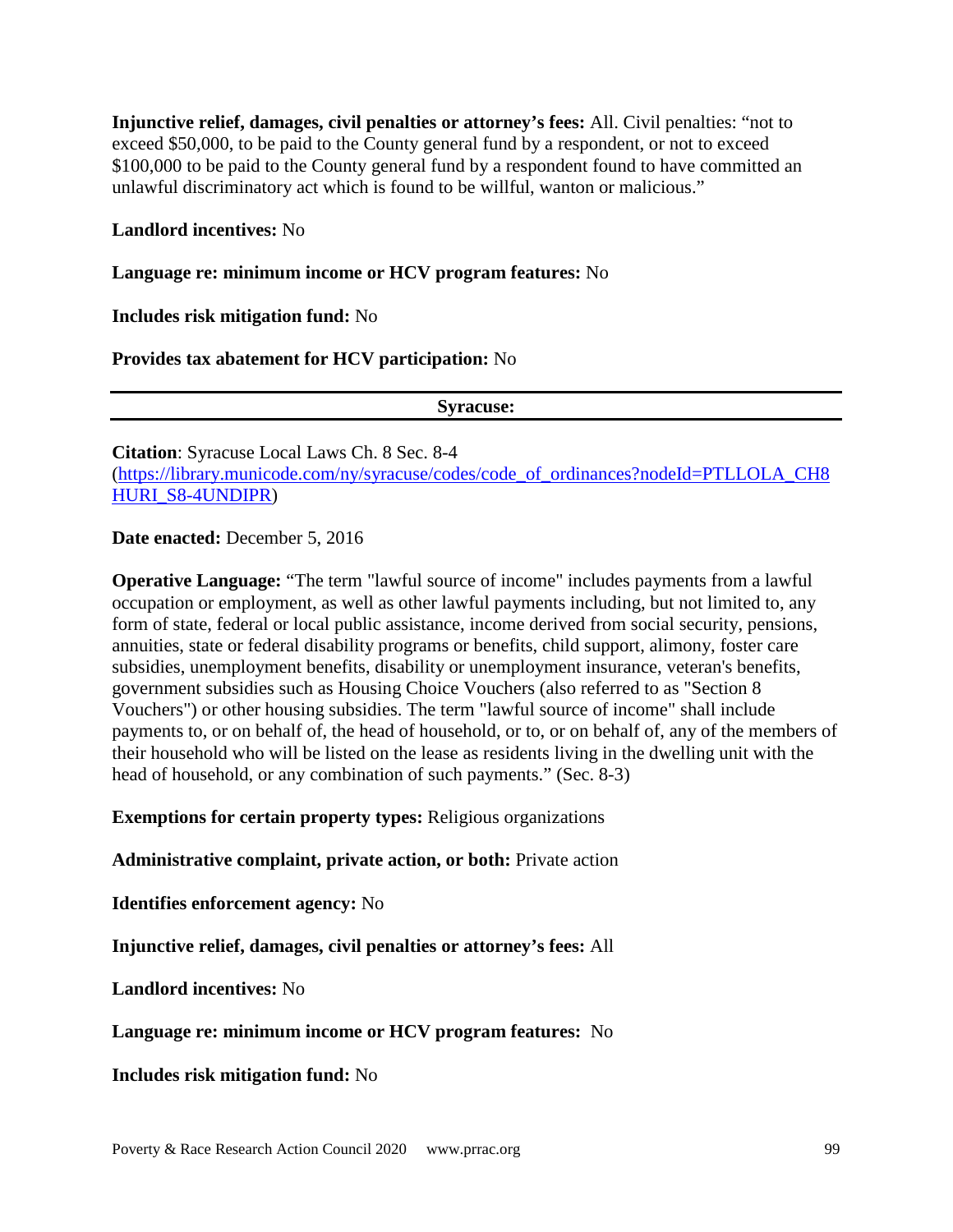**Injunctive relief, damages, civil penalties or attorney's fees:** All. Civil penalties: "not to exceed $50,000, to be paid to the County general fund by a respondent, or not to exceed $100,000 to be paid to the County general fund by a respondent found to have committed an unlawful discriminatory act which is found to be willful, wanton or malicious."

**Landlord incentives:** No

**Language re: minimum income or HCV program features:** No

**Includes risk mitigation fund:** No

**Provides tax abatement for HCV participation:** No

---

## Syracuse:

---

**Citation**: Syracuse Local Laws Ch. 8 Sec. 8-4 (https://library.municode.com/ny/syracuse/codes/code_of_ordinances?nodeId=PTLLOLA_CH8HURI_S8-4UNDIPR)

**Date enacted:** December 5, 2016

**Operative Language:** "The term "lawful source of income" includes payments from a lawful occupation or employment, as well as other lawful payments including, but not limited to, any form of state, federal or local public assistance, income derived from social security, pensions, annuities, state or federal disability programs or benefits, child support, alimony, foster care subsidies, unemployment benefits, disability or unemployment insurance, veteran's benefits, government subsidies such as Housing Choice Vouchers (also referred to as "Section 8 Vouchers") or other housing subsidies. The term "lawful source of income" shall include payments to, or on behalf of, the head of household, or to, or on behalf of, any of the members of their household who will be listed on the lease as residents living in the dwelling unit with the head of household, or any combination of such payments." (Sec. 8-3)

**Exemptions for certain property types:** Religious organizations

**Administrative complaint, private action, or both:** Private action

**Identifies enforcement agency:** No

**Injunctive relief, damages, civil penalties or attorney's fees:** All

**Landlord incentives:** No

**Language re: minimum income or HCV program features:** No

**Includes risk mitigation fund:** No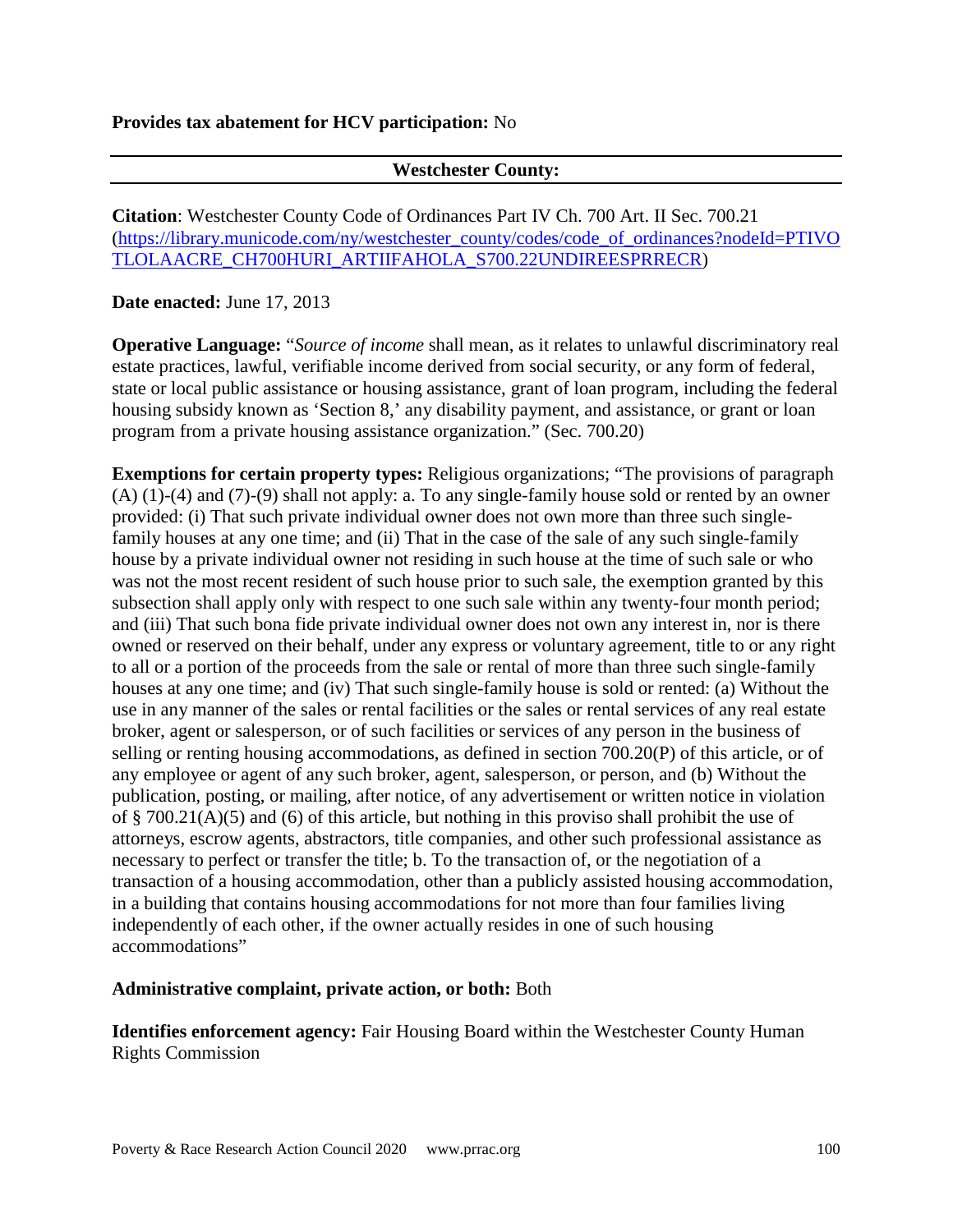**Provides tax abatement for HCV participation:** No

---

**Westchester County:**

---

**Citation**: Westchester County Code of Ordinances Part IV Ch. 700 Art. II Sec. 700.21 ([https://library.municode.com/ny/westchester_county/codes/code_of_ordinances?nodeId=PTIVOTLOLAACRE_CH700HURI_ARTIIFAHOLA_S700.22UNDIREESPRRECR](https://library.municode.com/ny/westchester_county/codes/code_of_ordinances?nodeId=PTIVOTLOLAACRE_CH700HURI_ARTIIFAHOLA_S700.22UNDIREESPRRECR))

**Date enacted:** June 17, 2013

**Operative Language:** "*Source of income* shall mean, as it relates to unlawful discriminatory real estate practices, lawful, verifiable income derived from social security, or any form of federal, state or local public assistance or housing assistance, grant of loan program, including the federal housing subsidy known as 'Section 8,' any disability payment, and assistance, or grant or loan program from a private housing assistance organization." (Sec. 700.20)

**Exemptions for certain property types:** Religious organizations; "The provisions of paragraph (A) (1)-(4) and (7)-(9) shall not apply: a. To any single-family house sold or rented by an owner provided: (i) That such private individual owner does not own more than three such single-family houses at any one time; and (ii) That in the case of the sale of any such single-family house by a private individual owner not residing in such house at the time of such sale or who was not the most recent resident of such house prior to such sale, the exemption granted by this subsection shall apply only with respect to one such sale within any twenty-four month period; and (iii) That such bona fide private individual owner does not own any interest in, nor is there owned or reserved on their behalf, under any express or voluntary agreement, title to or any right to all or a portion of the proceeds from the sale or rental of more than three such single-family houses at any one time; and (iv) That such single-family house is sold or rented: (a) Without the use in any manner of the sales or rental facilities or the sales or rental services of any real estate broker, agent or salesperson, or of such facilities or services of any person in the business of selling or renting housing accommodations, as defined in section 700.20(P) of this article, or of any employee or agent of any such broker, agent, salesperson, or person, and (b) Without the publication, posting, or mailing, after notice, of any advertisement or written notice in violation of § 700.21(A)(5) and (6) of this article, but nothing in this proviso shall prohibit the use of attorneys, escrow agents, abstractors, title companies, and other such professional assistance as necessary to perfect or transfer the title; b. To the transaction of, or the negotiation of a transaction of a housing accommodation, other than a publicly assisted housing accommodation, in a building that contains housing accommodations for not more than four families living independently of each other, if the owner actually resides in one of such housing accommodations"

**Administrative complaint, private action, or both:** Both

**Identifies enforcement agency:** Fair Housing Board within the Westchester County Human Rights Commission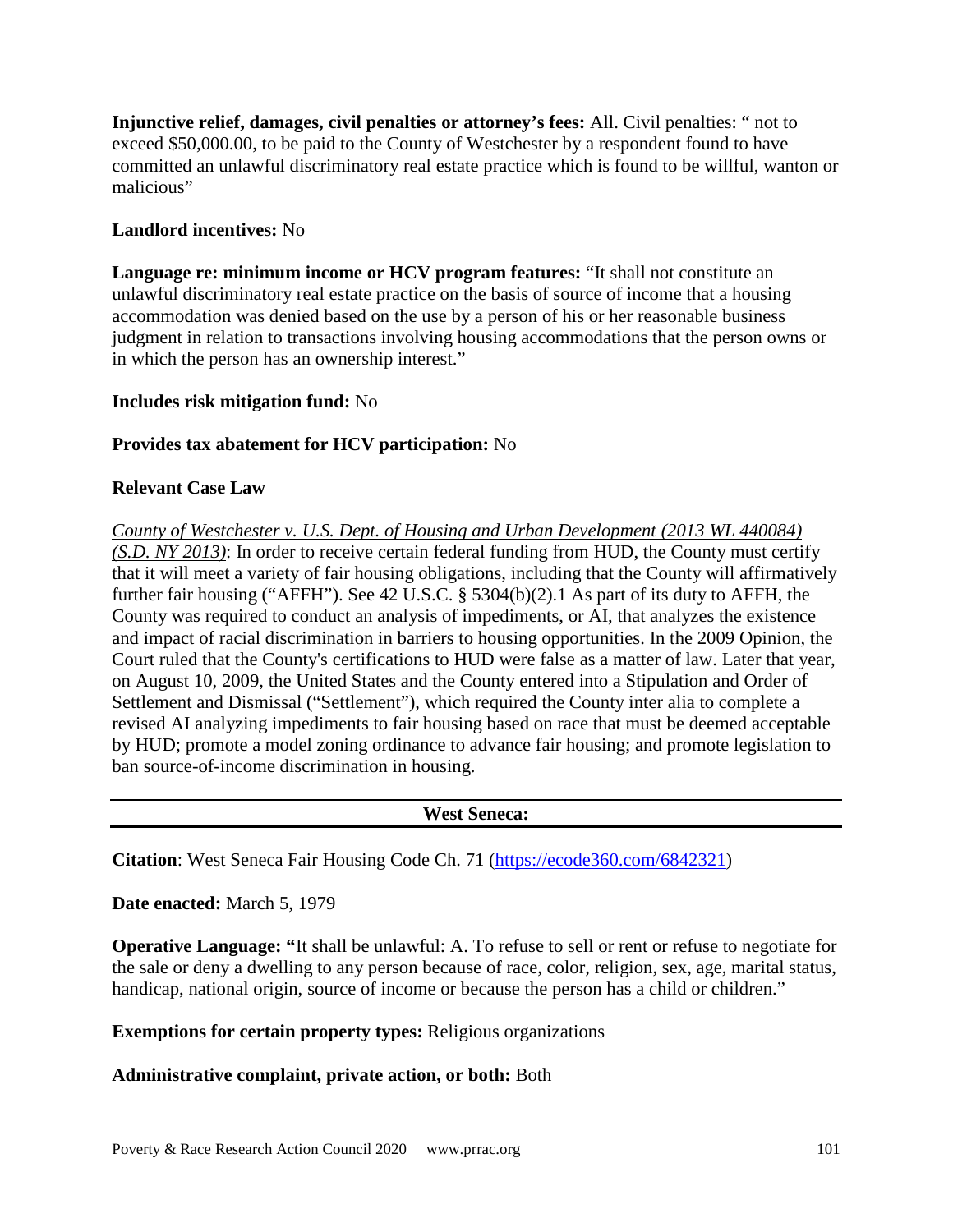**Injunctive relief, damages, civil penalties or attorney's fees:** All. Civil penalties: " not to exceed $50,000.00, to be paid to the County of Westchester by a respondent found to have committed an unlawful discriminatory real estate practice which is found to be willful, wanton or malicious"

**Landlord incentives:** No

**Language re: minimum income or HCV program features:** "It shall not constitute an unlawful discriminatory real estate practice on the basis of source of income that a housing accommodation was denied based on the use by a person of his or her reasonable business judgment in relation to transactions involving housing accommodations that the person owns or in which the person has an ownership interest."

**Includes risk mitigation fund:** No

**Provides tax abatement for HCV participation:** No

**Relevant Case Law**

*County of Westchester v. U.S. Dept. of Housing and Urban Development (2013 WL 440084) (S.D. NY 2013)*: In order to receive certain federal funding from HUD, the County must certify that it will meet a variety of fair housing obligations, including that the County will affirmatively further fair housing ("AFFH"). See 42 U.S.C. § 5304(b)(2).1 As part of its duty to AFFH, the County was required to conduct an analysis of impediments, or AI, that analyzes the existence and impact of racial discrimination in barriers to housing opportunities. In the 2009 Opinion, the Court ruled that the County's certifications to HUD were false as a matter of law. Later that year, on August 10, 2009, the United States and the County entered into a Stipulation and Order of Settlement and Dismissal ("Settlement"), which required the County inter alia to complete a revised AI analyzing impediments to fair housing based on race that must be deemed acceptable by HUD; promote a model zoning ordinance to advance fair housing; and promote legislation to ban source-of-income discrimination in housing.

---

## West Seneca:

---

**Citation**: West Seneca Fair Housing Code Ch. 71 (https://ecode360.com/6842321)

**Date enacted:** March 5, 1979

**Operative Language: "**It shall be unlawful: A. To refuse to sell or rent or refuse to negotiate for the sale or deny a dwelling to any person because of race, color, religion, sex, age, marital status, handicap, national origin, source of income or because the person has a child or children."

**Exemptions for certain property types:** Religious organizations

**Administrative complaint, private action, or both:** Both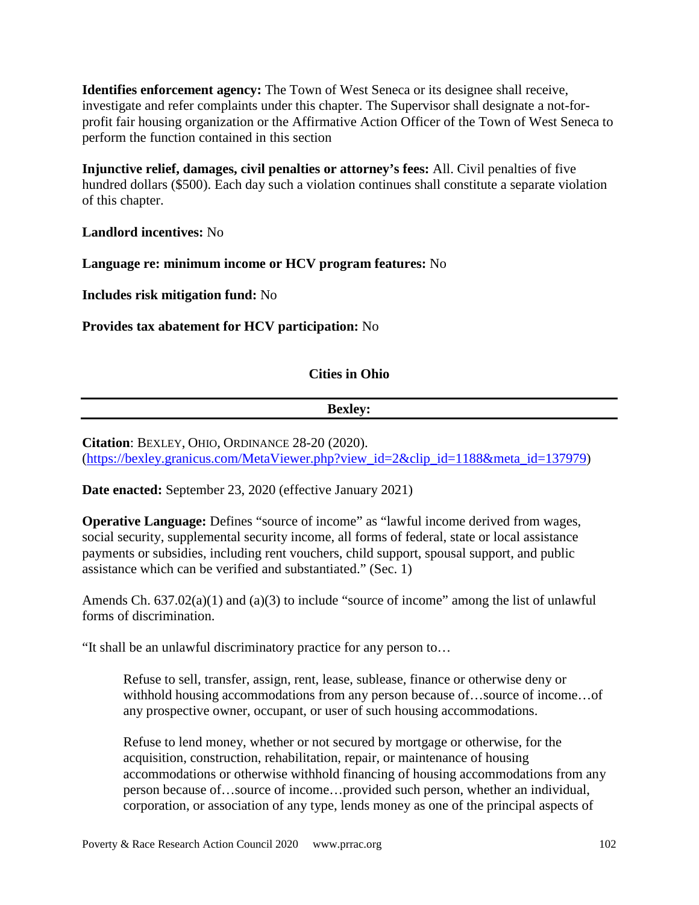**Identifies enforcement agency:** The Town of West Seneca or its designee shall receive, investigate and refer complaints under this chapter. The Supervisor shall designate a not-for-profit fair housing organization or the Affirmative Action Officer of the Town of West Seneca to perform the function contained in this section

**Injunctive relief, damages, civil penalties or attorney's fees:** All. Civil penalties of five hundred dollars ($500). Each day such a violation continues shall constitute a separate violation of this chapter.

**Landlord incentives:** No

**Language re: minimum income or HCV program features:** No

**Includes risk mitigation fund:** No

**Provides tax abatement for HCV participation:** No

## Cities in Ohio

### Bexley:

**Citation**: BEXLEY, OHIO, ORDINANCE 28-20 (2020). (https://bexley.granicus.com/MetaViewer.php?view_id=2&clip_id=1188&meta_id=137979)

**Date enacted:** September 23, 2020 (effective January 2021)

**Operative Language:** Defines "source of income" as "lawful income derived from wages, social security, supplemental security income, all forms of federal, state or local assistance payments or subsidies, including rent vouchers, child support, spousal support, and public assistance which can be verified and substantiated." (Sec. 1)

Amends Ch. 637.02(a)(1) and (a)(3) to include "source of income" among the list of unlawful forms of discrimination.

"It shall be an unlawful discriminatory practice for any person to…

> Refuse to sell, transfer, assign, rent, lease, sublease, finance or otherwise deny or withhold housing accommodations from any person because of…source of income…of any prospective owner, occupant, or user of such housing accommodations.
>
> Refuse to lend money, whether or not secured by mortgage or otherwise, for the acquisition, construction, rehabilitation, repair, or maintenance of housing accommodations or otherwise withhold financing of housing accommodations from any person because of…source of income…provided such person, whether an individual, corporation, or association of any type, lends money as one of the principal aspects of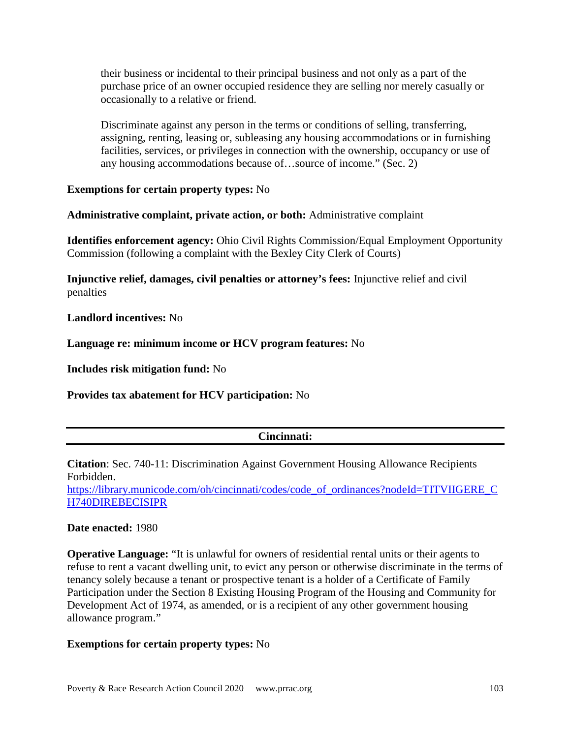their business or incidental to their principal business and not only as a part of the purchase price of an owner occupied residence they are selling nor merely casually or occasionally to a relative or friend.

Discriminate against any person in the terms or conditions of selling, transferring, assigning, renting, leasing or, subleasing any housing accommodations or in furnishing facilities, services, or privileges in connection with the ownership, occupancy or use of any housing accommodations because of…source of income." (Sec. 2)

**Exemptions for certain property types:** No

**Administrative complaint, private action, or both:** Administrative complaint

**Identifies enforcement agency:** Ohio Civil Rights Commission/Equal Employment Opportunity Commission (following a complaint with the Bexley City Clerk of Courts)

**Injunctive relief, damages, civil penalties or attorney's fees:** Injunctive relief and civil penalties

**Landlord incentives:** No

**Language re: minimum income or HCV program features:** No

**Includes risk mitigation fund:** No

**Provides tax abatement for HCV participation:** No

---

## Cincinnati:

---

**Citation**: Sec. 740-11: Discrimination Against Government Housing Allowance Recipients Forbidden.
[https://library.municode.com/oh/cincinnati/codes/code_of_ordinances?nodeId=TITVIIGERE_CH740DIREBECISIPR](https://library.municode.com/oh/cincinnati/codes/code_of_ordinances?nodeId=TITVIIGERE_CH740DIREBECISIPR)

**Date enacted:** 1980

**Operative Language:** "It is unlawful for owners of residential rental units or their agents to refuse to rent a vacant dwelling unit, to evict any person or otherwise discriminate in the terms of tenancy solely because a tenant or prospective tenant is a holder of a Certificate of Family Participation under the Section 8 Existing Housing Program of the Housing and Community for Development Act of 1974, as amended, or is a recipient of any other government housing allowance program."

**Exemptions for certain property types:** No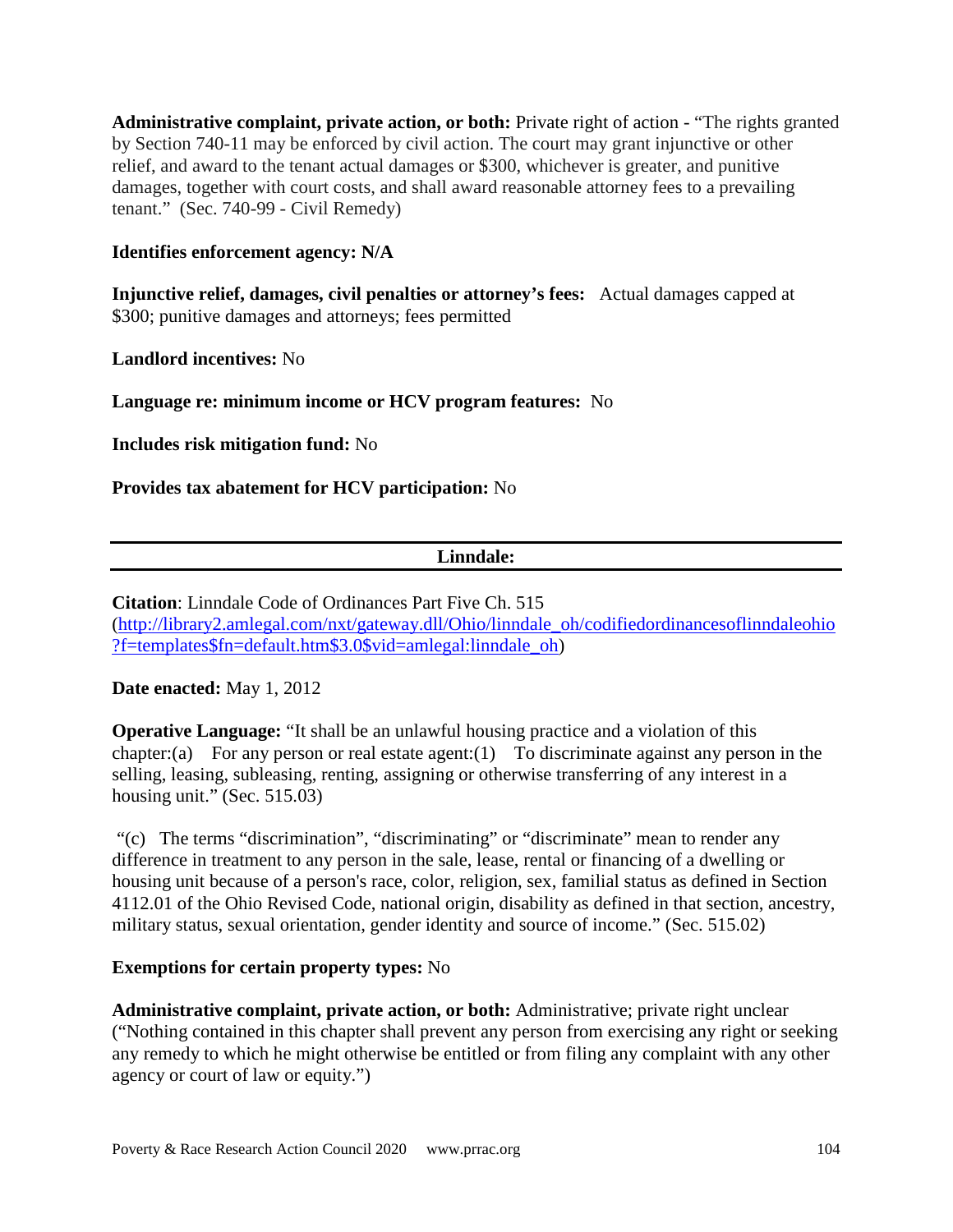**Administrative complaint, private action, or both:** Private right of action - "The rights granted by Section 740-11 may be enforced by civil action. The court may grant injunctive or other relief, and award to the tenant actual damages or $300, whichever is greater, and punitive damages, together with court costs, and shall award reasonable attorney fees to a prevailing tenant." (Sec. 740-99 - Civil Remedy)

**Identifies enforcement agency: N/A**

**Injunctive relief, damages, civil penalties or attorney's fees:** Actual damages capped at $300; punitive damages and attorneys; fees permitted

**Landlord incentives:** No

**Language re: minimum income or HCV program features:** No

**Includes risk mitigation fund:** No

**Provides tax abatement for HCV participation:** No

---

## Linndale:

---

**Citation**: Linndale Code of Ordinances Part Five Ch. 515 (http://library2.amlegal.com/nxt/gateway.dll/Ohio/linndale_oh/codifiedordinancesoflinndaleohio?f=templates$fn=default.htm$3.0$vid=amlegal:linndale_oh)

**Date enacted:** May 1, 2012

**Operative Language:** "It shall be an unlawful housing practice and a violation of this chapter:(a) For any person or real estate agent:(1) To discriminate against any person in the selling, leasing, subleasing, renting, assigning or otherwise transferring of any interest in a housing unit." (Sec. 515.03)

"(c) The terms "discrimination", "discriminating" or "discriminate" mean to render any difference in treatment to any person in the sale, lease, rental or financing of a dwelling or housing unit because of a person's race, color, religion, sex, familial status as defined in Section 4112.01 of the Ohio Revised Code, national origin, disability as defined in that section, ancestry, military status, sexual orientation, gender identity and source of income." (Sec. 515.02)

**Exemptions for certain property types:** No

**Administrative complaint, private action, or both:** Administrative; private right unclear ("Nothing contained in this chapter shall prevent any person from exercising any right or seeking any remedy to which he might otherwise be entitled or from filing any complaint with any other agency or court of law or equity.")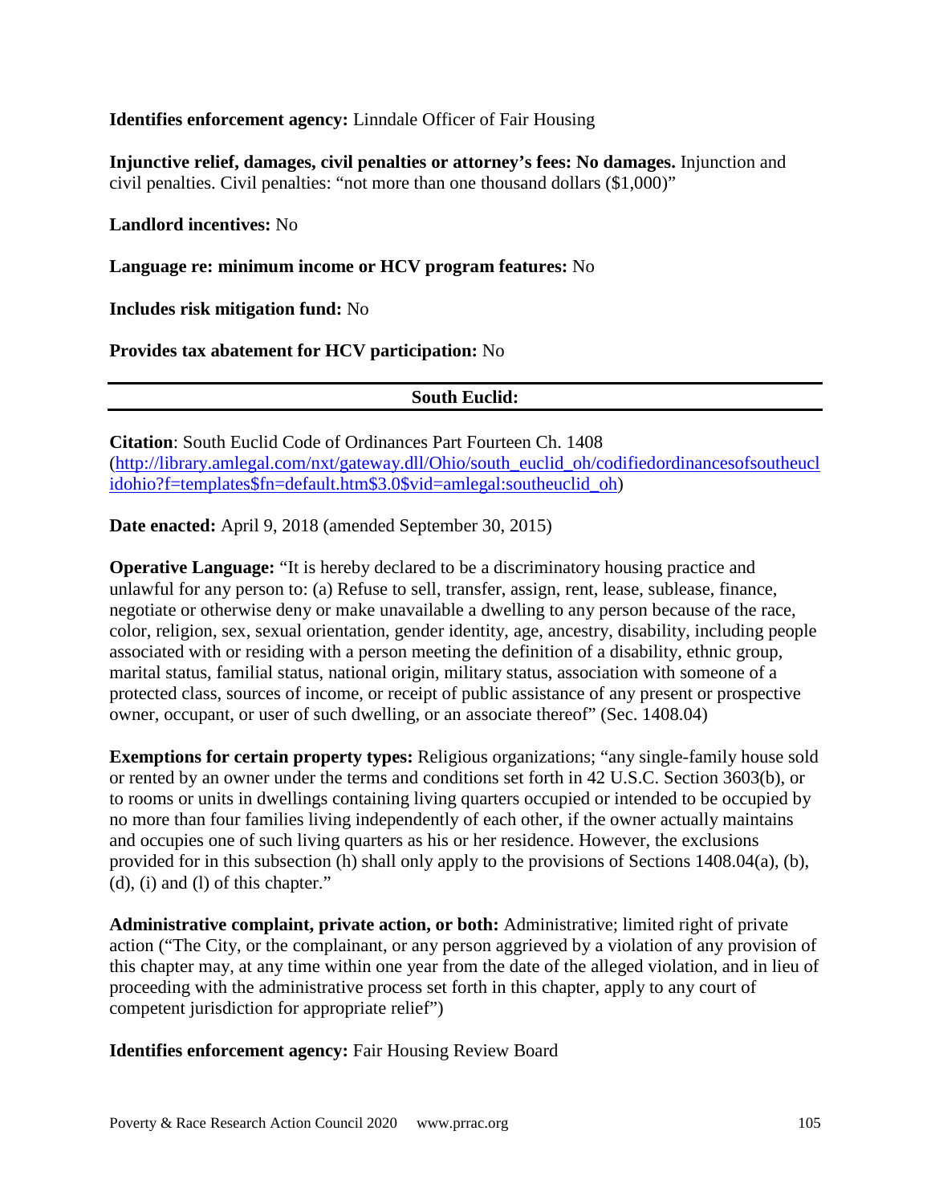**Identifies enforcement agency:** Linndale Officer of Fair Housing

**Injunctive relief, damages, civil penalties or attorney's fees: No damages.** Injunction and civil penalties. Civil penalties: "not more than one thousand dollars ($1,000)"

**Landlord incentives:** No

**Language re: minimum income or HCV program features:** No

**Includes risk mitigation fund:** No

**Provides tax abatement for HCV participation:** No

---

## South Euclid:

---

**Citation**: South Euclid Code of Ordinances Part Fourteen Ch. 1408 ([http://library.amlegal.com/nxt/gateway.dll/Ohio/south_euclid_oh/codifiedordinancesofsoutheuclidohio?f=templates$fn=default.htm$3.0$vid=amlegal:southeuclid_oh](http://library.amlegal.com/nxt/gateway.dll/Ohio/south_euclid_oh/codifiedordinancesofsoutheuclidohio?f=templates$fn=default.htm$3.0$vid=amlegal:southeuclid_oh))

**Date enacted:** April 9, 2018 (amended September 30, 2015)

**Operative Language:** "It is hereby declared to be a discriminatory housing practice and unlawful for any person to: (a) Refuse to sell, transfer, assign, rent, lease, sublease, finance, negotiate or otherwise deny or make unavailable a dwelling to any person because of the race, color, religion, sex, sexual orientation, gender identity, age, ancestry, disability, including people associated with or residing with a person meeting the definition of a disability, ethnic group, marital status, familial status, national origin, military status, association with someone of a protected class, sources of income, or receipt of public assistance of any present or prospective owner, occupant, or user of such dwelling, or an associate thereof" (Sec. 1408.04)

**Exemptions for certain property types:** Religious organizations; "any single-family house sold or rented by an owner under the terms and conditions set forth in 42 U.S.C. Section 3603(b), or to rooms or units in dwellings containing living quarters occupied or intended to be occupied by no more than four families living independently of each other, if the owner actually maintains and occupies one of such living quarters as his or her residence. However, the exclusions provided for in this subsection (h) shall only apply to the provisions of Sections 1408.04(a), (b), (d), (i) and (l) of this chapter."

**Administrative complaint, private action, or both:** Administrative; limited right of private action ("The City, or the complainant, or any person aggrieved by a violation of any provision of this chapter may, at any time within one year from the date of the alleged violation, and in lieu of proceeding with the administrative process set forth in this chapter, apply to any court of competent jurisdiction for appropriate relief")

**Identifies enforcement agency:** Fair Housing Review Board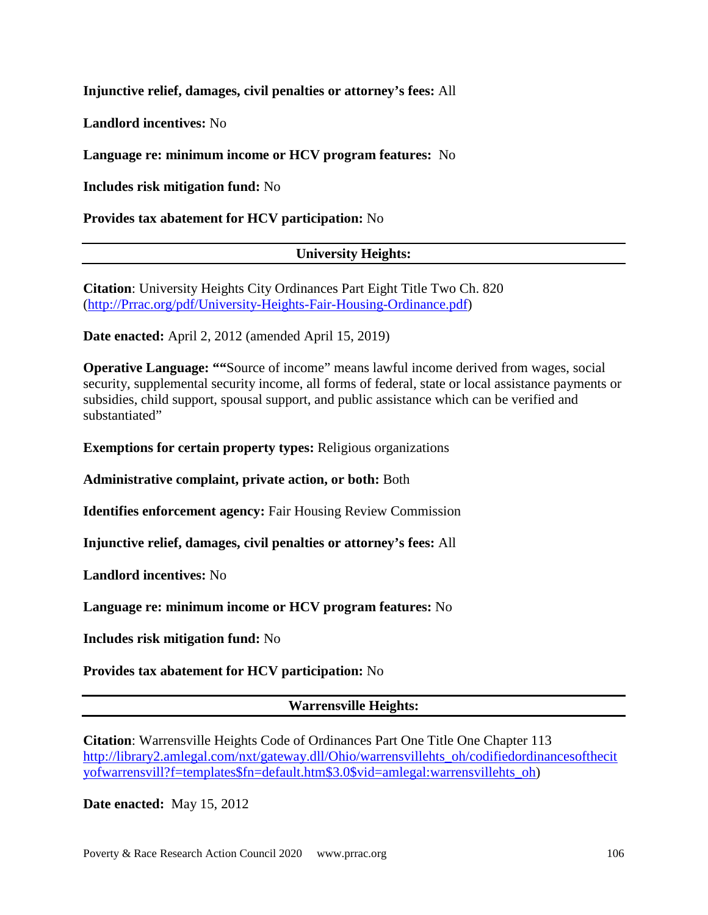**Injunctive relief, damages, civil penalties or attorney's fees:** All

**Landlord incentives:** No

**Language re: minimum income or HCV program features:** No

**Includes risk mitigation fund:** No

**Provides tax abatement for HCV participation:** No

---

### University Heights:

---

**Citation**: University Heights City Ordinances Part Eight Title Two Ch. 820 ([http://Prrac.org/pdf/University-Heights-Fair-Housing-Ordinance.pdf](http://Prrac.org/pdf/University-Heights-Fair-Housing-Ordinance.pdf))

**Date enacted:** April 2, 2012 (amended April 15, 2019)

**Operative Language: ""**Source of income" means lawful income derived from wages, social security, supplemental security income, all forms of federal, state or local assistance payments or subsidies, child support, spousal support, and public assistance which can be verified and substantiated"

**Exemptions for certain property types:** Religious organizations

**Administrative complaint, private action, or both:** Both

**Identifies enforcement agency:** Fair Housing Review Commission

**Injunctive relief, damages, civil penalties or attorney's fees:** All

**Landlord incentives:** No

**Language re: minimum income or HCV program features:** No

**Includes risk mitigation fund:** No

**Provides tax abatement for HCV participation:** No

---

### Warrensville Heights:

---

**Citation**: Warrensville Heights Code of Ordinances Part One Title One Chapter 113 [http://library2.amlegal.com/nxt/gateway.dll/Ohio/warrensvillehts_oh/codifiedordinancesofthecityofwarrensvill?f=templates$fn=default.htm$3.0$vid=amlegal:warrensvillehts_oh](http://library2.amlegal.com/nxt/gateway.dll/Ohio/warrensvillehts_oh/codifiedordinancesofthecityofwarrensvill?f=templates$fn=default.htm$3.0$vid=amlegal:warrensvillehts_oh))

**Date enacted:** May 15, 2012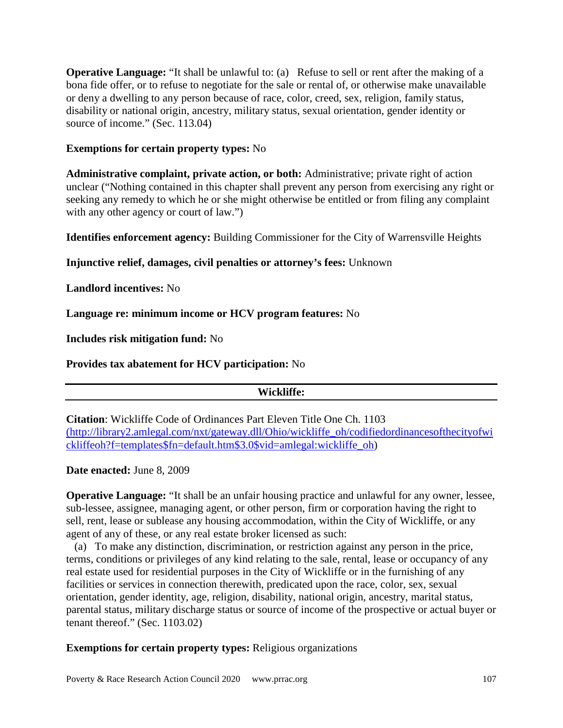**Operative Language:** "It shall be unlawful to: (a) Refuse to sell or rent after the making of a bona fide offer, or to refuse to negotiate for the sale or rental of, or otherwise make unavailable or deny a dwelling to any person because of race, color, creed, sex, religion, family status, disability or national origin, ancestry, military status, sexual orientation, gender identity or source of income." (Sec. 113.04)

**Exemptions for certain property types:** No

**Administrative complaint, private action, or both:** Administrative; private right of action unclear ("Nothing contained in this chapter shall prevent any person from exercising any right or seeking any remedy to which he or she might otherwise be entitled or from filing any complaint with any other agency or court of law.")

**Identifies enforcement agency:** Building Commissioner for the City of Warrensville Heights

**Injunctive relief, damages, civil penalties or attorney's fees:** Unknown

**Landlord incentives:** No

**Language re: minimum income or HCV program features:** No

**Includes risk mitigation fund:** No

**Provides tax abatement for HCV participation:** No

---

## Wickliffe:

---

**Citation**: Wickliffe Code of Ordinances Part Eleven Title One Ch. 1103 (http://library2.amlegal.com/nxt/gateway.dll/Ohio/wickliffe_oh/codifiedordinancesofthecityofwickliffeoh?f=templates$fn=default.htm$3.0$vid=amlegal:wickliffe_oh)

**Date enacted:** June 8, 2009

**Operative Language:** "It shall be an unfair housing practice and unlawful for any owner, lessee, sub-lessee, assignee, managing agent, or other person, firm or corporation having the right to sell, rent, lease or sublease any housing accommodation, within the City of Wickliffe, or any agent of any of these, or any real estate broker licensed as such:

(a) To make any distinction, discrimination, or restriction against any person in the price, terms, conditions or privileges of any kind relating to the sale, rental, lease or occupancy of any real estate used for residential purposes in the City of Wickliffe or in the furnishing of any facilities or services in connection therewith, predicated upon the race, color, sex, sexual orientation, gender identity, age, religion, disability, national origin, ancestry, marital status, parental status, military discharge status or source of income of the prospective or actual buyer or tenant thereof." (Sec. 1103.02)

**Exemptions for certain property types:** Religious organizations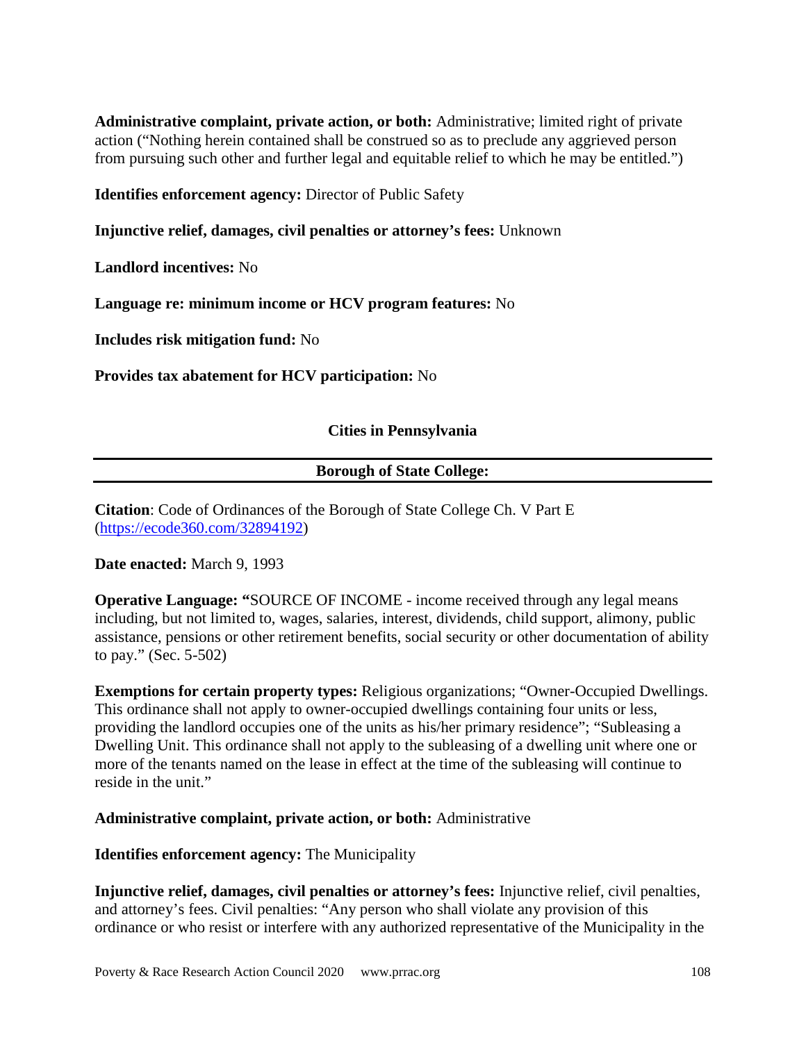**Administrative complaint, private action, or both:** Administrative; limited right of private action ("Nothing herein contained shall be construed so as to preclude any aggrieved person from pursuing such other and further legal and equitable relief to which he may be entitled.")

**Identifies enforcement agency:** Director of Public Safety

**Injunctive relief, damages, civil penalties or attorney's fees:** Unknown

**Landlord incentives:** No

**Language re: minimum income or HCV program features:** No

**Includes risk mitigation fund:** No

**Provides tax abatement for HCV participation:** No

## Cities in Pennsylvania

### Borough of State College:

**Citation**: Code of Ordinances of the Borough of State College Ch. V Part E (https://ecode360.com/32894192)

**Date enacted:** March 9, 1993

**Operative Language: "**SOURCE OF INCOME - income received through any legal means including, but not limited to, wages, salaries, interest, dividends, child support, alimony, public assistance, pensions or other retirement benefits, social security or other documentation of ability to pay." (Sec. 5-502)

**Exemptions for certain property types:** Religious organizations; "Owner-Occupied Dwellings. This ordinance shall not apply to owner-occupied dwellings containing four units or less, providing the landlord occupies one of the units as his/her primary residence"; "Subleasing a Dwelling Unit. This ordinance shall not apply to the subleasing of a dwelling unit where one or more of the tenants named on the lease in effect at the time of the subleasing will continue to reside in the unit."

**Administrative complaint, private action, or both:** Administrative

**Identifies enforcement agency:** The Municipality

**Injunctive relief, damages, civil penalties or attorney's fees:** Injunctive relief, civil penalties, and attorney's fees. Civil penalties: "Any person who shall violate any provision of this ordinance or who resist or interfere with any authorized representative of the Municipality in the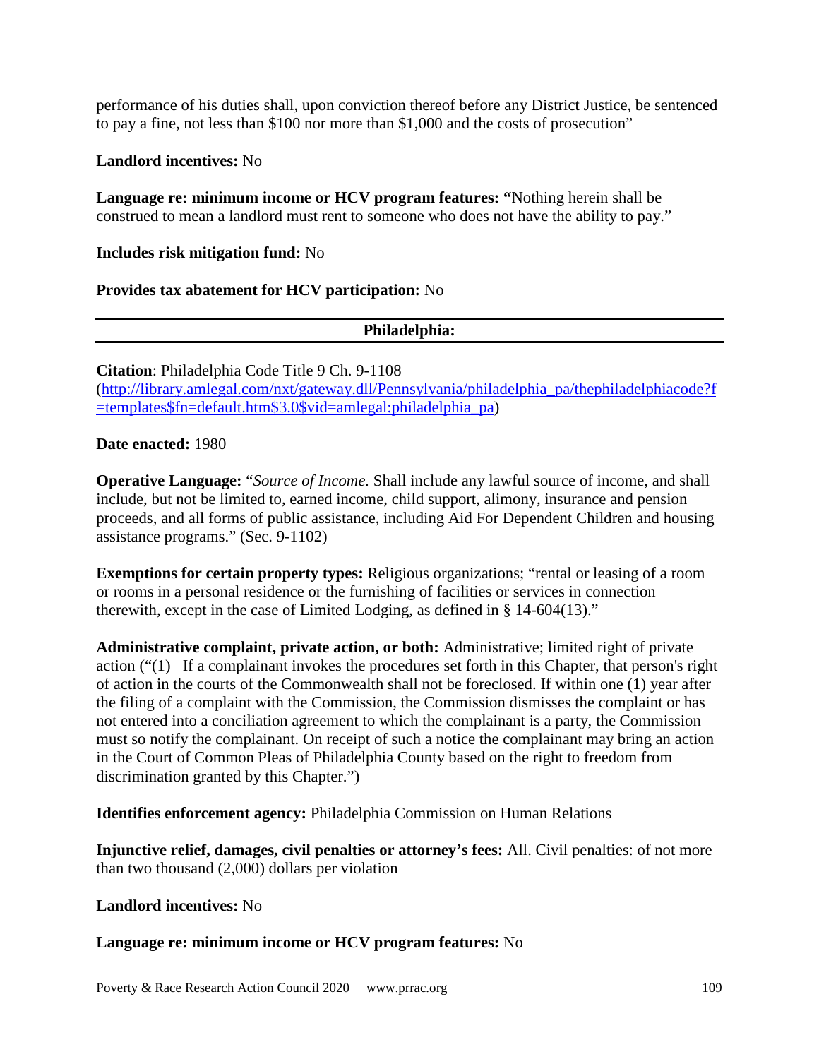performance of his duties shall, upon conviction thereof before any District Justice, be sentenced to pay a fine, not less than $100 nor more than $1,000 and the costs of prosecution"

**Landlord incentives:** No

**Language re: minimum income or HCV program features: "**Nothing herein shall be construed to mean a landlord must rent to someone who does not have the ability to pay."

**Includes risk mitigation fund:** No

**Provides tax abatement for HCV participation:** No

---

## Philadelphia:

---

**Citation**: Philadelphia Code Title 9 Ch. 9-1108 (http://library.amlegal.com/nxt/gateway.dll/Pennsylvania/philadelphia_pa/thephiladelphiacode?f=templates$fn=default.htm$3.0$vid=amlegal:philadelphia_pa)

**Date enacted:** 1980

**Operative Language:** "*Source of Income.* Shall include any lawful source of income, and shall include, but not be limited to, earned income, child support, alimony, insurance and pension proceeds, and all forms of public assistance, including Aid For Dependent Children and housing assistance programs." (Sec. 9-1102)

**Exemptions for certain property types:** Religious organizations; "rental or leasing of a room or rooms in a personal residence or the furnishing of facilities or services in connection therewith, except in the case of Limited Lodging, as defined in § 14-604(13)."

**Administrative complaint, private action, or both:** Administrative; limited right of private action ("(1) If a complainant invokes the procedures set forth in this Chapter, that person's right of action in the courts of the Commonwealth shall not be foreclosed. If within one (1) year after the filing of a complaint with the Commission, the Commission dismisses the complaint or has not entered into a conciliation agreement to which the complainant is a party, the Commission must so notify the complainant. On receipt of such a notice the complainant may bring an action in the Court of Common Pleas of Philadelphia County based on the right to freedom from discrimination granted by this Chapter.")

**Identifies enforcement agency:** Philadelphia Commission on Human Relations

**Injunctive relief, damages, civil penalties or attorney's fees:** All. Civil penalties: of not more than two thousand (2,000) dollars per violation

**Landlord incentives:** No

**Language re: minimum income or HCV program features:** No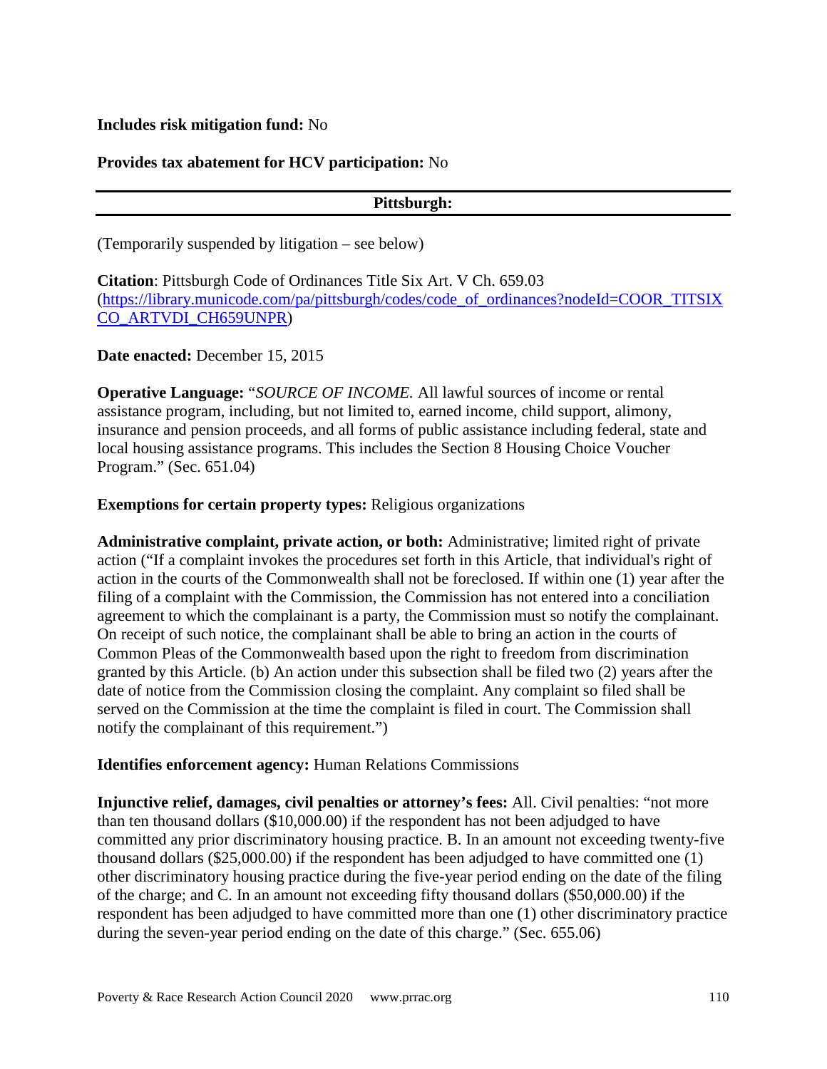**Includes risk mitigation fund:** No

**Provides tax abatement for HCV participation:** No

---

**Pittsburgh:**

---

(Temporarily suspended by litigation – see below)

**Citation**: Pittsburgh Code of Ordinances Title Six Art. V Ch. 659.03 ([https://library.municode.com/pa/pittsburgh/codes/code_of_ordinances?nodeId=COOR_TITSIXCO_ARTVDI_CH659UNPR](https://library.municode.com/pa/pittsburgh/codes/code_of_ordinances?nodeId=COOR_TITSIXCO_ARTVDI_CH659UNPR))

**Date enacted:** December 15, 2015

**Operative Language:** "*SOURCE OF INCOME.* All lawful sources of income or rental assistance program, including, but not limited to, earned income, child support, alimony, insurance and pension proceeds, and all forms of public assistance including federal, state and local housing assistance programs. This includes the Section 8 Housing Choice Voucher Program." (Sec. 651.04)

**Exemptions for certain property types:** Religious organizations

**Administrative complaint, private action, or both:** Administrative; limited right of private action ("If a complaint invokes the procedures set forth in this Article, that individual's right of action in the courts of the Commonwealth shall not be foreclosed. If within one (1) year after the filing of a complaint with the Commission, the Commission has not entered into a conciliation agreement to which the complainant is a party, the Commission must so notify the complainant. On receipt of such notice, the complainant shall be able to bring an action in the courts of Common Pleas of the Commonwealth based upon the right to freedom from discrimination granted by this Article. (b) An action under this subsection shall be filed two (2) years after the date of notice from the Commission closing the complaint. Any complaint so filed shall be served on the Commission at the time the complaint is filed in court. The Commission shall notify the complainant of this requirement.")

**Identifies enforcement agency:** Human Relations Commissions

**Injunctive relief, damages, civil penalties or attorney's fees:** All. Civil penalties: "not more than ten thousand dollars ($10,000.00) if the respondent has not been adjudged to have committed any prior discriminatory housing practice. B. In an amount not exceeding twenty-five thousand dollars ($25,000.00) if the respondent has been adjudged to have committed one (1) other discriminatory housing practice during the five-year period ending on the date of the filing of the charge; and C. In an amount not exceeding fifty thousand dollars ($50,000.00) if the respondent has been adjudged to have committed more than one (1) other discriminatory practice during the seven-year period ending on the date of this charge." (Sec. 655.06)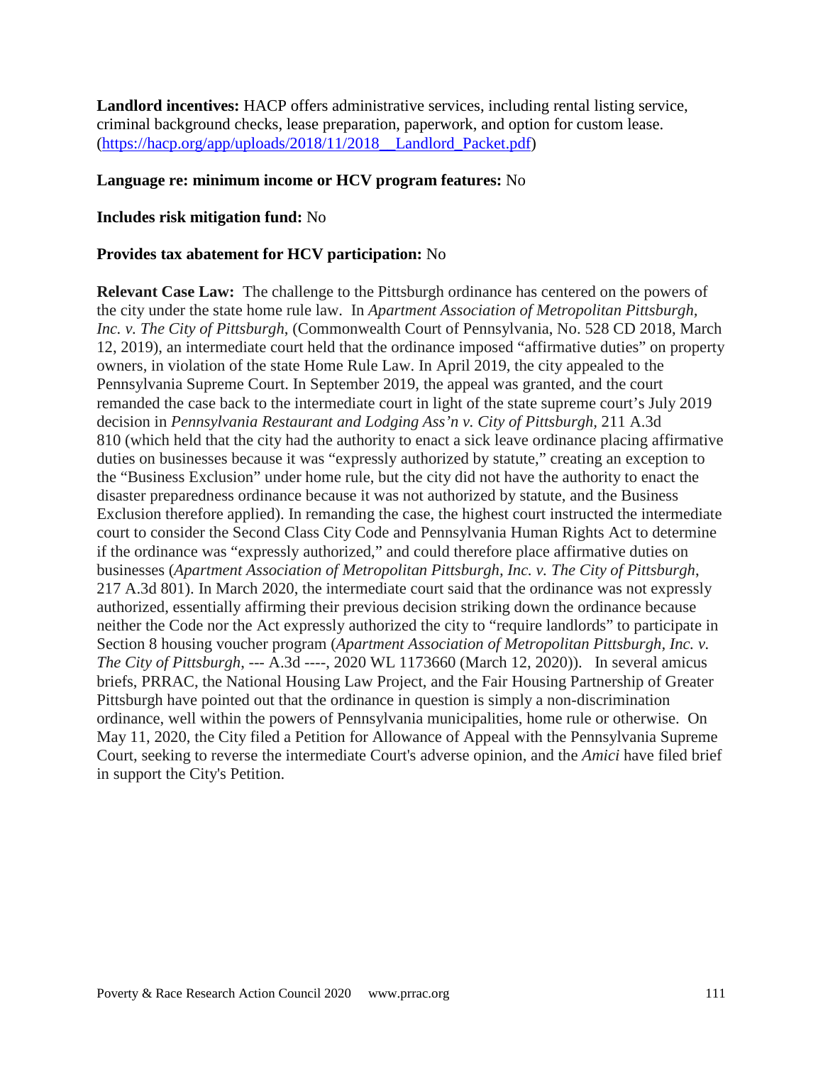**Landlord incentives:** HACP offers administrative services, including rental listing service, criminal background checks, lease preparation, paperwork, and option for custom lease. (https://hacp.org/app/uploads/2018/11/2018__Landlord_Packet.pdf)

**Language re: minimum income or HCV program features:** No

**Includes risk mitigation fund:** No

**Provides tax abatement for HCV participation:** No

**Relevant Case Law:** The challenge to the Pittsburgh ordinance has centered on the powers of the city under the state home rule law. In *Apartment Association of Metropolitan Pittsburgh, Inc. v. The City of Pittsburgh*, (Commonwealth Court of Pennsylvania, No. 528 CD 2018, March 12, 2019), an intermediate court held that the ordinance imposed "affirmative duties" on property owners, in violation of the state Home Rule Law. In April 2019, the city appealed to the Pennsylvania Supreme Court. In September 2019, the appeal was granted, and the court remanded the case back to the intermediate court in light of the state supreme court's July 2019 decision in *Pennsylvania Restaurant and Lodging Ass'n v. City of Pittsburgh*, 211 A.3d 810 (which held that the city had the authority to enact a sick leave ordinance placing affirmative duties on businesses because it was "expressly authorized by statute," creating an exception to the "Business Exclusion" under home rule, but the city did not have the authority to enact the disaster preparedness ordinance because it was not authorized by statute, and the Business Exclusion therefore applied). In remanding the case, the highest court instructed the intermediate court to consider the Second Class City Code and Pennsylvania Human Rights Act to determine if the ordinance was "expressly authorized," and could therefore place affirmative duties on businesses (*Apartment Association of Metropolitan Pittsburgh, Inc. v. The City of Pittsburgh*, 217 A.3d 801). In March 2020, the intermediate court said that the ordinance was not expressly authorized, essentially affirming their previous decision striking down the ordinance because neither the Code nor the Act expressly authorized the city to "require landlords" to participate in Section 8 housing voucher program (*Apartment Association of Metropolitan Pittsburgh, Inc. v. The City of Pittsburgh*, --- A.3d ----, 2020 WL 1173660 (March 12, 2020)). In several amicus briefs, PRRAC, the National Housing Law Project, and the Fair Housing Partnership of Greater Pittsburgh have pointed out that the ordinance in question is simply a non-discrimination ordinance, well within the powers of Pennsylvania municipalities, home rule or otherwise. On May 11, 2020, the City filed a Petition for Allowance of Appeal with the Pennsylvania Supreme Court, seeking to reverse the intermediate Court's adverse opinion, and the *Amici* have filed brief in support the City's Petition.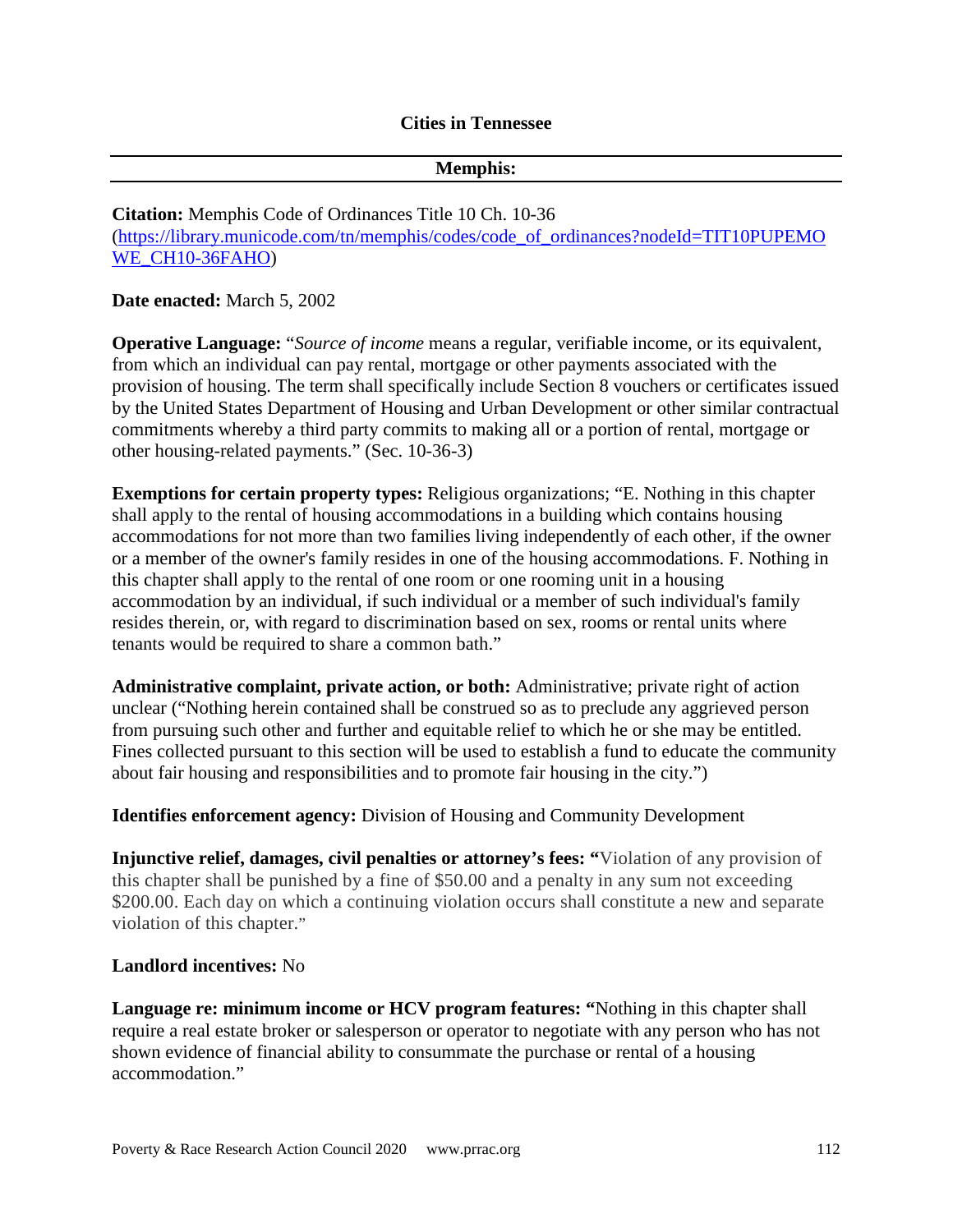## Cities in Tennessee

### Memphis:

**Citation:** Memphis Code of Ordinances Title 10 Ch. 10-36 (https://library.municode.com/tn/memphis/codes/code_of_ordinances?nodeId=TIT10PUPEMOWE_CH10-36FAHO)

**Date enacted:** March 5, 2002

**Operative Language:** "*Source of income* means a regular, verifiable income, or its equivalent, from which an individual can pay rental, mortgage or other payments associated with the provision of housing. The term shall specifically include Section 8 vouchers or certificates issued by the United States Department of Housing and Urban Development or other similar contractual commitments whereby a third party commits to making all or a portion of rental, mortgage or other housing-related payments." (Sec. 10-36-3)

**Exemptions for certain property types:** Religious organizations; "E. Nothing in this chapter shall apply to the rental of housing accommodations in a building which contains housing accommodations for not more than two families living independently of each other, if the owner or a member of the owner's family resides in one of the housing accommodations. F. Nothing in this chapter shall apply to the rental of one room or one rooming unit in a housing accommodation by an individual, if such individual or a member of such individual's family resides therein, or, with regard to discrimination based on sex, rooms or rental units where tenants would be required to share a common bath."

**Administrative complaint, private action, or both:** Administrative; private right of action unclear ("Nothing herein contained shall be construed so as to preclude any aggrieved person from pursuing such other and further and equitable relief to which he or she may be entitled. Fines collected pursuant to this section will be used to establish a fund to educate the community about fair housing and responsibilities and to promote fair housing in the city.")

**Identifies enforcement agency:** Division of Housing and Community Development

**Injunctive relief, damages, civil penalties or attorney's fees:** "Violation of any provision of this chapter shall be punished by a fine of $50.00 and a penalty in any sum not exceeding $200.00. Each day on which a continuing violation occurs shall constitute a new and separate violation of this chapter."

**Landlord incentives:** No

**Language re: minimum income or HCV program features:** "Nothing in this chapter shall require a real estate broker or salesperson or operator to negotiate with any person who has not shown evidence of financial ability to consummate the purchase or rental of a housing accommodation."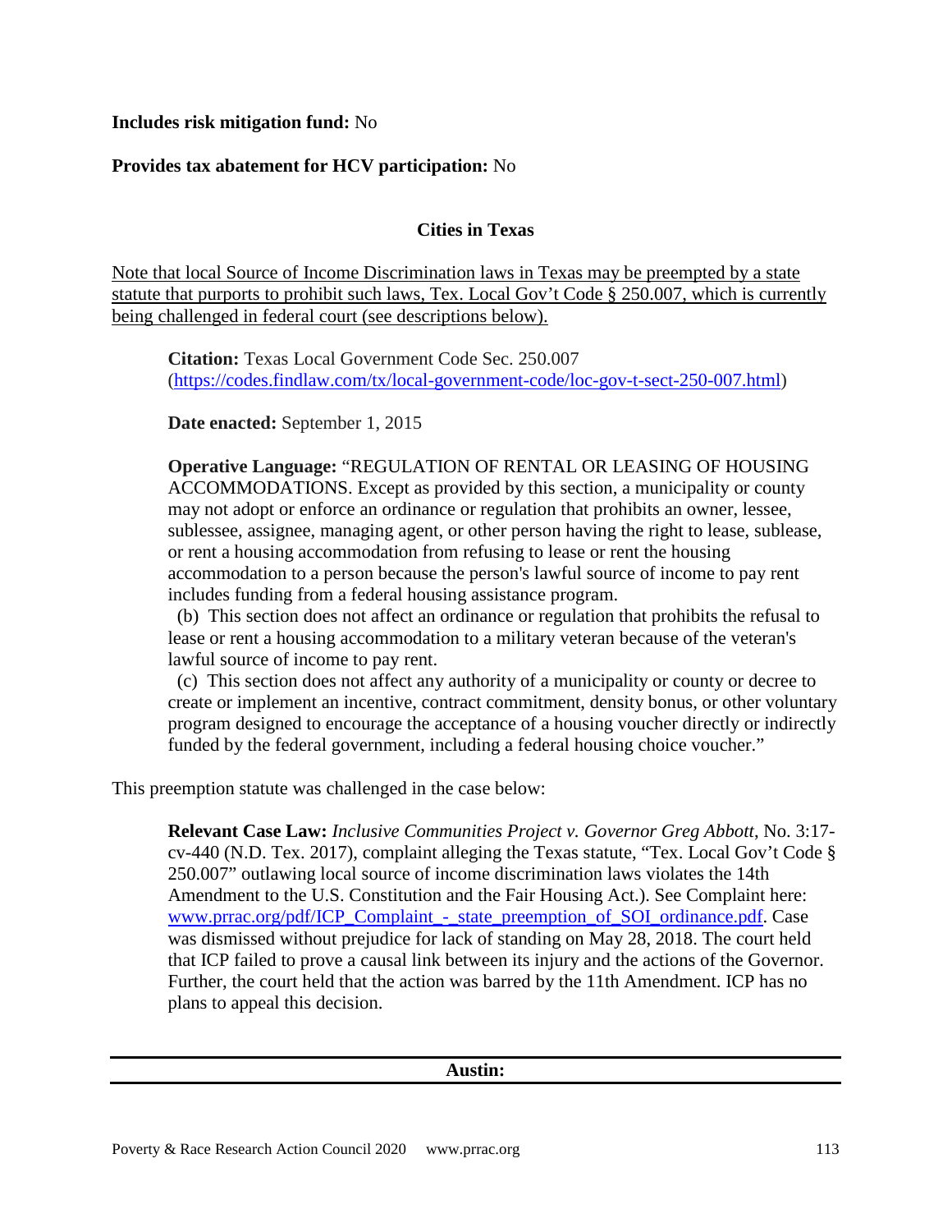**Includes risk mitigation fund:** No

**Provides tax abatement for HCV participation:** No

### Cities in Texas

Note that local Source of Income Discrimination laws in Texas may be preempted by a state statute that purports to prohibit such laws, Tex. Local Gov't Code § 250.007, which is currently being challenged in federal court (see descriptions below).

> **Citation:** Texas Local Government Code Sec. 250.007 (https://codes.findlaw.com/tx/local-government-code/loc-gov-t-sect-250-007.html)
>
> **Date enacted:** September 1, 2015
>
> **Operative Language:** "REGULATION OF RENTAL OR LEASING OF HOUSING ACCOMMODATIONS. Except as provided by this section, a municipality or county may not adopt or enforce an ordinance or regulation that prohibits an owner, lessee, sublessee, assignee, managing agent, or other person having the right to lease, sublease, or rent a housing accommodation from refusing to lease or rent the housing accommodation to a person because the person's lawful source of income to pay rent includes funding from a federal housing assistance program.
> (b) This section does not affect an ordinance or regulation that prohibits the refusal to lease or rent a housing accommodation to a military veteran because of the veteran's lawful source of income to pay rent.
> (c) This section does not affect any authority of a municipality or county or decree to create or implement an incentive, contract commitment, density bonus, or other voluntary program designed to encourage the acceptance of a housing voucher directly or indirectly funded by the federal government, including a federal housing choice voucher."

This preemption statute was challenged in the case below:

> **Relevant Case Law:** *Inclusive Communities Project v. Governor Greg Abbott*, No. 3:17-cv-440 (N.D. Tex. 2017), complaint alleging the Texas statute, "Tex. Local Gov't Code § 250.007" outlawing local source of income discrimination laws violates the 14th Amendment to the U.S. Constitution and the Fair Housing Act.). See Complaint here: www.prrac.org/pdf/ICP_Complaint_-_state_preemption_of_SOI_ordinance.pdf. Case was dismissed without prejudice for lack of standing on May 28, 2018. The court held that ICP failed to prove a causal link between its injury and the actions of the Governor. Further, the court held that the action was barred by the 11th Amendment. ICP has no plans to appeal this decision.

---

**Austin:**

---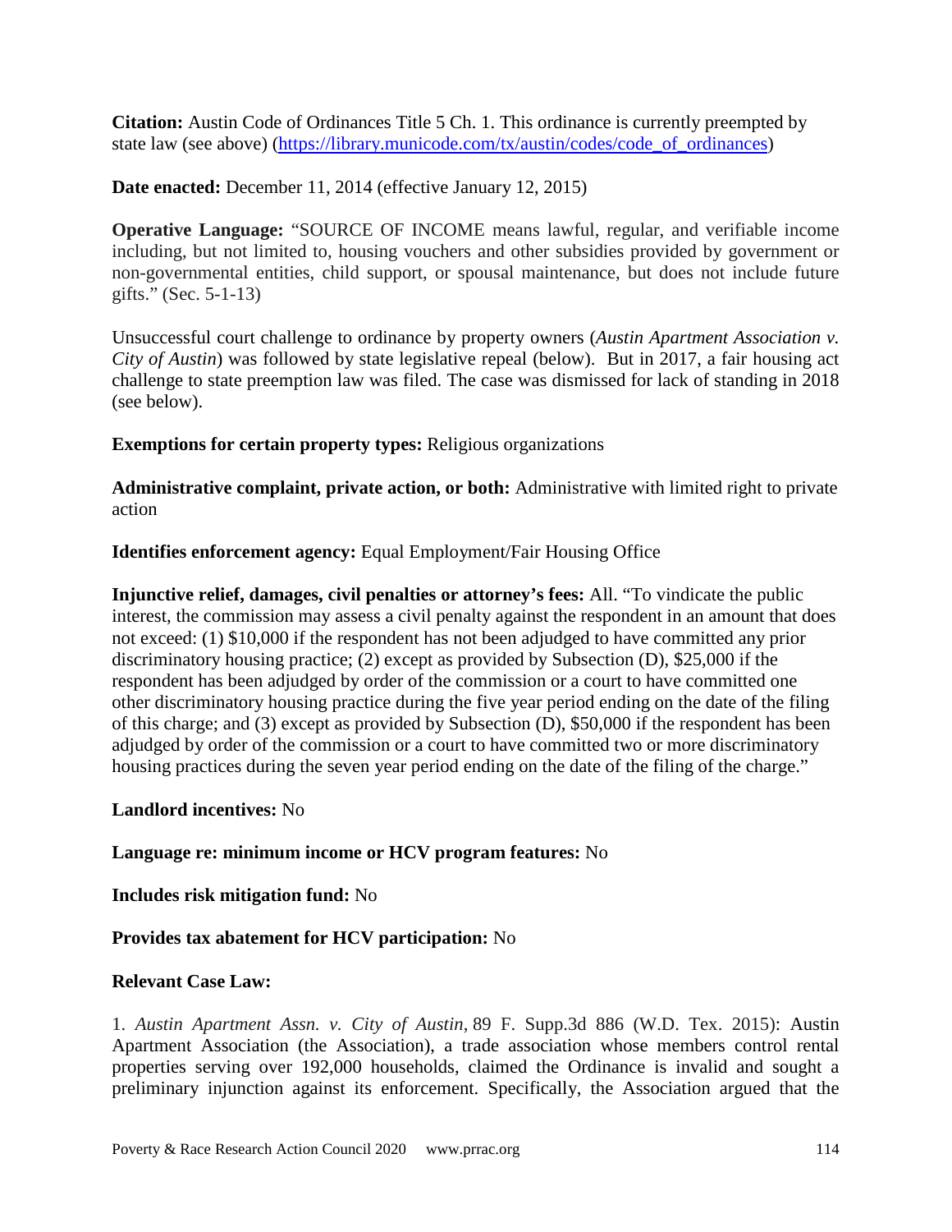**Citation:** Austin Code of Ordinances Title 5 Ch. 1. This ordinance is currently preempted by state law (see above) (https://library.municode.com/tx/austin/codes/code_of_ordinances)

**Date enacted:** December 11, 2014 (effective January 12, 2015)

**Operative Language:** "SOURCE OF INCOME means lawful, regular, and verifiable income including, but not limited to, housing vouchers and other subsidies provided by government or non-governmental entities, child support, or spousal maintenance, but does not include future gifts." (Sec. 5-1-13)

Unsuccessful court challenge to ordinance by property owners (*Austin Apartment Association v. City of Austin*) was followed by state legislative repeal (below). But in 2017, a fair housing act challenge to state preemption law was filed. The case was dismissed for lack of standing in 2018 (see below).

**Exemptions for certain property types:** Religious organizations

**Administrative complaint, private action, or both:** Administrative with limited right to private action

**Identifies enforcement agency:** Equal Employment/Fair Housing Office

**Injunctive relief, damages, civil penalties or attorney's fees:** All. "To vindicate the public interest, the commission may assess a civil penalty against the respondent in an amount that does not exceed: (1) $10,000 if the respondent has not been adjudged to have committed any prior discriminatory housing practice; (2) except as provided by Subsection (D), $25,000 if the respondent has been adjudged by order of the commission or a court to have committed one other discriminatory housing practice during the five year period ending on the date of the filing of this charge; and (3) except as provided by Subsection (D), $50,000 if the respondent has been adjudged by order of the commission or a court to have committed two or more discriminatory housing practices during the seven year period ending on the date of the filing of the charge."

**Landlord incentives:** No

**Language re: minimum income or HCV program features:** No

**Includes risk mitigation fund:** No

**Provides tax abatement for HCV participation:** No

**Relevant Case Law:**

1. *Austin Apartment Assn. v. City of Austin*, 89 F. Supp.3d 886 (W.D. Tex. 2015): Austin Apartment Association (the Association), a trade association whose members control rental properties serving over 192,000 households, claimed the Ordinance is invalid and sought a preliminary injunction against its enforcement. Specifically, the Association argued that the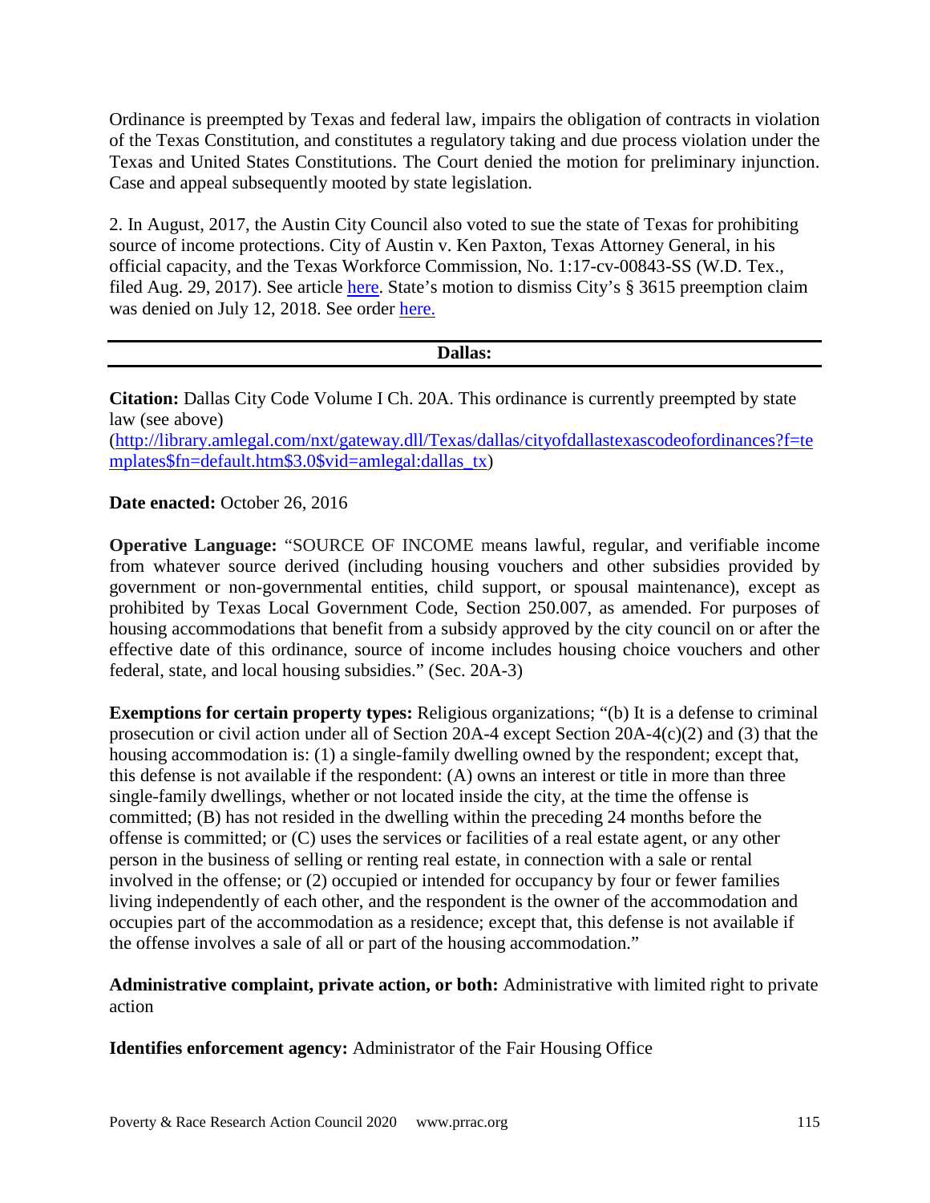Ordinance is preempted by Texas and federal law, impairs the obligation of contracts in violation of the Texas Constitution, and constitutes a regulatory taking and due process violation under the Texas and United States Constitutions. The Court denied the motion for preliminary injunction. Case and appeal subsequently mooted by state legislation.

2. In August, 2017, the Austin City Council also voted to sue the state of Texas for prohibiting source of income protections. City of Austin v. Ken Paxton, Texas Attorney General, in his official capacity, and the Texas Workforce Commission, No. 1:17-cv-00843-SS (W.D. Tex., filed Aug. 29, 2017). See article here. State's motion to dismiss City's § 3615 preemption claim was denied on July 12, 2018. See order here.

---

## Dallas:

---

**Citation:** Dallas City Code Volume I Ch. 20A. This ordinance is currently preempted by state law (see above) (http://library.amlegal.com/nxt/gateway.dll/Texas/dallas/cityofdallastexascodeofordinances?f=templates$fn=default.htm$3.0$vid=amlegal:dallas_tx)

**Date enacted:** October 26, 2016

**Operative Language:** "SOURCE OF INCOME means lawful, regular, and verifiable income from whatever source derived (including housing vouchers and other subsidies provided by government or non-governmental entities, child support, or spousal maintenance), except as prohibited by Texas Local Government Code, Section 250.007, as amended. For purposes of housing accommodations that benefit from a subsidy approved by the city council on or after the effective date of this ordinance, source of income includes housing choice vouchers and other federal, state, and local housing subsidies." (Sec. 20A-3)

**Exemptions for certain property types:** Religious organizations; "(b) It is a defense to criminal prosecution or civil action under all of Section 20A-4 except Section 20A-4(c)(2) and (3) that the housing accommodation is: (1) a single-family dwelling owned by the respondent; except that, this defense is not available if the respondent: (A) owns an interest or title in more than three single-family dwellings, whether or not located inside the city, at the time the offense is committed; (B) has not resided in the dwelling within the preceding 24 months before the offense is committed; or (C) uses the services or facilities of a real estate agent, or any other person in the business of selling or renting real estate, in connection with a sale or rental involved in the offense; or (2) occupied or intended for occupancy by four or fewer families living independently of each other, and the respondent is the owner of the accommodation and occupies part of the accommodation as a residence; except that, this defense is not available if the offense involves a sale of all or part of the housing accommodation."

**Administrative complaint, private action, or both:** Administrative with limited right to private action

**Identifies enforcement agency:** Administrator of the Fair Housing Office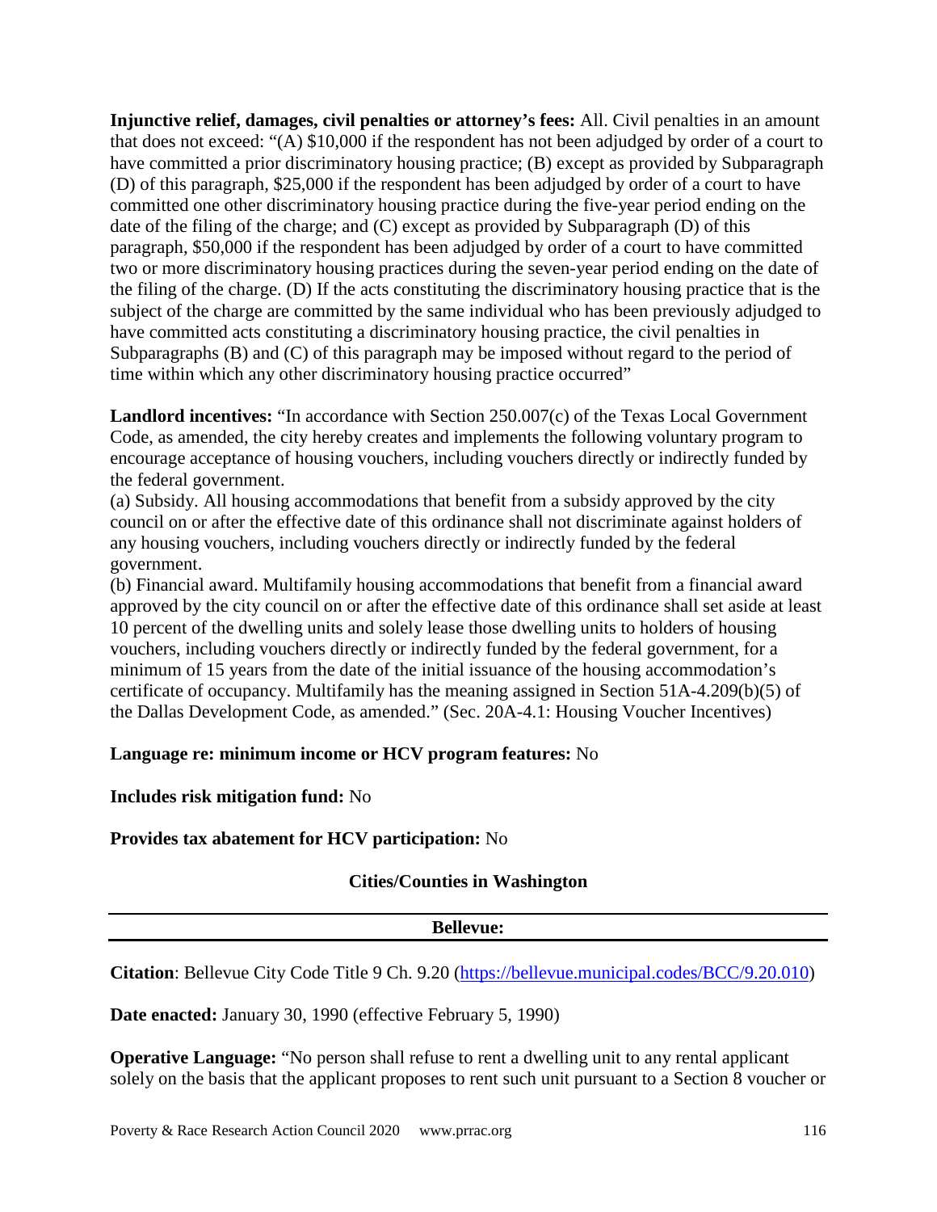**Injunctive relief, damages, civil penalties or attorney's fees:** All. Civil penalties in an amount that does not exceed: "(A) $10,000 if the respondent has not been adjudged by order of a court to have committed a prior discriminatory housing practice; (B) except as provided by Subparagraph (D) of this paragraph, $25,000 if the respondent has been adjudged by order of a court to have committed one other discriminatory housing practice during the five-year period ending on the date of the filing of the charge; and (C) except as provided by Subparagraph (D) of this paragraph, $50,000 if the respondent has been adjudged by order of a court to have committed two or more discriminatory housing practices during the seven-year period ending on the date of the filing of the charge. (D) If the acts constituting the discriminatory housing practice that is the subject of the charge are committed by the same individual who has been previously adjudged to have committed acts constituting a discriminatory housing practice, the civil penalties in Subparagraphs (B) and (C) of this paragraph may be imposed without regard to the period of time within which any other discriminatory housing practice occurred"

**Landlord incentives:** "In accordance with Section 250.007(c) of the Texas Local Government Code, as amended, the city hereby creates and implements the following voluntary program to encourage acceptance of housing vouchers, including vouchers directly or indirectly funded by the federal government.
(a) Subsidy. All housing accommodations that benefit from a subsidy approved by the city council on or after the effective date of this ordinance shall not discriminate against holders of any housing vouchers, including vouchers directly or indirectly funded by the federal government.
(b) Financial award. Multifamily housing accommodations that benefit from a financial award approved by the city council on or after the effective date of this ordinance shall set aside at least 10 percent of the dwelling units and solely lease those dwelling units to holders of housing vouchers, including vouchers directly or indirectly funded by the federal government, for a minimum of 15 years from the date of the initial issuance of the housing accommodation's certificate of occupancy. Multifamily has the meaning assigned in Section 51A-4.209(b)(5) of the Dallas Development Code, as amended." (Sec. 20A-4.1: Housing Voucher Incentives)

**Language re: minimum income or HCV program features:** No

**Includes risk mitigation fund:** No

**Provides tax abatement for HCV participation:** No

## Cities/Counties in Washington

### Bellevue:

**Citation**: Bellevue City Code Title 9 Ch. 9.20 (https://bellevue.municipal.codes/BCC/9.20.010)

**Date enacted:** January 30, 1990 (effective February 5, 1990)

**Operative Language:** "No person shall refuse to rent a dwelling unit to any rental applicant solely on the basis that the applicant proposes to rent such unit pursuant to a Section 8 voucher or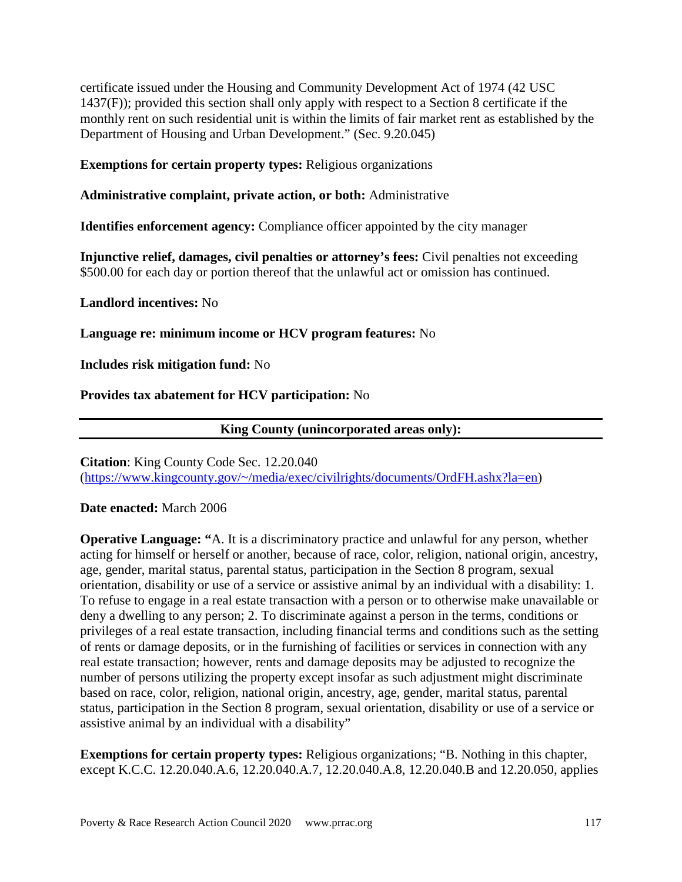certificate issued under the Housing and Community Development Act of 1974 (42 USC 1437(F)); provided this section shall only apply with respect to a Section 8 certificate if the monthly rent on such residential unit is within the limits of fair market rent as established by the Department of Housing and Urban Development." (Sec. 9.20.045)

**Exemptions for certain property types:** Religious organizations

**Administrative complaint, private action, or both:** Administrative

**Identifies enforcement agency:** Compliance officer appointed by the city manager

**Injunctive relief, damages, civil penalties or attorney's fees:** Civil penalties not exceeding $500.00 for each day or portion thereof that the unlawful act or omission has continued.

**Landlord incentives:** No

**Language re: minimum income or HCV program features:** No

**Includes risk mitigation fund:** No

**Provides tax abatement for HCV participation:** No

---

**King County (unincorporated areas only):**

---

**Citation**: King County Code Sec. 12.20.040 (https://www.kingcounty.gov/~/media/exec/civilrights/documents/OrdFH.ashx?la=en)

**Date enacted:** March 2006

**Operative Language: "**A. It is a discriminatory practice and unlawful for any person, whether acting for himself or herself or another, because of race, color, religion, national origin, ancestry, age, gender, marital status, parental status, participation in the Section 8 program, sexual orientation, disability or use of a service or assistive animal by an individual with a disability: 1. To refuse to engage in a real estate transaction with a person or to otherwise make unavailable or deny a dwelling to any person; 2. To discriminate against a person in the terms, conditions or privileges of a real estate transaction, including financial terms and conditions such as the setting of rents or damage deposits, or in the furnishing of facilities or services in connection with any real estate transaction; however, rents and damage deposits may be adjusted to recognize the number of persons utilizing the property except insofar as such adjustment might discriminate based on race, color, religion, national origin, ancestry, age, gender, marital status, parental status, participation in the Section 8 program, sexual orientation, disability or use of a service or assistive animal by an individual with a disability"

**Exemptions for certain property types:** Religious organizations; "B. Nothing in this chapter, except K.C.C. 12.20.040.A.6, 12.20.040.A.7, 12.20.040.A.8, 12.20.040.B and 12.20.050, applies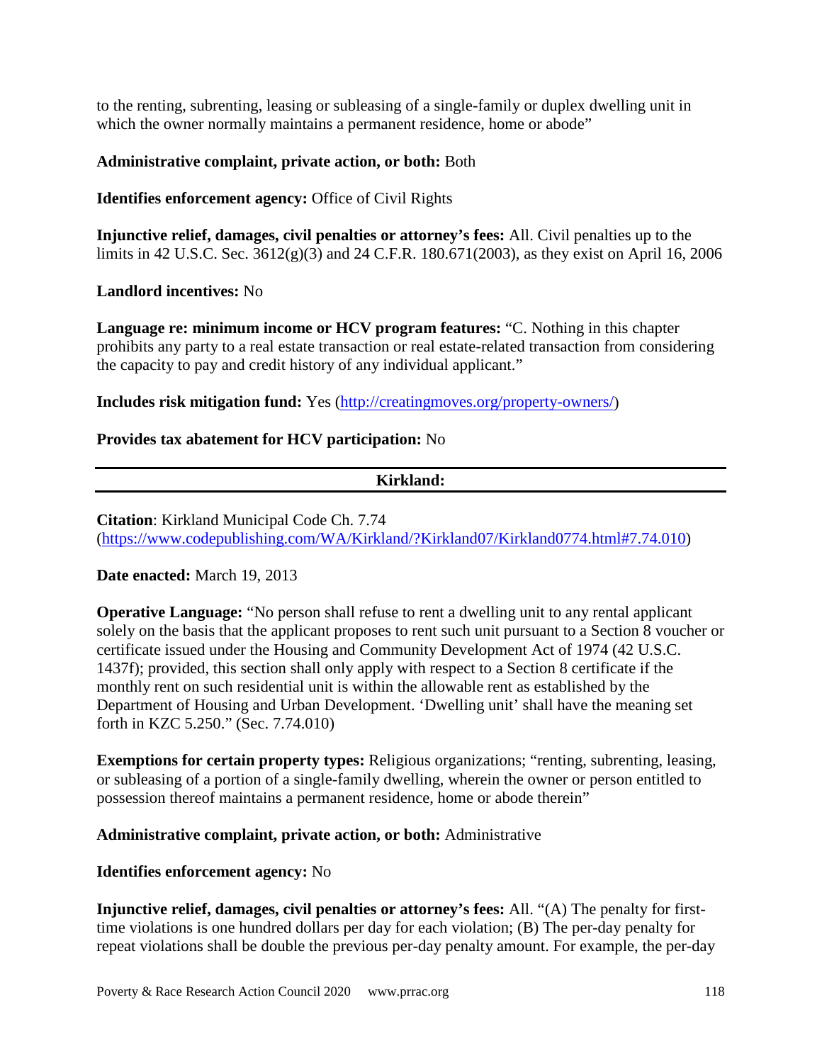to the renting, subrenting, leasing or subleasing of a single-family or duplex dwelling unit in which the owner normally maintains a permanent residence, home or abode"

**Administrative complaint, private action, or both:** Both

**Identifies enforcement agency:** Office of Civil Rights

**Injunctive relief, damages, civil penalties or attorney's fees:** All. Civil penalties up to the limits in 42 U.S.C. Sec. 3612(g)(3) and 24 C.F.R. 180.671(2003), as they exist on April 16, 2006

**Landlord incentives:** No

**Language re: minimum income or HCV program features:** "C. Nothing in this chapter prohibits any party to a real estate transaction or real estate-related transaction from considering the capacity to pay and credit history of any individual applicant."

**Includes risk mitigation fund:** Yes (http://creatingmoves.org/property-owners/)

**Provides tax abatement for HCV participation:** No

---

**Kirkland:**

---

**Citation**: Kirkland Municipal Code Ch. 7.74 (https://www.codepublishing.com/WA/Kirkland/?Kirkland07/Kirkland0774.html#7.74.010)

**Date enacted:** March 19, 2013

**Operative Language:** "No person shall refuse to rent a dwelling unit to any rental applicant solely on the basis that the applicant proposes to rent such unit pursuant to a Section 8 voucher or certificate issued under the Housing and Community Development Act of 1974 (42 U.S.C. 1437f); provided, this section shall only apply with respect to a Section 8 certificate if the monthly rent on such residential unit is within the allowable rent as established by the Department of Housing and Urban Development. 'Dwelling unit' shall have the meaning set forth in KZC 5.250." (Sec. 7.74.010)

**Exemptions for certain property types:** Religious organizations; "renting, subrenting, leasing, or subleasing of a portion of a single-family dwelling, wherein the owner or person entitled to possession thereof maintains a permanent residence, home or abode therein"

**Administrative complaint, private action, or both:** Administrative

**Identifies enforcement agency:** No

**Injunctive relief, damages, civil penalties or attorney's fees:** All. "(A) The penalty for first-time violations is one hundred dollars per day for each violation; (B) The per-day penalty for repeat violations shall be double the previous per-day penalty amount. For example, the per-day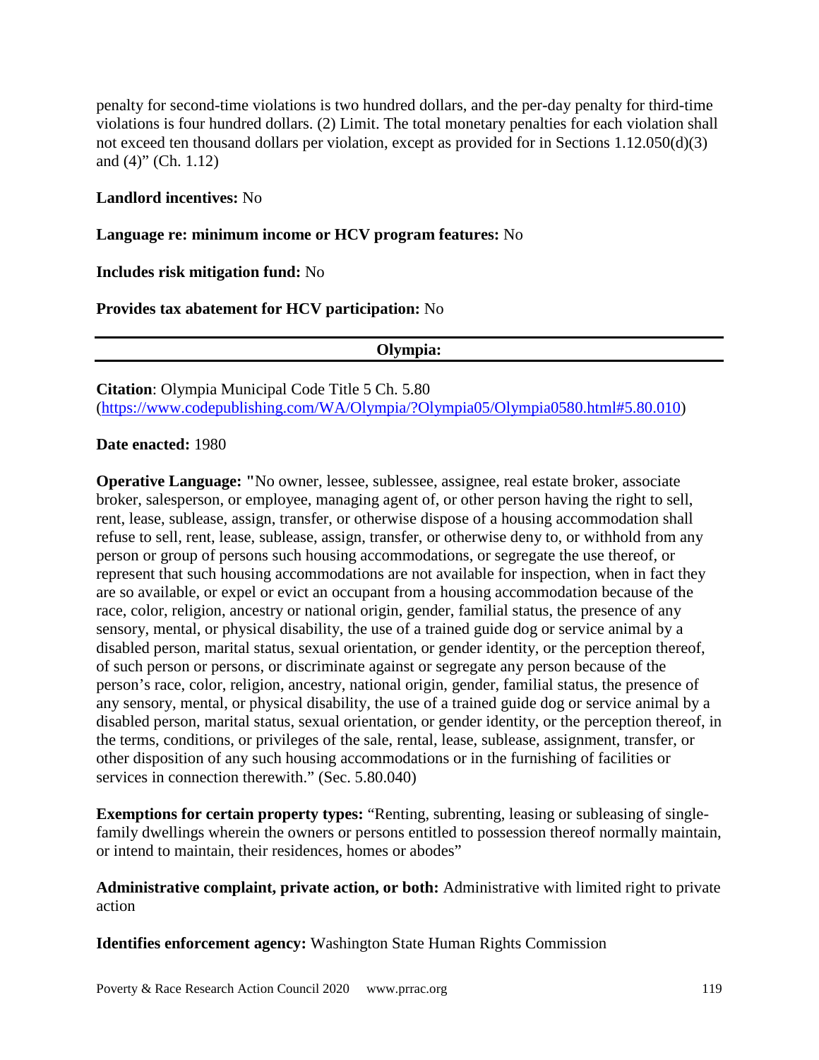penalty for second-time violations is two hundred dollars, and the per-day penalty for third-time violations is four hundred dollars. (2) Limit. The total monetary penalties for each violation shall not exceed ten thousand dollars per violation, except as provided for in Sections 1.12.050(d)(3) and (4)" (Ch. 1.12)

**Landlord incentives:** No

**Language re: minimum income or HCV program features:** No

**Includes risk mitigation fund:** No

**Provides tax abatement for HCV participation:** No

---

**Olympia:**

---

**Citation**: Olympia Municipal Code Title 5 Ch. 5.80 (https://www.codepublishing.com/WA/Olympia/?Olympia05/Olympia0580.html#5.80.010)

**Date enacted:** 1980

**Operative Language:** "No owner, lessee, sublessee, assignee, real estate broker, associate broker, salesperson, or employee, managing agent of, or other person having the right to sell, rent, lease, sublease, assign, transfer, or otherwise dispose of a housing accommodation shall refuse to sell, rent, lease, sublease, assign, transfer, or otherwise deny to, or withhold from any person or group of persons such housing accommodations, or segregate the use thereof, or represent that such housing accommodations are not available for inspection, when in fact they are so available, or expel or evict an occupant from a housing accommodation because of the race, color, religion, ancestry or national origin, gender, familial status, the presence of any sensory, mental, or physical disability, the use of a trained guide dog or service animal by a disabled person, marital status, sexual orientation, or gender identity, or the perception thereof, of such person or persons, or discriminate against or segregate any person because of the person's race, color, religion, ancestry, national origin, gender, familial status, the presence of any sensory, mental, or physical disability, the use of a trained guide dog or service animal by a disabled person, marital status, sexual orientation, or gender identity, or the perception thereof, in the terms, conditions, or privileges of the sale, rental, lease, sublease, assignment, transfer, or other disposition of any such housing accommodations or in the furnishing of facilities or services in connection therewith." (Sec. 5.80.040)

**Exemptions for certain property types:** "Renting, subrenting, leasing or subleasing of single-family dwellings wherein the owners or persons entitled to possession thereof normally maintain, or intend to maintain, their residences, homes or abodes"

**Administrative complaint, private action, or both:** Administrative with limited right to private action

**Identifies enforcement agency:** Washington State Human Rights Commission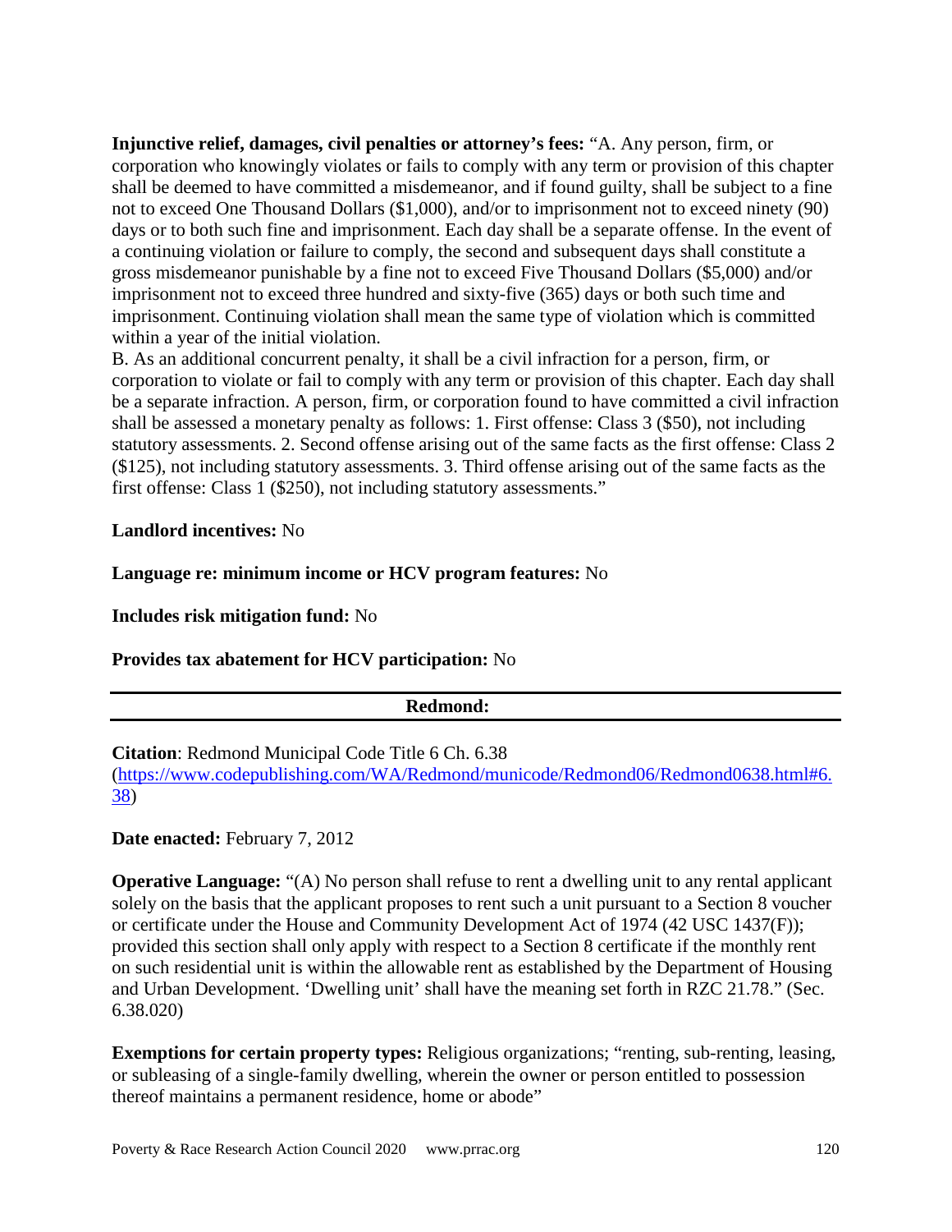**Injunctive relief, damages, civil penalties or attorney's fees:** "A. Any person, firm, or corporation who knowingly violates or fails to comply with any term or provision of this chapter shall be deemed to have committed a misdemeanor, and if found guilty, shall be subject to a fine not to exceed One Thousand Dollars ($1,000), and/or to imprisonment not to exceed ninety (90) days or to both such fine and imprisonment. Each day shall be a separate offense. In the event of a continuing violation or failure to comply, the second and subsequent days shall constitute a gross misdemeanor punishable by a fine not to exceed Five Thousand Dollars ($5,000) and/or imprisonment not to exceed three hundred and sixty-five (365) days or both such time and imprisonment. Continuing violation shall mean the same type of violation which is committed within a year of the initial violation.
B. As an additional concurrent penalty, it shall be a civil infraction for a person, firm, or corporation to violate or fail to comply with any term or provision of this chapter. Each day shall be a separate infraction. A person, firm, or corporation found to have committed a civil infraction shall be assessed a monetary penalty as follows: 1. First offense: Class 3 ($50), not including statutory assessments. 2. Second offense arising out of the same facts as the first offense: Class 2 ($125), not including statutory assessments. 3. Third offense arising out of the same facts as the first offense: Class 1 ($250), not including statutory assessments."

**Landlord incentives:** No

**Language re: minimum income or HCV program features:** No

**Includes risk mitigation fund:** No

**Provides tax abatement for HCV participation:** No

---

## Redmond:

---

**Citation**: Redmond Municipal Code Title 6 Ch. 6.38 (https://www.codepublishing.com/WA/Redmond/municode/Redmond06/Redmond0638.html#6.38)

**Date enacted:** February 7, 2012

**Operative Language:** "(A) No person shall refuse to rent a dwelling unit to any rental applicant solely on the basis that the applicant proposes to rent such a unit pursuant to a Section 8 voucher or certificate under the House and Community Development Act of 1974 (42 USC 1437(F)); provided this section shall only apply with respect to a Section 8 certificate if the monthly rent on such residential unit is within the allowable rent as established by the Department of Housing and Urban Development. 'Dwelling unit' shall have the meaning set forth in RZC 21.78." (Sec. 6.38.020)

**Exemptions for certain property types:** Religious organizations; "renting, sub-renting, leasing, or subleasing of a single-family dwelling, wherein the owner or person entitled to possession thereof maintains a permanent residence, home or abode"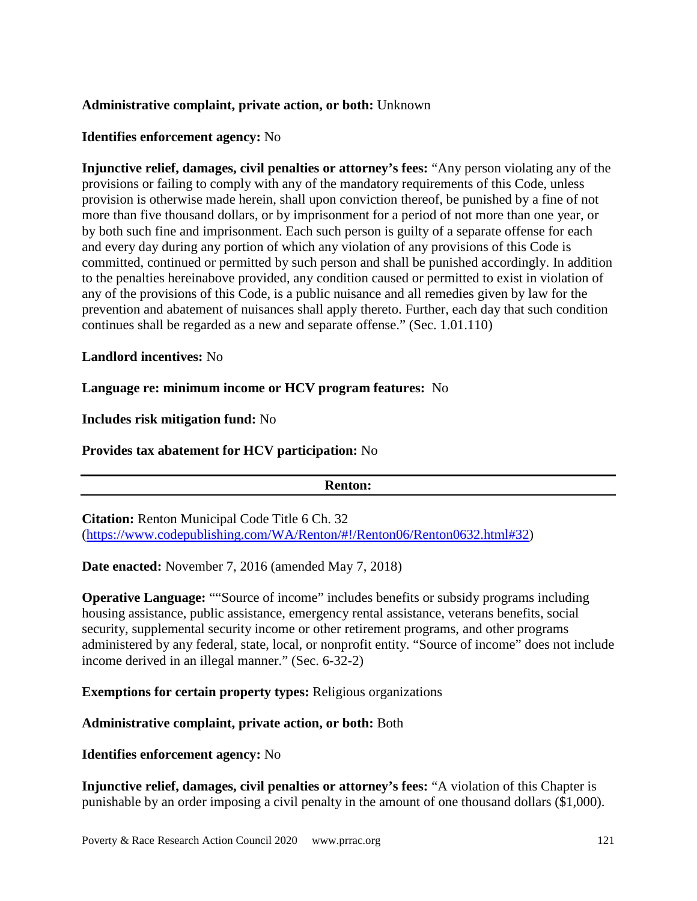**Administrative complaint, private action, or both:** Unknown

**Identifies enforcement agency:** No

**Injunctive relief, damages, civil penalties or attorney's fees:** "Any person violating any of the provisions or failing to comply with any of the mandatory requirements of this Code, unless provision is otherwise made herein, shall upon conviction thereof, be punished by a fine of not more than five thousand dollars, or by imprisonment for a period of not more than one year, or by both such fine and imprisonment. Each such person is guilty of a separate offense for each and every day during any portion of which any violation of any provisions of this Code is committed, continued or permitted by such person and shall be punished accordingly. In addition to the penalties hereinabove provided, any condition caused or permitted to exist in violation of any of the provisions of this Code, is a public nuisance and all remedies given by law for the prevention and abatement of nuisances shall apply thereto. Further, each day that such condition continues shall be regarded as a new and separate offense." (Sec. 1.01.110)

**Landlord incentives:** No

**Language re: minimum income or HCV program features:** No

**Includes risk mitigation fund:** No

**Provides tax abatement for HCV participation:** No

---

**Renton:**

---

**Citation:** Renton Municipal Code Title 6 Ch. 32 (https://www.codepublishing.com/WA/Renton/#!/Renton06/Renton0632.html#32)

**Date enacted:** November 7, 2016 (amended May 7, 2018)

**Operative Language:** ""Source of income" includes benefits or subsidy programs including housing assistance, public assistance, emergency rental assistance, veterans benefits, social security, supplemental security income or other retirement programs, and other programs administered by any federal, state, local, or nonprofit entity. "Source of income" does not include income derived in an illegal manner." (Sec. 6-32-2)

**Exemptions for certain property types:** Religious organizations

**Administrative complaint, private action, or both:** Both

**Identifies enforcement agency:** No

**Injunctive relief, damages, civil penalties or attorney's fees:** "A violation of this Chapter is punishable by an order imposing a civil penalty in the amount of one thousand dollars ($1,000).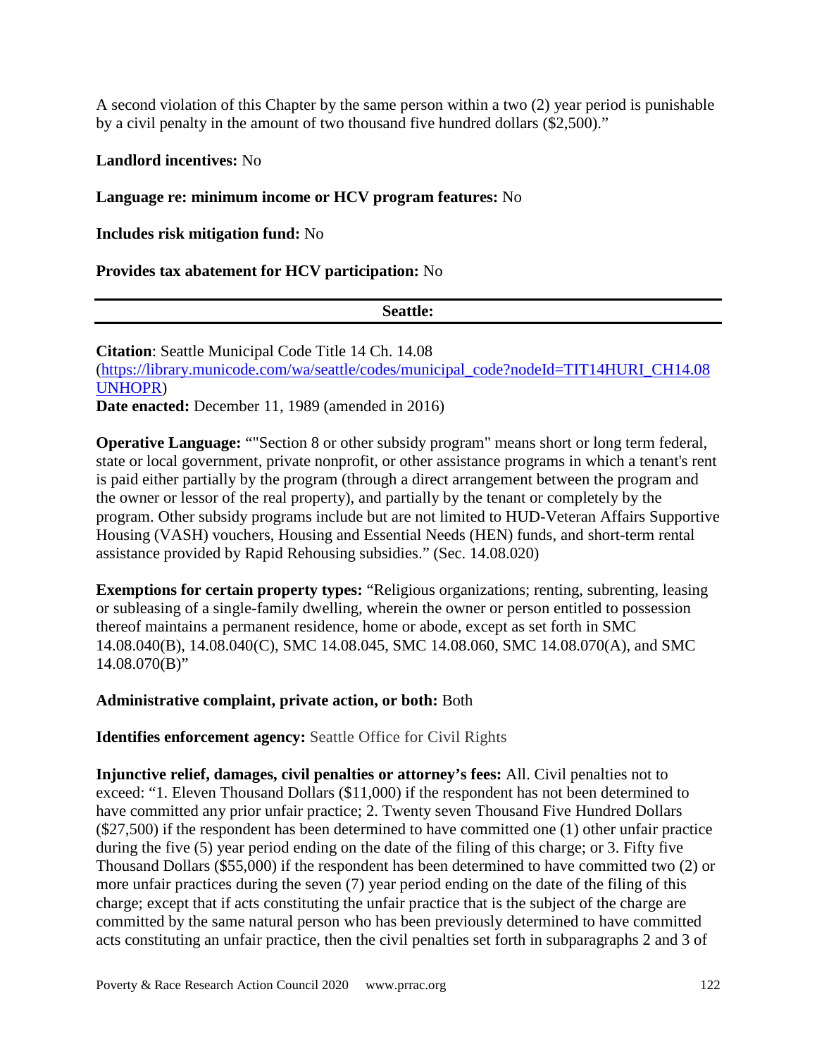A second violation of this Chapter by the same person within a two (2) year period is punishable by a civil penalty in the amount of two thousand five hundred dollars ($2,500)."

**Landlord incentives:** No

**Language re: minimum income or HCV program features:** No

**Includes risk mitigation fund:** No

**Provides tax abatement for HCV participation:** No

---

**Seattle:**

---

**Citation**: Seattle Municipal Code Title 14 Ch. 14.08 ([https://library.municode.com/wa/seattle/codes/municipal_code?nodeId=TIT14HURI_CH14.08UNHOPR](https://library.municode.com/wa/seattle/codes/municipal_code?nodeId=TIT14HURI_CH14.08UNHOPR))
**Date enacted:** December 11, 1989 (amended in 2016)

**Operative Language:** ""Section 8 or other subsidy program" means short or long term federal, state or local government, private nonprofit, or other assistance programs in which a tenant's rent is paid either partially by the program (through a direct arrangement between the program and the owner or lessor of the real property), and partially by the tenant or completely by the program. Other subsidy programs include but are not limited to HUD-Veteran Affairs Supportive Housing (VASH) vouchers, Housing and Essential Needs (HEN) funds, and short-term rental assistance provided by Rapid Rehousing subsidies." (Sec. 14.08.020)

**Exemptions for certain property types:** "Religious organizations; renting, subrenting, leasing or subleasing of a single-family dwelling, wherein the owner or person entitled to possession thereof maintains a permanent residence, home or abode, except as set forth in SMC 14.08.040(B), 14.08.040(C), SMC 14.08.045, SMC 14.08.060, SMC 14.08.070(A), and SMC 14.08.070(B)"

**Administrative complaint, private action, or both:** Both

**Identifies enforcement agency:** Seattle Office for Civil Rights

**Injunctive relief, damages, civil penalties or attorney's fees:** All. Civil penalties not to exceed: "1. Eleven Thousand Dollars ($11,000) if the respondent has not been determined to have committed any prior unfair practice; 2. Twenty seven Thousand Five Hundred Dollars ($27,500) if the respondent has been determined to have committed one (1) other unfair practice during the five (5) year period ending on the date of the filing of this charge; or 3. Fifty five Thousand Dollars ($55,000) if the respondent has been determined to have committed two (2) or more unfair practices during the seven (7) year period ending on the date of the filing of this charge; except that if acts constituting the unfair practice that is the subject of the charge are committed by the same natural person who has been previously determined to have committed acts constituting an unfair practice, then the civil penalties set forth in subparagraphs 2 and 3 of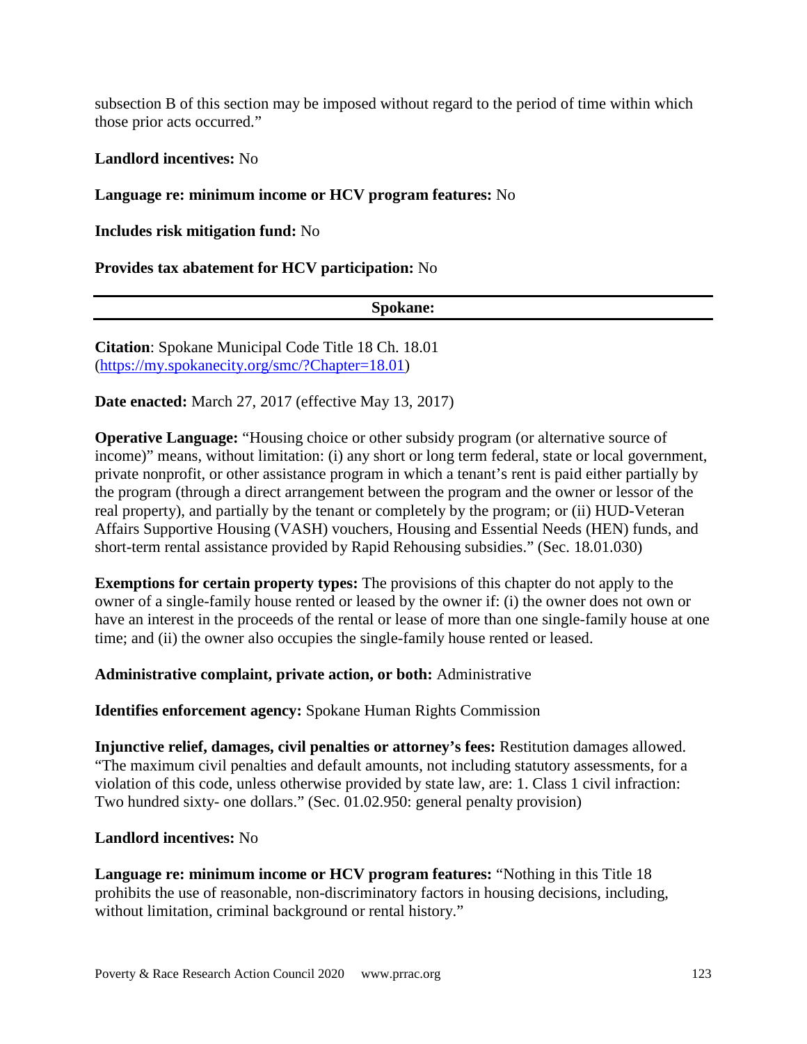subsection B of this section may be imposed without regard to the period of time within which those prior acts occurred."

**Landlord incentives:** No

**Language re: minimum income or HCV program features:** No

**Includes risk mitigation fund:** No

**Provides tax abatement for HCV participation:** No

---

## Spokane:

---

**Citation**: Spokane Municipal Code Title 18 Ch. 18.01 (https://my.spokanecity.org/smc/?Chapter=18.01)

**Date enacted:** March 27, 2017 (effective May 13, 2017)

**Operative Language:** "Housing choice or other subsidy program (or alternative source of income)" means, without limitation: (i) any short or long term federal, state or local government, private nonprofit, or other assistance program in which a tenant's rent is paid either partially by the program (through a direct arrangement between the program and the owner or lessor of the real property), and partially by the tenant or completely by the program; or (ii) HUD-Veteran Affairs Supportive Housing (VASH) vouchers, Housing and Essential Needs (HEN) funds, and short-term rental assistance provided by Rapid Rehousing subsidies." (Sec. 18.01.030)

**Exemptions for certain property types:** The provisions of this chapter do not apply to the owner of a single-family house rented or leased by the owner if: (i) the owner does not own or have an interest in the proceeds of the rental or lease of more than one single-family house at one time; and (ii) the owner also occupies the single-family house rented or leased.

**Administrative complaint, private action, or both:** Administrative

**Identifies enforcement agency:** Spokane Human Rights Commission

**Injunctive relief, damages, civil penalties or attorney's fees:** Restitution damages allowed. "The maximum civil penalties and default amounts, not including statutory assessments, for a violation of this code, unless otherwise provided by state law, are: 1. Class 1 civil infraction: Two hundred sixty- one dollars." (Sec. 01.02.950: general penalty provision)

**Landlord incentives:** No

**Language re: minimum income or HCV program features:** "Nothing in this Title 18 prohibits the use of reasonable, non-discriminatory factors in housing decisions, including, without limitation, criminal background or rental history."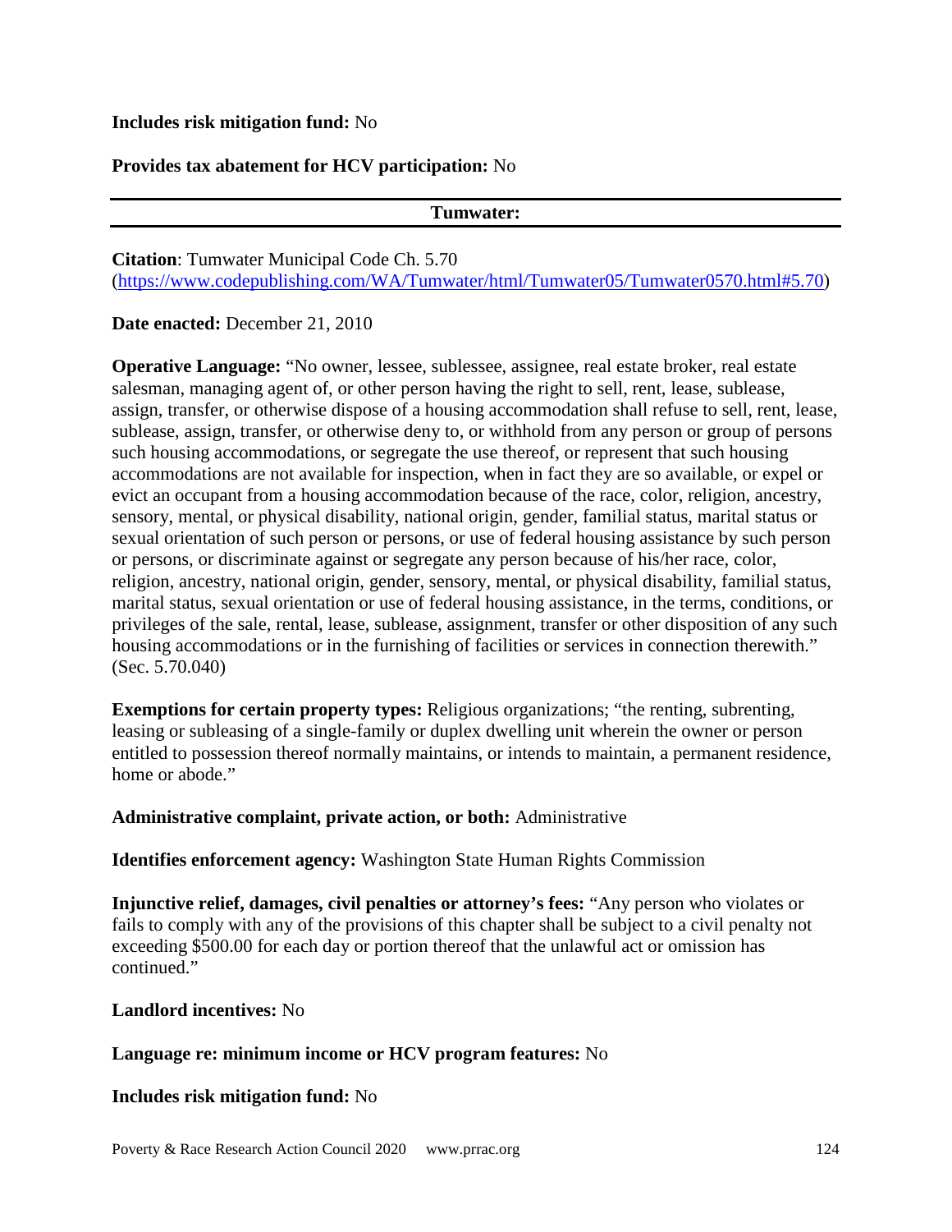**Includes risk mitigation fund:** No

**Provides tax abatement for HCV participation:** No

---

### Tumwater:

---

**Citation**: Tumwater Municipal Code Ch. 5.70 (https://www.codepublishing.com/WA/Tumwater/html/Tumwater05/Tumwater0570.html#5.70)

**Date enacted:** December 21, 2010

**Operative Language:** "No owner, lessee, sublessee, assignee, real estate broker, real estate salesman, managing agent of, or other person having the right to sell, rent, lease, sublease, assign, transfer, or otherwise dispose of a housing accommodation shall refuse to sell, rent, lease, sublease, assign, transfer, or otherwise deny to, or withhold from any person or group of persons such housing accommodations, or segregate the use thereof, or represent that such housing accommodations are not available for inspection, when in fact they are so available, or expel or evict an occupant from a housing accommodation because of the race, color, religion, ancestry, sensory, mental, or physical disability, national origin, gender, familial status, marital status or sexual orientation of such person or persons, or use of federal housing assistance by such person or persons, or discriminate against or segregate any person because of his/her race, color, religion, ancestry, national origin, gender, sensory, mental, or physical disability, familial status, marital status, sexual orientation or use of federal housing assistance, in the terms, conditions, or privileges of the sale, rental, lease, sublease, assignment, transfer or other disposition of any such housing accommodations or in the furnishing of facilities or services in connection therewith." (Sec. 5.70.040)

**Exemptions for certain property types:** Religious organizations; "the renting, subrenting, leasing or subleasing of a single-family or duplex dwelling unit wherein the owner or person entitled to possession thereof normally maintains, or intends to maintain, a permanent residence, home or abode."

**Administrative complaint, private action, or both:** Administrative

**Identifies enforcement agency:** Washington State Human Rights Commission

**Injunctive relief, damages, civil penalties or attorney's fees:** "Any person who violates or fails to comply with any of the provisions of this chapter shall be subject to a civil penalty not exceeding $500.00 for each day or portion thereof that the unlawful act or omission has continued."

**Landlord incentives:** No

**Language re: minimum income or HCV program features:** No

**Includes risk mitigation fund:** No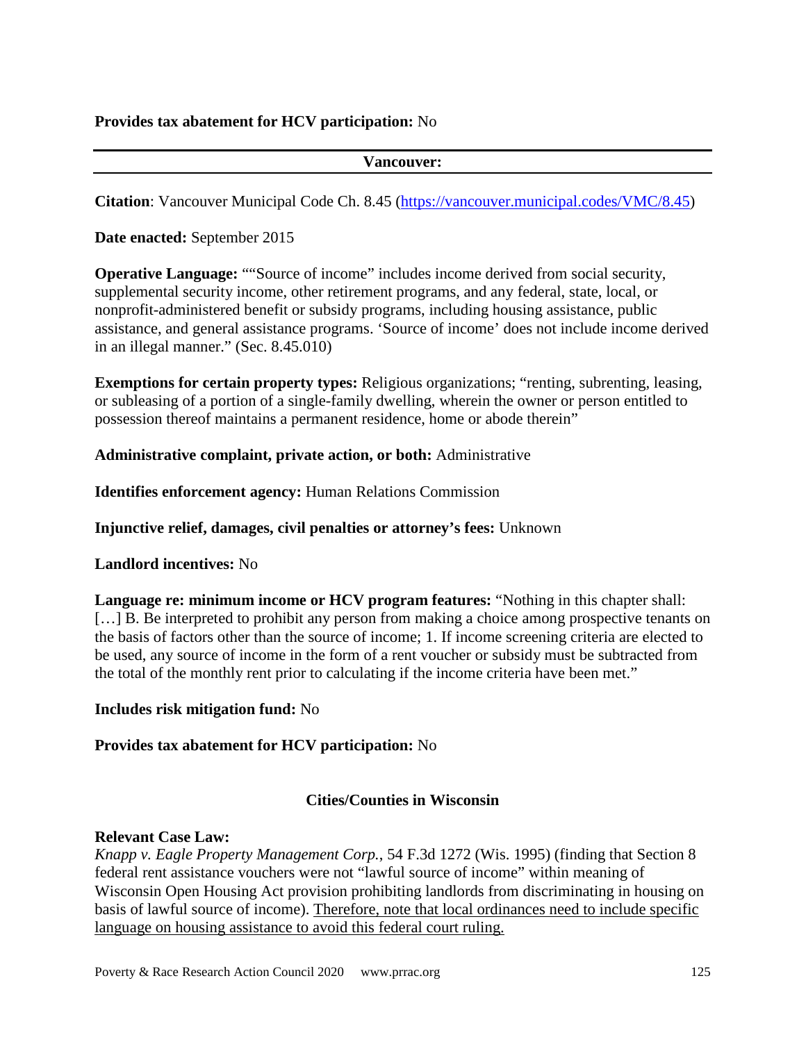**Provides tax abatement for HCV participation:** No

---

**Vancouver:**

---

**Citation**: Vancouver Municipal Code Ch. 8.45 (https://vancouver.municipal.codes/VMC/8.45)

**Date enacted:** September 2015

**Operative Language:** ""Source of income" includes income derived from social security, supplemental security income, other retirement programs, and any federal, state, local, or nonprofit-administered benefit or subsidy programs, including housing assistance, public assistance, and general assistance programs. 'Source of income' does not include income derived in an illegal manner." (Sec. 8.45.010)

**Exemptions for certain property types:** Religious organizations; "renting, subrenting, leasing, or subleasing of a portion of a single-family dwelling, wherein the owner or person entitled to possession thereof maintains a permanent residence, home or abode therein"

**Administrative complaint, private action, or both:** Administrative

**Identifies enforcement agency:** Human Relations Commission

**Injunctive relief, damages, civil penalties or attorney's fees:** Unknown

**Landlord incentives:** No

**Language re: minimum income or HCV program features:** "Nothing in this chapter shall: […] B. Be interpreted to prohibit any person from making a choice among prospective tenants on the basis of factors other than the source of income; 1. If income screening criteria are elected to be used, any source of income in the form of a rent voucher or subsidy must be subtracted from the total of the monthly rent prior to calculating if the income criteria have been met."

**Includes risk mitigation fund:** No

**Provides tax abatement for HCV participation:** No

## Cities/Counties in Wisconsin

**Relevant Case Law:**
*Knapp v. Eagle Property Management Corp.*, 54 F.3d 1272 (Wis. 1995) (finding that Section 8 federal rent assistance vouchers were not "lawful source of income" within meaning of Wisconsin Open Housing Act provision prohibiting landlords from discriminating in housing on basis of lawful source of income). Therefore, note that local ordinances need to include specific language on housing assistance to avoid this federal court ruling.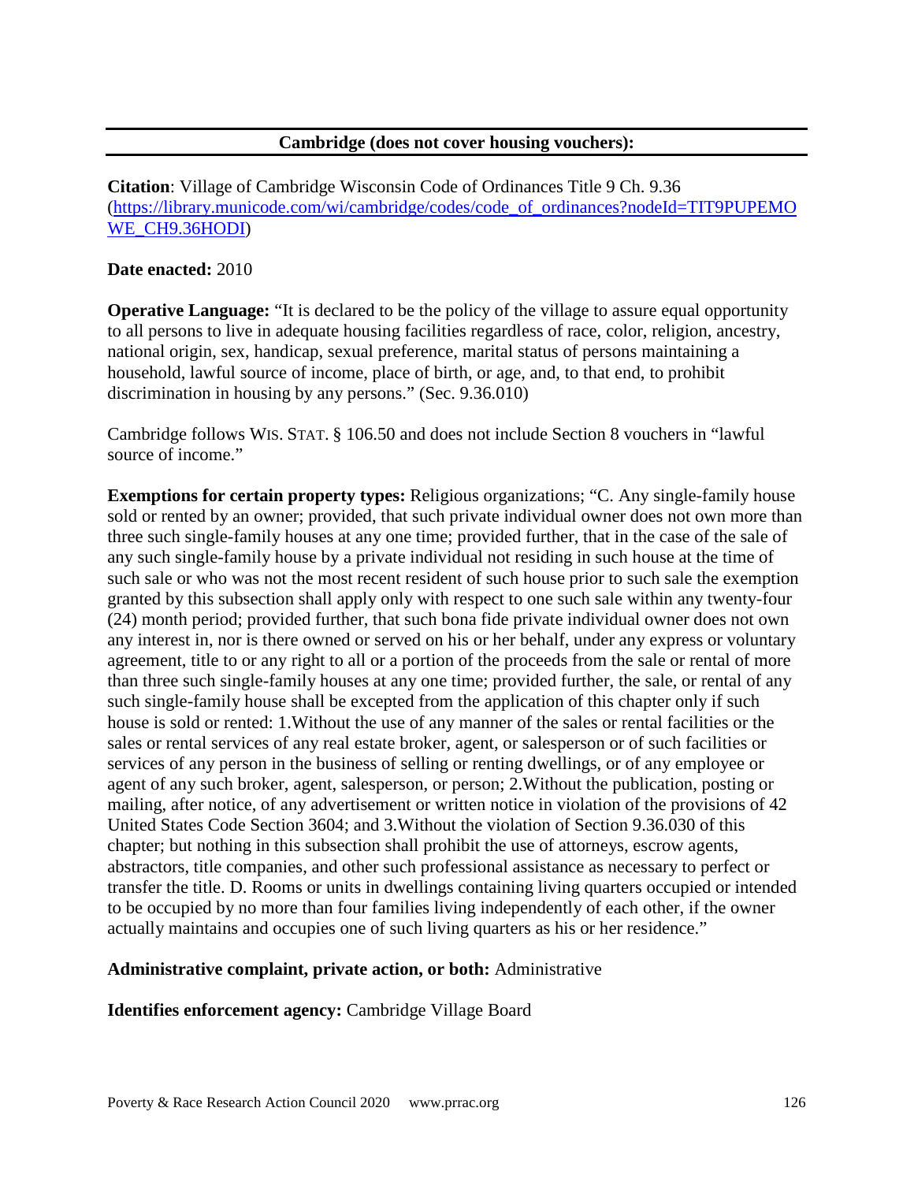## Cambridge (does not cover housing vouchers):

**Citation**: Village of Cambridge Wisconsin Code of Ordinances Title 9 Ch. 9.36 (https://library.municode.com/wi/cambridge/codes/code_of_ordinances?nodeId=TIT9PUPEMOWE_CH9.36HODI)

**Date enacted:** 2010

**Operative Language:** "It is declared to be the policy of the village to assure equal opportunity to all persons to live in adequate housing facilities regardless of race, color, religion, ancestry, national origin, sex, handicap, sexual preference, marital status of persons maintaining a household, lawful source of income, place of birth, or age, and, to that end, to prohibit discrimination in housing by any persons." (Sec. 9.36.010)

Cambridge follows WIS. STAT. § 106.50 and does not include Section 8 vouchers in "lawful source of income."

**Exemptions for certain property types:** Religious organizations; "C. Any single-family house sold or rented by an owner; provided, that such private individual owner does not own more than three such single-family houses at any one time; provided further, that in the case of the sale of any such single-family house by a private individual not residing in such house at the time of such sale or who was not the most recent resident of such house prior to such sale the exemption granted by this subsection shall apply only with respect to one such sale within any twenty-four (24) month period; provided further, that such bona fide private individual owner does not own any interest in, nor is there owned or served on his or her behalf, under any express or voluntary agreement, title to or any right to all or a portion of the proceeds from the sale or rental of more than three such single-family houses at any one time; provided further, the sale, or rental of any such single-family house shall be excepted from the application of this chapter only if such house is sold or rented: 1.Without the use of any manner of the sales or rental facilities or the sales or rental services of any real estate broker, agent, or salesperson or of such facilities or services of any person in the business of selling or renting dwellings, or of any employee or agent of any such broker, agent, salesperson, or person; 2.Without the publication, posting or mailing, after notice, of any advertisement or written notice in violation of the provisions of 42 United States Code Section 3604; and 3.Without the violation of Section 9.36.030 of this chapter; but nothing in this subsection shall prohibit the use of attorneys, escrow agents, abstractors, title companies, and other such professional assistance as necessary to perfect or transfer the title. D. Rooms or units in dwellings containing living quarters occupied or intended to be occupied by no more than four families living independently of each other, if the owner actually maintains and occupies one of such living quarters as his or her residence."

**Administrative complaint, private action, or both:** Administrative

**Identifies enforcement agency:** Cambridge Village Board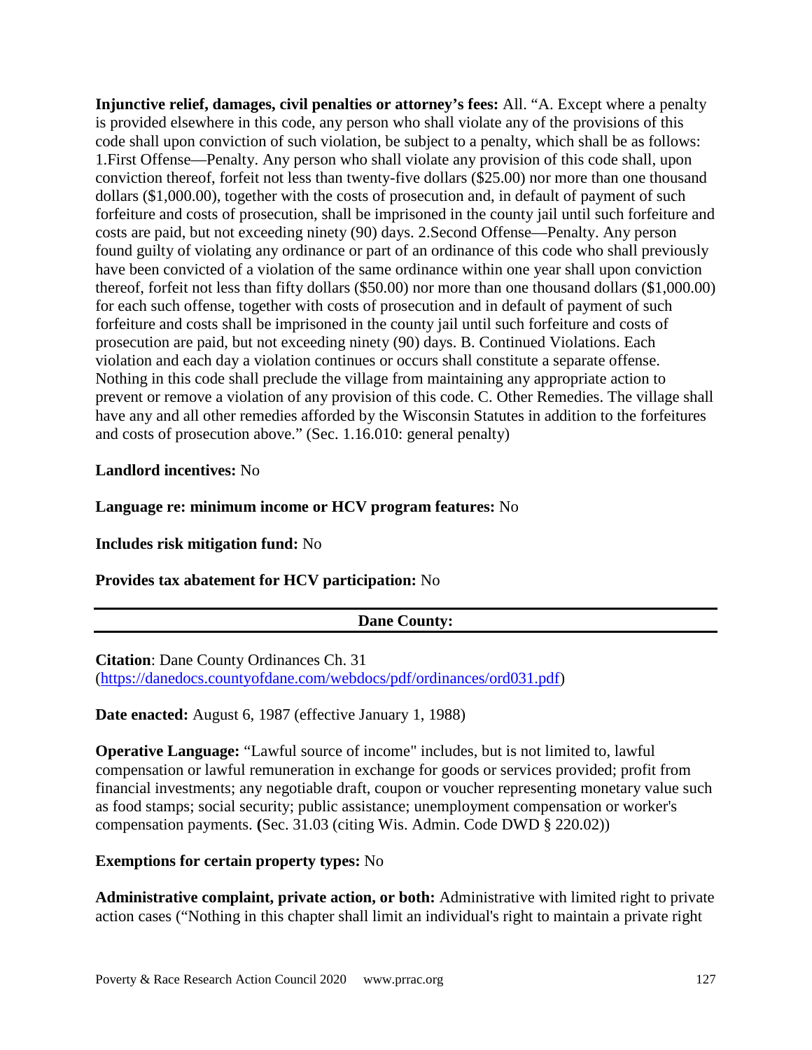**Injunctive relief, damages, civil penalties or attorney's fees:** All. "A. Except where a penalty is provided elsewhere in this code, any person who shall violate any of the provisions of this code shall upon conviction of such violation, be subject to a penalty, which shall be as follows: 1.First Offense—Penalty. Any person who shall violate any provision of this code shall, upon conviction thereof, forfeit not less than twenty-five dollars ($25.00) nor more than one thousand dollars ($1,000.00), together with the costs of prosecution and, in default of payment of such forfeiture and costs of prosecution, shall be imprisoned in the county jail until such forfeiture and costs are paid, but not exceeding ninety (90) days. 2.Second Offense—Penalty. Any person found guilty of violating any ordinance or part of an ordinance of this code who shall previously have been convicted of a violation of the same ordinance within one year shall upon conviction thereof, forfeit not less than fifty dollars ($50.00) nor more than one thousand dollars ($1,000.00) for each such offense, together with costs of prosecution and in default of payment of such forfeiture and costs shall be imprisoned in the county jail until such forfeiture and costs of prosecution are paid, but not exceeding ninety (90) days. B. Continued Violations. Each violation and each day a violation continues or occurs shall constitute a separate offense. Nothing in this code shall preclude the village from maintaining any appropriate action to prevent or remove a violation of any provision of this code. C. Other Remedies. The village shall have any and all other remedies afforded by the Wisconsin Statutes in addition to the forfeitures and costs of prosecution above." (Sec. 1.16.010: general penalty)

**Landlord incentives:** No

**Language re: minimum income or HCV program features:** No

**Includes risk mitigation fund:** No

**Provides tax abatement for HCV participation:** No

---

**Dane County:**

---

**Citation**: Dane County Ordinances Ch. 31 (https://danedocs.countyofdane.com/webdocs/pdf/ordinances/ord031.pdf)

**Date enacted:** August 6, 1987 (effective January 1, 1988)

**Operative Language:** "Lawful source of income" includes, but is not limited to, lawful compensation or lawful remuneration in exchange for goods or services provided; profit from financial investments; any negotiable draft, coupon or voucher representing monetary value such as food stamps; social security; public assistance; unemployment compensation or worker's compensation payments. **(**Sec. 31.03 (citing Wis. Admin. Code DWD § 220.02))

**Exemptions for certain property types:** No

**Administrative complaint, private action, or both:** Administrative with limited right to private action cases ("Nothing in this chapter shall limit an individual's right to maintain a private right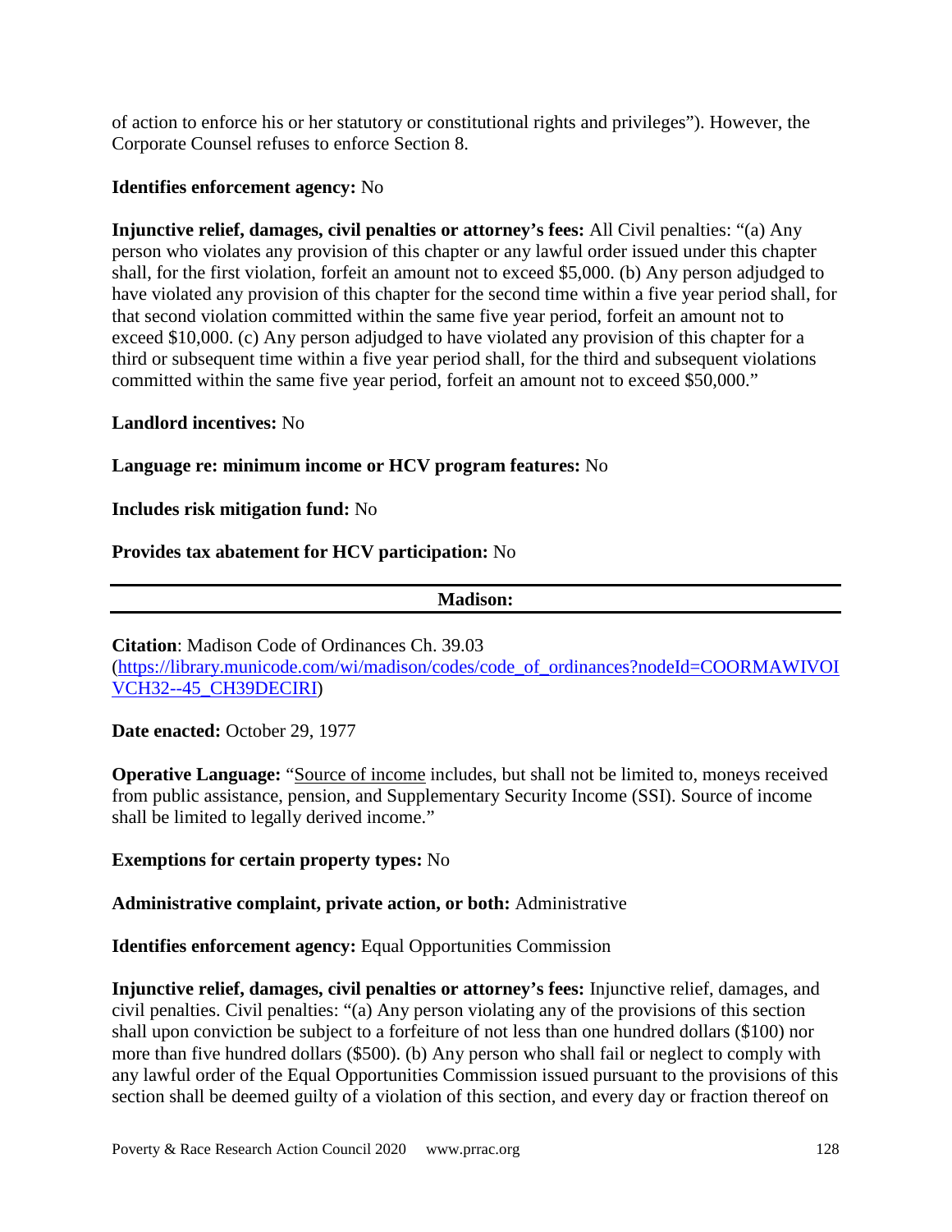of action to enforce his or her statutory or constitutional rights and privileges"). However, the Corporate Counsel refuses to enforce Section 8.

**Identifies enforcement agency:** No

**Injunctive relief, damages, civil penalties or attorney's fees:** All Civil penalties: "(a) Any person who violates any provision of this chapter or any lawful order issued under this chapter shall, for the first violation, forfeit an amount not to exceed $5,000. (b) Any person adjudged to have violated any provision of this chapter for the second time within a five year period shall, for that second violation committed within the same five year period, forfeit an amount not to exceed $10,000. (c) Any person adjudged to have violated any provision of this chapter for a third or subsequent time within a five year period shall, for the third and subsequent violations committed within the same five year period, forfeit an amount not to exceed $50,000."

**Landlord incentives:** No

**Language re: minimum income or HCV program features:** No

**Includes risk mitigation fund:** No

**Provides tax abatement for HCV participation:** No

## Madison:

**Citation**: Madison Code of Ordinances Ch. 39.03 (https://library.municode.com/wi/madison/codes/code_of_ordinances?nodeId=COORMAWIVOIVCH32--45_CH39DECIRI)

**Date enacted:** October 29, 1977

**Operative Language:** "Source of income includes, but shall not be limited to, moneys received from public assistance, pension, and Supplementary Security Income (SSI). Source of income shall be limited to legally derived income."

**Exemptions for certain property types:** No

**Administrative complaint, private action, or both:** Administrative

**Identifies enforcement agency:** Equal Opportunities Commission

**Injunctive relief, damages, civil penalties or attorney's fees:** Injunctive relief, damages, and civil penalties. Civil penalties: "(a) Any person violating any of the provisions of this section shall upon conviction be subject to a forfeiture of not less than one hundred dollars ($100) nor more than five hundred dollars ($500). (b) Any person who shall fail or neglect to comply with any lawful order of the Equal Opportunities Commission issued pursuant to the provisions of this section shall be deemed guilty of a violation of this section, and every day or fraction thereof on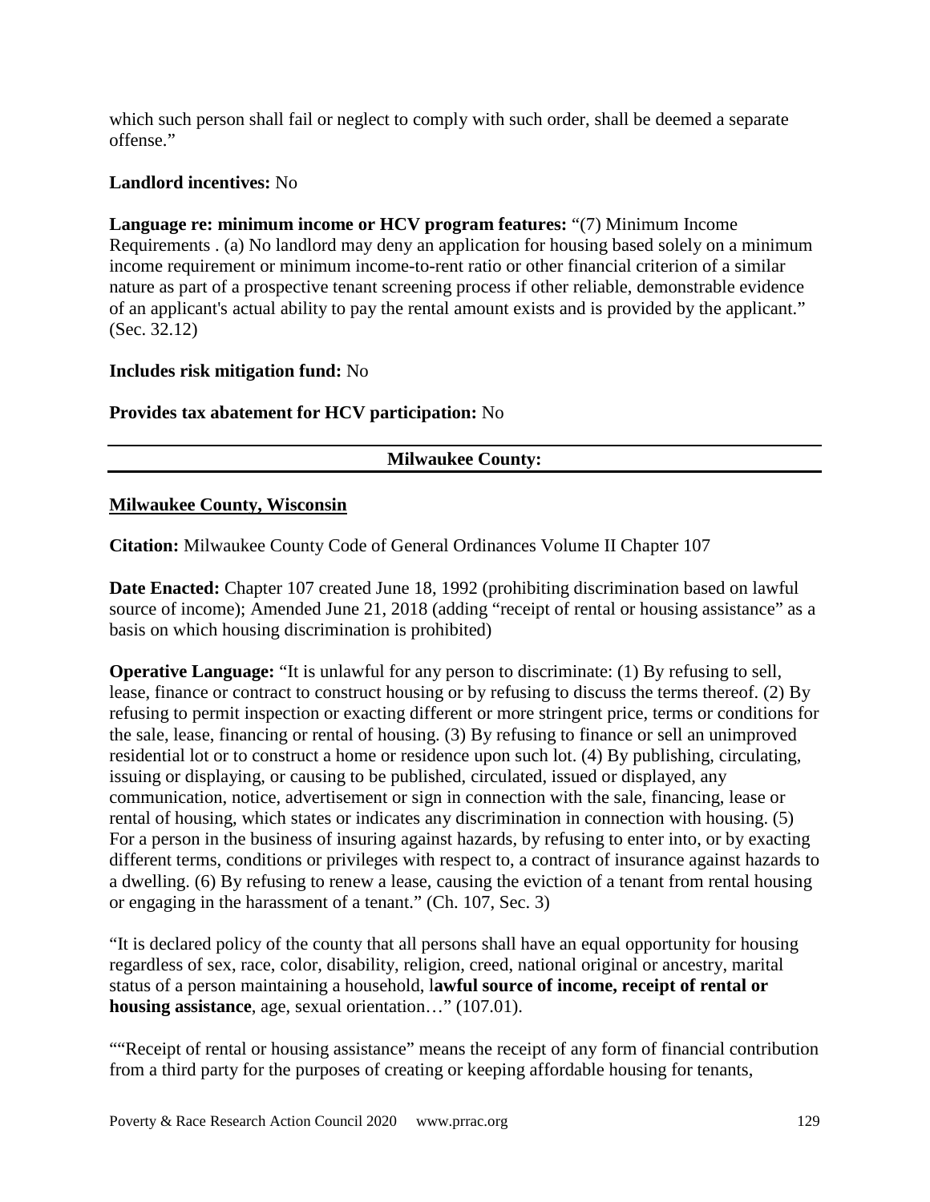which such person shall fail or neglect to comply with such order, shall be deemed a separate offense."

**Landlord incentives:** No

**Language re: minimum income or HCV program features:** "(7) Minimum Income Requirements . (a) No landlord may deny an application for housing based solely on a minimum income requirement or minimum income-to-rent ratio or other financial criterion of a similar nature as part of a prospective tenant screening process if other reliable, demonstrable evidence of an applicant's actual ability to pay the rental amount exists and is provided by the applicant." (Sec. 32.12)

**Includes risk mitigation fund:** No

**Provides tax abatement for HCV participation:** No

---

**Milwaukee County:**

---

**Milwaukee County, Wisconsin**

**Citation:** Milwaukee County Code of General Ordinances Volume II Chapter 107

**Date Enacted:** Chapter 107 created June 18, 1992 (prohibiting discrimination based on lawful source of income); Amended June 21, 2018 (adding "receipt of rental or housing assistance" as a basis on which housing discrimination is prohibited)

**Operative Language:** "It is unlawful for any person to discriminate: (1) By refusing to sell, lease, finance or contract to construct housing or by refusing to discuss the terms thereof. (2) By refusing to permit inspection or exacting different or more stringent price, terms or conditions for the sale, lease, financing or rental of housing. (3) By refusing to finance or sell an unimproved residential lot or to construct a home or residence upon such lot. (4) By publishing, circulating, issuing or displaying, or causing to be published, circulated, issued or displayed, any communication, notice, advertisement or sign in connection with the sale, financing, lease or rental of housing, which states or indicates any discrimination in connection with housing. (5) For a person in the business of insuring against hazards, by refusing to enter into, or by exacting different terms, conditions or privileges with respect to, a contract of insurance against hazards to a dwelling. (6) By refusing to renew a lease, causing the eviction of a tenant from rental housing or engaging in the harassment of a tenant." (Ch. 107, Sec. 3)

"It is declared policy of the county that all persons shall have an equal opportunity for housing regardless of sex, race, color, disability, religion, creed, national original or ancestry, marital status of a person maintaining a household, l**awful source of income, receipt of rental or housing assistance**, age, sexual orientation…" (107.01).

""Receipt of rental or housing assistance" means the receipt of any form of financial contribution from a third party for the purposes of creating or keeping affordable housing for tenants,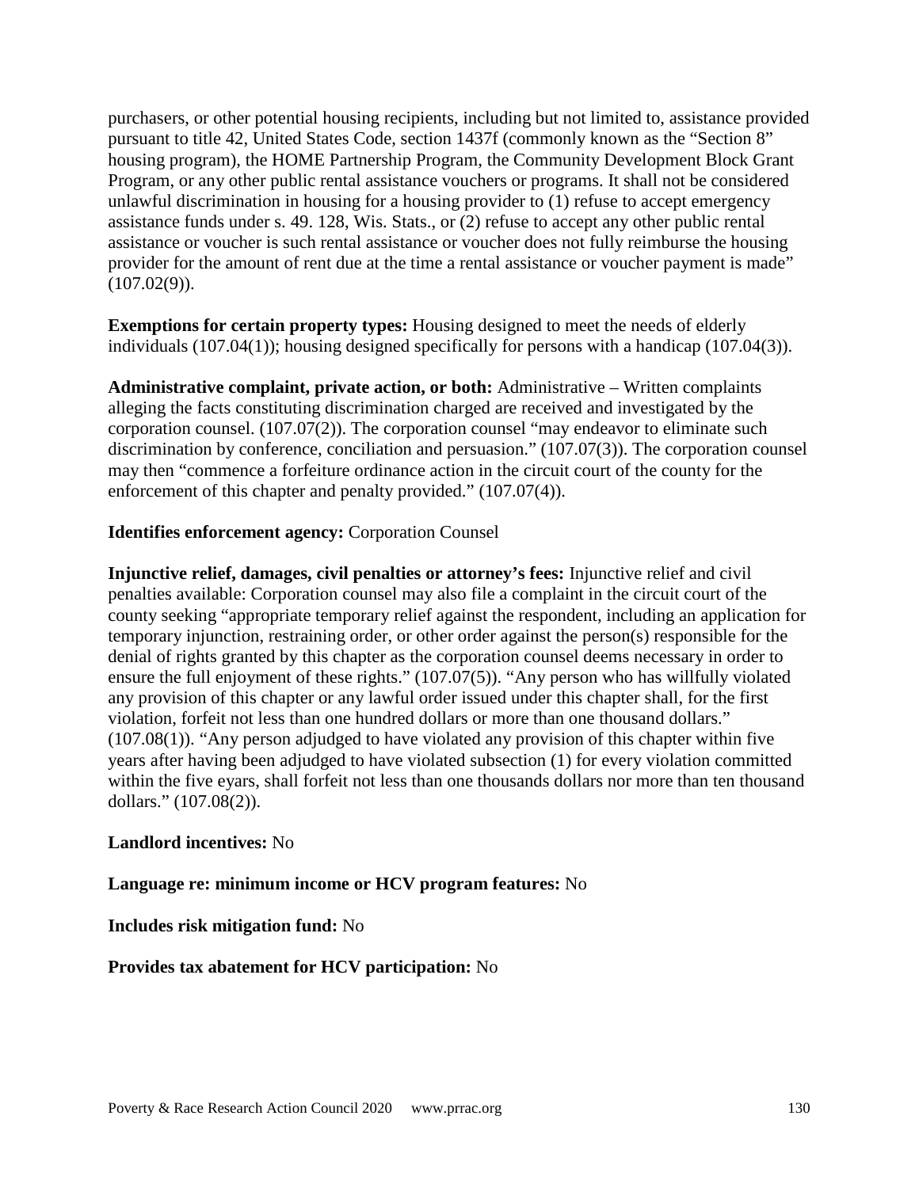purchasers, or other potential housing recipients, including but not limited to, assistance provided pursuant to title 42, United States Code, section 1437f (commonly known as the "Section 8" housing program), the HOME Partnership Program, the Community Development Block Grant Program, or any other public rental assistance vouchers or programs. It shall not be considered unlawful discrimination in housing for a housing provider to (1) refuse to accept emergency assistance funds under s. 49. 128, Wis. Stats., or (2) refuse to accept any other public rental assistance or voucher is such rental assistance or voucher does not fully reimburse the housing provider for the amount of rent due at the time a rental assistance or voucher payment is made" (107.02(9)).

**Exemptions for certain property types:** Housing designed to meet the needs of elderly individuals (107.04(1)); housing designed specifically for persons with a handicap (107.04(3)).

**Administrative complaint, private action, or both:** Administrative – Written complaints alleging the facts constituting discrimination charged are received and investigated by the corporation counsel. (107.07(2)). The corporation counsel "may endeavor to eliminate such discrimination by conference, conciliation and persuasion." (107.07(3)). The corporation counsel may then "commence a forfeiture ordinance action in the circuit court of the county for the enforcement of this chapter and penalty provided." (107.07(4)).

**Identifies enforcement agency:** Corporation Counsel

**Injunctive relief, damages, civil penalties or attorney's fees:** Injunctive relief and civil penalties available: Corporation counsel may also file a complaint in the circuit court of the county seeking "appropriate temporary relief against the respondent, including an application for temporary injunction, restraining order, or other order against the person(s) responsible for the denial of rights granted by this chapter as the corporation counsel deems necessary in order to ensure the full enjoyment of these rights." (107.07(5)). "Any person who has willfully violated any provision of this chapter or any lawful order issued under this chapter shall, for the first violation, forfeit not less than one hundred dollars or more than one thousand dollars." (107.08(1)). "Any person adjudged to have violated any provision of this chapter within five years after having been adjudged to have violated subsection (1) for every violation committed within the five eyars, shall forfeit not less than one thousands dollars nor more than ten thousand dollars." (107.08(2)).

**Landlord incentives:** No

**Language re: minimum income or HCV program features:** No

**Includes risk mitigation fund:** No

**Provides tax abatement for HCV participation:** No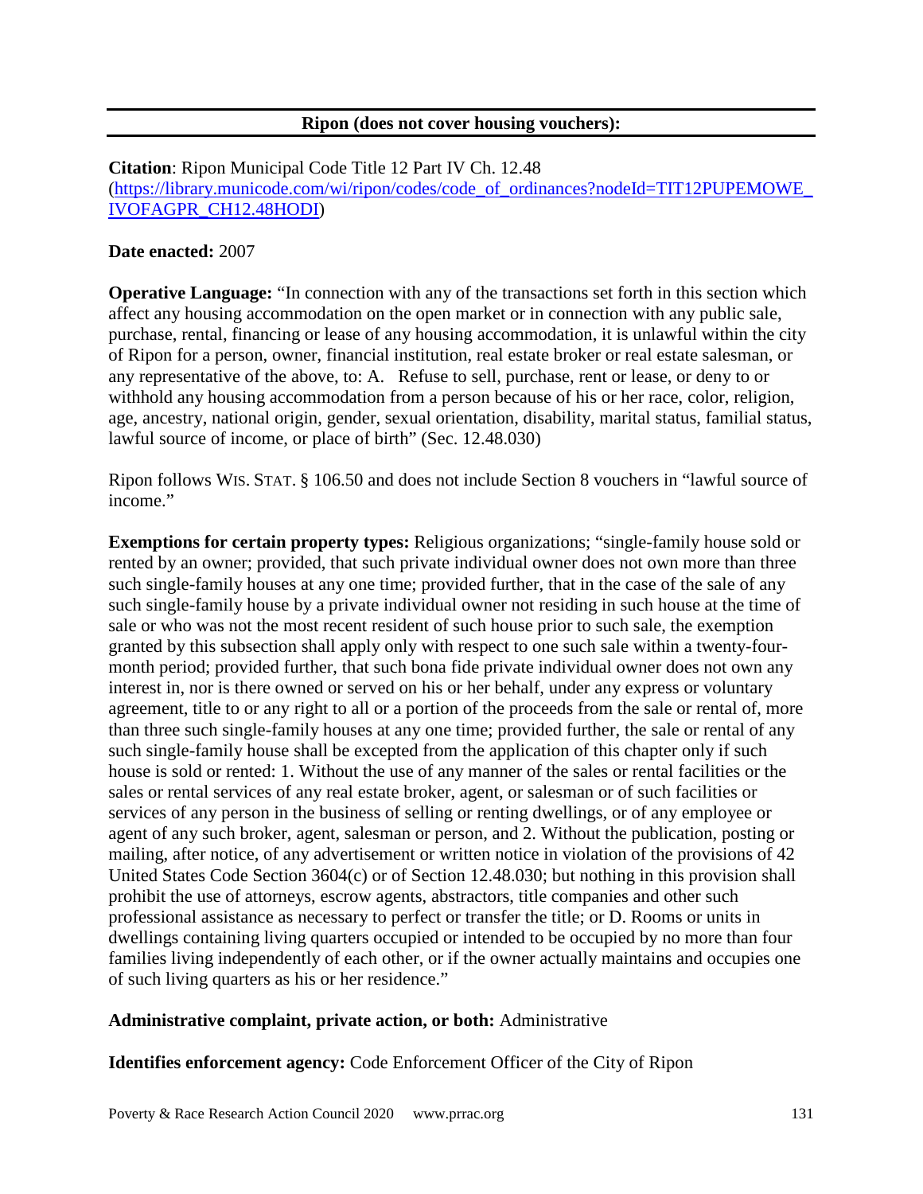## Ripon (does not cover housing vouchers):

**Citation**: Ripon Municipal Code Title 12 Part IV Ch. 12.48 (https://library.municode.com/wi/ripon/codes/code_of_ordinances?nodeId=TIT12PUPEMOWE_IVOFAGPR_CH12.48HODI)

**Date enacted:** 2007

**Operative Language:** "In connection with any of the transactions set forth in this section which affect any housing accommodation on the open market or in connection with any public sale, purchase, rental, financing or lease of any housing accommodation, it is unlawful within the city of Ripon for a person, owner, financial institution, real estate broker or real estate salesman, or any representative of the above, to: A. Refuse to sell, purchase, rent or lease, or deny to or withhold any housing accommodation from a person because of his or her race, color, religion, age, ancestry, national origin, gender, sexual orientation, disability, marital status, familial status, lawful source of income, or place of birth" (Sec. 12.48.030)

Ripon follows WIS. STAT. § 106.50 and does not include Section 8 vouchers in "lawful source of income."

**Exemptions for certain property types:** Religious organizations; "single-family house sold or rented by an owner; provided, that such private individual owner does not own more than three such single-family houses at any one time; provided further, that in the case of the sale of any such single-family house by a private individual owner not residing in such house at the time of sale or who was not the most recent resident of such house prior to such sale, the exemption granted by this subsection shall apply only with respect to one such sale within a twenty-four-month period; provided further, that such bona fide private individual owner does not own any interest in, nor is there owned or served on his or her behalf, under any express or voluntary agreement, title to or any right to all or a portion of the proceeds from the sale or rental of, more than three such single-family houses at any one time; provided further, the sale or rental of any such single-family house shall be excepted from the application of this chapter only if such house is sold or rented: 1. Without the use of any manner of the sales or rental facilities or the sales or rental services of any real estate broker, agent, or salesman or of such facilities or services of any person in the business of selling or renting dwellings, or of any employee or agent of any such broker, agent, salesman or person, and 2. Without the publication, posting or mailing, after notice, of any advertisement or written notice in violation of the provisions of 42 United States Code Section 3604(c) or of Section 12.48.030; but nothing in this provision shall prohibit the use of attorneys, escrow agents, abstractors, title companies and other such professional assistance as necessary to perfect or transfer the title; or D. Rooms or units in dwellings containing living quarters occupied or intended to be occupied by no more than four families living independently of each other, or if the owner actually maintains and occupies one of such living quarters as his or her residence."

**Administrative complaint, private action, or both:** Administrative

**Identifies enforcement agency:** Code Enforcement Officer of the City of Ripon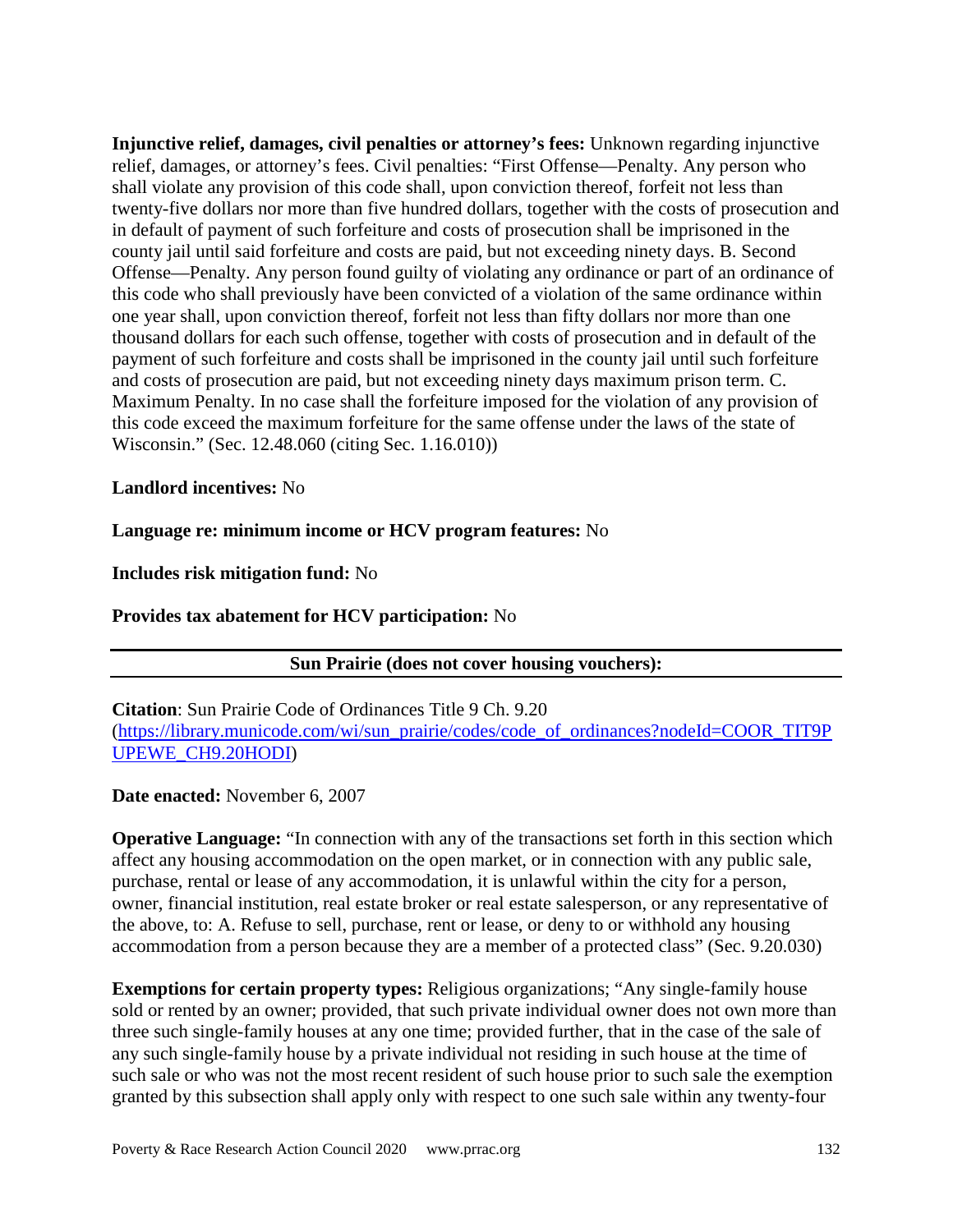**Injunctive relief, damages, civil penalties or attorney's fees:** Unknown regarding injunctive relief, damages, or attorney's fees. Civil penalties: "First Offense—Penalty. Any person who shall violate any provision of this code shall, upon conviction thereof, forfeit not less than twenty-five dollars nor more than five hundred dollars, together with the costs of prosecution and in default of payment of such forfeiture and costs of prosecution shall be imprisoned in the county jail until said forfeiture and costs are paid, but not exceeding ninety days. B. Second Offense—Penalty. Any person found guilty of violating any ordinance or part of an ordinance of this code who shall previously have been convicted of a violation of the same ordinance within one year shall, upon conviction thereof, forfeit not less than fifty dollars nor more than one thousand dollars for each such offense, together with costs of prosecution and in default of the payment of such forfeiture and costs shall be imprisoned in the county jail until such forfeiture and costs of prosecution are paid, but not exceeding ninety days maximum prison term. C. Maximum Penalty. In no case shall the forfeiture imposed for the violation of any provision of this code exceed the maximum forfeiture for the same offense under the laws of the state of Wisconsin." (Sec. 12.48.060 (citing Sec. 1.16.010))

**Landlord incentives:** No

**Language re: minimum income or HCV program features:** No

**Includes risk mitigation fund:** No

**Provides tax abatement for HCV participation:** No

---

**Sun Prairie (does not cover housing vouchers):**

---

**Citation**: Sun Prairie Code of Ordinances Title 9 Ch. 9.20 ([https://library.municode.com/wi/sun_prairie/codes/code_of_ordinances?nodeId=COOR_TIT9PUPEWE_CH9.20HODI](https://library.municode.com/wi/sun_prairie/codes/code_of_ordinances?nodeId=COOR_TIT9PUPEWE_CH9.20HODI))

**Date enacted:** November 6, 2007

**Operative Language:** "In connection with any of the transactions set forth in this section which affect any housing accommodation on the open market, or in connection with any public sale, purchase, rental or lease of any accommodation, it is unlawful within the city for a person, owner, financial institution, real estate broker or real estate salesperson, or any representative of the above, to: A. Refuse to sell, purchase, rent or lease, or deny to or withhold any housing accommodation from a person because they are a member of a protected class" (Sec. 9.20.030)

**Exemptions for certain property types:** Religious organizations; "Any single-family house sold or rented by an owner; provided, that such private individual owner does not own more than three such single-family houses at any one time; provided further, that in the case of the sale of any such single-family house by a private individual not residing in such house at the time of such sale or who was not the most recent resident of such house prior to such sale the exemption granted by this subsection shall apply only with respect to one such sale within any twenty-four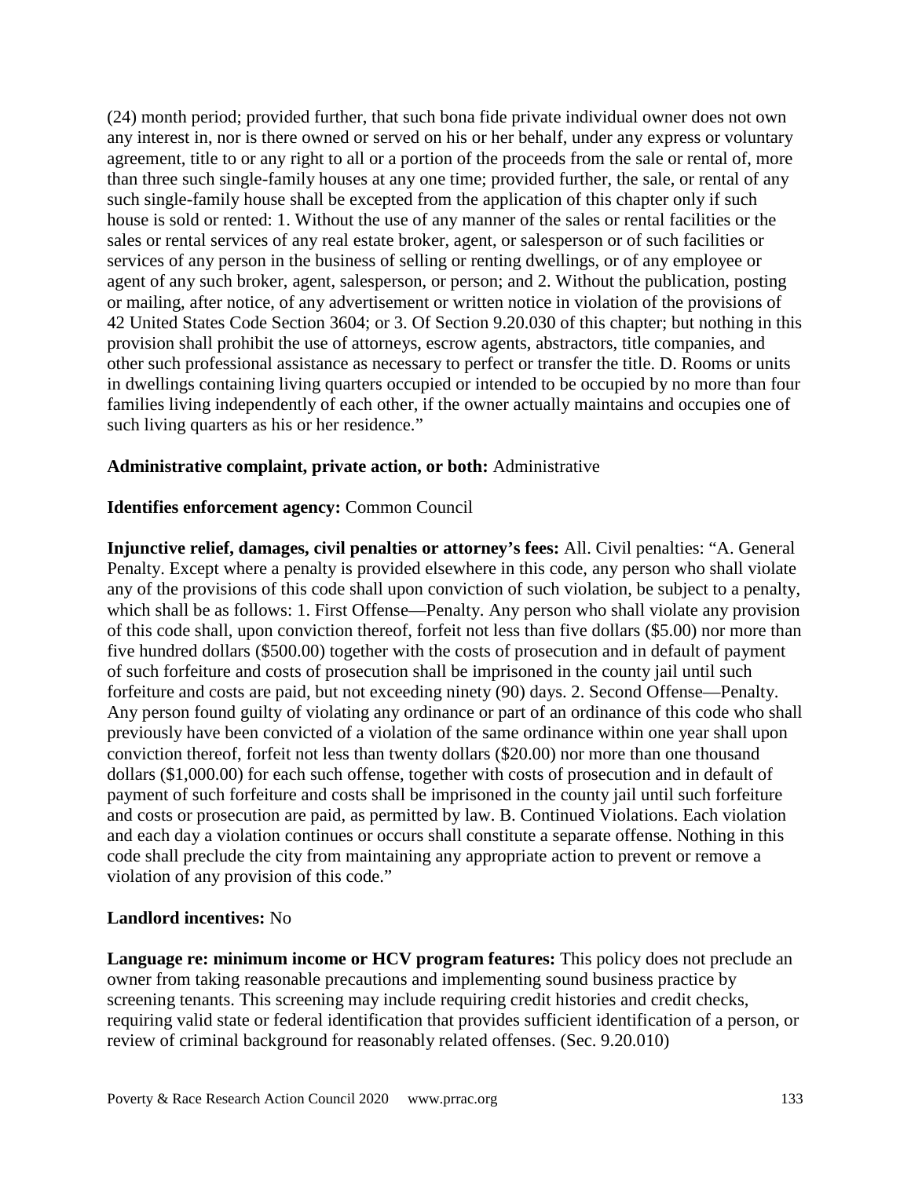(24) month period; provided further, that such bona fide private individual owner does not own any interest in, nor is there owned or served on his or her behalf, under any express or voluntary agreement, title to or any right to all or a portion of the proceeds from the sale or rental of, more than three such single-family houses at any one time; provided further, the sale, or rental of any such single-family house shall be excepted from the application of this chapter only if such house is sold or rented: 1. Without the use of any manner of the sales or rental facilities or the sales or rental services of any real estate broker, agent, or salesperson or of such facilities or services of any person in the business of selling or renting dwellings, or of any employee or agent of any such broker, agent, salesperson, or person; and 2. Without the publication, posting or mailing, after notice, of any advertisement or written notice in violation of the provisions of 42 United States Code Section 3604; or 3. Of Section 9.20.030 of this chapter; but nothing in this provision shall prohibit the use of attorneys, escrow agents, abstractors, title companies, and other such professional assistance as necessary to perfect or transfer the title. D. Rooms or units in dwellings containing living quarters occupied or intended to be occupied by no more than four families living independently of each other, if the owner actually maintains and occupies one of such living quarters as his or her residence."

**Administrative complaint, private action, or both:** Administrative

**Identifies enforcement agency:** Common Council

**Injunctive relief, damages, civil penalties or attorney's fees:** All. Civil penalties: "A. General Penalty. Except where a penalty is provided elsewhere in this code, any person who shall violate any of the provisions of this code shall upon conviction of such violation, be subject to a penalty, which shall be as follows: 1. First Offense—Penalty. Any person who shall violate any provision of this code shall, upon conviction thereof, forfeit not less than five dollars ($5.00) nor more than five hundred dollars ($500.00) together with the costs of prosecution and in default of payment of such forfeiture and costs of prosecution shall be imprisoned in the county jail until such forfeiture and costs are paid, but not exceeding ninety (90) days. 2. Second Offense—Penalty. Any person found guilty of violating any ordinance or part of an ordinance of this code who shall previously have been convicted of a violation of the same ordinance within one year shall upon conviction thereof, forfeit not less than twenty dollars ($20.00) nor more than one thousand dollars ($1,000.00) for each such offense, together with costs of prosecution and in default of payment of such forfeiture and costs shall be imprisoned in the county jail until such forfeiture and costs or prosecution are paid, as permitted by law. B. Continued Violations. Each violation and each day a violation continues or occurs shall constitute a separate offense. Nothing in this code shall preclude the city from maintaining any appropriate action to prevent or remove a violation of any provision of this code."

**Landlord incentives:** No

**Language re: minimum income or HCV program features:** This policy does not preclude an owner from taking reasonable precautions and implementing sound business practice by screening tenants. This screening may include requiring credit histories and credit checks, requiring valid state or federal identification that provides sufficient identification of a person, or review of criminal background for reasonably related offenses. (Sec. 9.20.010)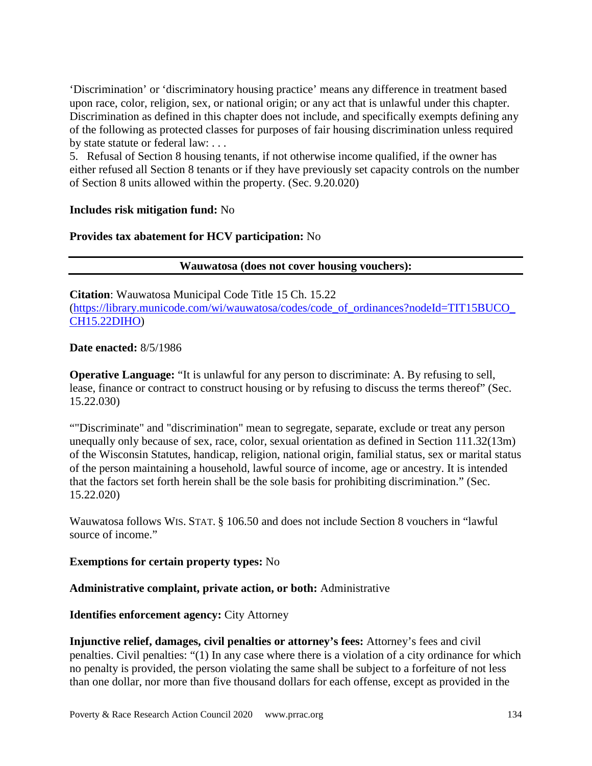'Discrimination' or 'discriminatory housing practice' means any difference in treatment based upon race, color, religion, sex, or national origin; or any act that is unlawful under this chapter. Discrimination as defined in this chapter does not include, and specifically exempts defining any of the following as protected classes for purposes of fair housing discrimination unless required by state statute or federal law: . . .

5. Refusal of Section 8 housing tenants, if not otherwise income qualified, if the owner has either refused all Section 8 tenants or if they have previously set capacity controls on the number of Section 8 units allowed within the property. (Sec. 9.20.020)

**Includes risk mitigation fund:** No

**Provides tax abatement for HCV participation:** No

---

**Wauwatosa (does not cover housing vouchers):**

---

**Citation**: Wauwatosa Municipal Code Title 15 Ch. 15.22 ([https://library.municode.com/wi/wauwatosa/codes/code_of_ordinances?nodeId=TIT15BUCO_CH15.22DIHO](https://library.municode.com/wi/wauwatosa/codes/code_of_ordinances?nodeId=TIT15BUCO_CH15.22DIHO))

**Date enacted:** 8/5/1986

**Operative Language:** "It is unlawful for any person to discriminate: A. By refusing to sell, lease, finance or contract to construct housing or by refusing to discuss the terms thereof" (Sec. 15.22.030)

""Discriminate" and "discrimination" mean to segregate, separate, exclude or treat any person unequally only because of sex, race, color, sexual orientation as defined in Section 111.32(13m) of the Wisconsin Statutes, handicap, religion, national origin, familial status, sex or marital status of the person maintaining a household, lawful source of income, age or ancestry. It is intended that the factors set forth herein shall be the sole basis for prohibiting discrimination." (Sec. 15.22.020)

Wauwatosa follows WIS. STAT. § 106.50 and does not include Section 8 vouchers in "lawful source of income."

**Exemptions for certain property types:** No

**Administrative complaint, private action, or both:** Administrative

**Identifies enforcement agency:** City Attorney

**Injunctive relief, damages, civil penalties or attorney's fees:** Attorney's fees and civil penalties. Civil penalties: "(1) In any case where there is a violation of a city ordinance for which no penalty is provided, the person violating the same shall be subject to a forfeiture of not less than one dollar, nor more than five thousand dollars for each offense, except as provided in the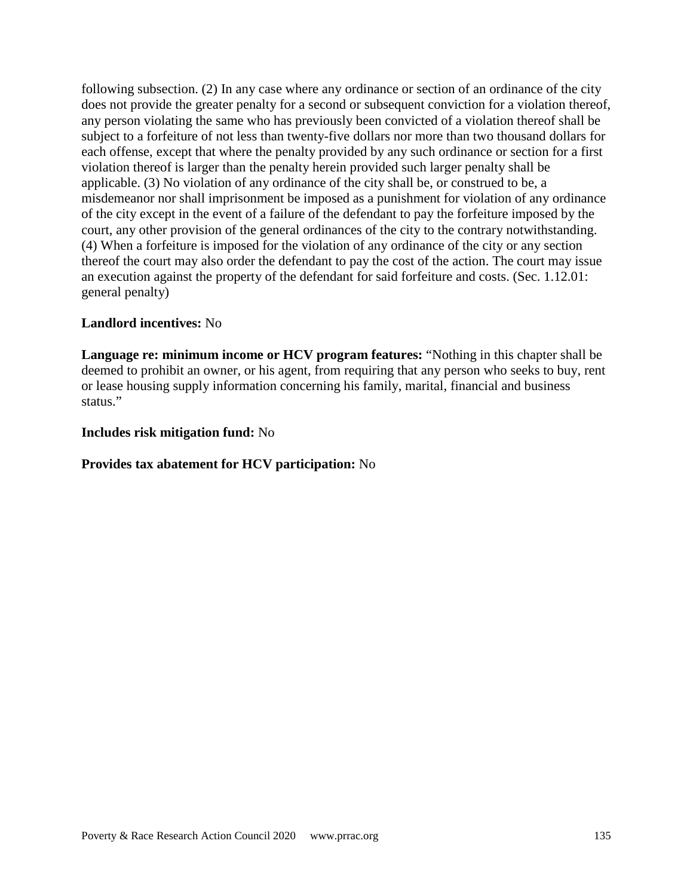following subsection. (2) In any case where any ordinance or section of an ordinance of the city does not provide the greater penalty for a second or subsequent conviction for a violation thereof, any person violating the same who has previously been convicted of a violation thereof shall be subject to a forfeiture of not less than twenty-five dollars nor more than two thousand dollars for each offense, except that where the penalty provided by any such ordinance or section for a first violation thereof is larger than the penalty herein provided such larger penalty shall be applicable. (3) No violation of any ordinance of the city shall be, or construed to be, a misdemeanor nor shall imprisonment be imposed as a punishment for violation of any ordinance of the city except in the event of a failure of the defendant to pay the forfeiture imposed by the court, any other provision of the general ordinances of the city to the contrary notwithstanding. (4) When a forfeiture is imposed for the violation of any ordinance of the city or any section thereof the court may also order the defendant to pay the cost of the action. The court may issue an execution against the property of the defendant for said forfeiture and costs. (Sec. 1.12.01: general penalty)

**Landlord incentives:** No

**Language re: minimum income or HCV program features:** "Nothing in this chapter shall be deemed to prohibit an owner, or his agent, from requiring that any person who seeks to buy, rent or lease housing supply information concerning his family, marital, financial and business status."

**Includes risk mitigation fund:** No

**Provides tax abatement for HCV participation:** No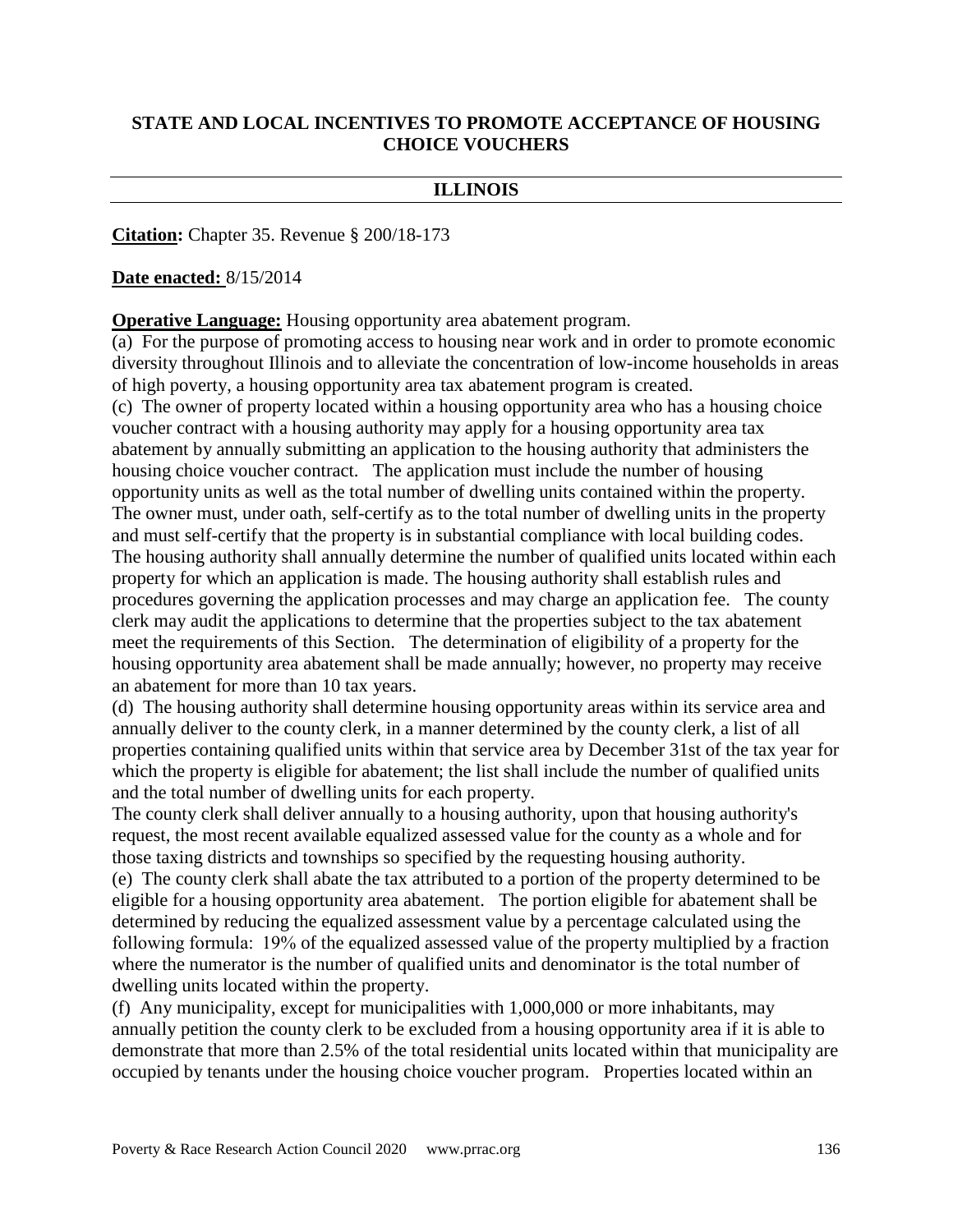## STATE AND LOCAL INCENTIVES TO PROMOTE ACCEPTANCE OF HOUSING CHOICE VOUCHERS

---

### ILLINOIS

---

**Citation:** Chapter 35. Revenue § 200/18-173

**Date enacted:** 8/15/2014

**Operative Language:** Housing opportunity area abatement program.

(a) For the purpose of promoting access to housing near work and in order to promote economic diversity throughout Illinois and to alleviate the concentration of low-income households in areas of high poverty, a housing opportunity area tax abatement program is created.

(c) The owner of property located within a housing opportunity area who has a housing choice voucher contract with a housing authority may apply for a housing opportunity area tax abatement by annually submitting an application to the housing authority that administers the housing choice voucher contract. The application must include the number of housing opportunity units as well as the total number of dwelling units contained within the property. The owner must, under oath, self-certify as to the total number of dwelling units in the property and must self-certify that the property is in substantial compliance with local building codes. The housing authority shall annually determine the number of qualified units located within each property for which an application is made. The housing authority shall establish rules and procedures governing the application processes and may charge an application fee. The county clerk may audit the applications to determine that the properties subject to the tax abatement meet the requirements of this Section. The determination of eligibility of a property for the housing opportunity area abatement shall be made annually; however, no property may receive an abatement for more than 10 tax years.

(d) The housing authority shall determine housing opportunity areas within its service area and annually deliver to the county clerk, in a manner determined by the county clerk, a list of all properties containing qualified units within that service area by December 31st of the tax year for which the property is eligible for abatement; the list shall include the number of qualified units and the total number of dwelling units for each property.

The county clerk shall deliver annually to a housing authority, upon that housing authority's request, the most recent available equalized assessed value for the county as a whole and for those taxing districts and townships so specified by the requesting housing authority.

(e) The county clerk shall abate the tax attributed to a portion of the property determined to be eligible for a housing opportunity area abatement. The portion eligible for abatement shall be determined by reducing the equalized assessment value by a percentage calculated using the following formula: 19% of the equalized assessed value of the property multiplied by a fraction where the numerator is the number of qualified units and denominator is the total number of dwelling units located within the property.

(f) Any municipality, except for municipalities with 1,000,000 or more inhabitants, may annually petition the county clerk to be excluded from a housing opportunity area if it is able to demonstrate that more than 2.5% of the total residential units located within that municipality are occupied by tenants under the housing choice voucher program. Properties located within an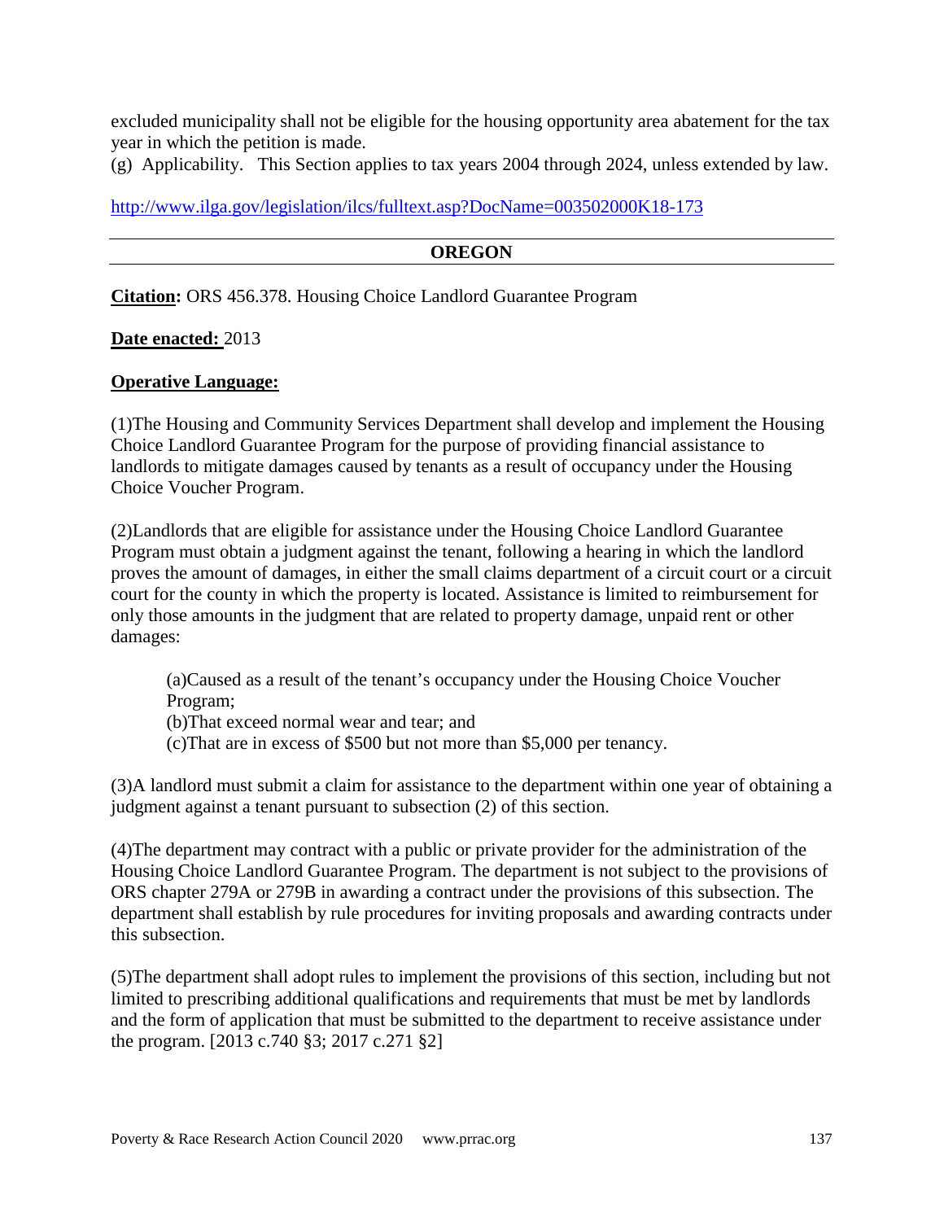excluded municipality shall not be eligible for the housing opportunity area abatement for the tax year in which the petition is made.

(g) Applicability. This Section applies to tax years 2004 through 2024, unless extended by law.

http://www.ilga.gov/legislation/ilcs/fulltext.asp?DocName=003502000K18-173

---

## OREGON

---

**Citation:** ORS 456.378. Housing Choice Landlord Guarantee Program

**Date enacted:** 2013

**Operative Language:**

(1)The Housing and Community Services Department shall develop and implement the Housing Choice Landlord Guarantee Program for the purpose of providing financial assistance to landlords to mitigate damages caused by tenants as a result of occupancy under the Housing Choice Voucher Program.

(2)Landlords that are eligible for assistance under the Housing Choice Landlord Guarantee Program must obtain a judgment against the tenant, following a hearing in which the landlord proves the amount of damages, in either the small claims department of a circuit court or a circuit court for the county in which the property is located. Assistance is limited to reimbursement for only those amounts in the judgment that are related to property damage, unpaid rent or other damages:

> (a)Caused as a result of the tenant's occupancy under the Housing Choice Voucher Program;
>
> (b)That exceed normal wear and tear; and
>
> (c)That are in excess of $500 but not more than $5,000 per tenancy.

(3)A landlord must submit a claim for assistance to the department within one year of obtaining a judgment against a tenant pursuant to subsection (2) of this section.

(4)The department may contract with a public or private provider for the administration of the Housing Choice Landlord Guarantee Program. The department is not subject to the provisions of ORS chapter 279A or 279B in awarding a contract under the provisions of this subsection. The department shall establish by rule procedures for inviting proposals and awarding contracts under this subsection.

(5)The department shall adopt rules to implement the provisions of this section, including but not limited to prescribing additional qualifications and requirements that must be met by landlords and the form of application that must be submitted to the department to receive assistance under the program. [2013 c.740 §3; 2017 c.271 §2]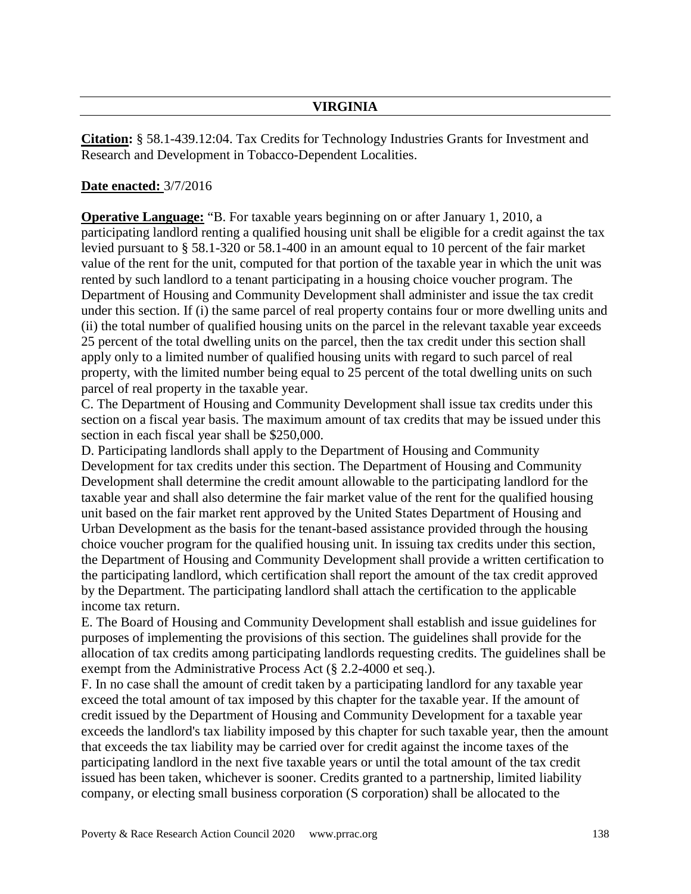## VIRGINIA

**Citation:** § 58.1-439.12:04. Tax Credits for Technology Industries Grants for Investment and Research and Development in Tobacco-Dependent Localities.

**Date enacted:** 3/7/2016

**Operative Language:** "B. For taxable years beginning on or after January 1, 2010, a participating landlord renting a qualified housing unit shall be eligible for a credit against the tax levied pursuant to § 58.1-320 or 58.1-400 in an amount equal to 10 percent of the fair market value of the rent for the unit, computed for that portion of the taxable year in which the unit was rented by such landlord to a tenant participating in a housing choice voucher program. The Department of Housing and Community Development shall administer and issue the tax credit under this section. If (i) the same parcel of real property contains four or more dwelling units and (ii) the total number of qualified housing units on the parcel in the relevant taxable year exceeds 25 percent of the total dwelling units on the parcel, then the tax credit under this section shall apply only to a limited number of qualified housing units with regard to such parcel of real property, with the limited number being equal to 25 percent of the total dwelling units on such parcel of real property in the taxable year.

C. The Department of Housing and Community Development shall issue tax credits under this section on a fiscal year basis. The maximum amount of tax credits that may be issued under this section in each fiscal year shall be $250,000.

D. Participating landlords shall apply to the Department of Housing and Community Development for tax credits under this section. The Department of Housing and Community Development shall determine the credit amount allowable to the participating landlord for the taxable year and shall also determine the fair market value of the rent for the qualified housing unit based on the fair market rent approved by the United States Department of Housing and Urban Development as the basis for the tenant-based assistance provided through the housing choice voucher program for the qualified housing unit. In issuing tax credits under this section, the Department of Housing and Community Development shall provide a written certification to the participating landlord, which certification shall report the amount of the tax credit approved by the Department. The participating landlord shall attach the certification to the applicable income tax return.

E. The Board of Housing and Community Development shall establish and issue guidelines for purposes of implementing the provisions of this section. The guidelines shall provide for the allocation of tax credits among participating landlords requesting credits. The guidelines shall be exempt from the Administrative Process Act (§ 2.2-4000 et seq.).

F. In no case shall the amount of credit taken by a participating landlord for any taxable year exceed the total amount of tax imposed by this chapter for the taxable year. If the amount of credit issued by the Department of Housing and Community Development for a taxable year exceeds the landlord's tax liability imposed by this chapter for such taxable year, then the amount that exceeds the tax liability may be carried over for credit against the income taxes of the participating landlord in the next five taxable years or until the total amount of the tax credit issued has been taken, whichever is sooner. Credits granted to a partnership, limited liability company, or electing small business corporation (S corporation) shall be allocated to the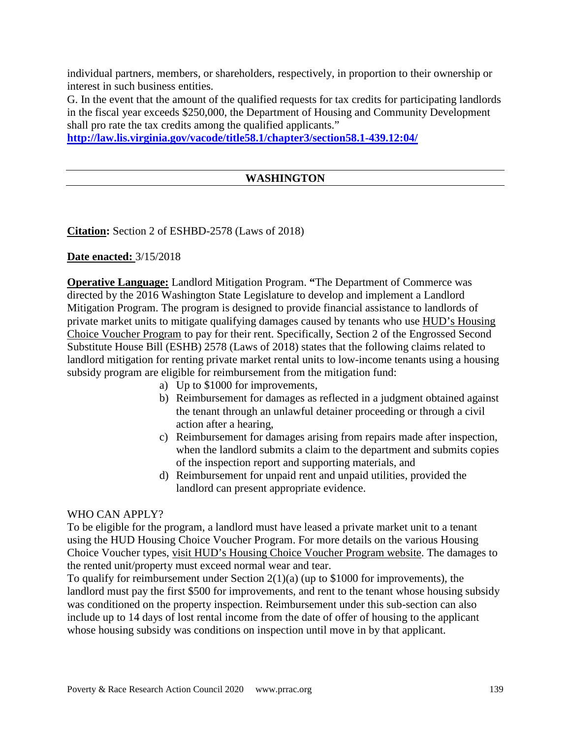individual partners, members, or shareholders, respectively, in proportion to their ownership or interest in such business entities.

G. In the event that the amount of the qualified requests for tax credits for participating landlords in the fiscal year exceeds $250,000, the Department of Housing and Community Development shall pro rate the tax credits among the qualified applicants."

**http://law.lis.virginia.gov/vacode/title58.1/chapter3/section58.1-439.12:04/**

## WASHINGTON

**Citation:** Section 2 of ESHBD-2578 (Laws of 2018)

**Date enacted:** 3/15/2018

**Operative Language:** Landlord Mitigation Program. **"**The Department of Commerce was directed by the 2016 Washington State Legislature to develop and implement a Landlord Mitigation Program. The program is designed to provide financial assistance to landlords of private market units to mitigate qualifying damages caused by tenants who use HUD's Housing Choice Voucher Program to pay for their rent. Specifically, Section 2 of the Engrossed Second Substitute House Bill (ESHB) 2578 (Laws of 2018) states that the following claims related to landlord mitigation for renting private market rental units to low-income tenants using a housing subsidy program are eligible for reimbursement from the mitigation fund:

a) Up to $1000 for improvements,
b) Reimbursement for damages as reflected in a judgment obtained against the tenant through an unlawful detainer proceeding or through a civil action after a hearing,
c) Reimbursement for damages arising from repairs made after inspection, when the landlord submits a claim to the department and submits copies of the inspection report and supporting materials, and
d) Reimbursement for unpaid rent and unpaid utilities, provided the landlord can present appropriate evidence.

WHO CAN APPLY?

To be eligible for the program, a landlord must have leased a private market unit to a tenant using the HUD Housing Choice Voucher Program. For more details on the various Housing Choice Voucher types, visit HUD's Housing Choice Voucher Program website. The damages to the rented unit/property must exceed normal wear and tear.

To qualify for reimbursement under Section 2(1)(a) (up to $1000 for improvements), the landlord must pay the first $500 for improvements, and rent to the tenant whose housing subsidy was conditioned on the property inspection. Reimbursement under this sub-section can also include up to 14 days of lost rental income from the date of offer of housing to the applicant whose housing subsidy was conditions on inspection until move in by that applicant.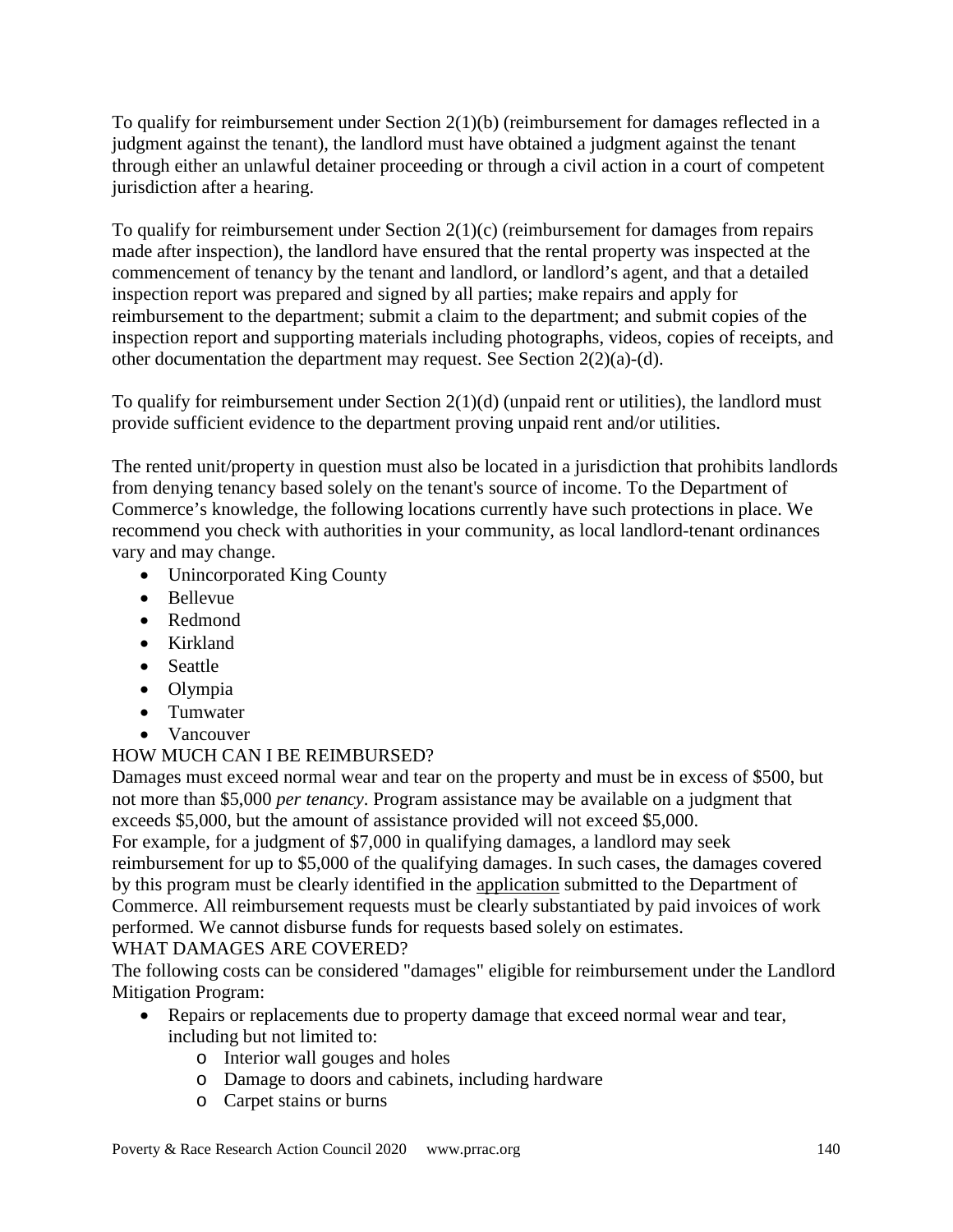To qualify for reimbursement under Section 2(1)(b) (reimbursement for damages reflected in a judgment against the tenant), the landlord must have obtained a judgment against the tenant through either an unlawful detainer proceeding or through a civil action in a court of competent jurisdiction after a hearing.

To qualify for reimbursement under Section 2(1)(c) (reimbursement for damages from repairs made after inspection), the landlord have ensured that the rental property was inspected at the commencement of tenancy by the tenant and landlord, or landlord's agent, and that a detailed inspection report was prepared and signed by all parties; make repairs and apply for reimbursement to the department; submit a claim to the department; and submit copies of the inspection report and supporting materials including photographs, videos, copies of receipts, and other documentation the department may request. See Section 2(2)(a)-(d).

To qualify for reimbursement under Section 2(1)(d) (unpaid rent or utilities), the landlord must provide sufficient evidence to the department proving unpaid rent and/or utilities.

The rented unit/property in question must also be located in a jurisdiction that prohibits landlords from denying tenancy based solely on the tenant's source of income. To the Department of Commerce's knowledge, the following locations currently have such protections in place. We recommend you check with authorities in your community, as local landlord-tenant ordinances vary and may change.

- Unincorporated King County
- Bellevue
- Redmond
- Kirkland
- Seattle
- Olympia
- Tumwater
- Vancouver

HOW MUCH CAN I BE REIMBURSED?

Damages must exceed normal wear and tear on the property and must be in excess of $500, but not more than $5,000 *per tenancy*. Program assistance may be available on a judgment that exceeds $5,000, but the amount of assistance provided will not exceed $5,000.

For example, for a judgment of $7,000 in qualifying damages, a landlord may seek reimbursement for up to $5,000 of the qualifying damages. In such cases, the damages covered by this program must be clearly identified in the application submitted to the Department of Commerce. All reimbursement requests must be clearly substantiated by paid invoices of work performed. We cannot disburse funds for requests based solely on estimates.

WHAT DAMAGES ARE COVERED?

The following costs can be considered "damages" eligible for reimbursement under the Landlord Mitigation Program:

- Repairs or replacements due to property damage that exceed normal wear and tear, including but not limited to:
  - Interior wall gouges and holes
  - Damage to doors and cabinets, including hardware
  - Carpet stains or burns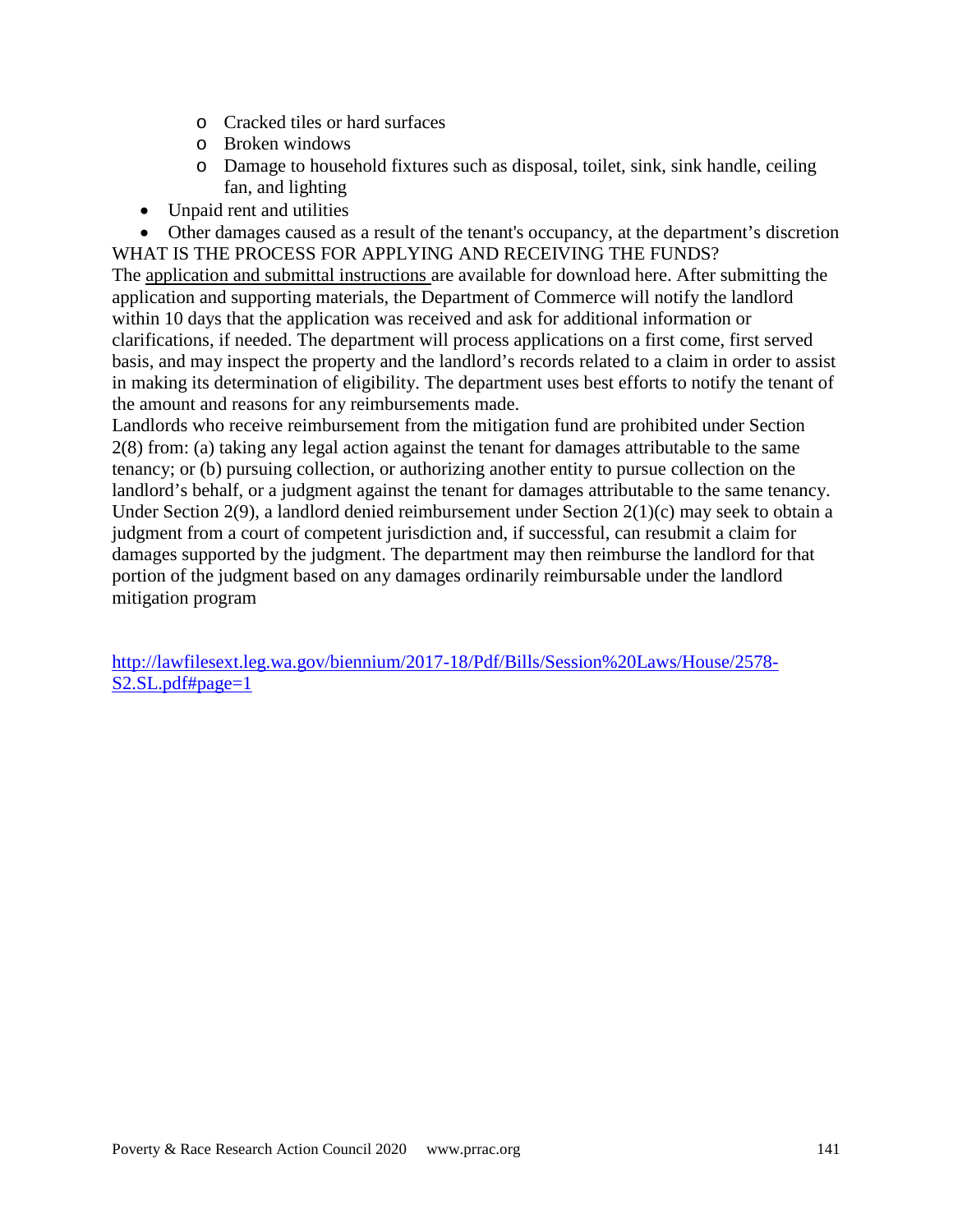- Cracked tiles or hard surfaces
  - Broken windows
  - Damage to household fixtures such as disposal, toilet, sink, sink handle, ceiling fan, and lighting
- Unpaid rent and utilities
- Other damages caused as a result of the tenant's occupancy, at the department's discretion

WHAT IS THE PROCESS FOR APPLYING AND RECEIVING THE FUNDS?

The application and submittal instructions are available for download here. After submitting the application and supporting materials, the Department of Commerce will notify the landlord within 10 days that the application was received and ask for additional information or clarifications, if needed. The department will process applications on a first come, first served basis, and may inspect the property and the landlord's records related to a claim in order to assist in making its determination of eligibility. The department uses best efforts to notify the tenant of the amount and reasons for any reimbursements made.

Landlords who receive reimbursement from the mitigation fund are prohibited under Section 2(8) from: (a) taking any legal action against the tenant for damages attributable to the same tenancy; or (b) pursuing collection, or authorizing another entity to pursue collection on the landlord's behalf, or a judgment against the tenant for damages attributable to the same tenancy. Under Section 2(9), a landlord denied reimbursement under Section 2(1)(c) may seek to obtain a judgment from a court of competent jurisdiction and, if successful, can resubmit a claim for damages supported by the judgment. The department may then reimburse the landlord for that portion of the judgment based on any damages ordinarily reimbursable under the landlord mitigation program

http://lawfilesext.leg.wa.gov/biennium/2017-18/Pdf/Bills/Session%20Laws/House/2578-S2.SL.pdf#page=1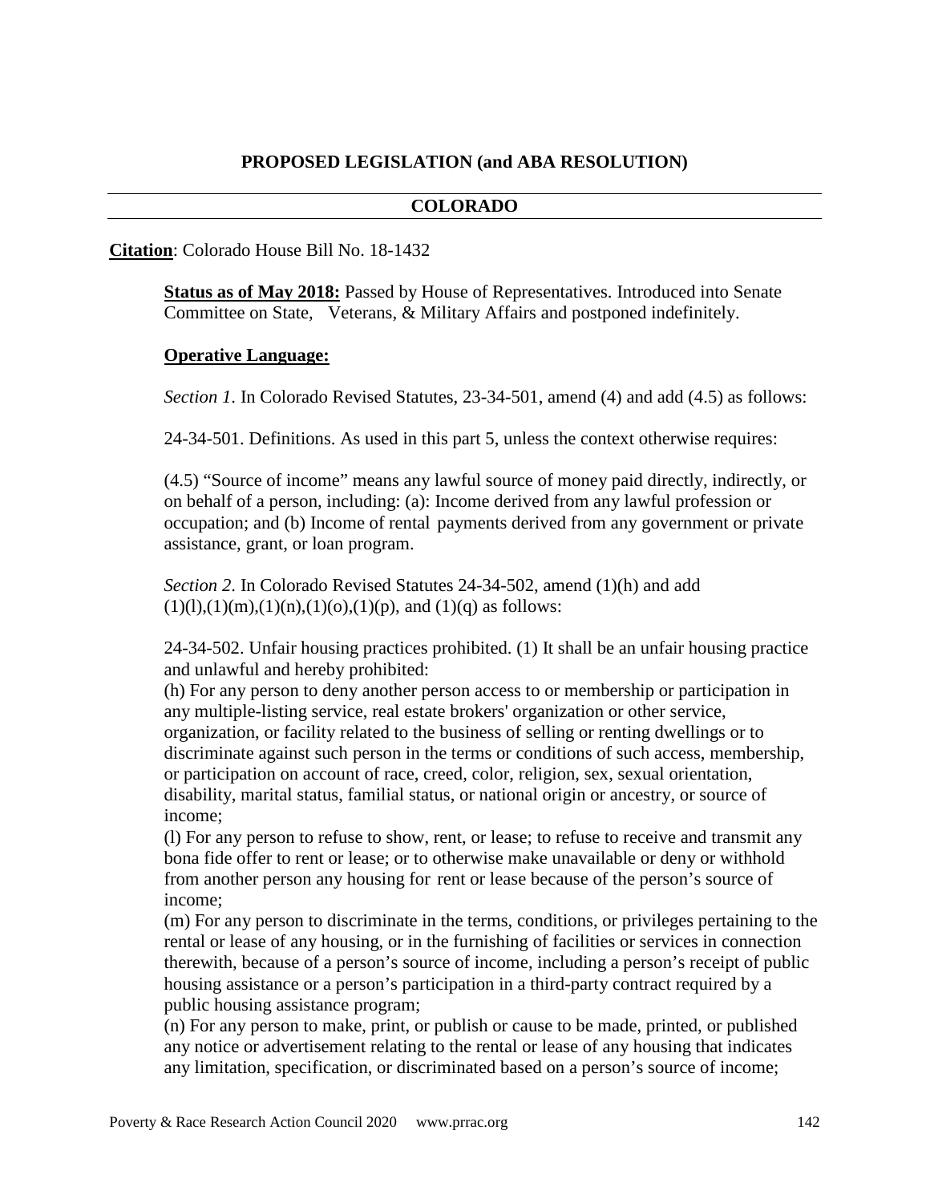## PROPOSED LEGISLATION (and ABA RESOLUTION)

## COLORADO

**Citation**: Colorado House Bill No. 18-1432

**Status as of May 2018:** Passed by House of Representatives. Introduced into Senate Committee on State, Veterans, & Military Affairs and postponed indefinitely.

**Operative Language:**

*Section 1.* In Colorado Revised Statutes, 23-34-501, amend (4) and add (4.5) as follows:

24-34-501. Definitions. As used in this part 5, unless the context otherwise requires:

(4.5) "Source of income" means any lawful source of money paid directly, indirectly, or on behalf of a person, including: (a): Income derived from any lawful profession or occupation; and (b) Income of rental payments derived from any government or private assistance, grant, or loan program.

*Section 2.* In Colorado Revised Statutes 24-34-502, amend (1)(h) and add (1)(l),(1)(m),(1)(n),(1)(o),(1)(p), and (1)(q) as follows:

24-34-502. Unfair housing practices prohibited. (1) It shall be an unfair housing practice and unlawful and hereby prohibited:

(h) For any person to deny another person access to or membership or participation in any multiple-listing service, real estate brokers' organization or other service, organization, or facility related to the business of selling or renting dwellings or to discriminate against such person in the terms or conditions of such access, membership, or participation on account of race, creed, color, religion, sex, sexual orientation, disability, marital status, familial status, or national origin or ancestry, or source of income;

(l) For any person to refuse to show, rent, or lease; to refuse to receive and transmit any bona fide offer to rent or lease; or to otherwise make unavailable or deny or withhold from another person any housing for rent or lease because of the person's source of income;

(m) For any person to discriminate in the terms, conditions, or privileges pertaining to the rental or lease of any housing, or in the furnishing of facilities or services in connection therewith, because of a person's source of income, including a person's receipt of public housing assistance or a person's participation in a third-party contract required by a public housing assistance program;

(n) For any person to make, print, or publish or cause to be made, printed, or published any notice or advertisement relating to the rental or lease of any housing that indicates any limitation, specification, or discriminated based on a person's source of income;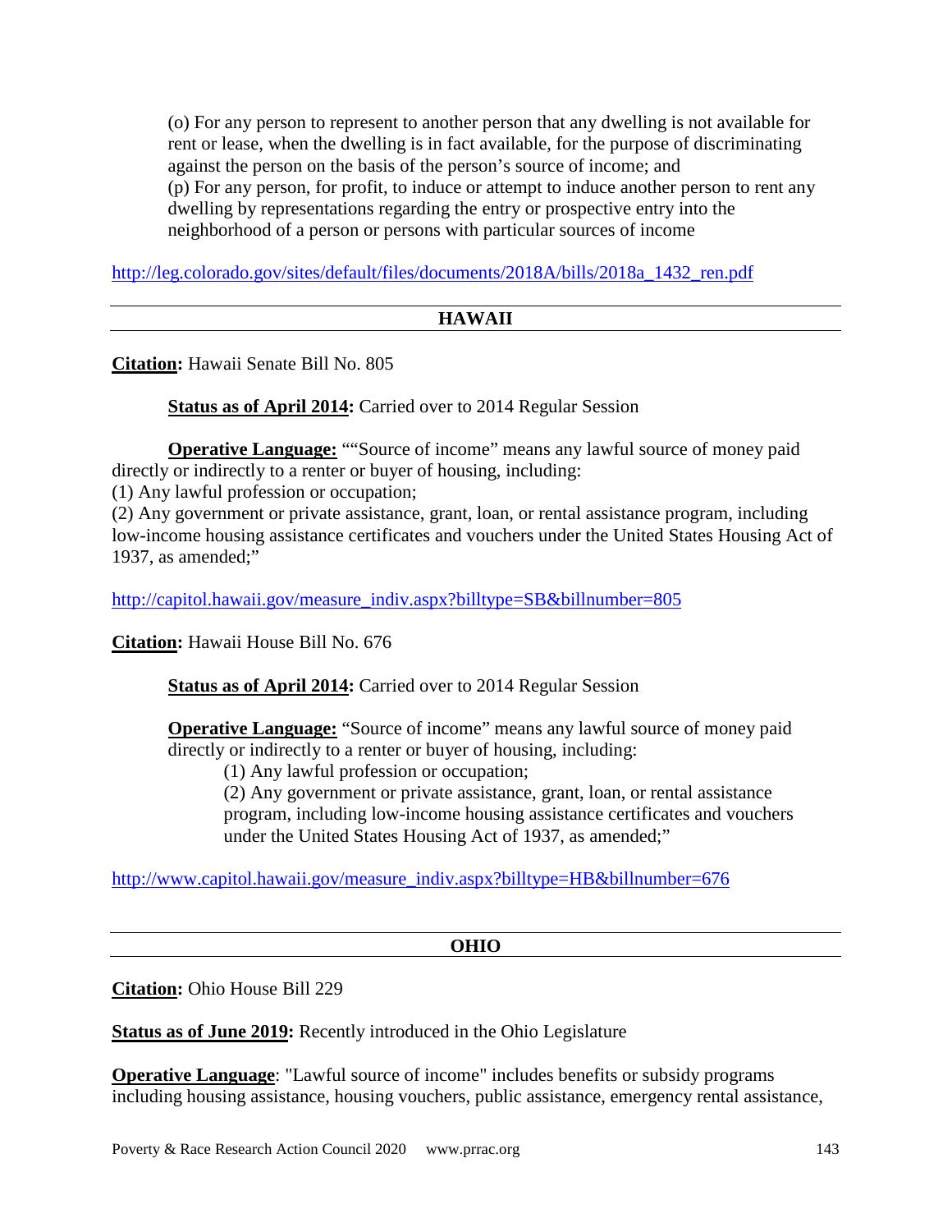(o) For any person to represent to another person that any dwelling is not available for rent or lease, when the dwelling is in fact available, for the purpose of discriminating against the person on the basis of the person's source of income; and
(p) For any person, for profit, to induce or attempt to induce another person to rent any dwelling by representations regarding the entry or prospective entry into the neighborhood of a person or persons with particular sources of income

http://leg.colorado.gov/sites/default/files/documents/2018A/bills/2018a_1432_ren.pdf

## HAWAII

**Citation:** Hawaii Senate Bill No. 805

**Status as of April 2014:** Carried over to 2014 Regular Session

**Operative Language:** ""Source of income" means any lawful source of money paid directly or indirectly to a renter or buyer of housing, including:
(1) Any lawful profession or occupation;
(2) Any government or private assistance, grant, loan, or rental assistance program, including low-income housing assistance certificates and vouchers under the United States Housing Act of 1937, as amended;"

http://capitol.hawaii.gov/measure_indiv.aspx?billtype=SB&billnumber=805

**Citation:** Hawaii House Bill No. 676

**Status as of April 2014:** Carried over to 2014 Regular Session

**Operative Language:** "Source of income" means any lawful source of money paid directly or indirectly to a renter or buyer of housing, including:
(1) Any lawful profession or occupation;
(2) Any government or private assistance, grant, loan, or rental assistance program, including low-income housing assistance certificates and vouchers under the United States Housing Act of 1937, as amended;"

http://www.capitol.hawaii.gov/measure_indiv.aspx?billtype=HB&billnumber=676

## OHIO

**Citation:** Ohio House Bill 229

**Status as of June 2019:** Recently introduced in the Ohio Legislature

**Operative Language**: "Lawful source of income" includes benefits or subsidy programs including housing assistance, housing vouchers, public assistance, emergency rental assistance,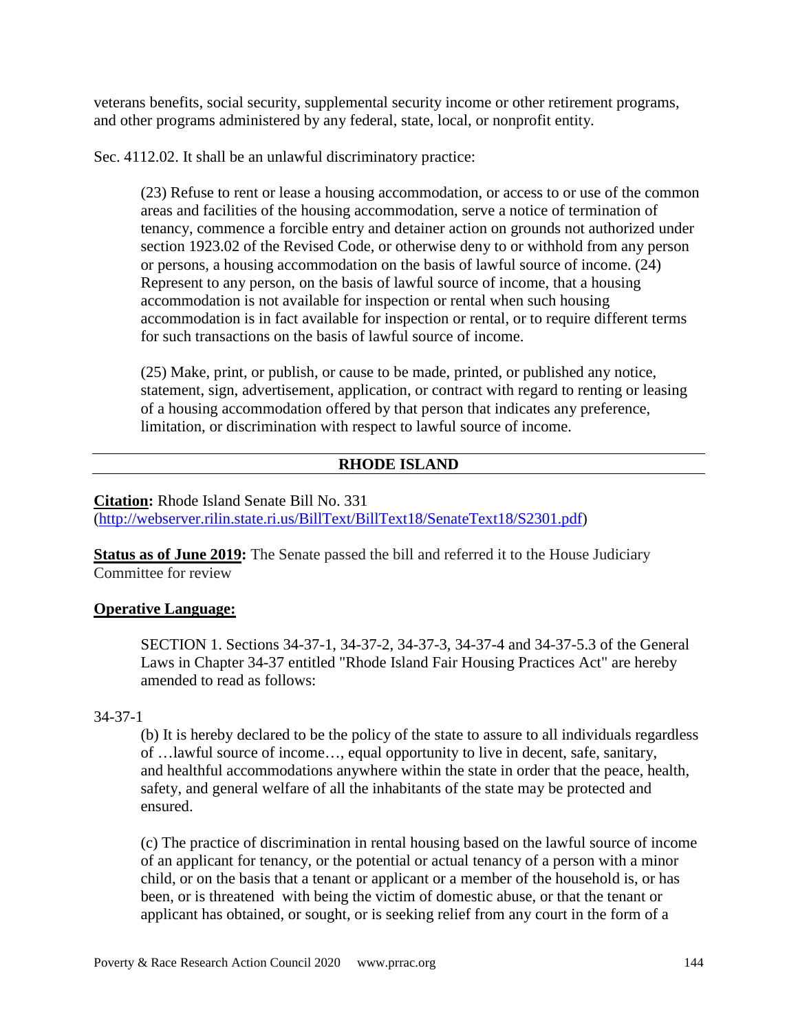veterans benefits, social security, supplemental security income or other retirement programs, and other programs administered by any federal, state, local, or nonprofit entity.

Sec. 4112.02. It shall be an unlawful discriminatory practice:

> (23) Refuse to rent or lease a housing accommodation, or access to or use of the common areas and facilities of the housing accommodation, serve a notice of termination of tenancy, commence a forcible entry and detainer action on grounds not authorized under section 1923.02 of the Revised Code, or otherwise deny to or withhold from any person or persons, a housing accommodation on the basis of lawful source of income. (24) Represent to any person, on the basis of lawful source of income, that a housing accommodation is not available for inspection or rental when such housing accommodation is in fact available for inspection or rental, or to require different terms for such transactions on the basis of lawful source of income.
>
> (25) Make, print, or publish, or cause to be made, printed, or published any notice, statement, sign, advertisement, application, or contract with regard to renting or leasing of a housing accommodation offered by that person that indicates any preference, limitation, or discrimination with respect to lawful source of income.

## RHODE ISLAND

**Citation:** Rhode Island Senate Bill No. 331 (http://webserver.rilin.state.ri.us/BillText/BillText18/SenateText18/S2301.pdf)

**Status as of June 2019:** The Senate passed the bill and referred it to the House Judiciary Committee for review

**Operative Language:**

> SECTION 1. Sections 34-37-1, 34-37-2, 34-37-3, 34-37-4 and 34-37-5.3 of the General Laws in Chapter 34-37 entitled "Rhode Island Fair Housing Practices Act" are hereby amended to read as follows:

34-37-1

> (b) It is hereby declared to be the policy of the state to assure to all individuals regardless of …lawful source of income…, equal opportunity to live in decent, safe, sanitary, and healthful accommodations anywhere within the state in order that the peace, health, safety, and general welfare of all the inhabitants of the state may be protected and ensured.
>
> (c) The practice of discrimination in rental housing based on the lawful source of income of an applicant for tenancy, or the potential or actual tenancy of a person with a minor child, or on the basis that a tenant or applicant or a member of the household is, or has been, or is threatened with being the victim of domestic abuse, or that the tenant or applicant has obtained, or sought, or is seeking relief from any court in the form of a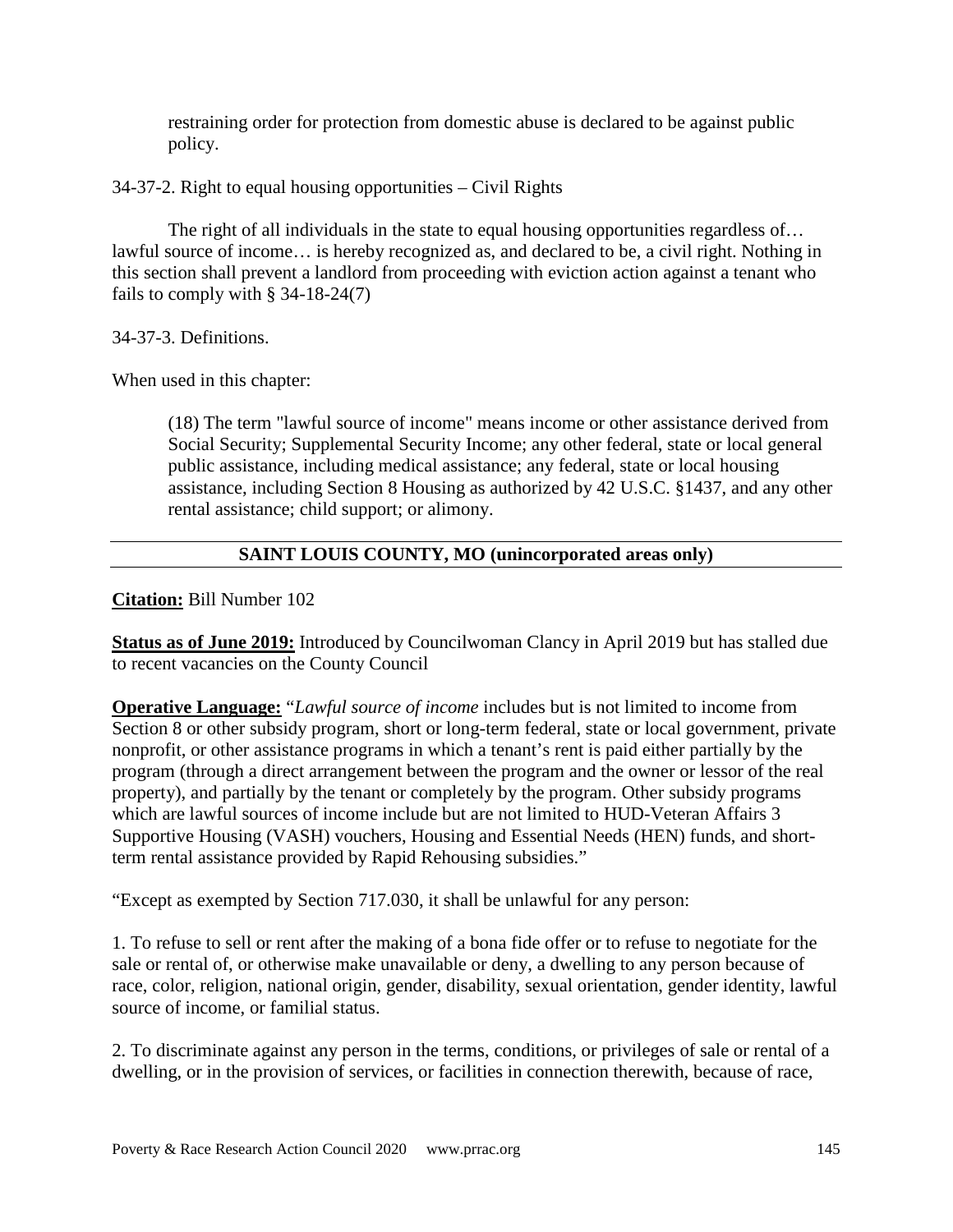restraining order for protection from domestic abuse is declared to be against public policy.

34-37-2. Right to equal housing opportunities – Civil Rights

The right of all individuals in the state to equal housing opportunities regardless of… lawful source of income… is hereby recognized as, and declared to be, a civil right. Nothing in this section shall prevent a landlord from proceeding with eviction action against a tenant who fails to comply with § 34-18-24(7)

34-37-3. Definitions.

When used in this chapter:

> (18) The term "lawful source of income" means income or other assistance derived from Social Security; Supplemental Security Income; any other federal, state or local general public assistance, including medical assistance; any federal, state or local housing assistance, including Section 8 Housing as authorized by 42 U.S.C. §1437, and any other rental assistance; child support; or alimony.

## SAINT LOUIS COUNTY, MO (unincorporated areas only)

**Citation:** Bill Number 102

**Status as of June 2019:** Introduced by Councilwoman Clancy in April 2019 but has stalled due to recent vacancies on the County Council

**Operative Language:** "*Lawful source of income* includes but is not limited to income from Section 8 or other subsidy program, short or long-term federal, state or local government, private nonprofit, or other assistance programs in which a tenant's rent is paid either partially by the program (through a direct arrangement between the program and the owner or lessor of the real property), and partially by the tenant or completely by the program. Other subsidy programs which are lawful sources of income include but are not limited to HUD-Veteran Affairs 3 Supportive Housing (VASH) vouchers, Housing and Essential Needs (HEN) funds, and short-term rental assistance provided by Rapid Rehousing subsidies."

"Except as exempted by Section 717.030, it shall be unlawful for any person:

1. To refuse to sell or rent after the making of a bona fide offer or to refuse to negotiate for the sale or rental of, or otherwise make unavailable or deny, a dwelling to any person because of race, color, religion, national origin, gender, disability, sexual orientation, gender identity, lawful source of income, or familial status.

2. To discriminate against any person in the terms, conditions, or privileges of sale or rental of a dwelling, or in the provision of services, or facilities in connection therewith, because of race,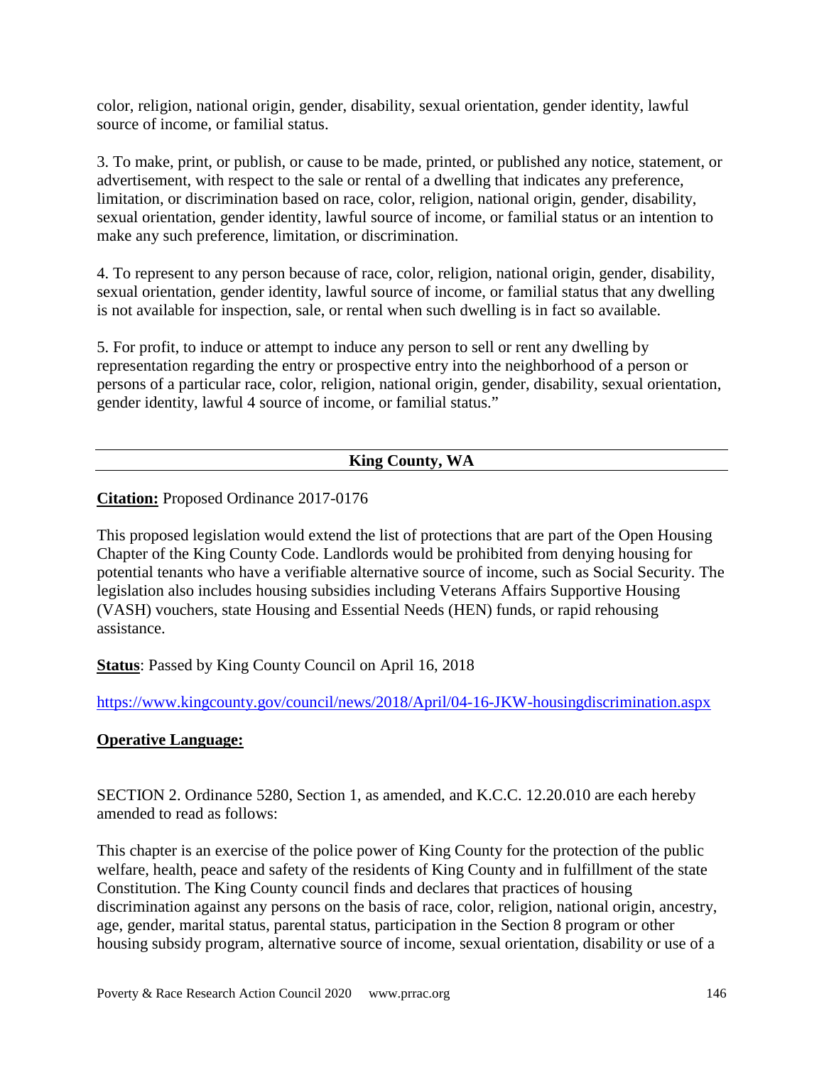color, religion, national origin, gender, disability, sexual orientation, gender identity, lawful source of income, or familial status.

3. To make, print, or publish, or cause to be made, printed, or published any notice, statement, or advertisement, with respect to the sale or rental of a dwelling that indicates any preference, limitation, or discrimination based on race, color, religion, national origin, gender, disability, sexual orientation, gender identity, lawful source of income, or familial status or an intention to make any such preference, limitation, or discrimination.

4. To represent to any person because of race, color, religion, national origin, gender, disability, sexual orientation, gender identity, lawful source of income, or familial status that any dwelling is not available for inspection, sale, or rental when such dwelling is in fact so available.

5. For profit, to induce or attempt to induce any person to sell or rent any dwelling by representation regarding the entry or prospective entry into the neighborhood of a person or persons of a particular race, color, religion, national origin, gender, disability, sexual orientation, gender identity, lawful 4 source of income, or familial status."

---

## King County, WA

---

**Citation:** Proposed Ordinance 2017-0176

This proposed legislation would extend the list of protections that are part of the Open Housing Chapter of the King County Code. Landlords would be prohibited from denying housing for potential tenants who have a verifiable alternative source of income, such as Social Security. The legislation also includes housing subsidies including Veterans Affairs Supportive Housing (VASH) vouchers, state Housing and Essential Needs (HEN) funds, or rapid rehousing assistance.

**Status**: Passed by King County Council on April 16, 2018

https://www.kingcounty.gov/council/news/2018/April/04-16-JKW-housingdiscrimination.aspx

**Operative Language:**

SECTION 2. Ordinance 5280, Section 1, as amended, and K.C.C. 12.20.010 are each hereby amended to read as follows:

This chapter is an exercise of the police power of King County for the protection of the public welfare, health, peace and safety of the residents of King County and in fulfillment of the state Constitution. The King County council finds and declares that practices of housing discrimination against any persons on the basis of race, color, religion, national origin, ancestry, age, gender, marital status, parental status, participation in the Section 8 program or other housing subsidy program, alternative source of income, sexual orientation, disability or use of a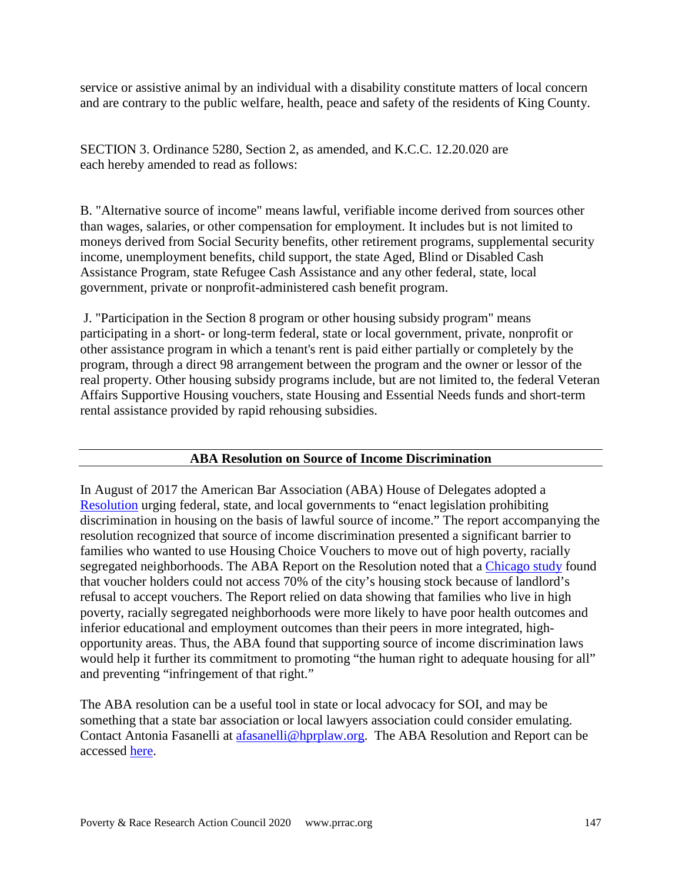service or assistive animal by an individual with a disability constitute matters of local concern and are contrary to the public welfare, health, peace and safety of the residents of King County.

SECTION 3. Ordinance 5280, Section 2, as amended, and K.C.C. 12.20.020 are each hereby amended to read as follows:

B. "Alternative source of income" means lawful, verifiable income derived from sources other than wages, salaries, or other compensation for employment. It includes but is not limited to moneys derived from Social Security benefits, other retirement programs, supplemental security income, unemployment benefits, child support, the state Aged, Blind or Disabled Cash Assistance Program, state Refugee Cash Assistance and any other federal, state, local government, private or nonprofit-administered cash benefit program.

J. "Participation in the Section 8 program or other housing subsidy program" means participating in a short- or long-term federal, state or local government, private, nonprofit or other assistance program in which a tenant's rent is paid either partially or completely by the program, through a direct 98 arrangement between the program and the owner or lessor of the real property. Other housing subsidy programs include, but are not limited to, the federal Veteran Affairs Supportive Housing vouchers, state Housing and Essential Needs funds and short-term rental assistance provided by rapid rehousing subsidies.

## ABA Resolution on Source of Income Discrimination

In August of 2017 the American Bar Association (ABA) House of Delegates adopted a Resolution urging federal, state, and local governments to "enact legislation prohibiting discrimination in housing on the basis of lawful source of income." The report accompanying the resolution recognized that source of income discrimination presented a significant barrier to families who wanted to use Housing Choice Vouchers to move out of high poverty, racially segregated neighborhoods. The ABA Report on the Resolution noted that a Chicago study found that voucher holders could not access 70% of the city's housing stock because of landlord's refusal to accept vouchers. The Report relied on data showing that families who live in high poverty, racially segregated neighborhoods were more likely to have poor health outcomes and inferior educational and employment outcomes than their peers in more integrated, high-opportunity areas. Thus, the ABA found that supporting source of income discrimination laws would help it further its commitment to promoting "the human right to adequate housing for all" and preventing "infringement of that right."

The ABA resolution can be a useful tool in state or local advocacy for SOI, and may be something that a state bar association or local lawyers association could consider emulating. Contact Antonia Fasanelli at afasanelli@hprplaw.org. The ABA Resolution and Report can be accessed here.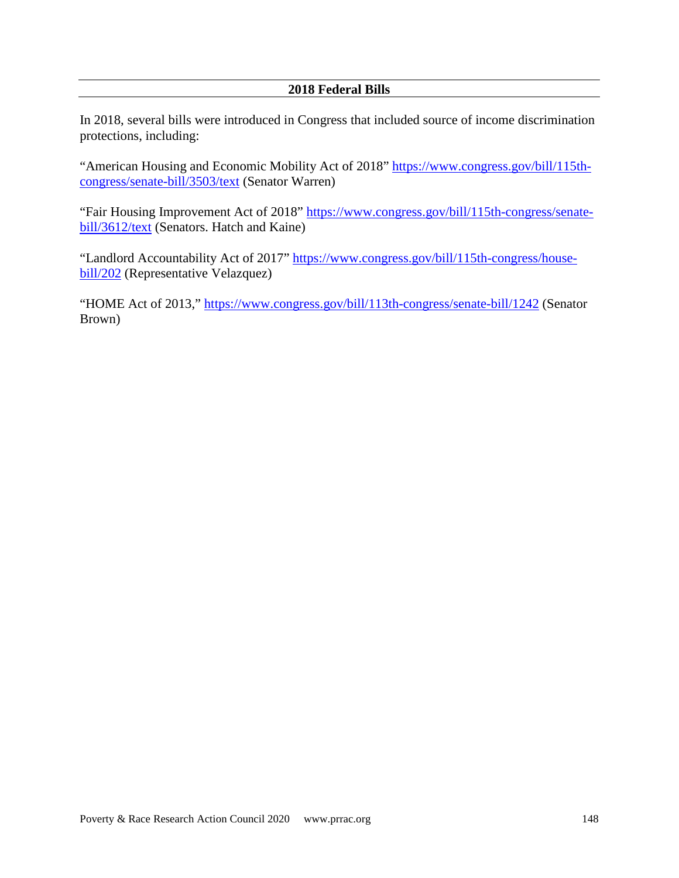## 2018 Federal Bills

In 2018, several bills were introduced in Congress that included source of income discrimination protections, including:

"American Housing and Economic Mobility Act of 2018" https://www.congress.gov/bill/115th-congress/senate-bill/3503/text (Senator Warren)

"Fair Housing Improvement Act of 2018" https://www.congress.gov/bill/115th-congress/senate-bill/3612/text (Senators. Hatch and Kaine)

"Landlord Accountability Act of 2017" https://www.congress.gov/bill/115th-congress/house-bill/202 (Representative Velazquez)

"HOME Act of 2013," https://www.congress.gov/bill/113th-congress/senate-bill/1242 (Senator Brown)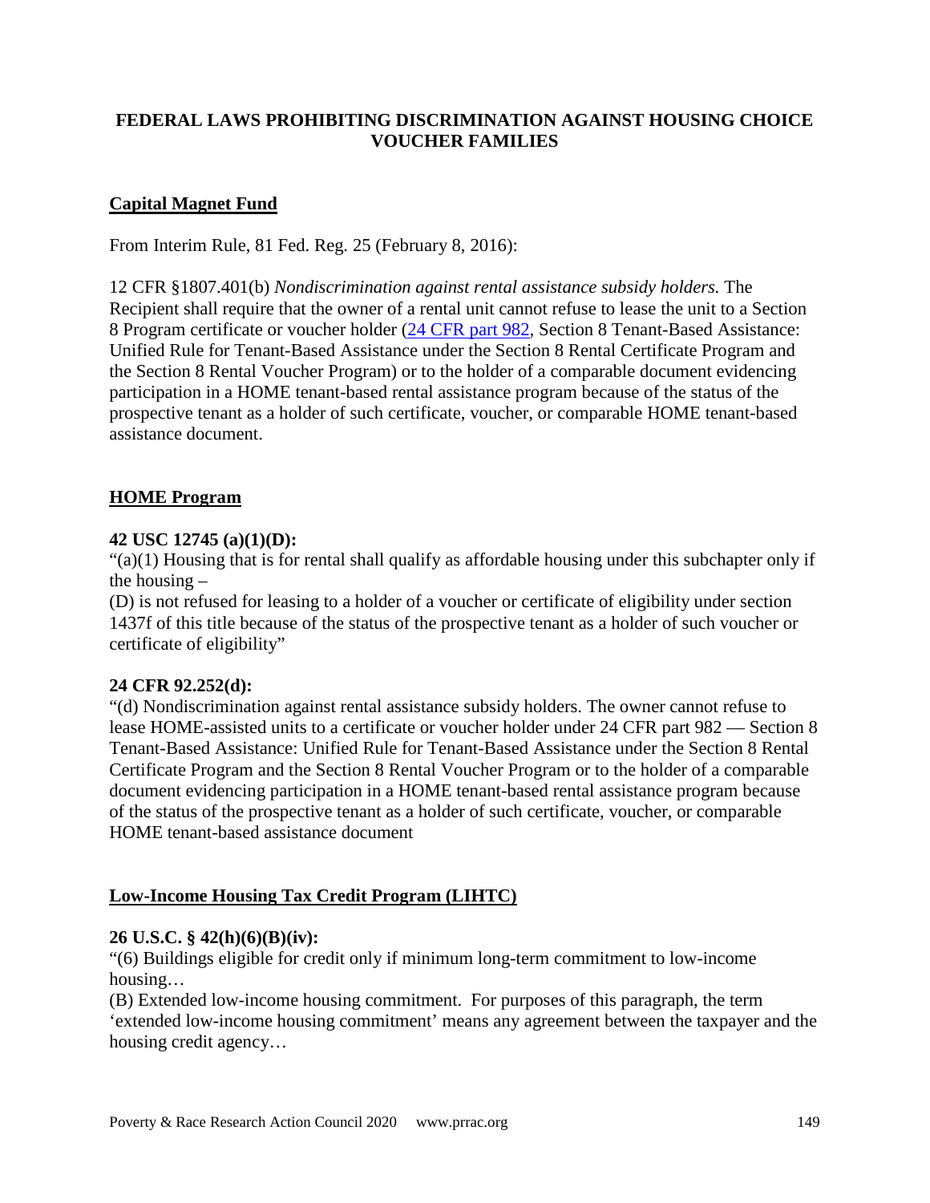# FEDERAL LAWS PROHIBITING DISCRIMINATION AGAINST HOUSING CHOICE VOUCHER FAMILIES

## Capital Magnet Fund

From Interim Rule, 81 Fed. Reg. 25 (February 8, 2016):

12 CFR §1807.401(b) *Nondiscrimination against rental assistance subsidy holders.* The Recipient shall require that the owner of a rental unit cannot refuse to lease the unit to a Section 8 Program certificate or voucher holder (24 CFR part 982, Section 8 Tenant-Based Assistance: Unified Rule for Tenant-Based Assistance under the Section 8 Rental Certificate Program and the Section 8 Rental Voucher Program) or to the holder of a comparable document evidencing participation in a HOME tenant-based rental assistance program because of the status of the prospective tenant as a holder of such certificate, voucher, or comparable HOME tenant-based assistance document.

## HOME Program

**42 USC 12745 (a)(1)(D):**

"(a)(1) Housing that is for rental shall qualify as affordable housing under this subchapter only if the housing –

(D) is not refused for leasing to a holder of a voucher or certificate of eligibility under section 1437f of this title because of the status of the prospective tenant as a holder of such voucher or certificate of eligibility"

**24 CFR 92.252(d):**

"(d) Nondiscrimination against rental assistance subsidy holders. The owner cannot refuse to lease HOME-assisted units to a certificate or voucher holder under 24 CFR part 982 — Section 8 Tenant-Based Assistance: Unified Rule for Tenant-Based Assistance under the Section 8 Rental Certificate Program and the Section 8 Rental Voucher Program or to the holder of a comparable document evidencing participation in a HOME tenant-based rental assistance program because of the status of the prospective tenant as a holder of such certificate, voucher, or comparable HOME tenant-based assistance document

## Low-Income Housing Tax Credit Program (LIHTC)

**26 U.S.C. § 42(h)(6)(B)(iv):**

"(6) Buildings eligible for credit only if minimum long-term commitment to low-income housing…

(B) Extended low-income housing commitment. For purposes of this paragraph, the term 'extended low-income housing commitment' means any agreement between the taxpayer and the housing credit agency…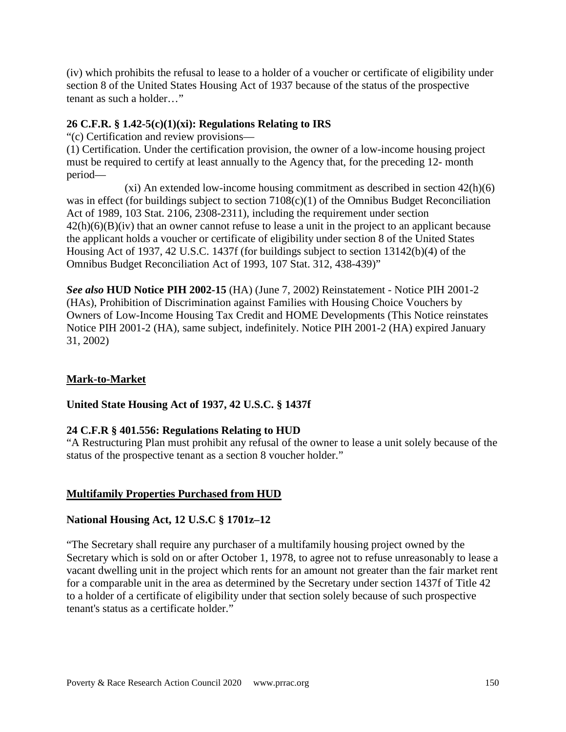(iv) which prohibits the refusal to lease to a holder of a voucher or certificate of eligibility under section 8 of the United States Housing Act of 1937 because of the status of the prospective tenant as such a holder…"

**26 C.F.R. § 1.42-5(c)(1)(xi): Regulations Relating to IRS**

"(c) Certification and review provisions—

(1) Certification. Under the certification provision, the owner of a low-income housing project must be required to certify at least annually to the Agency that, for the preceding 12- month period—

(xi) An extended low-income housing commitment as described in section 42(h)(6) was in effect (for buildings subject to section 7108(c)(1) of the Omnibus Budget Reconciliation Act of 1989, 103 Stat. 2106, 2308-2311), including the requirement under section 42(h)(6)(B)(iv) that an owner cannot refuse to lease a unit in the project to an applicant because the applicant holds a voucher or certificate of eligibility under section 8 of the United States Housing Act of 1937, 42 U.S.C. 1437f (for buildings subject to section 13142(b)(4) of the Omnibus Budget Reconciliation Act of 1993, 107 Stat. 312, 438-439)"

***See also*** **HUD Notice PIH 2002-15** (HA) (June 7, 2002) Reinstatement - Notice PIH 2001-2 (HAs), Prohibition of Discrimination against Families with Housing Choice Vouchers by Owners of Low-Income Housing Tax Credit and HOME Developments (This Notice reinstates Notice PIH 2001-2 (HA), same subject, indefinitely. Notice PIH 2001-2 (HA) expired January 31, 2002)

## Mark-to-Market

**United State Housing Act of 1937, 42 U.S.C. § 1437f**

**24 C.F.R § 401.556: Regulations Relating to HUD**

"A Restructuring Plan must prohibit any refusal of the owner to lease a unit solely because of the status of the prospective tenant as a section 8 voucher holder."

## Multifamily Properties Purchased from HUD

**National Housing Act, 12 U.S.C § 1701z–12**

"The Secretary shall require any purchaser of a multifamily housing project owned by the Secretary which is sold on or after October 1, 1978, to agree not to refuse unreasonably to lease a vacant dwelling unit in the project which rents for an amount not greater than the fair market rent for a comparable unit in the area as determined by the Secretary under section 1437f of Title 42 to a holder of a certificate of eligibility under that section solely because of such prospective tenant's status as a certificate holder."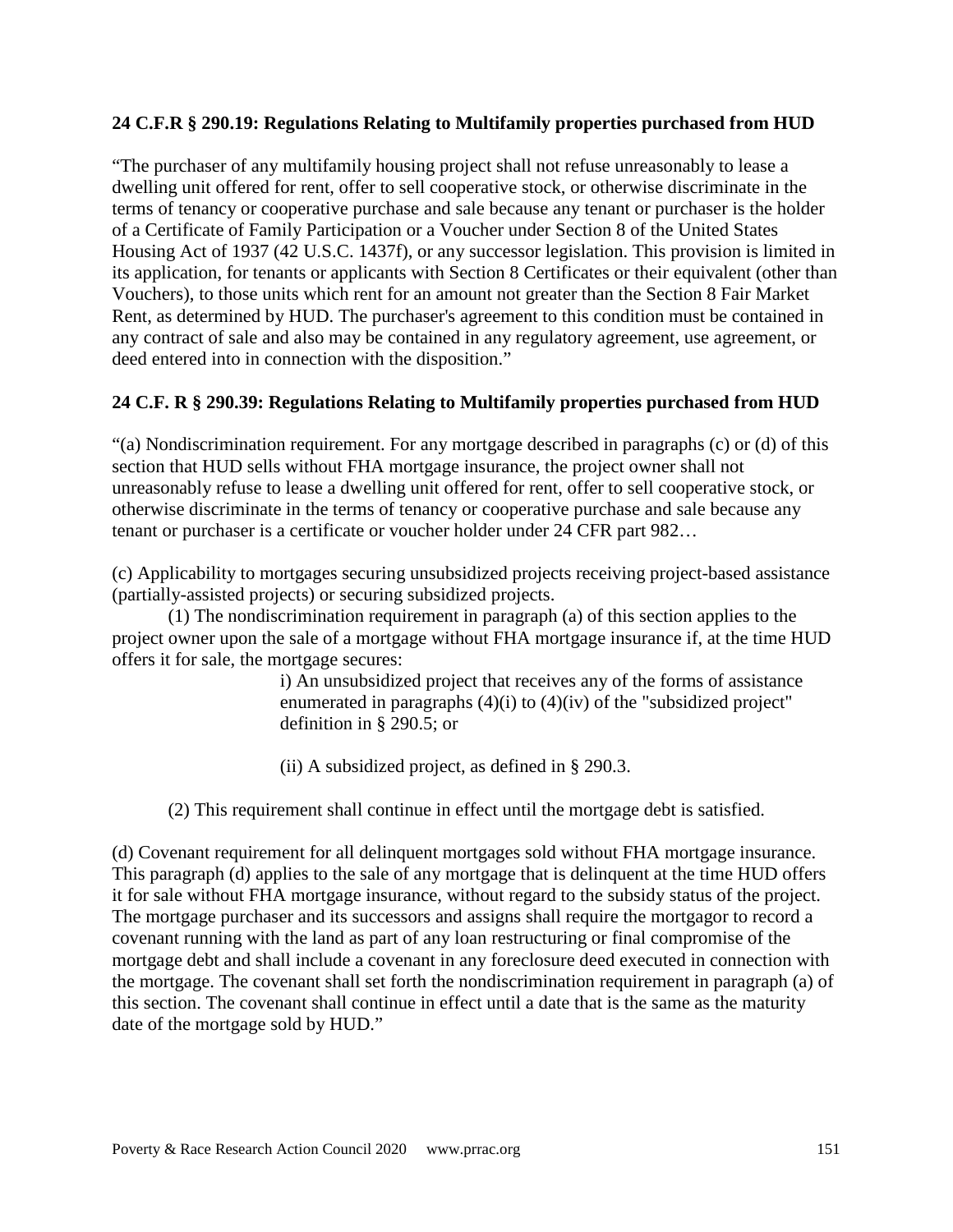**24 C.F.R § 290.19: Regulations Relating to Multifamily properties purchased from HUD**

"The purchaser of any multifamily housing project shall not refuse unreasonably to lease a dwelling unit offered for rent, offer to sell cooperative stock, or otherwise discriminate in the terms of tenancy or cooperative purchase and sale because any tenant or purchaser is the holder of a Certificate of Family Participation or a Voucher under Section 8 of the United States Housing Act of 1937 (42 U.S.C. 1437f), or any successor legislation. This provision is limited in its application, for tenants or applicants with Section 8 Certificates or their equivalent (other than Vouchers), to those units which rent for an amount not greater than the Section 8 Fair Market Rent, as determined by HUD. The purchaser's agreement to this condition must be contained in any contract of sale and also may be contained in any regulatory agreement, use agreement, or deed entered into in connection with the disposition."

**24 C.F. R § 290.39: Regulations Relating to Multifamily properties purchased from HUD**

"(a) Nondiscrimination requirement. For any mortgage described in paragraphs (c) or (d) of this section that HUD sells without FHA mortgage insurance, the project owner shall not unreasonably refuse to lease a dwelling unit offered for rent, offer to sell cooperative stock, or otherwise discriminate in the terms of tenancy or cooperative purchase and sale because any tenant or purchaser is a certificate or voucher holder under 24 CFR part 982…

(c) Applicability to mortgages securing unsubsidized projects receiving project-based assistance (partially-assisted projects) or securing subsidized projects.

(1) The nondiscrimination requirement in paragraph (a) of this section applies to the project owner upon the sale of a mortgage without FHA mortgage insurance if, at the time HUD offers it for sale, the mortgage secures:

i) An unsubsidized project that receives any of the forms of assistance enumerated in paragraphs (4)(i) to (4)(iv) of the "subsidized project" definition in § 290.5; or

(ii) A subsidized project, as defined in § 290.3.

(2) This requirement shall continue in effect until the mortgage debt is satisfied.

(d) Covenant requirement for all delinquent mortgages sold without FHA mortgage insurance. This paragraph (d) applies to the sale of any mortgage that is delinquent at the time HUD offers it for sale without FHA mortgage insurance, without regard to the subsidy status of the project. The mortgage purchaser and its successors and assigns shall require the mortgagor to record a covenant running with the land as part of any loan restructuring or final compromise of the mortgage debt and shall include a covenant in any foreclosure deed executed in connection with the mortgage. The covenant shall set forth the nondiscrimination requirement in paragraph (a) of this section. The covenant shall continue in effect until a date that is the same as the maturity date of the mortgage sold by HUD."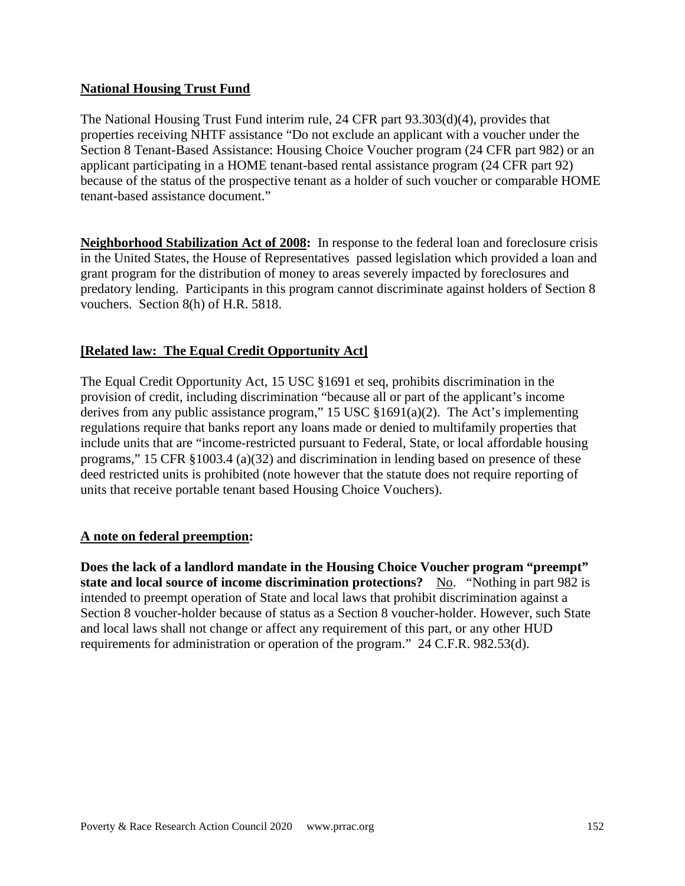**National Housing Trust Fund**

The National Housing Trust Fund interim rule, 24 CFR part 93.303(d)(4), provides that properties receiving NHTF assistance "Do not exclude an applicant with a voucher under the Section 8 Tenant-Based Assistance: Housing Choice Voucher program (24 CFR part 982) or an applicant participating in a HOME tenant-based rental assistance program (24 CFR part 92) because of the status of the prospective tenant as a holder of such voucher or comparable HOME tenant-based assistance document."

**Neighborhood Stabilization Act of 2008:** In response to the federal loan and foreclosure crisis in the United States, the House of Representatives passed legislation which provided a loan and grant program for the distribution of money to areas severely impacted by foreclosures and predatory lending. Participants in this program cannot discriminate against holders of Section 8 vouchers. Section 8(h) of H.R. 5818.

**[Related law: The Equal Credit Opportunity Act]**

The Equal Credit Opportunity Act, 15 USC §1691 et seq, prohibits discrimination in the provision of credit, including discrimination "because all or part of the applicant's income derives from any public assistance program," 15 USC §1691(a)(2). The Act's implementing regulations require that banks report any loans made or denied to multifamily properties that include units that are "income-restricted pursuant to Federal, State, or local affordable housing programs," 15 CFR §1003.4 (a)(32) and discrimination in lending based on presence of these deed restricted units is prohibited (note however that the statute does not require reporting of units that receive portable tenant based Housing Choice Vouchers).

**A note on federal preemption:**

**Does the lack of a landlord mandate in the Housing Choice Voucher program "preempt" state and local source of income discrimination protections?** No. "Nothing in part 982 is intended to preempt operation of State and local laws that prohibit discrimination against a Section 8 voucher-holder because of status as a Section 8 voucher-holder. However, such State and local laws shall not change or affect any requirement of this part, or any other HUD requirements for administration or operation of the program." 24 C.F.R. 982.53(d).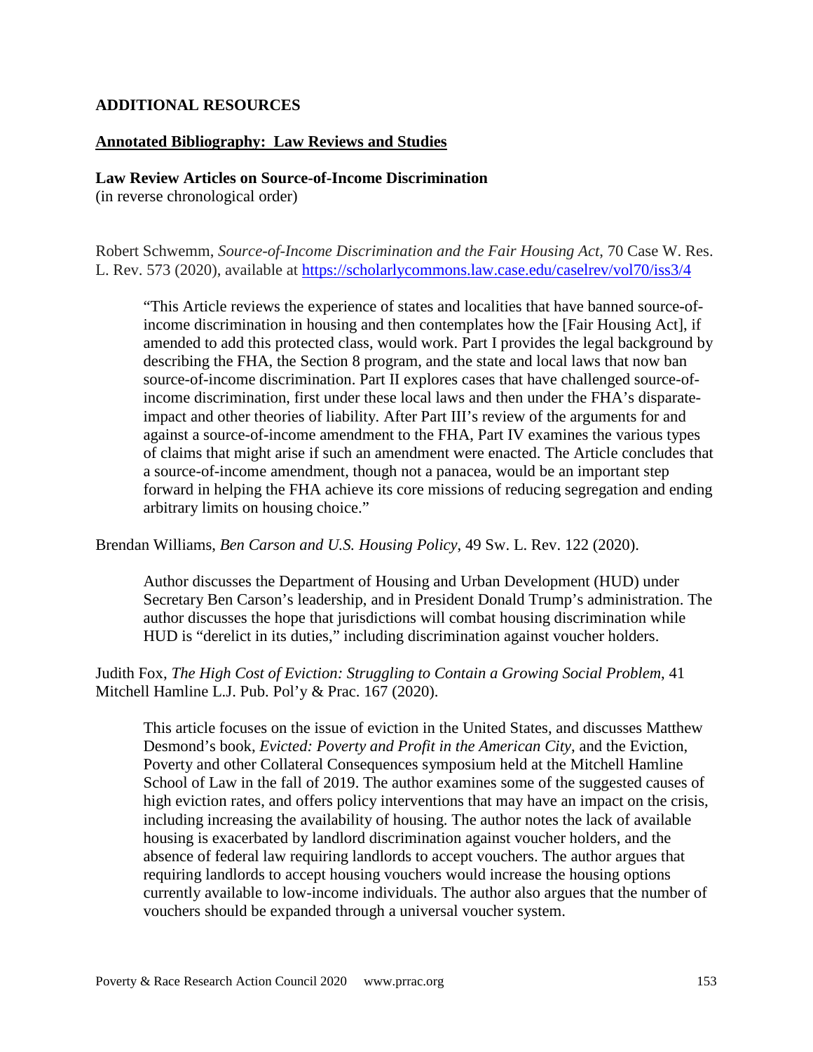## ADDITIONAL RESOURCES

### Annotated Bibliography: Law Reviews and Studies

**Law Review Articles on Source-of-Income Discrimination**
(in reverse chronological order)

Robert Schwemm, *Source-of-Income Discrimination and the Fair Housing Act*, 70 Case W. Res. L. Rev. 573 (2020), available at https://scholarlycommons.law.case.edu/caselrev/vol70/iss3/4

> "This Article reviews the experience of states and localities that have banned source-of-income discrimination in housing and then contemplates how the [Fair Housing Act], if amended to add this protected class, would work. Part I provides the legal background by describing the FHA, the Section 8 program, and the state and local laws that now ban source-of-income discrimination. Part II explores cases that have challenged source-of-income discrimination, first under these local laws and then under the FHA's disparate-impact and other theories of liability. After Part III's review of the arguments for and against a source-of-income amendment to the FHA, Part IV examines the various types of claims that might arise if such an amendment were enacted. The Article concludes that a source-of-income amendment, though not a panacea, would be an important step forward in helping the FHA achieve its core missions of reducing segregation and ending arbitrary limits on housing choice."

Brendan Williams, *Ben Carson and U.S. Housing Policy*, 49 Sw. L. Rev. 122 (2020).

> Author discusses the Department of Housing and Urban Development (HUD) under Secretary Ben Carson's leadership, and in President Donald Trump's administration. The author discusses the hope that jurisdictions will combat housing discrimination while HUD is "derelict in its duties," including discrimination against voucher holders.

Judith Fox, *The High Cost of Eviction: Struggling to Contain a Growing Social Problem*, 41 Mitchell Hamline L.J. Pub. Pol'y & Prac. 167 (2020).

> This article focuses on the issue of eviction in the United States, and discusses Matthew Desmond's book, *Evicted: Poverty and Profit in the American City*, and the Eviction, Poverty and other Collateral Consequences symposium held at the Mitchell Hamline School of Law in the fall of 2019. The author examines some of the suggested causes of high eviction rates, and offers policy interventions that may have an impact on the crisis, including increasing the availability of housing. The author notes the lack of available housing is exacerbated by landlord discrimination against voucher holders, and the absence of federal law requiring landlords to accept vouchers. The author argues that requiring landlords to accept housing vouchers would increase the housing options currently available to low-income individuals. The author also argues that the number of vouchers should be expanded through a universal voucher system.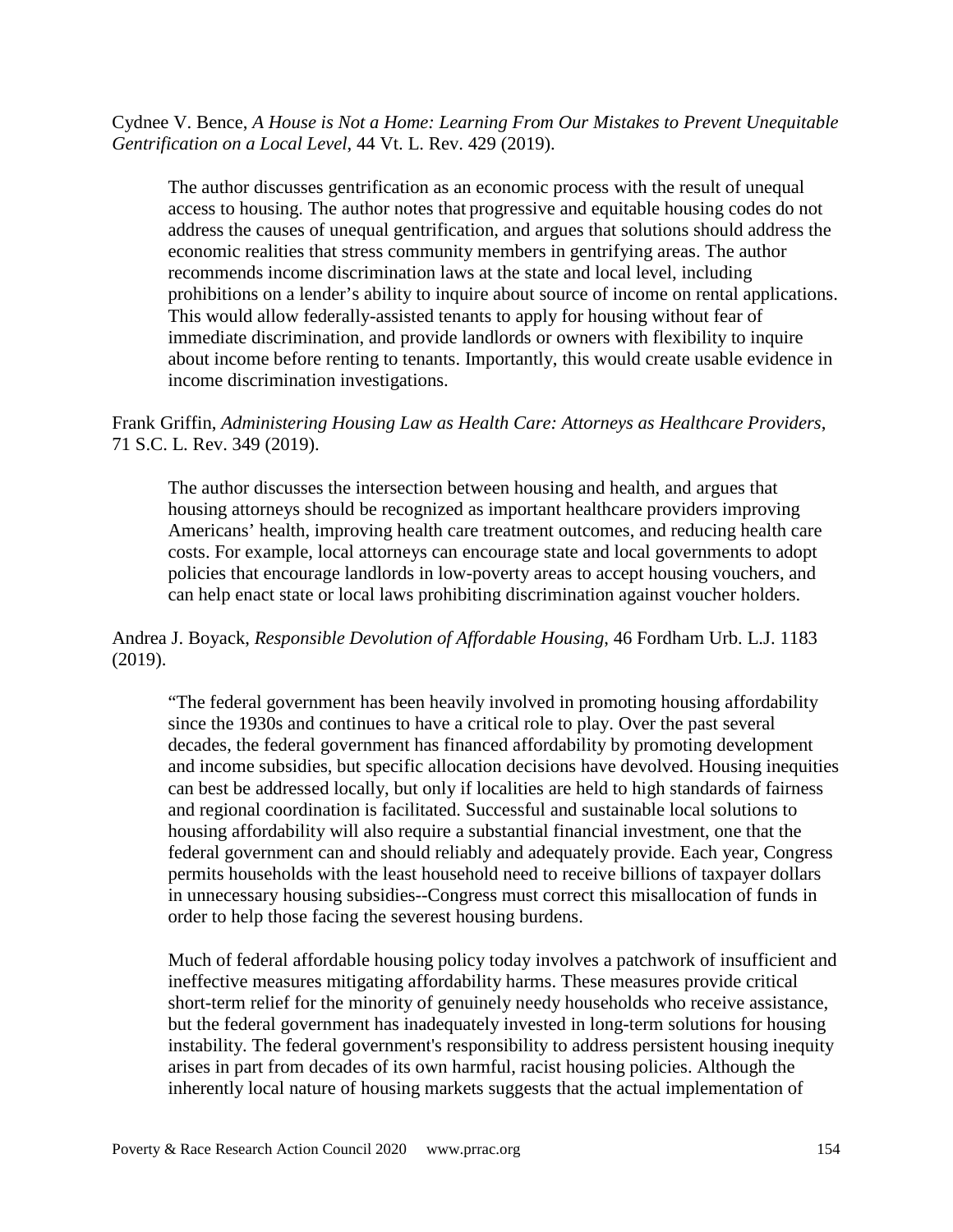Cydnee V. Bence, *A House is Not a Home: Learning From Our Mistakes to Prevent Unequitable Gentrification on a Local Level*, 44 Vt. L. Rev. 429 (2019).

> The author discusses gentrification as an economic process with the result of unequal access to housing. The author notes that progressive and equitable housing codes do not address the causes of unequal gentrification, and argues that solutions should address the economic realities that stress community members in gentrifying areas. The author recommends income discrimination laws at the state and local level, including prohibitions on a lender's ability to inquire about source of income on rental applications. This would allow federally-assisted tenants to apply for housing without fear of immediate discrimination, and provide landlords or owners with flexibility to inquire about income before renting to tenants. Importantly, this would create usable evidence in income discrimination investigations.

Frank Griffin, *Administering Housing Law as Health Care: Attorneys as Healthcare Providers*, 71 S.C. L. Rev. 349 (2019).

> The author discusses the intersection between housing and health, and argues that housing attorneys should be recognized as important healthcare providers improving Americans' health, improving health care treatment outcomes, and reducing health care costs. For example, local attorneys can encourage state and local governments to adopt policies that encourage landlords in low-poverty areas to accept housing vouchers, and can help enact state or local laws prohibiting discrimination against voucher holders.

Andrea J. Boyack, *Responsible Devolution of Affordable Housing*, 46 Fordham Urb. L.J. 1183 (2019).

> "The federal government has been heavily involved in promoting housing affordability since the 1930s and continues to have a critical role to play. Over the past several decades, the federal government has financed affordability by promoting development and income subsidies, but specific allocation decisions have devolved. Housing inequities can best be addressed locally, but only if localities are held to high standards of fairness and regional coordination is facilitated. Successful and sustainable local solutions to housing affordability will also require a substantial financial investment, one that the federal government can and should reliably and adequately provide. Each year, Congress permits households with the least household need to receive billions of taxpayer dollars in unnecessary housing subsidies--Congress must correct this misallocation of funds in order to help those facing the severest housing burdens.
>
> Much of federal affordable housing policy today involves a patchwork of insufficient and ineffective measures mitigating affordability harms. These measures provide critical short-term relief for the minority of genuinely needy households who receive assistance, but the federal government has inadequately invested in long-term solutions for housing instability. The federal government's responsibility to address persistent housing inequity arises in part from decades of its own harmful, racist housing policies. Although the inherently local nature of housing markets suggests that the actual implementation of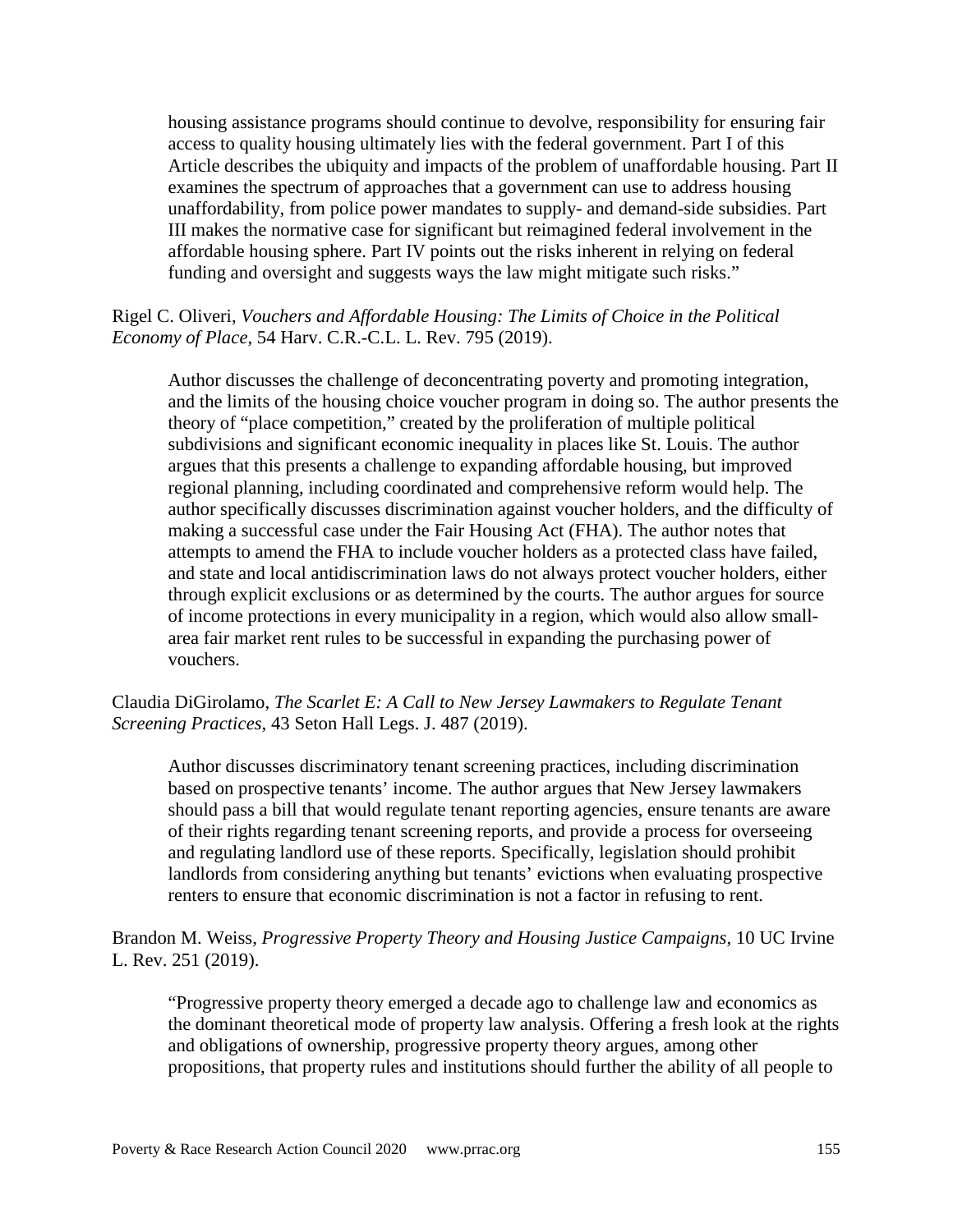housing assistance programs should continue to devolve, responsibility for ensuring fair access to quality housing ultimately lies with the federal government. Part I of this Article describes the ubiquity and impacts of the problem of unaffordable housing. Part II examines the spectrum of approaches that a government can use to address housing unaffordability, from police power mandates to supply- and demand-side subsidies. Part III makes the normative case for significant but reimagined federal involvement in the affordable housing sphere. Part IV points out the risks inherent in relying on federal funding and oversight and suggests ways the law might mitigate such risks."

Rigel C. Oliveri, *Vouchers and Affordable Housing: The Limits of Choice in the Political Economy of Place*, 54 Harv. C.R.-C.L. L. Rev. 795 (2019).

> Author discusses the challenge of deconcentrating poverty and promoting integration, and the limits of the housing choice voucher program in doing so. The author presents the theory of "place competition," created by the proliferation of multiple political subdivisions and significant economic inequality in places like St. Louis. The author argues that this presents a challenge to expanding affordable housing, but improved regional planning, including coordinated and comprehensive reform would help. The author specifically discusses discrimination against voucher holders, and the difficulty of making a successful case under the Fair Housing Act (FHA). The author notes that attempts to amend the FHA to include voucher holders as a protected class have failed, and state and local antidiscrimination laws do not always protect voucher holders, either through explicit exclusions or as determined by the courts. The author argues for source of income protections in every municipality in a region, which would also allow small-area fair market rent rules to be successful in expanding the purchasing power of vouchers.

Claudia DiGirolamo, *The Scarlet E: A Call to New Jersey Lawmakers to Regulate Tenant Screening Practices*, 43 Seton Hall Legs. J. 487 (2019).

> Author discusses discriminatory tenant screening practices, including discrimination based on prospective tenants' income. The author argues that New Jersey lawmakers should pass a bill that would regulate tenant reporting agencies, ensure tenants are aware of their rights regarding tenant screening reports, and provide a process for overseeing and regulating landlord use of these reports. Specifically, legislation should prohibit landlords from considering anything but tenants' evictions when evaluating prospective renters to ensure that economic discrimination is not a factor in refusing to rent.

Brandon M. Weiss, *Progressive Property Theory and Housing Justice Campaigns*, 10 UC Irvine L. Rev. 251 (2019).

> "Progressive property theory emerged a decade ago to challenge law and economics as the dominant theoretical mode of property law analysis. Offering a fresh look at the rights and obligations of ownership, progressive property theory argues, among other propositions, that property rules and institutions should further the ability of all people to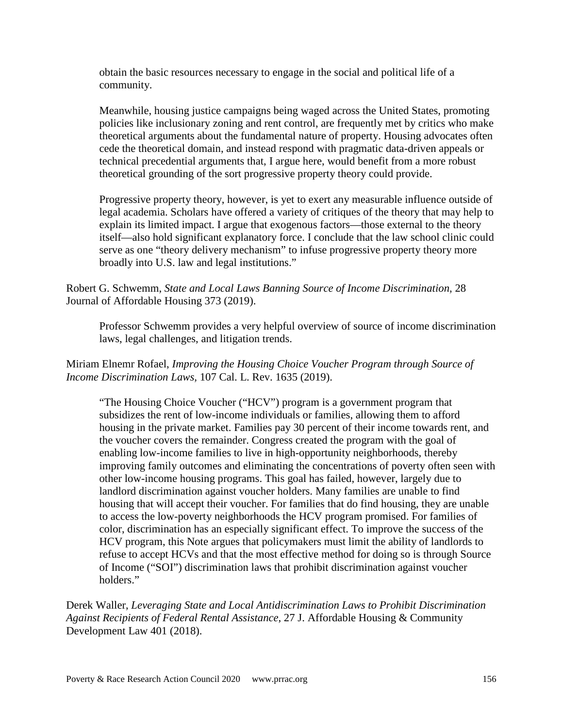> obtain the basic resources necessary to engage in the social and political life of a community.
>
> Meanwhile, housing justice campaigns being waged across the United States, promoting policies like inclusionary zoning and rent control, are frequently met by critics who make theoretical arguments about the fundamental nature of property. Housing advocates often cede the theoretical domain, and instead respond with pragmatic data-driven appeals or technical precedential arguments that, I argue here, would benefit from a more robust theoretical grounding of the sort progressive property theory could provide.
>
> Progressive property theory, however, is yet to exert any measurable influence outside of legal academia. Scholars have offered a variety of critiques of the theory that may help to explain its limited impact. I argue that exogenous factors—those external to the theory itself—also hold significant explanatory force. I conclude that the law school clinic could serve as one "theory delivery mechanism" to infuse progressive property theory more broadly into U.S. law and legal institutions."

Robert G. Schwemm, *State and Local Laws Banning Source of Income Discrimination*, 28 Journal of Affordable Housing 373 (2019).

> Professor Schwemm provides a very helpful overview of source of income discrimination laws, legal challenges, and litigation trends.

Miriam Elnemr Rofael, *Improving the Housing Choice Voucher Program through Source of Income Discrimination Laws*, 107 Cal. L. Rev. 1635 (2019).

> "The Housing Choice Voucher ("HCV") program is a government program that subsidizes the rent of low-income individuals or families, allowing them to afford housing in the private market. Families pay 30 percent of their income towards rent, and the voucher covers the remainder. Congress created the program with the goal of enabling low-income families to live in high-opportunity neighborhoods, thereby improving family outcomes and eliminating the concentrations of poverty often seen with other low-income housing programs. This goal has failed, however, largely due to landlord discrimination against voucher holders. Many families are unable to find housing that will accept their voucher. For families that do find housing, they are unable to access the low-poverty neighborhoods the HCV program promised. For families of color, discrimination has an especially significant effect. To improve the success of the HCV program, this Note argues that policymakers must limit the ability of landlords to refuse to accept HCVs and that the most effective method for doing so is through Source of Income ("SOI") discrimination laws that prohibit discrimination against voucher holders."

Derek Waller, *Leveraging State and Local Antidiscrimination Laws to Prohibit Discrimination Against Recipients of Federal Rental Assistance*, 27 J. Affordable Housing & Community Development Law 401 (2018).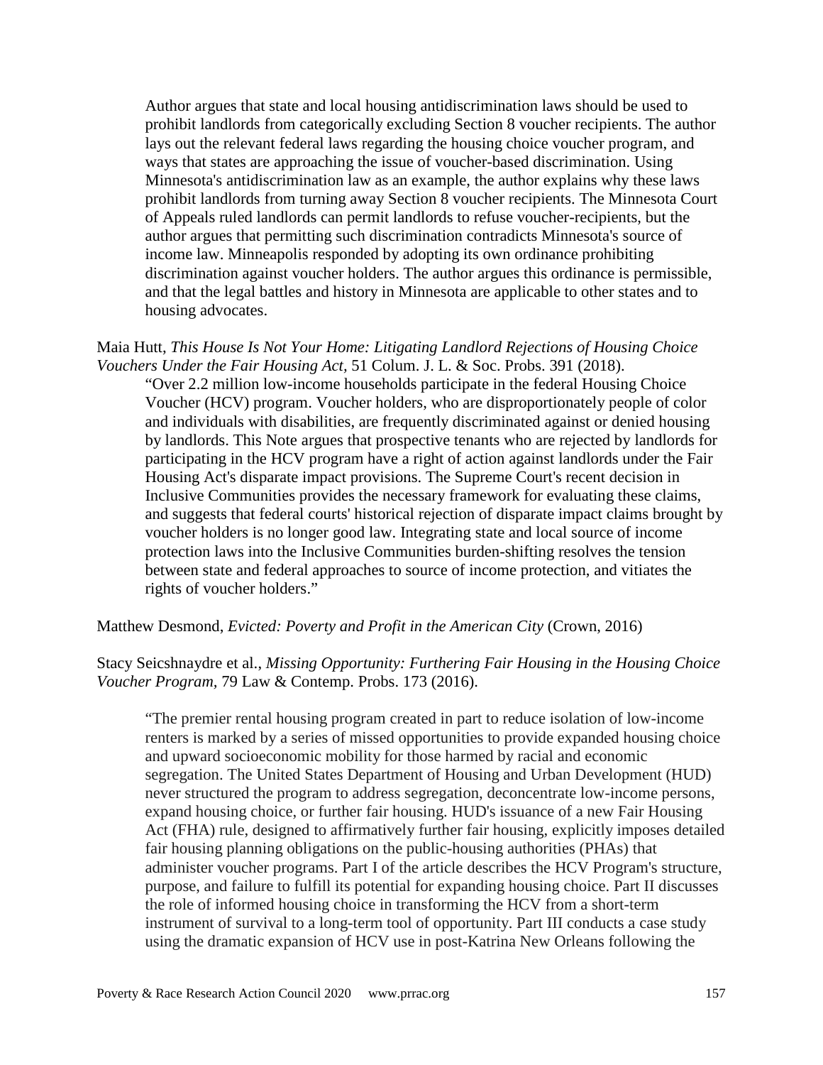Author argues that state and local housing antidiscrimination laws should be used to prohibit landlords from categorically excluding Section 8 voucher recipients. The author lays out the relevant federal laws regarding the housing choice voucher program, and ways that states are approaching the issue of voucher-based discrimination. Using Minnesota's antidiscrimination law as an example, the author explains why these laws prohibit landlords from turning away Section 8 voucher recipients. The Minnesota Court of Appeals ruled landlords can permit landlords to refuse voucher-recipients, but the author argues that permitting such discrimination contradicts Minnesota's source of income law. Minneapolis responded by adopting its own ordinance prohibiting discrimination against voucher holders. The author argues this ordinance is permissible, and that the legal battles and history in Minnesota are applicable to other states and to housing advocates.

Maia Hutt, *This House Is Not Your Home: Litigating Landlord Rejections of Housing Choice Vouchers Under the Fair Housing Act*, 51 Colum. J. L. & Soc. Probs. 391 (2018).

> "Over 2.2 million low-income households participate in the federal Housing Choice Voucher (HCV) program. Voucher holders, who are disproportionately people of color and individuals with disabilities, are frequently discriminated against or denied housing by landlords. This Note argues that prospective tenants who are rejected by landlords for participating in the HCV program have a right of action against landlords under the Fair Housing Act's disparate impact provisions. The Supreme Court's recent decision in Inclusive Communities provides the necessary framework for evaluating these claims, and suggests that federal courts' historical rejection of disparate impact claims brought by voucher holders is no longer good law. Integrating state and local source of income protection laws into the Inclusive Communities burden-shifting resolves the tension between state and federal approaches to source of income protection, and vitiates the rights of voucher holders."

Matthew Desmond, *Evicted: Poverty and Profit in the American City* (Crown, 2016)

Stacy Seicshnaydre et al., *Missing Opportunity: Furthering Fair Housing in the Housing Choice Voucher Program*, 79 Law & Contemp. Probs. 173 (2016).

> "The premier rental housing program created in part to reduce isolation of low-income renters is marked by a series of missed opportunities to provide expanded housing choice and upward socioeconomic mobility for those harmed by racial and economic segregation. The United States Department of Housing and Urban Development (HUD) never structured the program to address segregation, deconcentrate low-income persons, expand housing choice, or further fair housing. HUD's issuance of a new Fair Housing Act (FHA) rule, designed to affirmatively further fair housing, explicitly imposes detailed fair housing planning obligations on the public-housing authorities (PHAs) that administer voucher programs. Part I of the article describes the HCV Program's structure, purpose, and failure to fulfill its potential for expanding housing choice. Part II discusses the role of informed housing choice in transforming the HCV from a short-term instrument of survival to a long-term tool of opportunity. Part III conducts a case study using the dramatic expansion of HCV use in post-Katrina New Orleans following the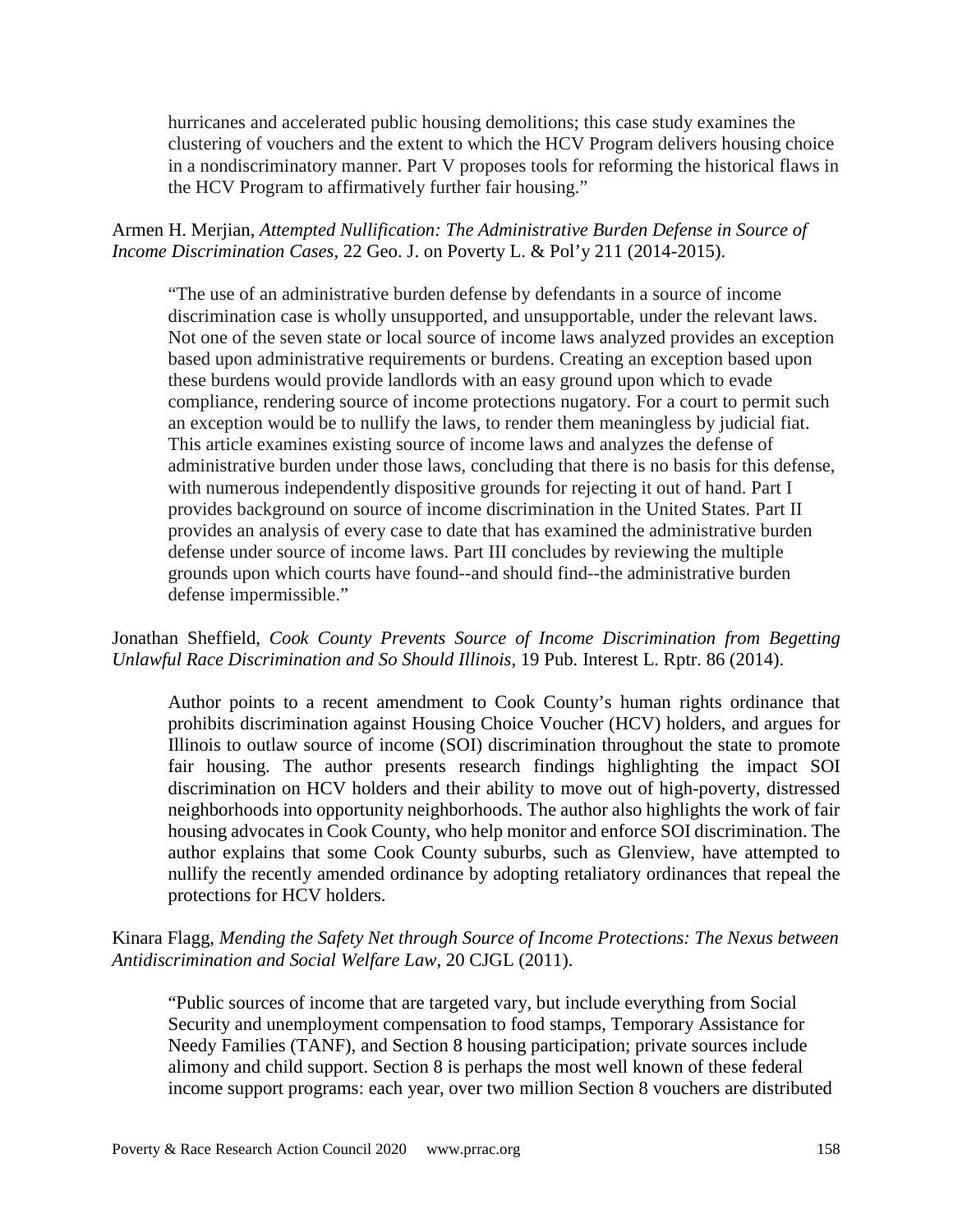hurricanes and accelerated public housing demolitions; this case study examines the clustering of vouchers and the extent to which the HCV Program delivers housing choice in a nondiscriminatory manner. Part V proposes tools for reforming the historical flaws in the HCV Program to affirmatively further fair housing."

Armen H. Merjian, *Attempted Nullification: The Administrative Burden Defense in Source of Income Discrimination Cases*, 22 Geo. J. on Poverty L. & Pol'y 211 (2014-2015).

> "The use of an administrative burden defense by defendants in a source of income discrimination case is wholly unsupported, and unsupportable, under the relevant laws. Not one of the seven state or local source of income laws analyzed provides an exception based upon administrative requirements or burdens. Creating an exception based upon these burdens would provide landlords with an easy ground upon which to evade compliance, rendering source of income protections nugatory. For a court to permit such an exception would be to nullify the laws, to render them meaningless by judicial fiat. This article examines existing source of income laws and analyzes the defense of administrative burden under those laws, concluding that there is no basis for this defense, with numerous independently dispositive grounds for rejecting it out of hand. Part I provides background on source of income discrimination in the United States. Part II provides an analysis of every case to date that has examined the administrative burden defense under source of income laws. Part III concludes by reviewing the multiple grounds upon which courts have found--and should find--the administrative burden defense impermissible."

Jonathan Sheffield, *Cook County Prevents Source of Income Discrimination from Begetting Unlawful Race Discrimination and So Should Illinois*, 19 Pub. Interest L. Rptr. 86 (2014).

> Author points to a recent amendment to Cook County's human rights ordinance that prohibits discrimination against Housing Choice Voucher (HCV) holders, and argues for Illinois to outlaw source of income (SOI) discrimination throughout the state to promote fair housing. The author presents research findings highlighting the impact SOI discrimination on HCV holders and their ability to move out of high-poverty, distressed neighborhoods into opportunity neighborhoods. The author also highlights the work of fair housing advocates in Cook County, who help monitor and enforce SOI discrimination. The author explains that some Cook County suburbs, such as Glenview, have attempted to nullify the recently amended ordinance by adopting retaliatory ordinances that repeal the protections for HCV holders.

Kinara Flagg, *Mending the Safety Net through Source of Income Protections: The Nexus between Antidiscrimination and Social Welfare Law*, 20 CJGL (2011).

> "Public sources of income that are targeted vary, but include everything from Social Security and unemployment compensation to food stamps, Temporary Assistance for Needy Families (TANF), and Section 8 housing participation; private sources include alimony and child support. Section 8 is perhaps the most well known of these federal income support programs: each year, over two million Section 8 vouchers are distributed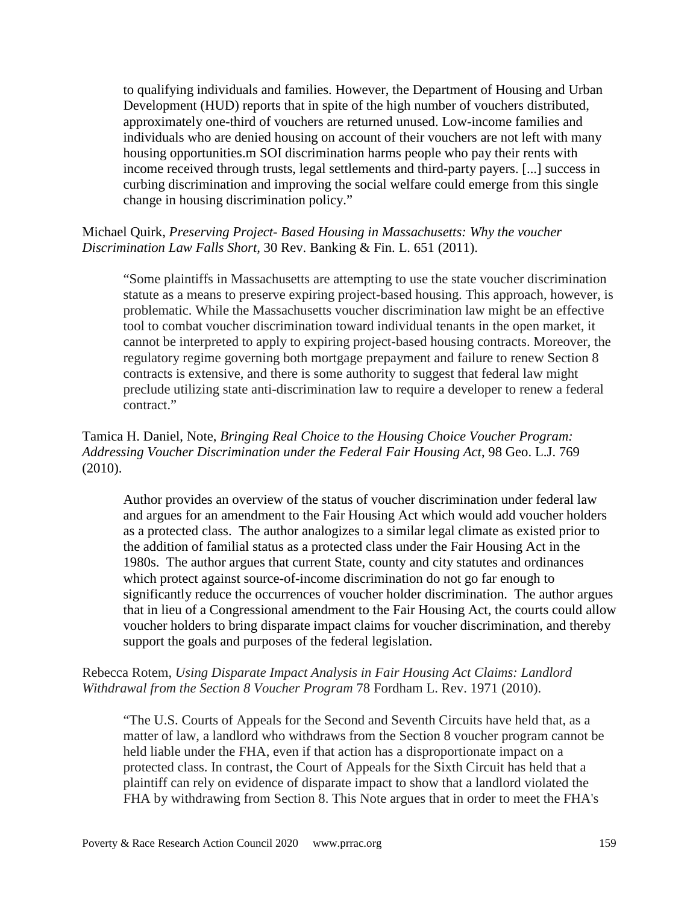to qualifying individuals and families. However, the Department of Housing and Urban Development (HUD) reports that in spite of the high number of vouchers distributed, approximately one-third of vouchers are returned unused. Low-income families and individuals who are denied housing on account of their vouchers are not left with many housing opportunities.m SOI discrimination harms people who pay their rents with income received through trusts, legal settlements and third-party payers. [...] success in curbing discrimination and improving the social welfare could emerge from this single change in housing discrimination policy."

Michael Quirk, *Preserving Project- Based Housing in Massachusetts: Why the voucher Discrimination Law Falls Short*, 30 Rev. Banking & Fin. L. 651 (2011).

> "Some plaintiffs in Massachusetts are attempting to use the state voucher discrimination statute as a means to preserve expiring project-based housing. This approach, however, is problematic. While the Massachusetts voucher discrimination law might be an effective tool to combat voucher discrimination toward individual tenants in the open market, it cannot be interpreted to apply to expiring project-based housing contracts. Moreover, the regulatory regime governing both mortgage prepayment and failure to renew Section 8 contracts is extensive, and there is some authority to suggest that federal law might preclude utilizing state anti-discrimination law to require a developer to renew a federal contract."

Tamica H. Daniel, Note, *Bringing Real Choice to the Housing Choice Voucher Program: Addressing Voucher Discrimination under the Federal Fair Housing Act*, 98 Geo. L.J. 769 (2010).

> Author provides an overview of the status of voucher discrimination under federal law and argues for an amendment to the Fair Housing Act which would add voucher holders as a protected class. The author analogizes to a similar legal climate as existed prior to the addition of familial status as a protected class under the Fair Housing Act in the 1980s. The author argues that current State, county and city statutes and ordinances which protect against source-of-income discrimination do not go far enough to significantly reduce the occurrences of voucher holder discrimination. The author argues that in lieu of a Congressional amendment to the Fair Housing Act, the courts could allow voucher holders to bring disparate impact claims for voucher discrimination, and thereby support the goals and purposes of the federal legislation.

Rebecca Rotem, *Using Disparate Impact Analysis in Fair Housing Act Claims: Landlord Withdrawal from the Section 8 Voucher Program* 78 Fordham L. Rev. 1971 (2010).

> "The U.S. Courts of Appeals for the Second and Seventh Circuits have held that, as a matter of law, a landlord who withdraws from the Section 8 voucher program cannot be held liable under the FHA, even if that action has a disproportionate impact on a protected class. In contrast, the Court of Appeals for the Sixth Circuit has held that a plaintiff can rely on evidence of disparate impact to show that a landlord violated the FHA by withdrawing from Section 8. This Note argues that in order to meet the FHA's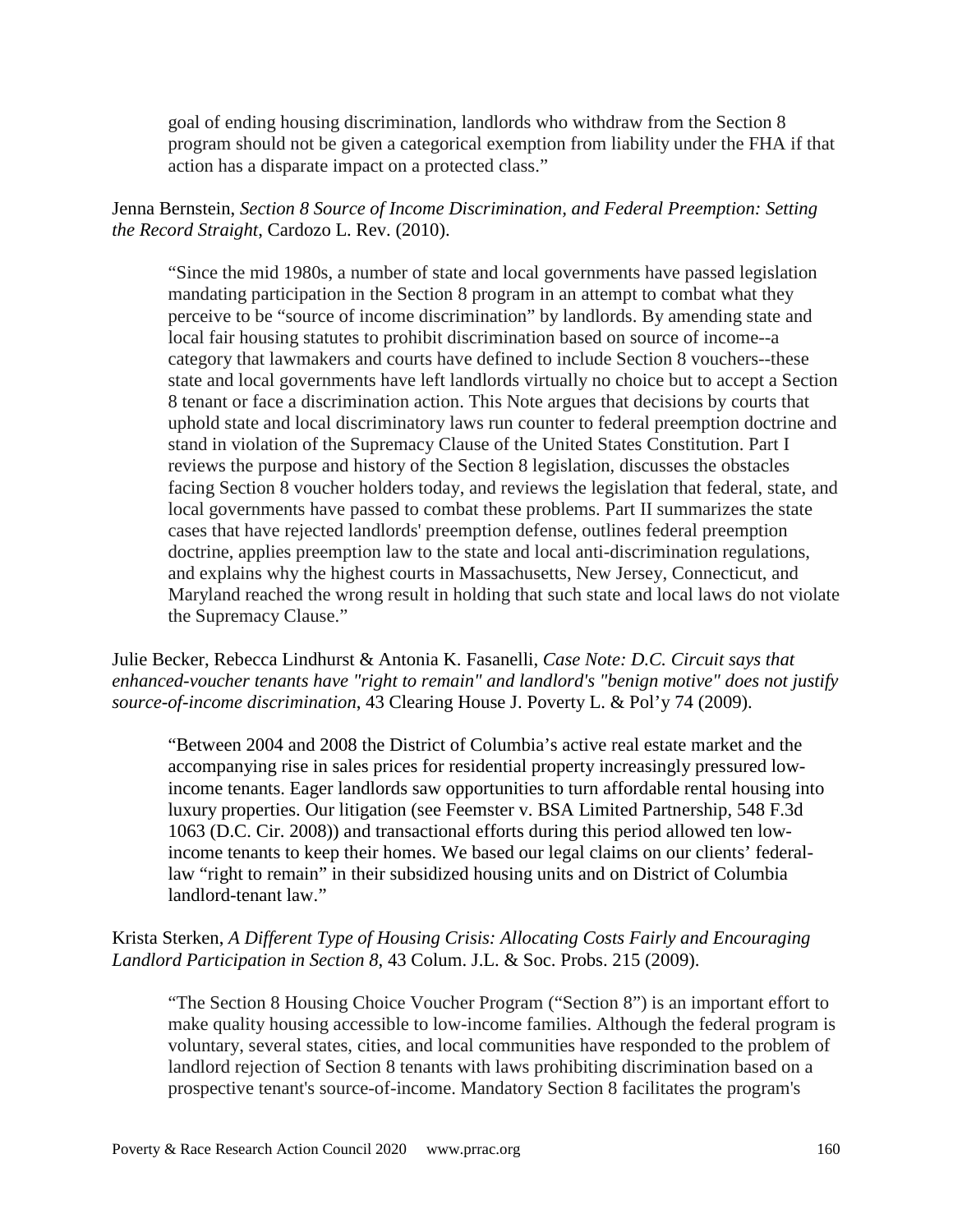goal of ending housing discrimination, landlords who withdraw from the Section 8 program should not be given a categorical exemption from liability under the FHA if that action has a disparate impact on a protected class."

Jenna Bernstein, *Section 8 Source of Income Discrimination, and Federal Preemption: Setting the Record Straight*, Cardozo L. Rev. (2010).

> "Since the mid 1980s, a number of state and local governments have passed legislation mandating participation in the Section 8 program in an attempt to combat what they perceive to be "source of income discrimination" by landlords. By amending state and local fair housing statutes to prohibit discrimination based on source of income--a category that lawmakers and courts have defined to include Section 8 vouchers--these state and local governments have left landlords virtually no choice but to accept a Section 8 tenant or face a discrimination action. This Note argues that decisions by courts that uphold state and local discriminatory laws run counter to federal preemption doctrine and stand in violation of the Supremacy Clause of the United States Constitution. Part I reviews the purpose and history of the Section 8 legislation, discusses the obstacles facing Section 8 voucher holders today, and reviews the legislation that federal, state, and local governments have passed to combat these problems. Part II summarizes the state cases that have rejected landlords' preemption defense, outlines federal preemption doctrine, applies preemption law to the state and local anti-discrimination regulations, and explains why the highest courts in Massachusetts, New Jersey, Connecticut, and Maryland reached the wrong result in holding that such state and local laws do not violate the Supremacy Clause."

Julie Becker, Rebecca Lindhurst & Antonia K. Fasanelli, *Case Note: D.C. Circuit says that enhanced-voucher tenants have "right to remain" and landlord's "benign motive" does not justify source-of-income discrimination*, 43 Clearing House J. Poverty L. & Pol'y 74 (2009).

> "Between 2004 and 2008 the District of Columbia's active real estate market and the accompanying rise in sales prices for residential property increasingly pressured low-income tenants. Eager landlords saw opportunities to turn affordable rental housing into luxury properties. Our litigation (see Feemster v. BSA Limited Partnership, 548 F.3d 1063 (D.C. Cir. 2008)) and transactional efforts during this period allowed ten low-income tenants to keep their homes. We based our legal claims on our clients' federal-law "right to remain" in their subsidized housing units and on District of Columbia landlord-tenant law."

Krista Sterken, *A Different Type of Housing Crisis: Allocating Costs Fairly and Encouraging Landlord Participation in Section 8*, 43 Colum. J.L. & Soc. Probs. 215 (2009).

> "The Section 8 Housing Choice Voucher Program ("Section 8") is an important effort to make quality housing accessible to low-income families. Although the federal program is voluntary, several states, cities, and local communities have responded to the problem of landlord rejection of Section 8 tenants with laws prohibiting discrimination based on a prospective tenant's source-of-income. Mandatory Section 8 facilitates the program's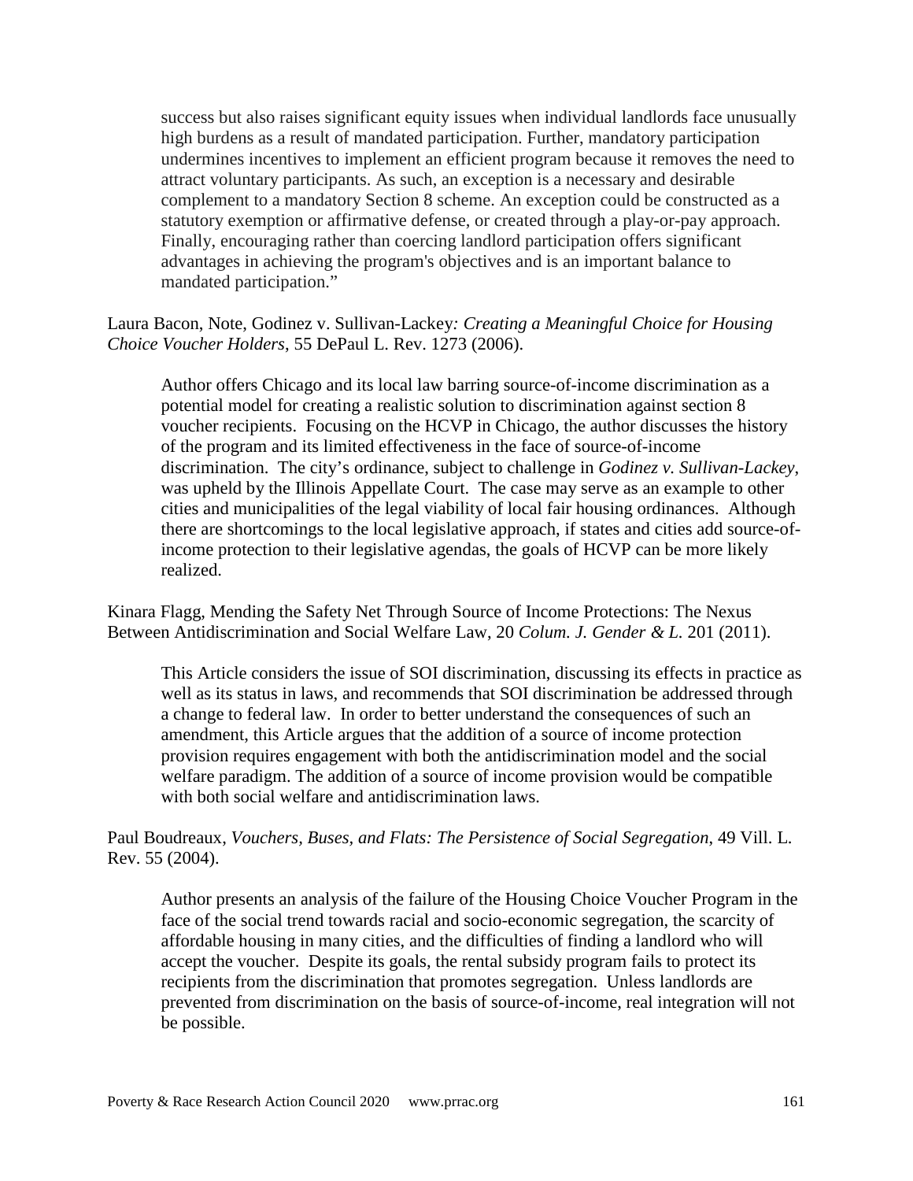> success but also raises significant equity issues when individual landlords face unusually high burdens as a result of mandated participation. Further, mandatory participation undermines incentives to implement an efficient program because it removes the need to attract voluntary participants. As such, an exception is a necessary and desirable complement to a mandatory Section 8 scheme. An exception could be constructed as a statutory exemption or affirmative defense, or created through a play-or-pay approach. Finally, encouraging rather than coercing landlord participation offers significant advantages in achieving the program's objectives and is an important balance to mandated participation."

Laura Bacon, Note, Godinez v. Sullivan-Lackey*: Creating a Meaningful Choice for Housing Choice Voucher Holders*, 55 DePaul L. Rev. 1273 (2006).

> Author offers Chicago and its local law barring source-of-income discrimination as a potential model for creating a realistic solution to discrimination against section 8 voucher recipients. Focusing on the HCVP in Chicago, the author discusses the history of the program and its limited effectiveness in the face of source-of-income discrimination. The city's ordinance, subject to challenge in *Godinez v. Sullivan-Lackey*, was upheld by the Illinois Appellate Court. The case may serve as an example to other cities and municipalities of the legal viability of local fair housing ordinances. Although there are shortcomings to the local legislative approach, if states and cities add source-of-income protection to their legislative agendas, the goals of HCVP can be more likely realized.

Kinara Flagg, Mending the Safety Net Through Source of Income Protections: The Nexus Between Antidiscrimination and Social Welfare Law, 20 *Colum. J. Gender & L.* 201 (2011).

> This Article considers the issue of SOI discrimination, discussing its effects in practice as well as its status in laws, and recommends that SOI discrimination be addressed through a change to federal law. In order to better understand the consequences of such an amendment, this Article argues that the addition of a source of income protection provision requires engagement with both the antidiscrimination model and the social welfare paradigm. The addition of a source of income provision would be compatible with both social welfare and antidiscrimination laws.

Paul Boudreaux, *Vouchers, Buses, and Flats: The Persistence of Social Segregation*, 49 Vill. L. Rev. 55 (2004).

> Author presents an analysis of the failure of the Housing Choice Voucher Program in the face of the social trend towards racial and socio-economic segregation, the scarcity of affordable housing in many cities, and the difficulties of finding a landlord who will accept the voucher. Despite its goals, the rental subsidy program fails to protect its recipients from the discrimination that promotes segregation. Unless landlords are prevented from discrimination on the basis of source-of-income, real integration will not be possible.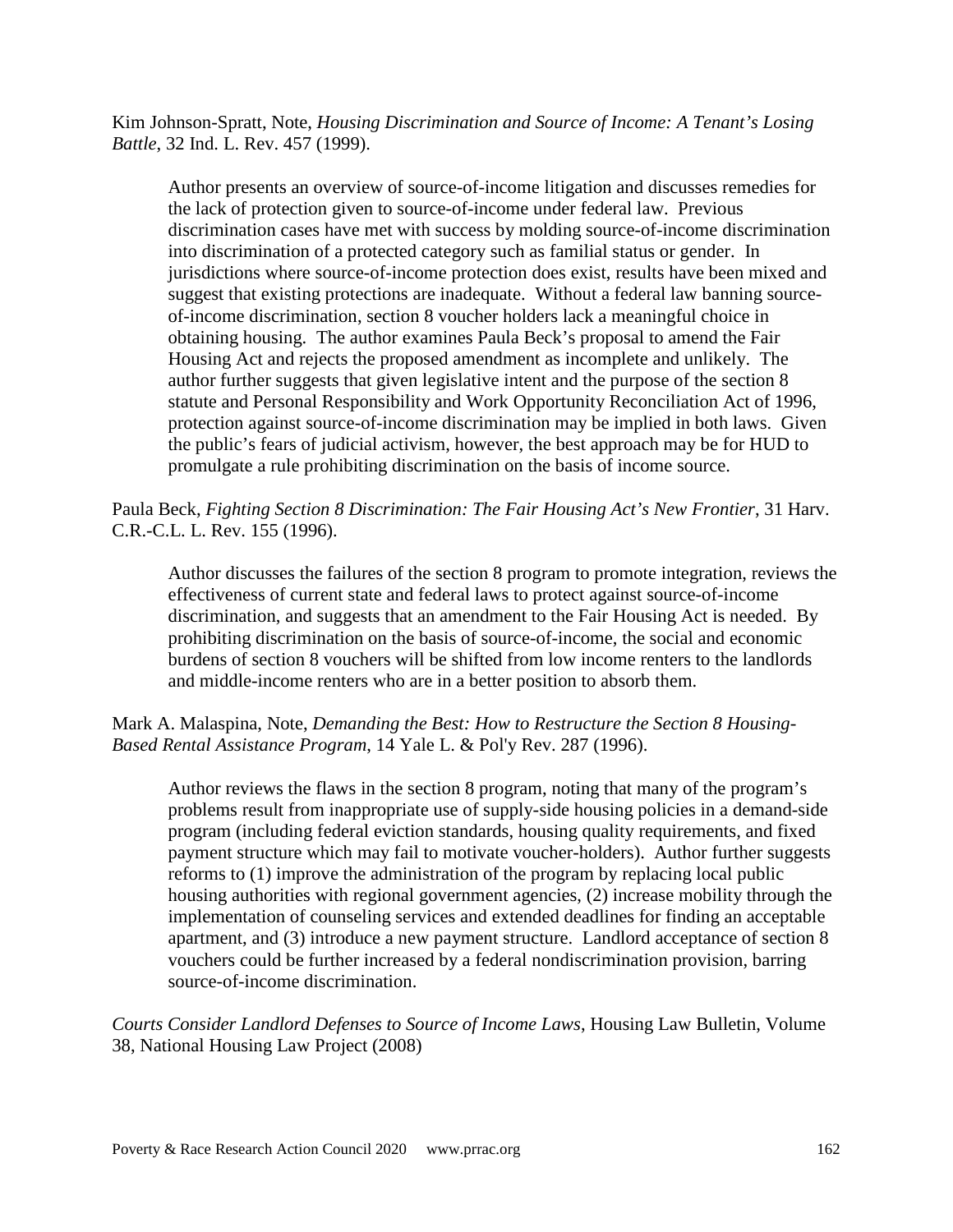Kim Johnson-Spratt, Note, *Housing Discrimination and Source of Income: A Tenant's Losing Battle*, 32 Ind. L. Rev. 457 (1999).

> Author presents an overview of source-of-income litigation and discusses remedies for the lack of protection given to source-of-income under federal law. Previous discrimination cases have met with success by molding source-of-income discrimination into discrimination of a protected category such as familial status or gender. In jurisdictions where source-of-income protection does exist, results have been mixed and suggest that existing protections are inadequate. Without a federal law banning source-of-income discrimination, section 8 voucher holders lack a meaningful choice in obtaining housing. The author examines Paula Beck's proposal to amend the Fair Housing Act and rejects the proposed amendment as incomplete and unlikely. The author further suggests that given legislative intent and the purpose of the section 8 statute and Personal Responsibility and Work Opportunity Reconciliation Act of 1996, protection against source-of-income discrimination may be implied in both laws. Given the public's fears of judicial activism, however, the best approach may be for HUD to promulgate a rule prohibiting discrimination on the basis of income source.

Paula Beck, *Fighting Section 8 Discrimination: The Fair Housing Act's New Frontier*, 31 Harv. C.R.-C.L. L. Rev. 155 (1996).

> Author discusses the failures of the section 8 program to promote integration, reviews the effectiveness of current state and federal laws to protect against source-of-income discrimination, and suggests that an amendment to the Fair Housing Act is needed. By prohibiting discrimination on the basis of source-of-income, the social and economic burdens of section 8 vouchers will be shifted from low income renters to the landlords and middle-income renters who are in a better position to absorb them.

Mark A. Malaspina, Note, *Demanding the Best: How to Restructure the Section 8 Housing-Based Rental Assistance Program*, 14 Yale L. & Pol'y Rev. 287 (1996).

> Author reviews the flaws in the section 8 program, noting that many of the program's problems result from inappropriate use of supply-side housing policies in a demand-side program (including federal eviction standards, housing quality requirements, and fixed payment structure which may fail to motivate voucher-holders). Author further suggests reforms to (1) improve the administration of the program by replacing local public housing authorities with regional government agencies, (2) increase mobility through the implementation of counseling services and extended deadlines for finding an acceptable apartment, and (3) introduce a new payment structure. Landlord acceptance of section 8 vouchers could be further increased by a federal nondiscrimination provision, barring source-of-income discrimination.

*Courts Consider Landlord Defenses to Source of Income Laws*, Housing Law Bulletin, Volume 38, National Housing Law Project (2008)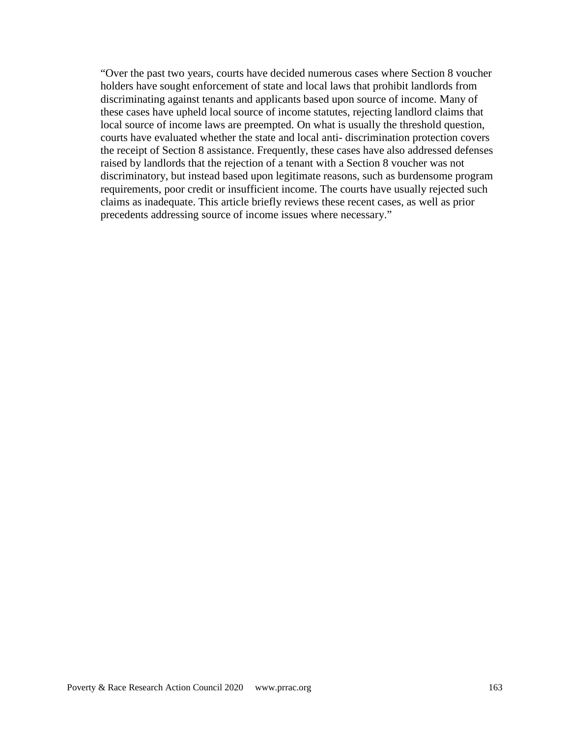"Over the past two years, courts have decided numerous cases where Section 8 voucher holders have sought enforcement of state and local laws that prohibit landlords from discriminating against tenants and applicants based upon source of income. Many of these cases have upheld local source of income statutes, rejecting landlord claims that local source of income laws are preempted. On what is usually the threshold question, courts have evaluated whether the state and local anti- discrimination protection covers the receipt of Section 8 assistance. Frequently, these cases have also addressed defenses raised by landlords that the rejection of a tenant with a Section 8 voucher was not discriminatory, but instead based upon legitimate reasons, such as burdensome program requirements, poor credit or insufficient income. The courts have usually rejected such claims as inadequate. This article briefly reviews these recent cases, as well as prior precedents addressing source of income issues where necessary."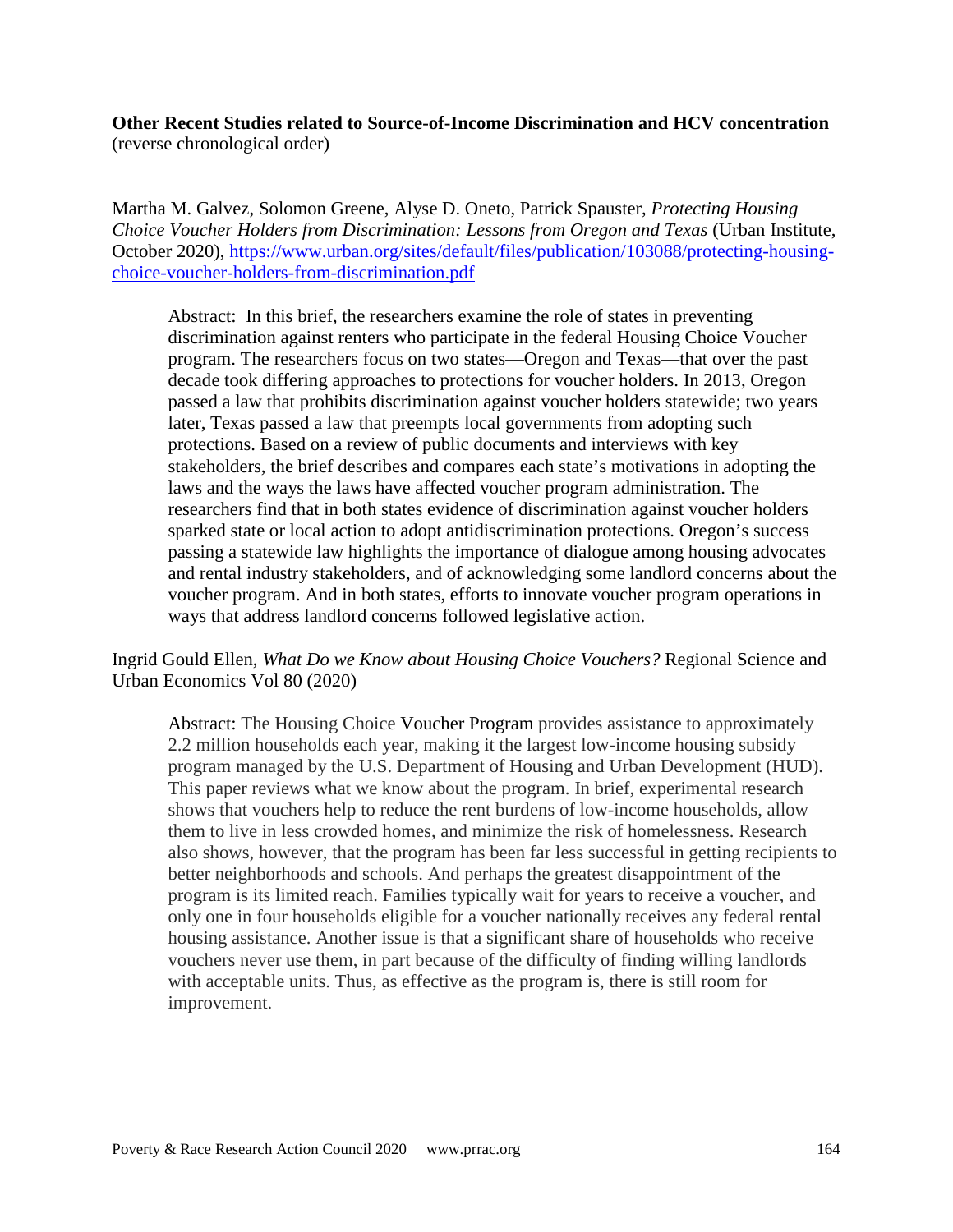**Other Recent Studies related to Source-of-Income Discrimination and HCV concentration**
(reverse chronological order)

Martha M. Galvez, Solomon Greene, Alyse D. Oneto, Patrick Spauster, *Protecting Housing Choice Voucher Holders from Discrimination: Lessons from Oregon and Texas* (Urban Institute, October 2020), [https://www.urban.org/sites/default/files/publication/103088/protecting-housing-choice-voucher-holders-from-discrimination.pdf](https://www.urban.org/sites/default/files/publication/103088/protecting-housing-choice-voucher-holders-from-discrimination.pdf)

> Abstract: In this brief, the researchers examine the role of states in preventing discrimination against renters who participate in the federal Housing Choice Voucher program. The researchers focus on two states—Oregon and Texas—that over the past decade took differing approaches to protections for voucher holders. In 2013, Oregon passed a law that prohibits discrimination against voucher holders statewide; two years later, Texas passed a law that preempts local governments from adopting such protections. Based on a review of public documents and interviews with key stakeholders, the brief describes and compares each state's motivations in adopting the laws and the ways the laws have affected voucher program administration. The researchers find that in both states evidence of discrimination against voucher holders sparked state or local action to adopt antidiscrimination protections. Oregon's success passing a statewide law highlights the importance of dialogue among housing advocates and rental industry stakeholders, and of acknowledging some landlord concerns about the voucher program. And in both states, efforts to innovate voucher program operations in ways that address landlord concerns followed legislative action.

Ingrid Gould Ellen, *What Do we Know about Housing Choice Vouchers?* Regional Science and Urban Economics Vol 80 (2020)

> Abstract: The Housing Choice Voucher Program provides assistance to approximately 2.2 million households each year, making it the largest low-income housing subsidy program managed by the U.S. Department of Housing and Urban Development (HUD). This paper reviews what we know about the program. In brief, experimental research shows that vouchers help to reduce the rent burdens of low-income households, allow them to live in less crowded homes, and minimize the risk of homelessness. Research also shows, however, that the program has been far less successful in getting recipients to better neighborhoods and schools. And perhaps the greatest disappointment of the program is its limited reach. Families typically wait for years to receive a voucher, and only one in four households eligible for a voucher nationally receives any federal rental housing assistance. Another issue is that a significant share of households who receive vouchers never use them, in part because of the difficulty of finding willing landlords with acceptable units. Thus, as effective as the program is, there is still room for improvement.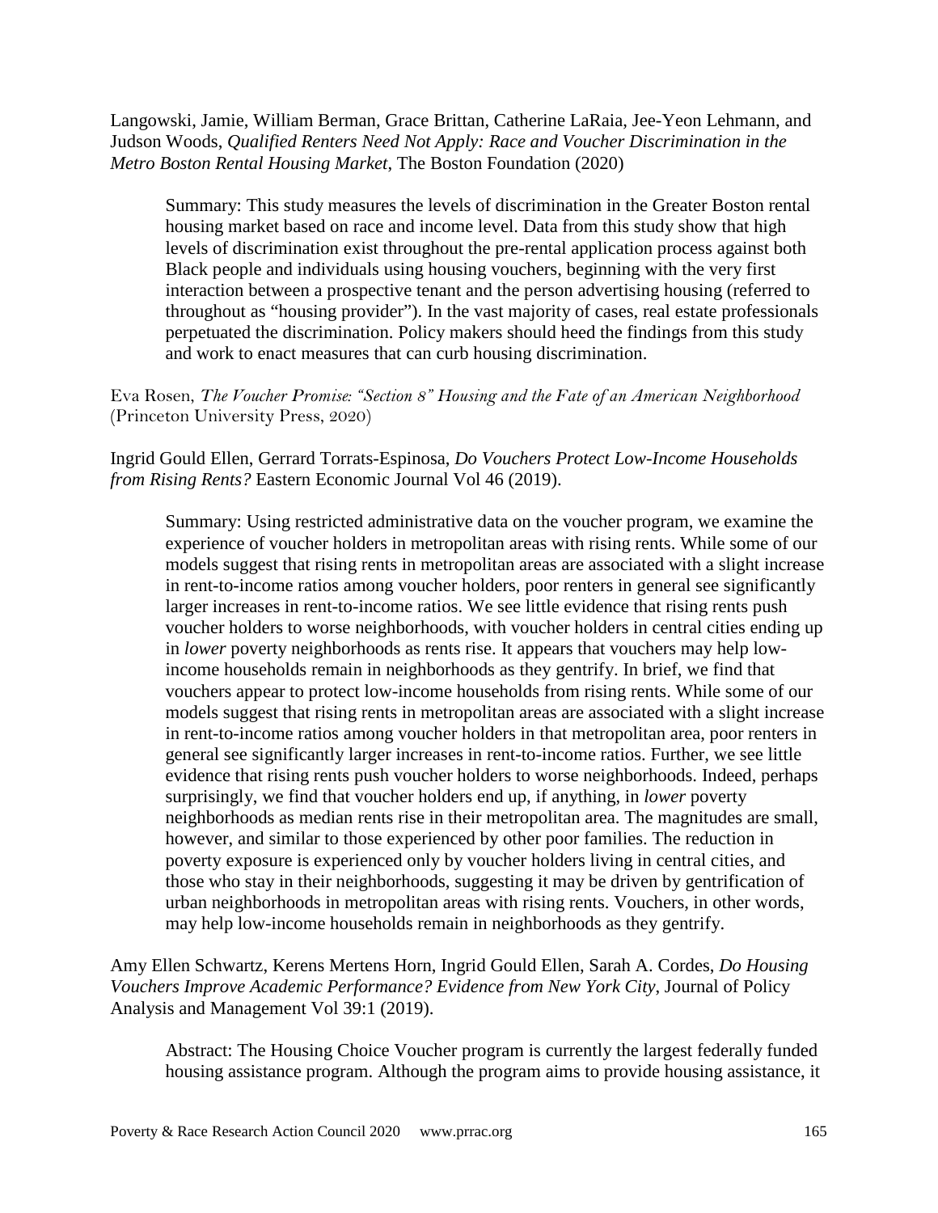Langowski, Jamie, William Berman, Grace Brittan, Catherine LaRaia, Jee-Yeon Lehmann, and Judson Woods, *Qualified Renters Need Not Apply: Race and Voucher Discrimination in the Metro Boston Rental Housing Market*, The Boston Foundation (2020)

> Summary: This study measures the levels of discrimination in the Greater Boston rental housing market based on race and income level. Data from this study show that high levels of discrimination exist throughout the pre-rental application process against both Black people and individuals using housing vouchers, beginning with the very first interaction between a prospective tenant and the person advertising housing (referred to throughout as "housing provider"). In the vast majority of cases, real estate professionals perpetuated the discrimination. Policy makers should heed the findings from this study and work to enact measures that can curb housing discrimination.

Eva Rosen, *The Voucher Promise: "Section 8" Housing and the Fate of an American Neighborhood* (Princeton University Press, 2020)

Ingrid Gould Ellen, Gerrard Torrats-Espinosa, *Do Vouchers Protect Low-Income Households from Rising Rents?* Eastern Economic Journal Vol 46 (2019).

> Summary: Using restricted administrative data on the voucher program, we examine the experience of voucher holders in metropolitan areas with rising rents. While some of our models suggest that rising rents in metropolitan areas are associated with a slight increase in rent-to-income ratios among voucher holders, poor renters in general see significantly larger increases in rent-to-income ratios. We see little evidence that rising rents push voucher holders to worse neighborhoods, with voucher holders in central cities ending up in *lower* poverty neighborhoods as rents rise. It appears that vouchers may help low-income households remain in neighborhoods as they gentrify. In brief, we find that vouchers appear to protect low-income households from rising rents. While some of our models suggest that rising rents in metropolitan areas are associated with a slight increase in rent-to-income ratios among voucher holders in that metropolitan area, poor renters in general see significantly larger increases in rent-to-income ratios. Further, we see little evidence that rising rents push voucher holders to worse neighborhoods. Indeed, perhaps surprisingly, we find that voucher holders end up, if anything, in *lower* poverty neighborhoods as median rents rise in their metropolitan area. The magnitudes are small, however, and similar to those experienced by other poor families. The reduction in poverty exposure is experienced only by voucher holders living in central cities, and those who stay in their neighborhoods, suggesting it may be driven by gentrification of urban neighborhoods in metropolitan areas with rising rents. Vouchers, in other words, may help low-income households remain in neighborhoods as they gentrify.

Amy Ellen Schwartz, Kerens Mertens Horn, Ingrid Gould Ellen, Sarah A. Cordes, *Do Housing Vouchers Improve Academic Performance? Evidence from New York City*, Journal of Policy Analysis and Management Vol 39:1 (2019).

> Abstract: The Housing Choice Voucher program is currently the largest federally funded housing assistance program. Although the program aims to provide housing assistance, it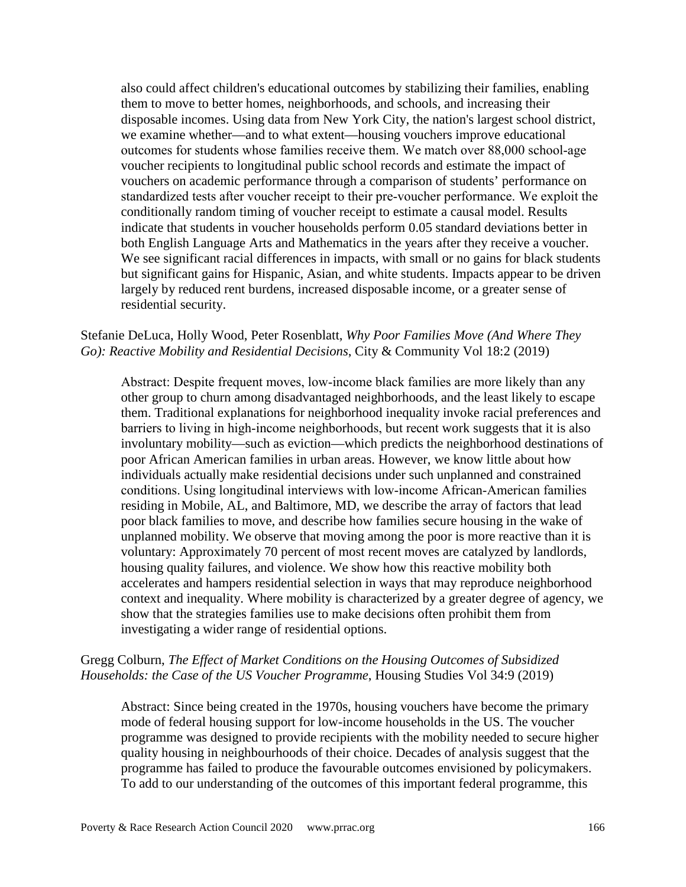also could affect children's educational outcomes by stabilizing their families, enabling them to move to better homes, neighborhoods, and schools, and increasing their disposable incomes. Using data from New York City, the nation's largest school district, we examine whether—and to what extent—housing vouchers improve educational outcomes for students whose families receive them. We match over 88,000 school-age voucher recipients to longitudinal public school records and estimate the impact of vouchers on academic performance through a comparison of students' performance on standardized tests after voucher receipt to their pre-voucher performance. We exploit the conditionally random timing of voucher receipt to estimate a causal model. Results indicate that students in voucher households perform 0.05 standard deviations better in both English Language Arts and Mathematics in the years after they receive a voucher. We see significant racial differences in impacts, with small or no gains for black students but significant gains for Hispanic, Asian, and white students. Impacts appear to be driven largely by reduced rent burdens, increased disposable income, or a greater sense of residential security.

Stefanie DeLuca, Holly Wood, Peter Rosenblatt, *Why Poor Families Move (And Where They Go): Reactive Mobility and Residential Decisions*, City & Community Vol 18:2 (2019)

> Abstract: Despite frequent moves, low-income black families are more likely than any other group to churn among disadvantaged neighborhoods, and the least likely to escape them. Traditional explanations for neighborhood inequality invoke racial preferences and barriers to living in high-income neighborhoods, but recent work suggests that it is also involuntary mobility—such as eviction—which predicts the neighborhood destinations of poor African American families in urban areas. However, we know little about how individuals actually make residential decisions under such unplanned and constrained conditions. Using longitudinal interviews with low-income African-American families residing in Mobile, AL, and Baltimore, MD, we describe the array of factors that lead poor black families to move, and describe how families secure housing in the wake of unplanned mobility. We observe that moving among the poor is more reactive than it is voluntary: Approximately 70 percent of most recent moves are catalyzed by landlords, housing quality failures, and violence. We show how this reactive mobility both accelerates and hampers residential selection in ways that may reproduce neighborhood context and inequality. Where mobility is characterized by a greater degree of agency, we show that the strategies families use to make decisions often prohibit them from investigating a wider range of residential options.

Gregg Colburn, *The Effect of Market Conditions on the Housing Outcomes of Subsidized Households: the Case of the US Voucher Programme*, Housing Studies Vol 34:9 (2019)

> Abstract: Since being created in the 1970s, housing vouchers have become the primary mode of federal housing support for low-income households in the US. The voucher programme was designed to provide recipients with the mobility needed to secure higher quality housing in neighbourhoods of their choice. Decades of analysis suggest that the programme has failed to produce the favourable outcomes envisioned by policymakers. To add to our understanding of the outcomes of this important federal programme, this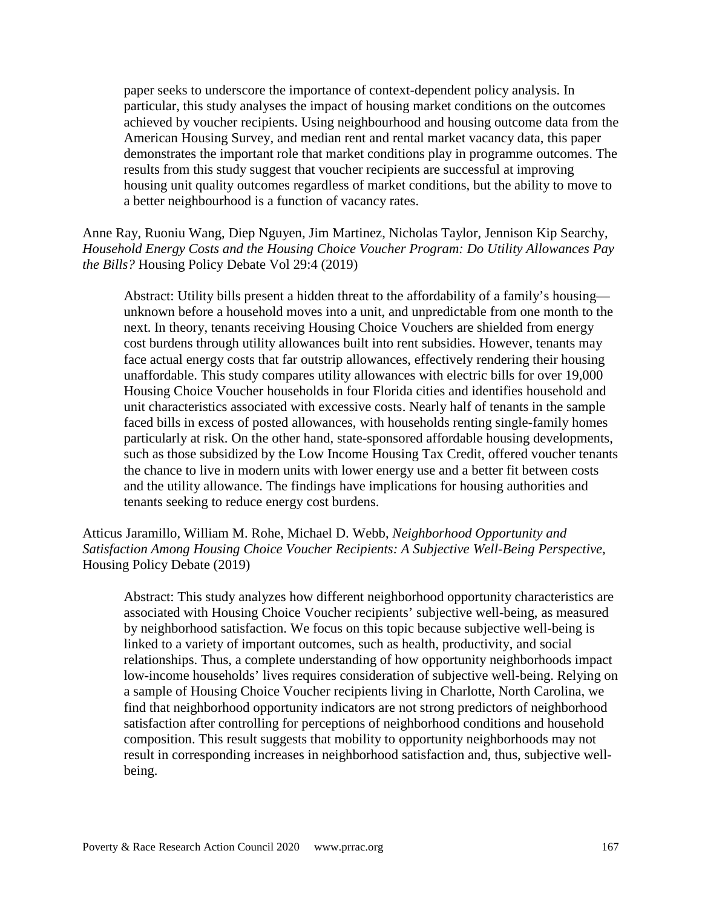paper seeks to underscore the importance of context-dependent policy analysis. In particular, this study analyses the impact of housing market conditions on the outcomes achieved by voucher recipients. Using neighbourhood and housing outcome data from the American Housing Survey, and median rent and rental market vacancy data, this paper demonstrates the important role that market conditions play in programme outcomes. The results from this study suggest that voucher recipients are successful at improving housing unit quality outcomes regardless of market conditions, but the ability to move to a better neighbourhood is a function of vacancy rates.

Anne Ray, Ruoniu Wang, Diep Nguyen, Jim Martinez, Nicholas Taylor, Jennison Kip Searchy, *Household Energy Costs and the Housing Choice Voucher Program: Do Utility Allowances Pay the Bills?* Housing Policy Debate Vol 29:4 (2019)

> Abstract: Utility bills present a hidden threat to the affordability of a family's housing—unknown before a household moves into a unit, and unpredictable from one month to the next. In theory, tenants receiving Housing Choice Vouchers are shielded from energy cost burdens through utility allowances built into rent subsidies. However, tenants may face actual energy costs that far outstrip allowances, effectively rendering their housing unaffordable. This study compares utility allowances with electric bills for over 19,000 Housing Choice Voucher households in four Florida cities and identifies household and unit characteristics associated with excessive costs. Nearly half of tenants in the sample faced bills in excess of posted allowances, with households renting single-family homes particularly at risk. On the other hand, state-sponsored affordable housing developments, such as those subsidized by the Low Income Housing Tax Credit, offered voucher tenants the chance to live in modern units with lower energy use and a better fit between costs and the utility allowance. The findings have implications for housing authorities and tenants seeking to reduce energy cost burdens.

Atticus Jaramillo, William M. Rohe, Michael D. Webb, *Neighborhood Opportunity and Satisfaction Among Housing Choice Voucher Recipients: A Subjective Well-Being Perspective*, Housing Policy Debate (2019)

> Abstract: This study analyzes how different neighborhood opportunity characteristics are associated with Housing Choice Voucher recipients' subjective well-being, as measured by neighborhood satisfaction. We focus on this topic because subjective well-being is linked to a variety of important outcomes, such as health, productivity, and social relationships. Thus, a complete understanding of how opportunity neighborhoods impact low-income households' lives requires consideration of subjective well-being. Relying on a sample of Housing Choice Voucher recipients living in Charlotte, North Carolina, we find that neighborhood opportunity indicators are not strong predictors of neighborhood satisfaction after controlling for perceptions of neighborhood conditions and household composition. This result suggests that mobility to opportunity neighborhoods may not result in corresponding increases in neighborhood satisfaction and, thus, subjective well-being.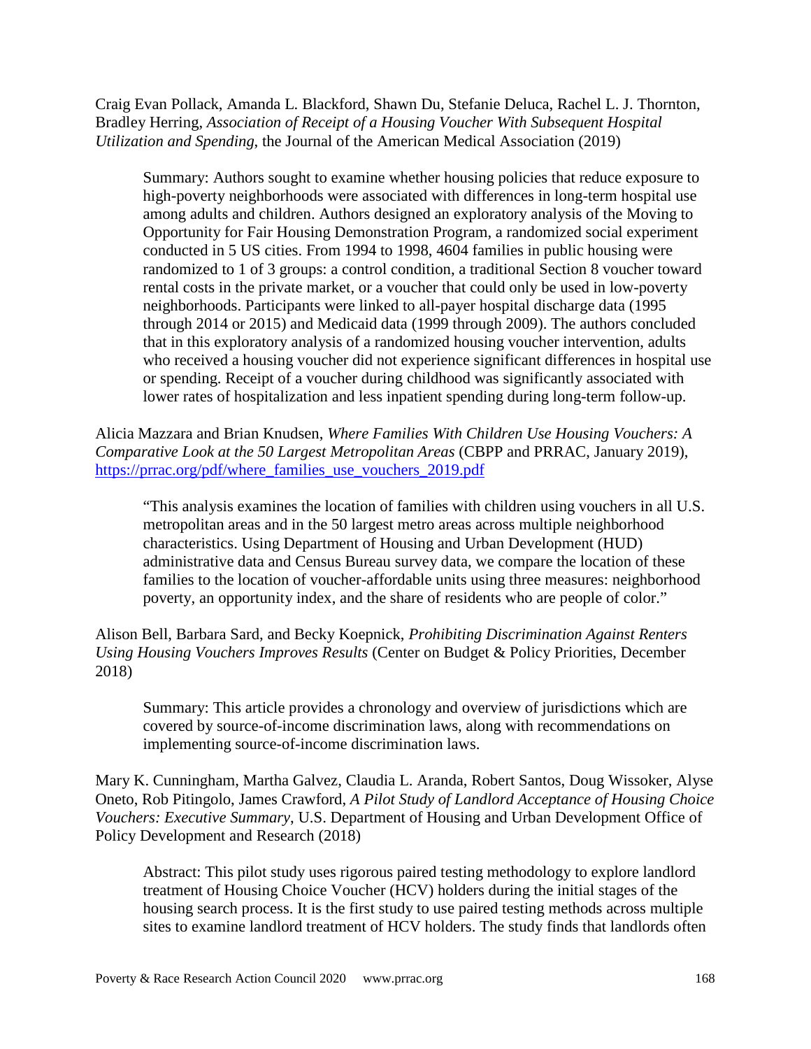Craig Evan Pollack, Amanda L. Blackford, Shawn Du, Stefanie Deluca, Rachel L. J. Thornton, Bradley Herring, *Association of Receipt of a Housing Voucher With Subsequent Hospital Utilization and Spending*, the Journal of the American Medical Association (2019)

> Summary: Authors sought to examine whether housing policies that reduce exposure to high-poverty neighborhoods were associated with differences in long-term hospital use among adults and children. Authors designed an exploratory analysis of the Moving to Opportunity for Fair Housing Demonstration Program, a randomized social experiment conducted in 5 US cities. From 1994 to 1998, 4604 families in public housing were randomized to 1 of 3 groups: a control condition, a traditional Section 8 voucher toward rental costs in the private market, or a voucher that could only be used in low-poverty neighborhoods. Participants were linked to all-payer hospital discharge data (1995 through 2014 or 2015) and Medicaid data (1999 through 2009). The authors concluded that in this exploratory analysis of a randomized housing voucher intervention, adults who received a housing voucher did not experience significant differences in hospital use or spending. Receipt of a voucher during childhood was significantly associated with lower rates of hospitalization and less inpatient spending during long-term follow-up.

Alicia Mazzara and Brian Knudsen, *Where Families With Children Use Housing Vouchers: A Comparative Look at the 50 Largest Metropolitan Areas* (CBPP and PRRAC, January 2019), https://prrac.org/pdf/where_families_use_vouchers_2019.pdf

> "This analysis examines the location of families with children using vouchers in all U.S. metropolitan areas and in the 50 largest metro areas across multiple neighborhood characteristics. Using Department of Housing and Urban Development (HUD) administrative data and Census Bureau survey data, we compare the location of these families to the location of voucher-affordable units using three measures: neighborhood poverty, an opportunity index, and the share of residents who are people of color."

Alison Bell, Barbara Sard, and Becky Koepnick, *Prohibiting Discrimination Against Renters Using Housing Vouchers Improves Results* (Center on Budget & Policy Priorities, December 2018)

> Summary: This article provides a chronology and overview of jurisdictions which are covered by source-of-income discrimination laws, along with recommendations on implementing source-of-income discrimination laws.

Mary K. Cunningham, Martha Galvez, Claudia L. Aranda, Robert Santos, Doug Wissoker, Alyse Oneto, Rob Pitingolo, James Crawford, *A Pilot Study of Landlord Acceptance of Housing Choice Vouchers: Executive Summary*, U.S. Department of Housing and Urban Development Office of Policy Development and Research (2018)

> Abstract: This pilot study uses rigorous paired testing methodology to explore landlord treatment of Housing Choice Voucher (HCV) holders during the initial stages of the housing search process. It is the first study to use paired testing methods across multiple sites to examine landlord treatment of HCV holders. The study finds that landlords often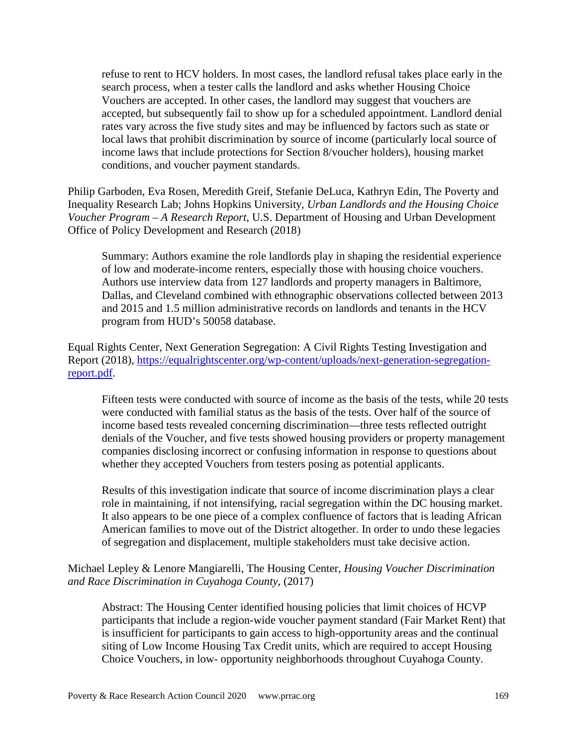refuse to rent to HCV holders. In most cases, the landlord refusal takes place early in the search process, when a tester calls the landlord and asks whether Housing Choice Vouchers are accepted. In other cases, the landlord may suggest that vouchers are accepted, but subsequently fail to show up for a scheduled appointment. Landlord denial rates vary across the five study sites and may be influenced by factors such as state or local laws that prohibit discrimination by source of income (particularly local source of income laws that include protections for Section 8/voucher holders), housing market conditions, and voucher payment standards.

Philip Garboden, Eva Rosen, Meredith Greif, Stefanie DeLuca, Kathryn Edin, The Poverty and Inequality Research Lab; Johns Hopkins University, *Urban Landlords and the Housing Choice Voucher Program – A Research Report*, U.S. Department of Housing and Urban Development Office of Policy Development and Research (2018)

> Summary: Authors examine the role landlords play in shaping the residential experience of low and moderate-income renters, especially those with housing choice vouchers. Authors use interview data from 127 landlords and property managers in Baltimore, Dallas, and Cleveland combined with ethnographic observations collected between 2013 and 2015 and 1.5 million administrative records on landlords and tenants in the HCV program from HUD's 50058 database.

Equal Rights Center, Next Generation Segregation: A Civil Rights Testing Investigation and Report (2018), [https://equalrightscenter.org/wp-content/uploads/next-generation-segregation-report.pdf](https://equalrightscenter.org/wp-content/uploads/next-generation-segregation-report.pdf).

> Fifteen tests were conducted with source of income as the basis of the tests, while 20 tests were conducted with familial status as the basis of the tests. Over half of the source of income based tests revealed concerning discrimination—three tests reflected outright denials of the Voucher, and five tests showed housing providers or property management companies disclosing incorrect or confusing information in response to questions about whether they accepted Vouchers from testers posing as potential applicants.
>
> Results of this investigation indicate that source of income discrimination plays a clear role in maintaining, if not intensifying, racial segregation within the DC housing market. It also appears to be one piece of a complex confluence of factors that is leading African American families to move out of the District altogether. In order to undo these legacies of segregation and displacement, multiple stakeholders must take decisive action.

Michael Lepley & Lenore Mangiarelli, The Housing Center, *Housing Voucher Discrimination and Race Discrimination in Cuyahoga County*, (2017)

> Abstract: The Housing Center identified housing policies that limit choices of HCVP participants that include a region-wide voucher payment standard (Fair Market Rent) that is insufficient for participants to gain access to high-opportunity areas and the continual siting of Low Income Housing Tax Credit units, which are required to accept Housing Choice Vouchers, in low- opportunity neighborhoods throughout Cuyahoga County.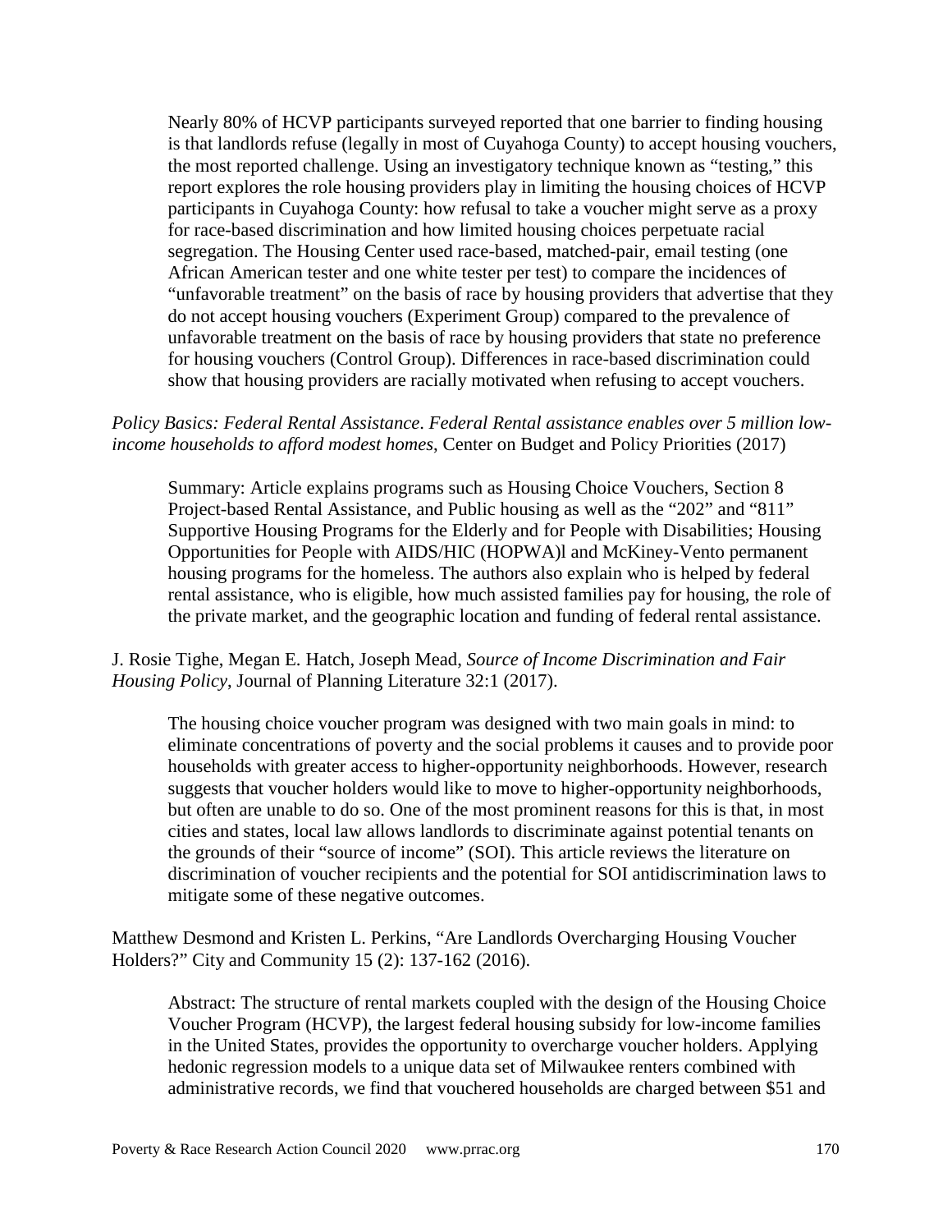Nearly 80% of HCVP participants surveyed reported that one barrier to finding housing is that landlords refuse (legally in most of Cuyahoga County) to accept housing vouchers, the most reported challenge. Using an investigatory technique known as "testing," this report explores the role housing providers play in limiting the housing choices of HCVP participants in Cuyahoga County: how refusal to take a voucher might serve as a proxy for race-based discrimination and how limited housing choices perpetuate racial segregation. The Housing Center used race-based, matched-pair, email testing (one African American tester and one white tester per test) to compare the incidences of "unfavorable treatment" on the basis of race by housing providers that advertise that they do not accept housing vouchers (Experiment Group) compared to the prevalence of unfavorable treatment on the basis of race by housing providers that state no preference for housing vouchers (Control Group). Differences in race-based discrimination could show that housing providers are racially motivated when refusing to accept vouchers.

*Policy Basics: Federal Rental Assistance*. *Federal Rental assistance enables over 5 million low-income households to afford modest homes*, Center on Budget and Policy Priorities (2017)

Summary: Article explains programs such as Housing Choice Vouchers, Section 8 Project-based Rental Assistance, and Public housing as well as the "202" and "811" Supportive Housing Programs for the Elderly and for People with Disabilities; Housing Opportunities for People with AIDS/HIC (HOPWA)l and McKiney-Vento permanent housing programs for the homeless. The authors also explain who is helped by federal rental assistance, who is eligible, how much assisted families pay for housing, the role of the private market, and the geographic location and funding of federal rental assistance.

J. Rosie Tighe, Megan E. Hatch, Joseph Mead, *Source of Income Discrimination and Fair Housing Policy*, Journal of Planning Literature 32:1 (2017).

The housing choice voucher program was designed with two main goals in mind: to eliminate concentrations of poverty and the social problems it causes and to provide poor households with greater access to higher-opportunity neighborhoods. However, research suggests that voucher holders would like to move to higher-opportunity neighborhoods, but often are unable to do so. One of the most prominent reasons for this is that, in most cities and states, local law allows landlords to discriminate against potential tenants on the grounds of their "source of income" (SOI). This article reviews the literature on discrimination of voucher recipients and the potential for SOI antidiscrimination laws to mitigate some of these negative outcomes.

Matthew Desmond and Kristen L. Perkins, "Are Landlords Overcharging Housing Voucher Holders?" City and Community 15 (2): 137-162 (2016).

Abstract: The structure of rental markets coupled with the design of the Housing Choice Voucher Program (HCVP), the largest federal housing subsidy for low-income families in the United States, provides the opportunity to overcharge voucher holders. Applying hedonic regression models to a unique data set of Milwaukee renters combined with administrative records, we find that vouchered households are charged between $51 and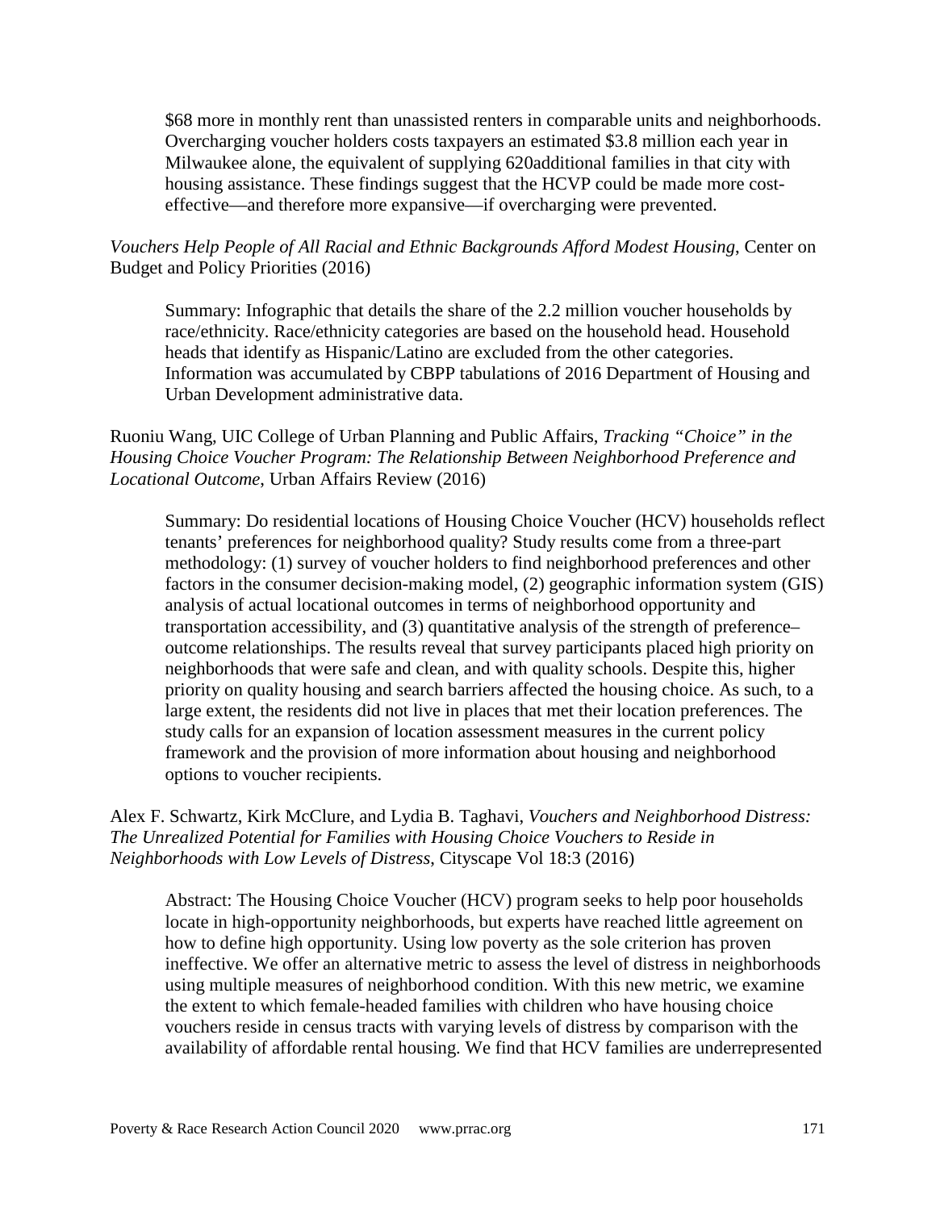$68 more in monthly rent than unassisted renters in comparable units and neighborhoods. Overcharging voucher holders costs taxpayers an estimated $3.8 million each year in Milwaukee alone, the equivalent of supplying 620additional families in that city with housing assistance. These findings suggest that the HCVP could be made more cost-effective—and therefore more expansive—if overcharging were prevented.

*Vouchers Help People of All Racial and Ethnic Backgrounds Afford Modest Housing*, Center on Budget and Policy Priorities (2016)

> Summary: Infographic that details the share of the 2.2 million voucher households by race/ethnicity. Race/ethnicity categories are based on the household head. Household heads that identify as Hispanic/Latino are excluded from the other categories. Information was accumulated by CBPP tabulations of 2016 Department of Housing and Urban Development administrative data.

Ruoniu Wang, UIC College of Urban Planning and Public Affairs, *Tracking "Choice" in the Housing Choice Voucher Program: The Relationship Between Neighborhood Preference and Locational Outcome*, Urban Affairs Review (2016)

> Summary: Do residential locations of Housing Choice Voucher (HCV) households reflect tenants' preferences for neighborhood quality? Study results come from a three-part methodology: (1) survey of voucher holders to find neighborhood preferences and other factors in the consumer decision-making model, (2) geographic information system (GIS) analysis of actual locational outcomes in terms of neighborhood opportunity and transportation accessibility, and (3) quantitative analysis of the strength of preference–outcome relationships. The results reveal that survey participants placed high priority on neighborhoods that were safe and clean, and with quality schools. Despite this, higher priority on quality housing and search barriers affected the housing choice. As such, to a large extent, the residents did not live in places that met their location preferences. The study calls for an expansion of location assessment measures in the current policy framework and the provision of more information about housing and neighborhood options to voucher recipients.

Alex F. Schwartz, Kirk McClure, and Lydia B. Taghavi, *Vouchers and Neighborhood Distress: The Unrealized Potential for Families with Housing Choice Vouchers to Reside in Neighborhoods with Low Levels of Distress*, Cityscape Vol 18:3 (2016)

> Abstract: The Housing Choice Voucher (HCV) program seeks to help poor households locate in high-opportunity neighborhoods, but experts have reached little agreement on how to define high opportunity. Using low poverty as the sole criterion has proven ineffective. We offer an alternative metric to assess the level of distress in neighborhoods using multiple measures of neighborhood condition. With this new metric, we examine the extent to which female-headed families with children who have housing choice vouchers reside in census tracts with varying levels of distress by comparison with the availability of affordable rental housing. We find that HCV families are underrepresented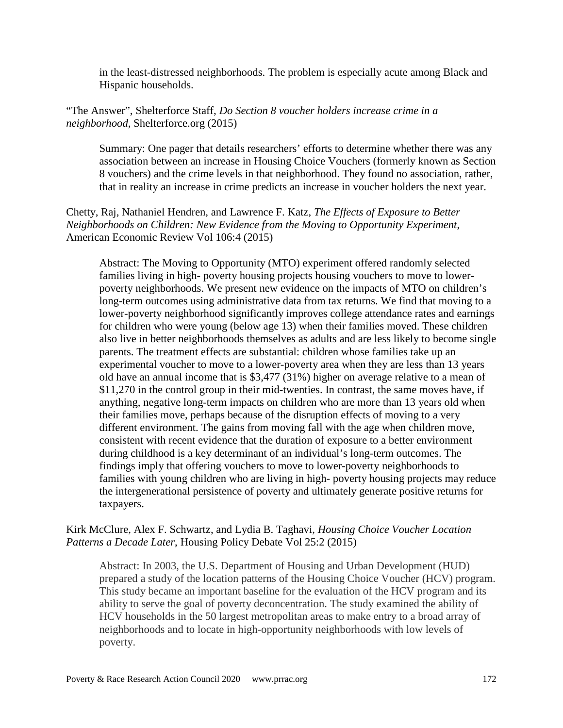in the least-distressed neighborhoods. The problem is especially acute among Black and Hispanic households.

"The Answer", Shelterforce Staff, *Do Section 8 voucher holders increase crime in a neighborhood*, Shelterforce.org (2015)

> Summary: One pager that details researchers' efforts to determine whether there was any association between an increase in Housing Choice Vouchers (formerly known as Section 8 vouchers) and the crime levels in that neighborhood. They found no association, rather, that in reality an increase in crime predicts an increase in voucher holders the next year.

Chetty, Raj, Nathaniel Hendren, and Lawrence F. Katz, *The Effects of Exposure to Better Neighborhoods on Children: New Evidence from the Moving to Opportunity Experiment*, American Economic Review Vol 106:4 (2015)

> Abstract: The Moving to Opportunity (MTO) experiment offered randomly selected families living in high- poverty housing projects housing vouchers to move to lower-poverty neighborhoods. We present new evidence on the impacts of MTO on children's long-term outcomes using administrative data from tax returns. We find that moving to a lower-poverty neighborhood significantly improves college attendance rates and earnings for children who were young (below age 13) when their families moved. These children also live in better neighborhoods themselves as adults and are less likely to become single parents. The treatment effects are substantial: children whose families take up an experimental voucher to move to a lower-poverty area when they are less than 13 years old have an annual income that is $3,477 (31%) higher on average relative to a mean of $11,270 in the control group in their mid-twenties. In contrast, the same moves have, if anything, negative long-term impacts on children who are more than 13 years old when their families move, perhaps because of the disruption effects of moving to a very different environment. The gains from moving fall with the age when children move, consistent with recent evidence that the duration of exposure to a better environment during childhood is a key determinant of an individual's long-term outcomes. The findings imply that offering vouchers to move to lower-poverty neighborhoods to families with young children who are living in high- poverty housing projects may reduce the intergenerational persistence of poverty and ultimately generate positive returns for taxpayers.

Kirk McClure, Alex F. Schwartz, and Lydia B. Taghavi, *Housing Choice Voucher Location Patterns a Decade Later*, Housing Policy Debate Vol 25:2 (2015)

> Abstract: In 2003, the U.S. Department of Housing and Urban Development (HUD) prepared a study of the location patterns of the Housing Choice Voucher (HCV) program. This study became an important baseline for the evaluation of the HCV program and its ability to serve the goal of poverty deconcentration. The study examined the ability of HCV households in the 50 largest metropolitan areas to make entry to a broad array of neighborhoods and to locate in high-opportunity neighborhoods with low levels of poverty.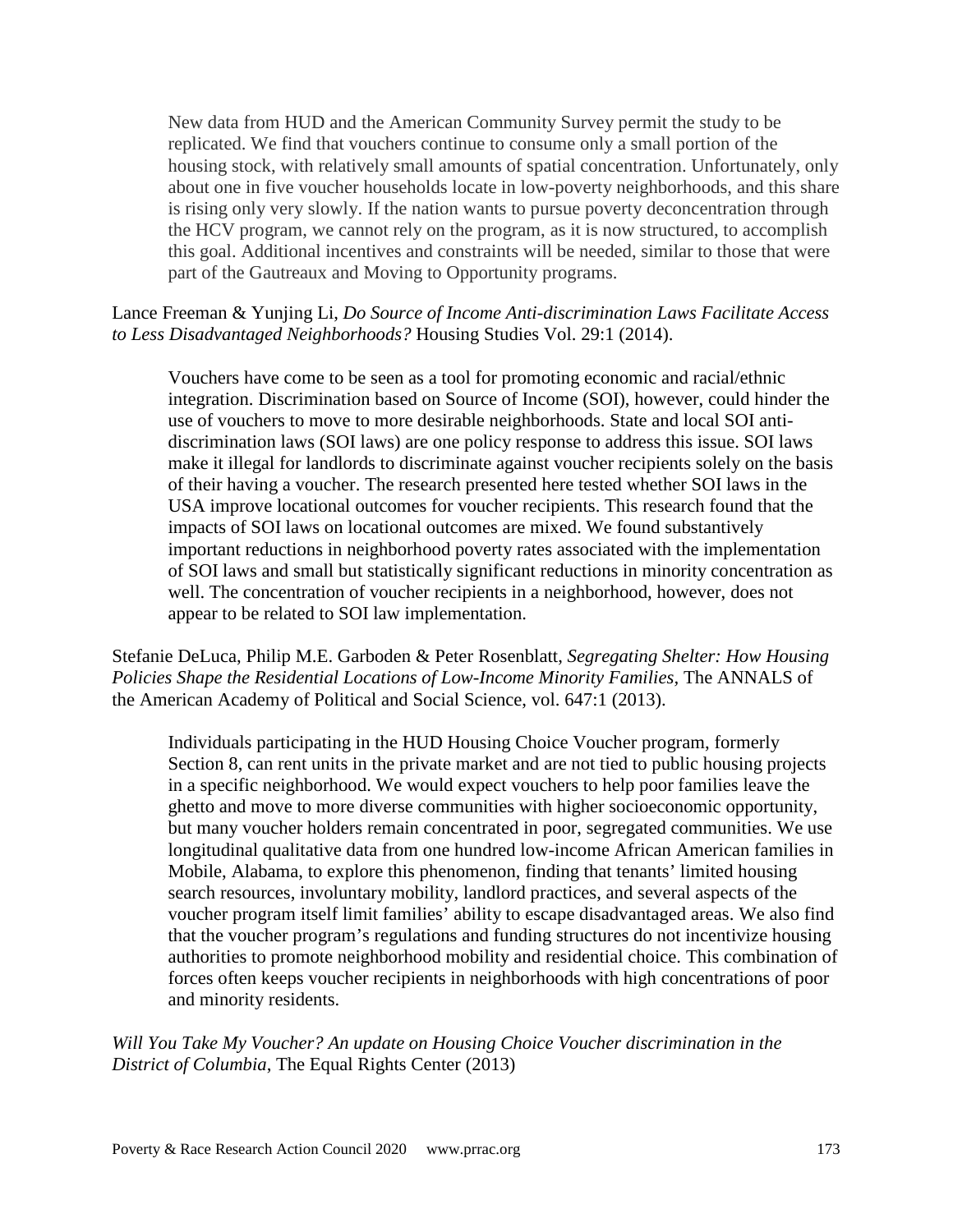> New data from HUD and the American Community Survey permit the study to be replicated. We find that vouchers continue to consume only a small portion of the housing stock, with relatively small amounts of spatial concentration. Unfortunately, only about one in five voucher households locate in low-poverty neighborhoods, and this share is rising only very slowly. If the nation wants to pursue poverty deconcentration through the HCV program, we cannot rely on the program, as it is now structured, to accomplish this goal. Additional incentives and constraints will be needed, similar to those that were part of the Gautreaux and Moving to Opportunity programs.

Lance Freeman & Yunjing Li, *Do Source of Income Anti-discrimination Laws Facilitate Access to Less Disadvantaged Neighborhoods?* Housing Studies Vol. 29:1 (2014).

> Vouchers have come to be seen as a tool for promoting economic and racial/ethnic integration. Discrimination based on Source of Income (SOI), however, could hinder the use of vouchers to move to more desirable neighborhoods. State and local SOI anti-discrimination laws (SOI laws) are one policy response to address this issue. SOI laws make it illegal for landlords to discriminate against voucher recipients solely on the basis of their having a voucher. The research presented here tested whether SOI laws in the USA improve locational outcomes for voucher recipients. This research found that the impacts of SOI laws on locational outcomes are mixed. We found substantively important reductions in neighborhood poverty rates associated with the implementation of SOI laws and small but statistically significant reductions in minority concentration as well. The concentration of voucher recipients in a neighborhood, however, does not appear to be related to SOI law implementation.

Stefanie DeLuca, Philip M.E. Garboden & Peter Rosenblatt, *Segregating Shelter: How Housing Policies Shape the Residential Locations of Low-Income Minority Families,* The ANNALS of the American Academy of Political and Social Science, vol. 647:1 (2013).

> Individuals participating in the HUD Housing Choice Voucher program, formerly Section 8, can rent units in the private market and are not tied to public housing projects in a specific neighborhood. We would expect vouchers to help poor families leave the ghetto and move to more diverse communities with higher socioeconomic opportunity, but many voucher holders remain concentrated in poor, segregated communities. We use longitudinal qualitative data from one hundred low-income African American families in Mobile, Alabama, to explore this phenomenon, finding that tenants' limited housing search resources, involuntary mobility, landlord practices, and several aspects of the voucher program itself limit families' ability to escape disadvantaged areas. We also find that the voucher program's regulations and funding structures do not incentivize housing authorities to promote neighborhood mobility and residential choice. This combination of forces often keeps voucher recipients in neighborhoods with high concentrations of poor and minority residents.

*Will You Take My Voucher? An update on Housing Choice Voucher discrimination in the District of Columbia*, The Equal Rights Center (2013)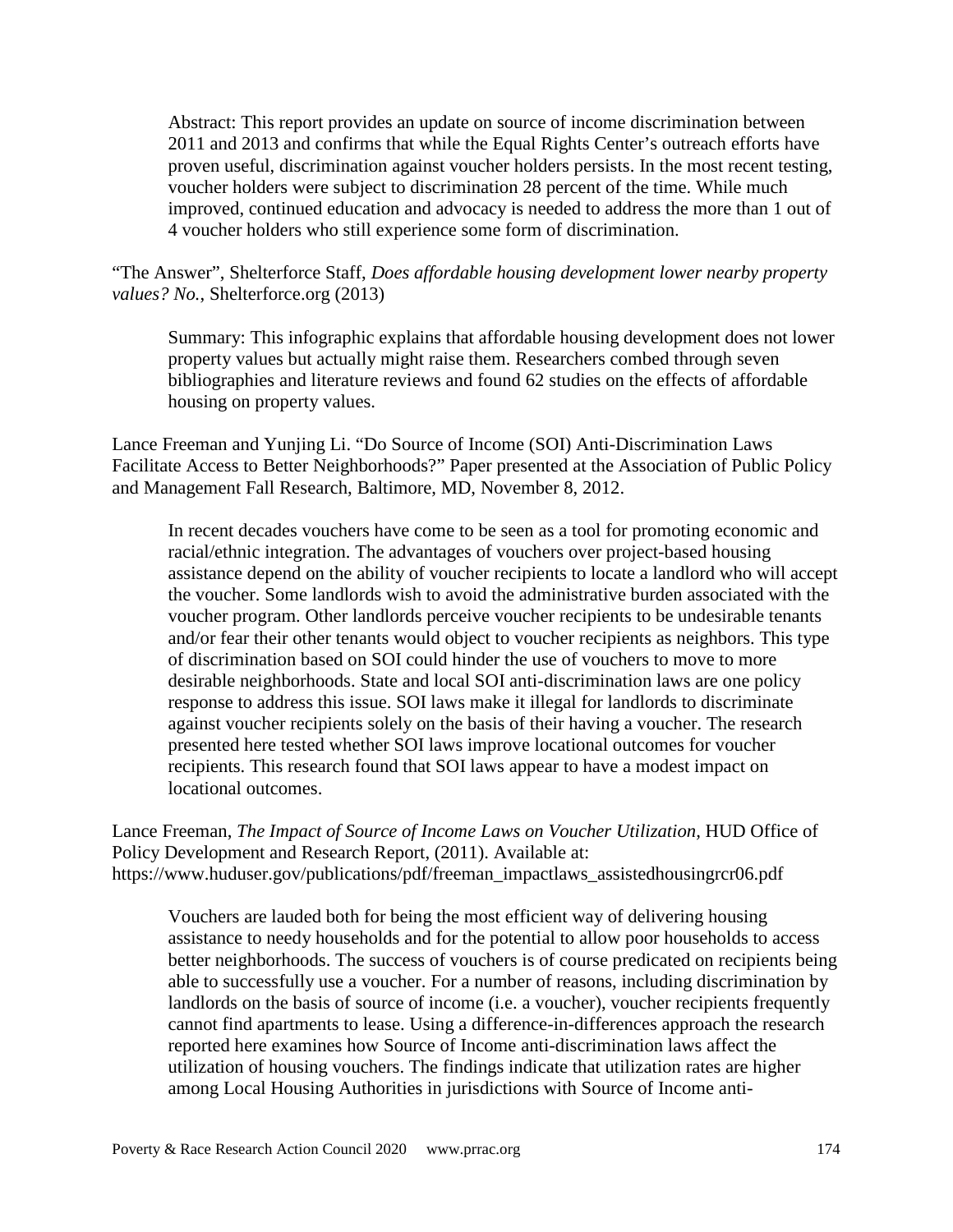Abstract: This report provides an update on source of income discrimination between 2011 and 2013 and confirms that while the Equal Rights Center's outreach efforts have proven useful, discrimination against voucher holders persists. In the most recent testing, voucher holders were subject to discrimination 28 percent of the time. While much improved, continued education and advocacy is needed to address the more than 1 out of 4 voucher holders who still experience some form of discrimination.

"The Answer", Shelterforce Staff, *Does affordable housing development lower nearby property values? No.*, Shelterforce.org (2013)

Summary: This infographic explains that affordable housing development does not lower property values but actually might raise them. Researchers combed through seven bibliographies and literature reviews and found 62 studies on the effects of affordable housing on property values.

Lance Freeman and Yunjing Li. "Do Source of Income (SOI) Anti-Discrimination Laws Facilitate Access to Better Neighborhoods?" Paper presented at the Association of Public Policy and Management Fall Research, Baltimore, MD, November 8, 2012.

In recent decades vouchers have come to be seen as a tool for promoting economic and racial/ethnic integration. The advantages of vouchers over project-based housing assistance depend on the ability of voucher recipients to locate a landlord who will accept the voucher. Some landlords wish to avoid the administrative burden associated with the voucher program. Other landlords perceive voucher recipients to be undesirable tenants and/or fear their other tenants would object to voucher recipients as neighbors. This type of discrimination based on SOI could hinder the use of vouchers to move to more desirable neighborhoods. State and local SOI anti-discrimination laws are one policy response to address this issue. SOI laws make it illegal for landlords to discriminate against voucher recipients solely on the basis of their having a voucher. The research presented here tested whether SOI laws improve locational outcomes for voucher recipients. This research found that SOI laws appear to have a modest impact on locational outcomes.

Lance Freeman, *The Impact of Source of Income Laws on Voucher Utilization*, HUD Office of Policy Development and Research Report, (2011). Available at: https://www.huduser.gov/publications/pdf/freeman_impactlaws_assistedhousingrcr06.pdf

Vouchers are lauded both for being the most efficient way of delivering housing assistance to needy households and for the potential to allow poor households to access better neighborhoods. The success of vouchers is of course predicated on recipients being able to successfully use a voucher. For a number of reasons, including discrimination by landlords on the basis of source of income (i.e. a voucher), voucher recipients frequently cannot find apartments to lease. Using a difference-in-differences approach the research reported here examines how Source of Income anti-discrimination laws affect the utilization of housing vouchers. The findings indicate that utilization rates are higher among Local Housing Authorities in jurisdictions with Source of Income anti-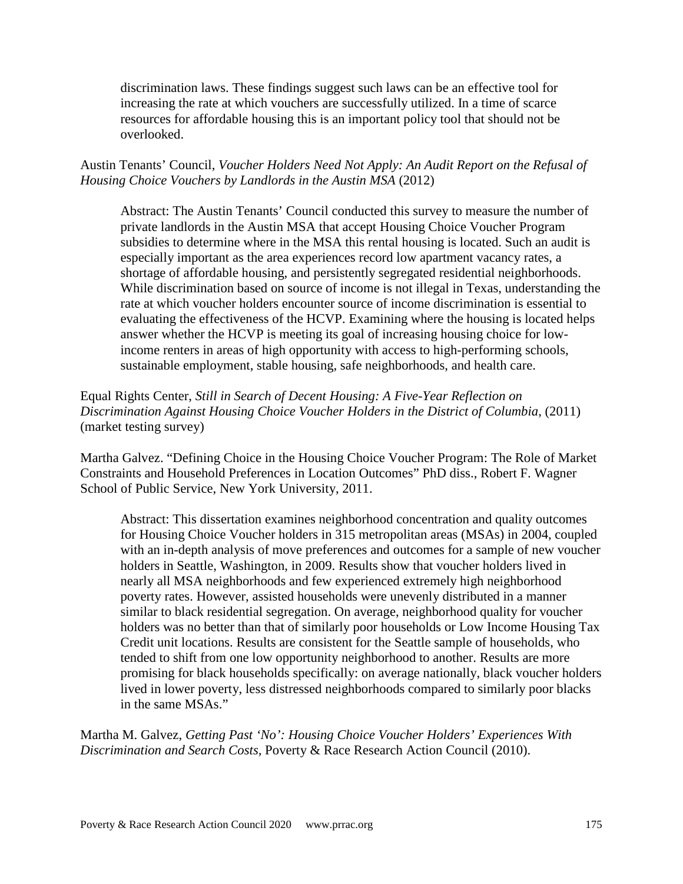discrimination laws. These findings suggest such laws can be an effective tool for increasing the rate at which vouchers are successfully utilized. In a time of scarce resources for affordable housing this is an important policy tool that should not be overlooked.

Austin Tenants' Council, *Voucher Holders Need Not Apply: An Audit Report on the Refusal of Housing Choice Vouchers by Landlords in the Austin MSA* (2012)

> Abstract: The Austin Tenants' Council conducted this survey to measure the number of private landlords in the Austin MSA that accept Housing Choice Voucher Program subsidies to determine where in the MSA this rental housing is located. Such an audit is especially important as the area experiences record low apartment vacancy rates, a shortage of affordable housing, and persistently segregated residential neighborhoods. While discrimination based on source of income is not illegal in Texas, understanding the rate at which voucher holders encounter source of income discrimination is essential to evaluating the effectiveness of the HCVP. Examining where the housing is located helps answer whether the HCVP is meeting its goal of increasing housing choice for low-income renters in areas of high opportunity with access to high-performing schools, sustainable employment, stable housing, safe neighborhoods, and health care.

Equal Rights Center, *Still in Search of Decent Housing: A Five-Year Reflection on Discrimination Against Housing Choice Voucher Holders in the District of Columbia,* (2011) (market testing survey)

Martha Galvez. "Defining Choice in the Housing Choice Voucher Program: The Role of Market Constraints and Household Preferences in Location Outcomes" PhD diss., Robert F. Wagner School of Public Service, New York University, 2011.

> Abstract: This dissertation examines neighborhood concentration and quality outcomes for Housing Choice Voucher holders in 315 metropolitan areas (MSAs) in 2004, coupled with an in-depth analysis of move preferences and outcomes for a sample of new voucher holders in Seattle, Washington, in 2009. Results show that voucher holders lived in nearly all MSA neighborhoods and few experienced extremely high neighborhood poverty rates. However, assisted households were unevenly distributed in a manner similar to black residential segregation. On average, neighborhood quality for voucher holders was no better than that of similarly poor households or Low Income Housing Tax Credit unit locations. Results are consistent for the Seattle sample of households, who tended to shift from one low opportunity neighborhood to another. Results are more promising for black households specifically: on average nationally, black voucher holders lived in lower poverty, less distressed neighborhoods compared to similarly poor blacks in the same MSAs."

Martha M. Galvez, *Getting Past 'No': Housing Choice Voucher Holders' Experiences With Discrimination and Search Costs,* Poverty & Race Research Action Council (2010).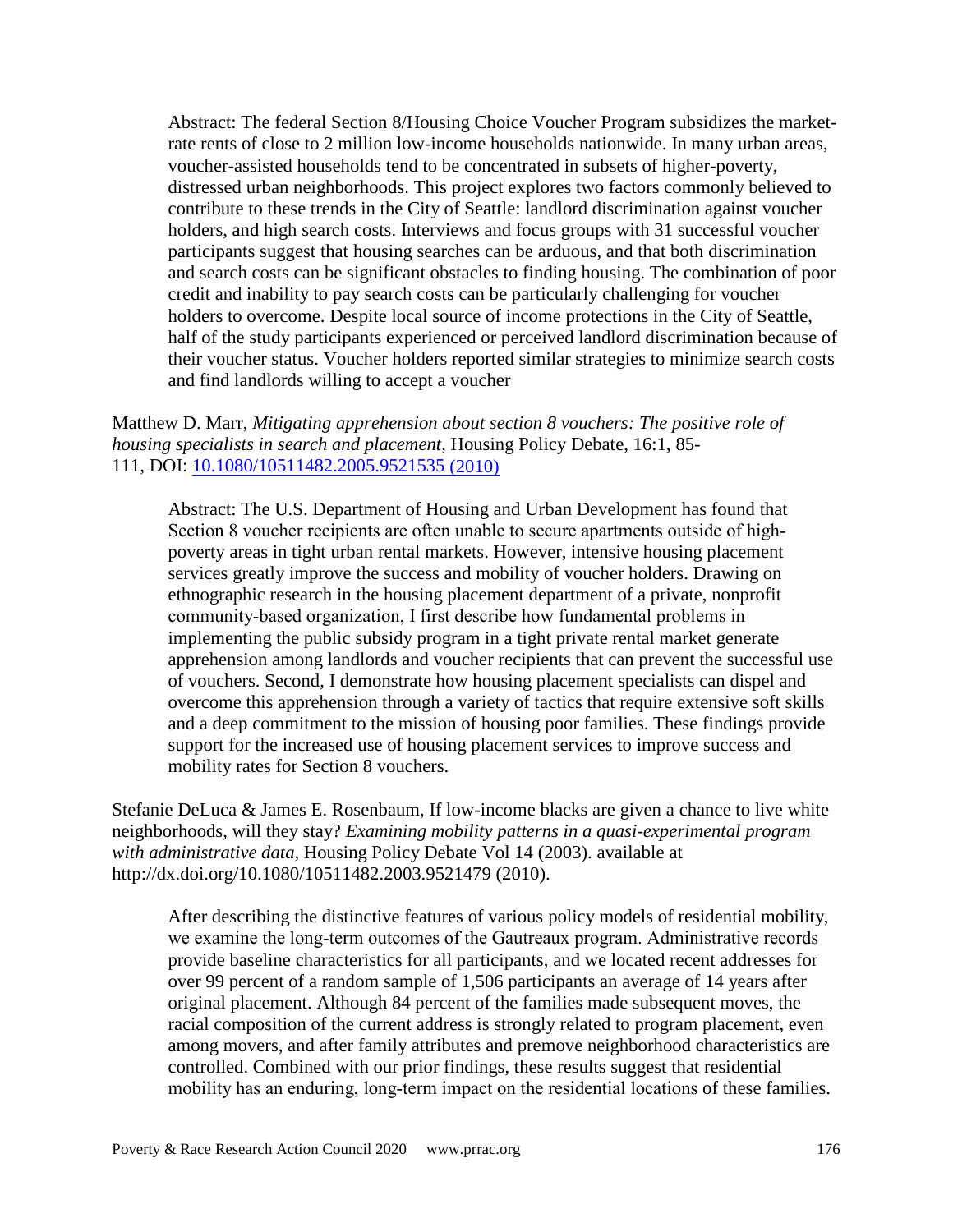Abstract: The federal Section 8/Housing Choice Voucher Program subsidizes the market-rate rents of close to 2 million low-income households nationwide. In many urban areas, voucher-assisted households tend to be concentrated in subsets of higher-poverty, distressed urban neighborhoods. This project explores two factors commonly believed to contribute to these trends in the City of Seattle: landlord discrimination against voucher holders, and high search costs. Interviews and focus groups with 31 successful voucher participants suggest that housing searches can be arduous, and that both discrimination and search costs can be significant obstacles to finding housing. The combination of poor credit and inability to pay search costs can be particularly challenging for voucher holders to overcome. Despite local source of income protections in the City of Seattle, half of the study participants experienced or perceived landlord discrimination because of their voucher status. Voucher holders reported similar strategies to minimize search costs and find landlords willing to accept a voucher

Matthew D. Marr, *Mitigating apprehension about section 8 vouchers: The positive role of housing specialists in search and placement*, Housing Policy Debate, 16:1, 85-111, DOI: [10.1080/10511482.2005.9521535 (2010)](https://doi.org/10.1080/10511482.2005.9521535)

> Abstract: The U.S. Department of Housing and Urban Development has found that Section 8 voucher recipients are often unable to secure apartments outside of high-poverty areas in tight urban rental markets. However, intensive housing placement services greatly improve the success and mobility of voucher holders. Drawing on ethnographic research in the housing placement department of a private, nonprofit community-based organization, I first describe how fundamental problems in implementing the public subsidy program in a tight private rental market generate apprehension among landlords and voucher recipients that can prevent the successful use of vouchers. Second, I demonstrate how housing placement specialists can dispel and overcome this apprehension through a variety of tactics that require extensive soft skills and a deep commitment to the mission of housing poor families. These findings provide support for the increased use of housing placement services to improve success and mobility rates for Section 8 vouchers.

Stefanie DeLuca & James E. Rosenbaum, If low-income blacks are given a chance to live white neighborhoods, will they stay? *Examining mobility patterns in a quasi-experimental program with administrative data*, Housing Policy Debate Vol 14 (2003). available at http://dx.doi.org/10.1080/10511482.2003.9521479 (2010).

> After describing the distinctive features of various policy models of residential mobility, we examine the long-term outcomes of the Gautreaux program. Administrative records provide baseline characteristics for all participants, and we located recent addresses for over 99 percent of a random sample of 1,506 participants an average of 14 years after original placement. Although 84 percent of the families made subsequent moves, the racial composition of the current address is strongly related to program placement, even among movers, and after family attributes and premove neighborhood characteristics are controlled. Combined with our prior findings, these results suggest that residential mobility has an enduring, long-term impact on the residential locations of these families.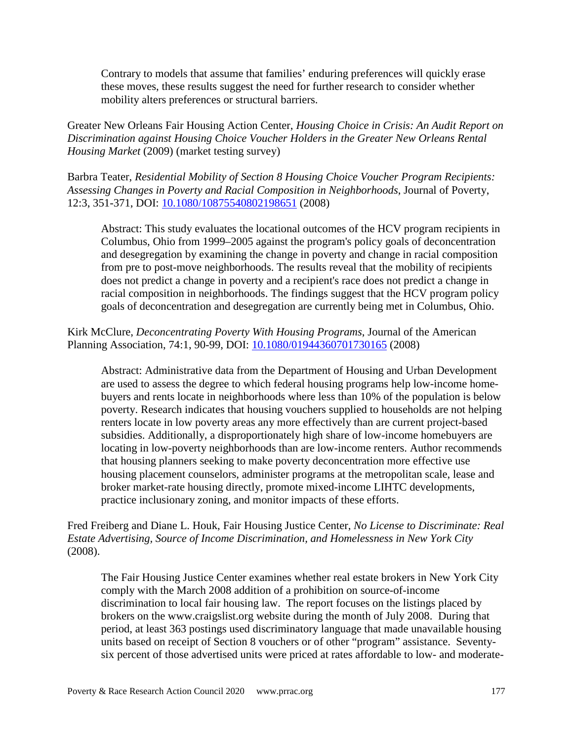Contrary to models that assume that families' enduring preferences will quickly erase these moves, these results suggest the need for further research to consider whether mobility alters preferences or structural barriers.

Greater New Orleans Fair Housing Action Center, *Housing Choice in Crisis: An Audit Report on Discrimination against Housing Choice Voucher Holders in the Greater New Orleans Rental Housing Market* (2009) (market testing survey)

Barbra Teater, *Residential Mobility of Section 8 Housing Choice Voucher Program Recipients: Assessing Changes in Poverty and Racial Composition in Neighborhoods*, Journal of Poverty, 12:3, 351-371, DOI: [10.1080/10875540802198651](https://doi.org/10.1080/10875540802198651) (2008)

> Abstract: This study evaluates the locational outcomes of the HCV program recipients in Columbus, Ohio from 1999–2005 against the program's policy goals of deconcentration and desegregation by examining the change in poverty and change in racial composition from pre to post-move neighborhoods. The results reveal that the mobility of recipients does not predict a change in poverty and a recipient's race does not predict a change in racial composition in neighborhoods. The findings suggest that the HCV program policy goals of deconcentration and desegregation are currently being met in Columbus, Ohio.

Kirk McClure, *Deconcentrating Poverty With Housing Programs*, Journal of the American Planning Association, 74:1, 90-99, DOI: [10.1080/01944360701730165](https://doi.org/10.1080/01944360701730165) (2008)

> Abstract: Administrative data from the Department of Housing and Urban Development are used to assess the degree to which federal housing programs help low-income home-buyers and rents locate in neighborhoods where less than 10% of the population is below poverty. Research indicates that housing vouchers supplied to households are not helping renters locate in low poverty areas any more effectively than are current project-based subsidies. Additionally, a disproportionately high share of low-income homebuyers are locating in low-poverty neighborhoods than are low-income renters. Author recommends that housing planners seeking to make poverty deconcentration more effective use housing placement counselors, administer programs at the metropolitan scale, lease and broker market-rate housing directly, promote mixed-income LIHTC developments, practice inclusionary zoning, and monitor impacts of these efforts.

Fred Freiberg and Diane L. Houk, Fair Housing Justice Center, *No License to Discriminate: Real Estate Advertising, Source of Income Discrimination, and Homelessness in New York City* (2008).

> The Fair Housing Justice Center examines whether real estate brokers in New York City comply with the March 2008 addition of a prohibition on source-of-income discrimination to local fair housing law. The report focuses on the listings placed by brokers on the www.craigslist.org website during the month of July 2008. During that period, at least 363 postings used discriminatory language that made unavailable housing units based on receipt of Section 8 vouchers or of other "program" assistance. Seventy-six percent of those advertised units were priced at rates affordable to low- and moderate-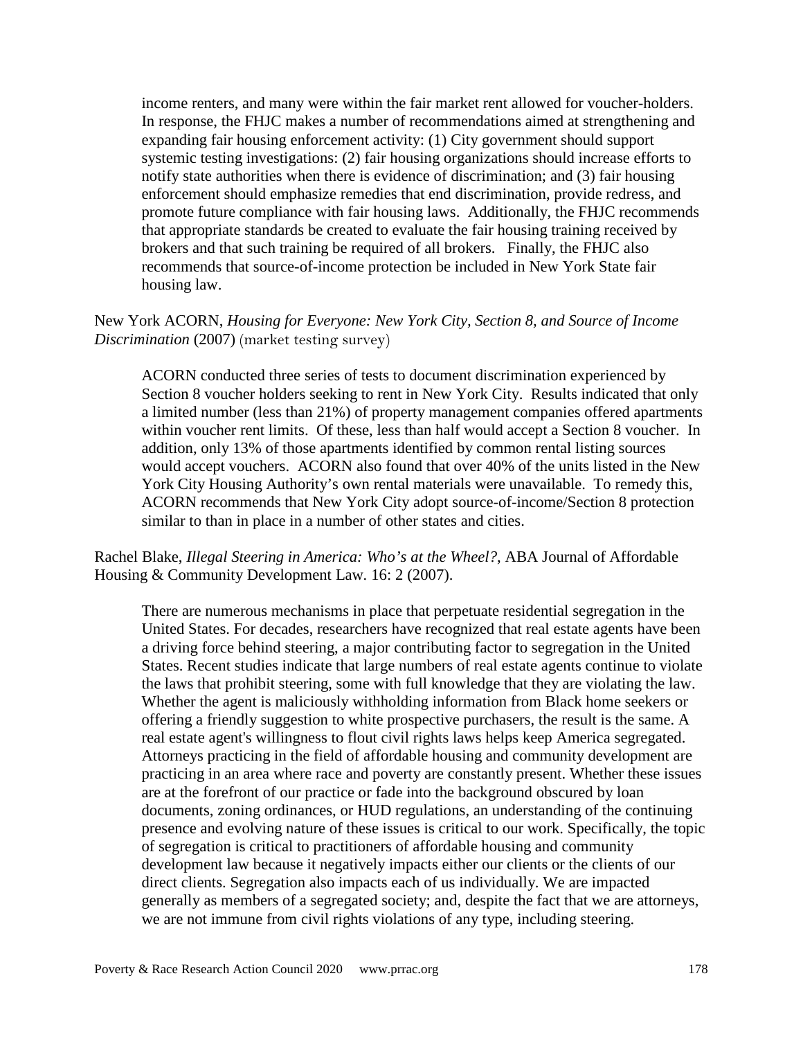income renters, and many were within the fair market rent allowed for voucher-holders. In response, the FHJC makes a number of recommendations aimed at strengthening and expanding fair housing enforcement activity: (1) City government should support systemic testing investigations: (2) fair housing organizations should increase efforts to notify state authorities when there is evidence of discrimination; and (3) fair housing enforcement should emphasize remedies that end discrimination, provide redress, and promote future compliance with fair housing laws. Additionally, the FHJC recommends that appropriate standards be created to evaluate the fair housing training received by brokers and that such training be required of all brokers. Finally, the FHJC also recommends that source-of-income protection be included in New York State fair housing law.

New York ACORN, *Housing for Everyone: New York City, Section 8, and Source of Income Discrimination* (2007) (market testing survey)

ACORN conducted three series of tests to document discrimination experienced by Section 8 voucher holders seeking to rent in New York City. Results indicated that only a limited number (less than 21%) of property management companies offered apartments within voucher rent limits. Of these, less than half would accept a Section 8 voucher. In addition, only 13% of those apartments identified by common rental listing sources would accept vouchers. ACORN also found that over 40% of the units listed in the New York City Housing Authority's own rental materials were unavailable. To remedy this, ACORN recommends that New York City adopt source-of-income/Section 8 protection similar to than in place in a number of other states and cities.

Rachel Blake, *Illegal Steering in America: Who's at the Wheel?,* ABA Journal of Affordable Housing & Community Development Law. 16: 2 (2007).

There are numerous mechanisms in place that perpetuate residential segregation in the United States. For decades, researchers have recognized that real estate agents have been a driving force behind steering, a major contributing factor to segregation in the United States. Recent studies indicate that large numbers of real estate agents continue to violate the laws that prohibit steering, some with full knowledge that they are violating the law. Whether the agent is maliciously withholding information from Black home seekers or offering a friendly suggestion to white prospective purchasers, the result is the same. A real estate agent's willingness to flout civil rights laws helps keep America segregated. Attorneys practicing in the field of affordable housing and community development are practicing in an area where race and poverty are constantly present. Whether these issues are at the forefront of our practice or fade into the background obscured by loan documents, zoning ordinances, or HUD regulations, an understanding of the continuing presence and evolving nature of these issues is critical to our work. Specifically, the topic of segregation is critical to practitioners of affordable housing and community development law because it negatively impacts either our clients or the clients of our direct clients. Segregation also impacts each of us individually. We are impacted generally as members of a segregated society; and, despite the fact that we are attorneys, we are not immune from civil rights violations of any type, including steering.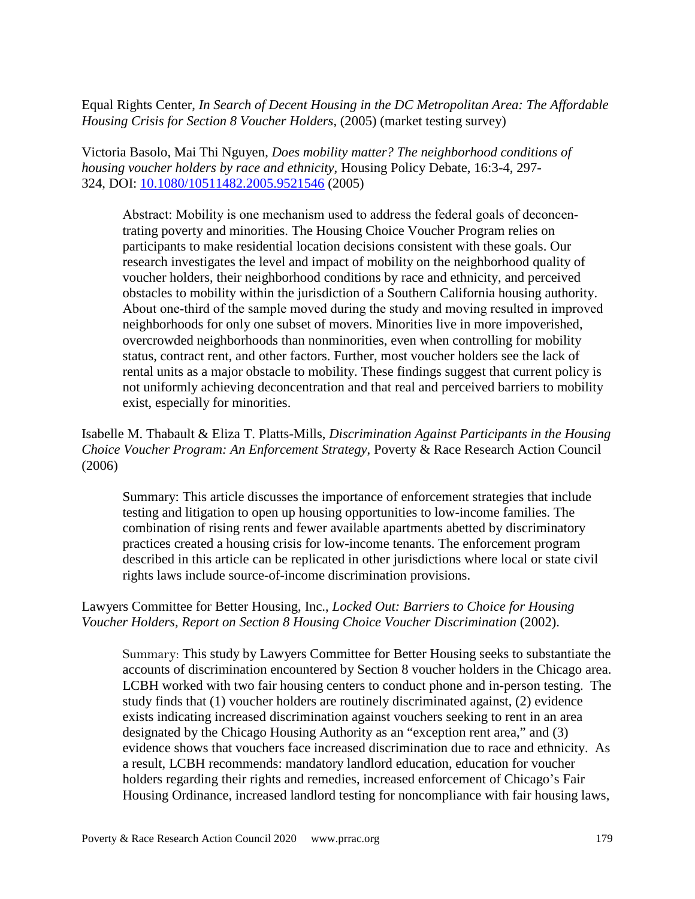Equal Rights Center, *In Search of Decent Housing in the DC Metropolitan Area: The Affordable Housing Crisis for Section 8 Voucher Holders*, (2005) (market testing survey)

Victoria Basolo, Mai Thi Nguyen, *Does mobility matter? The neighborhood conditions of housing voucher holders by race and ethnicity*, Housing Policy Debate, 16:3-4, 297-324, DOI: [10.1080/10511482.2005.9521546](https://doi.org/10.1080/10511482.2005.9521546) (2005)

> Abstract: Mobility is one mechanism used to address the federal goals of deconcentrating poverty and minorities. The Housing Choice Voucher Program relies on participants to make residential location decisions consistent with these goals. Our research investigates the level and impact of mobility on the neighborhood quality of voucher holders, their neighborhood conditions by race and ethnicity, and perceived obstacles to mobility within the jurisdiction of a Southern California housing authority. About one-third of the sample moved during the study and moving resulted in improved neighborhoods for only one subset of movers. Minorities live in more impoverished, overcrowded neighborhoods than nonminorities, even when controlling for mobility status, contract rent, and other factors. Further, most voucher holders see the lack of rental units as a major obstacle to mobility. These findings suggest that current policy is not uniformly achieving deconcentration and that real and perceived barriers to mobility exist, especially for minorities.

Isabelle M. Thabault & Eliza T. Platts-Mills, *Discrimination Against Participants in the Housing Choice Voucher Program: An Enforcement Strategy*, Poverty & Race Research Action Council (2006)

> Summary: This article discusses the importance of enforcement strategies that include testing and litigation to open up housing opportunities to low-income families. The combination of rising rents and fewer available apartments abetted by discriminatory practices created a housing crisis for low-income tenants. The enforcement program described in this article can be replicated in other jurisdictions where local or state civil rights laws include source-of-income discrimination provisions.

Lawyers Committee for Better Housing, Inc., *Locked Out: Barriers to Choice for Housing Voucher Holders, Report on Section 8 Housing Choice Voucher Discrimination* (2002).

> Summary: This study by Lawyers Committee for Better Housing seeks to substantiate the accounts of discrimination encountered by Section 8 voucher holders in the Chicago area. LCBH worked with two fair housing centers to conduct phone and in-person testing. The study finds that (1) voucher holders are routinely discriminated against, (2) evidence exists indicating increased discrimination against vouchers seeking to rent in an area designated by the Chicago Housing Authority as an "exception rent area," and (3) evidence shows that vouchers face increased discrimination due to race and ethnicity. As a result, LCBH recommends: mandatory landlord education, education for voucher holders regarding their rights and remedies, increased enforcement of Chicago's Fair Housing Ordinance, increased landlord testing for noncompliance with fair housing laws,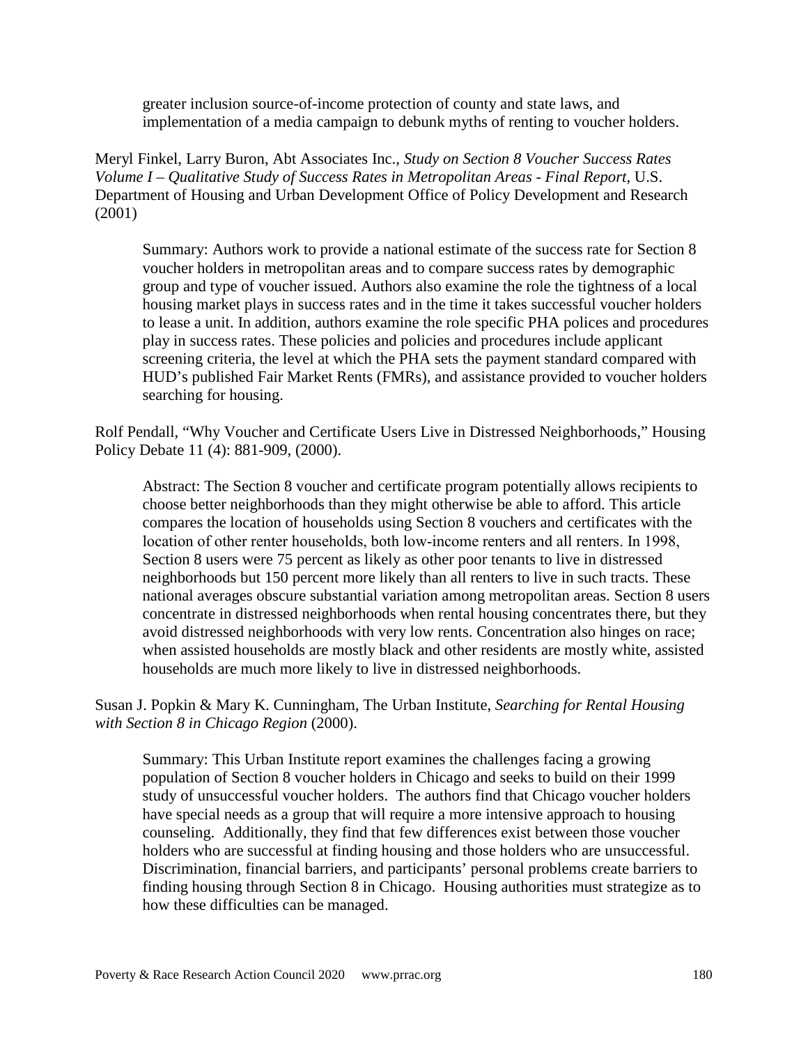greater inclusion source-of-income protection of county and state laws, and implementation of a media campaign to debunk myths of renting to voucher holders.

Meryl Finkel, Larry Buron, Abt Associates Inc., *Study on Section 8 Voucher Success Rates Volume I – Qualitative Study of Success Rates in Metropolitan Areas - Final Report*, U.S. Department of Housing and Urban Development Office of Policy Development and Research (2001)

> Summary: Authors work to provide a national estimate of the success rate for Section 8 voucher holders in metropolitan areas and to compare success rates by demographic group and type of voucher issued. Authors also examine the role the tightness of a local housing market plays in success rates and in the time it takes successful voucher holders to lease a unit. In addition, authors examine the role specific PHA polices and procedures play in success rates. These policies and policies and procedures include applicant screening criteria, the level at which the PHA sets the payment standard compared with HUD's published Fair Market Rents (FMRs), and assistance provided to voucher holders searching for housing.

Rolf Pendall, "Why Voucher and Certificate Users Live in Distressed Neighborhoods," Housing Policy Debate 11 (4): 881-909, (2000).

> Abstract: The Section 8 voucher and certificate program potentially allows recipients to choose better neighborhoods than they might otherwise be able to afford. This article compares the location of households using Section 8 vouchers and certificates with the location of other renter households, both low-income renters and all renters. In 1998, Section 8 users were 75 percent as likely as other poor tenants to live in distressed neighborhoods but 150 percent more likely than all renters to live in such tracts. These national averages obscure substantial variation among metropolitan areas. Section 8 users concentrate in distressed neighborhoods when rental housing concentrates there, but they avoid distressed neighborhoods with very low rents. Concentration also hinges on race; when assisted households are mostly black and other residents are mostly white, assisted households are much more likely to live in distressed neighborhoods.

Susan J. Popkin & Mary K. Cunningham, The Urban Institute, *Searching for Rental Housing with Section 8 in Chicago Region* (2000).

> Summary: This Urban Institute report examines the challenges facing a growing population of Section 8 voucher holders in Chicago and seeks to build on their 1999 study of unsuccessful voucher holders. The authors find that Chicago voucher holders have special needs as a group that will require a more intensive approach to housing counseling. Additionally, they find that few differences exist between those voucher holders who are successful at finding housing and those holders who are unsuccessful. Discrimination, financial barriers, and participants' personal problems create barriers to finding housing through Section 8 in Chicago. Housing authorities must strategize as to how these difficulties can be managed.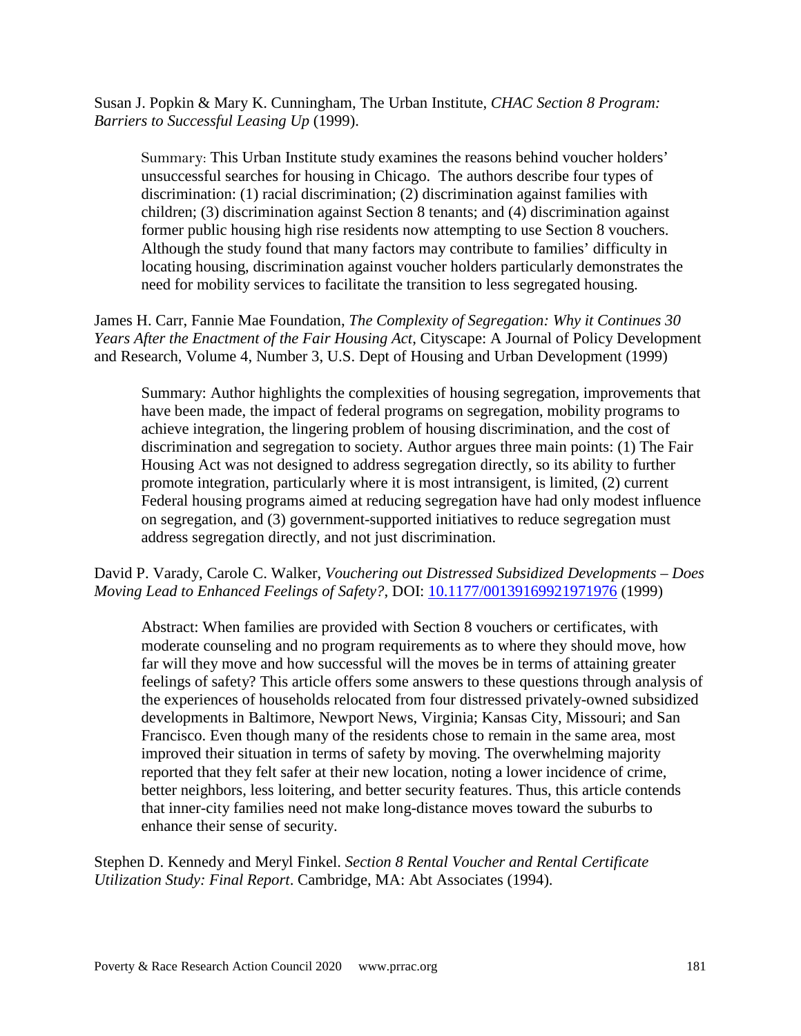Susan J. Popkin & Mary K. Cunningham, The Urban Institute, *CHAC Section 8 Program: Barriers to Successful Leasing Up* (1999).

> Summary: This Urban Institute study examines the reasons behind voucher holders' unsuccessful searches for housing in Chicago. The authors describe four types of discrimination: (1) racial discrimination; (2) discrimination against families with children; (3) discrimination against Section 8 tenants; and (4) discrimination against former public housing high rise residents now attempting to use Section 8 vouchers. Although the study found that many factors may contribute to families' difficulty in locating housing, discrimination against voucher holders particularly demonstrates the need for mobility services to facilitate the transition to less segregated housing.

James H. Carr, Fannie Mae Foundation, *The Complexity of Segregation: Why it Continues 30 Years After the Enactment of the Fair Housing Act*, Cityscape: A Journal of Policy Development and Research, Volume 4, Number 3, U.S. Dept of Housing and Urban Development (1999)

> Summary: Author highlights the complexities of housing segregation, improvements that have been made, the impact of federal programs on segregation, mobility programs to achieve integration, the lingering problem of housing discrimination, and the cost of discrimination and segregation to society. Author argues three main points: (1) The Fair Housing Act was not designed to address segregation directly, so its ability to further promote integration, particularly where it is most intransigent, is limited, (2) current Federal housing programs aimed at reducing segregation have had only modest influence on segregation, and (3) government-supported initiatives to reduce segregation must address segregation directly, and not just discrimination.

David P. Varady, Carole C. Walker, *Vouchering out Distressed Subsidized Developments – Does Moving Lead to Enhanced Feelings of Safety?*, DOI: [10.1177/00139169921971976](https://doi.org/10.1177/00139169921971976) (1999)

> Abstract: When families are provided with Section 8 vouchers or certificates, with moderate counseling and no program requirements as to where they should move, how far will they move and how successful will the moves be in terms of attaining greater feelings of safety? This article offers some answers to these questions through analysis of the experiences of households relocated from four distressed privately-owned subsidized developments in Baltimore, Newport News, Virginia; Kansas City, Missouri; and San Francisco. Even though many of the residents chose to remain in the same area, most improved their situation in terms of safety by moving. The overwhelming majority reported that they felt safer at their new location, noting a lower incidence of crime, better neighbors, less loitering, and better security features. Thus, this article contends that inner-city families need not make long-distance moves toward the suburbs to enhance their sense of security.

Stephen D. Kennedy and Meryl Finkel. *Section 8 Rental Voucher and Rental Certificate Utilization Study: Final Report*. Cambridge, MA: Abt Associates (1994).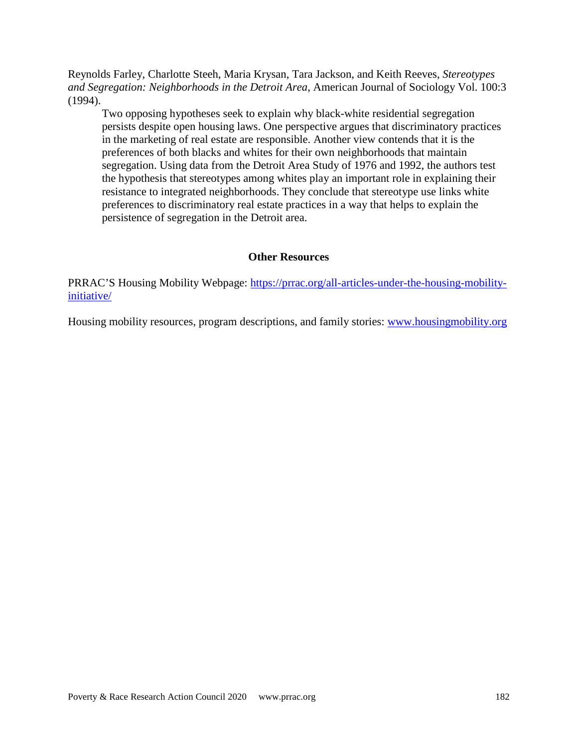Reynolds Farley, Charlotte Steeh, Maria Krysan, Tara Jackson, and Keith Reeves, *Stereotypes and Segregation: Neighborhoods in the Detroit Area*, American Journal of Sociology Vol. 100:3 (1994).

> Two opposing hypotheses seek to explain why black-white residential segregation persists despite open housing laws. One perspective argues that discriminatory practices in the marketing of real estate are responsible. Another view contends that it is the preferences of both blacks and whites for their own neighborhoods that maintain segregation. Using data from the Detroit Area Study of 1976 and 1992, the authors test the hypothesis that stereotypes among whites play an important role in explaining their resistance to integrated neighborhoods. They conclude that stereotype use links white preferences to discriminatory real estate practices in a way that helps to explain the persistence of segregation in the Detroit area.

## Other Resources

PRRAC'S Housing Mobility Webpage: [https://prrac.org/all-articles-under-the-housing-mobility-initiative/](https://prrac.org/all-articles-under-the-housing-mobility-initiative/)

Housing mobility resources, program descriptions, and family stories: [www.housingmobility.org](http://www.housingmobility.org)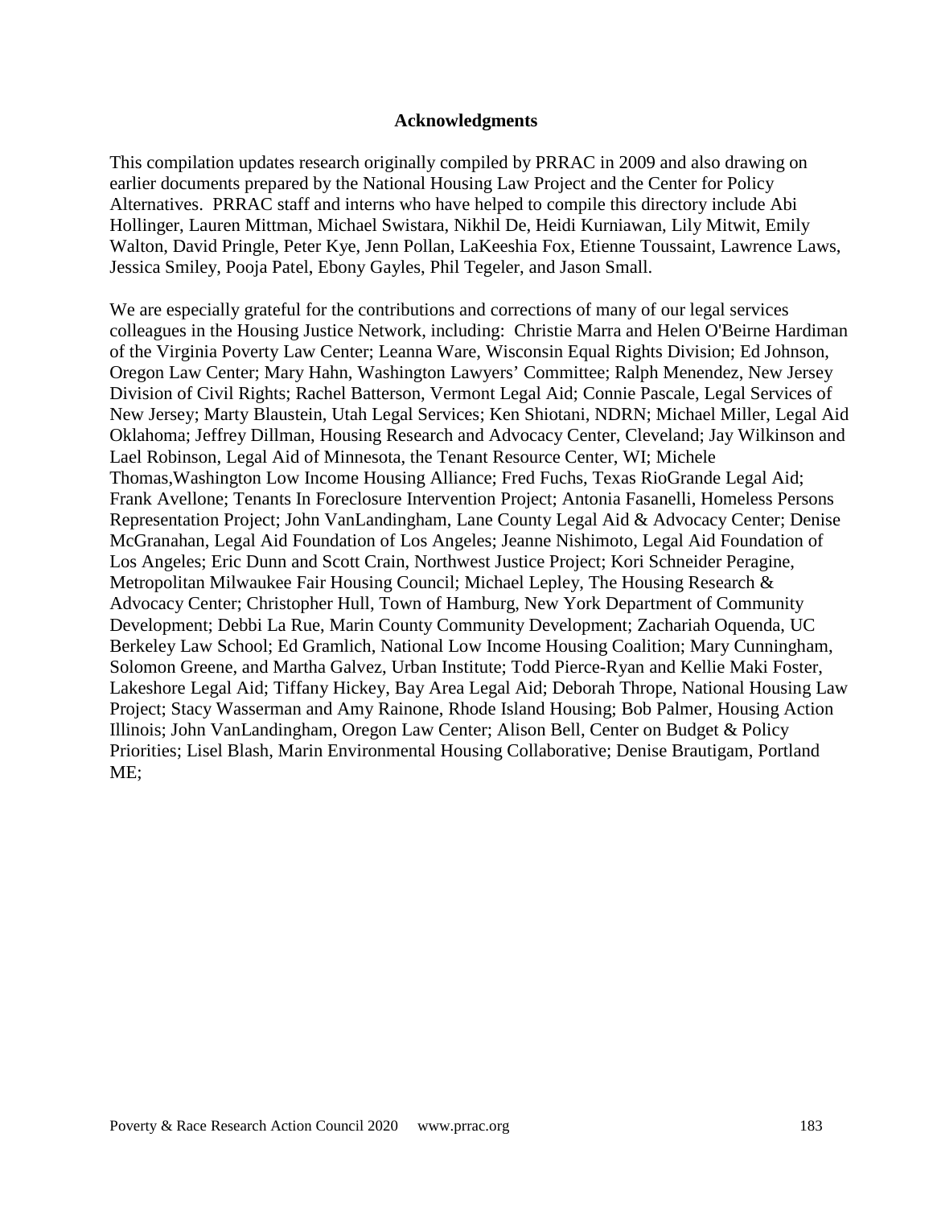# Acknowledgments

This compilation updates research originally compiled by PRRAC in 2009 and also drawing on earlier documents prepared by the National Housing Law Project and the Center for Policy Alternatives. PRRAC staff and interns who have helped to compile this directory include Abi Hollinger, Lauren Mittman, Michael Swistara, Nikhil De, Heidi Kurniawan, Lily Mitwit, Emily Walton, David Pringle, Peter Kye, Jenn Pollan, LaKeeshia Fox, Etienne Toussaint, Lawrence Laws, Jessica Smiley, Pooja Patel, Ebony Gayles, Phil Tegeler, and Jason Small.

We are especially grateful for the contributions and corrections of many of our legal services colleagues in the Housing Justice Network, including: Christie Marra and Helen O'Beirne Hardiman of the Virginia Poverty Law Center; Leanna Ware, Wisconsin Equal Rights Division; Ed Johnson, Oregon Law Center; Mary Hahn, Washington Lawyers' Committee; Ralph Menendez, New Jersey Division of Civil Rights; Rachel Batterson, Vermont Legal Aid; Connie Pascale, Legal Services of New Jersey; Marty Blaustein, Utah Legal Services; Ken Shiotani, NDRN; Michael Miller, Legal Aid Oklahoma; Jeffrey Dillman, Housing Research and Advocacy Center, Cleveland; Jay Wilkinson and Lael Robinson, Legal Aid of Minnesota, the Tenant Resource Center, WI; Michele Thomas,Washington Low Income Housing Alliance; Fred Fuchs, Texas RioGrande Legal Aid; Frank Avellone; Tenants In Foreclosure Intervention Project; Antonia Fasanelli, Homeless Persons Representation Project; John VanLandingham, Lane County Legal Aid & Advocacy Center; Denise McGranahan, Legal Aid Foundation of Los Angeles; Jeanne Nishimoto, Legal Aid Foundation of Los Angeles; Eric Dunn and Scott Crain, Northwest Justice Project; Kori Schneider Peragine, Metropolitan Milwaukee Fair Housing Council; Michael Lepley, The Housing Research & Advocacy Center; Christopher Hull, Town of Hamburg, New York Department of Community Development; Debbi La Rue, Marin County Community Development; Zachariah Oquenda, UC Berkeley Law School; Ed Gramlich, National Low Income Housing Coalition; Mary Cunningham, Solomon Greene, and Martha Galvez, Urban Institute; Todd Pierce-Ryan and Kellie Maki Foster, Lakeshore Legal Aid; Tiffany Hickey, Bay Area Legal Aid; Deborah Thrope, National Housing Law Project; Stacy Wasserman and Amy Rainone, Rhode Island Housing; Bob Palmer, Housing Action Illinois; John VanLandingham, Oregon Law Center; Alison Bell, Center on Budget & Policy Priorities; Lisel Blash, Marin Environmental Housing Collaborative; Denise Brautigam, Portland ME;